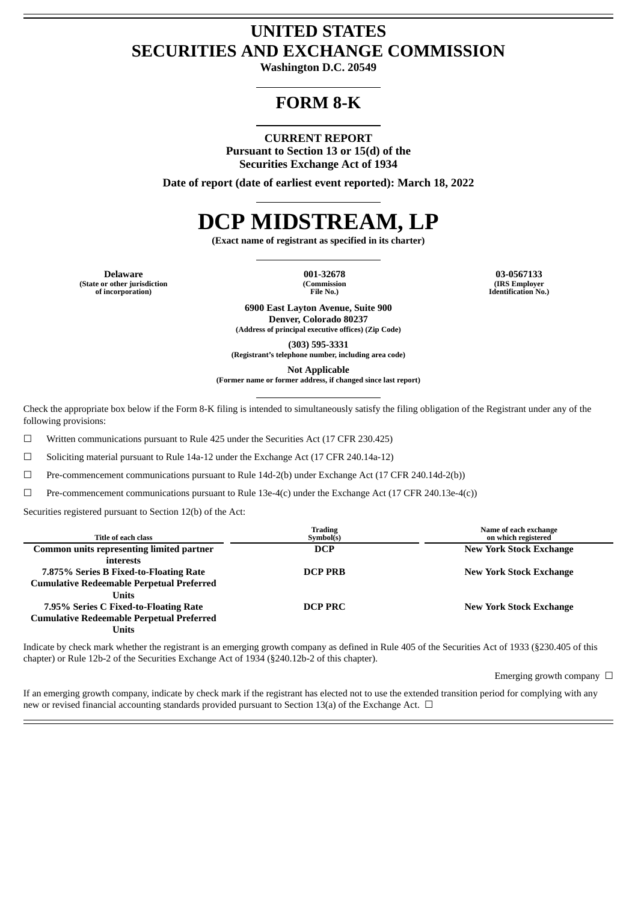# UNITED STATES
# SECURITIES AND EXCHANGE COMMISSION

**Washington D.C. 20549**

# FORM 8-K

**CURRENT REPORT**
**Pursuant to Section 13 or 15(d) of the**
**Securities Exchange Act of 1934**

**Date of report (date of earliest event reported): March 18, 2022**

# DCP MIDSTREAM, LP

**(Exact name of registrant as specified in its charter)**

| **Delaware** | **001-32678** | **03-0567133** |
|---|---|---|
| **(State or other jurisdiction of incorporation)** | **(Commission File No.)** | **(IRS Employer Identification No.)** |

**6900 East Layton Avenue, Suite 900**
**Denver, Colorado 80237**
**(Address of principal executive offices) (Zip Code)**

**(303) 595-3331**
**(Registrant's telephone number, including area code)**

**Not Applicable**
**(Former name or former address, if changed since last report)**

Check the appropriate box below if the Form 8-K filing is intended to simultaneously satisfy the filing obligation of the Registrant under any of the following provisions:

☐ Written communications pursuant to Rule 425 under the Securities Act (17 CFR 230.425)

☐ Soliciting material pursuant to Rule 14a-12 under the Exchange Act (17 CFR 240.14a-12)

☐ Pre-commencement communications pursuant to Rule 14d-2(b) under Exchange Act (17 CFR 240.14d-2(b))

☐ Pre-commencement communications pursuant to Rule 13e-4(c) under the Exchange Act (17 CFR 240.13e-4(c))

Securities registered pursuant to Section 12(b) of the Act:

| Title of each class | Trading Symbol(s) | Name of each exchange on which registered |
|---|---|---|
| **Common units representing limited partner interests** | **DCP** | **New York Stock Exchange** |
| **7.875% Series B Fixed-to-Floating Rate Cumulative Redeemable Perpetual Preferred Units** | **DCP PRB** | **New York Stock Exchange** |
| **7.95% Series C Fixed-to-Floating Rate Cumulative Redeemable Perpetual Preferred Units** | **DCP PRC** | **New York Stock Exchange** |

Indicate by check mark whether the registrant is an emerging growth company as defined in Rule 405 of the Securities Act of 1933 (§230.405 of this chapter) or Rule 12b-2 of the Securities Exchange Act of 1934 (§240.12b-2 of this chapter).

Emerging growth company ☐

If an emerging growth company, indicate by check mark if the registrant has elected not to use the extended transition period for complying with any new or revised financial accounting standards provided pursuant to Section 13(a) of the Exchange Act. ☐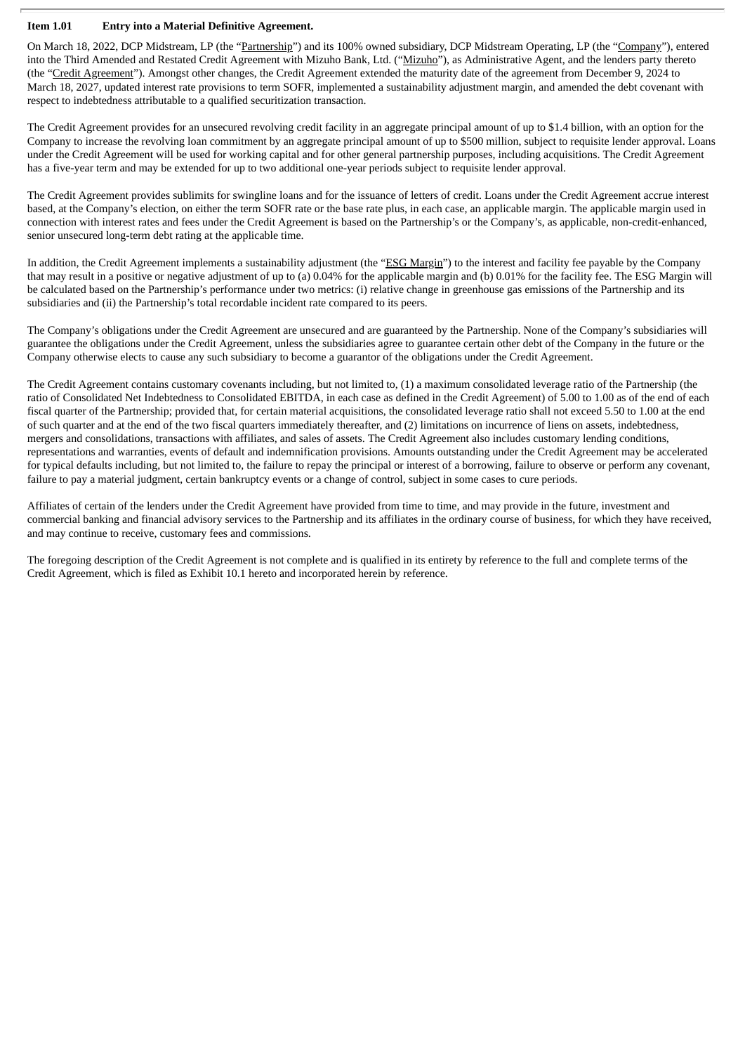**Item 1.01 Entry into a Material Definitive Agreement.**

On March 18, 2022, DCP Midstream, LP (the "Partnership") and its 100% owned subsidiary, DCP Midstream Operating, LP (the "Company"), entered into the Third Amended and Restated Credit Agreement with Mizuho Bank, Ltd. ("Mizuho"), as Administrative Agent, and the lenders party thereto (the "Credit Agreement"). Amongst other changes, the Credit Agreement extended the maturity date of the agreement from December 9, 2024 to March 18, 2027, updated interest rate provisions to term SOFR, implemented a sustainability adjustment margin, and amended the debt covenant with respect to indebtedness attributable to a qualified securitization transaction.

The Credit Agreement provides for an unsecured revolving credit facility in an aggregate principal amount of up to $1.4 billion, with an option for the Company to increase the revolving loan commitment by an aggregate principal amount of up to $500 million, subject to requisite lender approval. Loans under the Credit Agreement will be used for working capital and for other general partnership purposes, including acquisitions. The Credit Agreement has a five-year term and may be extended for up to two additional one-year periods subject to requisite lender approval.

The Credit Agreement provides sublimits for swingline loans and for the issuance of letters of credit. Loans under the Credit Agreement accrue interest based, at the Company's election, on either the term SOFR rate or the base rate plus, in each case, an applicable margin. The applicable margin used in connection with interest rates and fees under the Credit Agreement is based on the Partnership's or the Company's, as applicable, non-credit-enhanced, senior unsecured long-term debt rating at the applicable time.

In addition, the Credit Agreement implements a sustainability adjustment (the "ESG Margin") to the interest and facility fee payable by the Company that may result in a positive or negative adjustment of up to (a) 0.04% for the applicable margin and (b) 0.01% for the facility fee. The ESG Margin will be calculated based on the Partnership's performance under two metrics: (i) relative change in greenhouse gas emissions of the Partnership and its subsidiaries and (ii) the Partnership's total recordable incident rate compared to its peers.

The Company's obligations under the Credit Agreement are unsecured and are guaranteed by the Partnership. None of the Company's subsidiaries will guarantee the obligations under the Credit Agreement, unless the subsidiaries agree to guarantee certain other debt of the Company in the future or the Company otherwise elects to cause any such subsidiary to become a guarantor of the obligations under the Credit Agreement.

The Credit Agreement contains customary covenants including, but not limited to, (1) a maximum consolidated leverage ratio of the Partnership (the ratio of Consolidated Net Indebtedness to Consolidated EBITDA, in each case as defined in the Credit Agreement) of 5.00 to 1.00 as of the end of each fiscal quarter of the Partnership; provided that, for certain material acquisitions, the consolidated leverage ratio shall not exceed 5.50 to 1.00 at the end of such quarter and at the end of the two fiscal quarters immediately thereafter, and (2) limitations on incurrence of liens on assets, indebtedness, mergers and consolidations, transactions with affiliates, and sales of assets. The Credit Agreement also includes customary lending conditions, representations and warranties, events of default and indemnification provisions. Amounts outstanding under the Credit Agreement may be accelerated for typical defaults including, but not limited to, the failure to repay the principal or interest of a borrowing, failure to observe or perform any covenant, failure to pay a material judgment, certain bankruptcy events or a change of control, subject in some cases to cure periods.

Affiliates of certain of the lenders under the Credit Agreement have provided from time to time, and may provide in the future, investment and commercial banking and financial advisory services to the Partnership and its affiliates in the ordinary course of business, for which they have received, and may continue to receive, customary fees and commissions.

The foregoing description of the Credit Agreement is not complete and is qualified in its entirety by reference to the full and complete terms of the Credit Agreement, which is filed as Exhibit 10.1 hereto and incorporated herein by reference.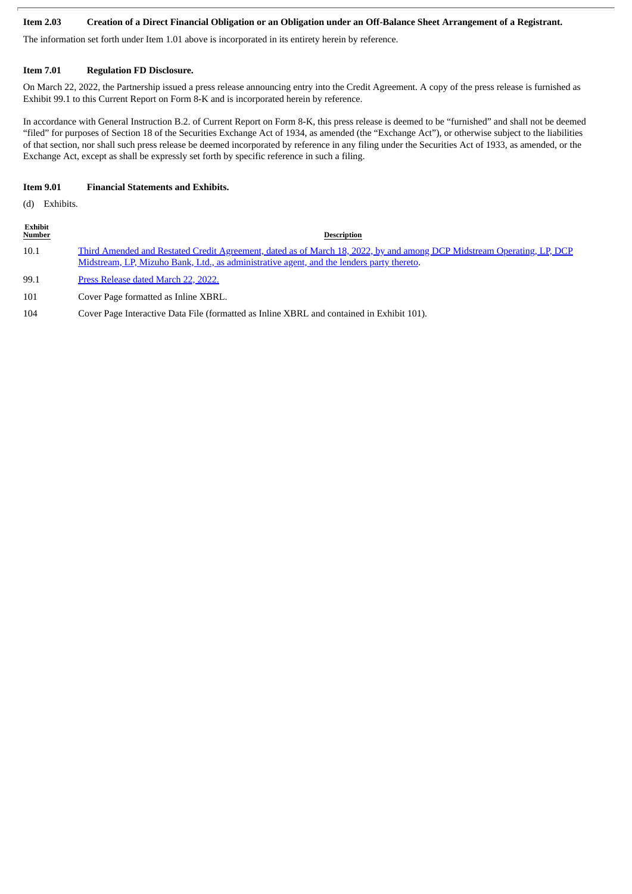**Item 2.03 Creation of a Direct Financial Obligation or an Obligation under an Off-Balance Sheet Arrangement of a Registrant.**

The information set forth under Item 1.01 above is incorporated in its entirety herein by reference.

**Item 7.01 Regulation FD Disclosure.**

On March 22, 2022, the Partnership issued a press release announcing entry into the Credit Agreement. A copy of the press release is furnished as Exhibit 99.1 to this Current Report on Form 8-K and is incorporated herein by reference.

In accordance with General Instruction B.2. of Current Report on Form 8-K, this press release is deemed to be "furnished" and shall not be deemed "filed" for purposes of Section 18 of the Securities Exchange Act of 1934, as amended (the "Exchange Act"), or otherwise subject to the liabilities of that section, nor shall such press release be deemed incorporated by reference in any filing under the Securities Act of 1933, as amended, or the Exchange Act, except as shall be expressly set forth by specific reference in such a filing.

**Item 9.01 Financial Statements and Exhibits.**

(d) Exhibits.

| Exhibit Number | Description |
|---|---|
| 10.1 | Third Amended and Restated Credit Agreement, dated as of March 18, 2022, by and among DCP Midstream Operating, LP, DCP Midstream, LP, Mizuho Bank, Ltd., as administrative agent, and the lenders party thereto. |
| 99.1 | Press Release dated March 22, 2022. |
| 101 | Cover Page formatted as Inline XBRL. |
| 104 | Cover Page Interactive Data File (formatted as Inline XBRL and contained in Exhibit 101). |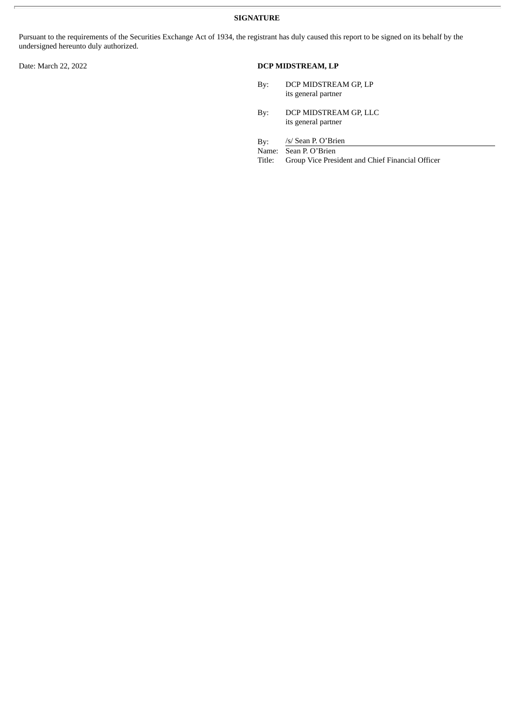**SIGNATURE**

Pursuant to the requirements of the Securities Exchange Act of 1934, the registrant has duly caused this report to be signed on its behalf by the undersigned hereunto duly authorized.

Date: March 22, 2022

**DCP MIDSTREAM, LP**

By: DCP MIDSTREAM GP, LP
its general partner

By: DCP MIDSTREAM GP, LLC
its general partner

By: /s/ Sean P. O’Brien
Name: Sean P. O’Brien
Title: Group Vice President and Chief Financial Officer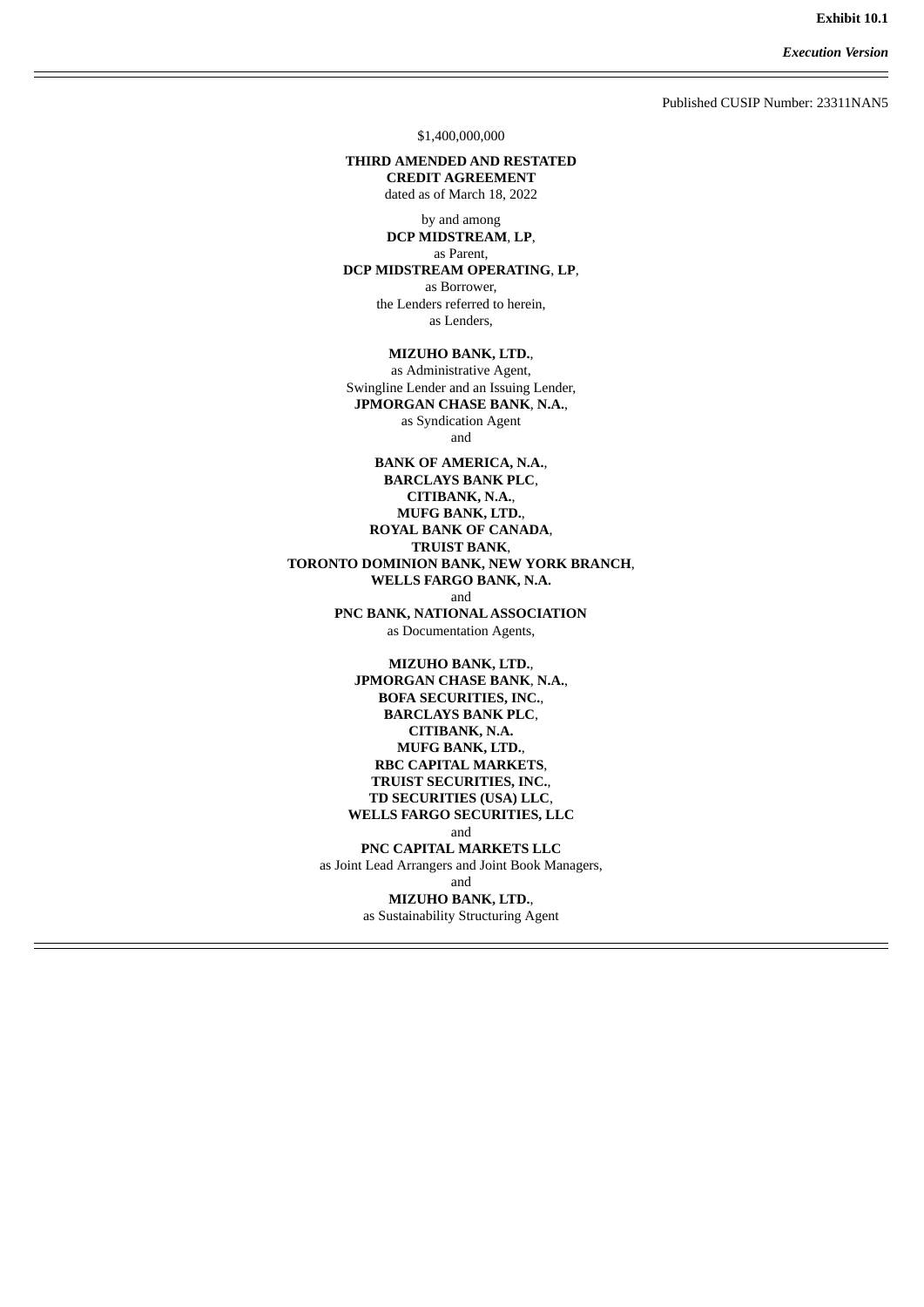**Exhibit 10.1**

***Execution Version***

Published CUSIP Number: 23311NAN5

$1,400,000,000

**THIRD AMENDED AND RESTATED**
**CREDIT AGREEMENT**
dated as of March 18, 2022

by and among
**DCP MIDSTREAM**, **LP**,
as Parent,
**DCP MIDSTREAM OPERATING**, **LP**,
as Borrower,
the Lenders referred to herein,
as Lenders,

**MIZUHO BANK, LTD.**,
as Administrative Agent,
Swingline Lender and an Issuing Lender,
**JPMORGAN CHASE BANK**, **N.A.**,
as Syndication Agent
and

**BANK OF AMERICA, N.A.**,
**BARCLAYS BANK PLC**,
**CITIBANK, N.A.**,
**MUFG BANK, LTD.**,
**ROYAL BANK OF CANADA**,
**TRUIST BANK**,
**TORONTO DOMINION BANK, NEW YORK BRANCH**,
**WELLS FARGO BANK, N.A.**
and
**PNC BANK, NATIONAL ASSOCIATION**
as Documentation Agents,

**MIZUHO BANK, LTD.**,
**JPMORGAN CHASE BANK**, **N.A.**,
**BOFA SECURITIES, INC.**,
**BARCLAYS BANK PLC**,
**CITIBANK, N.A.**
**MUFG BANK, LTD.**,
**RBC CAPITAL MARKETS**,
**TRUIST SECURITIES, INC.**,
**TD SECURITIES (USA) LLC**,
**WELLS FARGO SECURITIES, LLC**
and
**PNC CAPITAL MARKETS LLC**
as Joint Lead Arrangers and Joint Book Managers,
and
**MIZUHO BANK, LTD.**,
as Sustainability Structuring Agent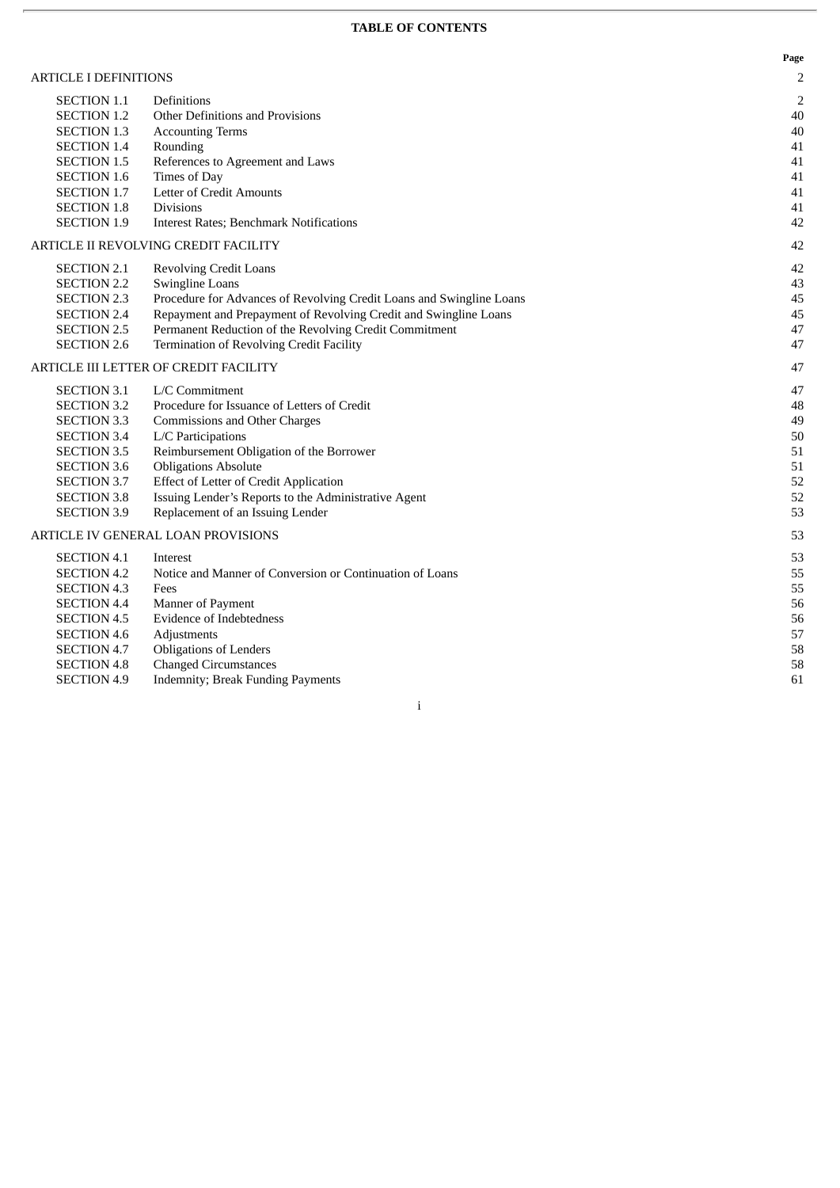**TABLE OF CONTENTS**

| | | Page |
|---|---|---|
| ARTICLE I DEFINITIONS | | 2 |
| SECTION 1.1 | Definitions | 2 |
| SECTION 1.2 | Other Definitions and Provisions | 40 |
| SECTION 1.3 | Accounting Terms | 40 |
| SECTION 1.4 | Rounding | 41 |
| SECTION 1.5 | References to Agreement and Laws | 41 |
| SECTION 1.6 | Times of Day | 41 |
| SECTION 1.7 | Letter of Credit Amounts | 41 |
| SECTION 1.8 | Divisions | 41 |
| SECTION 1.9 | Interest Rates; Benchmark Notifications | 42 |
| ARTICLE II REVOLVING CREDIT FACILITY | | 42 |
| SECTION 2.1 | Revolving Credit Loans | 42 |
| SECTION 2.2 | Swingline Loans | 43 |
| SECTION 2.3 | Procedure for Advances of Revolving Credit Loans and Swingline Loans | 45 |
| SECTION 2.4 | Repayment and Prepayment of Revolving Credit and Swingline Loans | 45 |
| SECTION 2.5 | Permanent Reduction of the Revolving Credit Commitment | 47 |
| SECTION 2.6 | Termination of Revolving Credit Facility | 47 |
| ARTICLE III LETTER OF CREDIT FACILITY | | 47 |
| SECTION 3.1 | L/C Commitment | 47 |
| SECTION 3.2 | Procedure for Issuance of Letters of Credit | 48 |
| SECTION 3.3 | Commissions and Other Charges | 49 |
| SECTION 3.4 | L/C Participations | 50 |
| SECTION 3.5 | Reimbursement Obligation of the Borrower | 51 |
| SECTION 3.6 | Obligations Absolute | 51 |
| SECTION 3.7 | Effect of Letter of Credit Application | 52 |
| SECTION 3.8 | Issuing Lender’s Reports to the Administrative Agent | 52 |
| SECTION 3.9 | Replacement of an Issuing Lender | 53 |
| ARTICLE IV GENERAL LOAN PROVISIONS | | 53 |
| SECTION 4.1 | Interest | 53 |
| SECTION 4.2 | Notice and Manner of Conversion or Continuation of Loans | 55 |
| SECTION 4.3 | Fees | 55 |
| SECTION 4.4 | Manner of Payment | 56 |
| SECTION 4.5 | Evidence of Indebtedness | 56 |
| SECTION 4.6 | Adjustments | 57 |
| SECTION 4.7 | Obligations of Lenders | 58 |
| SECTION 4.8 | Changed Circumstances | 58 |
| SECTION 4.9 | Indemnity; Break Funding Payments | 61 |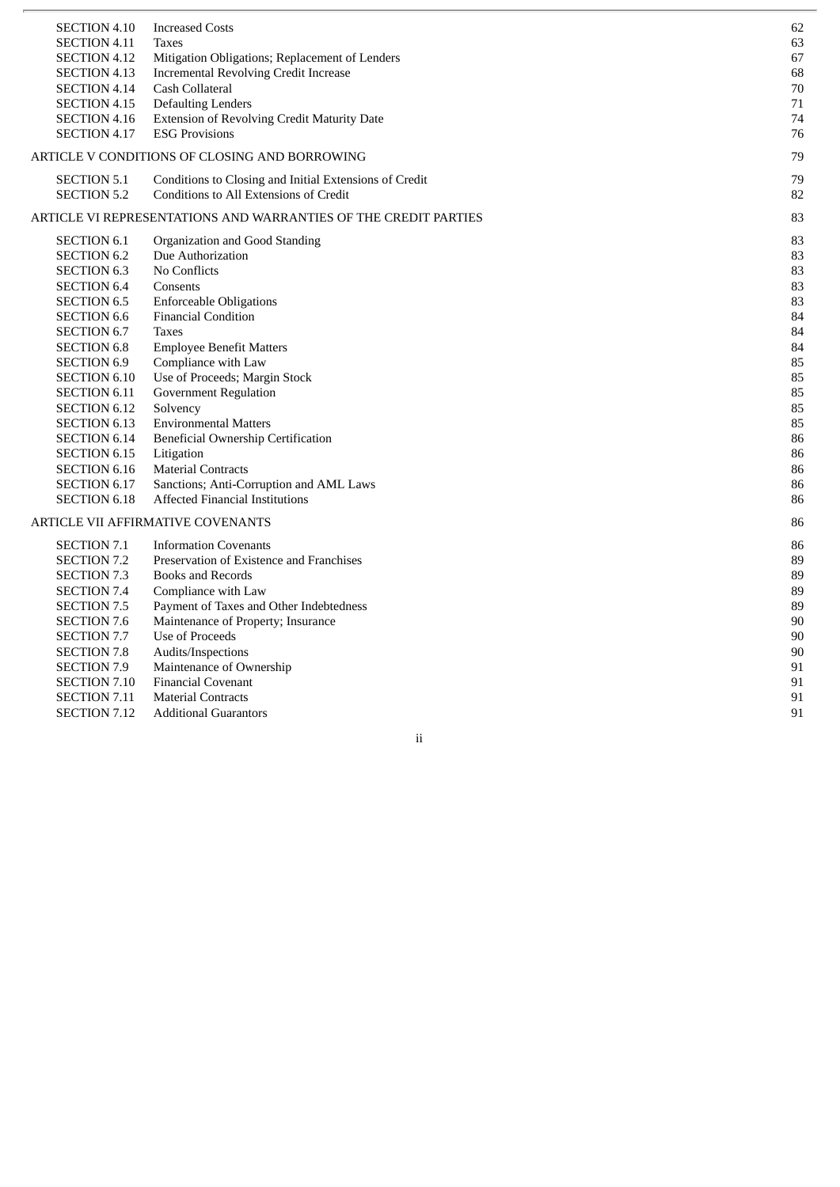| | | |
|---|---|---|
| SECTION 4.10 | Increased Costs | 62 |
| SECTION 4.11 | Taxes | 63 |
| SECTION 4.12 | Mitigation Obligations; Replacement of Lenders | 67 |
| SECTION 4.13 | Incremental Revolving Credit Increase | 68 |
| SECTION 4.14 | Cash Collateral | 70 |
| SECTION 4.15 | Defaulting Lenders | 71 |
| SECTION 4.16 | Extension of Revolving Credit Maturity Date | 74 |
| SECTION 4.17 | ESG Provisions | 76 |
| ARTICLE V CONDITIONS OF CLOSING AND BORROWING | | 79 |
| SECTION 5.1 | Conditions to Closing and Initial Extensions of Credit | 79 |
| SECTION 5.2 | Conditions to All Extensions of Credit | 82 |
| ARTICLE VI REPRESENTATIONS AND WARRANTIES OF THE CREDIT PARTIES | | 83 |
| SECTION 6.1 | Organization and Good Standing | 83 |
| SECTION 6.2 | Due Authorization | 83 |
| SECTION 6.3 | No Conflicts | 83 |
| SECTION 6.4 | Consents | 83 |
| SECTION 6.5 | Enforceable Obligations | 83 |
| SECTION 6.6 | Financial Condition | 84 |
| SECTION 6.7 | Taxes | 84 |
| SECTION 6.8 | Employee Benefit Matters | 84 |
| SECTION 6.9 | Compliance with Law | 85 |
| SECTION 6.10 | Use of Proceeds; Margin Stock | 85 |
| SECTION 6.11 | Government Regulation | 85 |
| SECTION 6.12 | Solvency | 85 |
| SECTION 6.13 | Environmental Matters | 85 |
| SECTION 6.14 | Beneficial Ownership Certification | 86 |
| SECTION 6.15 | Litigation | 86 |
| SECTION 6.16 | Material Contracts | 86 |
| SECTION 6.17 | Sanctions; Anti-Corruption and AML Laws | 86 |
| SECTION 6.18 | Affected Financial Institutions | 86 |
| ARTICLE VII AFFIRMATIVE COVENANTS | | 86 |
| SECTION 7.1 | Information Covenants | 86 |
| SECTION 7.2 | Preservation of Existence and Franchises | 89 |
| SECTION 7.3 | Books and Records | 89 |
| SECTION 7.4 | Compliance with Law | 89 |
| SECTION 7.5 | Payment of Taxes and Other Indebtedness | 89 |
| SECTION 7.6 | Maintenance of Property; Insurance | 90 |
| SECTION 7.7 | Use of Proceeds | 90 |
| SECTION 7.8 | Audits/Inspections | 90 |
| SECTION 7.9 | Maintenance of Ownership | 91 |
| SECTION 7.10 | Financial Covenant | 91 |
| SECTION 7.11 | Material Contracts | 91 |
| SECTION 7.12 | Additional Guarantors | 91 |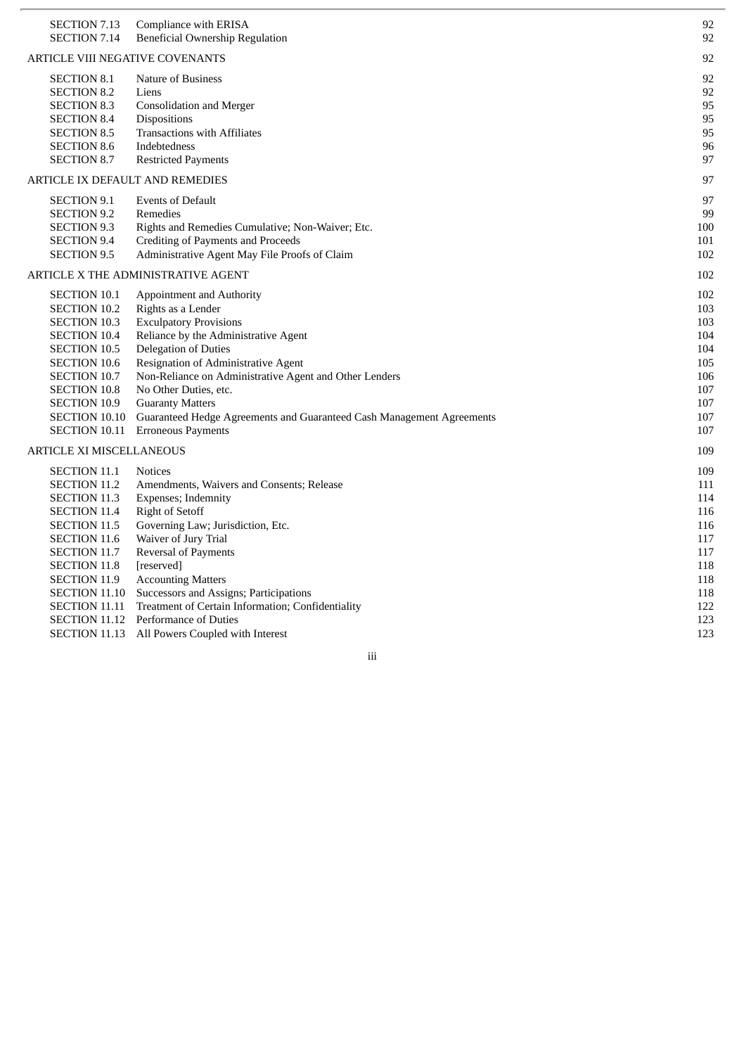| | | |
|---|---|---|
| SECTION 7.13 | Compliance with ERISA | 92 |
| SECTION 7.14 | Beneficial Ownership Regulation | 92 |
| ARTICLE VIII NEGATIVE COVENANTS | | 92 |
| SECTION 8.1 | Nature of Business | 92 |
| SECTION 8.2 | Liens | 92 |
| SECTION 8.3 | Consolidation and Merger | 95 |
| SECTION 8.4 | Dispositions | 95 |
| SECTION 8.5 | Transactions with Affiliates | 95 |
| SECTION 8.6 | Indebtedness | 96 |
| SECTION 8.7 | Restricted Payments | 97 |
| ARTICLE IX DEFAULT AND REMEDIES | | 97 |
| SECTION 9.1 | Events of Default | 97 |
| SECTION 9.2 | Remedies | 99 |
| SECTION 9.3 | Rights and Remedies Cumulative; Non-Waiver; Etc. | 100 |
| SECTION 9.4 | Crediting of Payments and Proceeds | 101 |
| SECTION 9.5 | Administrative Agent May File Proofs of Claim | 102 |
| ARTICLE X THE ADMINISTRATIVE AGENT | | 102 |
| SECTION 10.1 | Appointment and Authority | 102 |
| SECTION 10.2 | Rights as a Lender | 103 |
| SECTION 10.3 | Exculpatory Provisions | 103 |
| SECTION 10.4 | Reliance by the Administrative Agent | 104 |
| SECTION 10.5 | Delegation of Duties | 104 |
| SECTION 10.6 | Resignation of Administrative Agent | 105 |
| SECTION 10.7 | Non-Reliance on Administrative Agent and Other Lenders | 106 |
| SECTION 10.8 | No Other Duties, etc. | 107 |
| SECTION 10.9 | Guaranty Matters | 107 |
| SECTION 10.10 | Guaranteed Hedge Agreements and Guaranteed Cash Management Agreements | 107 |
| SECTION 10.11 | Erroneous Payments | 107 |
| ARTICLE XI MISCELLANEOUS | | 109 |
| SECTION 11.1 | Notices | 109 |
| SECTION 11.2 | Amendments, Waivers and Consents; Release | 111 |
| SECTION 11.3 | Expenses; Indemnity | 114 |
| SECTION 11.4 | Right of Setoff | 116 |
| SECTION 11.5 | Governing Law; Jurisdiction, Etc. | 116 |
| SECTION 11.6 | Waiver of Jury Trial | 117 |
| SECTION 11.7 | Reversal of Payments | 117 |
| SECTION 11.8 | [reserved] | 118 |
| SECTION 11.9 | Accounting Matters | 118 |
| SECTION 11.10 | Successors and Assigns; Participations | 118 |
| SECTION 11.11 | Treatment of Certain Information; Confidentiality | 122 |
| SECTION 11.12 | Performance of Duties | 123 |
| SECTION 11.13 | All Powers Coupled with Interest | 123 |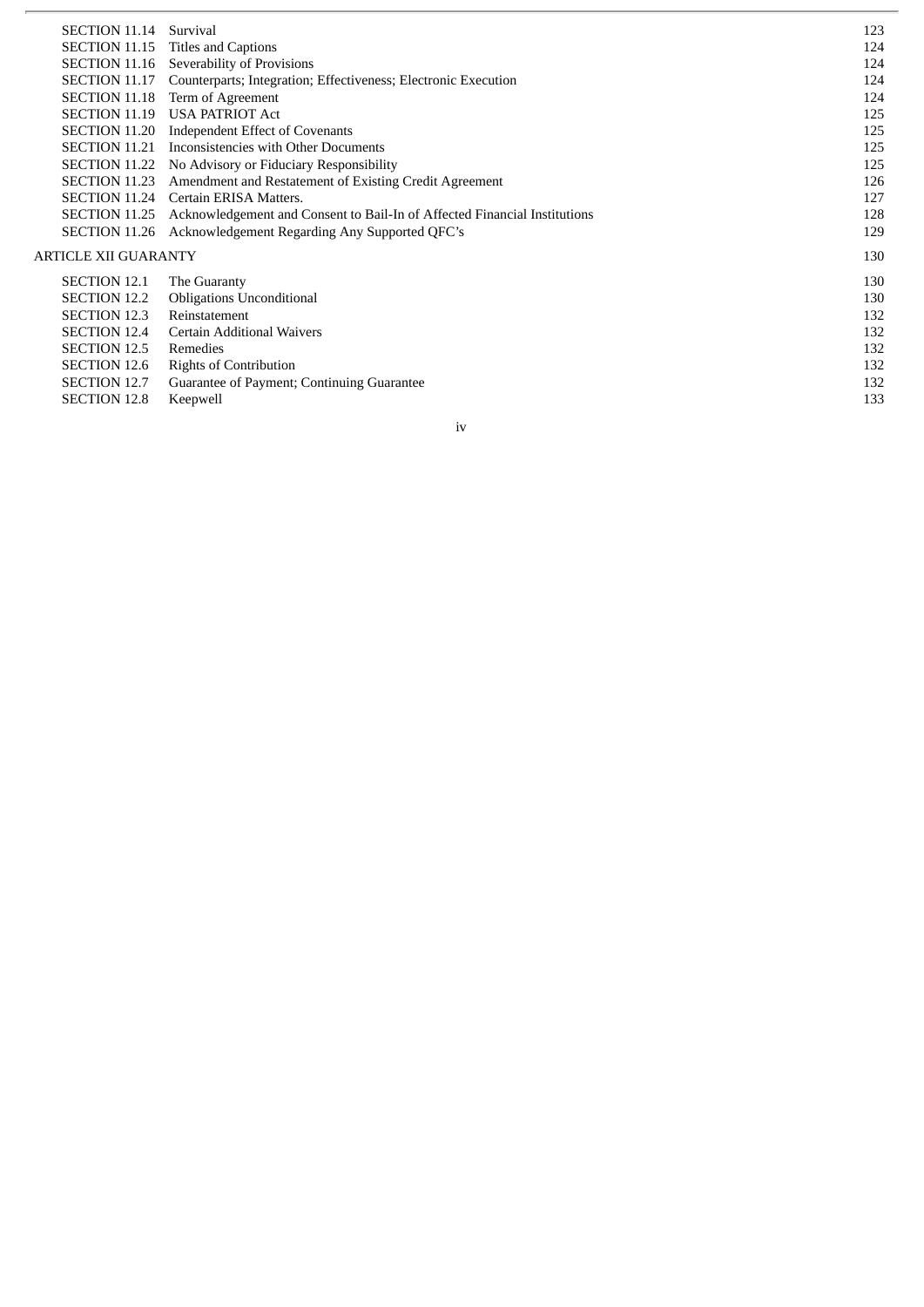| | | |
|---|---|---|
| SECTION 11.14 | Survival | 123 |
| SECTION 11.15 | Titles and Captions | 124 |
| SECTION 11.16 | Severability of Provisions | 124 |
| SECTION 11.17 | Counterparts; Integration; Effectiveness; Electronic Execution | 124 |
| SECTION 11.18 | Term of Agreement | 124 |
| SECTION 11.19 | USA PATRIOT Act | 125 |
| SECTION 11.20 | Independent Effect of Covenants | 125 |
| SECTION 11.21 | Inconsistencies with Other Documents | 125 |
| SECTION 11.22 | No Advisory or Fiduciary Responsibility | 125 |
| SECTION 11.23 | Amendment and Restatement of Existing Credit Agreement | 126 |
| SECTION 11.24 | Certain ERISA Matters. | 127 |
| SECTION 11.25 | Acknowledgement and Consent to Bail-In of Affected Financial Institutions | 128 |
| SECTION 11.26 | Acknowledgement Regarding Any Supported QFC's | 129 |
| ARTICLE XII GUARANTY | | 130 |
| SECTION 12.1 | The Guaranty | 130 |
| SECTION 12.2 | Obligations Unconditional | 130 |
| SECTION 12.3 | Reinstatement | 132 |
| SECTION 12.4 | Certain Additional Waivers | 132 |
| SECTION 12.5 | Remedies | 132 |
| SECTION 12.6 | Rights of Contribution | 132 |
| SECTION 12.7 | Guarantee of Payment; Continuing Guarantee | 132 |
| SECTION 12.8 | Keepwell | 133 |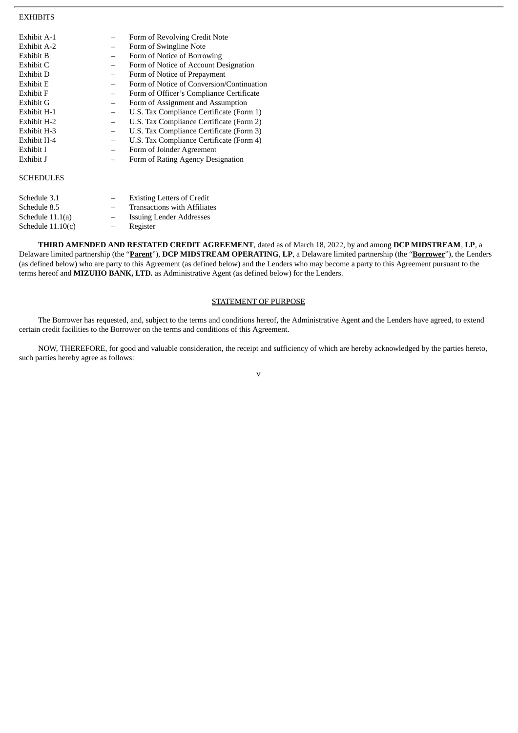EXHIBITS

| | | |
|---|---|---|
| Exhibit A-1 | – | Form of Revolving Credit Note |
| Exhibit A-2 | – | Form of Swingline Note |
| Exhibit B | – | Form of Notice of Borrowing |
| Exhibit C | – | Form of Notice of Account Designation |
| Exhibit D | – | Form of Notice of Prepayment |
| Exhibit E | – | Form of Notice of Conversion/Continuation |
| Exhibit F | – | Form of Officer's Compliance Certificate |
| Exhibit G | – | Form of Assignment and Assumption |
| Exhibit H-1 | – | U.S. Tax Compliance Certificate (Form 1) |
| Exhibit H-2 | – | U.S. Tax Compliance Certificate (Form 2) |
| Exhibit H-3 | – | U.S. Tax Compliance Certificate (Form 3) |
| Exhibit H-4 | – | U.S. Tax Compliance Certificate (Form 4) |
| Exhibit I | – | Form of Joinder Agreement |
| Exhibit J | – | Form of Rating Agency Designation |

SCHEDULES

| | | |
|---|---|---|
| Schedule 3.1 | – | Existing Letters of Credit |
| Schedule 8.5 | – | Transactions with Affiliates |
| Schedule 11.1(a) | – | Issuing Lender Addresses |
| Schedule 11.10(c) | – | Register |

**THIRD AMENDED AND RESTATED CREDIT AGREEMENT**, dated as of March 18, 2022, by and among **DCP MIDSTREAM**, **LP**, a Delaware limited partnership (the "**Parent**"), **DCP MIDSTREAM OPERATING**, **LP**, a Delaware limited partnership (the "**Borrower**"), the Lenders (as defined below) who are party to this Agreement (as defined below) and the Lenders who may become a party to this Agreement pursuant to the terms hereof and **MIZUHO BANK, LTD.** as Administrative Agent (as defined below) for the Lenders.

STATEMENT OF PURPOSE

The Borrower has requested, and, subject to the terms and conditions hereof, the Administrative Agent and the Lenders have agreed, to extend certain credit facilities to the Borrower on the terms and conditions of this Agreement.

NOW, THEREFORE, for good and valuable consideration, the receipt and sufficiency of which are hereby acknowledged by the parties hereto, such parties hereby agree as follows: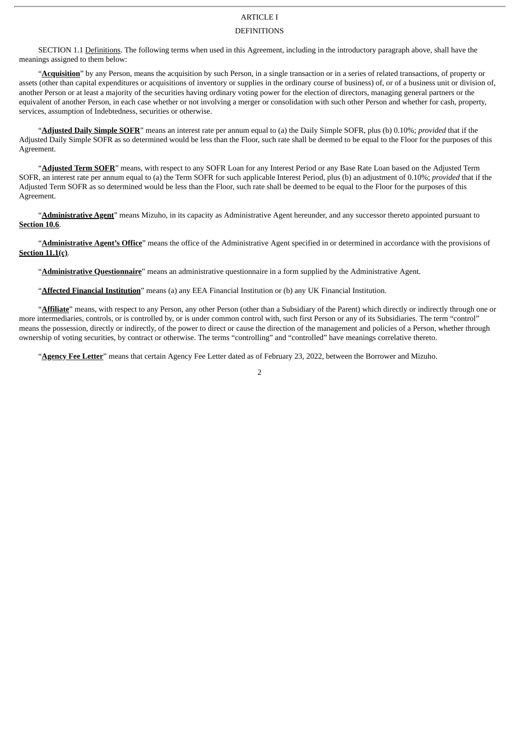# ARTICLE I

## DEFINITIONS

SECTION 1.1 Definitions. The following terms when used in this Agreement, including in the introductory paragraph above, shall have the meanings assigned to them below:

"**Acquisition**" by any Person, means the acquisition by such Person, in a single transaction or in a series of related transactions, of property or assets (other than capital expenditures or acquisitions of inventory or supplies in the ordinary course of business) of, or of a business unit or division of, another Person or at least a majority of the securities having ordinary voting power for the election of directors, managing general partners or the equivalent of another Person, in each case whether or not involving a merger or consolidation with such other Person and whether for cash, property, services, assumption of Indebtedness, securities or otherwise.

"**Adjusted Daily Simple SOFR**" means an interest rate per annum equal to (a) the Daily Simple SOFR, plus (b) 0.10%; *provided* that if the Adjusted Daily Simple SOFR as so determined would be less than the Floor, such rate shall be deemed to be equal to the Floor for the purposes of this Agreement.

"**Adjusted Term SOFR**" means, with respect to any SOFR Loan for any Interest Period or any Base Rate Loan based on the Adjusted Term SOFR, an interest rate per annum equal to (a) the Term SOFR for such applicable Interest Period, plus (b) an adjustment of 0.10%; *provided* that if the Adjusted Term SOFR as so determined would be less than the Floor, such rate shall be deemed to be equal to the Floor for the purposes of this Agreement.

"**Administrative Agent**" means Mizuho, in its capacity as Administrative Agent hereunder, and any successor thereto appointed pursuant to **Section 10.6**.

"**Administrative Agent's Office**" means the office of the Administrative Agent specified in or determined in accordance with the provisions of **Section 11.1(c)**.

"**Administrative Questionnaire**" means an administrative questionnaire in a form supplied by the Administrative Agent.

"**Affected Financial Institution**" means (a) any EEA Financial Institution or (b) any UK Financial Institution.

"**Affiliate**" means, with respect to any Person, any other Person (other than a Subsidiary of the Parent) which directly or indirectly through one or more intermediaries, controls, or is controlled by, or is under common control with, such first Person or any of its Subsidiaries. The term "control" means the possession, directly or indirectly, of the power to direct or cause the direction of the management and policies of a Person, whether through ownership of voting securities, by contract or otherwise. The terms "controlling" and "controlled" have meanings correlative thereto.

"**Agency Fee Letter**" means that certain Agency Fee Letter dated as of February 23, 2022, between the Borrower and Mizuho.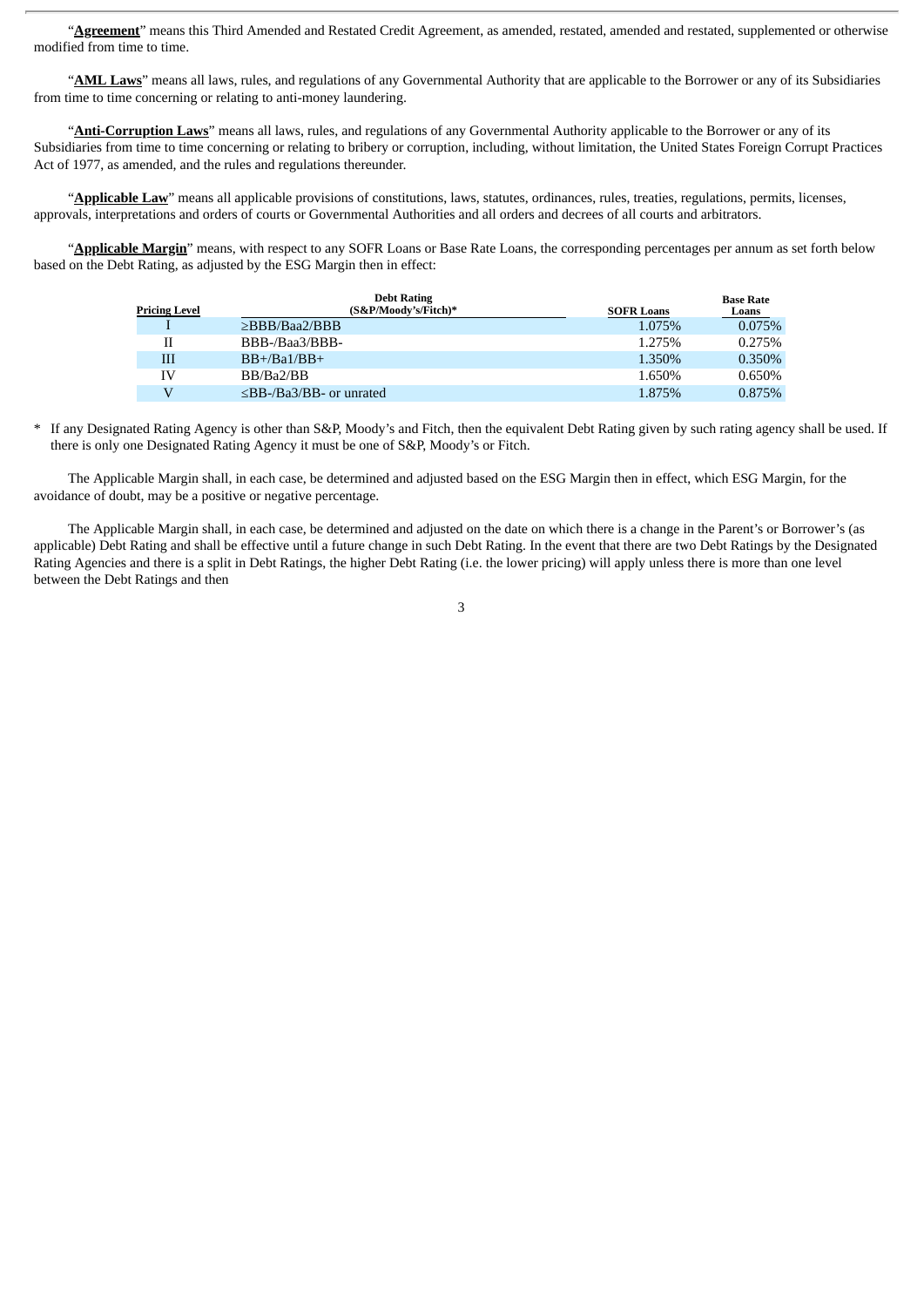"**Agreement**" means this Third Amended and Restated Credit Agreement, as amended, restated, amended and restated, supplemented or otherwise modified from time to time.

"**AML Laws**" means all laws, rules, and regulations of any Governmental Authority that are applicable to the Borrower or any of its Subsidiaries from time to time concerning or relating to anti-money laundering.

"**Anti-Corruption Laws**" means all laws, rules, and regulations of any Governmental Authority applicable to the Borrower or any of its Subsidiaries from time to time concerning or relating to bribery or corruption, including, without limitation, the United States Foreign Corrupt Practices Act of 1977, as amended, and the rules and regulations thereunder.

"**Applicable Law**" means all applicable provisions of constitutions, laws, statutes, ordinances, rules, treaties, regulations, permits, licenses, approvals, interpretations and orders of courts or Governmental Authorities and all orders and decrees of all courts and arbitrators.

"**Applicable Margin**" means, with respect to any SOFR Loans or Base Rate Loans, the corresponding percentages per annum as set forth below based on the Debt Rating, as adjusted by the ESG Margin then in effect:

| Pricing Level | Debt Rating (S&P/Moody's/Fitch)* | SOFR Loans | Base Rate Loans |
|---|---|---|---|
| I | ≥BBB/Baa2/BBB | 1.075% | 0.075% |
| II | BBB-/Baa3/BBB- | 1.275% | 0.275% |
| III | BB+/Ba1/BB+ | 1.350% | 0.350% |
| IV | BB/Ba2/BB | 1.650% | 0.650% |
| V | ≤BB-/Ba3/BB- or unrated | 1.875% | 0.875% |

\* If any Designated Rating Agency is other than S&P, Moody's and Fitch, then the equivalent Debt Rating given by such rating agency shall be used. If there is only one Designated Rating Agency it must be one of S&P, Moody's or Fitch.

The Applicable Margin shall, in each case, be determined and adjusted based on the ESG Margin then in effect, which ESG Margin, for the avoidance of doubt, may be a positive or negative percentage.

The Applicable Margin shall, in each case, be determined and adjusted on the date on which there is a change in the Parent's or Borrower's (as applicable) Debt Rating and shall be effective until a future change in such Debt Rating. In the event that there are two Debt Ratings by the Designated Rating Agencies and there is a split in Debt Ratings, the higher Debt Rating (i.e. the lower pricing) will apply unless there is more than one level between the Debt Ratings and then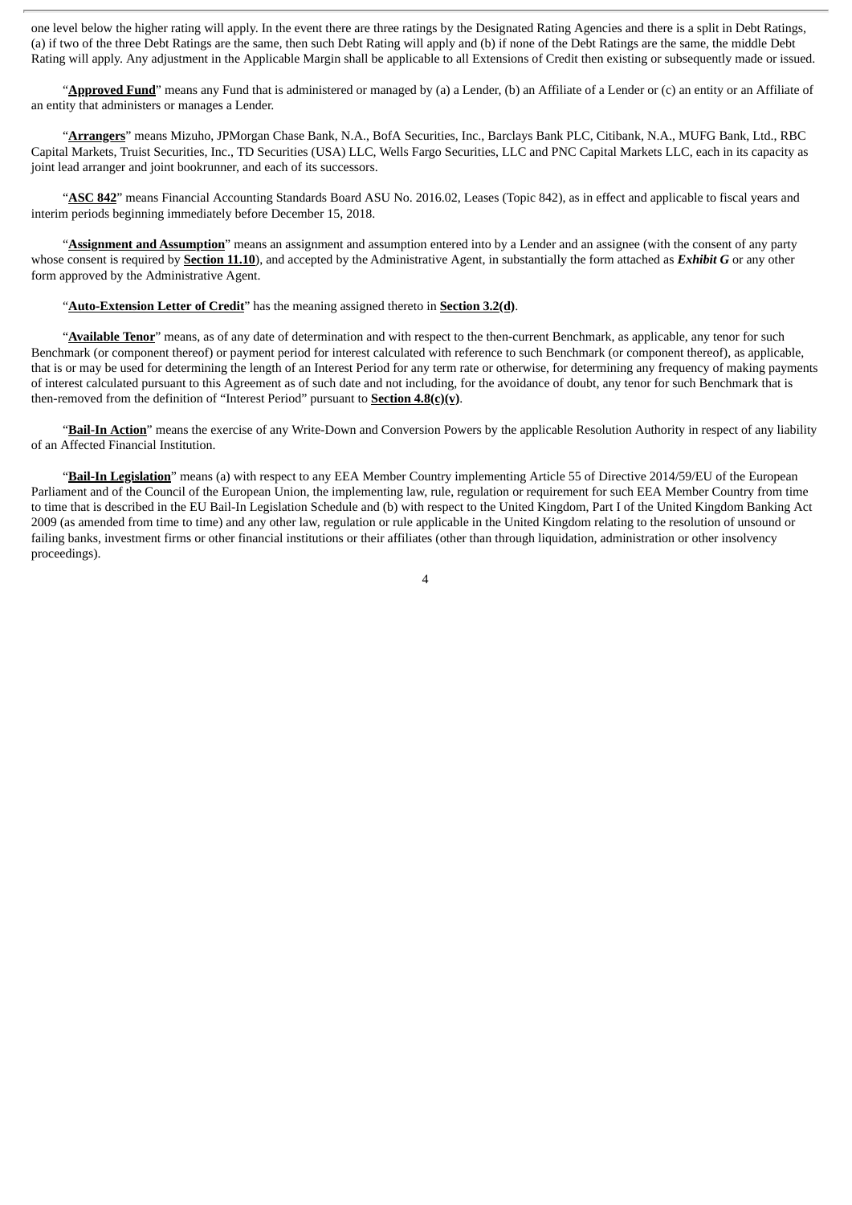one level below the higher rating will apply. In the event there are three ratings by the Designated Rating Agencies and there is a split in Debt Ratings, (a) if two of the three Debt Ratings are the same, then such Debt Rating will apply and (b) if none of the Debt Ratings are the same, the middle Debt Rating will apply. Any adjustment in the Applicable Margin shall be applicable to all Extensions of Credit then existing or subsequently made or issued.

"**Approved Fund**" means any Fund that is administered or managed by (a) a Lender, (b) an Affiliate of a Lender or (c) an entity or an Affiliate of an entity that administers or manages a Lender.

"**Arrangers**" means Mizuho, JPMorgan Chase Bank, N.A., BofA Securities, Inc., Barclays Bank PLC, Citibank, N.A., MUFG Bank, Ltd., RBC Capital Markets, Truist Securities, Inc., TD Securities (USA) LLC, Wells Fargo Securities, LLC and PNC Capital Markets LLC, each in its capacity as joint lead arranger and joint bookrunner, and each of its successors.

"**ASC 842**" means Financial Accounting Standards Board ASU No. 2016.02, Leases (Topic 842), as in effect and applicable to fiscal years and interim periods beginning immediately before December 15, 2018.

"**Assignment and Assumption**" means an assignment and assumption entered into by a Lender and an assignee (with the consent of any party whose consent is required by **Section 11.10**), and accepted by the Administrative Agent, in substantially the form attached as ***Exhibit G*** or any other form approved by the Administrative Agent.

"**Auto-Extension Letter of Credit**" has the meaning assigned thereto in **Section 3.2(d)**.

"**Available Tenor**" means, as of any date of determination and with respect to the then-current Benchmark, as applicable, any tenor for such Benchmark (or component thereof) or payment period for interest calculated with reference to such Benchmark (or component thereof), as applicable, that is or may be used for determining the length of an Interest Period for any term rate or otherwise, for determining any frequency of making payments of interest calculated pursuant to this Agreement as of such date and not including, for the avoidance of doubt, any tenor for such Benchmark that is then-removed from the definition of "Interest Period" pursuant to **Section 4.8(c)(v)**.

"**Bail-In Action**" means the exercise of any Write-Down and Conversion Powers by the applicable Resolution Authority in respect of any liability of an Affected Financial Institution.

"**Bail-In Legislation**" means (a) with respect to any EEA Member Country implementing Article 55 of Directive 2014/59/EU of the European Parliament and of the Council of the European Union, the implementing law, rule, regulation or requirement for such EEA Member Country from time to time that is described in the EU Bail-In Legislation Schedule and (b) with respect to the United Kingdom, Part I of the United Kingdom Banking Act 2009 (as amended from time to time) and any other law, regulation or rule applicable in the United Kingdom relating to the resolution of unsound or failing banks, investment firms or other financial institutions or their affiliates (other than through liquidation, administration or other insolvency proceedings).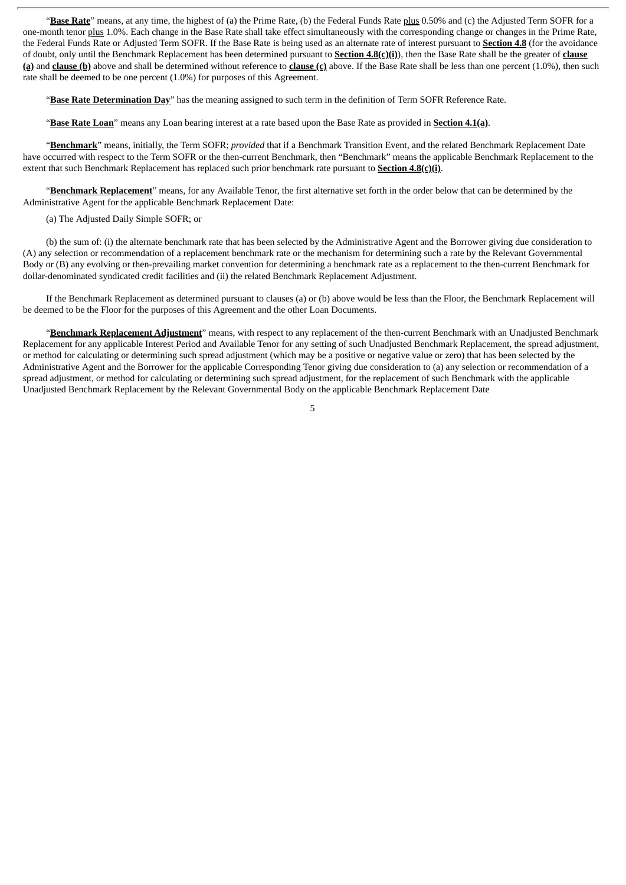"**Base Rate**" means, at any time, the highest of (a) the Prime Rate, (b) the Federal Funds Rate plus 0.50% and (c) the Adjusted Term SOFR for a one-month tenor plus 1.0%. Each change in the Base Rate shall take effect simultaneously with the corresponding change or changes in the Prime Rate, the Federal Funds Rate or Adjusted Term SOFR. If the Base Rate is being used as an alternate rate of interest pursuant to **Section 4.8** (for the avoidance of doubt, only until the Benchmark Replacement has been determined pursuant to **Section 4.8(c)(i)**), then the Base Rate shall be the greater of **clause (a)** and **clause (b)** above and shall be determined without reference to **clause (c)** above. If the Base Rate shall be less than one percent (1.0%), then such rate shall be deemed to be one percent (1.0%) for purposes of this Agreement.

"**Base Rate Determination Day**" has the meaning assigned to such term in the definition of Term SOFR Reference Rate.

"**Base Rate Loan**" means any Loan bearing interest at a rate based upon the Base Rate as provided in **Section 4.1(a)**.

"**Benchmark**" means, initially, the Term SOFR; *provided* that if a Benchmark Transition Event, and the related Benchmark Replacement Date have occurred with respect to the Term SOFR or the then-current Benchmark, then "Benchmark" means the applicable Benchmark Replacement to the extent that such Benchmark Replacement has replaced such prior benchmark rate pursuant to **Section 4.8(c)(i)**.

"**Benchmark Replacement**" means, for any Available Tenor, the first alternative set forth in the order below that can be determined by the Administrative Agent for the applicable Benchmark Replacement Date:

(a) The Adjusted Daily Simple SOFR; or

(b) the sum of: (i) the alternate benchmark rate that has been selected by the Administrative Agent and the Borrower giving due consideration to (A) any selection or recommendation of a replacement benchmark rate or the mechanism for determining such a rate by the Relevant Governmental Body or (B) any evolving or then-prevailing market convention for determining a benchmark rate as a replacement to the then-current Benchmark for dollar-denominated syndicated credit facilities and (ii) the related Benchmark Replacement Adjustment.

If the Benchmark Replacement as determined pursuant to clauses (a) or (b) above would be less than the Floor, the Benchmark Replacement will be deemed to be the Floor for the purposes of this Agreement and the other Loan Documents.

"**Benchmark Replacement Adjustment**" means, with respect to any replacement of the then-current Benchmark with an Unadjusted Benchmark Replacement for any applicable Interest Period and Available Tenor for any setting of such Unadjusted Benchmark Replacement, the spread adjustment, or method for calculating or determining such spread adjustment (which may be a positive or negative value or zero) that has been selected by the Administrative Agent and the Borrower for the applicable Corresponding Tenor giving due consideration to (a) any selection or recommendation of a spread adjustment, or method for calculating or determining such spread adjustment, for the replacement of such Benchmark with the applicable Unadjusted Benchmark Replacement by the Relevant Governmental Body on the applicable Benchmark Replacement Date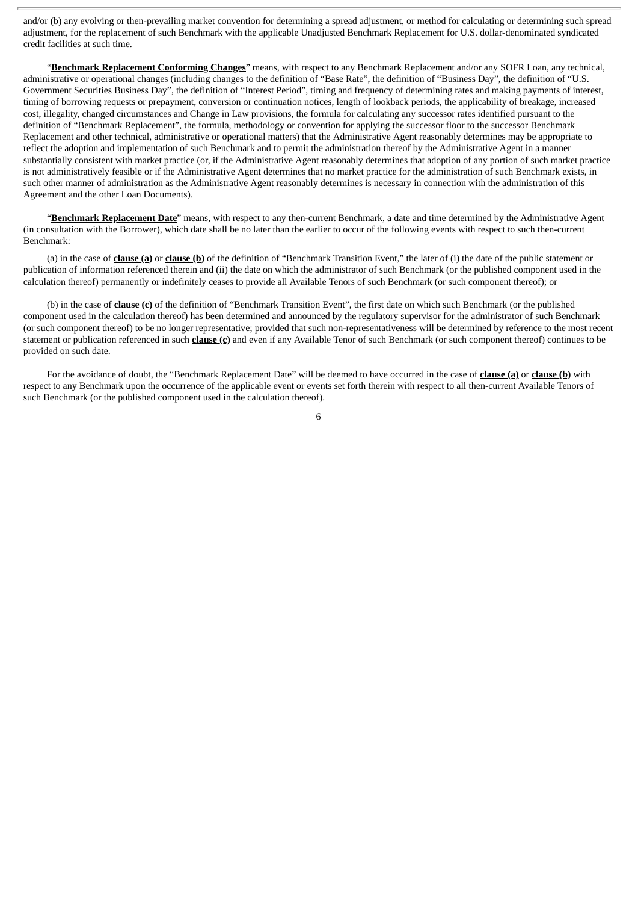and/or (b) any evolving or then-prevailing market convention for determining a spread adjustment, or method for calculating or determining such spread adjustment, for the replacement of such Benchmark with the applicable Unadjusted Benchmark Replacement for U.S. dollar-denominated syndicated credit facilities at such time.

"**Benchmark Replacement Conforming Changes**" means, with respect to any Benchmark Replacement and/or any SOFR Loan, any technical, administrative or operational changes (including changes to the definition of "Base Rate", the definition of "Business Day", the definition of "U.S. Government Securities Business Day", the definition of "Interest Period", timing and frequency of determining rates and making payments of interest, timing of borrowing requests or prepayment, conversion or continuation notices, length of lookback periods, the applicability of breakage, increased cost, illegality, changed circumstances and Change in Law provisions, the formula for calculating any successor rates identified pursuant to the definition of "Benchmark Replacement", the formula, methodology or convention for applying the successor floor to the successor Benchmark Replacement and other technical, administrative or operational matters) that the Administrative Agent reasonably determines may be appropriate to reflect the adoption and implementation of such Benchmark and to permit the administration thereof by the Administrative Agent in a manner substantially consistent with market practice (or, if the Administrative Agent reasonably determines that adoption of any portion of such market practice is not administratively feasible or if the Administrative Agent determines that no market practice for the administration of such Benchmark exists, in such other manner of administration as the Administrative Agent reasonably determines is necessary in connection with the administration of this Agreement and the other Loan Documents).

"**Benchmark Replacement Date**" means, with respect to any then-current Benchmark, a date and time determined by the Administrative Agent (in consultation with the Borrower), which date shall be no later than the earlier to occur of the following events with respect to such then-current Benchmark:

(a) in the case of **clause (a)** or **clause (b)** of the definition of "Benchmark Transition Event," the later of (i) the date of the public statement or publication of information referenced therein and (ii) the date on which the administrator of such Benchmark (or the published component used in the calculation thereof) permanently or indefinitely ceases to provide all Available Tenors of such Benchmark (or such component thereof); or

(b) in the case of **clause (c)** of the definition of "Benchmark Transition Event", the first date on which such Benchmark (or the published component used in the calculation thereof) has been determined and announced by the regulatory supervisor for the administrator of such Benchmark (or such component thereof) to be no longer representative; provided that such non-representativeness will be determined by reference to the most recent statement or publication referenced in such **clause (c)** and even if any Available Tenor of such Benchmark (or such component thereof) continues to be provided on such date.

For the avoidance of doubt, the "Benchmark Replacement Date" will be deemed to have occurred in the case of **clause (a)** or **clause (b)** with respect to any Benchmark upon the occurrence of the applicable event or events set forth therein with respect to all then-current Available Tenors of such Benchmark (or the published component used in the calculation thereof).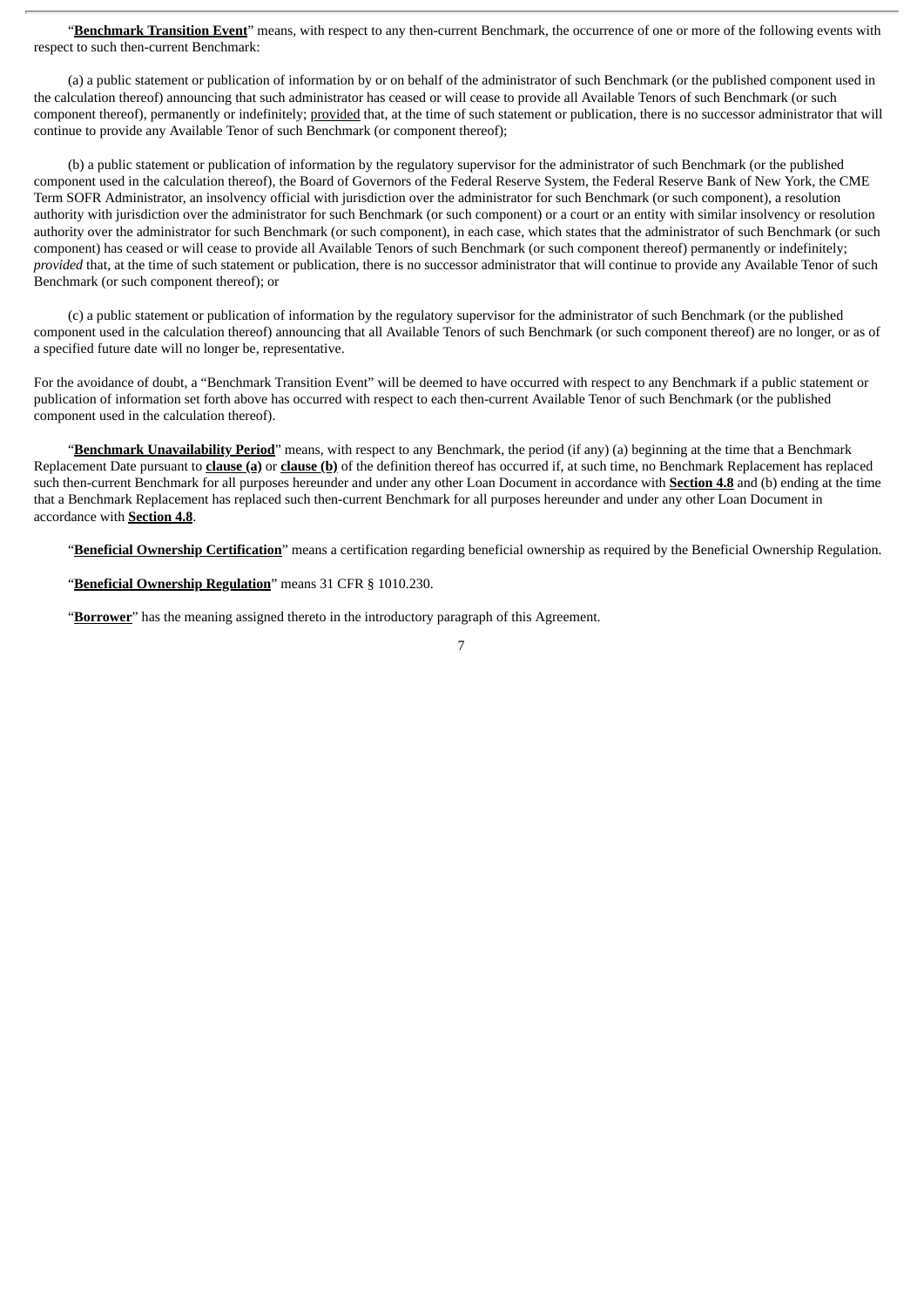"**Benchmark Transition Event**" means, with respect to any then-current Benchmark, the occurrence of one or more of the following events with respect to such then-current Benchmark:

(a) a public statement or publication of information by or on behalf of the administrator of such Benchmark (or the published component used in the calculation thereof) announcing that such administrator has ceased or will cease to provide all Available Tenors of such Benchmark (or such component thereof), permanently or indefinitely; provided that, at the time of such statement or publication, there is no successor administrator that will continue to provide any Available Tenor of such Benchmark (or component thereof);

(b) a public statement or publication of information by the regulatory supervisor for the administrator of such Benchmark (or the published component used in the calculation thereof), the Board of Governors of the Federal Reserve System, the Federal Reserve Bank of New York, the CME Term SOFR Administrator, an insolvency official with jurisdiction over the administrator for such Benchmark (or such component), a resolution authority with jurisdiction over the administrator for such Benchmark (or such component) or a court or an entity with similar insolvency or resolution authority over the administrator for such Benchmark (or such component), in each case, which states that the administrator of such Benchmark (or such component) has ceased or will cease to provide all Available Tenors of such Benchmark (or such component thereof) permanently or indefinitely; *provided* that, at the time of such statement or publication, there is no successor administrator that will continue to provide any Available Tenor of such Benchmark (or such component thereof); or

(c) a public statement or publication of information by the regulatory supervisor for the administrator of such Benchmark (or the published component used in the calculation thereof) announcing that all Available Tenors of such Benchmark (or such component thereof) are no longer, or as of a specified future date will no longer be, representative.

For the avoidance of doubt, a "Benchmark Transition Event" will be deemed to have occurred with respect to any Benchmark if a public statement or publication of information set forth above has occurred with respect to each then-current Available Tenor of such Benchmark (or the published component used in the calculation thereof).

"**Benchmark Unavailability Period**" means, with respect to any Benchmark, the period (if any) (a) beginning at the time that a Benchmark Replacement Date pursuant to **clause (a)** or **clause (b)** of the definition thereof has occurred if, at such time, no Benchmark Replacement has replaced such then-current Benchmark for all purposes hereunder and under any other Loan Document in accordance with **Section 4.8** and (b) ending at the time that a Benchmark Replacement has replaced such then-current Benchmark for all purposes hereunder and under any other Loan Document in accordance with **Section 4.8**.

"**Beneficial Ownership Certification**" means a certification regarding beneficial ownership as required by the Beneficial Ownership Regulation.

"**Beneficial Ownership Regulation**" means 31 CFR § 1010.230.

"**Borrower**" has the meaning assigned thereto in the introductory paragraph of this Agreement.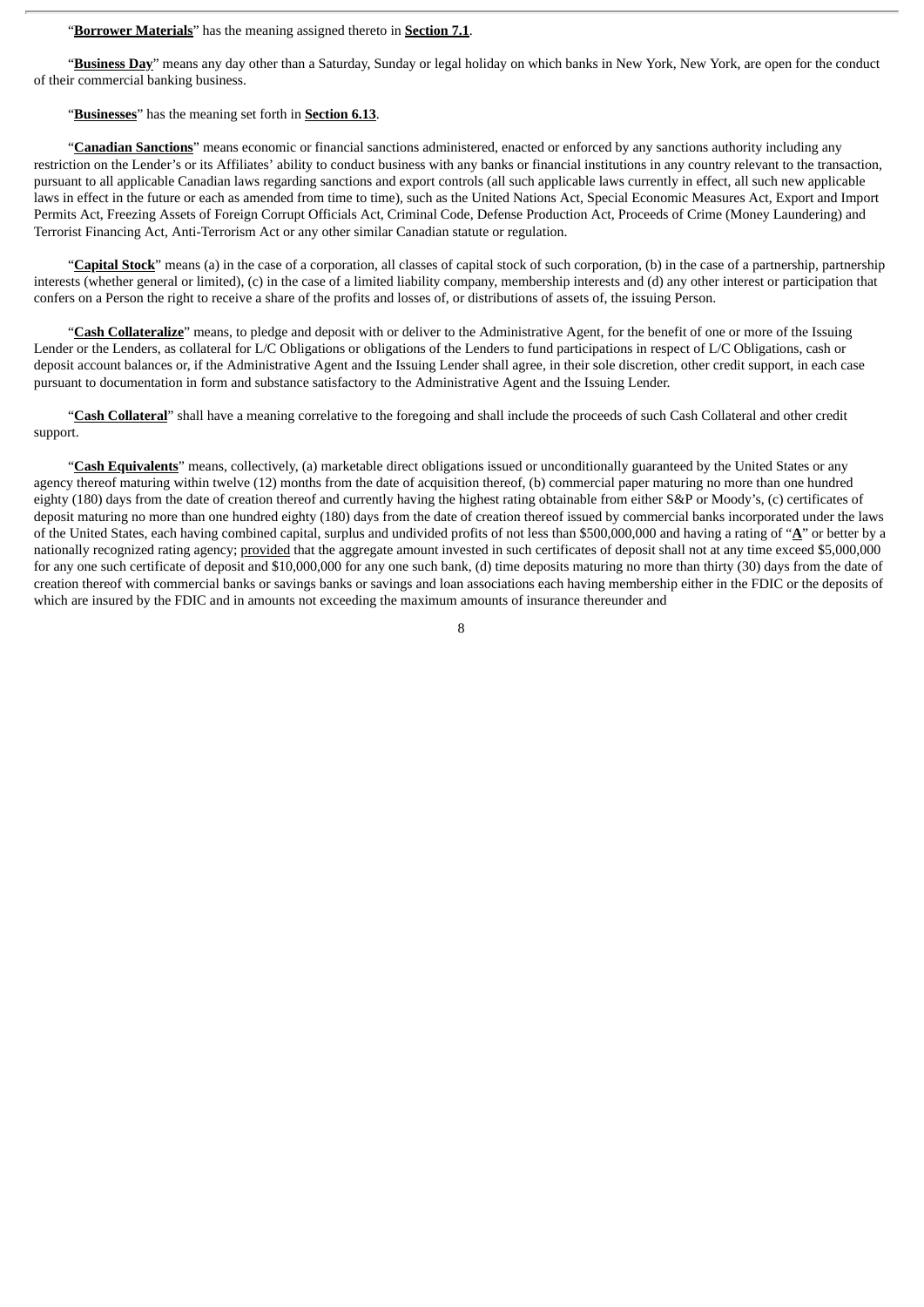"**Borrower Materials**" has the meaning assigned thereto in **Section 7.1**.

"**Business Day**" means any day other than a Saturday, Sunday or legal holiday on which banks in New York, New York, are open for the conduct of their commercial banking business.

"**Businesses**" has the meaning set forth in **Section 6.13**.

"**Canadian Sanctions**" means economic or financial sanctions administered, enacted or enforced by any sanctions authority including any restriction on the Lender's or its Affiliates' ability to conduct business with any banks or financial institutions in any country relevant to the transaction, pursuant to all applicable Canadian laws regarding sanctions and export controls (all such applicable laws currently in effect, all such new applicable laws in effect in the future or each as amended from time to time), such as the United Nations Act, Special Economic Measures Act, Export and Import Permits Act, Freezing Assets of Foreign Corrupt Officials Act, Criminal Code, Defense Production Act, Proceeds of Crime (Money Laundering) and Terrorist Financing Act, Anti-Terrorism Act or any other similar Canadian statute or regulation.

"**Capital Stock**" means (a) in the case of a corporation, all classes of capital stock of such corporation, (b) in the case of a partnership, partnership interests (whether general or limited), (c) in the case of a limited liability company, membership interests and (d) any other interest or participation that confers on a Person the right to receive a share of the profits and losses of, or distributions of assets of, the issuing Person.

"**Cash Collateralize**" means, to pledge and deposit with or deliver to the Administrative Agent, for the benefit of one or more of the Issuing Lender or the Lenders, as collateral for L/C Obligations or obligations of the Lenders to fund participations in respect of L/C Obligations, cash or deposit account balances or, if the Administrative Agent and the Issuing Lender shall agree, in their sole discretion, other credit support, in each case pursuant to documentation in form and substance satisfactory to the Administrative Agent and the Issuing Lender.

"**Cash Collateral**" shall have a meaning correlative to the foregoing and shall include the proceeds of such Cash Collateral and other credit support.

"**Cash Equivalents**" means, collectively, (a) marketable direct obligations issued or unconditionally guaranteed by the United States or any agency thereof maturing within twelve (12) months from the date of acquisition thereof, (b) commercial paper maturing no more than one hundred eighty (180) days from the date of creation thereof and currently having the highest rating obtainable from either S&P or Moody's, (c) certificates of deposit maturing no more than one hundred eighty (180) days from the date of creation thereof issued by commercial banks incorporated under the laws of the United States, each having combined capital, surplus and undivided profits of not less than $500,000,000 and having a rating of "**A**" or better by a nationally recognized rating agency; provided that the aggregate amount invested in such certificates of deposit shall not at any time exceed $5,000,000 for any one such certificate of deposit and $10,000,000 for any one such bank, (d) time deposits maturing no more than thirty (30) days from the date of creation thereof with commercial banks or savings banks or savings and loan associations each having membership either in the FDIC or the deposits of which are insured by the FDIC and in amounts not exceeding the maximum amounts of insurance thereunder and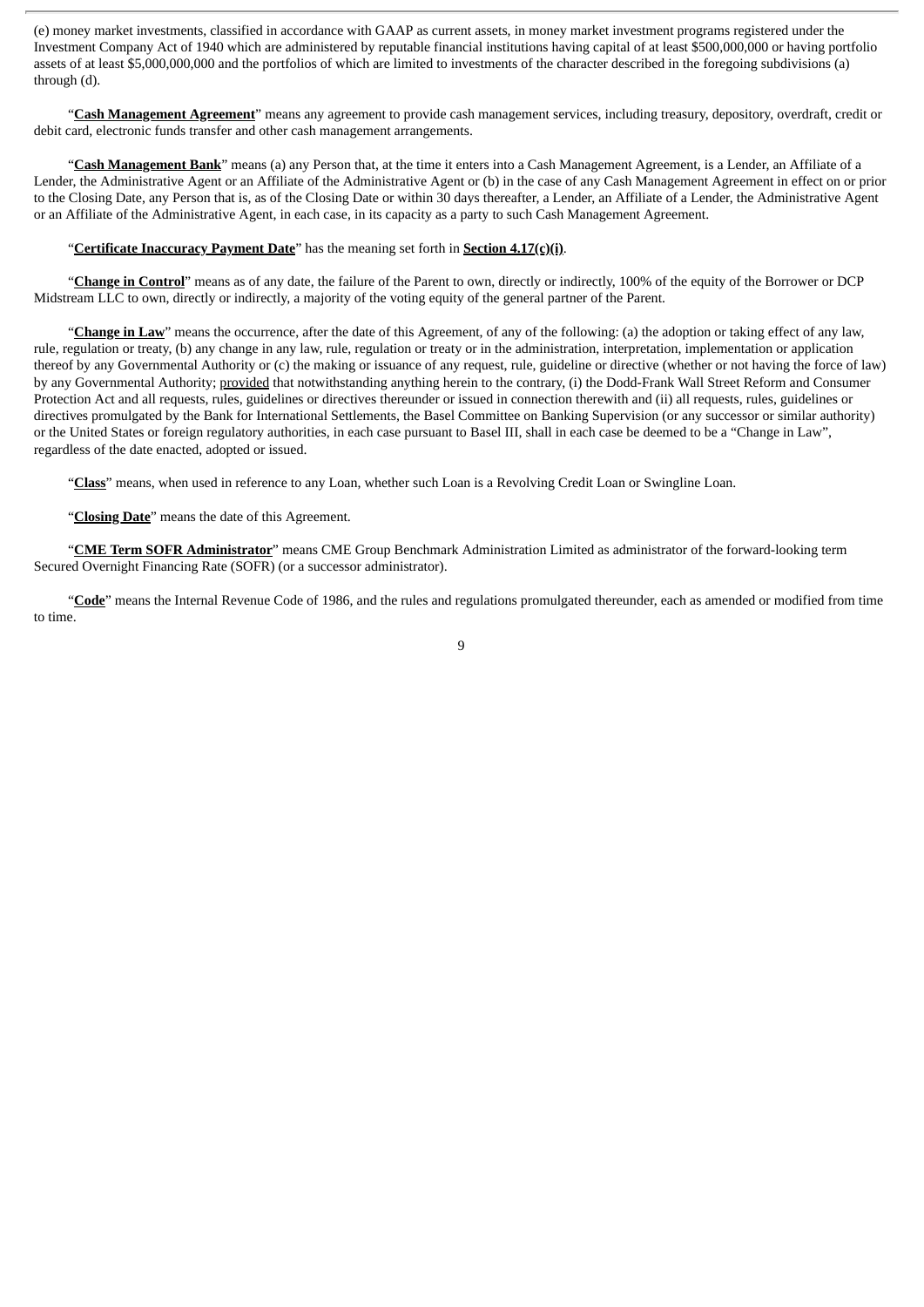(e) money market investments, classified in accordance with GAAP as current assets, in money market investment programs registered under the Investment Company Act of 1940 which are administered by reputable financial institutions having capital of at least $500,000,000 or having portfolio assets of at least $5,000,000,000 and the portfolios of which are limited to investments of the character described in the foregoing subdivisions (a) through (d).

"**Cash Management Agreement**" means any agreement to provide cash management services, including treasury, depository, overdraft, credit or debit card, electronic funds transfer and other cash management arrangements.

"**Cash Management Bank**" means (a) any Person that, at the time it enters into a Cash Management Agreement, is a Lender, an Affiliate of a Lender, the Administrative Agent or an Affiliate of the Administrative Agent or (b) in the case of any Cash Management Agreement in effect on or prior to the Closing Date, any Person that is, as of the Closing Date or within 30 days thereafter, a Lender, an Affiliate of a Lender, the Administrative Agent or an Affiliate of the Administrative Agent, in each case, in its capacity as a party to such Cash Management Agreement.

"**Certificate Inaccuracy Payment Date**" has the meaning set forth in **Section 4.17(c)(i)**.

"**Change in Control**" means as of any date, the failure of the Parent to own, directly or indirectly, 100% of the equity of the Borrower or DCP Midstream LLC to own, directly or indirectly, a majority of the voting equity of the general partner of the Parent.

"**Change in Law**" means the occurrence, after the date of this Agreement, of any of the following: (a) the adoption or taking effect of any law, rule, regulation or treaty, (b) any change in any law, rule, regulation or treaty or in the administration, interpretation, implementation or application thereof by any Governmental Authority or (c) the making or issuance of any request, rule, guideline or directive (whether or not having the force of law) by any Governmental Authority; provided that notwithstanding anything herein to the contrary, (i) the Dodd-Frank Wall Street Reform and Consumer Protection Act and all requests, rules, guidelines or directives thereunder or issued in connection therewith and (ii) all requests, rules, guidelines or directives promulgated by the Bank for International Settlements, the Basel Committee on Banking Supervision (or any successor or similar authority) or the United States or foreign regulatory authorities, in each case pursuant to Basel III, shall in each case be deemed to be a "Change in Law", regardless of the date enacted, adopted or issued.

"**Class**" means, when used in reference to any Loan, whether such Loan is a Revolving Credit Loan or Swingline Loan.

"**Closing Date**" means the date of this Agreement.

"**CME Term SOFR Administrator**" means CME Group Benchmark Administration Limited as administrator of the forward-looking term Secured Overnight Financing Rate (SOFR) (or a successor administrator).

"**Code**" means the Internal Revenue Code of 1986, and the rules and regulations promulgated thereunder, each as amended or modified from time to time.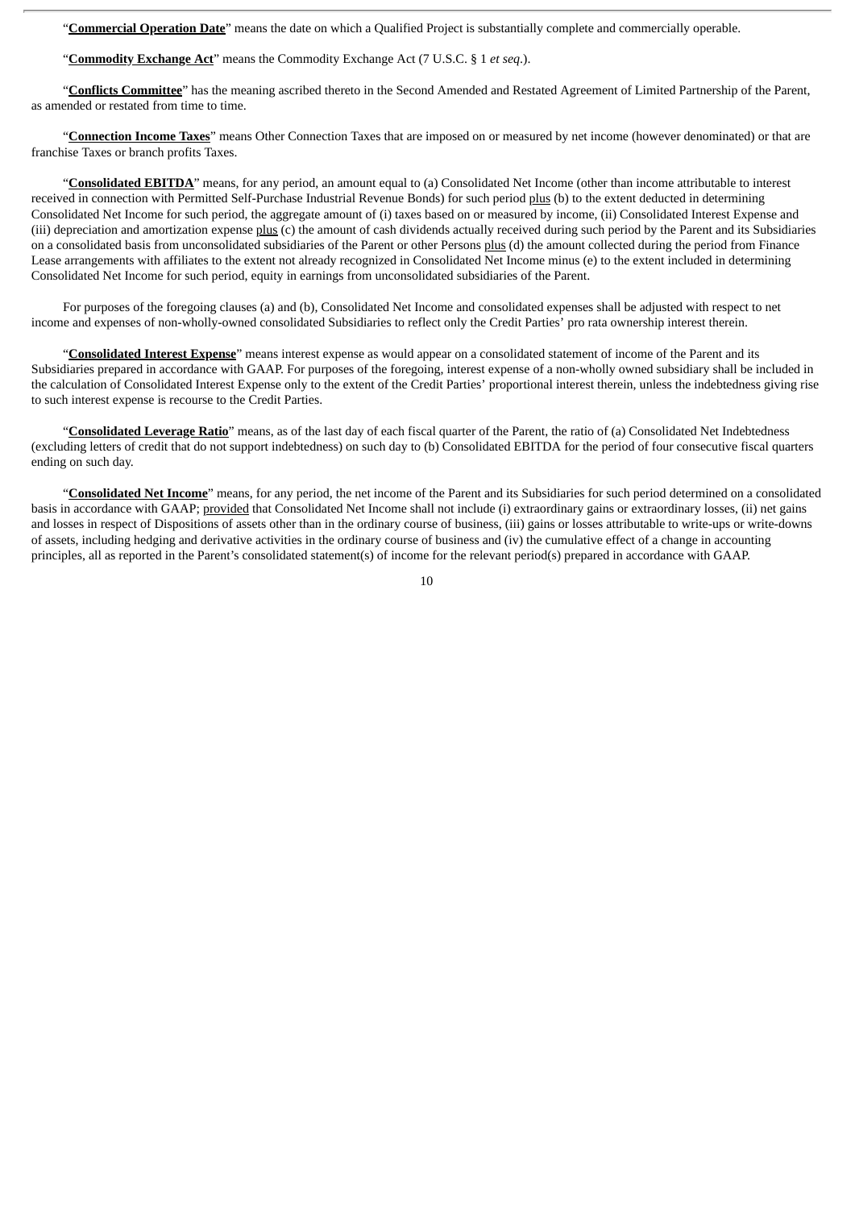"**Commercial Operation Date**" means the date on which a Qualified Project is substantially complete and commercially operable.

"**Commodity Exchange Act**" means the Commodity Exchange Act (7 U.S.C. § 1 *et seq*.).

"**Conflicts Committee**" has the meaning ascribed thereto in the Second Amended and Restated Agreement of Limited Partnership of the Parent, as amended or restated from time to time.

"**Connection Income Taxes**" means Other Connection Taxes that are imposed on or measured by net income (however denominated) or that are franchise Taxes or branch profits Taxes.

"**Consolidated EBITDA**" means, for any period, an amount equal to (a) Consolidated Net Income (other than income attributable to interest received in connection with Permitted Self-Purchase Industrial Revenue Bonds) for such period plus (b) to the extent deducted in determining Consolidated Net Income for such period, the aggregate amount of (i) taxes based on or measured by income, (ii) Consolidated Interest Expense and (iii) depreciation and amortization expense plus (c) the amount of cash dividends actually received during such period by the Parent and its Subsidiaries on a consolidated basis from unconsolidated subsidiaries of the Parent or other Persons plus (d) the amount collected during the period from Finance Lease arrangements with affiliates to the extent not already recognized in Consolidated Net Income minus (e) to the extent included in determining Consolidated Net Income for such period, equity in earnings from unconsolidated subsidiaries of the Parent.

For purposes of the foregoing clauses (a) and (b), Consolidated Net Income and consolidated expenses shall be adjusted with respect to net income and expenses of non-wholly-owned consolidated Subsidiaries to reflect only the Credit Parties' pro rata ownership interest therein.

"**Consolidated Interest Expense**" means interest expense as would appear on a consolidated statement of income of the Parent and its Subsidiaries prepared in accordance with GAAP. For purposes of the foregoing, interest expense of a non-wholly owned subsidiary shall be included in the calculation of Consolidated Interest Expense only to the extent of the Credit Parties' proportional interest therein, unless the indebtedness giving rise to such interest expense is recourse to the Credit Parties.

"**Consolidated Leverage Ratio**" means, as of the last day of each fiscal quarter of the Parent, the ratio of (a) Consolidated Net Indebtedness (excluding letters of credit that do not support indebtedness) on such day to (b) Consolidated EBITDA for the period of four consecutive fiscal quarters ending on such day.

"**Consolidated Net Income**" means, for any period, the net income of the Parent and its Subsidiaries for such period determined on a consolidated basis in accordance with GAAP; provided that Consolidated Net Income shall not include (i) extraordinary gains or extraordinary losses, (ii) net gains and losses in respect of Dispositions of assets other than in the ordinary course of business, (iii) gains or losses attributable to write-ups or write-downs of assets, including hedging and derivative activities in the ordinary course of business and (iv) the cumulative effect of a change in accounting principles, all as reported in the Parent's consolidated statement(s) of income for the relevant period(s) prepared in accordance with GAAP.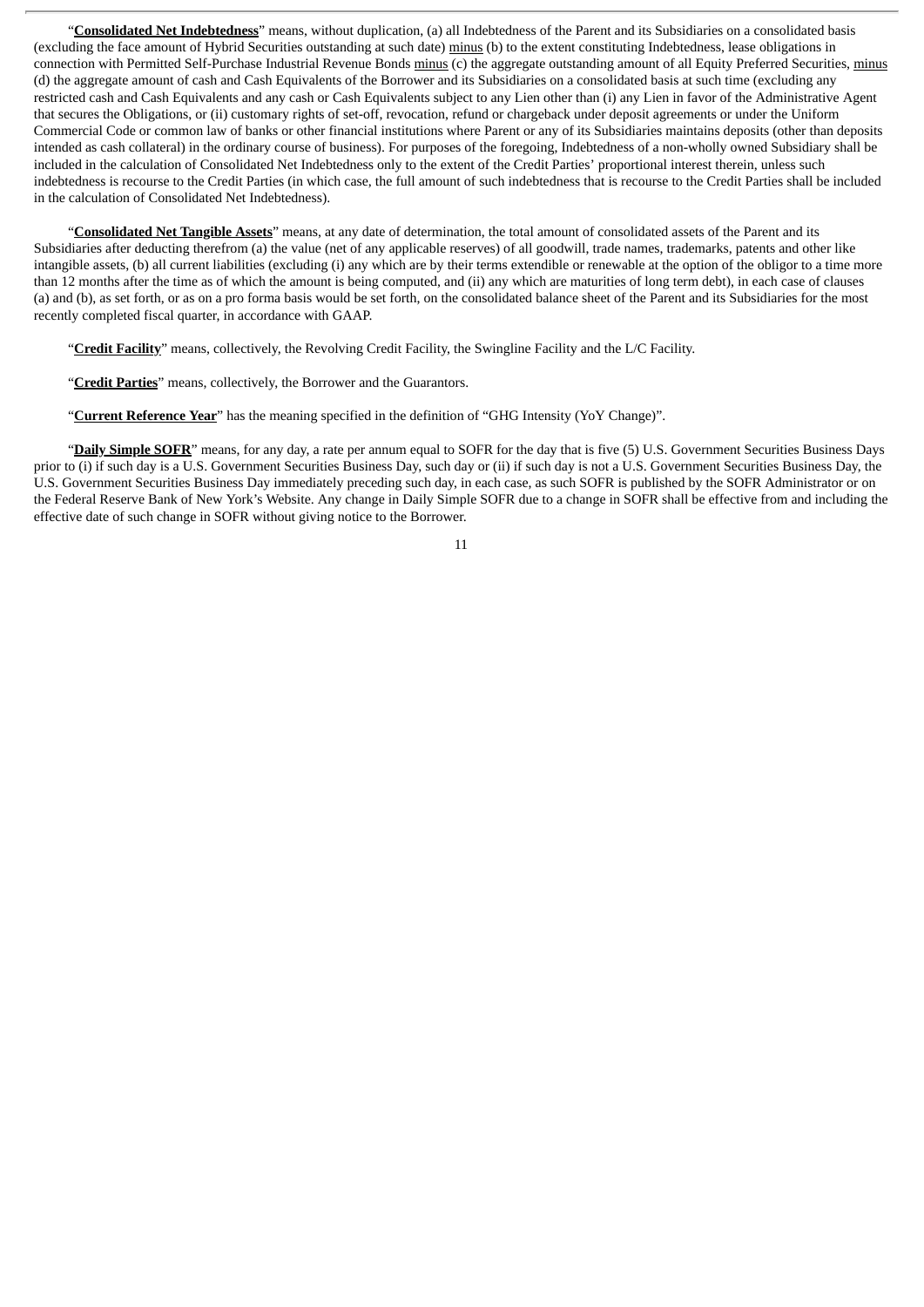"**Consolidated Net Indebtedness**" means, without duplication, (a) all Indebtedness of the Parent and its Subsidiaries on a consolidated basis (excluding the face amount of Hybrid Securities outstanding at such date) minus (b) to the extent constituting Indebtedness, lease obligations in connection with Permitted Self-Purchase Industrial Revenue Bonds minus (c) the aggregate outstanding amount of all Equity Preferred Securities, minus (d) the aggregate amount of cash and Cash Equivalents of the Borrower and its Subsidiaries on a consolidated basis at such time (excluding any restricted cash and Cash Equivalents and any cash or Cash Equivalents subject to any Lien other than (i) any Lien in favor of the Administrative Agent that secures the Obligations, or (ii) customary rights of set-off, revocation, refund or chargeback under deposit agreements or under the Uniform Commercial Code or common law of banks or other financial institutions where Parent or any of its Subsidiaries maintains deposits (other than deposits intended as cash collateral) in the ordinary course of business). For purposes of the foregoing, Indebtedness of a non-wholly owned Subsidiary shall be included in the calculation of Consolidated Net Indebtedness only to the extent of the Credit Parties' proportional interest therein, unless such indebtedness is recourse to the Credit Parties (in which case, the full amount of such indebtedness that is recourse to the Credit Parties shall be included in the calculation of Consolidated Net Indebtedness).

"**Consolidated Net Tangible Assets**" means, at any date of determination, the total amount of consolidated assets of the Parent and its Subsidiaries after deducting therefrom (a) the value (net of any applicable reserves) of all goodwill, trade names, trademarks, patents and other like intangible assets, (b) all current liabilities (excluding (i) any which are by their terms extendible or renewable at the option of the obligor to a time more than 12 months after the time as of which the amount is being computed, and (ii) any which are maturities of long term debt), in each case of clauses (a) and (b), as set forth, or as on a pro forma basis would be set forth, on the consolidated balance sheet of the Parent and its Subsidiaries for the most recently completed fiscal quarter, in accordance with GAAP.

"**Credit Facility**" means, collectively, the Revolving Credit Facility, the Swingline Facility and the L/C Facility.

"**Credit Parties**" means, collectively, the Borrower and the Guarantors.

"**Current Reference Year**" has the meaning specified in the definition of "GHG Intensity (YoY Change)".

"**Daily Simple SOFR**" means, for any day, a rate per annum equal to SOFR for the day that is five (5) U.S. Government Securities Business Days prior to (i) if such day is a U.S. Government Securities Business Day, such day or (ii) if such day is not a U.S. Government Securities Business Day, the U.S. Government Securities Business Day immediately preceding such day, in each case, as such SOFR is published by the SOFR Administrator or on the Federal Reserve Bank of New York's Website. Any change in Daily Simple SOFR due to a change in SOFR shall be effective from and including the effective date of such change in SOFR without giving notice to the Borrower.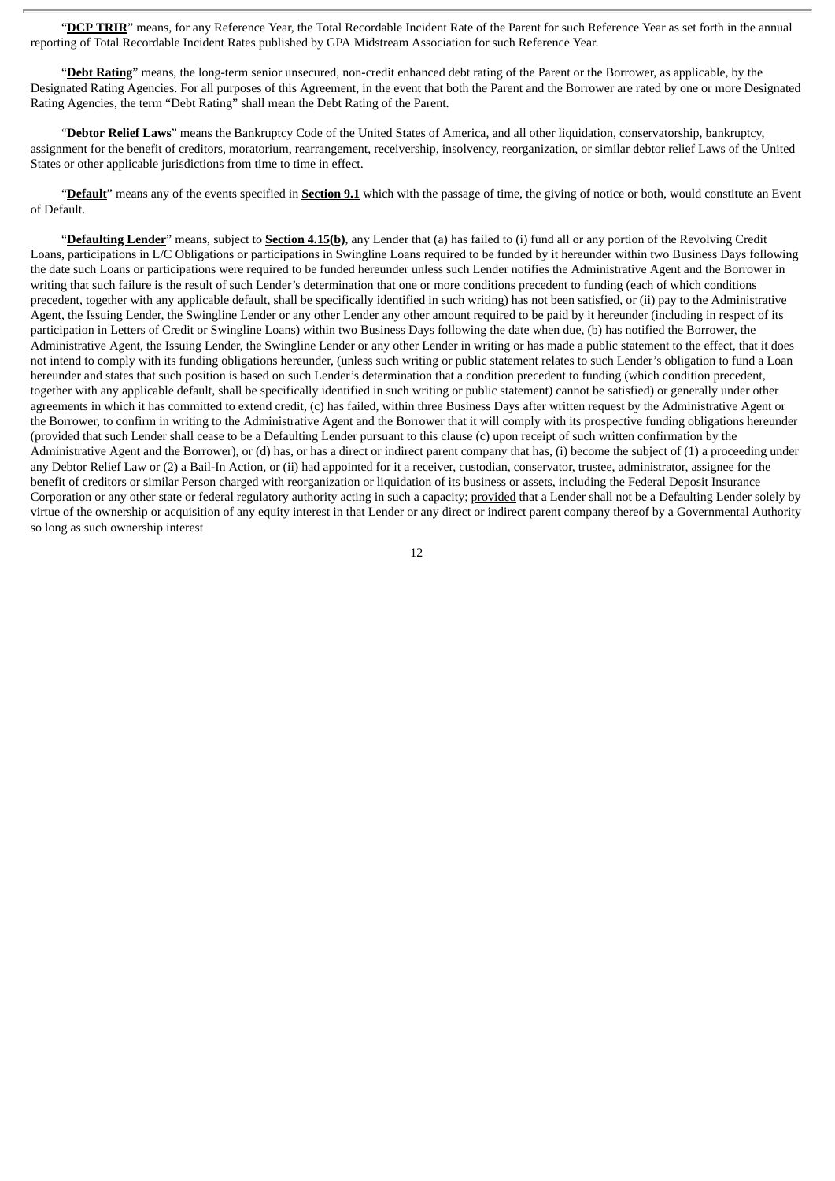"**DCP TRIR**" means, for any Reference Year, the Total Recordable Incident Rate of the Parent for such Reference Year as set forth in the annual reporting of Total Recordable Incident Rates published by GPA Midstream Association for such Reference Year.

"**Debt Rating**" means, the long-term senior unsecured, non-credit enhanced debt rating of the Parent or the Borrower, as applicable, by the Designated Rating Agencies. For all purposes of this Agreement, in the event that both the Parent and the Borrower are rated by one or more Designated Rating Agencies, the term "Debt Rating" shall mean the Debt Rating of the Parent.

"**Debtor Relief Laws**" means the Bankruptcy Code of the United States of America, and all other liquidation, conservatorship, bankruptcy, assignment for the benefit of creditors, moratorium, rearrangement, receivership, insolvency, reorganization, or similar debtor relief Laws of the United States or other applicable jurisdictions from time to time in effect.

"**Default**" means any of the events specified in **Section 9.1** which with the passage of time, the giving of notice or both, would constitute an Event of Default.

"**Defaulting Lender**" means, subject to **Section 4.15(b)**, any Lender that (a) has failed to (i) fund all or any portion of the Revolving Credit Loans, participations in L/C Obligations or participations in Swingline Loans required to be funded by it hereunder within two Business Days following the date such Loans or participations were required to be funded hereunder unless such Lender notifies the Administrative Agent and the Borrower in writing that such failure is the result of such Lender's determination that one or more conditions precedent to funding (each of which conditions precedent, together with any applicable default, shall be specifically identified in such writing) has not been satisfied, or (ii) pay to the Administrative Agent, the Issuing Lender, the Swingline Lender or any other Lender any other amount required to be paid by it hereunder (including in respect of its participation in Letters of Credit or Swingline Loans) within two Business Days following the date when due, (b) has notified the Borrower, the Administrative Agent, the Issuing Lender, the Swingline Lender or any other Lender in writing or has made a public statement to the effect, that it does not intend to comply with its funding obligations hereunder, (unless such writing or public statement relates to such Lender's obligation to fund a Loan hereunder and states that such position is based on such Lender's determination that a condition precedent to funding (which condition precedent, together with any applicable default, shall be specifically identified in such writing or public statement) cannot be satisfied) or generally under other agreements in which it has committed to extend credit, (c) has failed, within three Business Days after written request by the Administrative Agent or the Borrower, to confirm in writing to the Administrative Agent and the Borrower that it will comply with its prospective funding obligations hereunder (provided that such Lender shall cease to be a Defaulting Lender pursuant to this clause (c) upon receipt of such written confirmation by the Administrative Agent and the Borrower), or (d) has, or has a direct or indirect parent company that has, (i) become the subject of (1) a proceeding under any Debtor Relief Law or (2) a Bail-In Action, or (ii) had appointed for it a receiver, custodian, conservator, trustee, administrator, assignee for the benefit of creditors or similar Person charged with reorganization or liquidation of its business or assets, including the Federal Deposit Insurance Corporation or any other state or federal regulatory authority acting in such a capacity; provided that a Lender shall not be a Defaulting Lender solely by virtue of the ownership or acquisition of any equity interest in that Lender or any direct or indirect parent company thereof by a Governmental Authority so long as such ownership interest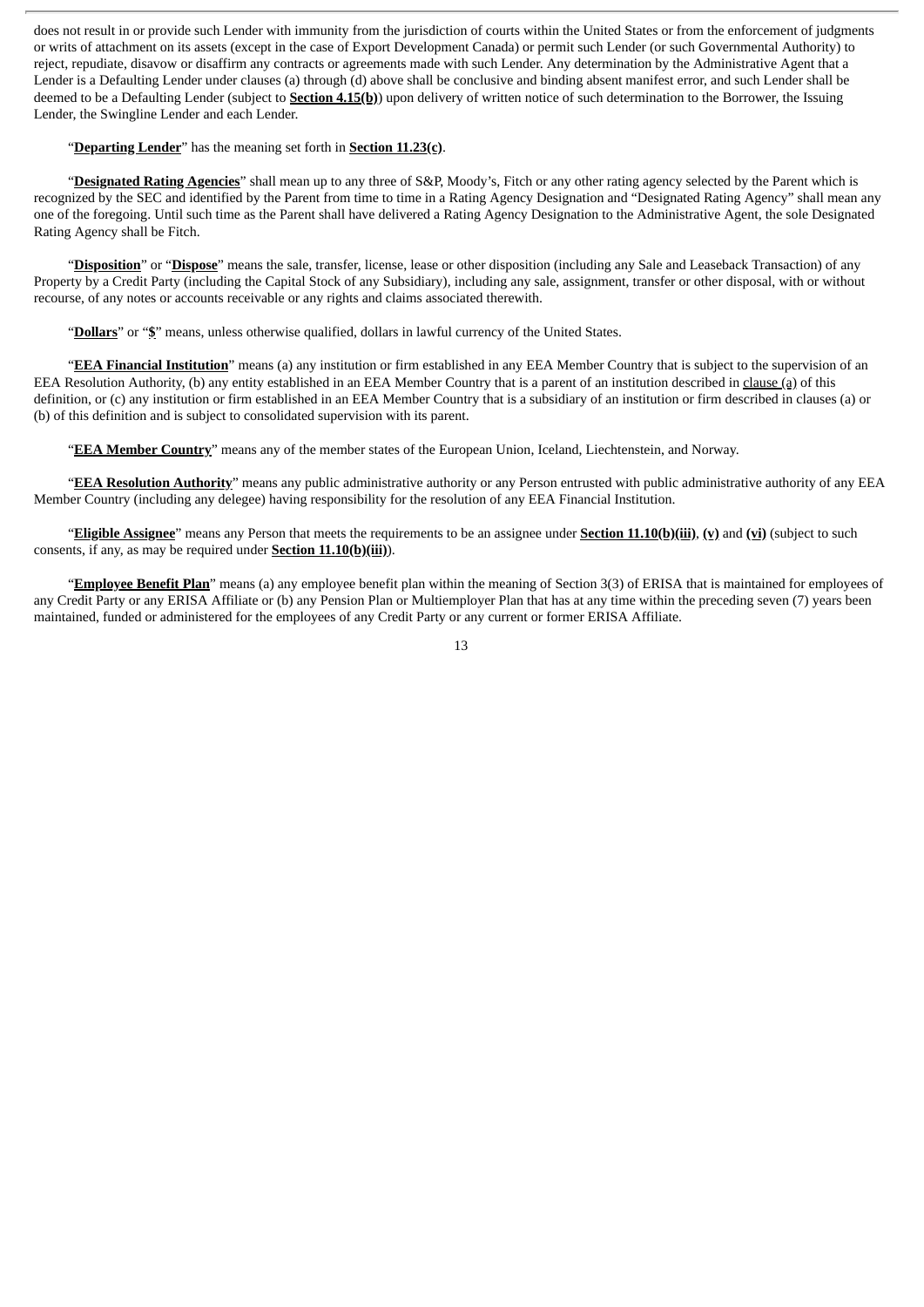does not result in or provide such Lender with immunity from the jurisdiction of courts within the United States or from the enforcement of judgments or writs of attachment on its assets (except in the case of Export Development Canada) or permit such Lender (or such Governmental Authority) to reject, repudiate, disavow or disaffirm any contracts or agreements made with such Lender. Any determination by the Administrative Agent that a Lender is a Defaulting Lender under clauses (a) through (d) above shall be conclusive and binding absent manifest error, and such Lender shall be deemed to be a Defaulting Lender (subject to **Section 4.15(b)**) upon delivery of written notice of such determination to the Borrower, the Issuing Lender, the Swingline Lender and each Lender.

"**Departing Lender**" has the meaning set forth in **Section 11.23(c)**.

"**Designated Rating Agencies**" shall mean up to any three of S&P, Moody's, Fitch or any other rating agency selected by the Parent which is recognized by the SEC and identified by the Parent from time to time in a Rating Agency Designation and "Designated Rating Agency" shall mean any one of the foregoing. Until such time as the Parent shall have delivered a Rating Agency Designation to the Administrative Agent, the sole Designated Rating Agency shall be Fitch.

"**Disposition**" or "**Dispose**" means the sale, transfer, license, lease or other disposition (including any Sale and Leaseback Transaction) of any Property by a Credit Party (including the Capital Stock of any Subsidiary), including any sale, assignment, transfer or other disposal, with or without recourse, of any notes or accounts receivable or any rights and claims associated therewith.

"**Dollars**" or "**$**" means, unless otherwise qualified, dollars in lawful currency of the United States.

"**EEA Financial Institution**" means (a) any institution or firm established in any EEA Member Country that is subject to the supervision of an EEA Resolution Authority, (b) any entity established in an EEA Member Country that is a parent of an institution described in clause (a) of this definition, or (c) any institution or firm established in an EEA Member Country that is a subsidiary of an institution or firm described in clauses (a) or (b) of this definition and is subject to consolidated supervision with its parent.

"**EEA Member Country**" means any of the member states of the European Union, Iceland, Liechtenstein, and Norway.

"**EEA Resolution Authority**" means any public administrative authority or any Person entrusted with public administrative authority of any EEA Member Country (including any delegee) having responsibility for the resolution of any EEA Financial Institution.

"**Eligible Assignee**" means any Person that meets the requirements to be an assignee under **Section 11.10(b)(iii)**, **(v)** and **(vi)** (subject to such consents, if any, as may be required under **Section 11.10(b)(iii)**).

"**Employee Benefit Plan**" means (a) any employee benefit plan within the meaning of Section 3(3) of ERISA that is maintained for employees of any Credit Party or any ERISA Affiliate or (b) any Pension Plan or Multiemployer Plan that has at any time within the preceding seven (7) years been maintained, funded or administered for the employees of any Credit Party or any current or former ERISA Affiliate.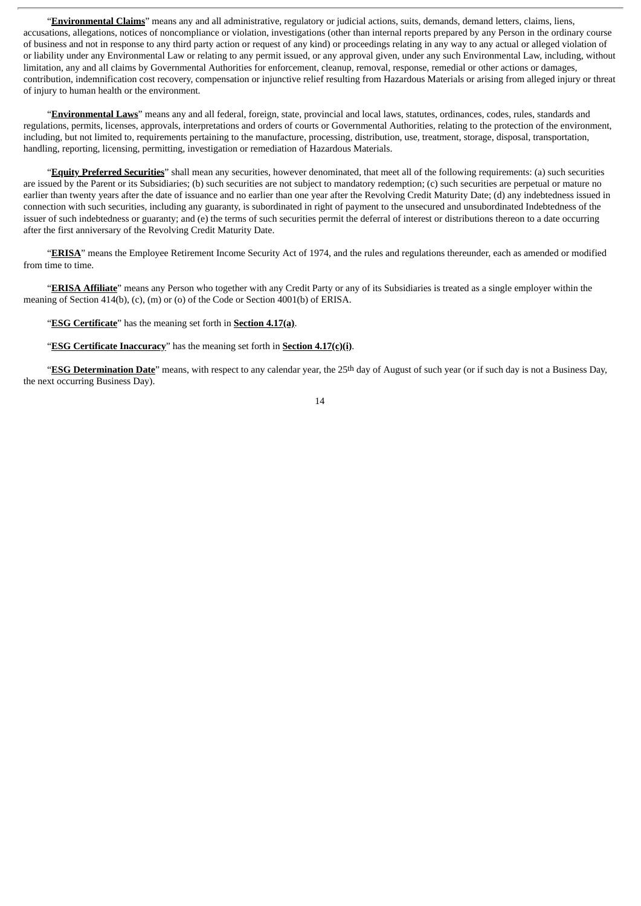"**Environmental Claims**" means any and all administrative, regulatory or judicial actions, suits, demands, demand letters, claims, liens, accusations, allegations, notices of noncompliance or violation, investigations (other than internal reports prepared by any Person in the ordinary course of business and not in response to any third party action or request of any kind) or proceedings relating in any way to any actual or alleged violation of or liability under any Environmental Law or relating to any permit issued, or any approval given, under any such Environmental Law, including, without limitation, any and all claims by Governmental Authorities for enforcement, cleanup, removal, response, remedial or other actions or damages, contribution, indemnification cost recovery, compensation or injunctive relief resulting from Hazardous Materials or arising from alleged injury or threat of injury to human health or the environment.

"**Environmental Laws**" means any and all federal, foreign, state, provincial and local laws, statutes, ordinances, codes, rules, standards and regulations, permits, licenses, approvals, interpretations and orders of courts or Governmental Authorities, relating to the protection of the environment, including, but not limited to, requirements pertaining to the manufacture, processing, distribution, use, treatment, storage, disposal, transportation, handling, reporting, licensing, permitting, investigation or remediation of Hazardous Materials.

"**Equity Preferred Securities**" shall mean any securities, however denominated, that meet all of the following requirements: (a) such securities are issued by the Parent or its Subsidiaries; (b) such securities are not subject to mandatory redemption; (c) such securities are perpetual or mature no earlier than twenty years after the date of issuance and no earlier than one year after the Revolving Credit Maturity Date; (d) any indebtedness issued in connection with such securities, including any guaranty, is subordinated in right of payment to the unsecured and unsubordinated Indebtedness of the issuer of such indebtedness or guaranty; and (e) the terms of such securities permit the deferral of interest or distributions thereon to a date occurring after the first anniversary of the Revolving Credit Maturity Date.

"**ERISA**" means the Employee Retirement Income Security Act of 1974, and the rules and regulations thereunder, each as amended or modified from time to time.

"**ERISA Affiliate**" means any Person who together with any Credit Party or any of its Subsidiaries is treated as a single employer within the meaning of Section 414(b), (c), (m) or (o) of the Code or Section 4001(b) of ERISA.

"**ESG Certificate**" has the meaning set forth in **Section 4.17(a)**.

"**ESG Certificate Inaccuracy**" has the meaning set forth in **Section 4.17(c)(i)**.

"**ESG Determination Date**" means, with respect to any calendar year, the 25th day of August of such year (or if such day is not a Business Day, the next occurring Business Day).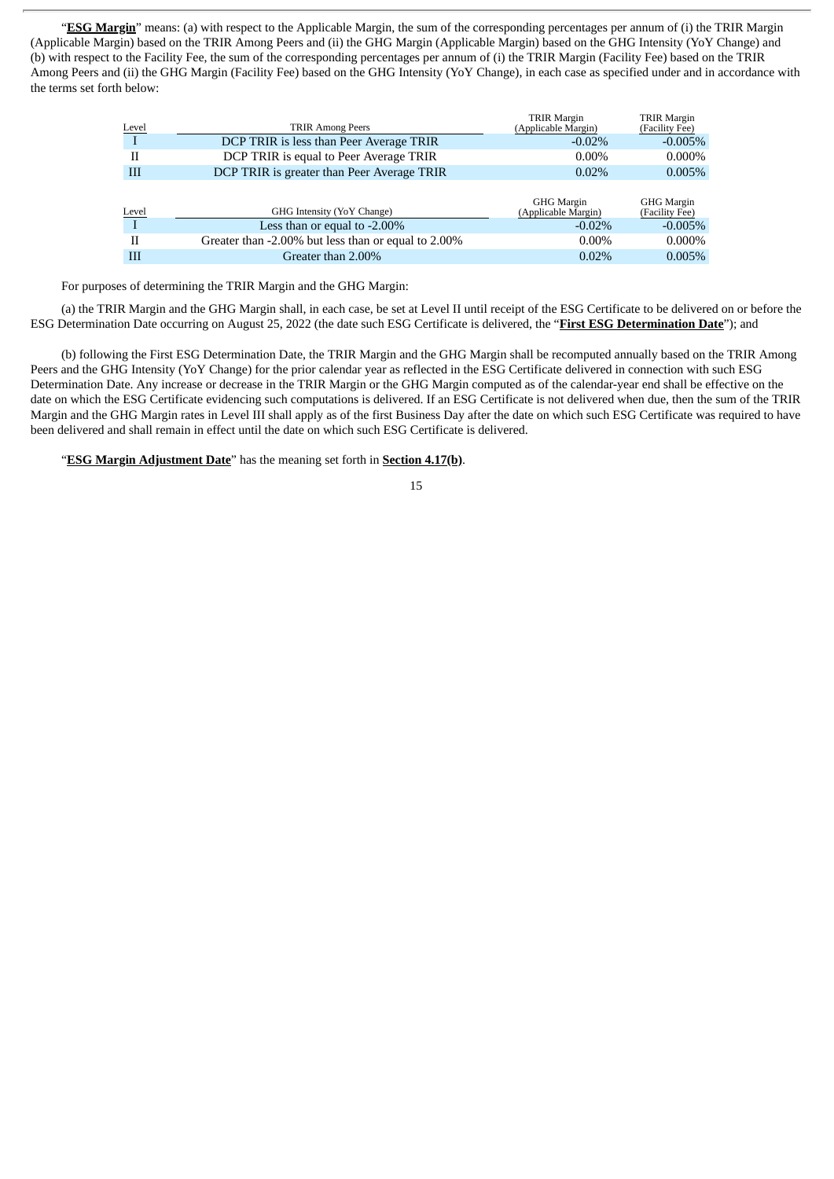"**ESG Margin**" means: (a) with respect to the Applicable Margin, the sum of the corresponding percentages per annum of (i) the TRIR Margin (Applicable Margin) based on the TRIR Among Peers and (ii) the GHG Margin (Applicable Margin) based on the GHG Intensity (YoY Change) and (b) with respect to the Facility Fee, the sum of the corresponding percentages per annum of (i) the TRIR Margin (Facility Fee) based on the TRIR Among Peers and (ii) the GHG Margin (Facility Fee) based on the GHG Intensity (YoY Change), in each case as specified under and in accordance with the terms set forth below:

| Level | TRIR Among Peers | TRIR Margin (Applicable Margin) | TRIR Margin (Facility Fee) |
|---|---|---|---|
| I | DCP TRIR is less than Peer Average TRIR | -0.02% | -0.005% |
| II | DCP TRIR is equal to Peer Average TRIR | 0.00% | 0.000% |
| III | DCP TRIR is greater than Peer Average TRIR | 0.02% | 0.005% |

| Level | GHG Intensity (YoY Change) | GHG Margin (Applicable Margin) | GHG Margin (Facility Fee) |
|---|---|---|---|
| I | Less than or equal to -2.00% | -0.02% | -0.005% |
| II | Greater than -2.00% but less than or equal to 2.00% | 0.00% | 0.000% |
| III | Greater than 2.00% | 0.02% | 0.005% |

For purposes of determining the TRIR Margin and the GHG Margin:

(a) the TRIR Margin and the GHG Margin shall, in each case, be set at Level II until receipt of the ESG Certificate to be delivered on or before the ESG Determination Date occurring on August 25, 2022 (the date such ESG Certificate is delivered, the "**First ESG Determination Date**"); and

(b) following the First ESG Determination Date, the TRIR Margin and the GHG Margin shall be recomputed annually based on the TRIR Among Peers and the GHG Intensity (YoY Change) for the prior calendar year as reflected in the ESG Certificate delivered in connection with such ESG Determination Date. Any increase or decrease in the TRIR Margin or the GHG Margin computed as of the calendar-year end shall be effective on the date on which the ESG Certificate evidencing such computations is delivered. If an ESG Certificate is not delivered when due, then the sum of the TRIR Margin and the GHG Margin rates in Level III shall apply as of the first Business Day after the date on which such ESG Certificate was required to have been delivered and shall remain in effect until the date on which such ESG Certificate is delivered.

"**ESG Margin Adjustment Date**" has the meaning set forth in **Section 4.17(b)**.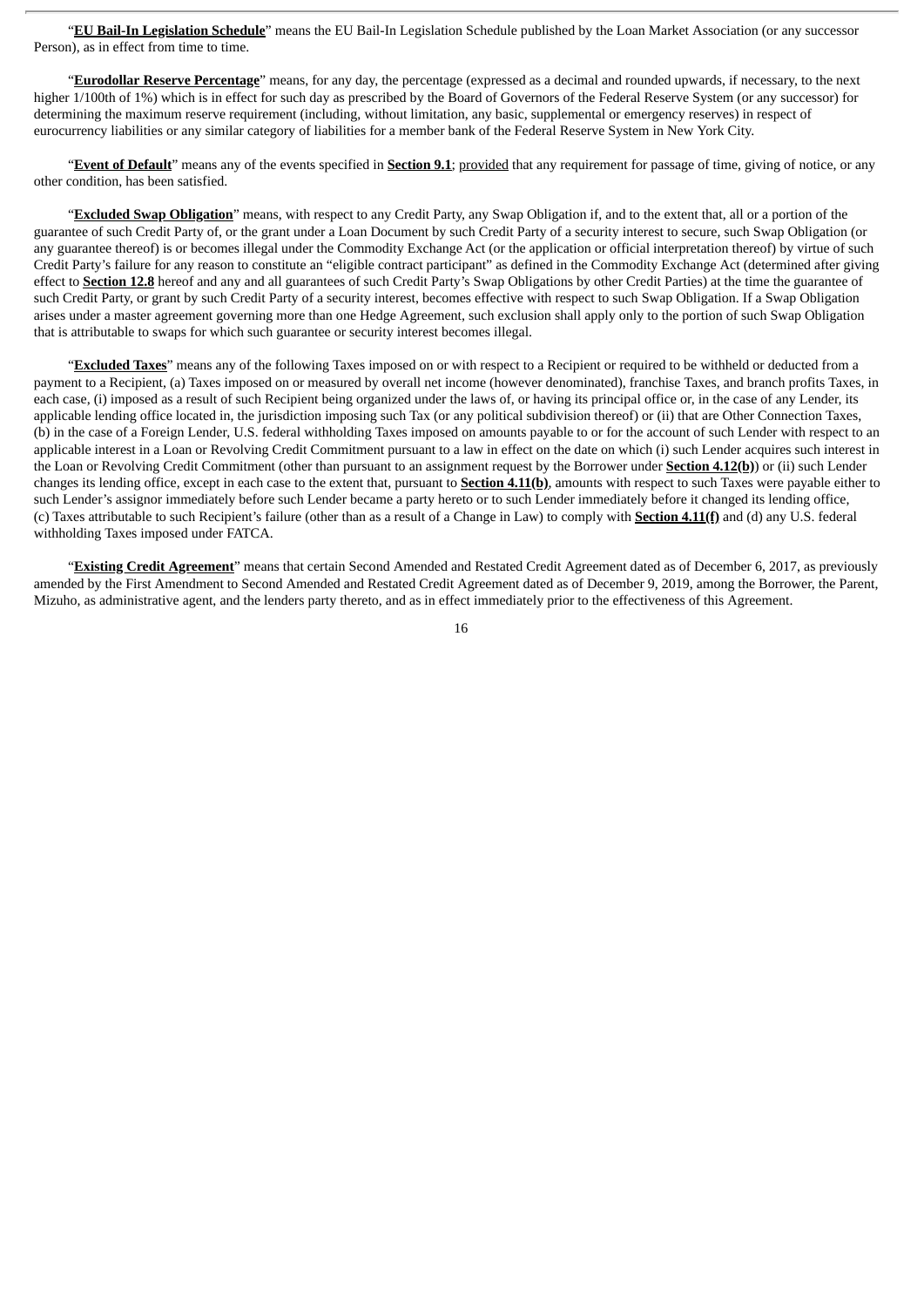"**EU Bail-In Legislation Schedule**" means the EU Bail-In Legislation Schedule published by the Loan Market Association (or any successor Person), as in effect from time to time.

"**Eurodollar Reserve Percentage**" means, for any day, the percentage (expressed as a decimal and rounded upwards, if necessary, to the next higher 1/100th of 1%) which is in effect for such day as prescribed by the Board of Governors of the Federal Reserve System (or any successor) for determining the maximum reserve requirement (including, without limitation, any basic, supplemental or emergency reserves) in respect of eurocurrency liabilities or any similar category of liabilities for a member bank of the Federal Reserve System in New York City.

"**Event of Default**" means any of the events specified in **Section 9.1**; provided that any requirement for passage of time, giving of notice, or any other condition, has been satisfied.

"**Excluded Swap Obligation**" means, with respect to any Credit Party, any Swap Obligation if, and to the extent that, all or a portion of the guarantee of such Credit Party of, or the grant under a Loan Document by such Credit Party of a security interest to secure, such Swap Obligation (or any guarantee thereof) is or becomes illegal under the Commodity Exchange Act (or the application or official interpretation thereof) by virtue of such Credit Party's failure for any reason to constitute an "eligible contract participant" as defined in the Commodity Exchange Act (determined after giving effect to **Section 12.8** hereof and any and all guarantees of such Credit Party's Swap Obligations by other Credit Parties) at the time the guarantee of such Credit Party, or grant by such Credit Party of a security interest, becomes effective with respect to such Swap Obligation. If a Swap Obligation arises under a master agreement governing more than one Hedge Agreement, such exclusion shall apply only to the portion of such Swap Obligation that is attributable to swaps for which such guarantee or security interest becomes illegal.

"**Excluded Taxes**" means any of the following Taxes imposed on or with respect to a Recipient or required to be withheld or deducted from a payment to a Recipient, (a) Taxes imposed on or measured by overall net income (however denominated), franchise Taxes, and branch profits Taxes, in each case, (i) imposed as a result of such Recipient being organized under the laws of, or having its principal office or, in the case of any Lender, its applicable lending office located in, the jurisdiction imposing such Tax (or any political subdivision thereof) or (ii) that are Other Connection Taxes, (b) in the case of a Foreign Lender, U.S. federal withholding Taxes imposed on amounts payable to or for the account of such Lender with respect to an applicable interest in a Loan or Revolving Credit Commitment pursuant to a law in effect on the date on which (i) such Lender acquires such interest in the Loan or Revolving Credit Commitment (other than pursuant to an assignment request by the Borrower under **Section 4.12(b)**) or (ii) such Lender changes its lending office, except in each case to the extent that, pursuant to **Section 4.11(b)**, amounts with respect to such Taxes were payable either to such Lender's assignor immediately before such Lender became a party hereto or to such Lender immediately before it changed its lending office, (c) Taxes attributable to such Recipient's failure (other than as a result of a Change in Law) to comply with **Section 4.11(f)** and (d) any U.S. federal withholding Taxes imposed under FATCA.

"**Existing Credit Agreement**" means that certain Second Amended and Restated Credit Agreement dated as of December 6, 2017, as previously amended by the First Amendment to Second Amended and Restated Credit Agreement dated as of December 9, 2019, among the Borrower, the Parent, Mizuho, as administrative agent, and the lenders party thereto, and as in effect immediately prior to the effectiveness of this Agreement.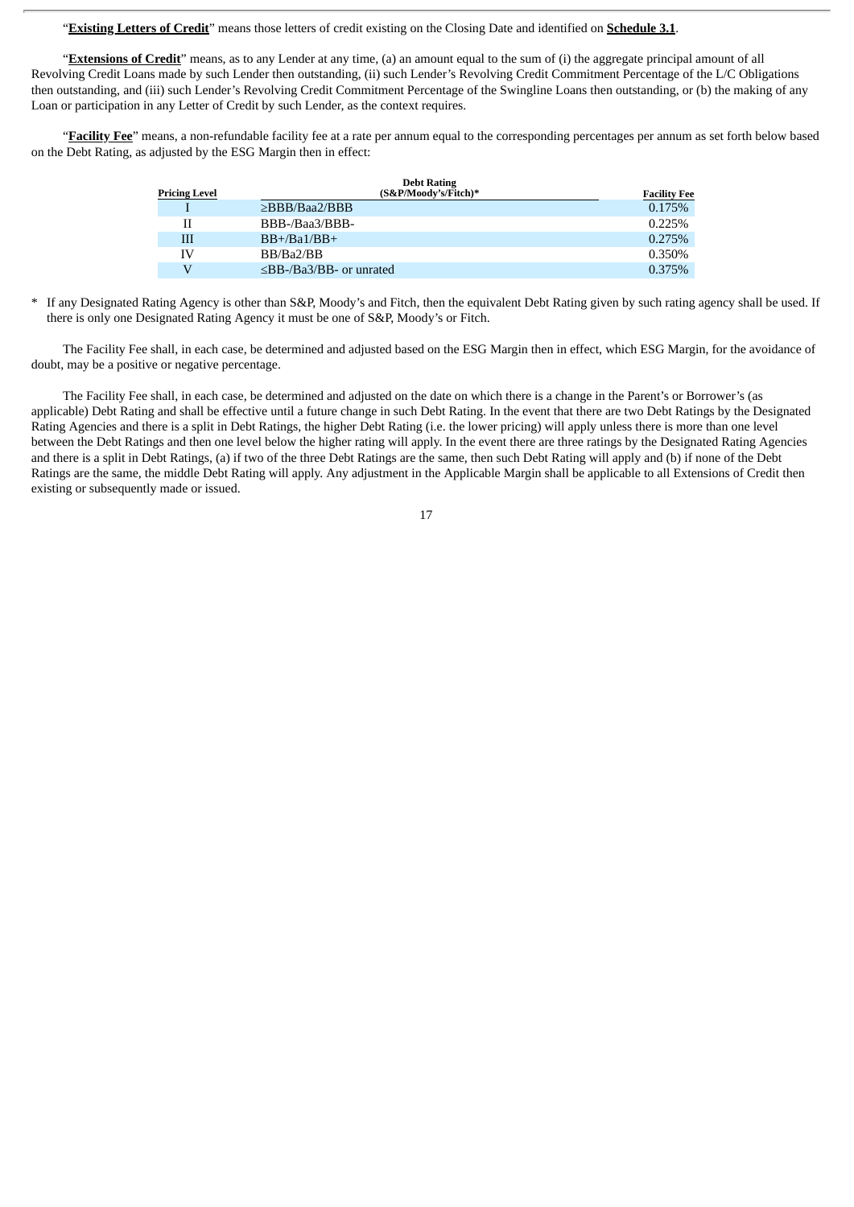"**Existing Letters of Credit**" means those letters of credit existing on the Closing Date and identified on **Schedule 3.1**.

"**Extensions of Credit**" means, as to any Lender at any time, (a) an amount equal to the sum of (i) the aggregate principal amount of all Revolving Credit Loans made by such Lender then outstanding, (ii) such Lender's Revolving Credit Commitment Percentage of the L/C Obligations then outstanding, and (iii) such Lender's Revolving Credit Commitment Percentage of the Swingline Loans then outstanding, or (b) the making of any Loan or participation in any Letter of Credit by such Lender, as the context requires.

"**Facility Fee**" means, a non-refundable facility fee at a rate per annum equal to the corresponding percentages per annum as set forth below based on the Debt Rating, as adjusted by the ESG Margin then in effect:

| Pricing Level | Debt Rating (S&P/Moody's/Fitch)* | Facility Fee |
|---|---|---|
| I | ≥BBB/Baa2/BBB | 0.175% |
| II | BBB-/Baa3/BBB- | 0.225% |
| III | BB+/Ba1/BB+ | 0.275% |
| IV | BB/Ba2/BB | 0.350% |
| V | ≤BB-/Ba3/BB- or unrated | 0.375% |

\* If any Designated Rating Agency is other than S&P, Moody's and Fitch, then the equivalent Debt Rating given by such rating agency shall be used. If there is only one Designated Rating Agency it must be one of S&P, Moody's or Fitch.

The Facility Fee shall, in each case, be determined and adjusted based on the ESG Margin then in effect, which ESG Margin, for the avoidance of doubt, may be a positive or negative percentage.

The Facility Fee shall, in each case, be determined and adjusted on the date on which there is a change in the Parent's or Borrower's (as applicable) Debt Rating and shall be effective until a future change in such Debt Rating. In the event that there are two Debt Ratings by the Designated Rating Agencies and there is a split in Debt Ratings, the higher Debt Rating (i.e. the lower pricing) will apply unless there is more than one level between the Debt Ratings and then one level below the higher rating will apply. In the event there are three ratings by the Designated Rating Agencies and there is a split in Debt Ratings, (a) if two of the three Debt Ratings are the same, then such Debt Rating will apply and (b) if none of the Debt Ratings are the same, the middle Debt Rating will apply. Any adjustment in the Applicable Margin shall be applicable to all Extensions of Credit then existing or subsequently made or issued.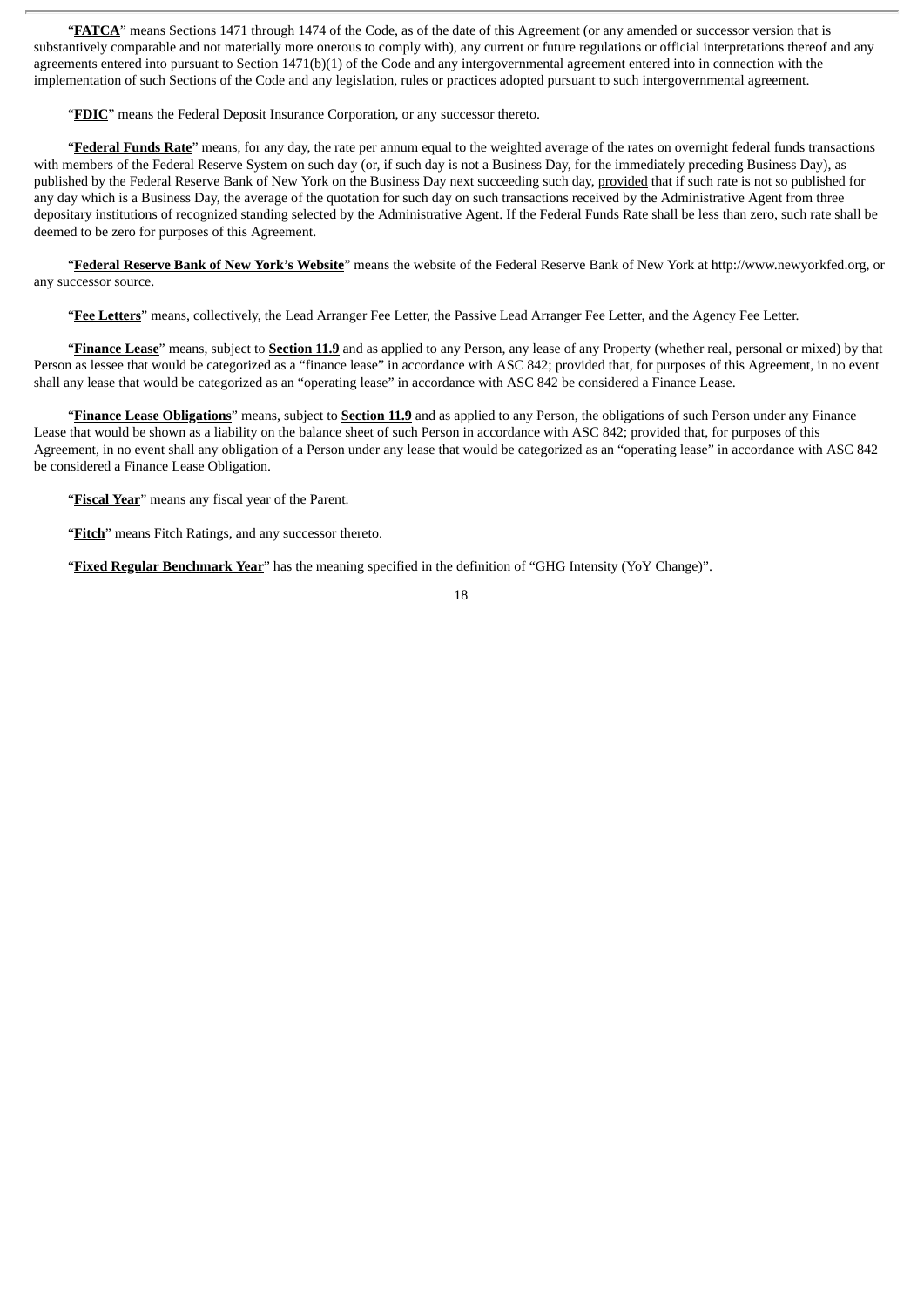"**FATCA**" means Sections 1471 through 1474 of the Code, as of the date of this Agreement (or any amended or successor version that is substantively comparable and not materially more onerous to comply with), any current or future regulations or official interpretations thereof and any agreements entered into pursuant to Section 1471(b)(1) of the Code and any intergovernmental agreement entered into in connection with the implementation of such Sections of the Code and any legislation, rules or practices adopted pursuant to such intergovernmental agreement.

"**FDIC**" means the Federal Deposit Insurance Corporation, or any successor thereto.

"**Federal Funds Rate**" means, for any day, the rate per annum equal to the weighted average of the rates on overnight federal funds transactions with members of the Federal Reserve System on such day (or, if such day is not a Business Day, for the immediately preceding Business Day), as published by the Federal Reserve Bank of New York on the Business Day next succeeding such day, provided that if such rate is not so published for any day which is a Business Day, the average of the quotation for such day on such transactions received by the Administrative Agent from three depositary institutions of recognized standing selected by the Administrative Agent. If the Federal Funds Rate shall be less than zero, such rate shall be deemed to be zero for purposes of this Agreement.

"**Federal Reserve Bank of New York's Website**" means the website of the Federal Reserve Bank of New York at http://www.newyorkfed.org, or any successor source.

"**Fee Letters**" means, collectively, the Lead Arranger Fee Letter, the Passive Lead Arranger Fee Letter, and the Agency Fee Letter.

"**Finance Lease**" means, subject to **Section 11.9** and as applied to any Person, any lease of any Property (whether real, personal or mixed) by that Person as lessee that would be categorized as a "finance lease" in accordance with ASC 842; provided that, for purposes of this Agreement, in no event shall any lease that would be categorized as an "operating lease" in accordance with ASC 842 be considered a Finance Lease.

"**Finance Lease Obligations**" means, subject to **Section 11.9** and as applied to any Person, the obligations of such Person under any Finance Lease that would be shown as a liability on the balance sheet of such Person in accordance with ASC 842; provided that, for purposes of this Agreement, in no event shall any obligation of a Person under any lease that would be categorized as an "operating lease" in accordance with ASC 842 be considered a Finance Lease Obligation.

"**Fiscal Year**" means any fiscal year of the Parent.

"**Fitch**" means Fitch Ratings, and any successor thereto.

"**Fixed Regular Benchmark Year**" has the meaning specified in the definition of "GHG Intensity (YoY Change)".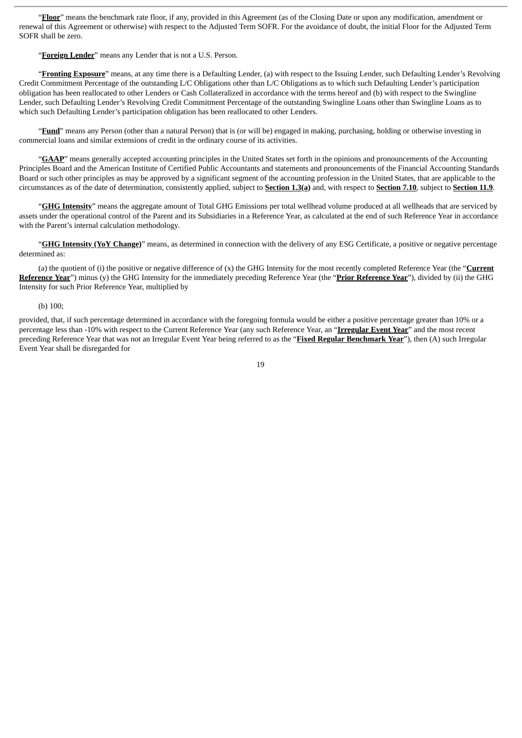"**Floor**" means the benchmark rate floor, if any, provided in this Agreement (as of the Closing Date or upon any modification, amendment or renewal of this Agreement or otherwise) with respect to the Adjusted Term SOFR. For the avoidance of doubt, the initial Floor for the Adjusted Term SOFR shall be zero.

"**Foreign Lender**" means any Lender that is not a U.S. Person.

"**Fronting Exposure**" means, at any time there is a Defaulting Lender, (a) with respect to the Issuing Lender, such Defaulting Lender's Revolving Credit Commitment Percentage of the outstanding L/C Obligations other than L/C Obligations as to which such Defaulting Lender's participation obligation has been reallocated to other Lenders or Cash Collateralized in accordance with the terms hereof and (b) with respect to the Swingline Lender, such Defaulting Lender's Revolving Credit Commitment Percentage of the outstanding Swingline Loans other than Swingline Loans as to which such Defaulting Lender's participation obligation has been reallocated to other Lenders.

"**Fund**" means any Person (other than a natural Person) that is (or will be) engaged in making, purchasing, holding or otherwise investing in commercial loans and similar extensions of credit in the ordinary course of its activities.

"**GAAP**" means generally accepted accounting principles in the United States set forth in the opinions and pronouncements of the Accounting Principles Board and the American Institute of Certified Public Accountants and statements and pronouncements of the Financial Accounting Standards Board or such other principles as may be approved by a significant segment of the accounting profession in the United States, that are applicable to the circumstances as of the date of determination, consistently applied, subject to **Section 1.3(a)** and, with respect to **Section 7.10**, subject to **Section 11.9**.

"**GHG Intensity**" means the aggregate amount of Total GHG Emissions per total wellhead volume produced at all wellheads that are serviced by assets under the operational control of the Parent and its Subsidiaries in a Reference Year, as calculated at the end of such Reference Year in accordance with the Parent's internal calculation methodology.

"**GHG Intensity (YoY Change)**" means, as determined in connection with the delivery of any ESG Certificate, a positive or negative percentage determined as:

(a) the quotient of (i) the positive or negative difference of (x) the GHG Intensity for the most recently completed Reference Year (the "**Current Reference Year**") minus (y) the GHG Intensity for the immediately preceding Reference Year (the "**Prior Reference Year**"), divided by (ii) the GHG Intensity for such Prior Reference Year, multiplied by

(b) 100;

provided, that, if such percentage determined in accordance with the foregoing formula would be either a positive percentage greater than 10% or a percentage less than -10% with respect to the Current Reference Year (any such Reference Year, an "**Irregular Event Year**" and the most recent preceding Reference Year that was not an Irregular Event Year being referred to as the "**Fixed Regular Benchmark Year**"), then (A) such Irregular Event Year shall be disregarded for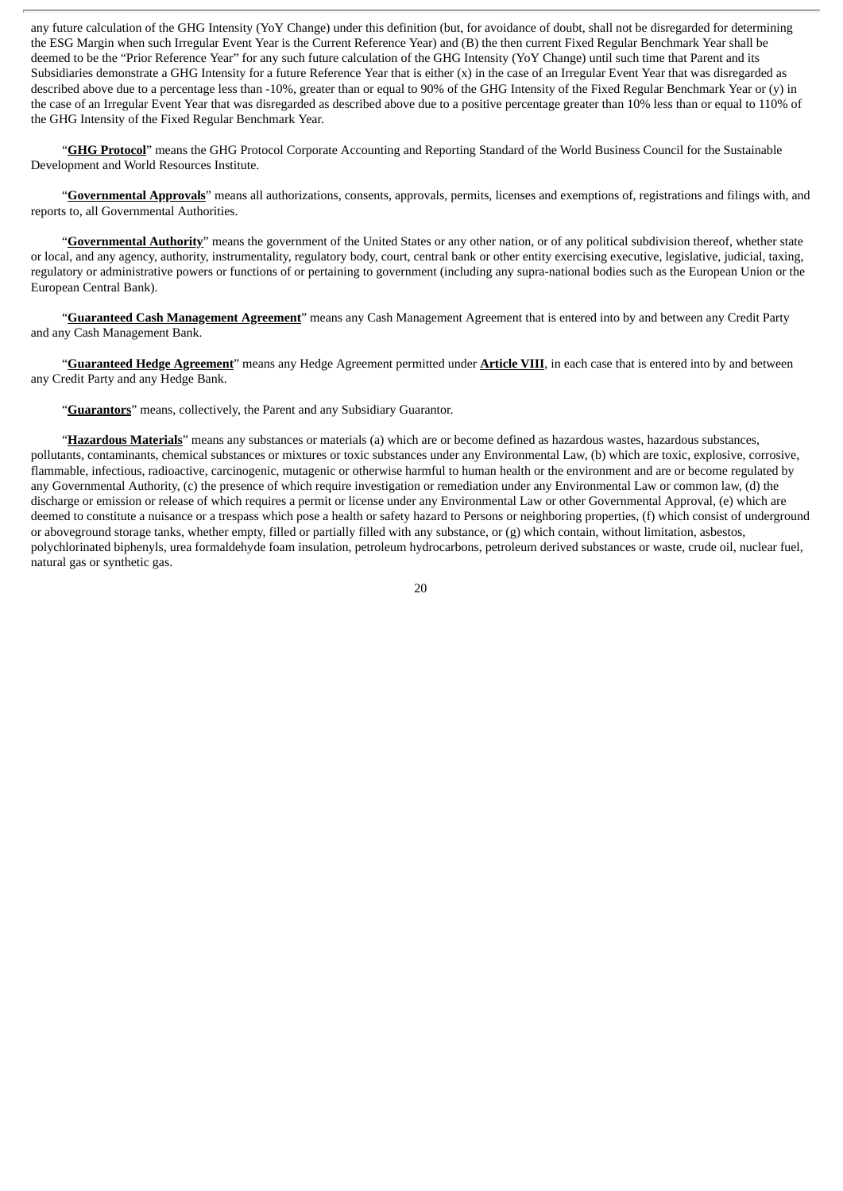any future calculation of the GHG Intensity (YoY Change) under this definition (but, for avoidance of doubt, shall not be disregarded for determining the ESG Margin when such Irregular Event Year is the Current Reference Year) and (B) the then current Fixed Regular Benchmark Year shall be deemed to be the "Prior Reference Year" for any such future calculation of the GHG Intensity (YoY Change) until such time that Parent and its Subsidiaries demonstrate a GHG Intensity for a future Reference Year that is either (x) in the case of an Irregular Event Year that was disregarded as described above due to a percentage less than -10%, greater than or equal to 90% of the GHG Intensity of the Fixed Regular Benchmark Year or (y) in the case of an Irregular Event Year that was disregarded as described above due to a positive percentage greater than 10% less than or equal to 110% of the GHG Intensity of the Fixed Regular Benchmark Year.

"**GHG Protocol**" means the GHG Protocol Corporate Accounting and Reporting Standard of the World Business Council for the Sustainable Development and World Resources Institute.

"**Governmental Approvals**" means all authorizations, consents, approvals, permits, licenses and exemptions of, registrations and filings with, and reports to, all Governmental Authorities.

"**Governmental Authority**" means the government of the United States or any other nation, or of any political subdivision thereof, whether state or local, and any agency, authority, instrumentality, regulatory body, court, central bank or other entity exercising executive, legislative, judicial, taxing, regulatory or administrative powers or functions of or pertaining to government (including any supra-national bodies such as the European Union or the European Central Bank).

"**Guaranteed Cash Management Agreement**" means any Cash Management Agreement that is entered into by and between any Credit Party and any Cash Management Bank.

"**Guaranteed Hedge Agreement**" means any Hedge Agreement permitted under **Article VIII**, in each case that is entered into by and between any Credit Party and any Hedge Bank.

"**Guarantors**" means, collectively, the Parent and any Subsidiary Guarantor.

"**Hazardous Materials**" means any substances or materials (a) which are or become defined as hazardous wastes, hazardous substances, pollutants, contaminants, chemical substances or mixtures or toxic substances under any Environmental Law, (b) which are toxic, explosive, corrosive, flammable, infectious, radioactive, carcinogenic, mutagenic or otherwise harmful to human health or the environment and are or become regulated by any Governmental Authority, (c) the presence of which require investigation or remediation under any Environmental Law or common law, (d) the discharge or emission or release of which requires a permit or license under any Environmental Law or other Governmental Approval, (e) which are deemed to constitute a nuisance or a trespass which pose a health or safety hazard to Persons or neighboring properties, (f) which consist of underground or aboveground storage tanks, whether empty, filled or partially filled with any substance, or (g) which contain, without limitation, asbestos, polychlorinated biphenyls, urea formaldehyde foam insulation, petroleum hydrocarbons, petroleum derived substances or waste, crude oil, nuclear fuel, natural gas or synthetic gas.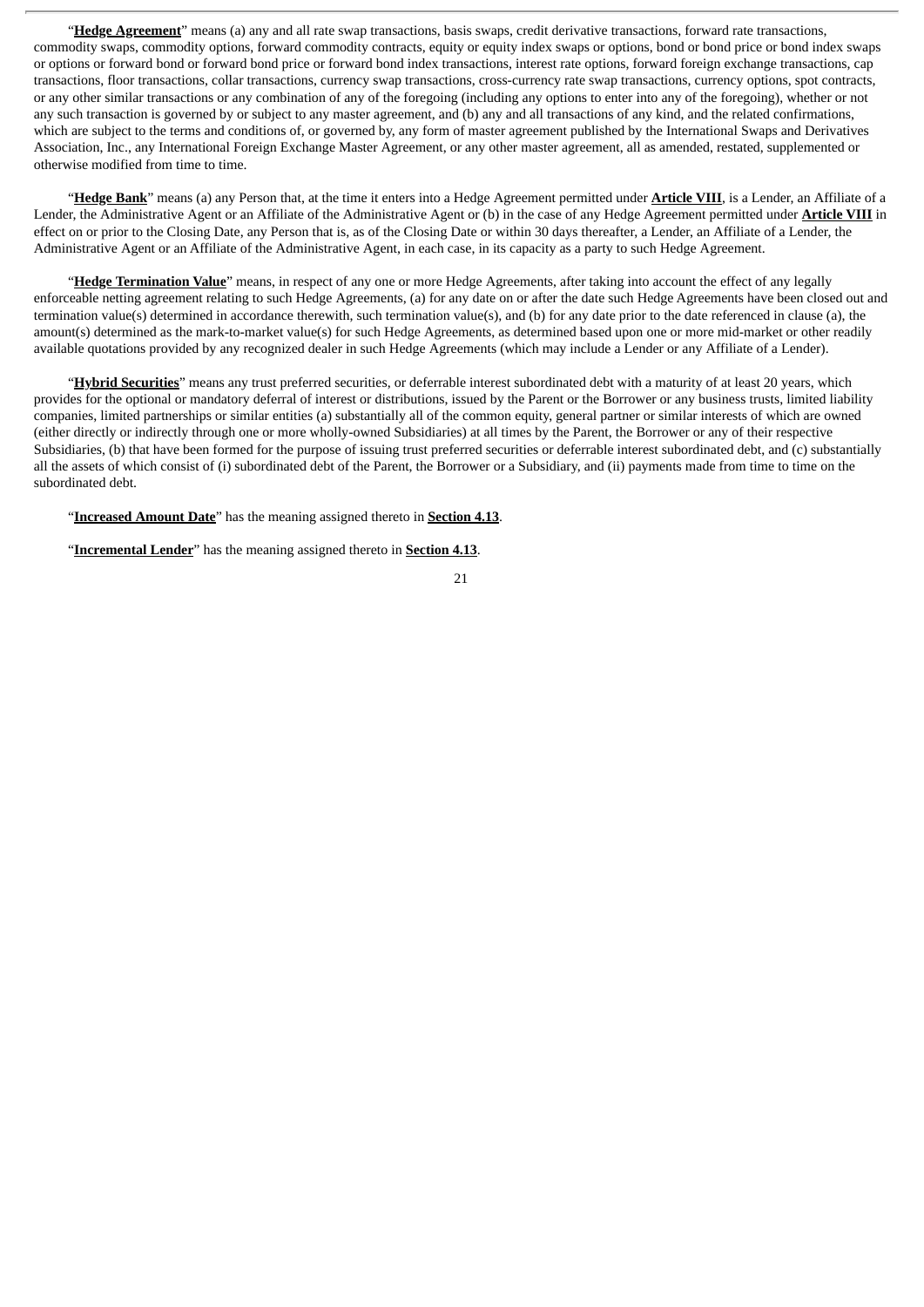"**<u>Hedge Agreement</u>**" means (a) any and all rate swap transactions, basis swaps, credit derivative transactions, forward rate transactions, commodity swaps, commodity options, forward commodity contracts, equity or equity index swaps or options, bond or bond price or bond index swaps or options or forward bond or forward bond price or forward bond index transactions, interest rate options, forward foreign exchange transactions, cap transactions, floor transactions, collar transactions, currency swap transactions, cross-currency rate swap transactions, currency options, spot contracts, or any other similar transactions or any combination of any of the foregoing (including any options to enter into any of the foregoing), whether or not any such transaction is governed by or subject to any master agreement, and (b) any and all transactions of any kind, and the related confirmations, which are subject to the terms and conditions of, or governed by, any form of master agreement published by the International Swaps and Derivatives Association, Inc., any International Foreign Exchange Master Agreement, or any other master agreement, all as amended, restated, supplemented or otherwise modified from time to time.

"**<u>Hedge Bank</u>**" means (a) any Person that, at the time it enters into a Hedge Agreement permitted under **<u>Article VIII</u>**, is a Lender, an Affiliate of a Lender, the Administrative Agent or an Affiliate of the Administrative Agent or (b) in the case of any Hedge Agreement permitted under **<u>Article VIII</u>** in effect on or prior to the Closing Date, any Person that is, as of the Closing Date or within 30 days thereafter, a Lender, an Affiliate of a Lender, the Administrative Agent or an Affiliate of the Administrative Agent, in each case, in its capacity as a party to such Hedge Agreement.

"**<u>Hedge Termination Value</u>**" means, in respect of any one or more Hedge Agreements, after taking into account the effect of any legally enforceable netting agreement relating to such Hedge Agreements, (a) for any date on or after the date such Hedge Agreements have been closed out and termination value(s) determined in accordance therewith, such termination value(s), and (b) for any date prior to the date referenced in clause (a), the amount(s) determined as the mark-to-market value(s) for such Hedge Agreements, as determined based upon one or more mid-market or other readily available quotations provided by any recognized dealer in such Hedge Agreements (which may include a Lender or any Affiliate of a Lender).

"**<u>Hybrid Securities</u>**" means any trust preferred securities, or deferrable interest subordinated debt with a maturity of at least 20 years, which provides for the optional or mandatory deferral of interest or distributions, issued by the Parent or the Borrower or any business trusts, limited liability companies, limited partnerships or similar entities (a) substantially all of the common equity, general partner or similar interests of which are owned (either directly or indirectly through one or more wholly-owned Subsidiaries) at all times by the Parent, the Borrower or any of their respective Subsidiaries, (b) that have been formed for the purpose of issuing trust preferred securities or deferrable interest subordinated debt, and (c) substantially all the assets of which consist of (i) subordinated debt of the Parent, the Borrower or a Subsidiary, and (ii) payments made from time to time on the subordinated debt.

"**<u>Increased Amount Date</u>**" has the meaning assigned thereto in **<u>Section 4.13</u>**.

"**<u>Incremental Lender</u>**" has the meaning assigned thereto in **<u>Section 4.13</u>**.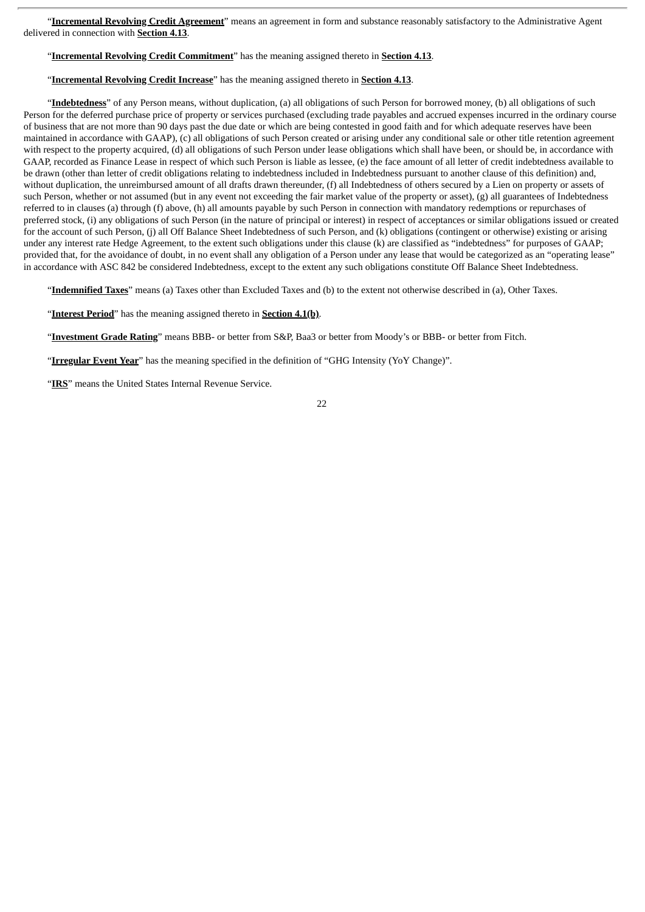"**Incremental Revolving Credit Agreement**" means an agreement in form and substance reasonably satisfactory to the Administrative Agent delivered in connection with **Section 4.13**.

"**Incremental Revolving Credit Commitment**" has the meaning assigned thereto in **Section 4.13**.

"**Incremental Revolving Credit Increase**" has the meaning assigned thereto in **Section 4.13**.

"**Indebtedness**" of any Person means, without duplication, (a) all obligations of such Person for borrowed money, (b) all obligations of such Person for the deferred purchase price of property or services purchased (excluding trade payables and accrued expenses incurred in the ordinary course of business that are not more than 90 days past the due date or which are being contested in good faith and for which adequate reserves have been maintained in accordance with GAAP), (c) all obligations of such Person created or arising under any conditional sale or other title retention agreement with respect to the property acquired, (d) all obligations of such Person under lease obligations which shall have been, or should be, in accordance with GAAP, recorded as Finance Lease in respect of which such Person is liable as lessee, (e) the face amount of all letter of credit indebtedness available to be drawn (other than letter of credit obligations relating to indebtedness included in Indebtedness pursuant to another clause of this definition) and, without duplication, the unreimbursed amount of all drafts drawn thereunder, (f) all Indebtedness of others secured by a Lien on property or assets of such Person, whether or not assumed (but in any event not exceeding the fair market value of the property or asset), (g) all guarantees of Indebtedness referred to in clauses (a) through (f) above, (h) all amounts payable by such Person in connection with mandatory redemptions or repurchases of preferred stock, (i) any obligations of such Person (in the nature of principal or interest) in respect of acceptances or similar obligations issued or created for the account of such Person, (j) all Off Balance Sheet Indebtedness of such Person, and (k) obligations (contingent or otherwise) existing or arising under any interest rate Hedge Agreement, to the extent such obligations under this clause (k) are classified as "indebtedness" for purposes of GAAP; provided that, for the avoidance of doubt, in no event shall any obligation of a Person under any lease that would be categorized as an "operating lease" in accordance with ASC 842 be considered Indebtedness, except to the extent any such obligations constitute Off Balance Sheet Indebtedness.

"**Indemnified Taxes**" means (a) Taxes other than Excluded Taxes and (b) to the extent not otherwise described in (a), Other Taxes.

"**Interest Period**" has the meaning assigned thereto in **Section 4.1(b)**.

"**Investment Grade Rating**" means BBB- or better from S&P, Baa3 or better from Moody's or BBB- or better from Fitch.

"**Irregular Event Year**" has the meaning specified in the definition of "GHG Intensity (YoY Change)".

"**IRS**" means the United States Internal Revenue Service.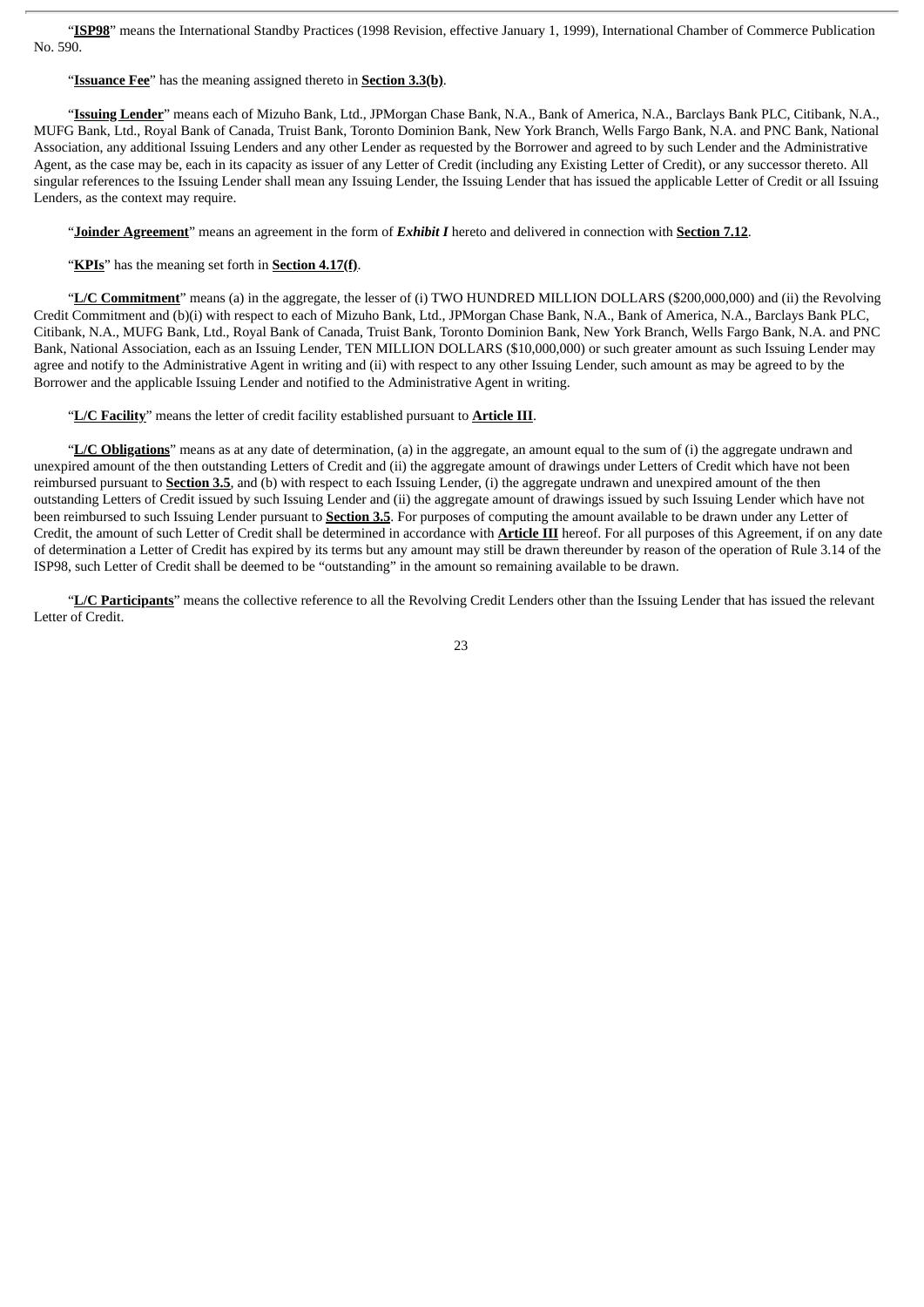"**ISP98**" means the International Standby Practices (1998 Revision, effective January 1, 1999), International Chamber of Commerce Publication No. 590.

"**Issuance Fee**" has the meaning assigned thereto in **Section 3.3(b)**.

"**Issuing Lender**" means each of Mizuho Bank, Ltd., JPMorgan Chase Bank, N.A., Bank of America, N.A., Barclays Bank PLC, Citibank, N.A., MUFG Bank, Ltd., Royal Bank of Canada, Truist Bank, Toronto Dominion Bank, New York Branch, Wells Fargo Bank, N.A. and PNC Bank, National Association, any additional Issuing Lenders and any other Lender as requested by the Borrower and agreed to by such Lender and the Administrative Agent, as the case may be, each in its capacity as issuer of any Letter of Credit (including any Existing Letter of Credit), or any successor thereto. All singular references to the Issuing Lender shall mean any Issuing Lender, the Issuing Lender that has issued the applicable Letter of Credit or all Issuing Lenders, as the context may require.

"**Joinder Agreement**" means an agreement in the form of ***Exhibit I*** hereto and delivered in connection with **Section 7.12**.

"**KPIs**" has the meaning set forth in **Section 4.17(f)**.

"**L/C Commitment**" means (a) in the aggregate, the lesser of (i) TWO HUNDRED MILLION DOLLARS ($200,000,000) and (ii) the Revolving Credit Commitment and (b)(i) with respect to each of Mizuho Bank, Ltd., JPMorgan Chase Bank, N.A., Bank of America, N.A., Barclays Bank PLC, Citibank, N.A., MUFG Bank, Ltd., Royal Bank of Canada, Truist Bank, Toronto Dominion Bank, New York Branch, Wells Fargo Bank, N.A. and PNC Bank, National Association, each as an Issuing Lender, TEN MILLION DOLLARS ($10,000,000) or such greater amount as such Issuing Lender may agree and notify to the Administrative Agent in writing and (ii) with respect to any other Issuing Lender, such amount as may be agreed to by the Borrower and the applicable Issuing Lender and notified to the Administrative Agent in writing.

"**L/C Facility**" means the letter of credit facility established pursuant to **Article III**.

"**L/C Obligations**" means as at any date of determination, (a) in the aggregate, an amount equal to the sum of (i) the aggregate undrawn and unexpired amount of the then outstanding Letters of Credit and (ii) the aggregate amount of drawings under Letters of Credit which have not been reimbursed pursuant to **Section 3.5**, and (b) with respect to each Issuing Lender, (i) the aggregate undrawn and unexpired amount of the then outstanding Letters of Credit issued by such Issuing Lender and (ii) the aggregate amount of drawings issued by such Issuing Lender which have not been reimbursed to such Issuing Lender pursuant to **Section 3.5**. For purposes of computing the amount available to be drawn under any Letter of Credit, the amount of such Letter of Credit shall be determined in accordance with **Article III** hereof. For all purposes of this Agreement, if on any date of determination a Letter of Credit has expired by its terms but any amount may still be drawn thereunder by reason of the operation of Rule 3.14 of the ISP98, such Letter of Credit shall be deemed to be "outstanding" in the amount so remaining available to be drawn.

"**L/C Participants**" means the collective reference to all the Revolving Credit Lenders other than the Issuing Lender that has issued the relevant Letter of Credit.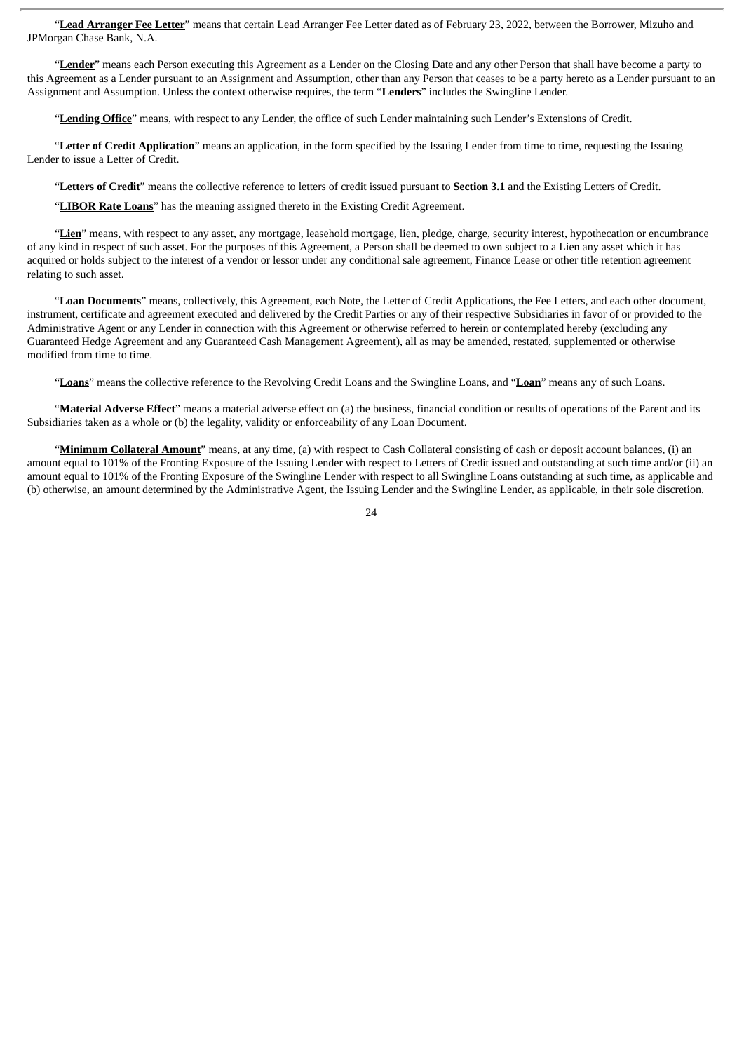"**Lead Arranger Fee Letter**" means that certain Lead Arranger Fee Letter dated as of February 23, 2022, between the Borrower, Mizuho and JPMorgan Chase Bank, N.A.

"**Lender**" means each Person executing this Agreement as a Lender on the Closing Date and any other Person that shall have become a party to this Agreement as a Lender pursuant to an Assignment and Assumption, other than any Person that ceases to be a party hereto as a Lender pursuant to an Assignment and Assumption. Unless the context otherwise requires, the term "**Lenders**" includes the Swingline Lender.

"**Lending Office**" means, with respect to any Lender, the office of such Lender maintaining such Lender's Extensions of Credit.

"**Letter of Credit Application**" means an application, in the form specified by the Issuing Lender from time to time, requesting the Issuing Lender to issue a Letter of Credit.

"**Letters of Credit**" means the collective reference to letters of credit issued pursuant to **Section 3.1** and the Existing Letters of Credit.

"**LIBOR Rate Loans**" has the meaning assigned thereto in the Existing Credit Agreement.

"**Lien**" means, with respect to any asset, any mortgage, leasehold mortgage, lien, pledge, charge, security interest, hypothecation or encumbrance of any kind in respect of such asset. For the purposes of this Agreement, a Person shall be deemed to own subject to a Lien any asset which it has acquired or holds subject to the interest of a vendor or lessor under any conditional sale agreement, Finance Lease or other title retention agreement relating to such asset.

"**Loan Documents**" means, collectively, this Agreement, each Note, the Letter of Credit Applications, the Fee Letters, and each other document, instrument, certificate and agreement executed and delivered by the Credit Parties or any of their respective Subsidiaries in favor of or provided to the Administrative Agent or any Lender in connection with this Agreement or otherwise referred to herein or contemplated hereby (excluding any Guaranteed Hedge Agreement and any Guaranteed Cash Management Agreement), all as may be amended, restated, supplemented or otherwise modified from time to time.

"**Loans**" means the collective reference to the Revolving Credit Loans and the Swingline Loans, and "**Loan**" means any of such Loans.

"**Material Adverse Effect**" means a material adverse effect on (a) the business, financial condition or results of operations of the Parent and its Subsidiaries taken as a whole or (b) the legality, validity or enforceability of any Loan Document.

"**Minimum Collateral Amount**" means, at any time, (a) with respect to Cash Collateral consisting of cash or deposit account balances, (i) an amount equal to 101% of the Fronting Exposure of the Issuing Lender with respect to Letters of Credit issued and outstanding at such time and/or (ii) an amount equal to 101% of the Fronting Exposure of the Swingline Lender with respect to all Swingline Loans outstanding at such time, as applicable and (b) otherwise, an amount determined by the Administrative Agent, the Issuing Lender and the Swingline Lender, as applicable, in their sole discretion.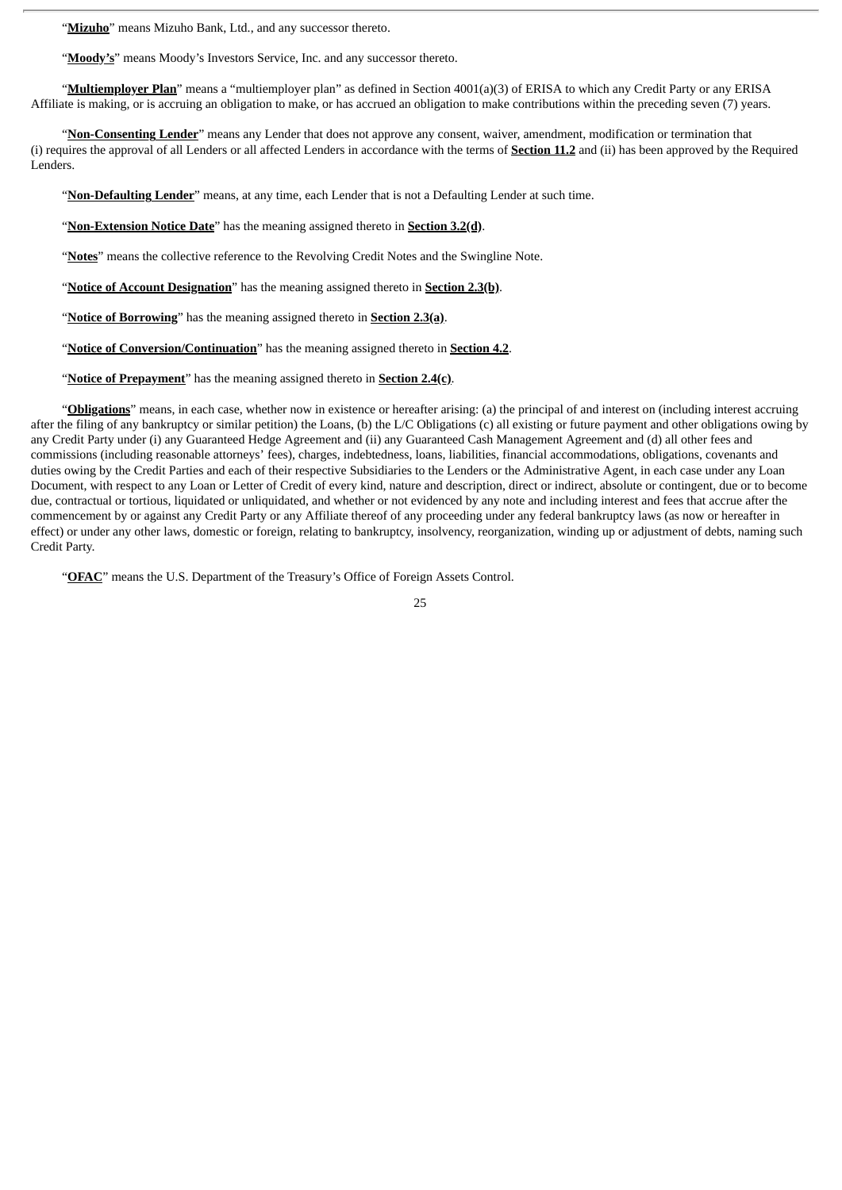"**Mizuho**" means Mizuho Bank, Ltd., and any successor thereto.

"**Moody's**" means Moody's Investors Service, Inc. and any successor thereto.

"**Multiemployer Plan**" means a "multiemployer plan" as defined in Section 4001(a)(3) of ERISA to which any Credit Party or any ERISA Affiliate is making, or is accruing an obligation to make, or has accrued an obligation to make contributions within the preceding seven (7) years.

"**Non-Consenting Lender**" means any Lender that does not approve any consent, waiver, amendment, modification or termination that (i) requires the approval of all Lenders or all affected Lenders in accordance with the terms of **Section 11.2** and (ii) has been approved by the Required Lenders.

"**Non-Defaulting Lender**" means, at any time, each Lender that is not a Defaulting Lender at such time.

"**Non-Extension Notice Date**" has the meaning assigned thereto in **Section 3.2(d)**.

"**Notes**" means the collective reference to the Revolving Credit Notes and the Swingline Note.

"**Notice of Account Designation**" has the meaning assigned thereto in **Section 2.3(b)**.

"**Notice of Borrowing**" has the meaning assigned thereto in **Section 2.3(a)**.

"**Notice of Conversion/Continuation**" has the meaning assigned thereto in **Section 4.2**.

"**Notice of Prepayment**" has the meaning assigned thereto in **Section 2.4(c)**.

"**Obligations**" means, in each case, whether now in existence or hereafter arising: (a) the principal of and interest on (including interest accruing after the filing of any bankruptcy or similar petition) the Loans, (b) the L/C Obligations (c) all existing or future payment and other obligations owing by any Credit Party under (i) any Guaranteed Hedge Agreement and (ii) any Guaranteed Cash Management Agreement and (d) all other fees and commissions (including reasonable attorneys' fees), charges, indebtedness, loans, liabilities, financial accommodations, obligations, covenants and duties owing by the Credit Parties and each of their respective Subsidiaries to the Lenders or the Administrative Agent, in each case under any Loan Document, with respect to any Loan or Letter of Credit of every kind, nature and description, direct or indirect, absolute or contingent, due or to become due, contractual or tortious, liquidated or unliquidated, and whether or not evidenced by any note and including interest and fees that accrue after the commencement by or against any Credit Party or any Affiliate thereof of any proceeding under any federal bankruptcy laws (as now or hereafter in effect) or under any other laws, domestic or foreign, relating to bankruptcy, insolvency, reorganization, winding up or adjustment of debts, naming such Credit Party.

"**OFAC**" means the U.S. Department of the Treasury's Office of Foreign Assets Control.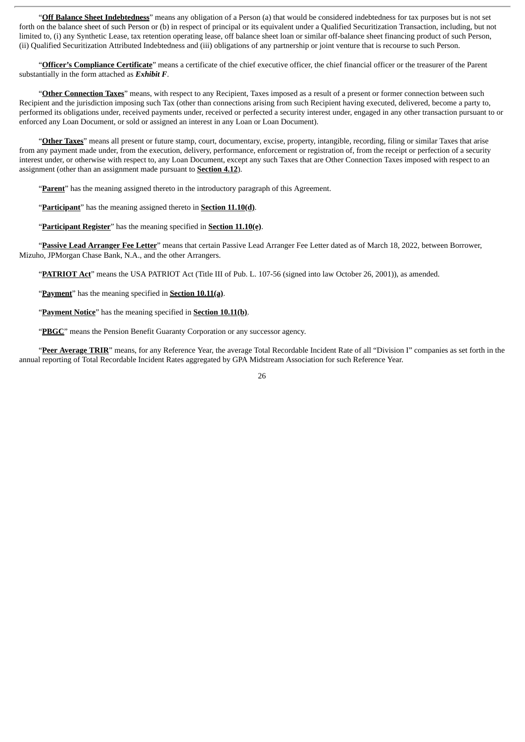"**Off Balance Sheet Indebtedness**" means any obligation of a Person (a) that would be considered indebtedness for tax purposes but is not set forth on the balance sheet of such Person or (b) in respect of principal or its equivalent under a Qualified Securitization Transaction, including, but not limited to, (i) any Synthetic Lease, tax retention operating lease, off balance sheet loan or similar off-balance sheet financing product of such Person, (ii) Qualified Securitization Attributed Indebtedness and (iii) obligations of any partnership or joint venture that is recourse to such Person.

"**Officer's Compliance Certificate**" means a certificate of the chief executive officer, the chief financial officer or the treasurer of the Parent substantially in the form attached as ***Exhibit F***.

"**Other Connection Taxes**" means, with respect to any Recipient, Taxes imposed as a result of a present or former connection between such Recipient and the jurisdiction imposing such Tax (other than connections arising from such Recipient having executed, delivered, become a party to, performed its obligations under, received payments under, received or perfected a security interest under, engaged in any other transaction pursuant to or enforced any Loan Document, or sold or assigned an interest in any Loan or Loan Document).

"**Other Taxes**" means all present or future stamp, court, documentary, excise, property, intangible, recording, filing or similar Taxes that arise from any payment made under, from the execution, delivery, performance, enforcement or registration of, from the receipt or perfection of a security interest under, or otherwise with respect to, any Loan Document, except any such Taxes that are Other Connection Taxes imposed with respect to an assignment (other than an assignment made pursuant to **Section 4.12**).

"**Parent**" has the meaning assigned thereto in the introductory paragraph of this Agreement.

"**Participant**" has the meaning assigned thereto in **Section 11.10(d)**.

"**Participant Register**" has the meaning specified in **Section 11.10(e)**.

"**Passive Lead Arranger Fee Letter**" means that certain Passive Lead Arranger Fee Letter dated as of March 18, 2022, between Borrower, Mizuho, JPMorgan Chase Bank, N.A., and the other Arrangers.

"**PATRIOT Act**" means the USA PATRIOT Act (Title III of Pub. L. 107-56 (signed into law October 26, 2001)), as amended.

"**Payment**" has the meaning specified in **Section 10.11(a)**.

"**Payment Notice**" has the meaning specified in **Section 10.11(b)**.

"**PBGC**" means the Pension Benefit Guaranty Corporation or any successor agency.

"**Peer Average TRIR**" means, for any Reference Year, the average Total Recordable Incident Rate of all "Division I" companies as set forth in the annual reporting of Total Recordable Incident Rates aggregated by GPA Midstream Association for such Reference Year.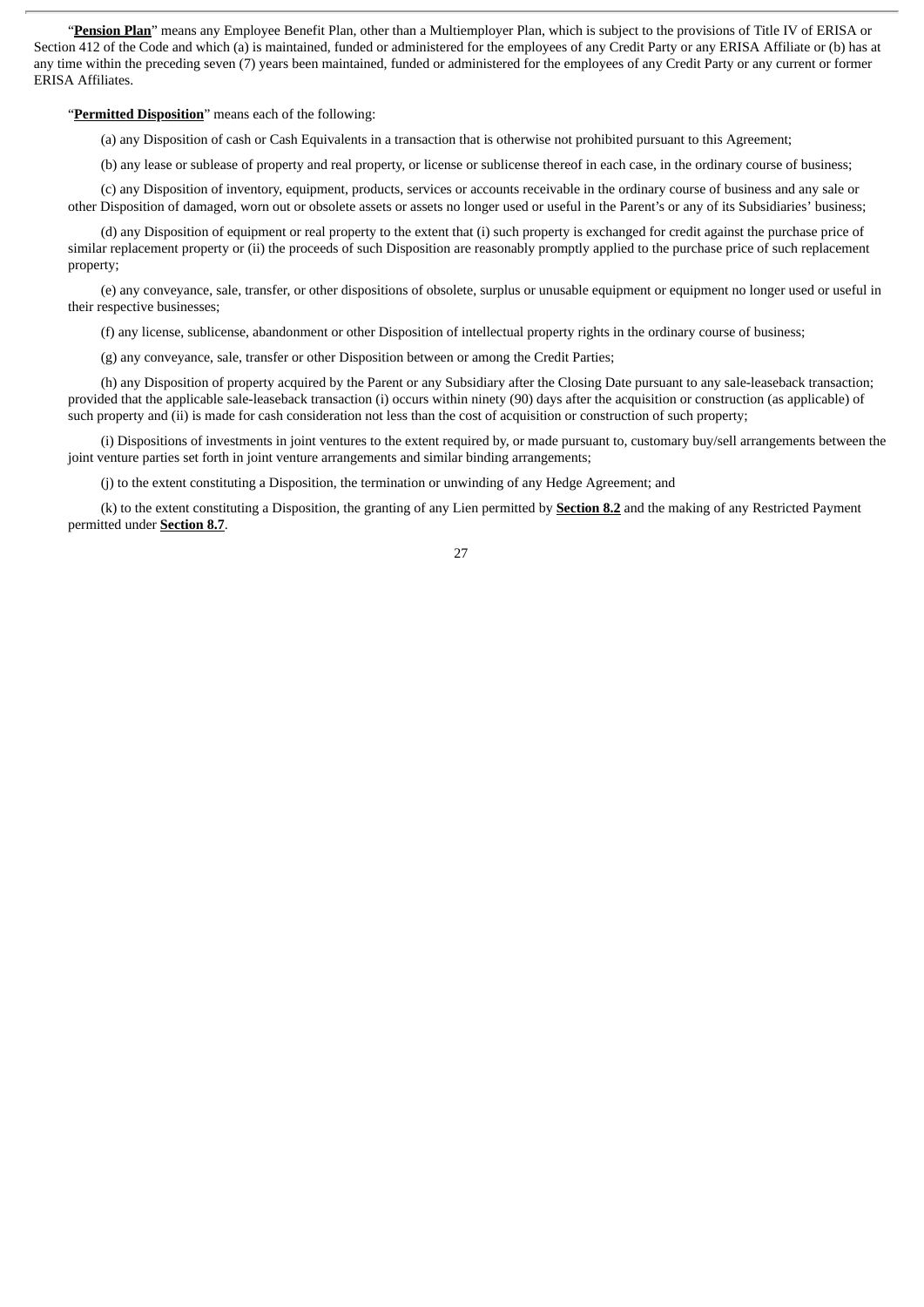"**Pension Plan**" means any Employee Benefit Plan, other than a Multiemployer Plan, which is subject to the provisions of Title IV of ERISA or Section 412 of the Code and which (a) is maintained, funded or administered for the employees of any Credit Party or any ERISA Affiliate or (b) has at any time within the preceding seven (7) years been maintained, funded or administered for the employees of any Credit Party or any current or former ERISA Affiliates.

"**Permitted Disposition**" means each of the following:

(a) any Disposition of cash or Cash Equivalents in a transaction that is otherwise not prohibited pursuant to this Agreement;

(b) any lease or sublease of property and real property, or license or sublicense thereof in each case, in the ordinary course of business;

(c) any Disposition of inventory, equipment, products, services or accounts receivable in the ordinary course of business and any sale or other Disposition of damaged, worn out or obsolete assets or assets no longer used or useful in the Parent's or any of its Subsidiaries' business;

(d) any Disposition of equipment or real property to the extent that (i) such property is exchanged for credit against the purchase price of similar replacement property or (ii) the proceeds of such Disposition are reasonably promptly applied to the purchase price of such replacement property;

(e) any conveyance, sale, transfer, or other dispositions of obsolete, surplus or unusable equipment or equipment no longer used or useful in their respective businesses;

(f) any license, sublicense, abandonment or other Disposition of intellectual property rights in the ordinary course of business;

(g) any conveyance, sale, transfer or other Disposition between or among the Credit Parties;

(h) any Disposition of property acquired by the Parent or any Subsidiary after the Closing Date pursuant to any sale-leaseback transaction; provided that the applicable sale-leaseback transaction (i) occurs within ninety (90) days after the acquisition or construction (as applicable) of such property and (ii) is made for cash consideration not less than the cost of acquisition or construction of such property;

(i) Dispositions of investments in joint ventures to the extent required by, or made pursuant to, customary buy/sell arrangements between the joint venture parties set forth in joint venture arrangements and similar binding arrangements;

(j) to the extent constituting a Disposition, the termination or unwinding of any Hedge Agreement; and

(k) to the extent constituting a Disposition, the granting of any Lien permitted by **Section 8.2** and the making of any Restricted Payment permitted under **Section 8.7**.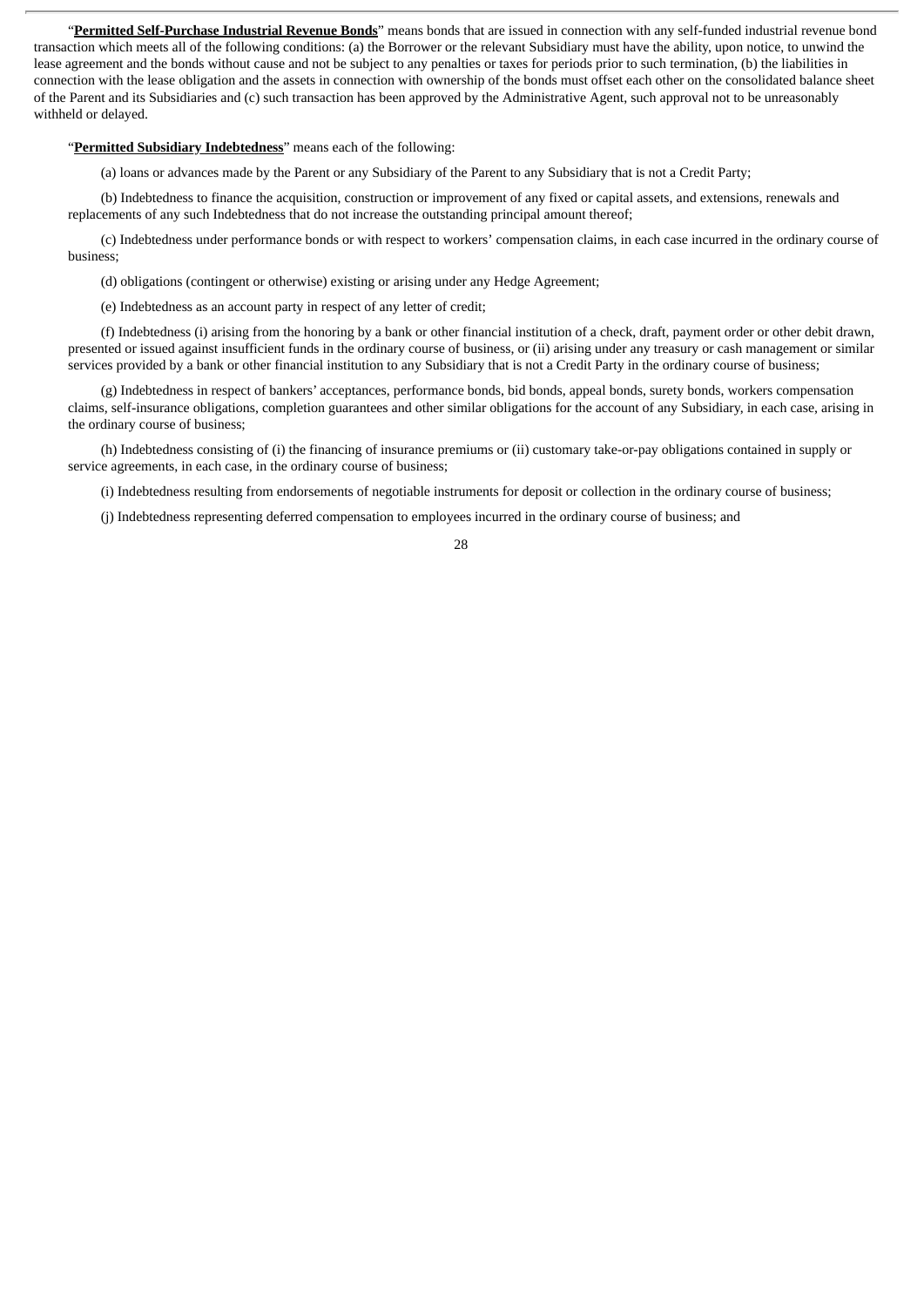"**Permitted Self-Purchase Industrial Revenue Bonds**" means bonds that are issued in connection with any self-funded industrial revenue bond transaction which meets all of the following conditions: (a) the Borrower or the relevant Subsidiary must have the ability, upon notice, to unwind the lease agreement and the bonds without cause and not be subject to any penalties or taxes for periods prior to such termination, (b) the liabilities in connection with the lease obligation and the assets in connection with ownership of the bonds must offset each other on the consolidated balance sheet of the Parent and its Subsidiaries and (c) such transaction has been approved by the Administrative Agent, such approval not to be unreasonably withheld or delayed.

"**Permitted Subsidiary Indebtedness**" means each of the following:

(a) loans or advances made by the Parent or any Subsidiary of the Parent to any Subsidiary that is not a Credit Party;

(b) Indebtedness to finance the acquisition, construction or improvement of any fixed or capital assets, and extensions, renewals and replacements of any such Indebtedness that do not increase the outstanding principal amount thereof;

(c) Indebtedness under performance bonds or with respect to workers' compensation claims, in each case incurred in the ordinary course of business;

(d) obligations (contingent or otherwise) existing or arising under any Hedge Agreement;

(e) Indebtedness as an account party in respect of any letter of credit;

(f) Indebtedness (i) arising from the honoring by a bank or other financial institution of a check, draft, payment order or other debit drawn, presented or issued against insufficient funds in the ordinary course of business, or (ii) arising under any treasury or cash management or similar services provided by a bank or other financial institution to any Subsidiary that is not a Credit Party in the ordinary course of business;

(g) Indebtedness in respect of bankers' acceptances, performance bonds, bid bonds, appeal bonds, surety bonds, workers compensation claims, self-insurance obligations, completion guarantees and other similar obligations for the account of any Subsidiary, in each case, arising in the ordinary course of business;

(h) Indebtedness consisting of (i) the financing of insurance premiums or (ii) customary take-or-pay obligations contained in supply or service agreements, in each case, in the ordinary course of business;

(i) Indebtedness resulting from endorsements of negotiable instruments for deposit or collection in the ordinary course of business;

(j) Indebtedness representing deferred compensation to employees incurred in the ordinary course of business; and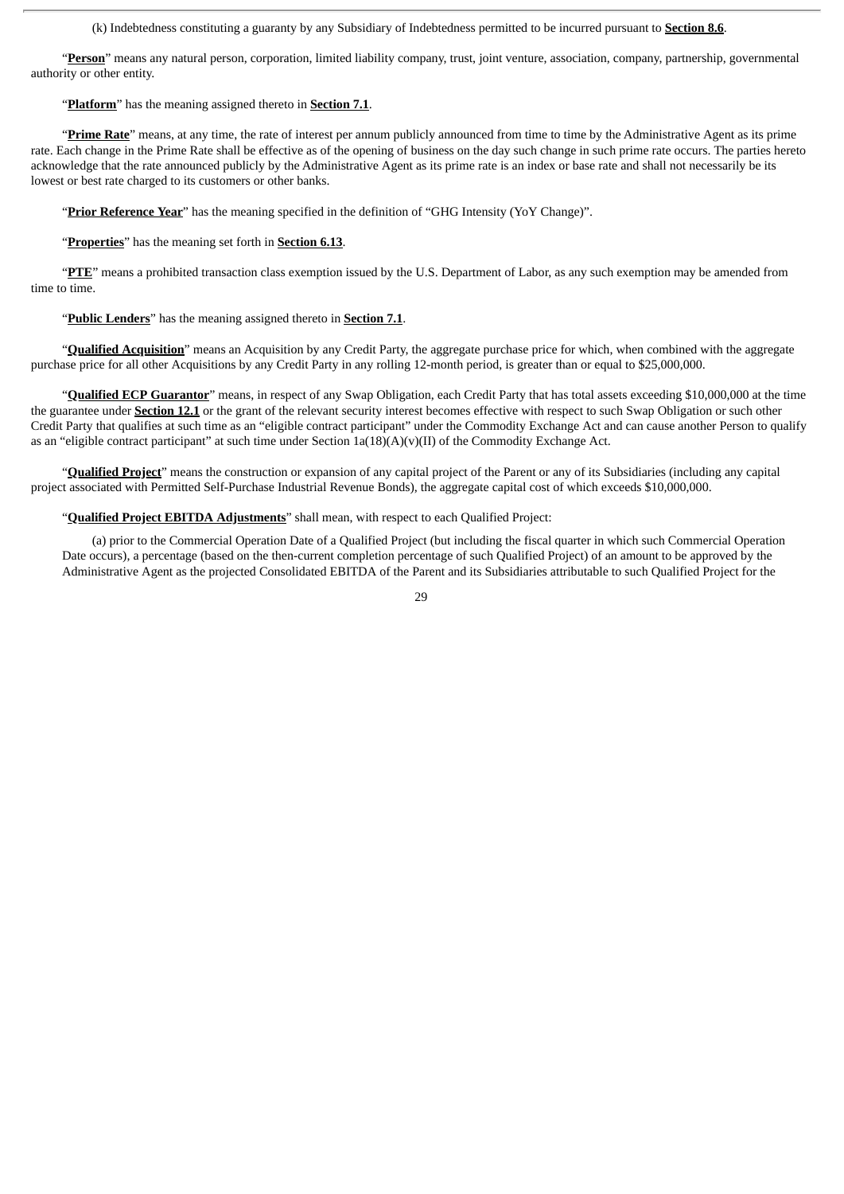(k) Indebtedness constituting a guaranty by any Subsidiary of Indebtedness permitted to be incurred pursuant to **Section 8.6**.

"**Person**" means any natural person, corporation, limited liability company, trust, joint venture, association, company, partnership, governmental authority or other entity.

"**Platform**" has the meaning assigned thereto in **Section 7.1**.

"**Prime Rate**" means, at any time, the rate of interest per annum publicly announced from time to time by the Administrative Agent as its prime rate. Each change in the Prime Rate shall be effective as of the opening of business on the day such change in such prime rate occurs. The parties hereto acknowledge that the rate announced publicly by the Administrative Agent as its prime rate is an index or base rate and shall not necessarily be its lowest or best rate charged to its customers or other banks.

"**Prior Reference Year**" has the meaning specified in the definition of "GHG Intensity (YoY Change)".

"**Properties**" has the meaning set forth in **Section 6.13**.

"**PTE**" means a prohibited transaction class exemption issued by the U.S. Department of Labor, as any such exemption may be amended from time to time.

"**Public Lenders**" has the meaning assigned thereto in **Section 7.1**.

"**Qualified Acquisition**" means an Acquisition by any Credit Party, the aggregate purchase price for which, when combined with the aggregate purchase price for all other Acquisitions by any Credit Party in any rolling 12-month period, is greater than or equal to $25,000,000.

"**Qualified ECP Guarantor**" means, in respect of any Swap Obligation, each Credit Party that has total assets exceeding $10,000,000 at the time the guarantee under **Section 12.1** or the grant of the relevant security interest becomes effective with respect to such Swap Obligation or such other Credit Party that qualifies at such time as an "eligible contract participant" under the Commodity Exchange Act and can cause another Person to qualify as an "eligible contract participant" at such time under Section 1a(18)(A)(v)(II) of the Commodity Exchange Act.

"**Qualified Project**" means the construction or expansion of any capital project of the Parent or any of its Subsidiaries (including any capital project associated with Permitted Self-Purchase Industrial Revenue Bonds), the aggregate capital cost of which exceeds $10,000,000.

"**Qualified Project EBITDA Adjustments**" shall mean, with respect to each Qualified Project:

(a) prior to the Commercial Operation Date of a Qualified Project (but including the fiscal quarter in which such Commercial Operation Date occurs), a percentage (based on the then-current completion percentage of such Qualified Project) of an amount to be approved by the Administrative Agent as the projected Consolidated EBITDA of the Parent and its Subsidiaries attributable to such Qualified Project for the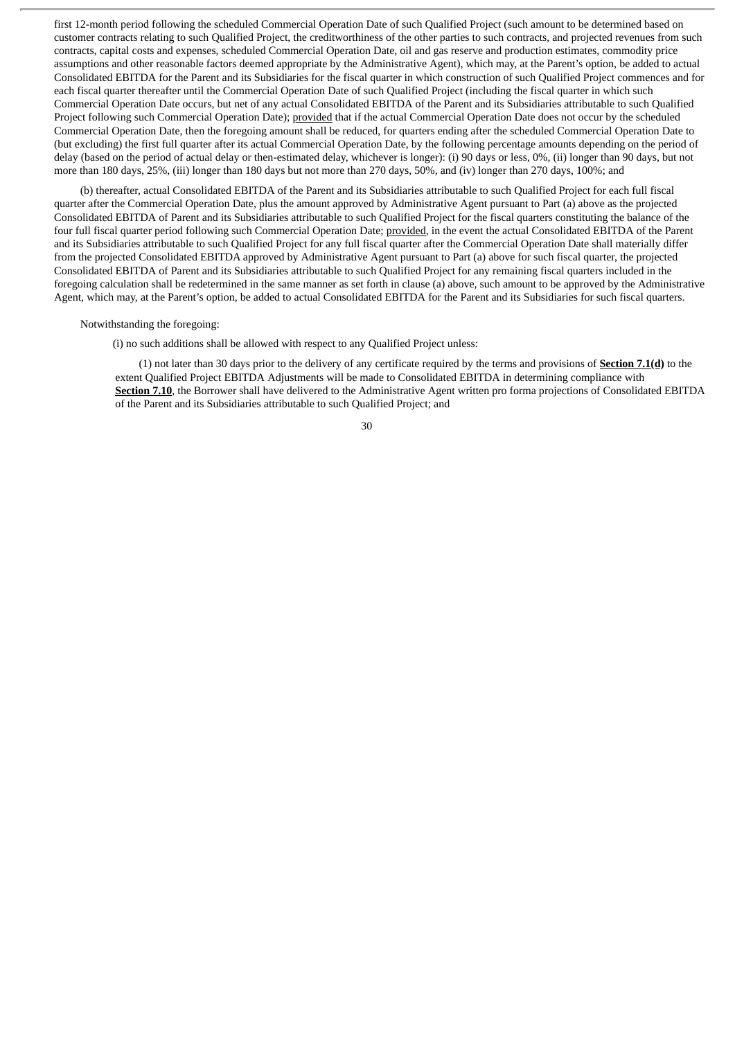first 12-month period following the scheduled Commercial Operation Date of such Qualified Project (such amount to be determined based on customer contracts relating to such Qualified Project, the creditworthiness of the other parties to such contracts, and projected revenues from such contracts, capital costs and expenses, scheduled Commercial Operation Date, oil and gas reserve and production estimates, commodity price assumptions and other reasonable factors deemed appropriate by the Administrative Agent), which may, at the Parent's option, be added to actual Consolidated EBITDA for the Parent and its Subsidiaries for the fiscal quarter in which construction of such Qualified Project commences and for each fiscal quarter thereafter until the Commercial Operation Date of such Qualified Project (including the fiscal quarter in which such Commercial Operation Date occurs, but net of any actual Consolidated EBITDA of the Parent and its Subsidiaries attributable to such Qualified Project following such Commercial Operation Date); provided that if the actual Commercial Operation Date does not occur by the scheduled Commercial Operation Date, then the foregoing amount shall be reduced, for quarters ending after the scheduled Commercial Operation Date to (but excluding) the first full quarter after its actual Commercial Operation Date, by the following percentage amounts depending on the period of delay (based on the period of actual delay or then-estimated delay, whichever is longer): (i) 90 days or less, 0%, (ii) longer than 90 days, but not more than 180 days, 25%, (iii) longer than 180 days but not more than 270 days, 50%, and (iv) longer than 270 days, 100%; and

(b) thereafter, actual Consolidated EBITDA of the Parent and its Subsidiaries attributable to such Qualified Project for each full fiscal quarter after the Commercial Operation Date, plus the amount approved by Administrative Agent pursuant to Part (a) above as the projected Consolidated EBITDA of Parent and its Subsidiaries attributable to such Qualified Project for the fiscal quarters constituting the balance of the four full fiscal quarter period following such Commercial Operation Date; provided, in the event the actual Consolidated EBITDA of the Parent and its Subsidiaries attributable to such Qualified Project for any full fiscal quarter after the Commercial Operation Date shall materially differ from the projected Consolidated EBITDA approved by Administrative Agent pursuant to Part (a) above for such fiscal quarter, the projected Consolidated EBITDA of Parent and its Subsidiaries attributable to such Qualified Project for any remaining fiscal quarters included in the foregoing calculation shall be redetermined in the same manner as set forth in clause (a) above, such amount to be approved by the Administrative Agent, which may, at the Parent's option, be added to actual Consolidated EBITDA for the Parent and its Subsidiaries for such fiscal quarters.

Notwithstanding the foregoing:

(i) no such additions shall be allowed with respect to any Qualified Project unless:

(1) not later than 30 days prior to the delivery of any certificate required by the terms and provisions of **Section 7.1(d)** to the extent Qualified Project EBITDA Adjustments will be made to Consolidated EBITDA in determining compliance with **Section 7.10**, the Borrower shall have delivered to the Administrative Agent written pro forma projections of Consolidated EBITDA of the Parent and its Subsidiaries attributable to such Qualified Project; and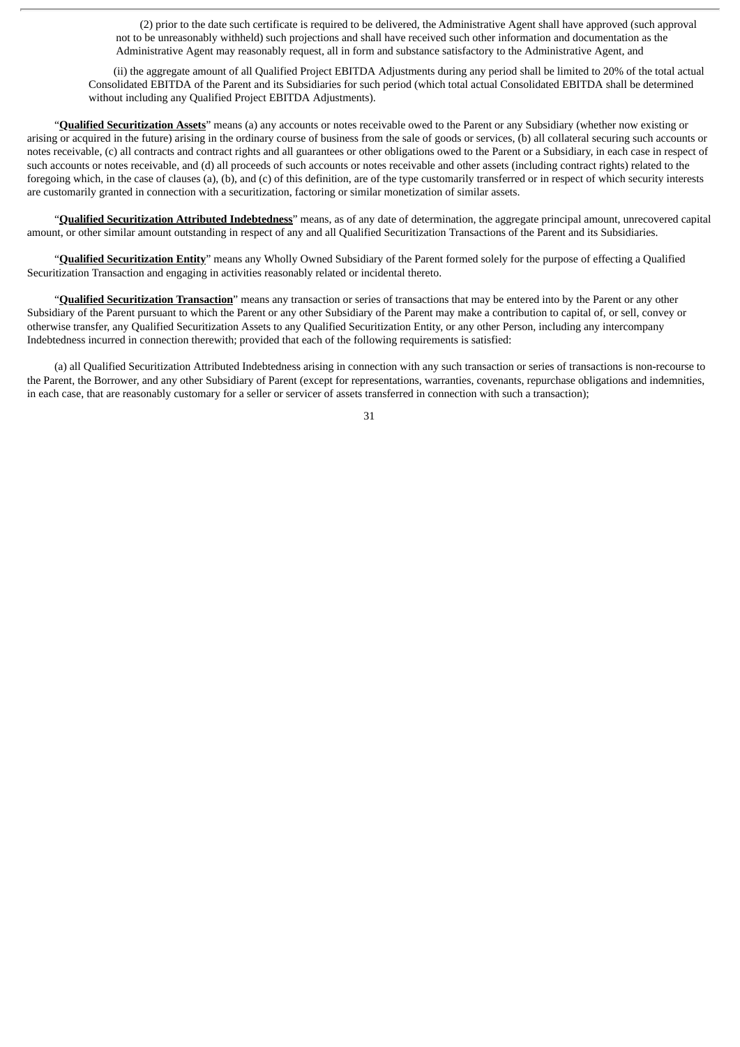(2) prior to the date such certificate is required to be delivered, the Administrative Agent shall have approved (such approval not to be unreasonably withheld) such projections and shall have received such other information and documentation as the Administrative Agent may reasonably request, all in form and substance satisfactory to the Administrative Agent, and

(ii) the aggregate amount of all Qualified Project EBITDA Adjustments during any period shall be limited to 20% of the total actual Consolidated EBITDA of the Parent and its Subsidiaries for such period (which total actual Consolidated EBITDA shall be determined without including any Qualified Project EBITDA Adjustments).

"**Qualified Securitization Assets**" means (a) any accounts or notes receivable owed to the Parent or any Subsidiary (whether now existing or arising or acquired in the future) arising in the ordinary course of business from the sale of goods or services, (b) all collateral securing such accounts or notes receivable, (c) all contracts and contract rights and all guarantees or other obligations owed to the Parent or a Subsidiary, in each case in respect of such accounts or notes receivable, and (d) all proceeds of such accounts or notes receivable and other assets (including contract rights) related to the foregoing which, in the case of clauses (a), (b), and (c) of this definition, are of the type customarily transferred or in respect of which security interests are customarily granted in connection with a securitization, factoring or similar monetization of similar assets.

"**Qualified Securitization Attributed Indebtedness**" means, as of any date of determination, the aggregate principal amount, unrecovered capital amount, or other similar amount outstanding in respect of any and all Qualified Securitization Transactions of the Parent and its Subsidiaries.

"**Qualified Securitization Entity**" means any Wholly Owned Subsidiary of the Parent formed solely for the purpose of effecting a Qualified Securitization Transaction and engaging in activities reasonably related or incidental thereto.

"**Qualified Securitization Transaction**" means any transaction or series of transactions that may be entered into by the Parent or any other Subsidiary of the Parent pursuant to which the Parent or any other Subsidiary of the Parent may make a contribution to capital of, or sell, convey or otherwise transfer, any Qualified Securitization Assets to any Qualified Securitization Entity, or any other Person, including any intercompany Indebtedness incurred in connection therewith; provided that each of the following requirements is satisfied:

(a) all Qualified Securitization Attributed Indebtedness arising in connection with any such transaction or series of transactions is non-recourse to the Parent, the Borrower, and any other Subsidiary of Parent (except for representations, warranties, covenants, repurchase obligations and indemnities, in each case, that are reasonably customary for a seller or servicer of assets transferred in connection with such a transaction);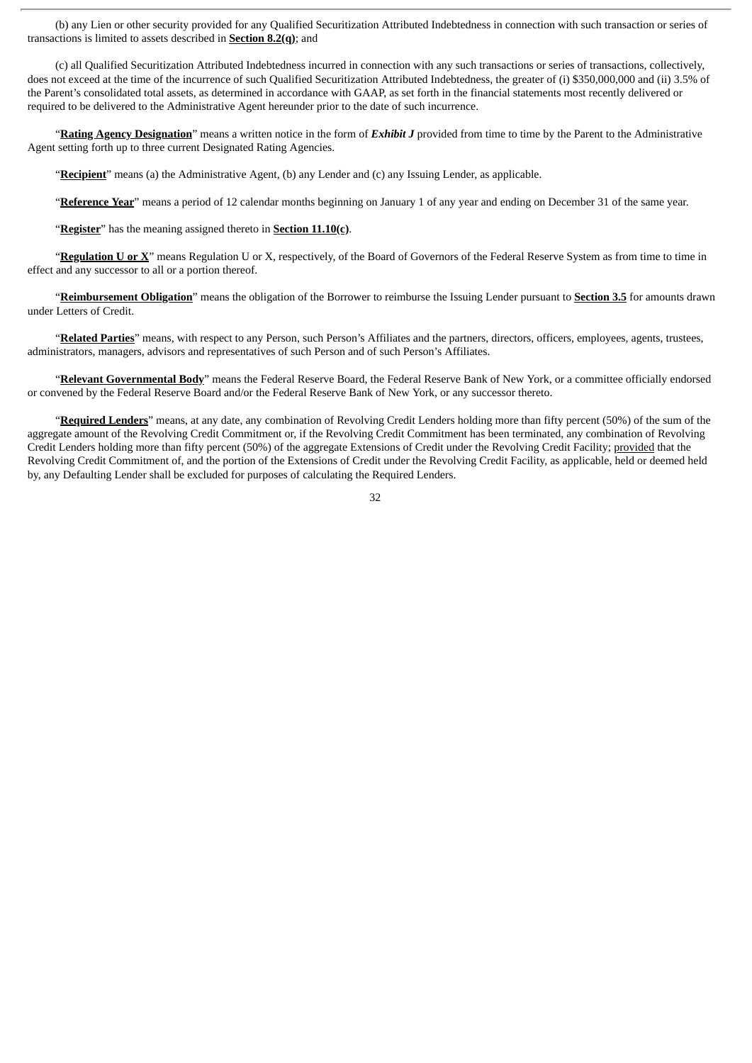(b) any Lien or other security provided for any Qualified Securitization Attributed Indebtedness in connection with such transaction or series of transactions is limited to assets described in **Section 8.2(q)**; and

(c) all Qualified Securitization Attributed Indebtedness incurred in connection with any such transactions or series of transactions, collectively, does not exceed at the time of the incurrence of such Qualified Securitization Attributed Indebtedness, the greater of (i) $350,000,000 and (ii) 3.5% of the Parent's consolidated total assets, as determined in accordance with GAAP, as set forth in the financial statements most recently delivered or required to be delivered to the Administrative Agent hereunder prior to the date of such incurrence.

"**Rating Agency Designation**" means a written notice in the form of ***Exhibit J*** provided from time to time by the Parent to the Administrative Agent setting forth up to three current Designated Rating Agencies.

"**Recipient**" means (a) the Administrative Agent, (b) any Lender and (c) any Issuing Lender, as applicable.

"**Reference Year**" means a period of 12 calendar months beginning on January 1 of any year and ending on December 31 of the same year.

"**Register**" has the meaning assigned thereto in **Section 11.10(c)**.

"**Regulation U or X**" means Regulation U or X, respectively, of the Board of Governors of the Federal Reserve System as from time to time in effect and any successor to all or a portion thereof.

"**Reimbursement Obligation**" means the obligation of the Borrower to reimburse the Issuing Lender pursuant to **Section 3.5** for amounts drawn under Letters of Credit.

"**Related Parties**" means, with respect to any Person, such Person's Affiliates and the partners, directors, officers, employees, agents, trustees, administrators, managers, advisors and representatives of such Person and of such Person's Affiliates.

"**Relevant Governmental Body**" means the Federal Reserve Board, the Federal Reserve Bank of New York, or a committee officially endorsed or convened by the Federal Reserve Board and/or the Federal Reserve Bank of New York, or any successor thereto.

"**Required Lenders**" means, at any date, any combination of Revolving Credit Lenders holding more than fifty percent (50%) of the sum of the aggregate amount of the Revolving Credit Commitment or, if the Revolving Credit Commitment has been terminated, any combination of Revolving Credit Lenders holding more than fifty percent (50%) of the aggregate Extensions of Credit under the Revolving Credit Facility; provided that the Revolving Credit Commitment of, and the portion of the Extensions of Credit under the Revolving Credit Facility, as applicable, held or deemed held by, any Defaulting Lender shall be excluded for purposes of calculating the Required Lenders.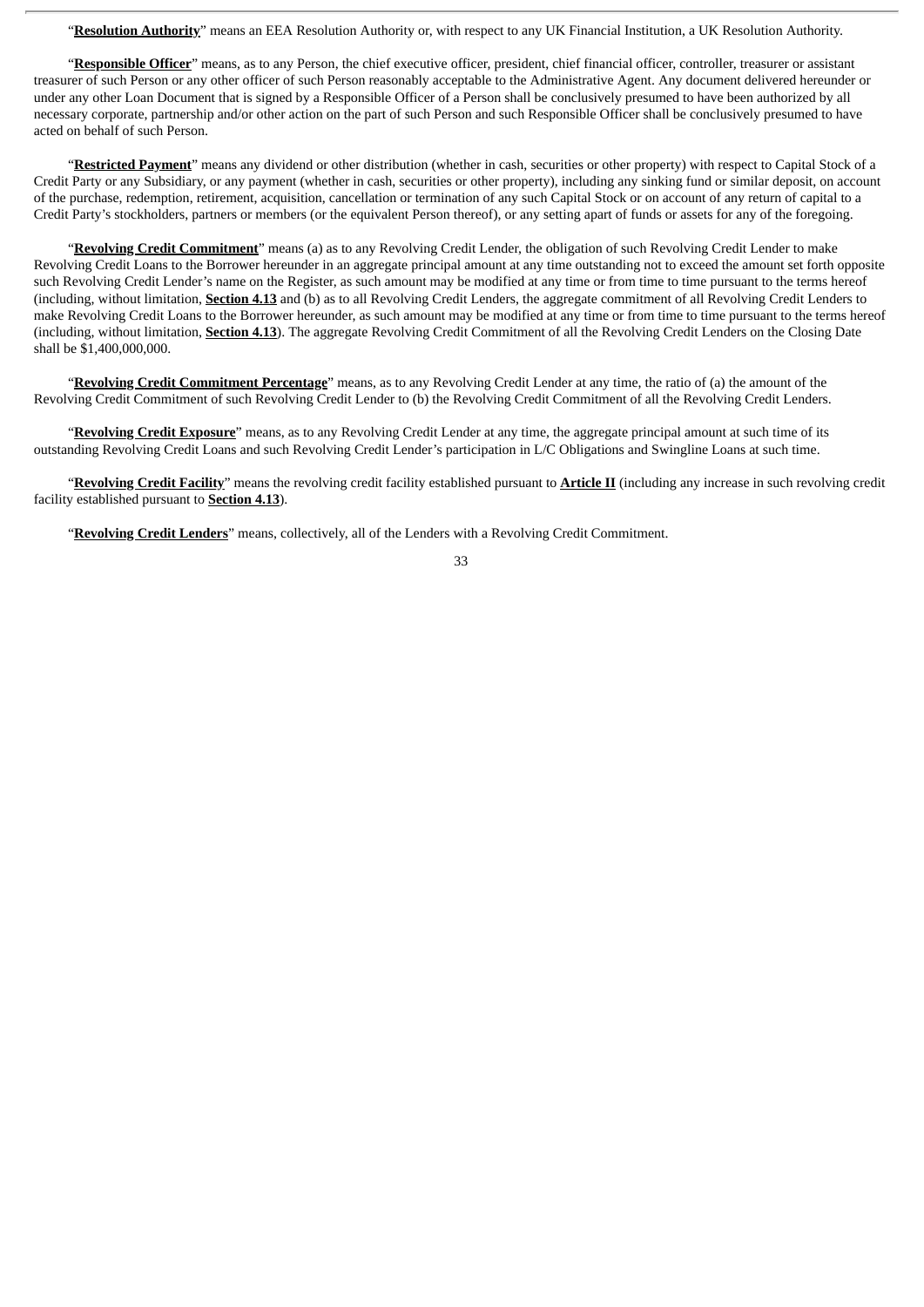"**Resolution Authority**" means an EEA Resolution Authority or, with respect to any UK Financial Institution, a UK Resolution Authority.

"**Responsible Officer**" means, as to any Person, the chief executive officer, president, chief financial officer, controller, treasurer or assistant treasurer of such Person or any other officer of such Person reasonably acceptable to the Administrative Agent. Any document delivered hereunder or under any other Loan Document that is signed by a Responsible Officer of a Person shall be conclusively presumed to have been authorized by all necessary corporate, partnership and/or other action on the part of such Person and such Responsible Officer shall be conclusively presumed to have acted on behalf of such Person.

"**Restricted Payment**" means any dividend or other distribution (whether in cash, securities or other property) with respect to Capital Stock of a Credit Party or any Subsidiary, or any payment (whether in cash, securities or other property), including any sinking fund or similar deposit, on account of the purchase, redemption, retirement, acquisition, cancellation or termination of any such Capital Stock or on account of any return of capital to a Credit Party's stockholders, partners or members (or the equivalent Person thereof), or any setting apart of funds or assets for any of the foregoing.

"**Revolving Credit Commitment**" means (a) as to any Revolving Credit Lender, the obligation of such Revolving Credit Lender to make Revolving Credit Loans to the Borrower hereunder in an aggregate principal amount at any time outstanding not to exceed the amount set forth opposite such Revolving Credit Lender's name on the Register, as such amount may be modified at any time or from time to time pursuant to the terms hereof (including, without limitation, **Section 4.13** and (b) as to all Revolving Credit Lenders, the aggregate commitment of all Revolving Credit Lenders to make Revolving Credit Loans to the Borrower hereunder, as such amount may be modified at any time or from time to time pursuant to the terms hereof (including, without limitation, **Section 4.13**). The aggregate Revolving Credit Commitment of all the Revolving Credit Lenders on the Closing Date shall be $1,400,000,000.

"**Revolving Credit Commitment Percentage**" means, as to any Revolving Credit Lender at any time, the ratio of (a) the amount of the Revolving Credit Commitment of such Revolving Credit Lender to (b) the Revolving Credit Commitment of all the Revolving Credit Lenders.

"**Revolving Credit Exposure**" means, as to any Revolving Credit Lender at any time, the aggregate principal amount at such time of its outstanding Revolving Credit Loans and such Revolving Credit Lender's participation in L/C Obligations and Swingline Loans at such time.

"**Revolving Credit Facility**" means the revolving credit facility established pursuant to **Article II** (including any increase in such revolving credit facility established pursuant to **Section 4.13**).

"**Revolving Credit Lenders**" means, collectively, all of the Lenders with a Revolving Credit Commitment.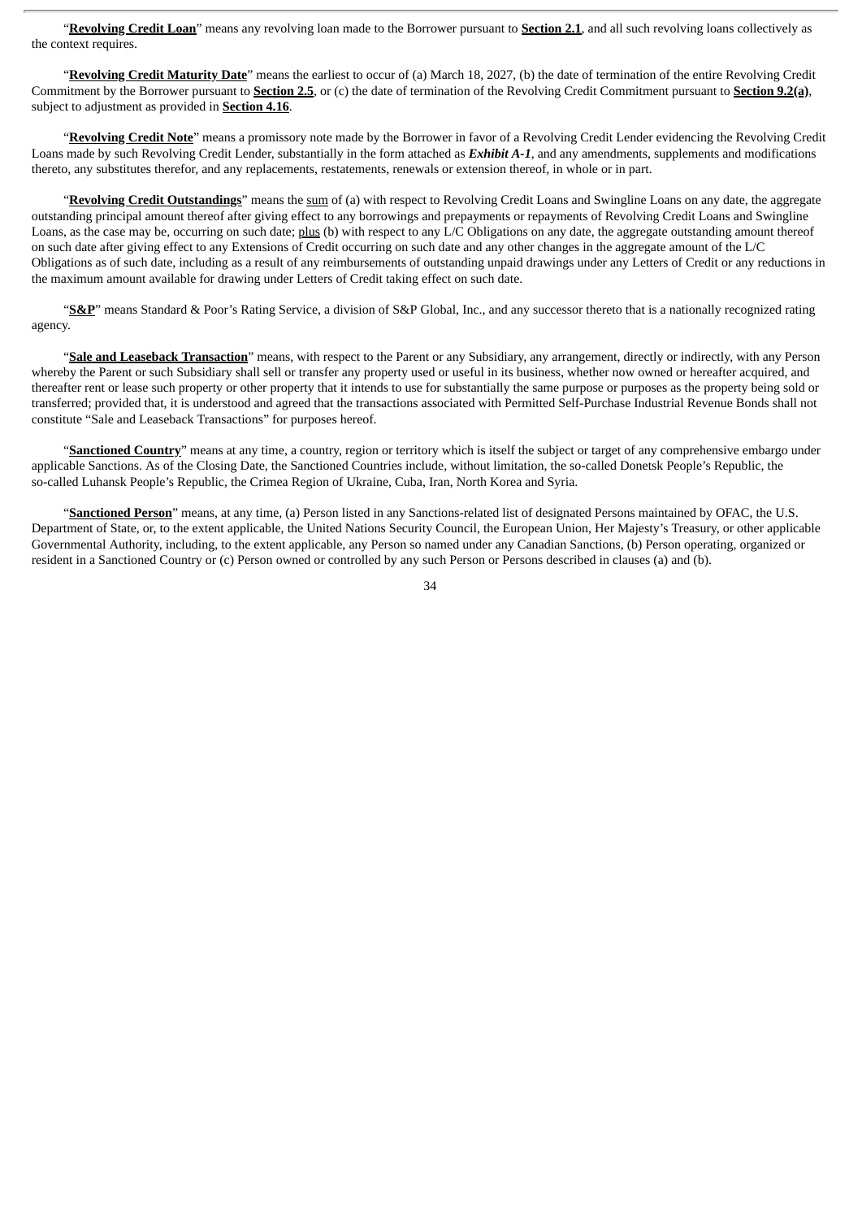"**Revolving Credit Loan**" means any revolving loan made to the Borrower pursuant to **Section 2.1**, and all such revolving loans collectively as the context requires.

"**Revolving Credit Maturity Date**" means the earliest to occur of (a) March 18, 2027, (b) the date of termination of the entire Revolving Credit Commitment by the Borrower pursuant to **Section 2.5**, or (c) the date of termination of the Revolving Credit Commitment pursuant to **Section 9.2(a)**, subject to adjustment as provided in **Section 4.16**.

"**Revolving Credit Note**" means a promissory note made by the Borrower in favor of a Revolving Credit Lender evidencing the Revolving Credit Loans made by such Revolving Credit Lender, substantially in the form attached as ***Exhibit A-1***, and any amendments, supplements and modifications thereto, any substitutes therefor, and any replacements, restatements, renewals or extension thereof, in whole or in part.

"**Revolving Credit Outstandings**" means the sum of (a) with respect to Revolving Credit Loans and Swingline Loans on any date, the aggregate outstanding principal amount thereof after giving effect to any borrowings and prepayments or repayments of Revolving Credit Loans and Swingline Loans, as the case may be, occurring on such date; plus (b) with respect to any L/C Obligations on any date, the aggregate outstanding amount thereof on such date after giving effect to any Extensions of Credit occurring on such date and any other changes in the aggregate amount of the L/C Obligations as of such date, including as a result of any reimbursements of outstanding unpaid drawings under any Letters of Credit or any reductions in the maximum amount available for drawing under Letters of Credit taking effect on such date.

"**S&P**" means Standard & Poor's Rating Service, a division of S&P Global, Inc., and any successor thereto that is a nationally recognized rating agency.

"**Sale and Leaseback Transaction**" means, with respect to the Parent or any Subsidiary, any arrangement, directly or indirectly, with any Person whereby the Parent or such Subsidiary shall sell or transfer any property used or useful in its business, whether now owned or hereafter acquired, and thereafter rent or lease such property or other property that it intends to use for substantially the same purpose or purposes as the property being sold or transferred; provided that, it is understood and agreed that the transactions associated with Permitted Self-Purchase Industrial Revenue Bonds shall not constitute "Sale and Leaseback Transactions" for purposes hereof.

"**Sanctioned Country**" means at any time, a country, region or territory which is itself the subject or target of any comprehensive embargo under applicable Sanctions. As of the Closing Date, the Sanctioned Countries include, without limitation, the so-called Donetsk People's Republic, the so-called Luhansk People's Republic, the Crimea Region of Ukraine, Cuba, Iran, North Korea and Syria.

"**Sanctioned Person**" means, at any time, (a) Person listed in any Sanctions-related list of designated Persons maintained by OFAC, the U.S. Department of State, or, to the extent applicable, the United Nations Security Council, the European Union, Her Majesty's Treasury, or other applicable Governmental Authority, including, to the extent applicable, any Person so named under any Canadian Sanctions, (b) Person operating, organized or resident in a Sanctioned Country or (c) Person owned or controlled by any such Person or Persons described in clauses (a) and (b).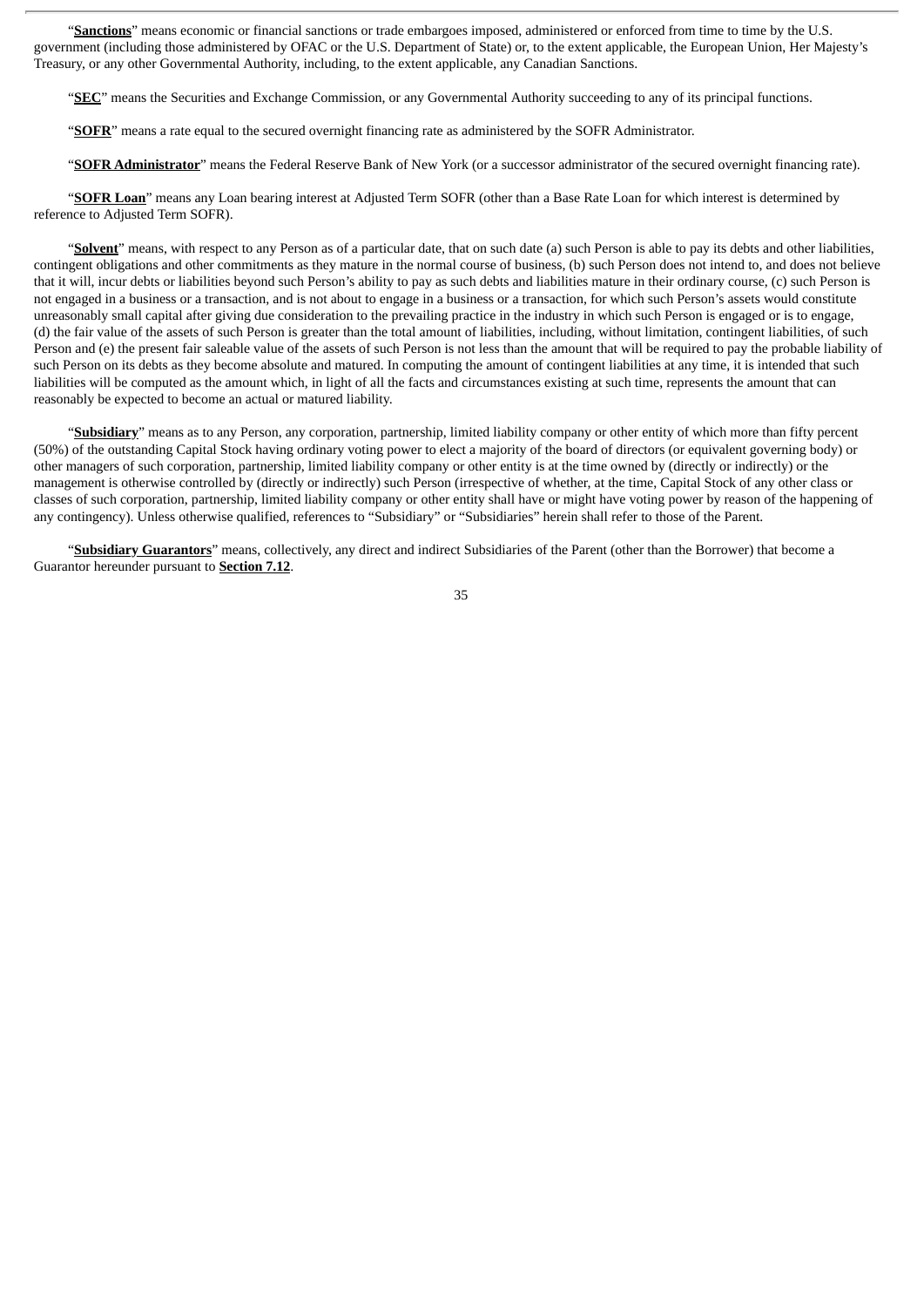"**Sanctions**" means economic or financial sanctions or trade embargoes imposed, administered or enforced from time to time by the U.S. government (including those administered by OFAC or the U.S. Department of State) or, to the extent applicable, the European Union, Her Majesty's Treasury, or any other Governmental Authority, including, to the extent applicable, any Canadian Sanctions.

"**SEC**" means the Securities and Exchange Commission, or any Governmental Authority succeeding to any of its principal functions.

"**SOFR**" means a rate equal to the secured overnight financing rate as administered by the SOFR Administrator.

"**SOFR Administrator**" means the Federal Reserve Bank of New York (or a successor administrator of the secured overnight financing rate).

"**SOFR Loan**" means any Loan bearing interest at Adjusted Term SOFR (other than a Base Rate Loan for which interest is determined by reference to Adjusted Term SOFR).

"**Solvent**" means, with respect to any Person as of a particular date, that on such date (a) such Person is able to pay its debts and other liabilities, contingent obligations and other commitments as they mature in the normal course of business, (b) such Person does not intend to, and does not believe that it will, incur debts or liabilities beyond such Person's ability to pay as such debts and liabilities mature in their ordinary course, (c) such Person is not engaged in a business or a transaction, and is not about to engage in a business or a transaction, for which such Person's assets would constitute unreasonably small capital after giving due consideration to the prevailing practice in the industry in which such Person is engaged or is to engage, (d) the fair value of the assets of such Person is greater than the total amount of liabilities, including, without limitation, contingent liabilities, of such Person and (e) the present fair saleable value of the assets of such Person is not less than the amount that will be required to pay the probable liability of such Person on its debts as they become absolute and matured. In computing the amount of contingent liabilities at any time, it is intended that such liabilities will be computed as the amount which, in light of all the facts and circumstances existing at such time, represents the amount that can reasonably be expected to become an actual or matured liability.

"**Subsidiary**" means as to any Person, any corporation, partnership, limited liability company or other entity of which more than fifty percent (50%) of the outstanding Capital Stock having ordinary voting power to elect a majority of the board of directors (or equivalent governing body) or other managers of such corporation, partnership, limited liability company or other entity is at the time owned by (directly or indirectly) or the management is otherwise controlled by (directly or indirectly) such Person (irrespective of whether, at the time, Capital Stock of any other class or classes of such corporation, partnership, limited liability company or other entity shall have or might have voting power by reason of the happening of any contingency). Unless otherwise qualified, references to "Subsidiary" or "Subsidiaries" herein shall refer to those of the Parent.

"**Subsidiary Guarantors**" means, collectively, any direct and indirect Subsidiaries of the Parent (other than the Borrower) that become a Guarantor hereunder pursuant to **Section 7.12**.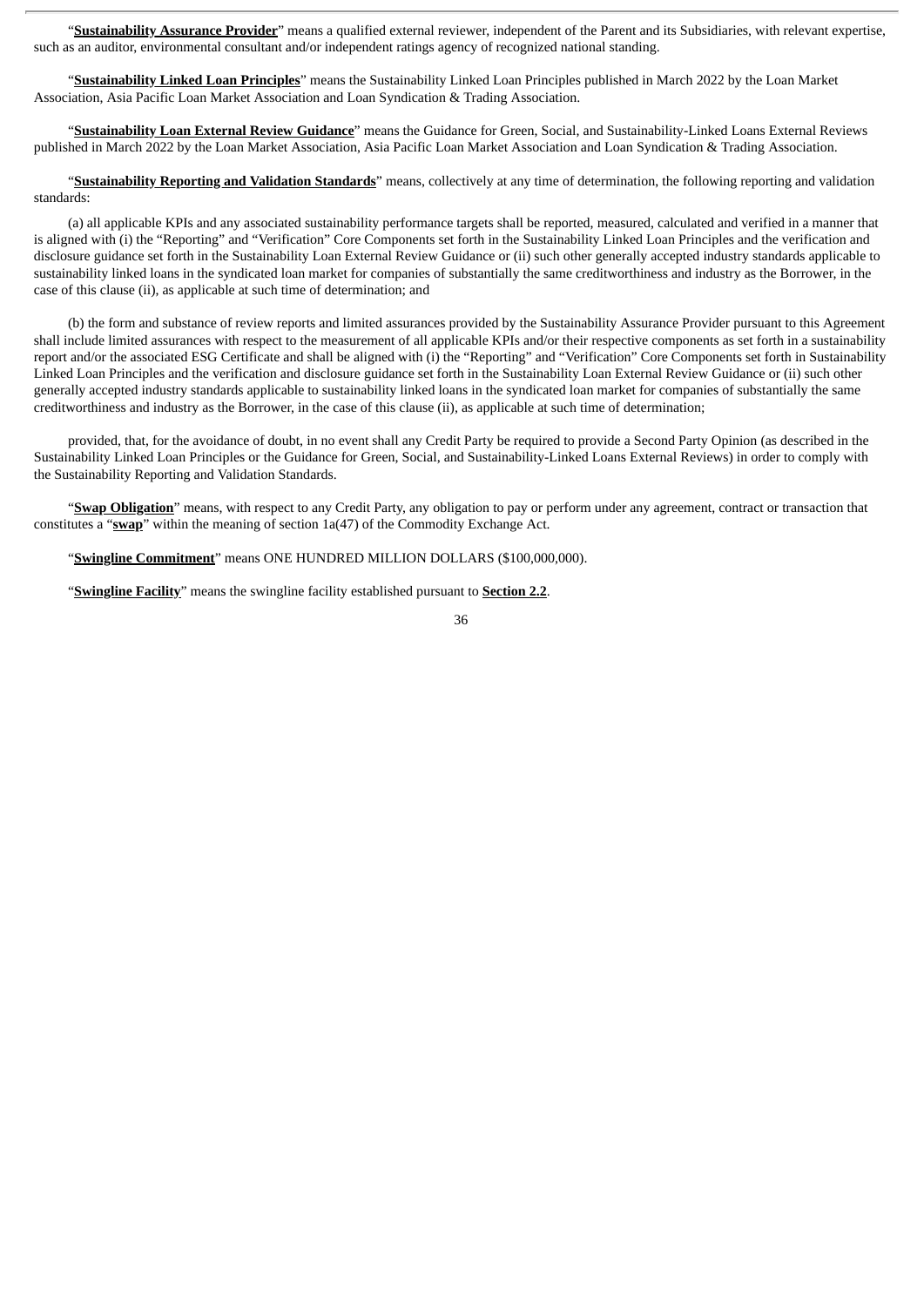"**Sustainability Assurance Provider**" means a qualified external reviewer, independent of the Parent and its Subsidiaries, with relevant expertise, such as an auditor, environmental consultant and/or independent ratings agency of recognized national standing.

"**Sustainability Linked Loan Principles**" means the Sustainability Linked Loan Principles published in March 2022 by the Loan Market Association, Asia Pacific Loan Market Association and Loan Syndication & Trading Association.

"**Sustainability Loan External Review Guidance**" means the Guidance for Green, Social, and Sustainability-Linked Loans External Reviews published in March 2022 by the Loan Market Association, Asia Pacific Loan Market Association and Loan Syndication & Trading Association.

"**Sustainability Reporting and Validation Standards**" means, collectively at any time of determination, the following reporting and validation standards:

(a) all applicable KPIs and any associated sustainability performance targets shall be reported, measured, calculated and verified in a manner that is aligned with (i) the "Reporting" and "Verification" Core Components set forth in the Sustainability Linked Loan Principles and the verification and disclosure guidance set forth in the Sustainability Loan External Review Guidance or (ii) such other generally accepted industry standards applicable to sustainability linked loans in the syndicated loan market for companies of substantially the same creditworthiness and industry as the Borrower, in the case of this clause (ii), as applicable at such time of determination; and

(b) the form and substance of review reports and limited assurances provided by the Sustainability Assurance Provider pursuant to this Agreement shall include limited assurances with respect to the measurement of all applicable KPIs and/or their respective components as set forth in a sustainability report and/or the associated ESG Certificate and shall be aligned with (i) the "Reporting" and "Verification" Core Components set forth in Sustainability Linked Loan Principles and the verification and disclosure guidance set forth in the Sustainability Loan External Review Guidance or (ii) such other generally accepted industry standards applicable to sustainability linked loans in the syndicated loan market for companies of substantially the same creditworthiness and industry as the Borrower, in the case of this clause (ii), as applicable at such time of determination;

provided, that, for the avoidance of doubt, in no event shall any Credit Party be required to provide a Second Party Opinion (as described in the Sustainability Linked Loan Principles or the Guidance for Green, Social, and Sustainability-Linked Loans External Reviews) in order to comply with the Sustainability Reporting and Validation Standards.

"**Swap Obligation**" means, with respect to any Credit Party, any obligation to pay or perform under any agreement, contract or transaction that constitutes a "**swap**" within the meaning of section 1a(47) of the Commodity Exchange Act.

"**Swingline Commitment**" means ONE HUNDRED MILLION DOLLARS ($100,000,000).

"**Swingline Facility**" means the swingline facility established pursuant to **Section 2.2**.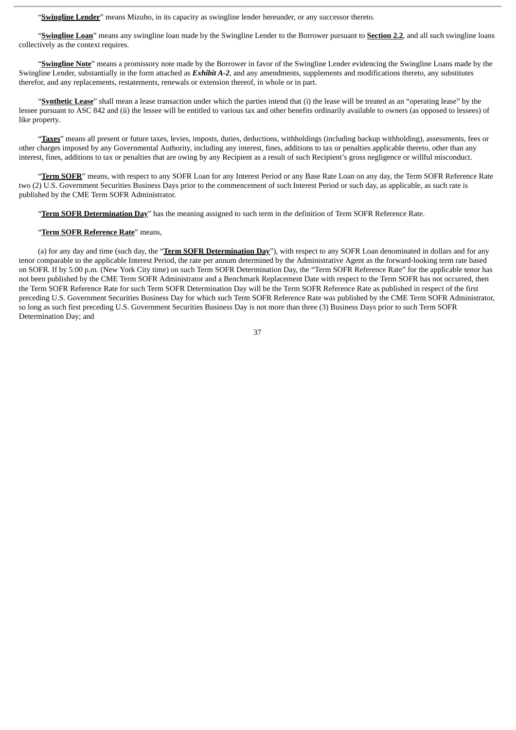"**Swingline Lender**" means Mizuho, in its capacity as swingline lender hereunder, or any successor thereto.

"**Swingline Loan**" means any swingline loan made by the Swingline Lender to the Borrower pursuant to **Section 2.2**, and all such swingline loans collectively as the context requires.

"**Swingline Note**" means a promissory note made by the Borrower in favor of the Swingline Lender evidencing the Swingline Loans made by the Swingline Lender, substantially in the form attached as ***Exhibit A-2***, and any amendments, supplements and modifications thereto, any substitutes therefor, and any replacements, restatements, renewals or extension thereof, in whole or in part.

"**Synthetic Lease**" shall mean a lease transaction under which the parties intend that (i) the lease will be treated as an "operating lease" by the lessee pursuant to ASC 842 and (ii) the lessee will be entitled to various tax and other benefits ordinarily available to owners (as opposed to lessees) of like property.

"**Taxes**" means all present or future taxes, levies, imposts, duties, deductions, withholdings (including backup withholding), assessments, fees or other charges imposed by any Governmental Authority, including any interest, fines, additions to tax or penalties applicable thereto, other than any interest, fines, additions to tax or penalties that are owing by any Recipient as a result of such Recipient's gross negligence or willful misconduct.

"**Term SOFR**" means, with respect to any SOFR Loan for any Interest Period or any Base Rate Loan on any day, the Term SOFR Reference Rate two (2) U.S. Government Securities Business Days prior to the commencement of such Interest Period or such day, as applicable, as such rate is published by the CME Term SOFR Administrator.

"**Term SOFR Determination Day**" has the meaning assigned to such term in the definition of Term SOFR Reference Rate.

"**Term SOFR Reference Rate**" means,

(a) for any day and time (such day, the "**Term SOFR Determination Day**"), with respect to any SOFR Loan denominated in dollars and for any tenor comparable to the applicable Interest Period, the rate per annum determined by the Administrative Agent as the forward-looking term rate based on SOFR. If by 5:00 p.m. (New York City time) on such Term SOFR Determination Day, the "Term SOFR Reference Rate" for the applicable tenor has not been published by the CME Term SOFR Administrator and a Benchmark Replacement Date with respect to the Term SOFR has not occurred, then the Term SOFR Reference Rate for such Term SOFR Determination Day will be the Term SOFR Reference Rate as published in respect of the first preceding U.S. Government Securities Business Day for which such Term SOFR Reference Rate was published by the CME Term SOFR Administrator, so long as such first preceding U.S. Government Securities Business Day is not more than three (3) Business Days prior to such Term SOFR Determination Day; and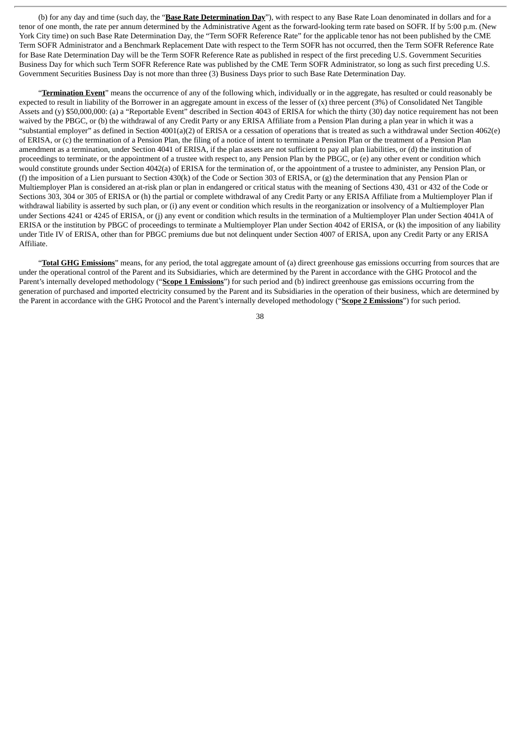(b) for any day and time (such day, the "**Base Rate Determination Day**"), with respect to any Base Rate Loan denominated in dollars and for a tenor of one month, the rate per annum determined by the Administrative Agent as the forward-looking term rate based on SOFR. If by 5:00 p.m. (New York City time) on such Base Rate Determination Day, the "Term SOFR Reference Rate" for the applicable tenor has not been published by the CME Term SOFR Administrator and a Benchmark Replacement Date with respect to the Term SOFR has not occurred, then the Term SOFR Reference Rate for Base Rate Determination Day will be the Term SOFR Reference Rate as published in respect of the first preceding U.S. Government Securities Business Day for which such Term SOFR Reference Rate was published by the CME Term SOFR Administrator, so long as such first preceding U.S. Government Securities Business Day is not more than three (3) Business Days prior to such Base Rate Determination Day.

"**Termination Event**" means the occurrence of any of the following which, individually or in the aggregate, has resulted or could reasonably be expected to result in liability of the Borrower in an aggregate amount in excess of the lesser of (x) three percent (3%) of Consolidated Net Tangible Assets and (y) $50,000,000: (a) a "Reportable Event" described in Section 4043 of ERISA for which the thirty (30) day notice requirement has not been waived by the PBGC, or (b) the withdrawal of any Credit Party or any ERISA Affiliate from a Pension Plan during a plan year in which it was a "substantial employer" as defined in Section 4001(a)(2) of ERISA or a cessation of operations that is treated as such a withdrawal under Section 4062(e) of ERISA, or (c) the termination of a Pension Plan, the filing of a notice of intent to terminate a Pension Plan or the treatment of a Pension Plan amendment as a termination, under Section 4041 of ERISA, if the plan assets are not sufficient to pay all plan liabilities, or (d) the institution of proceedings to terminate, or the appointment of a trustee with respect to, any Pension Plan by the PBGC, or (e) any other event or condition which would constitute grounds under Section 4042(a) of ERISA for the termination of, or the appointment of a trustee to administer, any Pension Plan, or (f) the imposition of a Lien pursuant to Section 430(k) of the Code or Section 303 of ERISA, or (g) the determination that any Pension Plan or Multiemployer Plan is considered an at-risk plan or plan in endangered or critical status with the meaning of Sections 430, 431 or 432 of the Code or Sections 303, 304 or 305 of ERISA or (h) the partial or complete withdrawal of any Credit Party or any ERISA Affiliate from a Multiemployer Plan if withdrawal liability is asserted by such plan, or (i) any event or condition which results in the reorganization or insolvency of a Multiemployer Plan under Sections 4241 or 4245 of ERISA, or (j) any event or condition which results in the termination of a Multiemployer Plan under Section 4041A of ERISA or the institution by PBGC of proceedings to terminate a Multiemployer Plan under Section 4042 of ERISA, or (k) the imposition of any liability under Title IV of ERISA, other than for PBGC premiums due but not delinquent under Section 4007 of ERISA, upon any Credit Party or any ERISA Affiliate.

"**Total GHG Emissions**" means, for any period, the total aggregate amount of (a) direct greenhouse gas emissions occurring from sources that are under the operational control of the Parent and its Subsidiaries, which are determined by the Parent in accordance with the GHG Protocol and the Parent's internally developed methodology ("**Scope 1 Emissions**") for such period and (b) indirect greenhouse gas emissions occurring from the generation of purchased and imported electricity consumed by the Parent and its Subsidiaries in the operation of their business, which are determined by the Parent in accordance with the GHG Protocol and the Parent's internally developed methodology ("**Scope 2 Emissions**") for such period.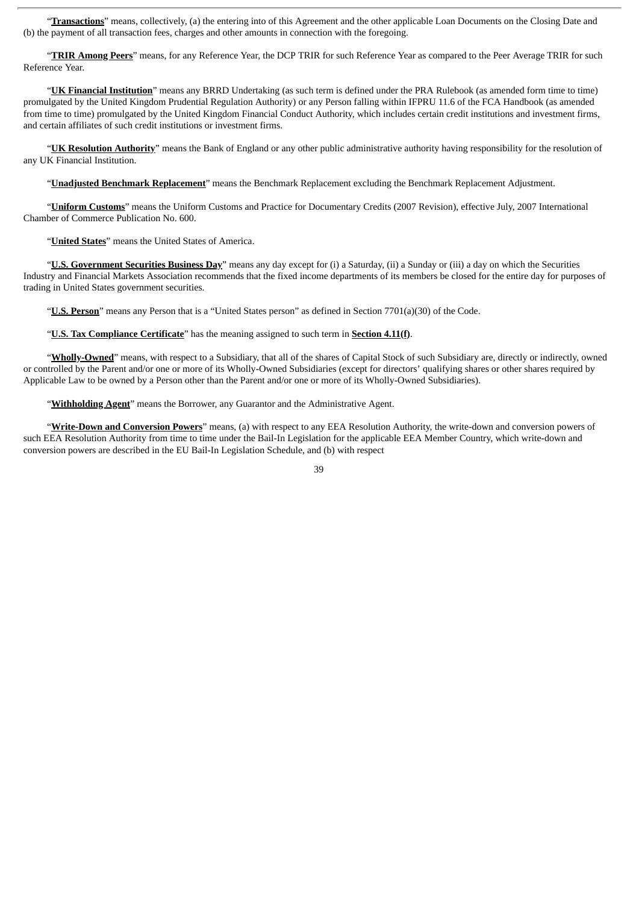"**Transactions**" means, collectively, (a) the entering into of this Agreement and the other applicable Loan Documents on the Closing Date and (b) the payment of all transaction fees, charges and other amounts in connection with the foregoing.

"**TRIR Among Peers**" means, for any Reference Year, the DCP TRIR for such Reference Year as compared to the Peer Average TRIR for such Reference Year.

"**UK Financial Institution**" means any BRRD Undertaking (as such term is defined under the PRA Rulebook (as amended form time to time) promulgated by the United Kingdom Prudential Regulation Authority) or any Person falling within IFPRU 11.6 of the FCA Handbook (as amended from time to time) promulgated by the United Kingdom Financial Conduct Authority, which includes certain credit institutions and investment firms, and certain affiliates of such credit institutions or investment firms.

"**UK Resolution Authority**" means the Bank of England or any other public administrative authority having responsibility for the resolution of any UK Financial Institution.

"**Unadjusted Benchmark Replacement**" means the Benchmark Replacement excluding the Benchmark Replacement Adjustment.

"**Uniform Customs**" means the Uniform Customs and Practice for Documentary Credits (2007 Revision), effective July, 2007 International Chamber of Commerce Publication No. 600.

"**United States**" means the United States of America.

"**U.S. Government Securities Business Day**" means any day except for (i) a Saturday, (ii) a Sunday or (iii) a day on which the Securities Industry and Financial Markets Association recommends that the fixed income departments of its members be closed for the entire day for purposes of trading in United States government securities.

"**U.S. Person**" means any Person that is a "United States person" as defined in Section 7701(a)(30) of the Code.

"**U.S. Tax Compliance Certificate**" has the meaning assigned to such term in **Section 4.11(f)**.

"**Wholly-Owned**" means, with respect to a Subsidiary, that all of the shares of Capital Stock of such Subsidiary are, directly or indirectly, owned or controlled by the Parent and/or one or more of its Wholly-Owned Subsidiaries (except for directors' qualifying shares or other shares required by Applicable Law to be owned by a Person other than the Parent and/or one or more of its Wholly-Owned Subsidiaries).

"**Withholding Agent**" means the Borrower, any Guarantor and the Administrative Agent.

"**Write-Down and Conversion Powers**" means, (a) with respect to any EEA Resolution Authority, the write-down and conversion powers of such EEA Resolution Authority from time to time under the Bail-In Legislation for the applicable EEA Member Country, which write-down and conversion powers are described in the EU Bail-In Legislation Schedule, and (b) with respect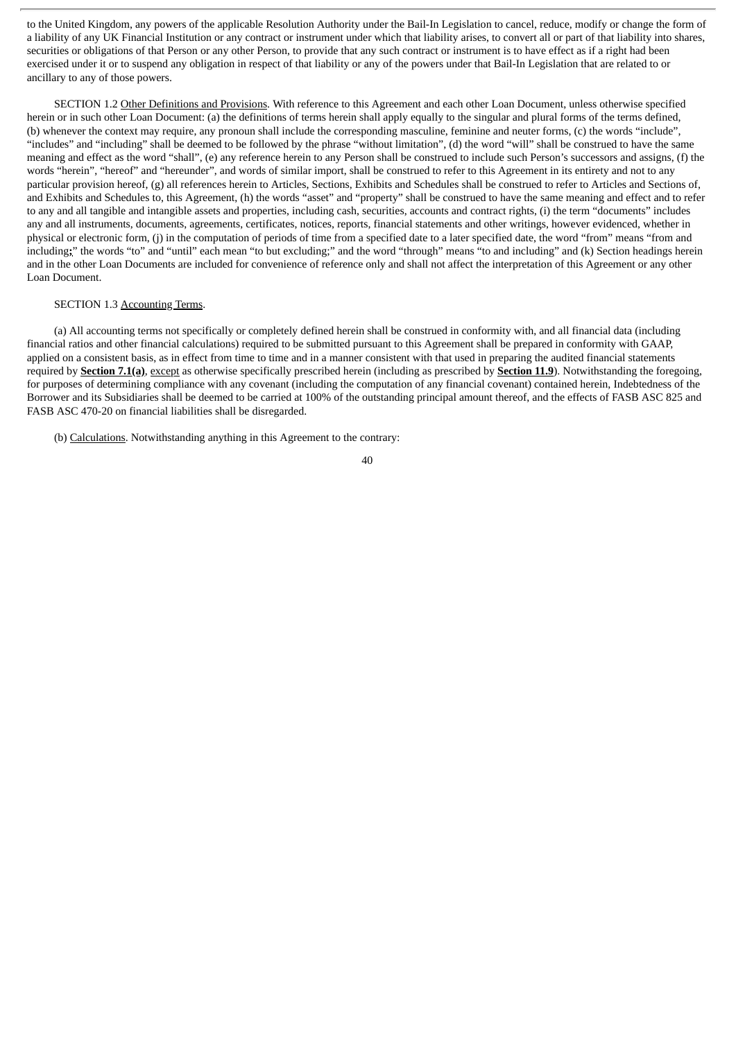to the United Kingdom, any powers of the applicable Resolution Authority under the Bail-In Legislation to cancel, reduce, modify or change the form of a liability of any UK Financial Institution or any contract or instrument under which that liability arises, to convert all or part of that liability into shares, securities or obligations of that Person or any other Person, to provide that any such contract or instrument is to have effect as if a right had been exercised under it or to suspend any obligation in respect of that liability or any of the powers under that Bail-In Legislation that are related to or ancillary to any of those powers.

SECTION 1.2 Other Definitions and Provisions. With reference to this Agreement and each other Loan Document, unless otherwise specified herein or in such other Loan Document: (a) the definitions of terms herein shall apply equally to the singular and plural forms of the terms defined, (b) whenever the context may require, any pronoun shall include the corresponding masculine, feminine and neuter forms, (c) the words "include", "includes" and "including" shall be deemed to be followed by the phrase "without limitation", (d) the word "will" shall be construed to have the same meaning and effect as the word "shall", (e) any reference herein to any Person shall be construed to include such Person's successors and assigns, (f) the words "herein", "hereof" and "hereunder", and words of similar import, shall be construed to refer to this Agreement in its entirety and not to any particular provision hereof, (g) all references herein to Articles, Sections, Exhibits and Schedules shall be construed to refer to Articles and Sections of, and Exhibits and Schedules to, this Agreement, (h) the words "asset" and "property" shall be construed to have the same meaning and effect and to refer to any and all tangible and intangible assets and properties, including cash, securities, accounts and contract rights, (i) the term "documents" includes any and all instruments, documents, agreements, certificates, notices, reports, financial statements and other writings, however evidenced, whether in physical or electronic form, (j) in the computation of periods of time from a specified date to a later specified date, the word "from" means "from and including**;**" the words "to" and "until" each mean "to but excluding;" and the word "through" means "to and including" and (k) Section headings herein and in the other Loan Documents are included for convenience of reference only and shall not affect the interpretation of this Agreement or any other Loan Document.

SECTION 1.3 Accounting Terms.

(a) All accounting terms not specifically or completely defined herein shall be construed in conformity with, and all financial data (including financial ratios and other financial calculations) required to be submitted pursuant to this Agreement shall be prepared in conformity with GAAP, applied on a consistent basis, as in effect from time to time and in a manner consistent with that used in preparing the audited financial statements required by **Section 7.1(a)**, except as otherwise specifically prescribed herein (including as prescribed by **Section 11.9**). Notwithstanding the foregoing, for purposes of determining compliance with any covenant (including the computation of any financial covenant) contained herein, Indebtedness of the Borrower and its Subsidiaries shall be deemed to be carried at 100% of the outstanding principal amount thereof, and the effects of FASB ASC 825 and FASB ASC 470-20 on financial liabilities shall be disregarded.

(b) Calculations. Notwithstanding anything in this Agreement to the contrary: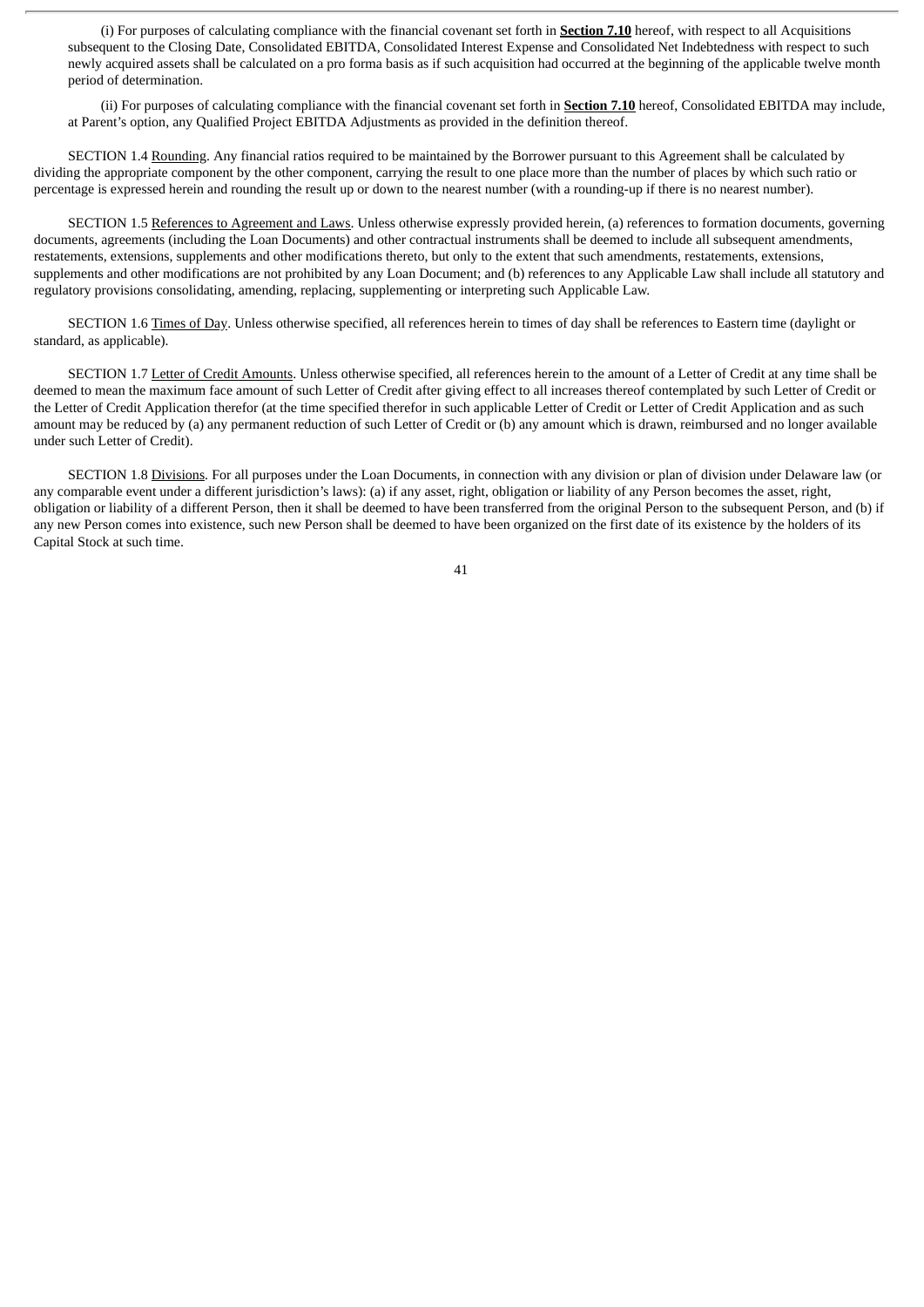(i) For purposes of calculating compliance with the financial covenant set forth in **Section 7.10** hereof, with respect to all Acquisitions subsequent to the Closing Date, Consolidated EBITDA, Consolidated Interest Expense and Consolidated Net Indebtedness with respect to such newly acquired assets shall be calculated on a pro forma basis as if such acquisition had occurred at the beginning of the applicable twelve month period of determination.

(ii) For purposes of calculating compliance with the financial covenant set forth in **Section 7.10** hereof, Consolidated EBITDA may include, at Parent's option, any Qualified Project EBITDA Adjustments as provided in the definition thereof.

SECTION 1.4 Rounding. Any financial ratios required to be maintained by the Borrower pursuant to this Agreement shall be calculated by dividing the appropriate component by the other component, carrying the result to one place more than the number of places by which such ratio or percentage is expressed herein and rounding the result up or down to the nearest number (with a rounding-up if there is no nearest number).

SECTION 1.5 References to Agreement and Laws. Unless otherwise expressly provided herein, (a) references to formation documents, governing documents, agreements (including the Loan Documents) and other contractual instruments shall be deemed to include all subsequent amendments, restatements, extensions, supplements and other modifications thereto, but only to the extent that such amendments, restatements, extensions, supplements and other modifications are not prohibited by any Loan Document; and (b) references to any Applicable Law shall include all statutory and regulatory provisions consolidating, amending, replacing, supplementing or interpreting such Applicable Law.

SECTION 1.6 Times of Day. Unless otherwise specified, all references herein to times of day shall be references to Eastern time (daylight or standard, as applicable).

SECTION 1.7 Letter of Credit Amounts. Unless otherwise specified, all references herein to the amount of a Letter of Credit at any time shall be deemed to mean the maximum face amount of such Letter of Credit after giving effect to all increases thereof contemplated by such Letter of Credit or the Letter of Credit Application therefor (at the time specified therefor in such applicable Letter of Credit or Letter of Credit Application and as such amount may be reduced by (a) any permanent reduction of such Letter of Credit or (b) any amount which is drawn, reimbursed and no longer available under such Letter of Credit).

SECTION 1.8 Divisions. For all purposes under the Loan Documents, in connection with any division or plan of division under Delaware law (or any comparable event under a different jurisdiction's laws): (a) if any asset, right, obligation or liability of any Person becomes the asset, right, obligation or liability of a different Person, then it shall be deemed to have been transferred from the original Person to the subsequent Person, and (b) if any new Person comes into existence, such new Person shall be deemed to have been organized on the first date of its existence by the holders of its Capital Stock at such time.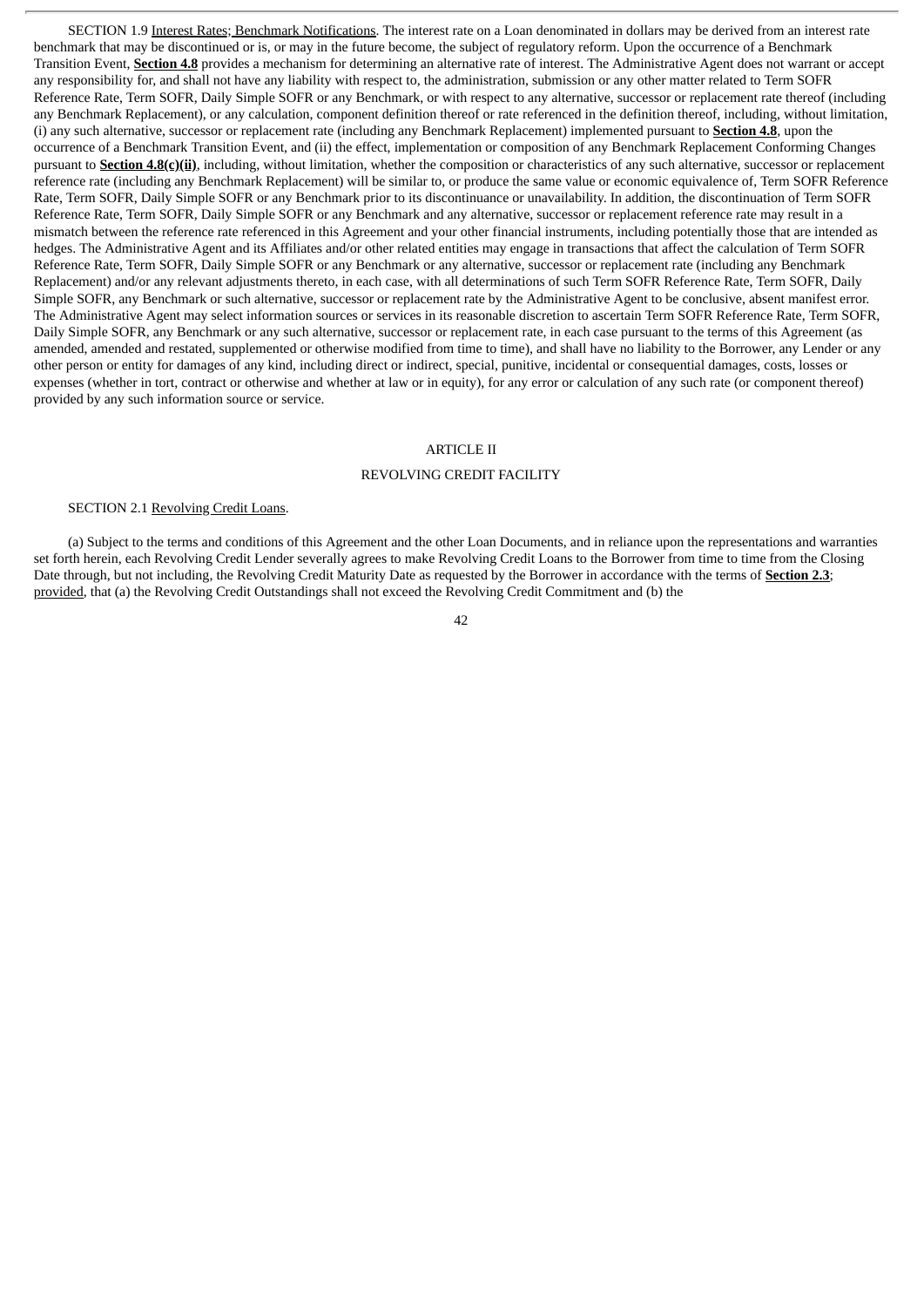SECTION 1.9 Interest Rates; Benchmark Notifications. The interest rate on a Loan denominated in dollars may be derived from an interest rate benchmark that may be discontinued or is, or may in the future become, the subject of regulatory reform. Upon the occurrence of a Benchmark Transition Event, **Section 4.8** provides a mechanism for determining an alternative rate of interest. The Administrative Agent does not warrant or accept any responsibility for, and shall not have any liability with respect to, the administration, submission or any other matter related to Term SOFR Reference Rate, Term SOFR, Daily Simple SOFR or any Benchmark, or with respect to any alternative, successor or replacement rate thereof (including any Benchmark Replacement), or any calculation, component definition thereof or rate referenced in the definition thereof, including, without limitation, (i) any such alternative, successor or replacement rate (including any Benchmark Replacement) implemented pursuant to **Section 4.8**, upon the occurrence of a Benchmark Transition Event, and (ii) the effect, implementation or composition of any Benchmark Replacement Conforming Changes pursuant to **Section 4.8(c)(ii)**, including, without limitation, whether the composition or characteristics of any such alternative, successor or replacement reference rate (including any Benchmark Replacement) will be similar to, or produce the same value or economic equivalence of, Term SOFR Reference Rate, Term SOFR, Daily Simple SOFR or any Benchmark prior to its discontinuance or unavailability. In addition, the discontinuation of Term SOFR Reference Rate, Term SOFR, Daily Simple SOFR or any Benchmark and any alternative, successor or replacement reference rate may result in a mismatch between the reference rate referenced in this Agreement and your other financial instruments, including potentially those that are intended as hedges. The Administrative Agent and its Affiliates and/or other related entities may engage in transactions that affect the calculation of Term SOFR Reference Rate, Term SOFR, Daily Simple SOFR or any Benchmark or any alternative, successor or replacement rate (including any Benchmark Replacement) and/or any relevant adjustments thereto, in each case, with all determinations of such Term SOFR Reference Rate, Term SOFR, Daily Simple SOFR, any Benchmark or such alternative, successor or replacement rate by the Administrative Agent to be conclusive, absent manifest error. The Administrative Agent may select information sources or services in its reasonable discretion to ascertain Term SOFR Reference Rate, Term SOFR, Daily Simple SOFR, any Benchmark or any such alternative, successor or replacement rate, in each case pursuant to the terms of this Agreement (as amended, amended and restated, supplemented or otherwise modified from time to time), and shall have no liability to the Borrower, any Lender or any other person or entity for damages of any kind, including direct or indirect, special, punitive, incidental or consequential damages, costs, losses or expenses (whether in tort, contract or otherwise and whether at law or in equity), for any error or calculation of any such rate (or component thereof) provided by any such information source or service.

## ARTICLE II

## REVOLVING CREDIT FACILITY

SECTION 2.1 Revolving Credit Loans.

(a) Subject to the terms and conditions of this Agreement and the other Loan Documents, and in reliance upon the representations and warranties set forth herein, each Revolving Credit Lender severally agrees to make Revolving Credit Loans to the Borrower from time to time from the Closing Date through, but not including, the Revolving Credit Maturity Date as requested by the Borrower in accordance with the terms of **Section 2.3**; provided, that (a) the Revolving Credit Outstandings shall not exceed the Revolving Credit Commitment and (b) the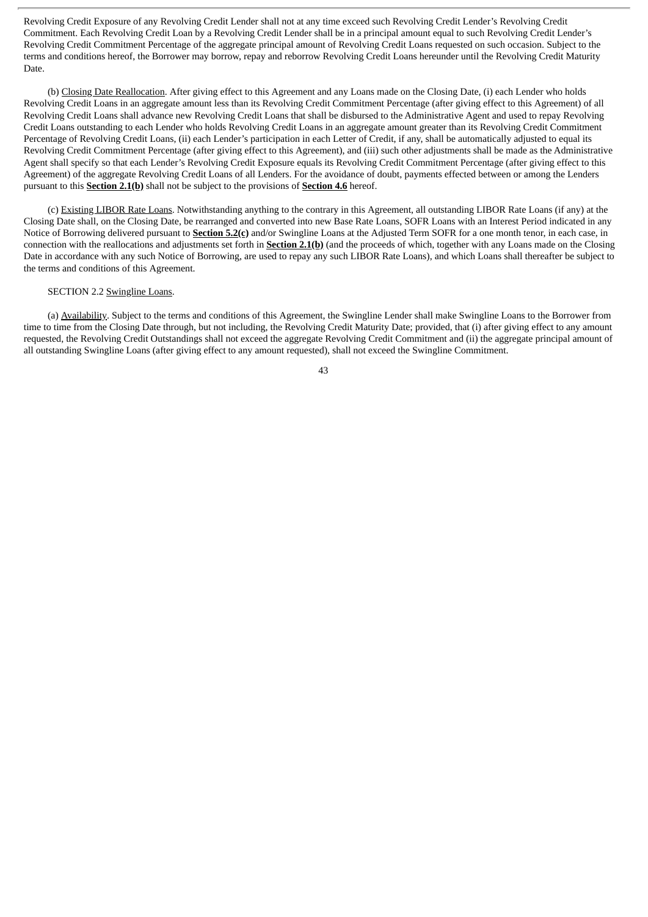Revolving Credit Exposure of any Revolving Credit Lender shall not at any time exceed such Revolving Credit Lender's Revolving Credit Commitment. Each Revolving Credit Loan by a Revolving Credit Lender shall be in a principal amount equal to such Revolving Credit Lender's Revolving Credit Commitment Percentage of the aggregate principal amount of Revolving Credit Loans requested on such occasion. Subject to the terms and conditions hereof, the Borrower may borrow, repay and reborrow Revolving Credit Loans hereunder until the Revolving Credit Maturity Date.

(b) Closing Date Reallocation. After giving effect to this Agreement and any Loans made on the Closing Date, (i) each Lender who holds Revolving Credit Loans in an aggregate amount less than its Revolving Credit Commitment Percentage (after giving effect to this Agreement) of all Revolving Credit Loans shall advance new Revolving Credit Loans that shall be disbursed to the Administrative Agent and used to repay Revolving Credit Loans outstanding to each Lender who holds Revolving Credit Loans in an aggregate amount greater than its Revolving Credit Commitment Percentage of Revolving Credit Loans, (ii) each Lender's participation in each Letter of Credit, if any, shall be automatically adjusted to equal its Revolving Credit Commitment Percentage (after giving effect to this Agreement), and (iii) such other adjustments shall be made as the Administrative Agent shall specify so that each Lender's Revolving Credit Exposure equals its Revolving Credit Commitment Percentage (after giving effect to this Agreement) of the aggregate Revolving Credit Loans of all Lenders. For the avoidance of doubt, payments effected between or among the Lenders pursuant to this **Section 2.1(b)** shall not be subject to the provisions of **Section 4.6** hereof.

(c) Existing LIBOR Rate Loans. Notwithstanding anything to the contrary in this Agreement, all outstanding LIBOR Rate Loans (if any) at the Closing Date shall, on the Closing Date, be rearranged and converted into new Base Rate Loans, SOFR Loans with an Interest Period indicated in any Notice of Borrowing delivered pursuant to **Section 5.2(c)** and/or Swingline Loans at the Adjusted Term SOFR for a one month tenor, in each case, in connection with the reallocations and adjustments set forth in **Section 2.1(b)** (and the proceeds of which, together with any Loans made on the Closing Date in accordance with any such Notice of Borrowing, are used to repay any such LIBOR Rate Loans), and which Loans shall thereafter be subject to the terms and conditions of this Agreement.

SECTION 2.2 Swingline Loans.

(a) Availability. Subject to the terms and conditions of this Agreement, the Swingline Lender shall make Swingline Loans to the Borrower from time to time from the Closing Date through, but not including, the Revolving Credit Maturity Date; provided, that (i) after giving effect to any amount requested, the Revolving Credit Outstandings shall not exceed the aggregate Revolving Credit Commitment and (ii) the aggregate principal amount of all outstanding Swingline Loans (after giving effect to any amount requested), shall not exceed the Swingline Commitment.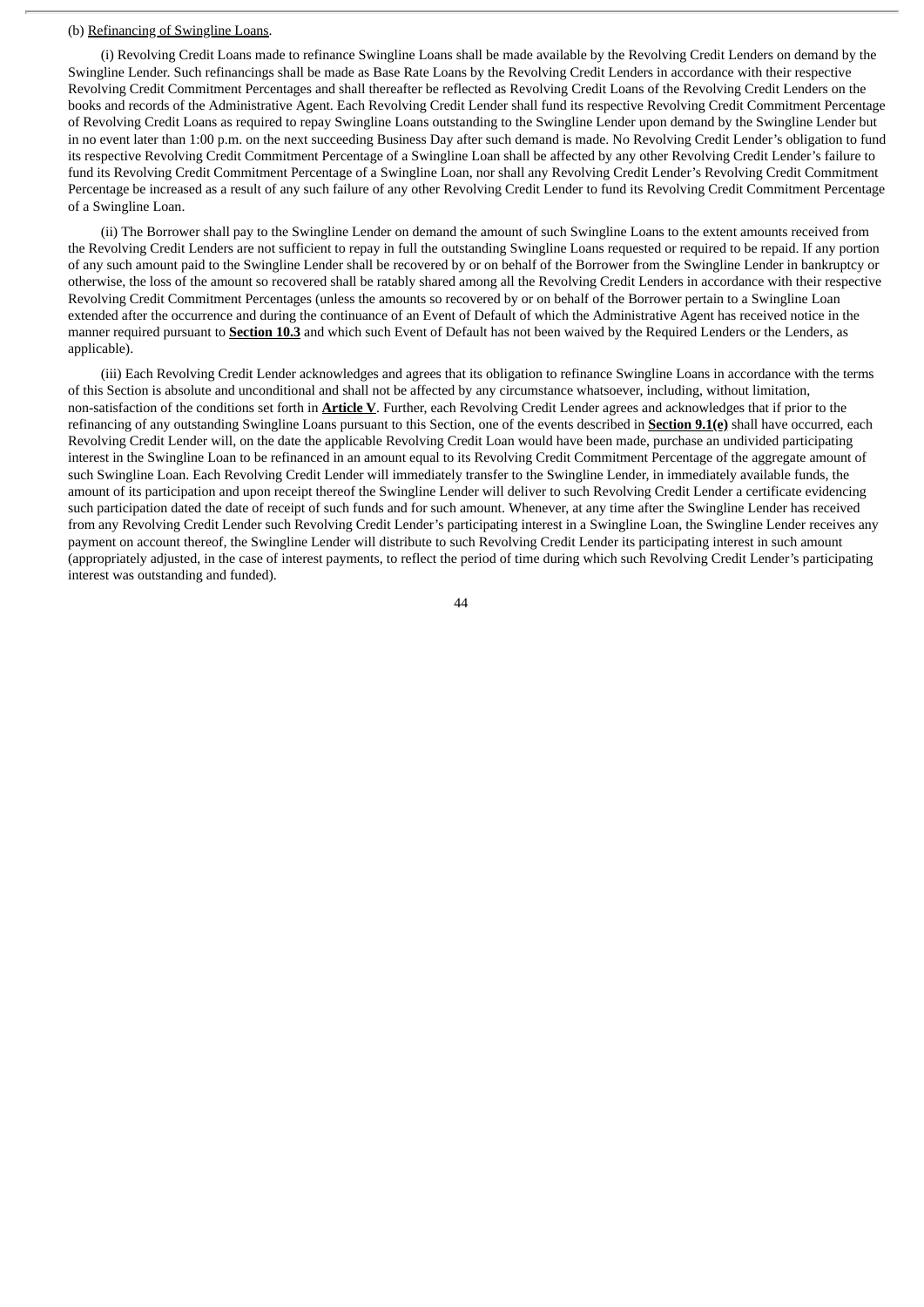(b) Refinancing of Swingline Loans.

(i) Revolving Credit Loans made to refinance Swingline Loans shall be made available by the Revolving Credit Lenders on demand by the Swingline Lender. Such refinancings shall be made as Base Rate Loans by the Revolving Credit Lenders in accordance with their respective Revolving Credit Commitment Percentages and shall thereafter be reflected as Revolving Credit Loans of the Revolving Credit Lenders on the books and records of the Administrative Agent. Each Revolving Credit Lender shall fund its respective Revolving Credit Commitment Percentage of Revolving Credit Loans as required to repay Swingline Loans outstanding to the Swingline Lender upon demand by the Swingline Lender but in no event later than 1:00 p.m. on the next succeeding Business Day after such demand is made. No Revolving Credit Lender's obligation to fund its respective Revolving Credit Commitment Percentage of a Swingline Loan shall be affected by any other Revolving Credit Lender's failure to fund its Revolving Credit Commitment Percentage of a Swingline Loan, nor shall any Revolving Credit Lender's Revolving Credit Commitment Percentage be increased as a result of any such failure of any other Revolving Credit Lender to fund its Revolving Credit Commitment Percentage of a Swingline Loan.

(ii) The Borrower shall pay to the Swingline Lender on demand the amount of such Swingline Loans to the extent amounts received from the Revolving Credit Lenders are not sufficient to repay in full the outstanding Swingline Loans requested or required to be repaid. If any portion of any such amount paid to the Swingline Lender shall be recovered by or on behalf of the Borrower from the Swingline Lender in bankruptcy or otherwise, the loss of the amount so recovered shall be ratably shared among all the Revolving Credit Lenders in accordance with their respective Revolving Credit Commitment Percentages (unless the amounts so recovered by or on behalf of the Borrower pertain to a Swingline Loan extended after the occurrence and during the continuance of an Event of Default of which the Administrative Agent has received notice in the manner required pursuant to **Section 10.3** and which such Event of Default has not been waived by the Required Lenders or the Lenders, as applicable).

(iii) Each Revolving Credit Lender acknowledges and agrees that its obligation to refinance Swingline Loans in accordance with the terms of this Section is absolute and unconditional and shall not be affected by any circumstance whatsoever, including, without limitation, non-satisfaction of the conditions set forth in **Article V**. Further, each Revolving Credit Lender agrees and acknowledges that if prior to the refinancing of any outstanding Swingline Loans pursuant to this Section, one of the events described in **Section 9.1(e)** shall have occurred, each Revolving Credit Lender will, on the date the applicable Revolving Credit Loan would have been made, purchase an undivided participating interest in the Swingline Loan to be refinanced in an amount equal to its Revolving Credit Commitment Percentage of the aggregate amount of such Swingline Loan. Each Revolving Credit Lender will immediately transfer to the Swingline Lender, in immediately available funds, the amount of its participation and upon receipt thereof the Swingline Lender will deliver to such Revolving Credit Lender a certificate evidencing such participation dated the date of receipt of such funds and for such amount. Whenever, at any time after the Swingline Lender has received from any Revolving Credit Lender such Revolving Credit Lender's participating interest in a Swingline Loan, the Swingline Lender receives any payment on account thereof, the Swingline Lender will distribute to such Revolving Credit Lender its participating interest in such amount (appropriately adjusted, in the case of interest payments, to reflect the period of time during which such Revolving Credit Lender's participating interest was outstanding and funded).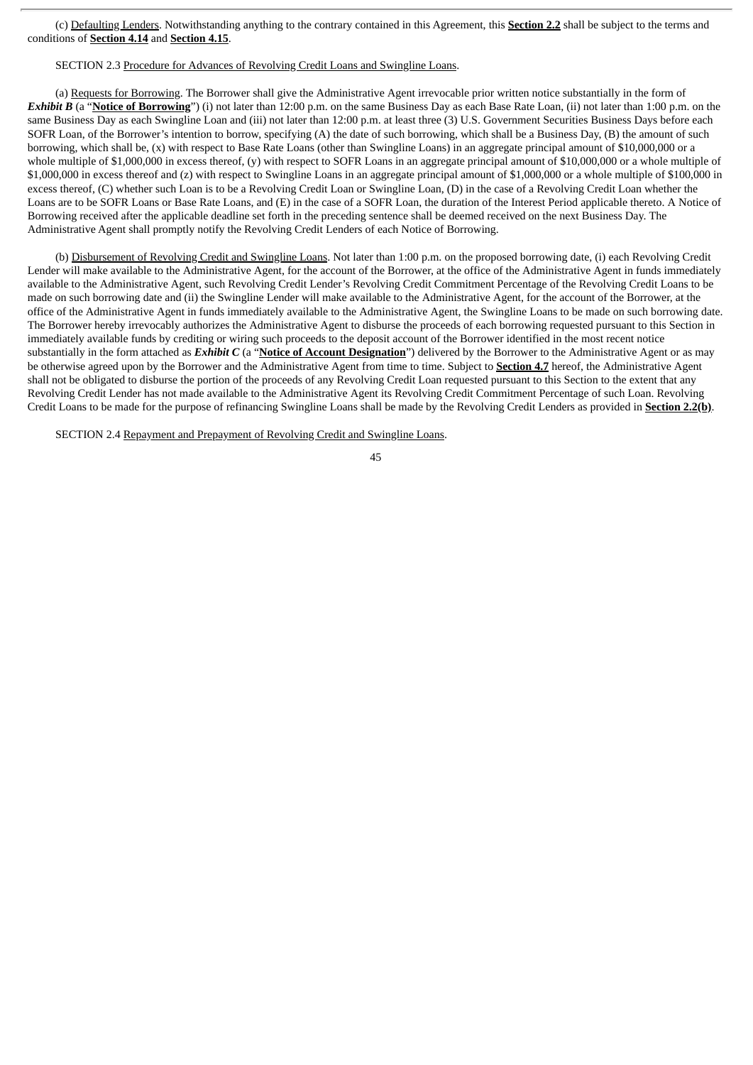(c) Defaulting Lenders. Notwithstanding anything to the contrary contained in this Agreement, this **Section 2.2** shall be subject to the terms and conditions of **Section 4.14** and **Section 4.15**.

SECTION 2.3 Procedure for Advances of Revolving Credit Loans and Swingline Loans.

(a) Requests for Borrowing. The Borrower shall give the Administrative Agent irrevocable prior written notice substantially in the form of ***Exhibit B*** (a "**Notice of Borrowing**") (i) not later than 12:00 p.m. on the same Business Day as each Base Rate Loan, (ii) not later than 1:00 p.m. on the same Business Day as each Swingline Loan and (iii) not later than 12:00 p.m. at least three (3) U.S. Government Securities Business Days before each SOFR Loan, of the Borrower's intention to borrow, specifying (A) the date of such borrowing, which shall be a Business Day, (B) the amount of such borrowing, which shall be, (x) with respect to Base Rate Loans (other than Swingline Loans) in an aggregate principal amount of $10,000,000 or a whole multiple of $1,000,000 in excess thereof, (y) with respect to SOFR Loans in an aggregate principal amount of $10,000,000 or a whole multiple of $1,000,000 in excess thereof and (z) with respect to Swingline Loans in an aggregate principal amount of $1,000,000 or a whole multiple of $100,000 in excess thereof, (C) whether such Loan is to be a Revolving Credit Loan or Swingline Loan, (D) in the case of a Revolving Credit Loan whether the Loans are to be SOFR Loans or Base Rate Loans, and (E) in the case of a SOFR Loan, the duration of the Interest Period applicable thereto. A Notice of Borrowing received after the applicable deadline set forth in the preceding sentence shall be deemed received on the next Business Day. The Administrative Agent shall promptly notify the Revolving Credit Lenders of each Notice of Borrowing.

(b) Disbursement of Revolving Credit and Swingline Loans. Not later than 1:00 p.m. on the proposed borrowing date, (i) each Revolving Credit Lender will make available to the Administrative Agent, for the account of the Borrower, at the office of the Administrative Agent in funds immediately available to the Administrative Agent, such Revolving Credit Lender's Revolving Credit Commitment Percentage of the Revolving Credit Loans to be made on such borrowing date and (ii) the Swingline Lender will make available to the Administrative Agent, for the account of the Borrower, at the office of the Administrative Agent in funds immediately available to the Administrative Agent, the Swingline Loans to be made on such borrowing date. The Borrower hereby irrevocably authorizes the Administrative Agent to disburse the proceeds of each borrowing requested pursuant to this Section in immediately available funds by crediting or wiring such proceeds to the deposit account of the Borrower identified in the most recent notice substantially in the form attached as ***Exhibit C*** (a "**Notice of Account Designation**") delivered by the Borrower to the Administrative Agent or as may be otherwise agreed upon by the Borrower and the Administrative Agent from time to time. Subject to **Section 4.7** hereof, the Administrative Agent shall not be obligated to disburse the portion of the proceeds of any Revolving Credit Loan requested pursuant to this Section to the extent that any Revolving Credit Lender has not made available to the Administrative Agent its Revolving Credit Commitment Percentage of such Loan. Revolving Credit Loans to be made for the purpose of refinancing Swingline Loans shall be made by the Revolving Credit Lenders as provided in **Section 2.2(b)**.

SECTION 2.4 Repayment and Prepayment of Revolving Credit and Swingline Loans.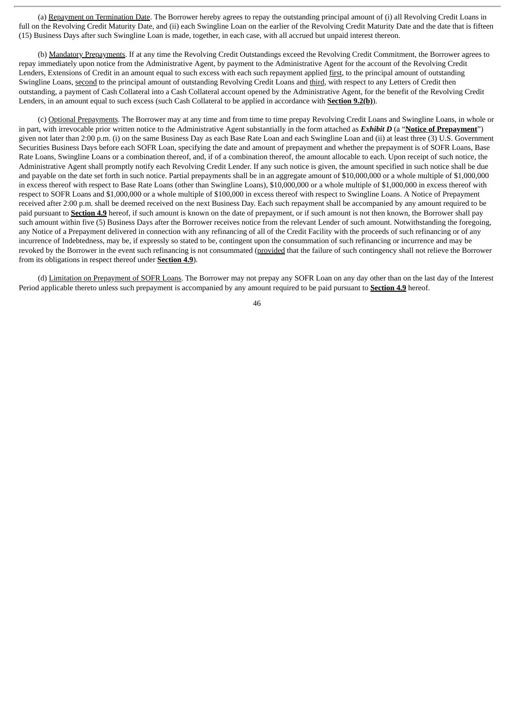(a) Repayment on Termination Date. The Borrower hereby agrees to repay the outstanding principal amount of (i) all Revolving Credit Loans in full on the Revolving Credit Maturity Date, and (ii) each Swingline Loan on the earlier of the Revolving Credit Maturity Date and the date that is fifteen (15) Business Days after such Swingline Loan is made, together, in each case, with all accrued but unpaid interest thereon.

(b) Mandatory Prepayments. If at any time the Revolving Credit Outstandings exceed the Revolving Credit Commitment, the Borrower agrees to repay immediately upon notice from the Administrative Agent, by payment to the Administrative Agent for the account of the Revolving Credit Lenders, Extensions of Credit in an amount equal to such excess with each such repayment applied first, to the principal amount of outstanding Swingline Loans, second to the principal amount of outstanding Revolving Credit Loans and third, with respect to any Letters of Credit then outstanding, a payment of Cash Collateral into a Cash Collateral account opened by the Administrative Agent, for the benefit of the Revolving Credit Lenders, in an amount equal to such excess (such Cash Collateral to be applied in accordance with **Section 9.2(b)**).

(c) Optional Prepayments. The Borrower may at any time and from time to time prepay Revolving Credit Loans and Swingline Loans, in whole or in part, with irrevocable prior written notice to the Administrative Agent substantially in the form attached as ***Exhibit D*** (a "**Notice of Prepayment**") given not later than 2:00 p.m. (i) on the same Business Day as each Base Rate Loan and each Swingline Loan and (ii) at least three (3) U.S. Government Securities Business Days before each SOFR Loan, specifying the date and amount of prepayment and whether the prepayment is of SOFR Loans, Base Rate Loans, Swingline Loans or a combination thereof, and, if of a combination thereof, the amount allocable to each. Upon receipt of such notice, the Administrative Agent shall promptly notify each Revolving Credit Lender. If any such notice is given, the amount specified in such notice shall be due and payable on the date set forth in such notice. Partial prepayments shall be in an aggregate amount of $10,000,000 or a whole multiple of $1,000,000 in excess thereof with respect to Base Rate Loans (other than Swingline Loans), $10,000,000 or a whole multiple of $1,000,000 in excess thereof with respect to SOFR Loans and $1,000,000 or a whole multiple of $100,000 in excess thereof with respect to Swingline Loans. A Notice of Prepayment received after 2:00 p.m. shall be deemed received on the next Business Day. Each such repayment shall be accompanied by any amount required to be paid pursuant to **Section 4.9** hereof, if such amount is known on the date of prepayment, or if such amount is not then known, the Borrower shall pay such amount within five (5) Business Days after the Borrower receives notice from the relevant Lender of such amount. Notwithstanding the foregoing, any Notice of a Prepayment delivered in connection with any refinancing of all of the Credit Facility with the proceeds of such refinancing or of any incurrence of Indebtedness, may be, if expressly so stated to be, contingent upon the consummation of such refinancing or incurrence and may be revoked by the Borrower in the event such refinancing is not consummated (provided that the failure of such contingency shall not relieve the Borrower from its obligations in respect thereof under **Section 4.9**).

(d) Limitation on Prepayment of SOFR Loans. The Borrower may not prepay any SOFR Loan on any day other than on the last day of the Interest Period applicable thereto unless such prepayment is accompanied by any amount required to be paid pursuant to **Section 4.9** hereof.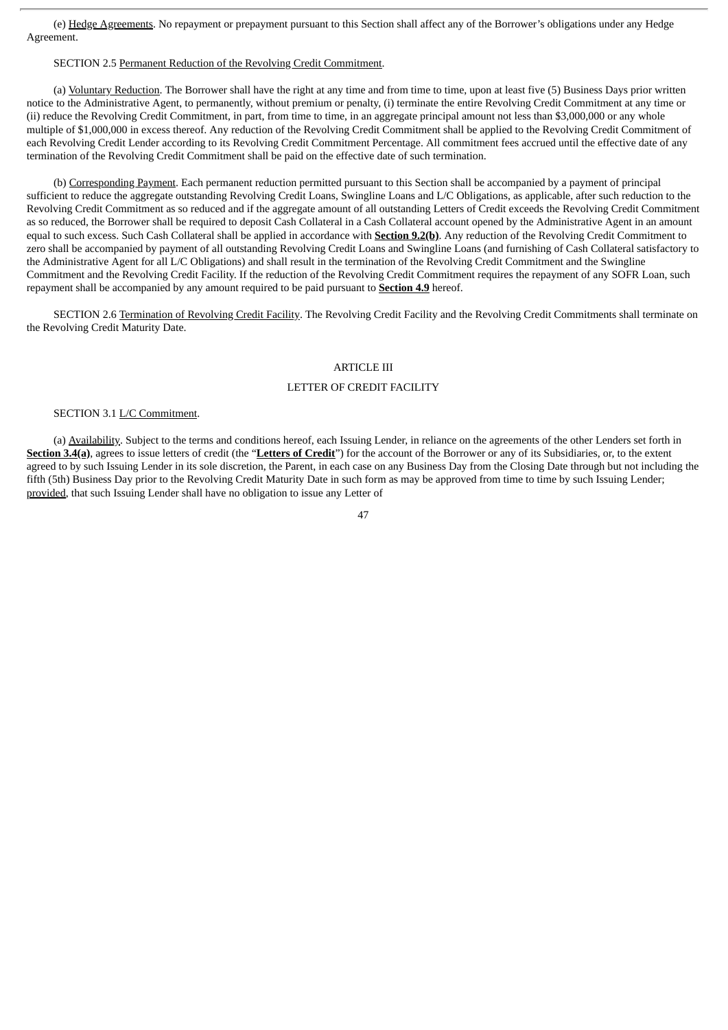(e) Hedge Agreements. No repayment or prepayment pursuant to this Section shall affect any of the Borrower's obligations under any Hedge Agreement.

SECTION 2.5 Permanent Reduction of the Revolving Credit Commitment.

(a) Voluntary Reduction. The Borrower shall have the right at any time and from time to time, upon at least five (5) Business Days prior written notice to the Administrative Agent, to permanently, without premium or penalty, (i) terminate the entire Revolving Credit Commitment at any time or (ii) reduce the Revolving Credit Commitment, in part, from time to time, in an aggregate principal amount not less than $3,000,000 or any whole multiple of $1,000,000 in excess thereof. Any reduction of the Revolving Credit Commitment shall be applied to the Revolving Credit Commitment of each Revolving Credit Lender according to its Revolving Credit Commitment Percentage. All commitment fees accrued until the effective date of any termination of the Revolving Credit Commitment shall be paid on the effective date of such termination.

(b) Corresponding Payment. Each permanent reduction permitted pursuant to this Section shall be accompanied by a payment of principal sufficient to reduce the aggregate outstanding Revolving Credit Loans, Swingline Loans and L/C Obligations, as applicable, after such reduction to the Revolving Credit Commitment as so reduced and if the aggregate amount of all outstanding Letters of Credit exceeds the Revolving Credit Commitment as so reduced, the Borrower shall be required to deposit Cash Collateral in a Cash Collateral account opened by the Administrative Agent in an amount equal to such excess. Such Cash Collateral shall be applied in accordance with **Section 9.2(b)**. Any reduction of the Revolving Credit Commitment to zero shall be accompanied by payment of all outstanding Revolving Credit Loans and Swingline Loans (and furnishing of Cash Collateral satisfactory to the Administrative Agent for all L/C Obligations) and shall result in the termination of the Revolving Credit Commitment and the Swingline Commitment and the Revolving Credit Facility. If the reduction of the Revolving Credit Commitment requires the repayment of any SOFR Loan, such repayment shall be accompanied by any amount required to be paid pursuant to **Section 4.9** hereof.

SECTION 2.6 Termination of Revolving Credit Facility. The Revolving Credit Facility and the Revolving Credit Commitments shall terminate on the Revolving Credit Maturity Date.

## ARTICLE III

## LETTER OF CREDIT FACILITY

SECTION 3.1 L/C Commitment.

(a) Availability. Subject to the terms and conditions hereof, each Issuing Lender, in reliance on the agreements of the other Lenders set forth in **Section 3.4(a)**, agrees to issue letters of credit (the "**Letters of Credit**") for the account of the Borrower or any of its Subsidiaries, or, to the extent agreed to by such Issuing Lender in its sole discretion, the Parent, in each case on any Business Day from the Closing Date through but not including the fifth (5th) Business Day prior to the Revolving Credit Maturity Date in such form as may be approved from time to time by such Issuing Lender; provided, that such Issuing Lender shall have no obligation to issue any Letter of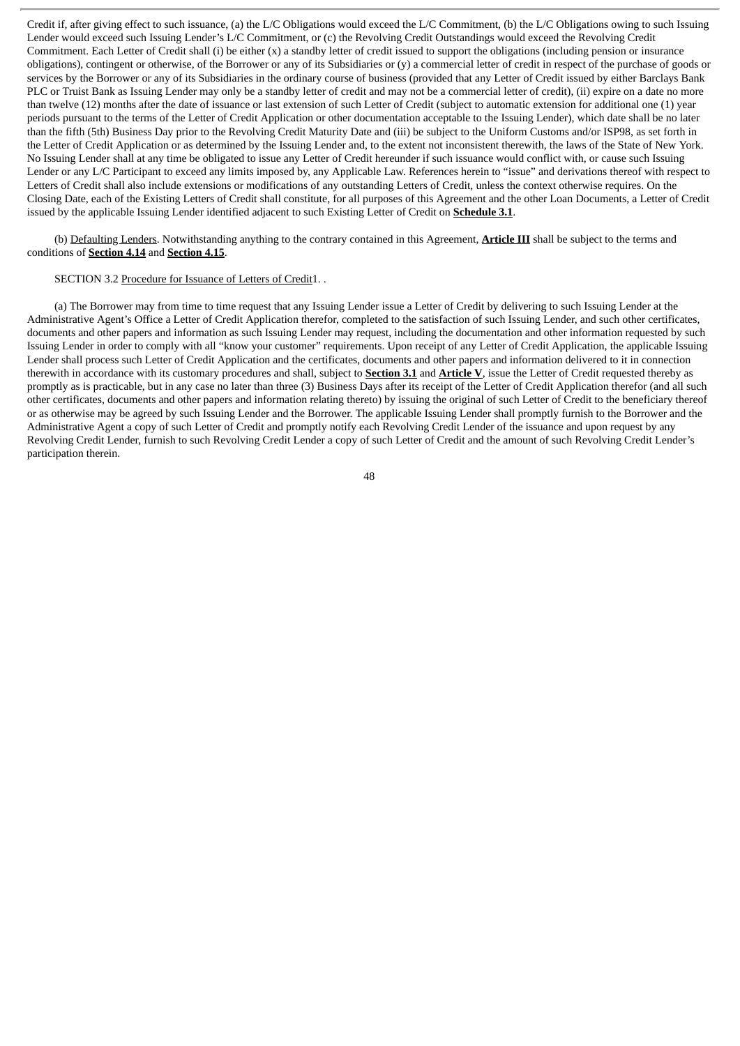Credit if, after giving effect to such issuance, (a) the L/C Obligations would exceed the L/C Commitment, (b) the L/C Obligations owing to such Issuing Lender would exceed such Issuing Lender's L/C Commitment, or (c) the Revolving Credit Outstandings would exceed the Revolving Credit Commitment. Each Letter of Credit shall (i) be either (x) a standby letter of credit issued to support the obligations (including pension or insurance obligations), contingent or otherwise, of the Borrower or any of its Subsidiaries or (y) a commercial letter of credit in respect of the purchase of goods or services by the Borrower or any of its Subsidiaries in the ordinary course of business (provided that any Letter of Credit issued by either Barclays Bank PLC or Truist Bank as Issuing Lender may only be a standby letter of credit and may not be a commercial letter of credit), (ii) expire on a date no more than twelve (12) months after the date of issuance or last extension of such Letter of Credit (subject to automatic extension for additional one (1) year periods pursuant to the terms of the Letter of Credit Application or other documentation acceptable to the Issuing Lender), which date shall be no later than the fifth (5th) Business Day prior to the Revolving Credit Maturity Date and (iii) be subject to the Uniform Customs and/or ISP98, as set forth in the Letter of Credit Application or as determined by the Issuing Lender and, to the extent not inconsistent therewith, the laws of the State of New York. No Issuing Lender shall at any time be obligated to issue any Letter of Credit hereunder if such issuance would conflict with, or cause such Issuing Lender or any L/C Participant to exceed any limits imposed by, any Applicable Law. References herein to "issue" and derivations thereof with respect to Letters of Credit shall also include extensions or modifications of any outstanding Letters of Credit, unless the context otherwise requires. On the Closing Date, each of the Existing Letters of Credit shall constitute, for all purposes of this Agreement and the other Loan Documents, a Letter of Credit issued by the applicable Issuing Lender identified adjacent to such Existing Letter of Credit on **Schedule 3.1**.

(b) Defaulting Lenders. Notwithstanding anything to the contrary contained in this Agreement, **Article III** shall be subject to the terms and conditions of **Section 4.14** and **Section 4.15**.

SECTION 3.2 Procedure for Issuance of Letters of Credit1. .

(a) The Borrower may from time to time request that any Issuing Lender issue a Letter of Credit by delivering to such Issuing Lender at the Administrative Agent's Office a Letter of Credit Application therefor, completed to the satisfaction of such Issuing Lender, and such other certificates, documents and other papers and information as such Issuing Lender may request, including the documentation and other information requested by such Issuing Lender in order to comply with all "know your customer" requirements. Upon receipt of any Letter of Credit Application, the applicable Issuing Lender shall process such Letter of Credit Application and the certificates, documents and other papers and information delivered to it in connection therewith in accordance with its customary procedures and shall, subject to **Section 3.1** and **Article V**, issue the Letter of Credit requested thereby as promptly as is practicable, but in any case no later than three (3) Business Days after its receipt of the Letter of Credit Application therefor (and all such other certificates, documents and other papers and information relating thereto) by issuing the original of such Letter of Credit to the beneficiary thereof or as otherwise may be agreed by such Issuing Lender and the Borrower. The applicable Issuing Lender shall promptly furnish to the Borrower and the Administrative Agent a copy of such Letter of Credit and promptly notify each Revolving Credit Lender of the issuance and upon request by any Revolving Credit Lender, furnish to such Revolving Credit Lender a copy of such Letter of Credit and the amount of such Revolving Credit Lender's participation therein.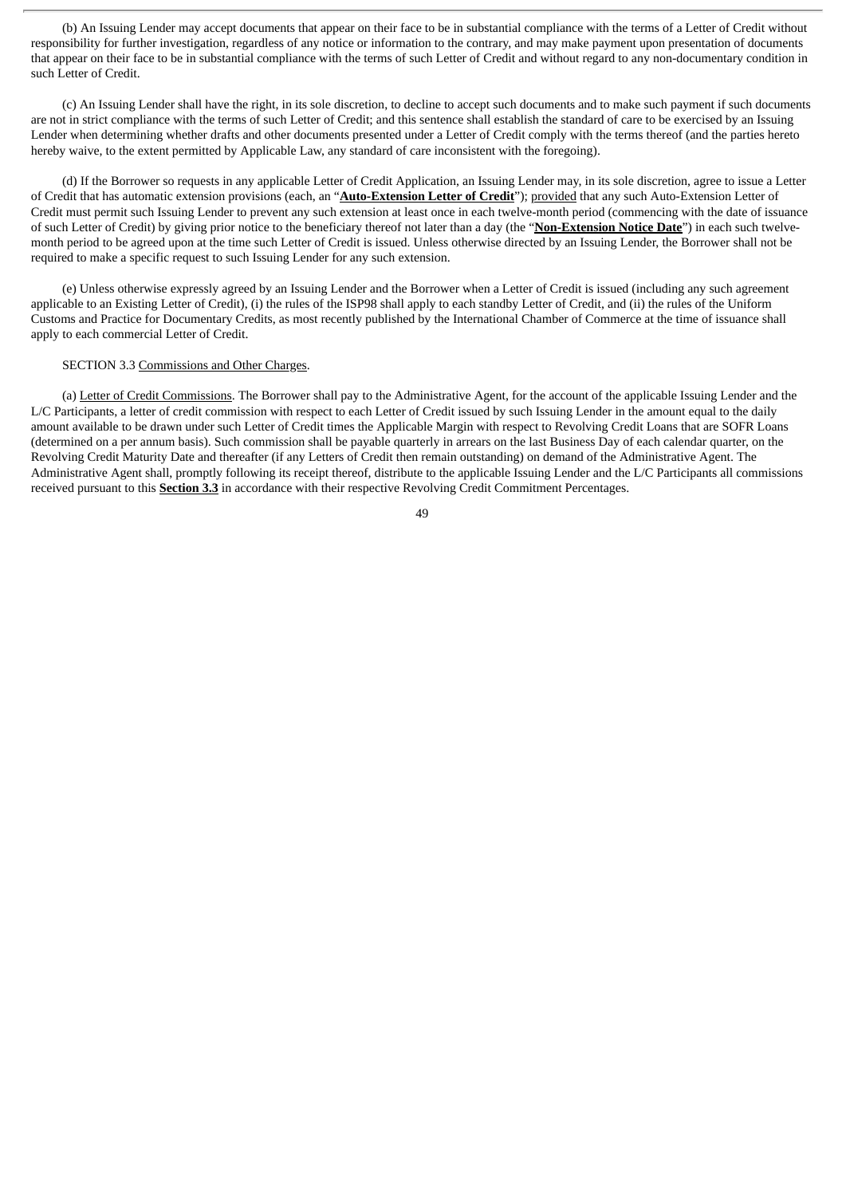(b) An Issuing Lender may accept documents that appear on their face to be in substantial compliance with the terms of a Letter of Credit without responsibility for further investigation, regardless of any notice or information to the contrary, and may make payment upon presentation of documents that appear on their face to be in substantial compliance with the terms of such Letter of Credit and without regard to any non-documentary condition in such Letter of Credit.

(c) An Issuing Lender shall have the right, in its sole discretion, to decline to accept such documents and to make such payment if such documents are not in strict compliance with the terms of such Letter of Credit; and this sentence shall establish the standard of care to be exercised by an Issuing Lender when determining whether drafts and other documents presented under a Letter of Credit comply with the terms thereof (and the parties hereto hereby waive, to the extent permitted by Applicable Law, any standard of care inconsistent with the foregoing).

(d) If the Borrower so requests in any applicable Letter of Credit Application, an Issuing Lender may, in its sole discretion, agree to issue a Letter of Credit that has automatic extension provisions (each, an "**Auto-Extension Letter of Credit**"); provided that any such Auto-Extension Letter of Credit must permit such Issuing Lender to prevent any such extension at least once in each twelve-month period (commencing with the date of issuance of such Letter of Credit) by giving prior notice to the beneficiary thereof not later than a day (the "**Non-Extension Notice Date**") in each such twelve-month period to be agreed upon at the time such Letter of Credit is issued. Unless otherwise directed by an Issuing Lender, the Borrower shall not be required to make a specific request to such Issuing Lender for any such extension.

(e) Unless otherwise expressly agreed by an Issuing Lender and the Borrower when a Letter of Credit is issued (including any such agreement applicable to an Existing Letter of Credit), (i) the rules of the ISP98 shall apply to each standby Letter of Credit, and (ii) the rules of the Uniform Customs and Practice for Documentary Credits, as most recently published by the International Chamber of Commerce at the time of issuance shall apply to each commercial Letter of Credit.

SECTION 3.3 Commissions and Other Charges.

(a) Letter of Credit Commissions. The Borrower shall pay to the Administrative Agent, for the account of the applicable Issuing Lender and the L/C Participants, a letter of credit commission with respect to each Letter of Credit issued by such Issuing Lender in the amount equal to the daily amount available to be drawn under such Letter of Credit times the Applicable Margin with respect to Revolving Credit Loans that are SOFR Loans (determined on a per annum basis). Such commission shall be payable quarterly in arrears on the last Business Day of each calendar quarter, on the Revolving Credit Maturity Date and thereafter (if any Letters of Credit then remain outstanding) on demand of the Administrative Agent. The Administrative Agent shall, promptly following its receipt thereof, distribute to the applicable Issuing Lender and the L/C Participants all commissions received pursuant to this **Section 3.3** in accordance with their respective Revolving Credit Commitment Percentages.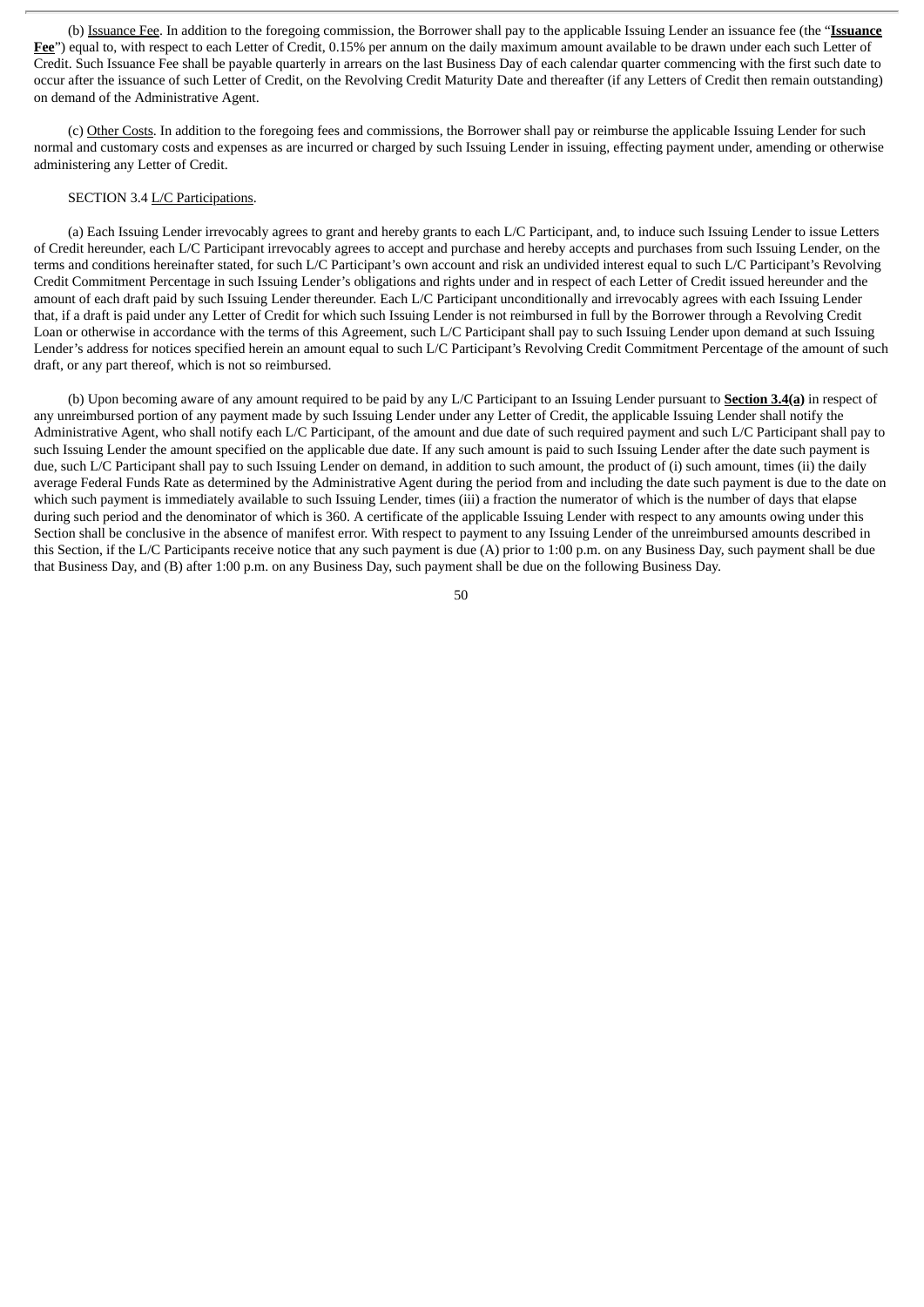(b) Issuance Fee. In addition to the foregoing commission, the Borrower shall pay to the applicable Issuing Lender an issuance fee (the "**Issuance Fee**") equal to, with respect to each Letter of Credit, 0.15% per annum on the daily maximum amount available to be drawn under each such Letter of Credit. Such Issuance Fee shall be payable quarterly in arrears on the last Business Day of each calendar quarter commencing with the first such date to occur after the issuance of such Letter of Credit, on the Revolving Credit Maturity Date and thereafter (if any Letters of Credit then remain outstanding) on demand of the Administrative Agent.

(c) Other Costs. In addition to the foregoing fees and commissions, the Borrower shall pay or reimburse the applicable Issuing Lender for such normal and customary costs and expenses as are incurred or charged by such Issuing Lender in issuing, effecting payment under, amending or otherwise administering any Letter of Credit.

SECTION 3.4 L/C Participations.

(a) Each Issuing Lender irrevocably agrees to grant and hereby grants to each L/C Participant, and, to induce such Issuing Lender to issue Letters of Credit hereunder, each L/C Participant irrevocably agrees to accept and purchase and hereby accepts and purchases from such Issuing Lender, on the terms and conditions hereinafter stated, for such L/C Participant's own account and risk an undivided interest equal to such L/C Participant's Revolving Credit Commitment Percentage in such Issuing Lender's obligations and rights under and in respect of each Letter of Credit issued hereunder and the amount of each draft paid by such Issuing Lender thereunder. Each L/C Participant unconditionally and irrevocably agrees with each Issuing Lender that, if a draft is paid under any Letter of Credit for which such Issuing Lender is not reimbursed in full by the Borrower through a Revolving Credit Loan or otherwise in accordance with the terms of this Agreement, such L/C Participant shall pay to such Issuing Lender upon demand at such Issuing Lender's address for notices specified herein an amount equal to such L/C Participant's Revolving Credit Commitment Percentage of the amount of such draft, or any part thereof, which is not so reimbursed.

(b) Upon becoming aware of any amount required to be paid by any L/C Participant to an Issuing Lender pursuant to **Section 3.4(a)** in respect of any unreimbursed portion of any payment made by such Issuing Lender under any Letter of Credit, the applicable Issuing Lender shall notify the Administrative Agent, who shall notify each L/C Participant, of the amount and due date of such required payment and such L/C Participant shall pay to such Issuing Lender the amount specified on the applicable due date. If any such amount is paid to such Issuing Lender after the date such payment is due, such L/C Participant shall pay to such Issuing Lender on demand, in addition to such amount, the product of (i) such amount, times (ii) the daily average Federal Funds Rate as determined by the Administrative Agent during the period from and including the date such payment is due to the date on which such payment is immediately available to such Issuing Lender, times (iii) a fraction the numerator of which is the number of days that elapse during such period and the denominator of which is 360. A certificate of the applicable Issuing Lender with respect to any amounts owing under this Section shall be conclusive in the absence of manifest error. With respect to payment to any Issuing Lender of the unreimbursed amounts described in this Section, if the L/C Participants receive notice that any such payment is due (A) prior to 1:00 p.m. on any Business Day, such payment shall be due that Business Day, and (B) after 1:00 p.m. on any Business Day, such payment shall be due on the following Business Day.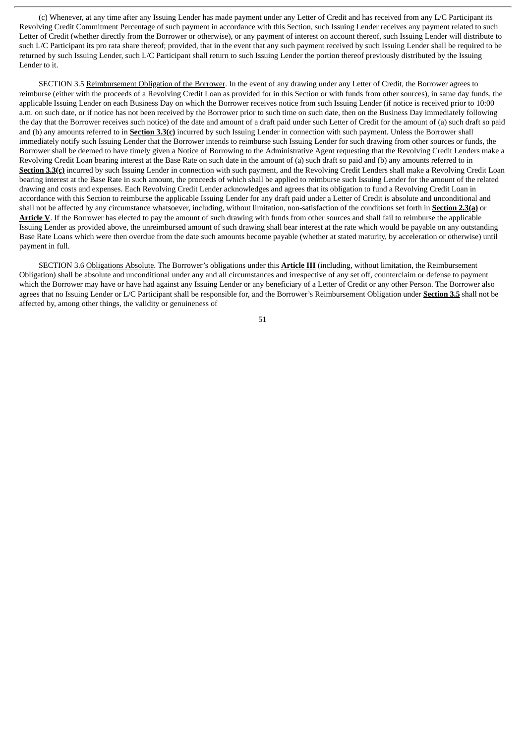(c) Whenever, at any time after any Issuing Lender has made payment under any Letter of Credit and has received from any L/C Participant its Revolving Credit Commitment Percentage of such payment in accordance with this Section, such Issuing Lender receives any payment related to such Letter of Credit (whether directly from the Borrower or otherwise), or any payment of interest on account thereof, such Issuing Lender will distribute to such L/C Participant its pro rata share thereof; provided, that in the event that any such payment received by such Issuing Lender shall be required to be returned by such Issuing Lender, such L/C Participant shall return to such Issuing Lender the portion thereof previously distributed by the Issuing Lender to it.

SECTION 3.5 Reimbursement Obligation of the Borrower. In the event of any drawing under any Letter of Credit, the Borrower agrees to reimburse (either with the proceeds of a Revolving Credit Loan as provided for in this Section or with funds from other sources), in same day funds, the applicable Issuing Lender on each Business Day on which the Borrower receives notice from such Issuing Lender (if notice is received prior to 10:00 a.m. on such date, or if notice has not been received by the Borrower prior to such time on such date, then on the Business Day immediately following the day that the Borrower receives such notice) of the date and amount of a draft paid under such Letter of Credit for the amount of (a) such draft so paid and (b) any amounts referred to in **Section 3.3(c)** incurred by such Issuing Lender in connection with such payment. Unless the Borrower shall immediately notify such Issuing Lender that the Borrower intends to reimburse such Issuing Lender for such drawing from other sources or funds, the Borrower shall be deemed to have timely given a Notice of Borrowing to the Administrative Agent requesting that the Revolving Credit Lenders make a Revolving Credit Loan bearing interest at the Base Rate on such date in the amount of (a) such draft so paid and (b) any amounts referred to in **Section 3.3(c)** incurred by such Issuing Lender in connection with such payment, and the Revolving Credit Lenders shall make a Revolving Credit Loan bearing interest at the Base Rate in such amount, the proceeds of which shall be applied to reimburse such Issuing Lender for the amount of the related drawing and costs and expenses. Each Revolving Credit Lender acknowledges and agrees that its obligation to fund a Revolving Credit Loan in accordance with this Section to reimburse the applicable Issuing Lender for any draft paid under a Letter of Credit is absolute and unconditional and shall not be affected by any circumstance whatsoever, including, without limitation, non-satisfaction of the conditions set forth in **Section 2.3(a)** or **Article V**. If the Borrower has elected to pay the amount of such drawing with funds from other sources and shall fail to reimburse the applicable Issuing Lender as provided above, the unreimbursed amount of such drawing shall bear interest at the rate which would be payable on any outstanding Base Rate Loans which were then overdue from the date such amounts become payable (whether at stated maturity, by acceleration or otherwise) until payment in full.

SECTION 3.6 Obligations Absolute. The Borrower's obligations under this **Article III** (including, without limitation, the Reimbursement Obligation) shall be absolute and unconditional under any and all circumstances and irrespective of any set off, counterclaim or defense to payment which the Borrower may have or have had against any Issuing Lender or any beneficiary of a Letter of Credit or any other Person. The Borrower also agrees that no Issuing Lender or L/C Participant shall be responsible for, and the Borrower's Reimbursement Obligation under **Section 3.5** shall not be affected by, among other things, the validity or genuineness of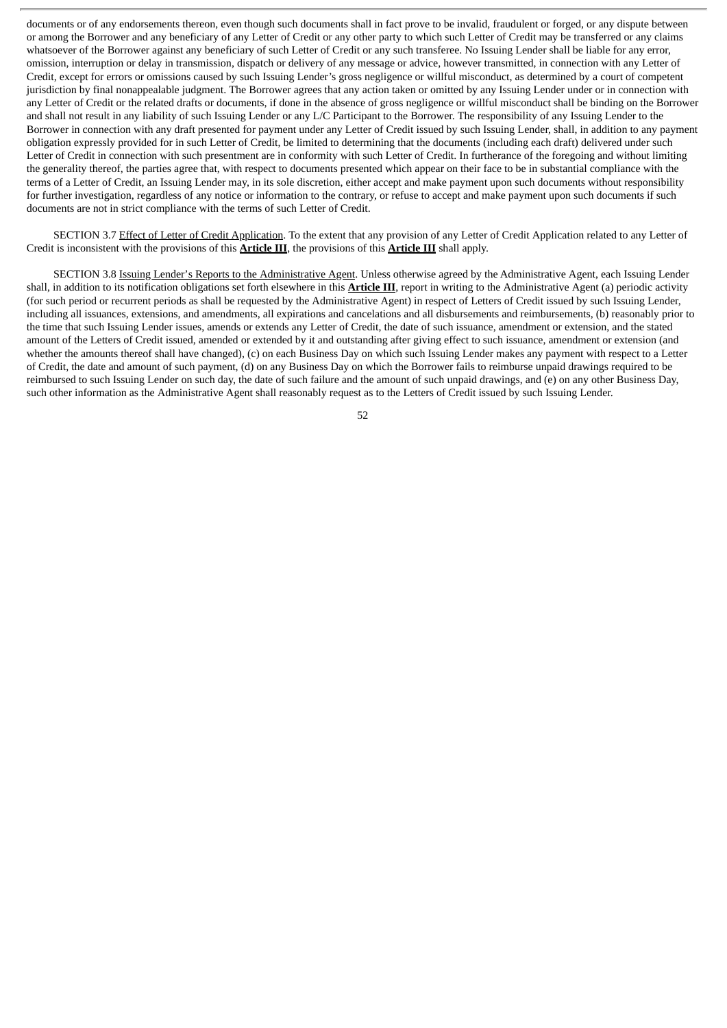documents or of any endorsements thereon, even though such documents shall in fact prove to be invalid, fraudulent or forged, or any dispute between or among the Borrower and any beneficiary of any Letter of Credit or any other party to which such Letter of Credit may be transferred or any claims whatsoever of the Borrower against any beneficiary of such Letter of Credit or any such transferee. No Issuing Lender shall be liable for any error, omission, interruption or delay in transmission, dispatch or delivery of any message or advice, however transmitted, in connection with any Letter of Credit, except for errors or omissions caused by such Issuing Lender's gross negligence or willful misconduct, as determined by a court of competent jurisdiction by final nonappealable judgment. The Borrower agrees that any action taken or omitted by any Issuing Lender under or in connection with any Letter of Credit or the related drafts or documents, if done in the absence of gross negligence or willful misconduct shall be binding on the Borrower and shall not result in any liability of such Issuing Lender or any L/C Participant to the Borrower. The responsibility of any Issuing Lender to the Borrower in connection with any draft presented for payment under any Letter of Credit issued by such Issuing Lender, shall, in addition to any payment obligation expressly provided for in such Letter of Credit, be limited to determining that the documents (including each draft) delivered under such Letter of Credit in connection with such presentment are in conformity with such Letter of Credit. In furtherance of the foregoing and without limiting the generality thereof, the parties agree that, with respect to documents presented which appear on their face to be in substantial compliance with the terms of a Letter of Credit, an Issuing Lender may, in its sole discretion, either accept and make payment upon such documents without responsibility for further investigation, regardless of any notice or information to the contrary, or refuse to accept and make payment upon such documents if such documents are not in strict compliance with the terms of such Letter of Credit.

SECTION 3.7 Effect of Letter of Credit Application. To the extent that any provision of any Letter of Credit Application related to any Letter of Credit is inconsistent with the provisions of this **Article III**, the provisions of this **Article III** shall apply.

SECTION 3.8 Issuing Lender's Reports to the Administrative Agent. Unless otherwise agreed by the Administrative Agent, each Issuing Lender shall, in addition to its notification obligations set forth elsewhere in this **Article III**, report in writing to the Administrative Agent (a) periodic activity (for such period or recurrent periods as shall be requested by the Administrative Agent) in respect of Letters of Credit issued by such Issuing Lender, including all issuances, extensions, and amendments, all expirations and cancelations and all disbursements and reimbursements, (b) reasonably prior to the time that such Issuing Lender issues, amends or extends any Letter of Credit, the date of such issuance, amendment or extension, and the stated amount of the Letters of Credit issued, amended or extended by it and outstanding after giving effect to such issuance, amendment or extension (and whether the amounts thereof shall have changed), (c) on each Business Day on which such Issuing Lender makes any payment with respect to a Letter of Credit, the date and amount of such payment, (d) on any Business Day on which the Borrower fails to reimburse unpaid drawings required to be reimbursed to such Issuing Lender on such day, the date of such failure and the amount of such unpaid drawings, and (e) on any other Business Day, such other information as the Administrative Agent shall reasonably request as to the Letters of Credit issued by such Issuing Lender.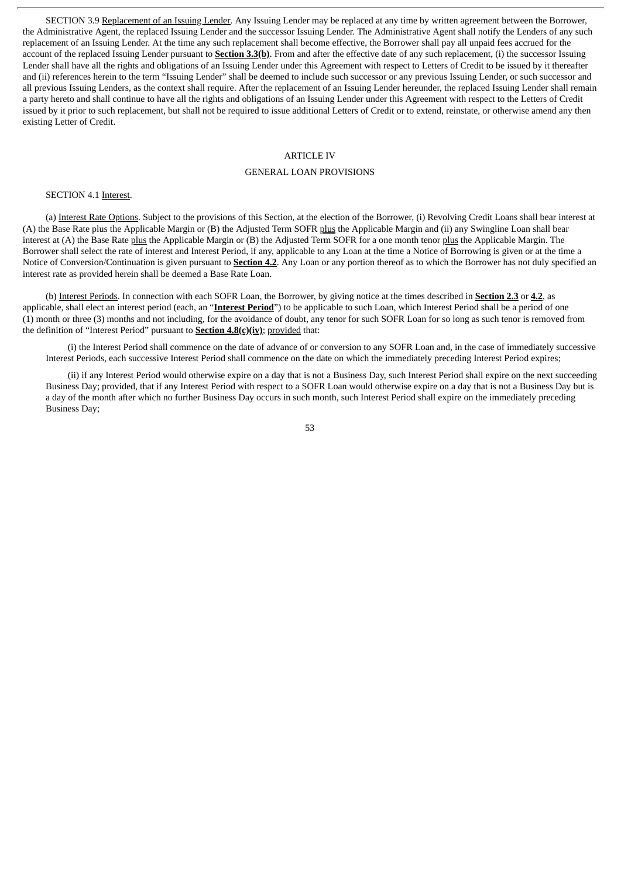SECTION 3.9 Replacement of an Issuing Lender. Any Issuing Lender may be replaced at any time by written agreement between the Borrower, the Administrative Agent, the replaced Issuing Lender and the successor Issuing Lender. The Administrative Agent shall notify the Lenders of any such replacement of an Issuing Lender. At the time any such replacement shall become effective, the Borrower shall pay all unpaid fees accrued for the account of the replaced Issuing Lender pursuant to **Section 3.3(b)**. From and after the effective date of any such replacement, (i) the successor Issuing Lender shall have all the rights and obligations of an Issuing Lender under this Agreement with respect to Letters of Credit to be issued by it thereafter and (ii) references herein to the term "Issuing Lender" shall be deemed to include such successor or any previous Issuing Lender, or such successor and all previous Issuing Lenders, as the context shall require. After the replacement of an Issuing Lender hereunder, the replaced Issuing Lender shall remain a party hereto and shall continue to have all the rights and obligations of an Issuing Lender under this Agreement with respect to the Letters of Credit issued by it prior to such replacement, but shall not be required to issue additional Letters of Credit or to extend, reinstate, or otherwise amend any then existing Letter of Credit.

## ARTICLE IV

## GENERAL LOAN PROVISIONS

SECTION 4.1 Interest.

(a) Interest Rate Options. Subject to the provisions of this Section, at the election of the Borrower, (i) Revolving Credit Loans shall bear interest at (A) the Base Rate plus the Applicable Margin or (B) the Adjusted Term SOFR plus the Applicable Margin and (ii) any Swingline Loan shall bear interest at (A) the Base Rate plus the Applicable Margin or (B) the Adjusted Term SOFR for a one month tenor plus the Applicable Margin. The Borrower shall select the rate of interest and Interest Period, if any, applicable to any Loan at the time a Notice of Borrowing is given or at the time a Notice of Conversion/Continuation is given pursuant to **Section 4.2**. Any Loan or any portion thereof as to which the Borrower has not duly specified an interest rate as provided herein shall be deemed a Base Rate Loan.

(b) Interest Periods. In connection with each SOFR Loan, the Borrower, by giving notice at the times described in **Section 2.3** or **4.2**, as applicable, shall elect an interest period (each, an "**Interest Period**") to be applicable to such Loan, which Interest Period shall be a period of one (1) month or three (3) months and not including, for the avoidance of doubt, any tenor for such SOFR Loan for so long as such tenor is removed from the definition of "Interest Period" pursuant to **Section 4.8(c)(iv)**; provided that:

(i) the Interest Period shall commence on the date of advance of or conversion to any SOFR Loan and, in the case of immediately successive Interest Periods, each successive Interest Period shall commence on the date on which the immediately preceding Interest Period expires;

(ii) if any Interest Period would otherwise expire on a day that is not a Business Day, such Interest Period shall expire on the next succeeding Business Day; provided, that if any Interest Period with respect to a SOFR Loan would otherwise expire on a day that is not a Business Day but is a day of the month after which no further Business Day occurs in such month, such Interest Period shall expire on the immediately preceding Business Day;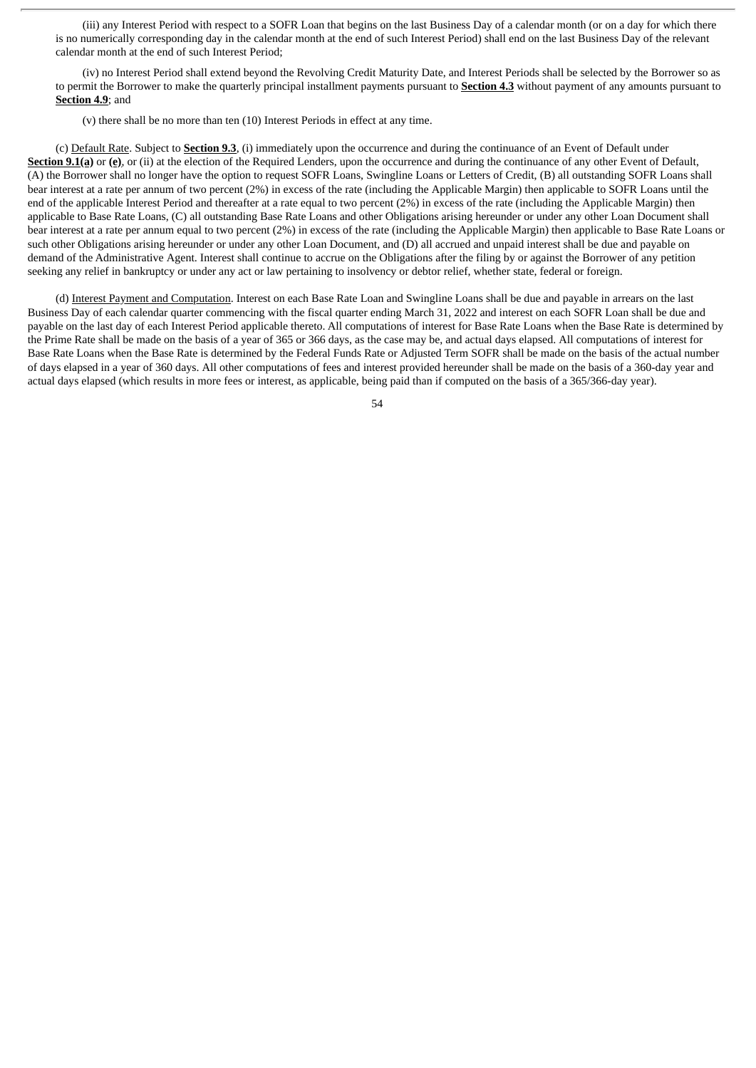(iii) any Interest Period with respect to a SOFR Loan that begins on the last Business Day of a calendar month (or on a day for which there is no numerically corresponding day in the calendar month at the end of such Interest Period) shall end on the last Business Day of the relevant calendar month at the end of such Interest Period;

(iv) no Interest Period shall extend beyond the Revolving Credit Maturity Date, and Interest Periods shall be selected by the Borrower so as to permit the Borrower to make the quarterly principal installment payments pursuant to **Section 4.3** without payment of any amounts pursuant to **Section 4.9**; and

(v) there shall be no more than ten (10) Interest Periods in effect at any time.

(c) Default Rate. Subject to **Section 9.3**, (i) immediately upon the occurrence and during the continuance of an Event of Default under **Section 9.1(a)** or **(e)**, or (ii) at the election of the Required Lenders, upon the occurrence and during the continuance of any other Event of Default, (A) the Borrower shall no longer have the option to request SOFR Loans, Swingline Loans or Letters of Credit, (B) all outstanding SOFR Loans shall bear interest at a rate per annum of two percent (2%) in excess of the rate (including the Applicable Margin) then applicable to SOFR Loans until the end of the applicable Interest Period and thereafter at a rate equal to two percent (2%) in excess of the rate (including the Applicable Margin) then applicable to Base Rate Loans, (C) all outstanding Base Rate Loans and other Obligations arising hereunder or under any other Loan Document shall bear interest at a rate per annum equal to two percent (2%) in excess of the rate (including the Applicable Margin) then applicable to Base Rate Loans or such other Obligations arising hereunder or under any other Loan Document, and (D) all accrued and unpaid interest shall be due and payable on demand of the Administrative Agent. Interest shall continue to accrue on the Obligations after the filing by or against the Borrower of any petition seeking any relief in bankruptcy or under any act or law pertaining to insolvency or debtor relief, whether state, federal or foreign.

(d) Interest Payment and Computation. Interest on each Base Rate Loan and Swingline Loans shall be due and payable in arrears on the last Business Day of each calendar quarter commencing with the fiscal quarter ending March 31, 2022 and interest on each SOFR Loan shall be due and payable on the last day of each Interest Period applicable thereto. All computations of interest for Base Rate Loans when the Base Rate is determined by the Prime Rate shall be made on the basis of a year of 365 or 366 days, as the case may be, and actual days elapsed. All computations of interest for Base Rate Loans when the Base Rate is determined by the Federal Funds Rate or Adjusted Term SOFR shall be made on the basis of the actual number of days elapsed in a year of 360 days. All other computations of fees and interest provided hereunder shall be made on the basis of a 360-day year and actual days elapsed (which results in more fees or interest, as applicable, being paid than if computed on the basis of a 365/366-day year).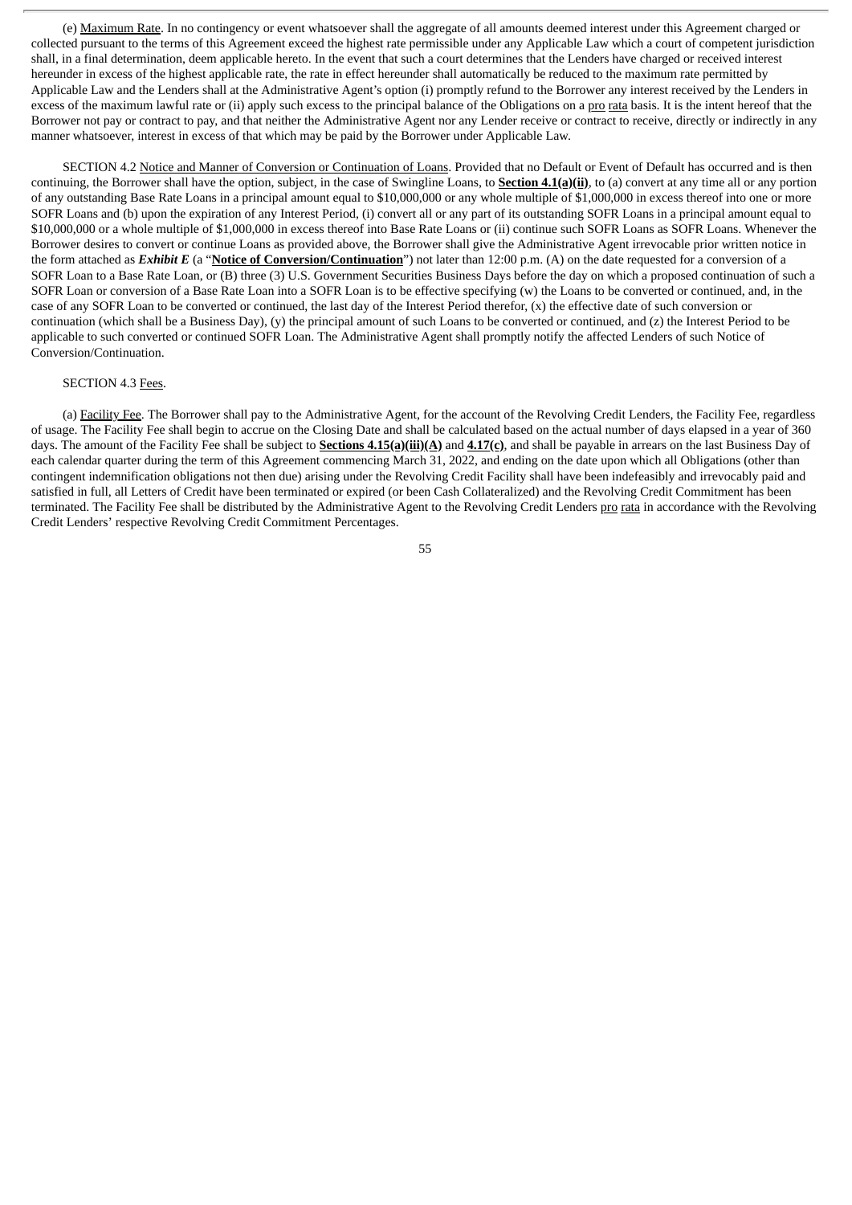(e) Maximum Rate. In no contingency or event whatsoever shall the aggregate of all amounts deemed interest under this Agreement charged or collected pursuant to the terms of this Agreement exceed the highest rate permissible under any Applicable Law which a court of competent jurisdiction shall, in a final determination, deem applicable hereto. In the event that such a court determines that the Lenders have charged or received interest hereunder in excess of the highest applicable rate, the rate in effect hereunder shall automatically be reduced to the maximum rate permitted by Applicable Law and the Lenders shall at the Administrative Agent's option (i) promptly refund to the Borrower any interest received by the Lenders in excess of the maximum lawful rate or (ii) apply such excess to the principal balance of the Obligations on a pro rata basis. It is the intent hereof that the Borrower not pay or contract to pay, and that neither the Administrative Agent nor any Lender receive or contract to receive, directly or indirectly in any manner whatsoever, interest in excess of that which may be paid by the Borrower under Applicable Law.

SECTION 4.2 Notice and Manner of Conversion or Continuation of Loans. Provided that no Default or Event of Default has occurred and is then continuing, the Borrower shall have the option, subject, in the case of Swingline Loans, to **Section 4.1(a)(ii)**, to (a) convert at any time all or any portion of any outstanding Base Rate Loans in a principal amount equal to $10,000,000 or any whole multiple of $1,000,000 in excess thereof into one or more SOFR Loans and (b) upon the expiration of any Interest Period, (i) convert all or any part of its outstanding SOFR Loans in a principal amount equal to $10,000,000 or a whole multiple of $1,000,000 in excess thereof into Base Rate Loans or (ii) continue such SOFR Loans as SOFR Loans. Whenever the Borrower desires to convert or continue Loans as provided above, the Borrower shall give the Administrative Agent irrevocable prior written notice in the form attached as ***Exhibit E*** (a "**Notice of Conversion/Continuation**") not later than 12:00 p.m. (A) on the date requested for a conversion of a SOFR Loan to a Base Rate Loan, or (B) three (3) U.S. Government Securities Business Days before the day on which a proposed continuation of such a SOFR Loan or conversion of a Base Rate Loan into a SOFR Loan is to be effective specifying (w) the Loans to be converted or continued, and, in the case of any SOFR Loan to be converted or continued, the last day of the Interest Period therefor, (x) the effective date of such conversion or continuation (which shall be a Business Day), (y) the principal amount of such Loans to be converted or continued, and (z) the Interest Period to be applicable to such converted or continued SOFR Loan. The Administrative Agent shall promptly notify the affected Lenders of such Notice of Conversion/Continuation.

SECTION 4.3 Fees.

(a) Facility Fee. The Borrower shall pay to the Administrative Agent, for the account of the Revolving Credit Lenders, the Facility Fee, regardless of usage. The Facility Fee shall begin to accrue on the Closing Date and shall be calculated based on the actual number of days elapsed in a year of 360 days. The amount of the Facility Fee shall be subject to **Sections 4.15(a)(iii)(A)** and **4.17(c)**, and shall be payable in arrears on the last Business Day of each calendar quarter during the term of this Agreement commencing March 31, 2022, and ending on the date upon which all Obligations (other than contingent indemnification obligations not then due) arising under the Revolving Credit Facility shall have been indefeasibly and irrevocably paid and satisfied in full, all Letters of Credit have been terminated or expired (or been Cash Collateralized) and the Revolving Credit Commitment has been terminated. The Facility Fee shall be distributed by the Administrative Agent to the Revolving Credit Lenders pro rata in accordance with the Revolving Credit Lenders' respective Revolving Credit Commitment Percentages.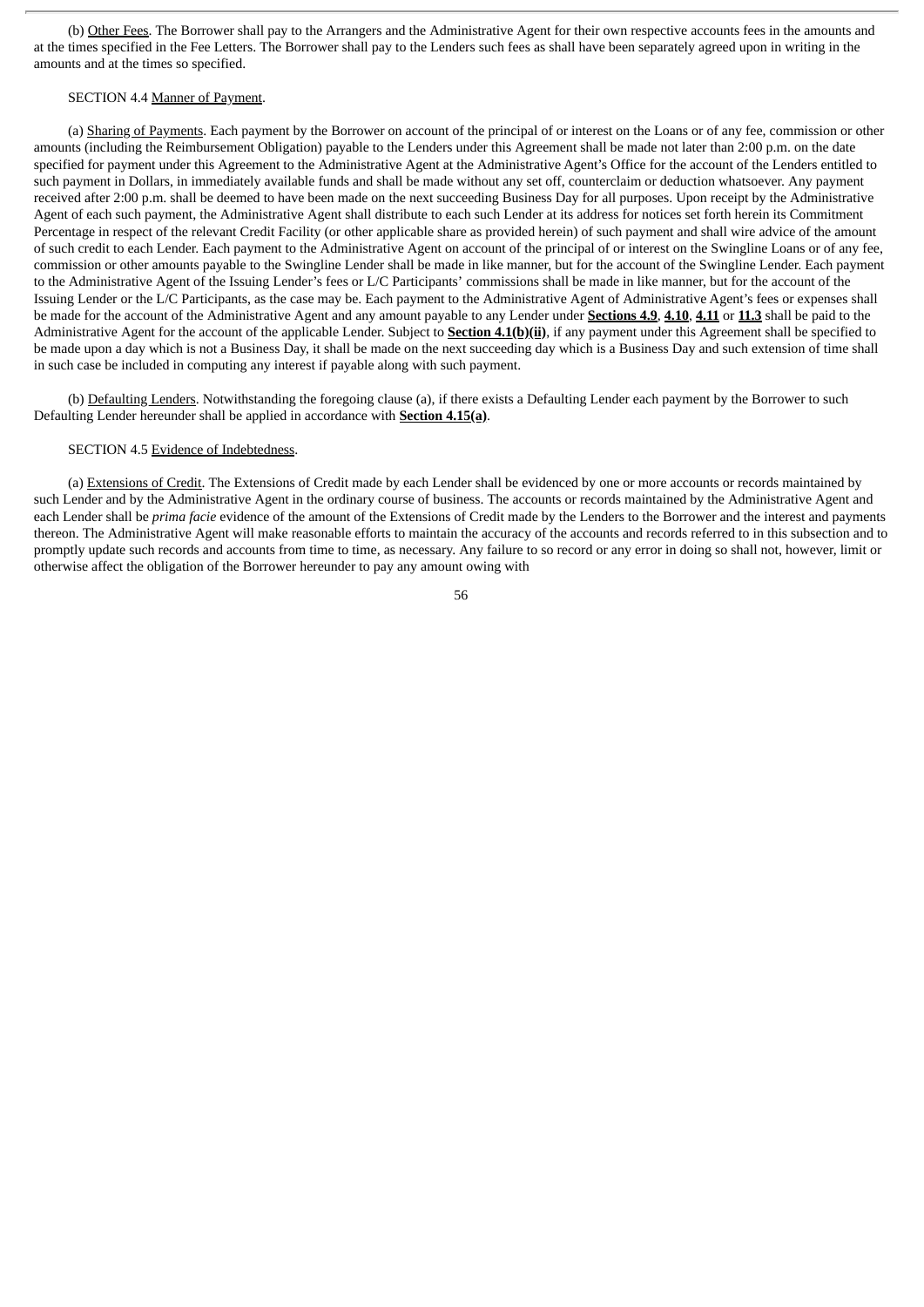(b) Other Fees. The Borrower shall pay to the Arrangers and the Administrative Agent for their own respective accounts fees in the amounts and at the times specified in the Fee Letters. The Borrower shall pay to the Lenders such fees as shall have been separately agreed upon in writing in the amounts and at the times so specified.

SECTION 4.4 Manner of Payment.

(a) Sharing of Payments. Each payment by the Borrower on account of the principal of or interest on the Loans or of any fee, commission or other amounts (including the Reimbursement Obligation) payable to the Lenders under this Agreement shall be made not later than 2:00 p.m. on the date specified for payment under this Agreement to the Administrative Agent at the Administrative Agent's Office for the account of the Lenders entitled to such payment in Dollars, in immediately available funds and shall be made without any set off, counterclaim or deduction whatsoever. Any payment received after 2:00 p.m. shall be deemed to have been made on the next succeeding Business Day for all purposes. Upon receipt by the Administrative Agent of each such payment, the Administrative Agent shall distribute to each such Lender at its address for notices set forth herein its Commitment Percentage in respect of the relevant Credit Facility (or other applicable share as provided herein) of such payment and shall wire advice of the amount of such credit to each Lender. Each payment to the Administrative Agent on account of the principal of or interest on the Swingline Loans or of any fee, commission or other amounts payable to the Swingline Lender shall be made in like manner, but for the account of the Swingline Lender. Each payment to the Administrative Agent of the Issuing Lender's fees or L/C Participants' commissions shall be made in like manner, but for the account of the Issuing Lender or the L/C Participants, as the case may be. Each payment to the Administrative Agent of Administrative Agent's fees or expenses shall be made for the account of the Administrative Agent and any amount payable to any Lender under **Sections 4.9**, **4.10**, **4.11** or **11.3** shall be paid to the Administrative Agent for the account of the applicable Lender. Subject to **Section 4.1(b)(ii)**, if any payment under this Agreement shall be specified to be made upon a day which is not a Business Day, it shall be made on the next succeeding day which is a Business Day and such extension of time shall in such case be included in computing any interest if payable along with such payment.

(b) Defaulting Lenders. Notwithstanding the foregoing clause (a), if there exists a Defaulting Lender each payment by the Borrower to such Defaulting Lender hereunder shall be applied in accordance with **Section 4.15(a)**.

SECTION 4.5 Evidence of Indebtedness.

(a) Extensions of Credit. The Extensions of Credit made by each Lender shall be evidenced by one or more accounts or records maintained by such Lender and by the Administrative Agent in the ordinary course of business. The accounts or records maintained by the Administrative Agent and each Lender shall be *prima facie* evidence of the amount of the Extensions of Credit made by the Lenders to the Borrower and the interest and payments thereon. The Administrative Agent will make reasonable efforts to maintain the accuracy of the accounts and records referred to in this subsection and to promptly update such records and accounts from time to time, as necessary. Any failure to so record or any error in doing so shall not, however, limit or otherwise affect the obligation of the Borrower hereunder to pay any amount owing with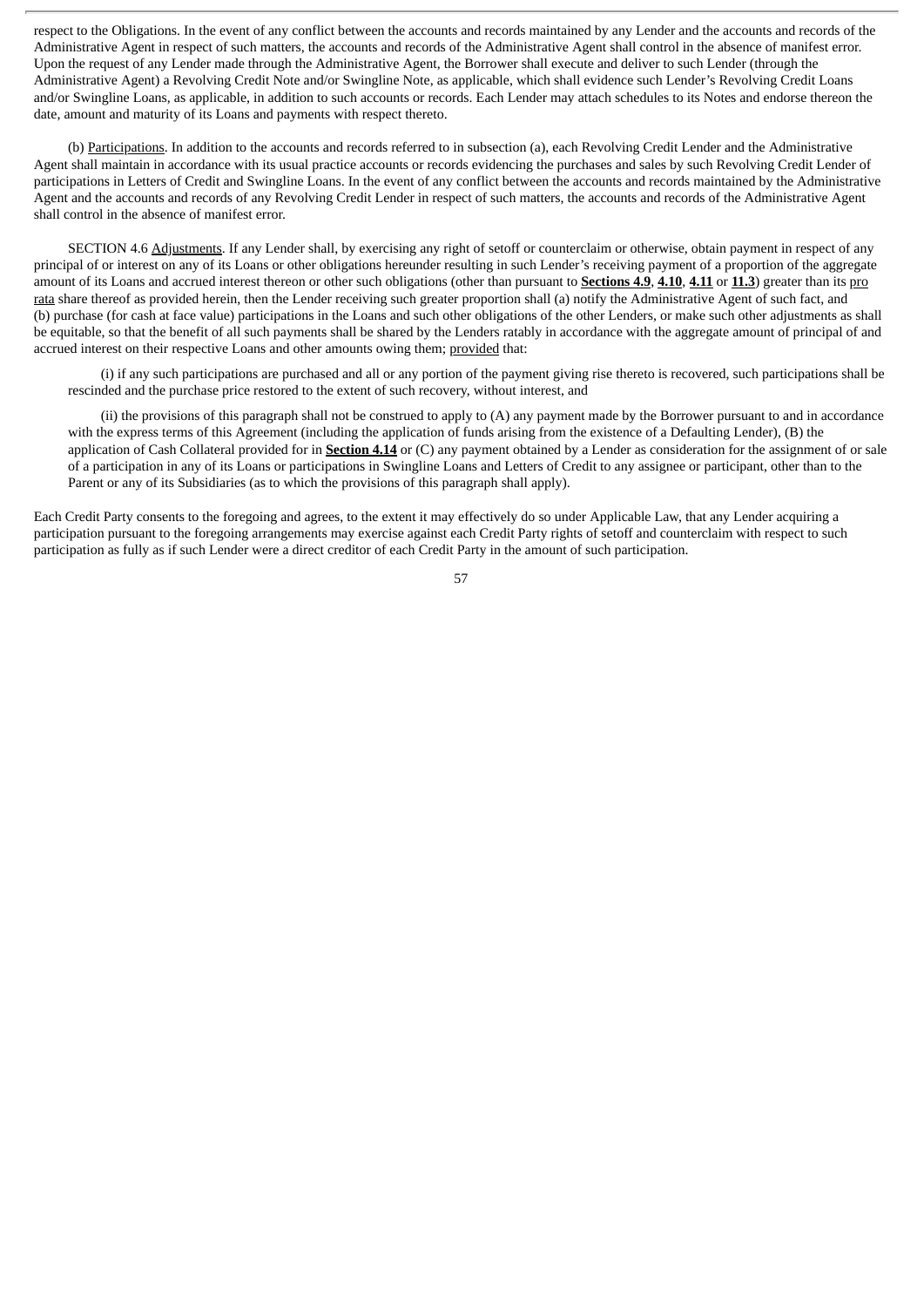respect to the Obligations. In the event of any conflict between the accounts and records maintained by any Lender and the accounts and records of the Administrative Agent in respect of such matters, the accounts and records of the Administrative Agent shall control in the absence of manifest error. Upon the request of any Lender made through the Administrative Agent, the Borrower shall execute and deliver to such Lender (through the Administrative Agent) a Revolving Credit Note and/or Swingline Note, as applicable, which shall evidence such Lender's Revolving Credit Loans and/or Swingline Loans, as applicable, in addition to such accounts or records. Each Lender may attach schedules to its Notes and endorse thereon the date, amount and maturity of its Loans and payments with respect thereto.

(b) Participations. In addition to the accounts and records referred to in subsection (a), each Revolving Credit Lender and the Administrative Agent shall maintain in accordance with its usual practice accounts or records evidencing the purchases and sales by such Revolving Credit Lender of participations in Letters of Credit and Swingline Loans. In the event of any conflict between the accounts and records maintained by the Administrative Agent and the accounts and records of any Revolving Credit Lender in respect of such matters, the accounts and records of the Administrative Agent shall control in the absence of manifest error.

SECTION 4.6 Adjustments. If any Lender shall, by exercising any right of setoff or counterclaim or otherwise, obtain payment in respect of any principal of or interest on any of its Loans or other obligations hereunder resulting in such Lender's receiving payment of a proportion of the aggregate amount of its Loans and accrued interest thereon or other such obligations (other than pursuant to **Sections 4.9**, **4.10**, **4.11** or **11.3**) greater than its pro rata share thereof as provided herein, then the Lender receiving such greater proportion shall (a) notify the Administrative Agent of such fact, and (b) purchase (for cash at face value) participations in the Loans and such other obligations of the other Lenders, or make such other adjustments as shall be equitable, so that the benefit of all such payments shall be shared by the Lenders ratably in accordance with the aggregate amount of principal of and accrued interest on their respective Loans and other amounts owing them; provided that:

(i) if any such participations are purchased and all or any portion of the payment giving rise thereto is recovered, such participations shall be rescinded and the purchase price restored to the extent of such recovery, without interest, and

(ii) the provisions of this paragraph shall not be construed to apply to (A) any payment made by the Borrower pursuant to and in accordance with the express terms of this Agreement (including the application of funds arising from the existence of a Defaulting Lender), (B) the application of Cash Collateral provided for in **Section 4.14** or (C) any payment obtained by a Lender as consideration for the assignment of or sale of a participation in any of its Loans or participations in Swingline Loans and Letters of Credit to any assignee or participant, other than to the Parent or any of its Subsidiaries (as to which the provisions of this paragraph shall apply).

Each Credit Party consents to the foregoing and agrees, to the extent it may effectively do so under Applicable Law, that any Lender acquiring a participation pursuant to the foregoing arrangements may exercise against each Credit Party rights of setoff and counterclaim with respect to such participation as fully as if such Lender were a direct creditor of each Credit Party in the amount of such participation.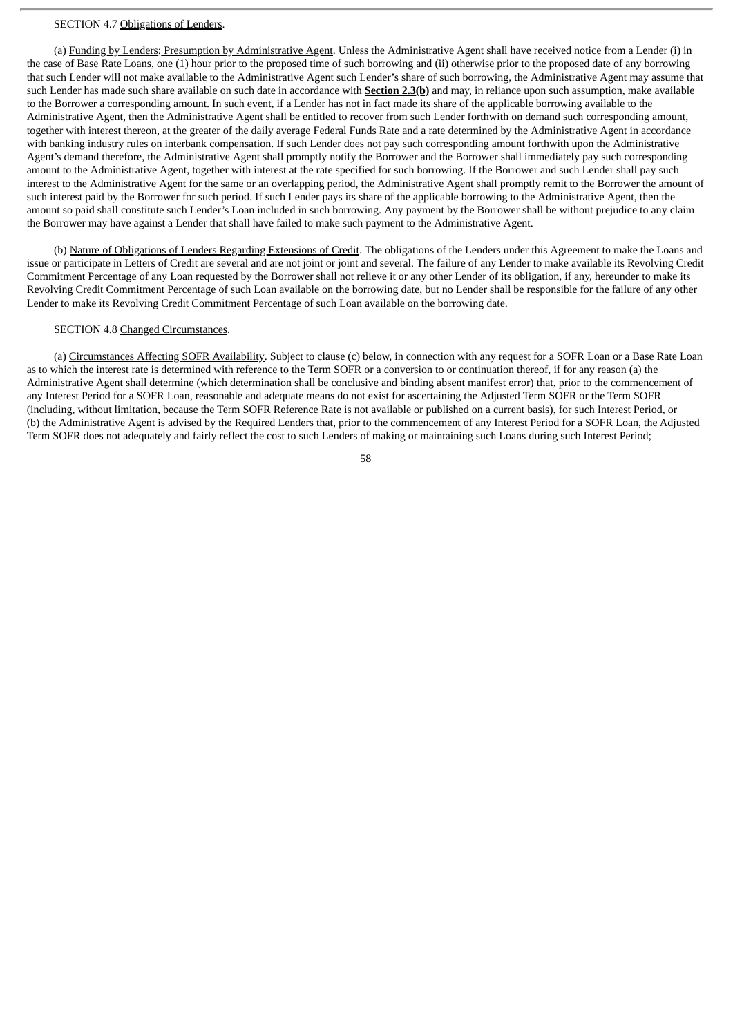SECTION 4.7 Obligations of Lenders.

(a) Funding by Lenders; Presumption by Administrative Agent. Unless the Administrative Agent shall have received notice from a Lender (i) in the case of Base Rate Loans, one (1) hour prior to the proposed time of such borrowing and (ii) otherwise prior to the proposed date of any borrowing that such Lender will not make available to the Administrative Agent such Lender's share of such borrowing, the Administrative Agent may assume that such Lender has made such share available on such date in accordance with **Section 2.3(b)** and may, in reliance upon such assumption, make available to the Borrower a corresponding amount. In such event, if a Lender has not in fact made its share of the applicable borrowing available to the Administrative Agent, then the Administrative Agent shall be entitled to recover from such Lender forthwith on demand such corresponding amount, together with interest thereon, at the greater of the daily average Federal Funds Rate and a rate determined by the Administrative Agent in accordance with banking industry rules on interbank compensation. If such Lender does not pay such corresponding amount forthwith upon the Administrative Agent's demand therefore, the Administrative Agent shall promptly notify the Borrower and the Borrower shall immediately pay such corresponding amount to the Administrative Agent, together with interest at the rate specified for such borrowing. If the Borrower and such Lender shall pay such interest to the Administrative Agent for the same or an overlapping period, the Administrative Agent shall promptly remit to the Borrower the amount of such interest paid by the Borrower for such period. If such Lender pays its share of the applicable borrowing to the Administrative Agent, then the amount so paid shall constitute such Lender's Loan included in such borrowing. Any payment by the Borrower shall be without prejudice to any claim the Borrower may have against a Lender that shall have failed to make such payment to the Administrative Agent.

(b) Nature of Obligations of Lenders Regarding Extensions of Credit. The obligations of the Lenders under this Agreement to make the Loans and issue or participate in Letters of Credit are several and are not joint or joint and several. The failure of any Lender to make available its Revolving Credit Commitment Percentage of any Loan requested by the Borrower shall not relieve it or any other Lender of its obligation, if any, hereunder to make its Revolving Credit Commitment Percentage of such Loan available on the borrowing date, but no Lender shall be responsible for the failure of any other Lender to make its Revolving Credit Commitment Percentage of such Loan available on the borrowing date.

SECTION 4.8 Changed Circumstances.

(a) Circumstances Affecting SOFR Availability. Subject to clause (c) below, in connection with any request for a SOFR Loan or a Base Rate Loan as to which the interest rate is determined with reference to the Term SOFR or a conversion to or continuation thereof, if for any reason (a) the Administrative Agent shall determine (which determination shall be conclusive and binding absent manifest error) that, prior to the commencement of any Interest Period for a SOFR Loan, reasonable and adequate means do not exist for ascertaining the Adjusted Term SOFR or the Term SOFR (including, without limitation, because the Term SOFR Reference Rate is not available or published on a current basis), for such Interest Period, or (b) the Administrative Agent is advised by the Required Lenders that, prior to the commencement of any Interest Period for a SOFR Loan, the Adjusted Term SOFR does not adequately and fairly reflect the cost to such Lenders of making or maintaining such Loans during such Interest Period;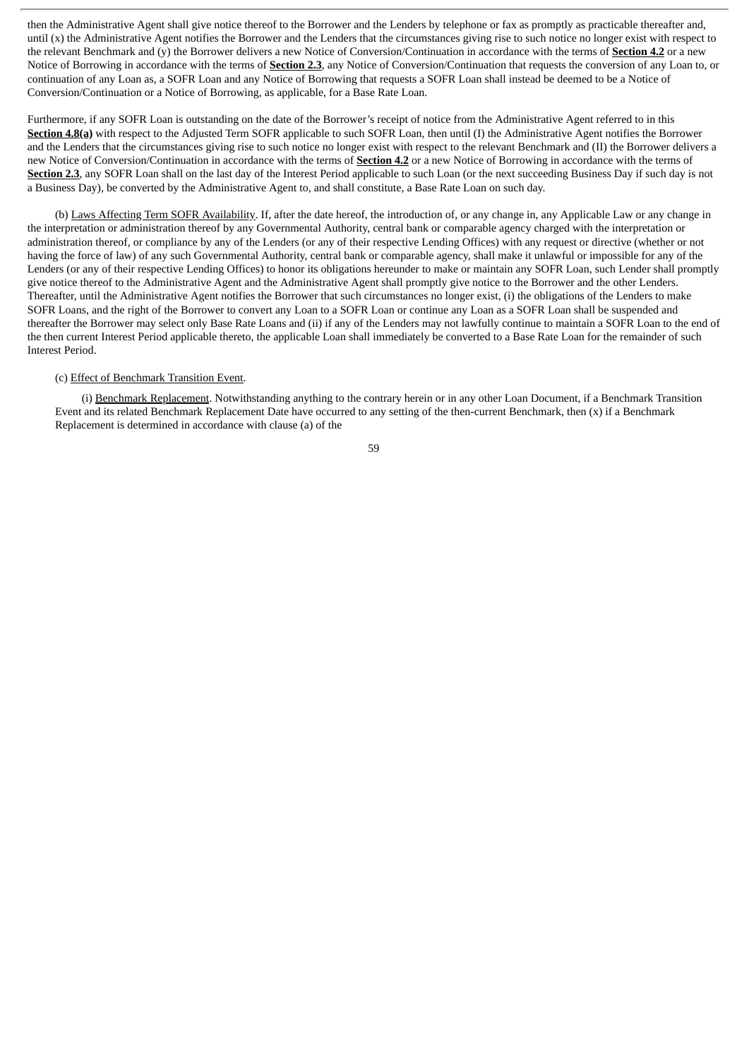then the Administrative Agent shall give notice thereof to the Borrower and the Lenders by telephone or fax as promptly as practicable thereafter and, until (x) the Administrative Agent notifies the Borrower and the Lenders that the circumstances giving rise to such notice no longer exist with respect to the relevant Benchmark and (y) the Borrower delivers a new Notice of Conversion/Continuation in accordance with the terms of **Section 4.2** or a new Notice of Borrowing in accordance with the terms of **Section 2.3**, any Notice of Conversion/Continuation that requests the conversion of any Loan to, or continuation of any Loan as, a SOFR Loan and any Notice of Borrowing that requests a SOFR Loan shall instead be deemed to be a Notice of Conversion/Continuation or a Notice of Borrowing, as applicable, for a Base Rate Loan.

Furthermore, if any SOFR Loan is outstanding on the date of the Borrower's receipt of notice from the Administrative Agent referred to in this **Section 4.8(a)** with respect to the Adjusted Term SOFR applicable to such SOFR Loan, then until (I) the Administrative Agent notifies the Borrower and the Lenders that the circumstances giving rise to such notice no longer exist with respect to the relevant Benchmark and (II) the Borrower delivers a new Notice of Conversion/Continuation in accordance with the terms of **Section 4.2** or a new Notice of Borrowing in accordance with the terms of **Section 2.3**, any SOFR Loan shall on the last day of the Interest Period applicable to such Loan (or the next succeeding Business Day if such day is not a Business Day), be converted by the Administrative Agent to, and shall constitute, a Base Rate Loan on such day.

(b) Laws Affecting Term SOFR Availability. If, after the date hereof, the introduction of, or any change in, any Applicable Law or any change in the interpretation or administration thereof by any Governmental Authority, central bank or comparable agency charged with the interpretation or administration thereof, or compliance by any of the Lenders (or any of their respective Lending Offices) with any request or directive (whether or not having the force of law) of any such Governmental Authority, central bank or comparable agency, shall make it unlawful or impossible for any of the Lenders (or any of their respective Lending Offices) to honor its obligations hereunder to make or maintain any SOFR Loan, such Lender shall promptly give notice thereof to the Administrative Agent and the Administrative Agent shall promptly give notice to the Borrower and the other Lenders. Thereafter, until the Administrative Agent notifies the Borrower that such circumstances no longer exist, (i) the obligations of the Lenders to make SOFR Loans, and the right of the Borrower to convert any Loan to a SOFR Loan or continue any Loan as a SOFR Loan shall be suspended and thereafter the Borrower may select only Base Rate Loans and (ii) if any of the Lenders may not lawfully continue to maintain a SOFR Loan to the end of the then current Interest Period applicable thereto, the applicable Loan shall immediately be converted to a Base Rate Loan for the remainder of such Interest Period.

(c) Effect of Benchmark Transition Event.

(i) Benchmark Replacement. Notwithstanding anything to the contrary herein or in any other Loan Document, if a Benchmark Transition Event and its related Benchmark Replacement Date have occurred to any setting of the then-current Benchmark, then (x) if a Benchmark Replacement is determined in accordance with clause (a) of the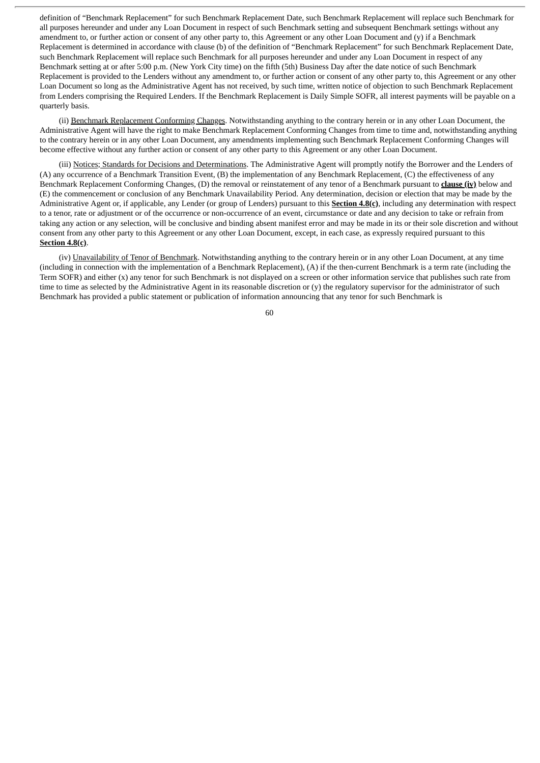definition of "Benchmark Replacement" for such Benchmark Replacement Date, such Benchmark Replacement will replace such Benchmark for all purposes hereunder and under any Loan Document in respect of such Benchmark setting and subsequent Benchmark settings without any amendment to, or further action or consent of any other party to, this Agreement or any other Loan Document and (y) if a Benchmark Replacement is determined in accordance with clause (b) of the definition of "Benchmark Replacement" for such Benchmark Replacement Date, such Benchmark Replacement will replace such Benchmark for all purposes hereunder and under any Loan Document in respect of any Benchmark setting at or after 5:00 p.m. (New York City time) on the fifth (5th) Business Day after the date notice of such Benchmark Replacement is provided to the Lenders without any amendment to, or further action or consent of any other party to, this Agreement or any other Loan Document so long as the Administrative Agent has not received, by such time, written notice of objection to such Benchmark Replacement from Lenders comprising the Required Lenders. If the Benchmark Replacement is Daily Simple SOFR, all interest payments will be payable on a quarterly basis.

(ii) Benchmark Replacement Conforming Changes. Notwithstanding anything to the contrary herein or in any other Loan Document, the Administrative Agent will have the right to make Benchmark Replacement Conforming Changes from time to time and, notwithstanding anything to the contrary herein or in any other Loan Document, any amendments implementing such Benchmark Replacement Conforming Changes will become effective without any further action or consent of any other party to this Agreement or any other Loan Document.

(iii) Notices; Standards for Decisions and Determinations. The Administrative Agent will promptly notify the Borrower and the Lenders of (A) any occurrence of a Benchmark Transition Event, (B) the implementation of any Benchmark Replacement, (C) the effectiveness of any Benchmark Replacement Conforming Changes, (D) the removal or reinstatement of any tenor of a Benchmark pursuant to **clause (iv)** below and (E) the commencement or conclusion of any Benchmark Unavailability Period. Any determination, decision or election that may be made by the Administrative Agent or, if applicable, any Lender (or group of Lenders) pursuant to this **Section 4.8(c)**, including any determination with respect to a tenor, rate or adjustment or of the occurrence or non-occurrence of an event, circumstance or date and any decision to take or refrain from taking any action or any selection, will be conclusive and binding absent manifest error and may be made in its or their sole discretion and without consent from any other party to this Agreement or any other Loan Document, except, in each case, as expressly required pursuant to this **Section 4.8(c)**.

(iv) Unavailability of Tenor of Benchmark. Notwithstanding anything to the contrary herein or in any other Loan Document, at any time (including in connection with the implementation of a Benchmark Replacement), (A) if the then-current Benchmark is a term rate (including the Term SOFR) and either (x) any tenor for such Benchmark is not displayed on a screen or other information service that publishes such rate from time to time as selected by the Administrative Agent in its reasonable discretion or (y) the regulatory supervisor for the administrator of such Benchmark has provided a public statement or publication of information announcing that any tenor for such Benchmark is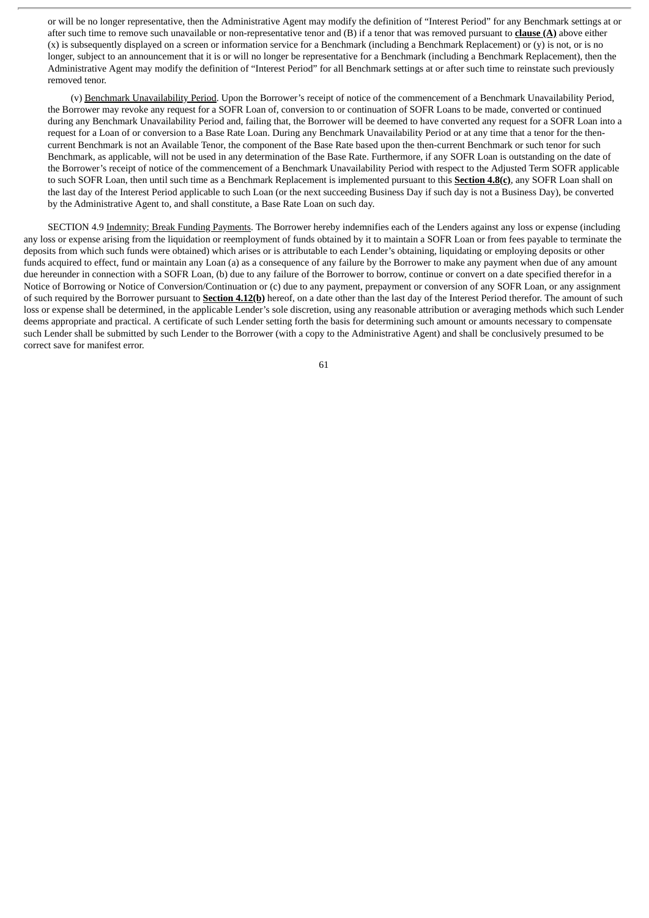or will be no longer representative, then the Administrative Agent may modify the definition of "Interest Period" for any Benchmark settings at or after such time to remove such unavailable or non-representative tenor and (B) if a tenor that was removed pursuant to **clause (A)** above either (x) is subsequently displayed on a screen or information service for a Benchmark (including a Benchmark Replacement) or (y) is not, or is no longer, subject to an announcement that it is or will no longer be representative for a Benchmark (including a Benchmark Replacement), then the Administrative Agent may modify the definition of "Interest Period" for all Benchmark settings at or after such time to reinstate such previously removed tenor.

(v) Benchmark Unavailability Period. Upon the Borrower's receipt of notice of the commencement of a Benchmark Unavailability Period, the Borrower may revoke any request for a SOFR Loan of, conversion to or continuation of SOFR Loans to be made, converted or continued during any Benchmark Unavailability Period and, failing that, the Borrower will be deemed to have converted any request for a SOFR Loan into a request for a Loan of or conversion to a Base Rate Loan. During any Benchmark Unavailability Period or at any time that a tenor for the then-current Benchmark is not an Available Tenor, the component of the Base Rate based upon the then-current Benchmark or such tenor for such Benchmark, as applicable, will not be used in any determination of the Base Rate. Furthermore, if any SOFR Loan is outstanding on the date of the Borrower's receipt of notice of the commencement of a Benchmark Unavailability Period with respect to the Adjusted Term SOFR applicable to such SOFR Loan, then until such time as a Benchmark Replacement is implemented pursuant to this **Section 4.8(c)**, any SOFR Loan shall on the last day of the Interest Period applicable to such Loan (or the next succeeding Business Day if such day is not a Business Day), be converted by the Administrative Agent to, and shall constitute, a Base Rate Loan on such day.

SECTION 4.9 Indemnity; Break Funding Payments. The Borrower hereby indemnifies each of the Lenders against any loss or expense (including any loss or expense arising from the liquidation or reemployment of funds obtained by it to maintain a SOFR Loan or from fees payable to terminate the deposits from which such funds were obtained) which arises or is attributable to each Lender's obtaining, liquidating or employing deposits or other funds acquired to effect, fund or maintain any Loan (a) as a consequence of any failure by the Borrower to make any payment when due of any amount due hereunder in connection with a SOFR Loan, (b) due to any failure of the Borrower to borrow, continue or convert on a date specified therefor in a Notice of Borrowing or Notice of Conversion/Continuation or (c) due to any payment, prepayment or conversion of any SOFR Loan, or any assignment of such required by the Borrower pursuant to **Section 4.12(b)** hereof, on a date other than the last day of the Interest Period therefor. The amount of such loss or expense shall be determined, in the applicable Lender's sole discretion, using any reasonable attribution or averaging methods which such Lender deems appropriate and practical. A certificate of such Lender setting forth the basis for determining such amount or amounts necessary to compensate such Lender shall be submitted by such Lender to the Borrower (with a copy to the Administrative Agent) and shall be conclusively presumed to be correct save for manifest error.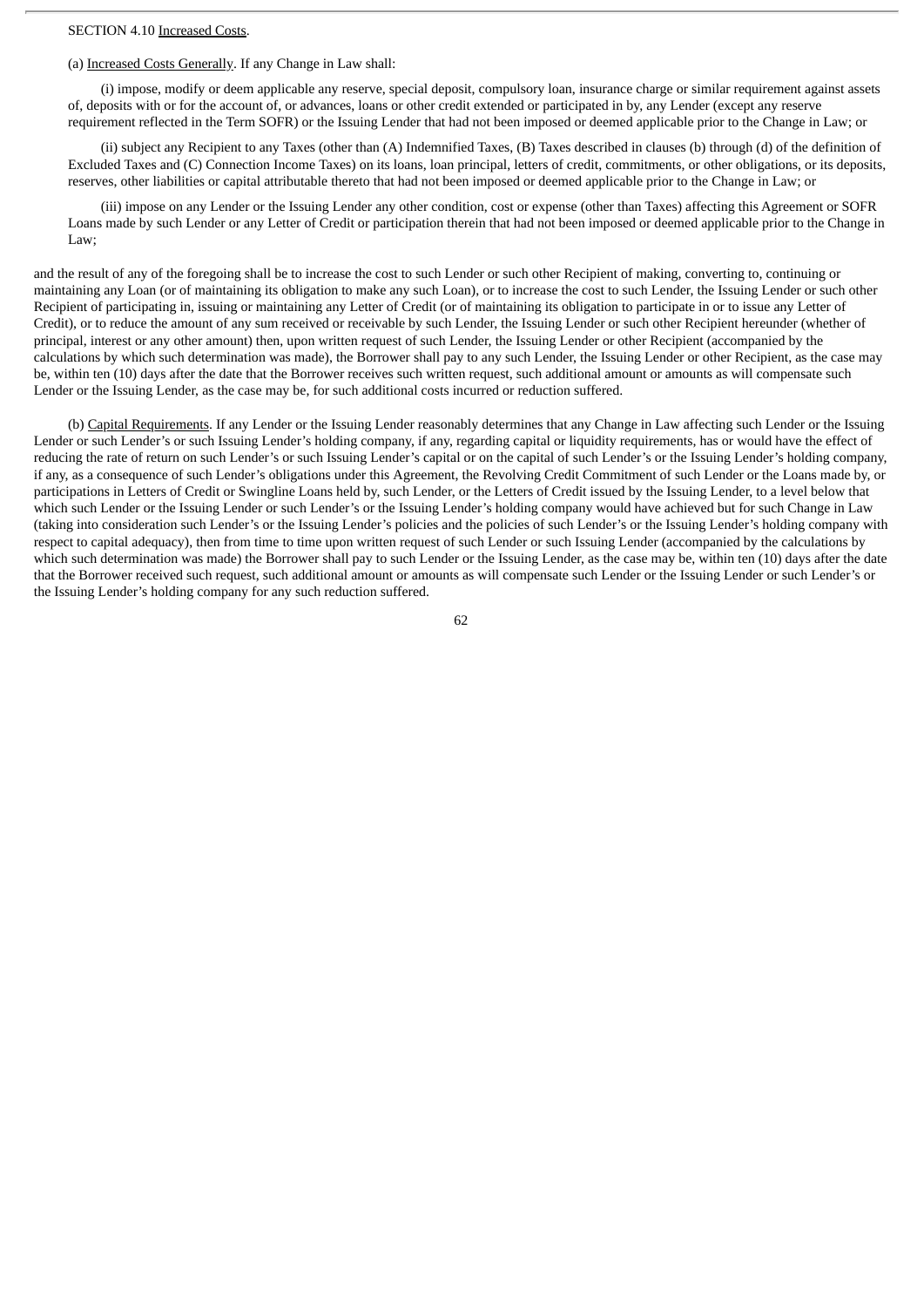SECTION 4.10 Increased Costs.

(a) Increased Costs Generally. If any Change in Law shall:

(i) impose, modify or deem applicable any reserve, special deposit, compulsory loan, insurance charge or similar requirement against assets of, deposits with or for the account of, or advances, loans or other credit extended or participated in by, any Lender (except any reserve requirement reflected in the Term SOFR) or the Issuing Lender that had not been imposed or deemed applicable prior to the Change in Law; or

(ii) subject any Recipient to any Taxes (other than (A) Indemnified Taxes, (B) Taxes described in clauses (b) through (d) of the definition of Excluded Taxes and (C) Connection Income Taxes) on its loans, loan principal, letters of credit, commitments, or other obligations, or its deposits, reserves, other liabilities or capital attributable thereto that had not been imposed or deemed applicable prior to the Change in Law; or

(iii) impose on any Lender or the Issuing Lender any other condition, cost or expense (other than Taxes) affecting this Agreement or SOFR Loans made by such Lender or any Letter of Credit or participation therein that had not been imposed or deemed applicable prior to the Change in Law;

and the result of any of the foregoing shall be to increase the cost to such Lender or such other Recipient of making, converting to, continuing or maintaining any Loan (or of maintaining its obligation to make any such Loan), or to increase the cost to such Lender, the Issuing Lender or such other Recipient of participating in, issuing or maintaining any Letter of Credit (or of maintaining its obligation to participate in or to issue any Letter of Credit), or to reduce the amount of any sum received or receivable by such Lender, the Issuing Lender or such other Recipient hereunder (whether of principal, interest or any other amount) then, upon written request of such Lender, the Issuing Lender or other Recipient (accompanied by the calculations by which such determination was made), the Borrower shall pay to any such Lender, the Issuing Lender or other Recipient, as the case may be, within ten (10) days after the date that the Borrower receives such written request, such additional amount or amounts as will compensate such Lender or the Issuing Lender, as the case may be, for such additional costs incurred or reduction suffered.

(b) Capital Requirements. If any Lender or the Issuing Lender reasonably determines that any Change in Law affecting such Lender or the Issuing Lender or such Lender's or such Issuing Lender's holding company, if any, regarding capital or liquidity requirements, has or would have the effect of reducing the rate of return on such Lender's or such Issuing Lender's capital or on the capital of such Lender's or the Issuing Lender's holding company, if any, as a consequence of such Lender's obligations under this Agreement, the Revolving Credit Commitment of such Lender or the Loans made by, or participations in Letters of Credit or Swingline Loans held by, such Lender, or the Letters of Credit issued by the Issuing Lender, to a level below that which such Lender or the Issuing Lender or such Lender's or the Issuing Lender's holding company would have achieved but for such Change in Law (taking into consideration such Lender's or the Issuing Lender's policies and the policies of such Lender's or the Issuing Lender's holding company with respect to capital adequacy), then from time to time upon written request of such Lender or such Issuing Lender (accompanied by the calculations by which such determination was made) the Borrower shall pay to such Lender or the Issuing Lender, as the case may be, within ten (10) days after the date that the Borrower received such request, such additional amount or amounts as will compensate such Lender or the Issuing Lender or such Lender's or the Issuing Lender's holding company for any such reduction suffered.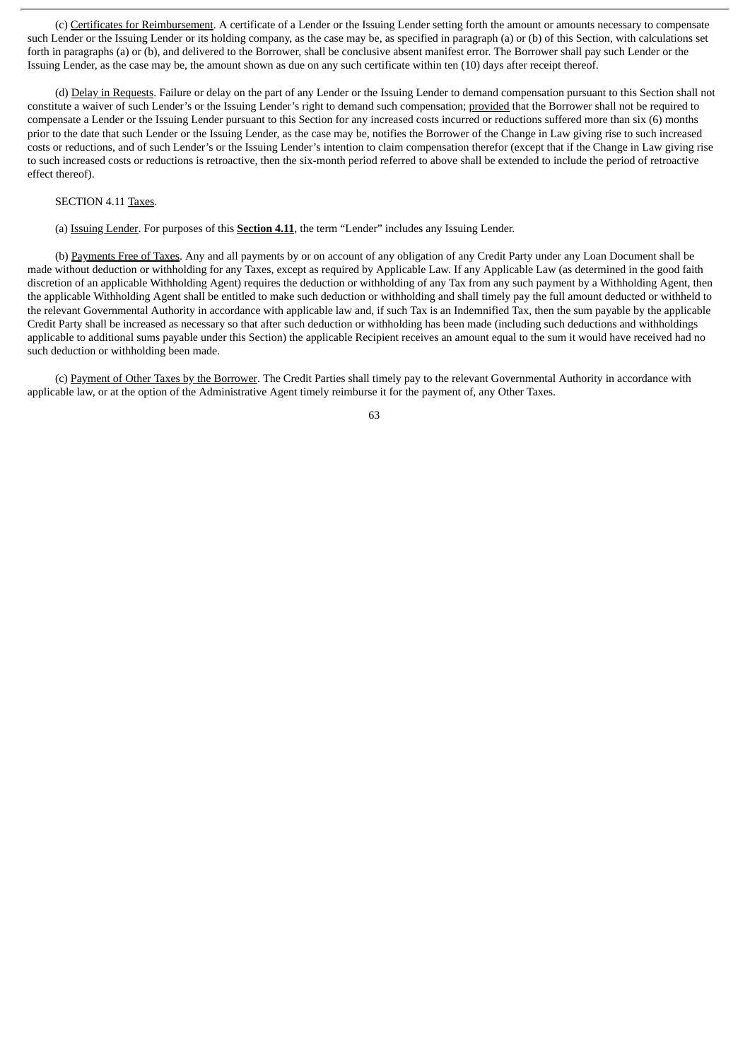(c) Certificates for Reimbursement. A certificate of a Lender or the Issuing Lender setting forth the amount or amounts necessary to compensate such Lender or the Issuing Lender or its holding company, as the case may be, as specified in paragraph (a) or (b) of this Section, with calculations set forth in paragraphs (a) or (b), and delivered to the Borrower, shall be conclusive absent manifest error. The Borrower shall pay such Lender or the Issuing Lender, as the case may be, the amount shown as due on any such certificate within ten (10) days after receipt thereof.

(d) Delay in Requests. Failure or delay on the part of any Lender or the Issuing Lender to demand compensation pursuant to this Section shall not constitute a waiver of such Lender's or the Issuing Lender's right to demand such compensation; provided that the Borrower shall not be required to compensate a Lender or the Issuing Lender pursuant to this Section for any increased costs incurred or reductions suffered more than six (6) months prior to the date that such Lender or the Issuing Lender, as the case may be, notifies the Borrower of the Change in Law giving rise to such increased costs or reductions, and of such Lender's or the Issuing Lender's intention to claim compensation therefor (except that if the Change in Law giving rise to such increased costs or reductions is retroactive, then the six-month period referred to above shall be extended to include the period of retroactive effect thereof).

SECTION 4.11 Taxes.

(a) Issuing Lender. For purposes of this **Section 4.11**, the term "Lender" includes any Issuing Lender.

(b) Payments Free of Taxes. Any and all payments by or on account of any obligation of any Credit Party under any Loan Document shall be made without deduction or withholding for any Taxes, except as required by Applicable Law. If any Applicable Law (as determined in the good faith discretion of an applicable Withholding Agent) requires the deduction or withholding of any Tax from any such payment by a Withholding Agent, then the applicable Withholding Agent shall be entitled to make such deduction or withholding and shall timely pay the full amount deducted or withheld to the relevant Governmental Authority in accordance with applicable law and, if such Tax is an Indemnified Tax, then the sum payable by the applicable Credit Party shall be increased as necessary so that after such deduction or withholding has been made (including such deductions and withholdings applicable to additional sums payable under this Section) the applicable Recipient receives an amount equal to the sum it would have received had no such deduction or withholding been made.

(c) Payment of Other Taxes by the Borrower. The Credit Parties shall timely pay to the relevant Governmental Authority in accordance with applicable law, or at the option of the Administrative Agent timely reimburse it for the payment of, any Other Taxes.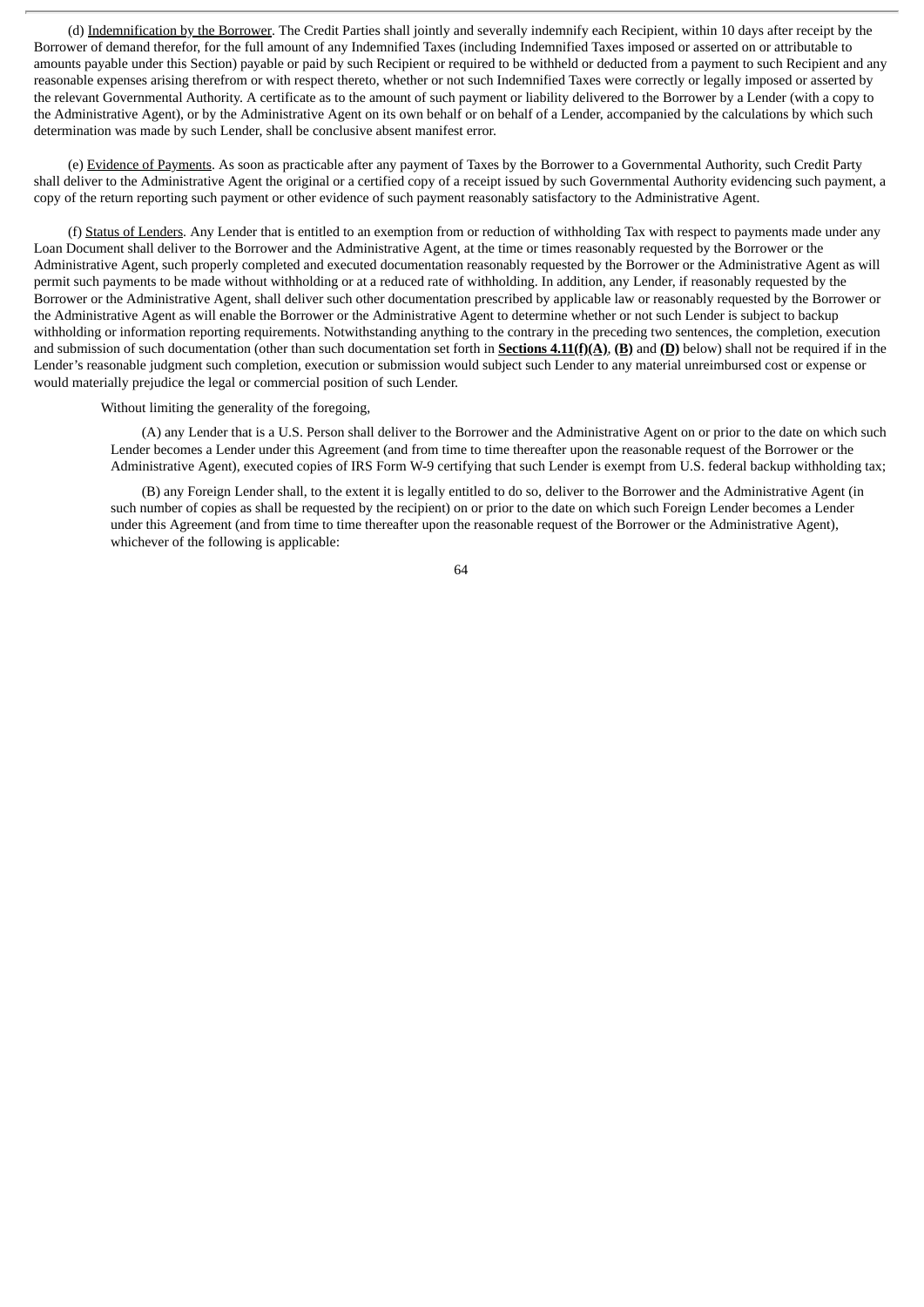(d) Indemnification by the Borrower. The Credit Parties shall jointly and severally indemnify each Recipient, within 10 days after receipt by the Borrower of demand therefor, for the full amount of any Indemnified Taxes (including Indemnified Taxes imposed or asserted on or attributable to amounts payable under this Section) payable or paid by such Recipient or required to be withheld or deducted from a payment to such Recipient and any reasonable expenses arising therefrom or with respect thereto, whether or not such Indemnified Taxes were correctly or legally imposed or asserted by the relevant Governmental Authority. A certificate as to the amount of such payment or liability delivered to the Borrower by a Lender (with a copy to the Administrative Agent), or by the Administrative Agent on its own behalf or on behalf of a Lender, accompanied by the calculations by which such determination was made by such Lender, shall be conclusive absent manifest error.

(e) Evidence of Payments. As soon as practicable after any payment of Taxes by the Borrower to a Governmental Authority, such Credit Party shall deliver to the Administrative Agent the original or a certified copy of a receipt issued by such Governmental Authority evidencing such payment, a copy of the return reporting such payment or other evidence of such payment reasonably satisfactory to the Administrative Agent.

(f) Status of Lenders. Any Lender that is entitled to an exemption from or reduction of withholding Tax with respect to payments made under any Loan Document shall deliver to the Borrower and the Administrative Agent, at the time or times reasonably requested by the Borrower or the Administrative Agent, such properly completed and executed documentation reasonably requested by the Borrower or the Administrative Agent as will permit such payments to be made without withholding or at a reduced rate of withholding. In addition, any Lender, if reasonably requested by the Borrower or the Administrative Agent, shall deliver such other documentation prescribed by applicable law or reasonably requested by the Borrower or the Administrative Agent as will enable the Borrower or the Administrative Agent to determine whether or not such Lender is subject to backup withholding or information reporting requirements. Notwithstanding anything to the contrary in the preceding two sentences, the completion, execution and submission of such documentation (other than such documentation set forth in **Sections 4.11(f)(A)**, **(B)** and **(D)** below) shall not be required if in the Lender's reasonable judgment such completion, execution or submission would subject such Lender to any material unreimbursed cost or expense or would materially prejudice the legal or commercial position of such Lender.

Without limiting the generality of the foregoing,

(A) any Lender that is a U.S. Person shall deliver to the Borrower and the Administrative Agent on or prior to the date on which such Lender becomes a Lender under this Agreement (and from time to time thereafter upon the reasonable request of the Borrower or the Administrative Agent), executed copies of IRS Form W-9 certifying that such Lender is exempt from U.S. federal backup withholding tax;

(B) any Foreign Lender shall, to the extent it is legally entitled to do so, deliver to the Borrower and the Administrative Agent (in such number of copies as shall be requested by the recipient) on or prior to the date on which such Foreign Lender becomes a Lender under this Agreement (and from time to time thereafter upon the reasonable request of the Borrower or the Administrative Agent), whichever of the following is applicable: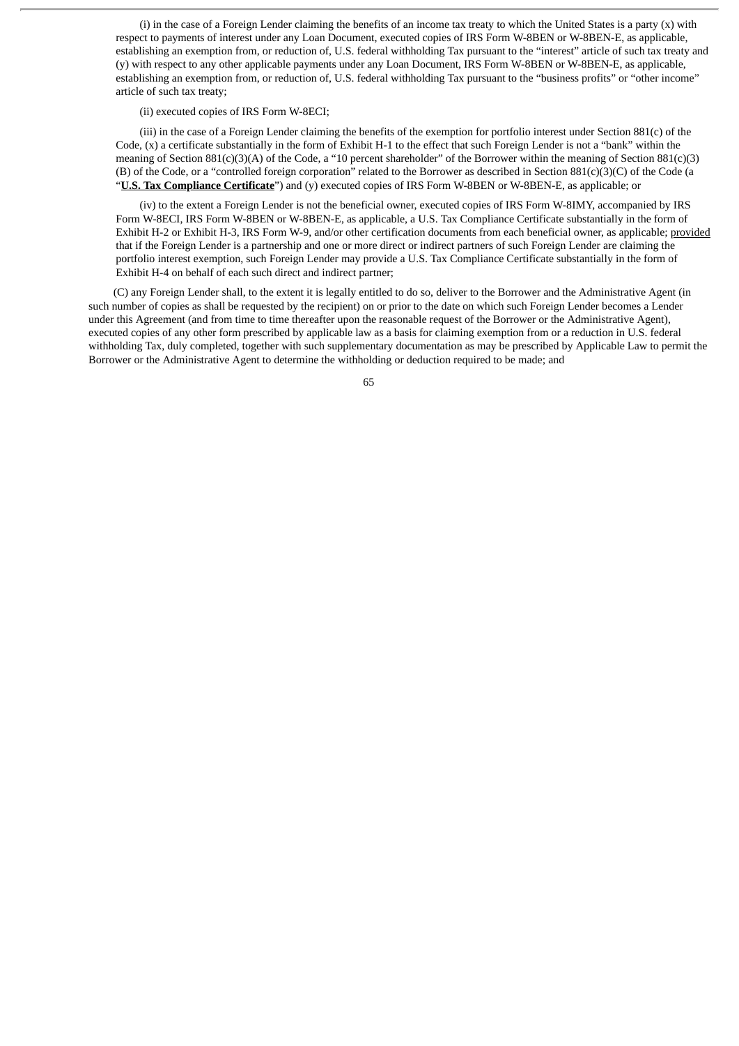(i) in the case of a Foreign Lender claiming the benefits of an income tax treaty to which the United States is a party (x) with respect to payments of interest under any Loan Document, executed copies of IRS Form W-8BEN or W-8BEN-E, as applicable, establishing an exemption from, or reduction of, U.S. federal withholding Tax pursuant to the "interest" article of such tax treaty and (y) with respect to any other applicable payments under any Loan Document, IRS Form W-8BEN or W-8BEN-E, as applicable, establishing an exemption from, or reduction of, U.S. federal withholding Tax pursuant to the "business profits" or "other income" article of such tax treaty;

(ii) executed copies of IRS Form W-8ECI;

(iii) in the case of a Foreign Lender claiming the benefits of the exemption for portfolio interest under Section 881(c) of the Code, (x) a certificate substantially in the form of Exhibit H-1 to the effect that such Foreign Lender is not a "bank" within the meaning of Section 881(c)(3)(A) of the Code, a "10 percent shareholder" of the Borrower within the meaning of Section 881(c)(3)(B) of the Code, or a "controlled foreign corporation" related to the Borrower as described in Section 881(c)(3)(C) of the Code (a "**U.S. Tax Compliance Certificate**") and (y) executed copies of IRS Form W-8BEN or W-8BEN-E, as applicable; or

(iv) to the extent a Foreign Lender is not the beneficial owner, executed copies of IRS Form W-8IMY, accompanied by IRS Form W-8ECI, IRS Form W-8BEN or W-8BEN-E, as applicable, a U.S. Tax Compliance Certificate substantially in the form of Exhibit H-2 or Exhibit H-3, IRS Form W-9, and/or other certification documents from each beneficial owner, as applicable; provided that if the Foreign Lender is a partnership and one or more direct or indirect partners of such Foreign Lender are claiming the portfolio interest exemption, such Foreign Lender may provide a U.S. Tax Compliance Certificate substantially in the form of Exhibit H-4 on behalf of each such direct and indirect partner;

(C) any Foreign Lender shall, to the extent it is legally entitled to do so, deliver to the Borrower and the Administrative Agent (in such number of copies as shall be requested by the recipient) on or prior to the date on which such Foreign Lender becomes a Lender under this Agreement (and from time to time thereafter upon the reasonable request of the Borrower or the Administrative Agent), executed copies of any other form prescribed by applicable law as a basis for claiming exemption from or a reduction in U.S. federal withholding Tax, duly completed, together with such supplementary documentation as may be prescribed by Applicable Law to permit the Borrower or the Administrative Agent to determine the withholding or deduction required to be made; and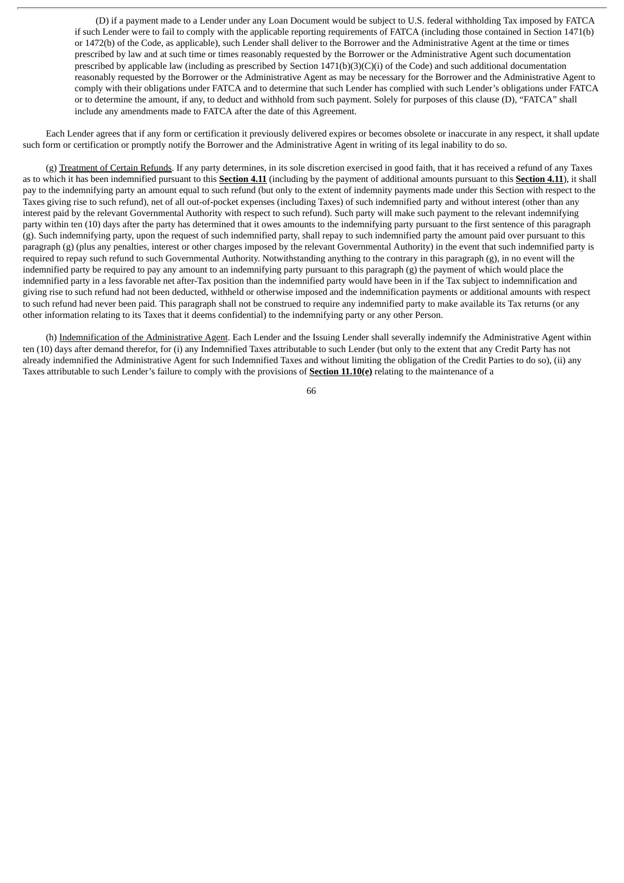(D) if a payment made to a Lender under any Loan Document would be subject to U.S. federal withholding Tax imposed by FATCA if such Lender were to fail to comply with the applicable reporting requirements of FATCA (including those contained in Section 1471(b) or 1472(b) of the Code, as applicable), such Lender shall deliver to the Borrower and the Administrative Agent at the time or times prescribed by law and at such time or times reasonably requested by the Borrower or the Administrative Agent such documentation prescribed by applicable law (including as prescribed by Section 1471(b)(3)(C)(i) of the Code) and such additional documentation reasonably requested by the Borrower or the Administrative Agent as may be necessary for the Borrower and the Administrative Agent to comply with their obligations under FATCA and to determine that such Lender has complied with such Lender's obligations under FATCA or to determine the amount, if any, to deduct and withhold from such payment. Solely for purposes of this clause (D), "FATCA" shall include any amendments made to FATCA after the date of this Agreement.

Each Lender agrees that if any form or certification it previously delivered expires or becomes obsolete or inaccurate in any respect, it shall update such form or certification or promptly notify the Borrower and the Administrative Agent in writing of its legal inability to do so.

(g) Treatment of Certain Refunds. If any party determines, in its sole discretion exercised in good faith, that it has received a refund of any Taxes as to which it has been indemnified pursuant to this **Section 4.11** (including by the payment of additional amounts pursuant to this **Section 4.11**), it shall pay to the indemnifying party an amount equal to such refund (but only to the extent of indemnity payments made under this Section with respect to the Taxes giving rise to such refund), net of all out-of-pocket expenses (including Taxes) of such indemnified party and without interest (other than any interest paid by the relevant Governmental Authority with respect to such refund). Such party will make such payment to the relevant indemnifying party within ten (10) days after the party has determined that it owes amounts to the indemnifying party pursuant to the first sentence of this paragraph (g). Such indemnifying party, upon the request of such indemnified party, shall repay to such indemnified party the amount paid over pursuant to this paragraph (g) (plus any penalties, interest or other charges imposed by the relevant Governmental Authority) in the event that such indemnified party is required to repay such refund to such Governmental Authority. Notwithstanding anything to the contrary in this paragraph (g), in no event will the indemnified party be required to pay any amount to an indemnifying party pursuant to this paragraph (g) the payment of which would place the indemnified party in a less favorable net after-Tax position than the indemnified party would have been in if the Tax subject to indemnification and giving rise to such refund had not been deducted, withheld or otherwise imposed and the indemnification payments or additional amounts with respect to such refund had never been paid. This paragraph shall not be construed to require any indemnified party to make available its Tax returns (or any other information relating to its Taxes that it deems confidential) to the indemnifying party or any other Person.

(h) Indemnification of the Administrative Agent. Each Lender and the Issuing Lender shall severally indemnify the Administrative Agent within ten (10) days after demand therefor, for (i) any Indemnified Taxes attributable to such Lender (but only to the extent that any Credit Party has not already indemnified the Administrative Agent for such Indemnified Taxes and without limiting the obligation of the Credit Parties to do so), (ii) any Taxes attributable to such Lender's failure to comply with the provisions of **Section 11.10(e)** relating to the maintenance of a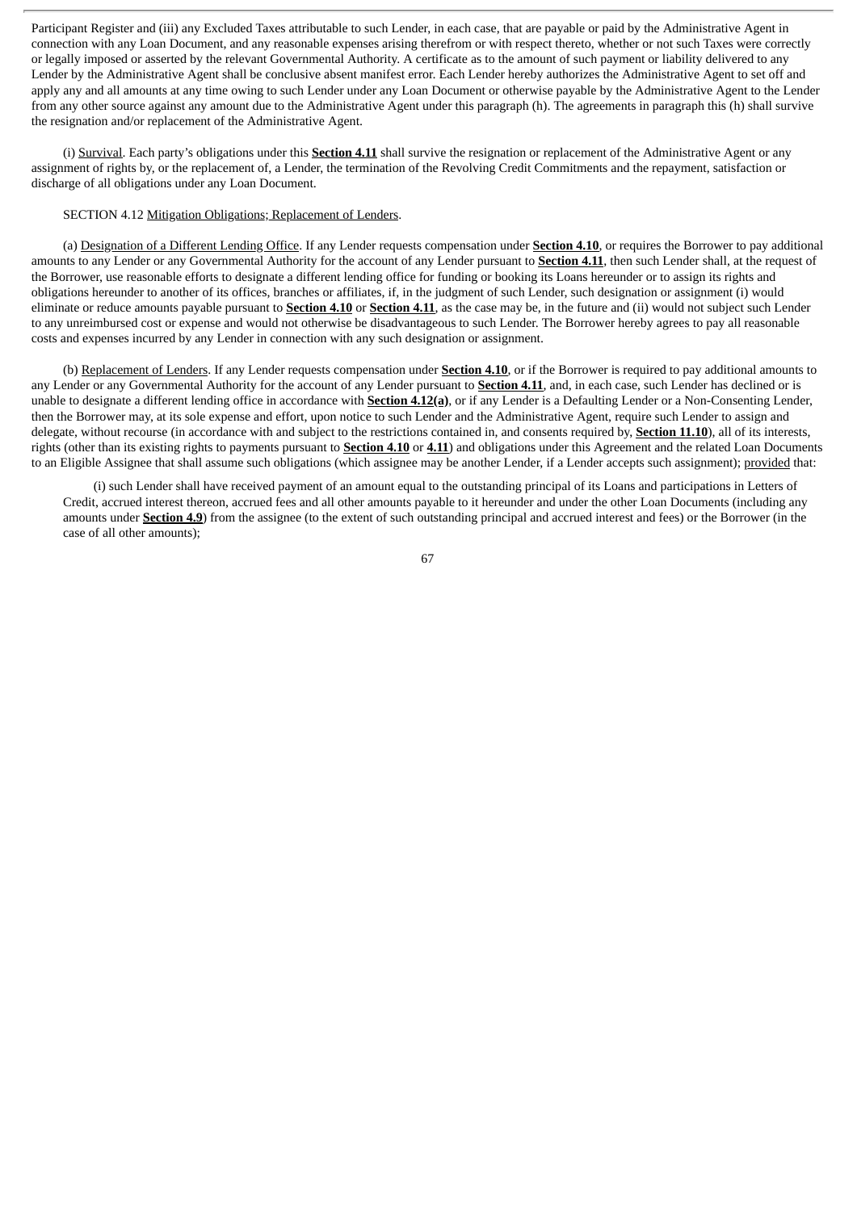Participant Register and (iii) any Excluded Taxes attributable to such Lender, in each case, that are payable or paid by the Administrative Agent in connection with any Loan Document, and any reasonable expenses arising therefrom or with respect thereto, whether or not such Taxes were correctly or legally imposed or asserted by the relevant Governmental Authority. A certificate as to the amount of such payment or liability delivered to any Lender by the Administrative Agent shall be conclusive absent manifest error. Each Lender hereby authorizes the Administrative Agent to set off and apply any and all amounts at any time owing to such Lender under any Loan Document or otherwise payable by the Administrative Agent to the Lender from any other source against any amount due to the Administrative Agent under this paragraph (h). The agreements in paragraph this (h) shall survive the resignation and/or replacement of the Administrative Agent.

(i) Survival. Each party's obligations under this **Section 4.11** shall survive the resignation or replacement of the Administrative Agent or any assignment of rights by, or the replacement of, a Lender, the termination of the Revolving Credit Commitments and the repayment, satisfaction or discharge of all obligations under any Loan Document.

SECTION 4.12 Mitigation Obligations; Replacement of Lenders.

(a) Designation of a Different Lending Office. If any Lender requests compensation under **Section 4.10**, or requires the Borrower to pay additional amounts to any Lender or any Governmental Authority for the account of any Lender pursuant to **Section 4.11**, then such Lender shall, at the request of the Borrower, use reasonable efforts to designate a different lending office for funding or booking its Loans hereunder or to assign its rights and obligations hereunder to another of its offices, branches or affiliates, if, in the judgment of such Lender, such designation or assignment (i) would eliminate or reduce amounts payable pursuant to **Section 4.10** or **Section 4.11**, as the case may be, in the future and (ii) would not subject such Lender to any unreimbursed cost or expense and would not otherwise be disadvantageous to such Lender. The Borrower hereby agrees to pay all reasonable costs and expenses incurred by any Lender in connection with any such designation or assignment.

(b) Replacement of Lenders. If any Lender requests compensation under **Section 4.10**, or if the Borrower is required to pay additional amounts to any Lender or any Governmental Authority for the account of any Lender pursuant to **Section 4.11**, and, in each case, such Lender has declined or is unable to designate a different lending office in accordance with **Section 4.12(a)**, or if any Lender is a Defaulting Lender or a Non-Consenting Lender, then the Borrower may, at its sole expense and effort, upon notice to such Lender and the Administrative Agent, require such Lender to assign and delegate, without recourse (in accordance with and subject to the restrictions contained in, and consents required by, **Section 11.10**), all of its interests, rights (other than its existing rights to payments pursuant to **Section 4.10** or **4.11**) and obligations under this Agreement and the related Loan Documents to an Eligible Assignee that shall assume such obligations (which assignee may be another Lender, if a Lender accepts such assignment); provided that:

(i) such Lender shall have received payment of an amount equal to the outstanding principal of its Loans and participations in Letters of Credit, accrued interest thereon, accrued fees and all other amounts payable to it hereunder and under the other Loan Documents (including any amounts under **Section 4.9**) from the assignee (to the extent of such outstanding principal and accrued interest and fees) or the Borrower (in the case of all other amounts);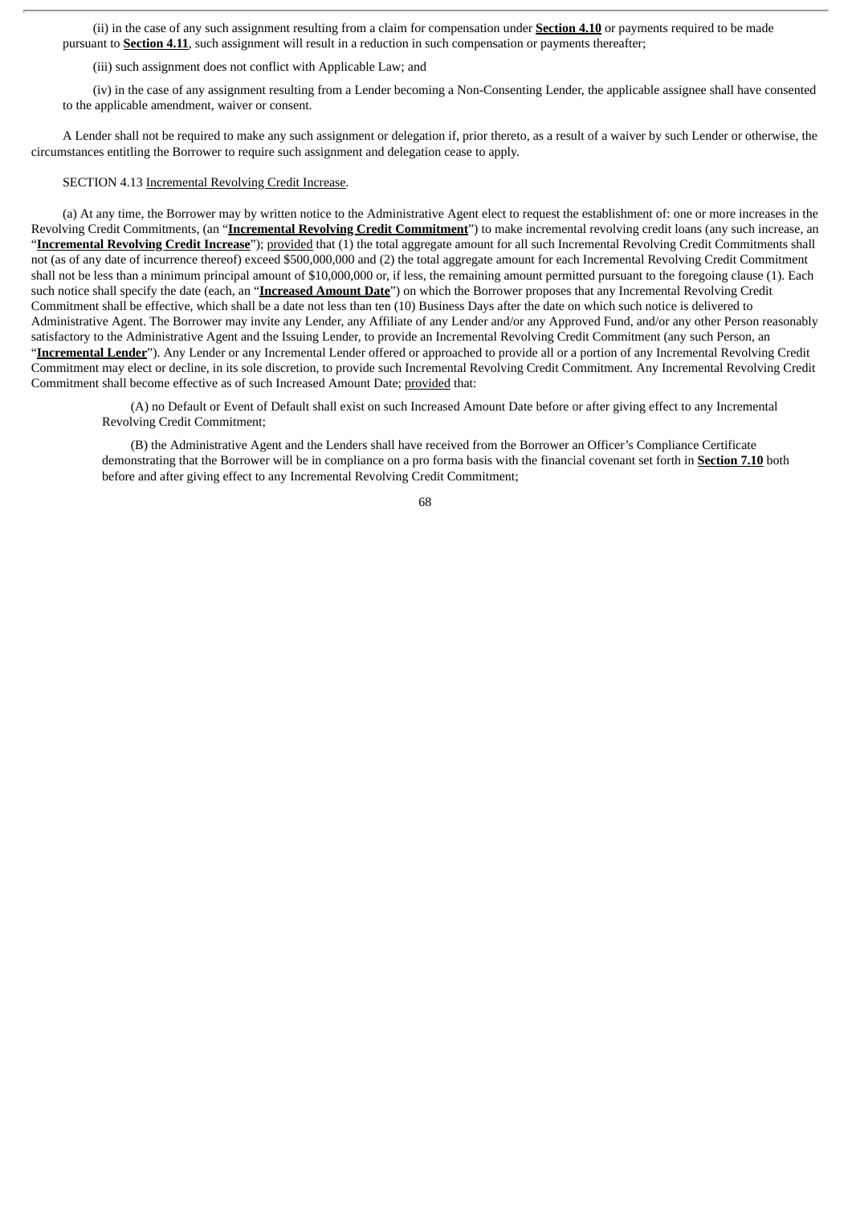(ii) in the case of any such assignment resulting from a claim for compensation under **Section 4.10** or payments required to be made pursuant to **Section 4.11**, such assignment will result in a reduction in such compensation or payments thereafter;

(iii) such assignment does not conflict with Applicable Law; and

(iv) in the case of any assignment resulting from a Lender becoming a Non-Consenting Lender, the applicable assignee shall have consented to the applicable amendment, waiver or consent.

A Lender shall not be required to make any such assignment or delegation if, prior thereto, as a result of a waiver by such Lender or otherwise, the circumstances entitling the Borrower to require such assignment and delegation cease to apply.

SECTION 4.13 Incremental Revolving Credit Increase.

(a) At any time, the Borrower may by written notice to the Administrative Agent elect to request the establishment of: one or more increases in the Revolving Credit Commitments, (an "**Incremental Revolving Credit Commitment**") to make incremental revolving credit loans (any such increase, an "**Incremental Revolving Credit Increase**"); provided that (1) the total aggregate amount for all such Incremental Revolving Credit Commitments shall not (as of any date of incurrence thereof) exceed $500,000,000 and (2) the total aggregate amount for each Incremental Revolving Credit Commitment shall not be less than a minimum principal amount of $10,000,000 or, if less, the remaining amount permitted pursuant to the foregoing clause (1). Each such notice shall specify the date (each, an "**Increased Amount Date**") on which the Borrower proposes that any Incremental Revolving Credit Commitment shall be effective, which shall be a date not less than ten (10) Business Days after the date on which such notice is delivered to Administrative Agent. The Borrower may invite any Lender, any Affiliate of any Lender and/or any Approved Fund, and/or any other Person reasonably satisfactory to the Administrative Agent and the Issuing Lender, to provide an Incremental Revolving Credit Commitment (any such Person, an "**Incremental Lender**"). Any Lender or any Incremental Lender offered or approached to provide all or a portion of any Incremental Revolving Credit Commitment may elect or decline, in its sole discretion, to provide such Incremental Revolving Credit Commitment. Any Incremental Revolving Credit Commitment shall become effective as of such Increased Amount Date; provided that:

(A) no Default or Event of Default shall exist on such Increased Amount Date before or after giving effect to any Incremental Revolving Credit Commitment;

(B) the Administrative Agent and the Lenders shall have received from the Borrower an Officer's Compliance Certificate demonstrating that the Borrower will be in compliance on a pro forma basis with the financial covenant set forth in **Section 7.10** both before and after giving effect to any Incremental Revolving Credit Commitment;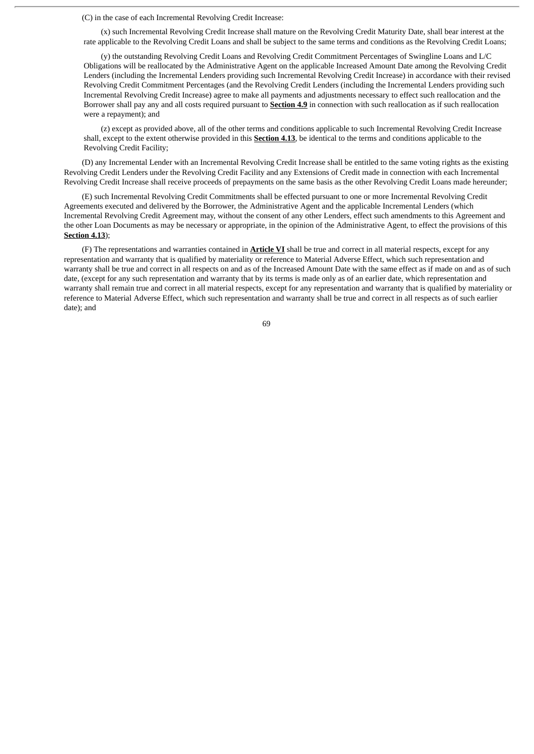(C) in the case of each Incremental Revolving Credit Increase:

(x) such Incremental Revolving Credit Increase shall mature on the Revolving Credit Maturity Date, shall bear interest at the rate applicable to the Revolving Credit Loans and shall be subject to the same terms and conditions as the Revolving Credit Loans;

(y) the outstanding Revolving Credit Loans and Revolving Credit Commitment Percentages of Swingline Loans and L/C Obligations will be reallocated by the Administrative Agent on the applicable Increased Amount Date among the Revolving Credit Lenders (including the Incremental Lenders providing such Incremental Revolving Credit Increase) in accordance with their revised Revolving Credit Commitment Percentages (and the Revolving Credit Lenders (including the Incremental Lenders providing such Incremental Revolving Credit Increase) agree to make all payments and adjustments necessary to effect such reallocation and the Borrower shall pay any and all costs required pursuant to **Section 4.9** in connection with such reallocation as if such reallocation were a repayment); and

(z) except as provided above, all of the other terms and conditions applicable to such Incremental Revolving Credit Increase shall, except to the extent otherwise provided in this **Section 4.13**, be identical to the terms and conditions applicable to the Revolving Credit Facility;

(D) any Incremental Lender with an Incremental Revolving Credit Increase shall be entitled to the same voting rights as the existing Revolving Credit Lenders under the Revolving Credit Facility and any Extensions of Credit made in connection with each Incremental Revolving Credit Increase shall receive proceeds of prepayments on the same basis as the other Revolving Credit Loans made hereunder;

(E) such Incremental Revolving Credit Commitments shall be effected pursuant to one or more Incremental Revolving Credit Agreements executed and delivered by the Borrower, the Administrative Agent and the applicable Incremental Lenders (which Incremental Revolving Credit Agreement may, without the consent of any other Lenders, effect such amendments to this Agreement and the other Loan Documents as may be necessary or appropriate, in the opinion of the Administrative Agent, to effect the provisions of this **Section 4.13**);

(F) The representations and warranties contained in **Article VI** shall be true and correct in all material respects, except for any representation and warranty that is qualified by materiality or reference to Material Adverse Effect, which such representation and warranty shall be true and correct in all respects on and as of the Increased Amount Date with the same effect as if made on and as of such date, (except for any such representation and warranty that by its terms is made only as of an earlier date, which representation and warranty shall remain true and correct in all material respects, except for any representation and warranty that is qualified by materiality or reference to Material Adverse Effect, which such representation and warranty shall be true and correct in all respects as of such earlier date); and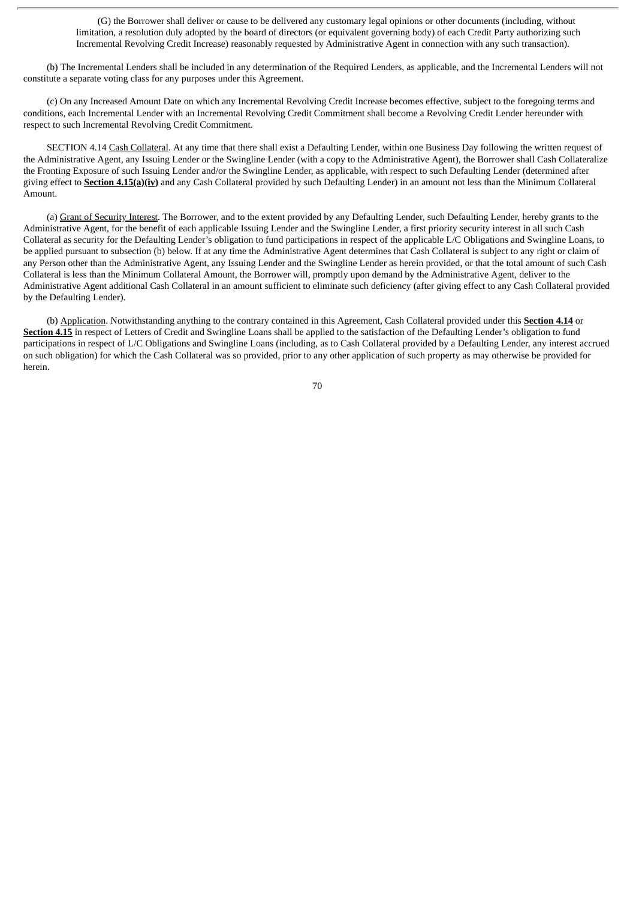(G) the Borrower shall deliver or cause to be delivered any customary legal opinions or other documents (including, without limitation, a resolution duly adopted by the board of directors (or equivalent governing body) of each Credit Party authorizing such Incremental Revolving Credit Increase) reasonably requested by Administrative Agent in connection with any such transaction).

(b) The Incremental Lenders shall be included in any determination of the Required Lenders, as applicable, and the Incremental Lenders will not constitute a separate voting class for any purposes under this Agreement.

(c) On any Increased Amount Date on which any Incremental Revolving Credit Increase becomes effective, subject to the foregoing terms and conditions, each Incremental Lender with an Incremental Revolving Credit Commitment shall become a Revolving Credit Lender hereunder with respect to such Incremental Revolving Credit Commitment.

SECTION 4.14 Cash Collateral. At any time that there shall exist a Defaulting Lender, within one Business Day following the written request of the Administrative Agent, any Issuing Lender or the Swingline Lender (with a copy to the Administrative Agent), the Borrower shall Cash Collateralize the Fronting Exposure of such Issuing Lender and/or the Swingline Lender, as applicable, with respect to such Defaulting Lender (determined after giving effect to **Section 4.15(a)(iv)** and any Cash Collateral provided by such Defaulting Lender) in an amount not less than the Minimum Collateral Amount.

(a) Grant of Security Interest. The Borrower, and to the extent provided by any Defaulting Lender, such Defaulting Lender, hereby grants to the Administrative Agent, for the benefit of each applicable Issuing Lender and the Swingline Lender, a first priority security interest in all such Cash Collateral as security for the Defaulting Lender's obligation to fund participations in respect of the applicable L/C Obligations and Swingline Loans, to be applied pursuant to subsection (b) below. If at any time the Administrative Agent determines that Cash Collateral is subject to any right or claim of any Person other than the Administrative Agent, any Issuing Lender and the Swingline Lender as herein provided, or that the total amount of such Cash Collateral is less than the Minimum Collateral Amount, the Borrower will, promptly upon demand by the Administrative Agent, deliver to the Administrative Agent additional Cash Collateral in an amount sufficient to eliminate such deficiency (after giving effect to any Cash Collateral provided by the Defaulting Lender).

(b) Application. Notwithstanding anything to the contrary contained in this Agreement, Cash Collateral provided under this **Section 4.14** or **Section 4.15** in respect of Letters of Credit and Swingline Loans shall be applied to the satisfaction of the Defaulting Lender's obligation to fund participations in respect of L/C Obligations and Swingline Loans (including, as to Cash Collateral provided by a Defaulting Lender, any interest accrued on such obligation) for which the Cash Collateral was so provided, prior to any other application of such property as may otherwise be provided for herein.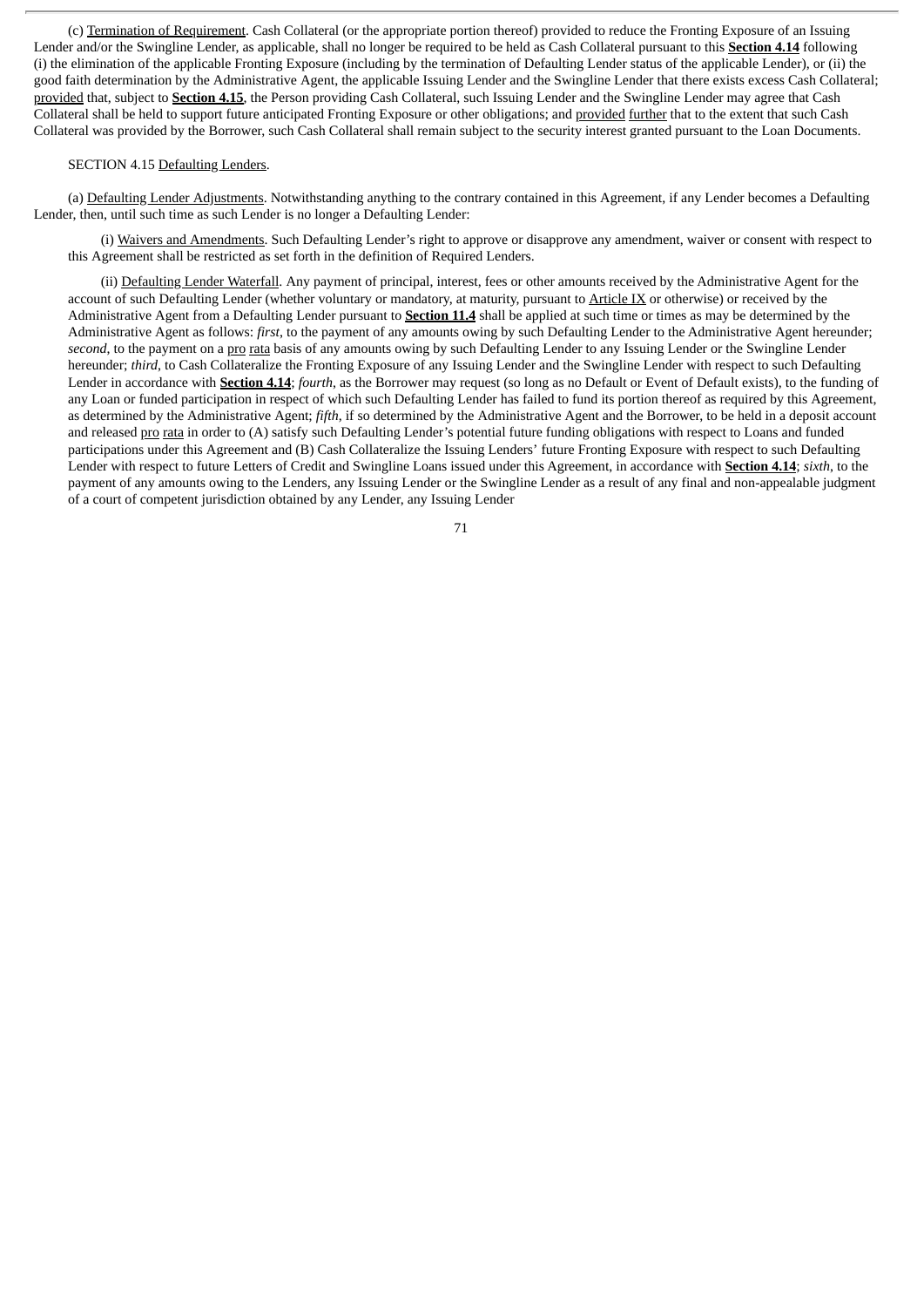(c) Termination of Requirement. Cash Collateral (or the appropriate portion thereof) provided to reduce the Fronting Exposure of an Issuing Lender and/or the Swingline Lender, as applicable, shall no longer be required to be held as Cash Collateral pursuant to this **Section 4.14** following (i) the elimination of the applicable Fronting Exposure (including by the termination of Defaulting Lender status of the applicable Lender), or (ii) the good faith determination by the Administrative Agent, the applicable Issuing Lender and the Swingline Lender that there exists excess Cash Collateral; provided that, subject to **Section 4.15**, the Person providing Cash Collateral, such Issuing Lender and the Swingline Lender may agree that Cash Collateral shall be held to support future anticipated Fronting Exposure or other obligations; and provided further that to the extent that such Cash Collateral was provided by the Borrower, such Cash Collateral shall remain subject to the security interest granted pursuant to the Loan Documents.

SECTION 4.15 Defaulting Lenders.

(a) Defaulting Lender Adjustments. Notwithstanding anything to the contrary contained in this Agreement, if any Lender becomes a Defaulting Lender, then, until such time as such Lender is no longer a Defaulting Lender:

(i) Waivers and Amendments. Such Defaulting Lender's right to approve or disapprove any amendment, waiver or consent with respect to this Agreement shall be restricted as set forth in the definition of Required Lenders.

(ii) Defaulting Lender Waterfall. Any payment of principal, interest, fees or other amounts received by the Administrative Agent for the account of such Defaulting Lender (whether voluntary or mandatory, at maturity, pursuant to Article IX or otherwise) or received by the Administrative Agent from a Defaulting Lender pursuant to **Section 11.4** shall be applied at such time or times as may be determined by the Administrative Agent as follows: *first*, to the payment of any amounts owing by such Defaulting Lender to the Administrative Agent hereunder; *second*, to the payment on a pro rata basis of any amounts owing by such Defaulting Lender to any Issuing Lender or the Swingline Lender hereunder; *third*, to Cash Collateralize the Fronting Exposure of any Issuing Lender and the Swingline Lender with respect to such Defaulting Lender in accordance with **Section 4.14**; *fourth*, as the Borrower may request (so long as no Default or Event of Default exists), to the funding of any Loan or funded participation in respect of which such Defaulting Lender has failed to fund its portion thereof as required by this Agreement, as determined by the Administrative Agent; *fifth*, if so determined by the Administrative Agent and the Borrower, to be held in a deposit account and released pro rata in order to (A) satisfy such Defaulting Lender's potential future funding obligations with respect to Loans and funded participations under this Agreement and (B) Cash Collateralize the Issuing Lenders' future Fronting Exposure with respect to such Defaulting Lender with respect to future Letters of Credit and Swingline Loans issued under this Agreement, in accordance with **Section 4.14**; *sixth*, to the payment of any amounts owing to the Lenders, any Issuing Lender or the Swingline Lender as a result of any final and non-appealable judgment of a court of competent jurisdiction obtained by any Lender, any Issuing Lender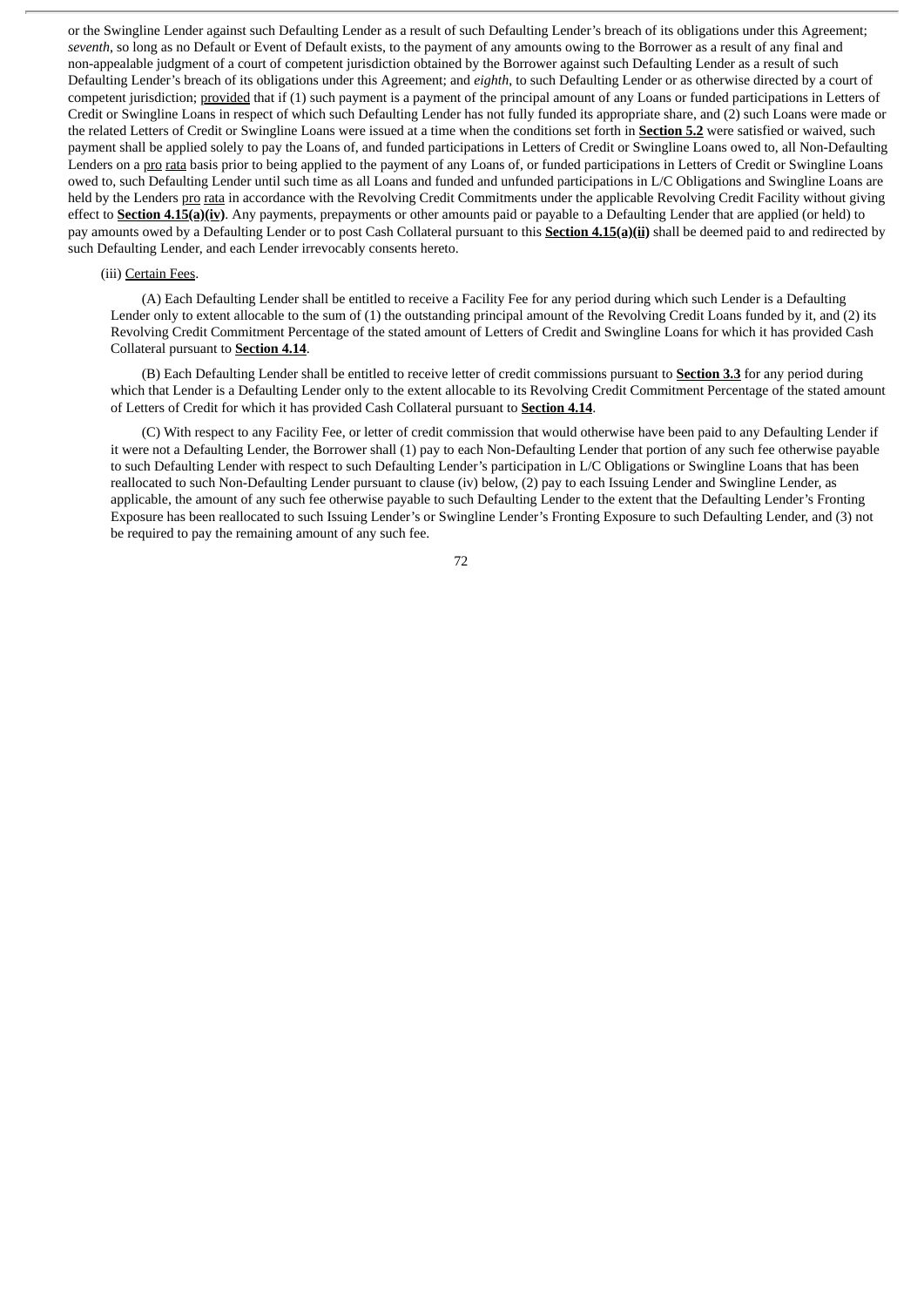or the Swingline Lender against such Defaulting Lender as a result of such Defaulting Lender's breach of its obligations under this Agreement; *seventh*, so long as no Default or Event of Default exists, to the payment of any amounts owing to the Borrower as a result of any final and non-appealable judgment of a court of competent jurisdiction obtained by the Borrower against such Defaulting Lender as a result of such Defaulting Lender's breach of its obligations under this Agreement; and *eighth*, to such Defaulting Lender or as otherwise directed by a court of competent jurisdiction; provided that if (1) such payment is a payment of the principal amount of any Loans or funded participations in Letters of Credit or Swingline Loans in respect of which such Defaulting Lender has not fully funded its appropriate share, and (2) such Loans were made or the related Letters of Credit or Swingline Loans were issued at a time when the conditions set forth in **Section 5.2** were satisfied or waived, such payment shall be applied solely to pay the Loans of, and funded participations in Letters of Credit or Swingline Loans owed to, all Non-Defaulting Lenders on a pro rata basis prior to being applied to the payment of any Loans of, or funded participations in Letters of Credit or Swingline Loans owed to, such Defaulting Lender until such time as all Loans and funded and unfunded participations in L/C Obligations and Swingline Loans are held by the Lenders pro rata in accordance with the Revolving Credit Commitments under the applicable Revolving Credit Facility without giving effect to **Section 4.15(a)(iv)**. Any payments, prepayments or other amounts paid or payable to a Defaulting Lender that are applied (or held) to pay amounts owed by a Defaulting Lender or to post Cash Collateral pursuant to this **Section 4.15(a)(ii)** shall be deemed paid to and redirected by such Defaulting Lender, and each Lender irrevocably consents hereto.

(iii) Certain Fees.

(A) Each Defaulting Lender shall be entitled to receive a Facility Fee for any period during which such Lender is a Defaulting Lender only to extent allocable to the sum of (1) the outstanding principal amount of the Revolving Credit Loans funded by it, and (2) its Revolving Credit Commitment Percentage of the stated amount of Letters of Credit and Swingline Loans for which it has provided Cash Collateral pursuant to **Section 4.14**.

(B) Each Defaulting Lender shall be entitled to receive letter of credit commissions pursuant to **Section 3.3** for any period during which that Lender is a Defaulting Lender only to the extent allocable to its Revolving Credit Commitment Percentage of the stated amount of Letters of Credit for which it has provided Cash Collateral pursuant to **Section 4.14**.

(C) With respect to any Facility Fee, or letter of credit commission that would otherwise have been paid to any Defaulting Lender if it were not a Defaulting Lender, the Borrower shall (1) pay to each Non-Defaulting Lender that portion of any such fee otherwise payable to such Defaulting Lender with respect to such Defaulting Lender's participation in L/C Obligations or Swingline Loans that has been reallocated to such Non-Defaulting Lender pursuant to clause (iv) below, (2) pay to each Issuing Lender and Swingline Lender, as applicable, the amount of any such fee otherwise payable to such Defaulting Lender to the extent that the Defaulting Lender's Fronting Exposure has been reallocated to such Issuing Lender's or Swingline Lender's Fronting Exposure to such Defaulting Lender, and (3) not be required to pay the remaining amount of any such fee.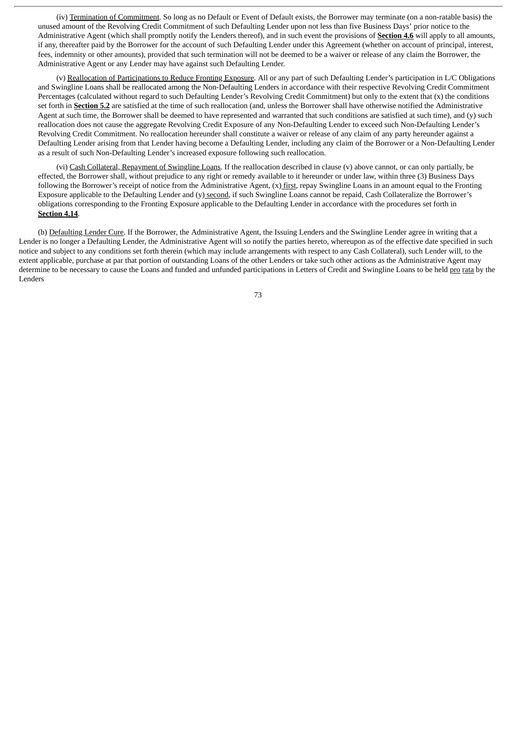(iv) Termination of Commitment. So long as no Default or Event of Default exists, the Borrower may terminate (on a non-ratable basis) the unused amount of the Revolving Credit Commitment of such Defaulting Lender upon not less than five Business Days' prior notice to the Administrative Agent (which shall promptly notify the Lenders thereof), and in such event the provisions of **Section 4.6** will apply to all amounts, if any, thereafter paid by the Borrower for the account of such Defaulting Lender under this Agreement (whether on account of principal, interest, fees, indemnity or other amounts), provided that such termination will not be deemed to be a waiver or release of any claim the Borrower, the Administrative Agent or any Lender may have against such Defaulting Lender.

(v) Reallocation of Participations to Reduce Fronting Exposure. All or any part of such Defaulting Lender's participation in L/C Obligations and Swingline Loans shall be reallocated among the Non-Defaulting Lenders in accordance with their respective Revolving Credit Commitment Percentages (calculated without regard to such Defaulting Lender's Revolving Credit Commitment) but only to the extent that (x) the conditions set forth in **Section 5.2** are satisfied at the time of such reallocation (and, unless the Borrower shall have otherwise notified the Administrative Agent at such time, the Borrower shall be deemed to have represented and warranted that such conditions are satisfied at such time), and (y) such reallocation does not cause the aggregate Revolving Credit Exposure of any Non-Defaulting Lender to exceed such Non-Defaulting Lender's Revolving Credit Commitment. No reallocation hereunder shall constitute a waiver or release of any claim of any party hereunder against a Defaulting Lender arising from that Lender having become a Defaulting Lender, including any claim of the Borrower or a Non-Defaulting Lender as a result of such Non-Defaulting Lender's increased exposure following such reallocation.

(vi) Cash Collateral, Repayment of Swingline Loans. If the reallocation described in clause (v) above cannot, or can only partially, be effected, the Borrower shall, without prejudice to any right or remedy available to it hereunder or under law, within three (3) Business Days following the Borrower's receipt of notice from the Administrative Agent, (x) first, repay Swingline Loans in an amount equal to the Fronting Exposure applicable to the Defaulting Lender and (y) second, if such Swingline Loans cannot be repaid, Cash Collateralize the Borrower's obligations corresponding to the Fronting Exposure applicable to the Defaulting Lender in accordance with the procedures set forth in **Section 4.14**.

(b) Defaulting Lender Cure. If the Borrower, the Administrative Agent, the Issuing Lenders and the Swingline Lender agree in writing that a Lender is no longer a Defaulting Lender, the Administrative Agent will so notify the parties hereto, whereupon as of the effective date specified in such notice and subject to any conditions set forth therein (which may include arrangements with respect to any Cash Collateral), such Lender will, to the extent applicable, purchase at par that portion of outstanding Loans of the other Lenders or take such other actions as the Administrative Agent may determine to be necessary to cause the Loans and funded and unfunded participations in Letters of Credit and Swingline Loans to be held pro rata by the Lenders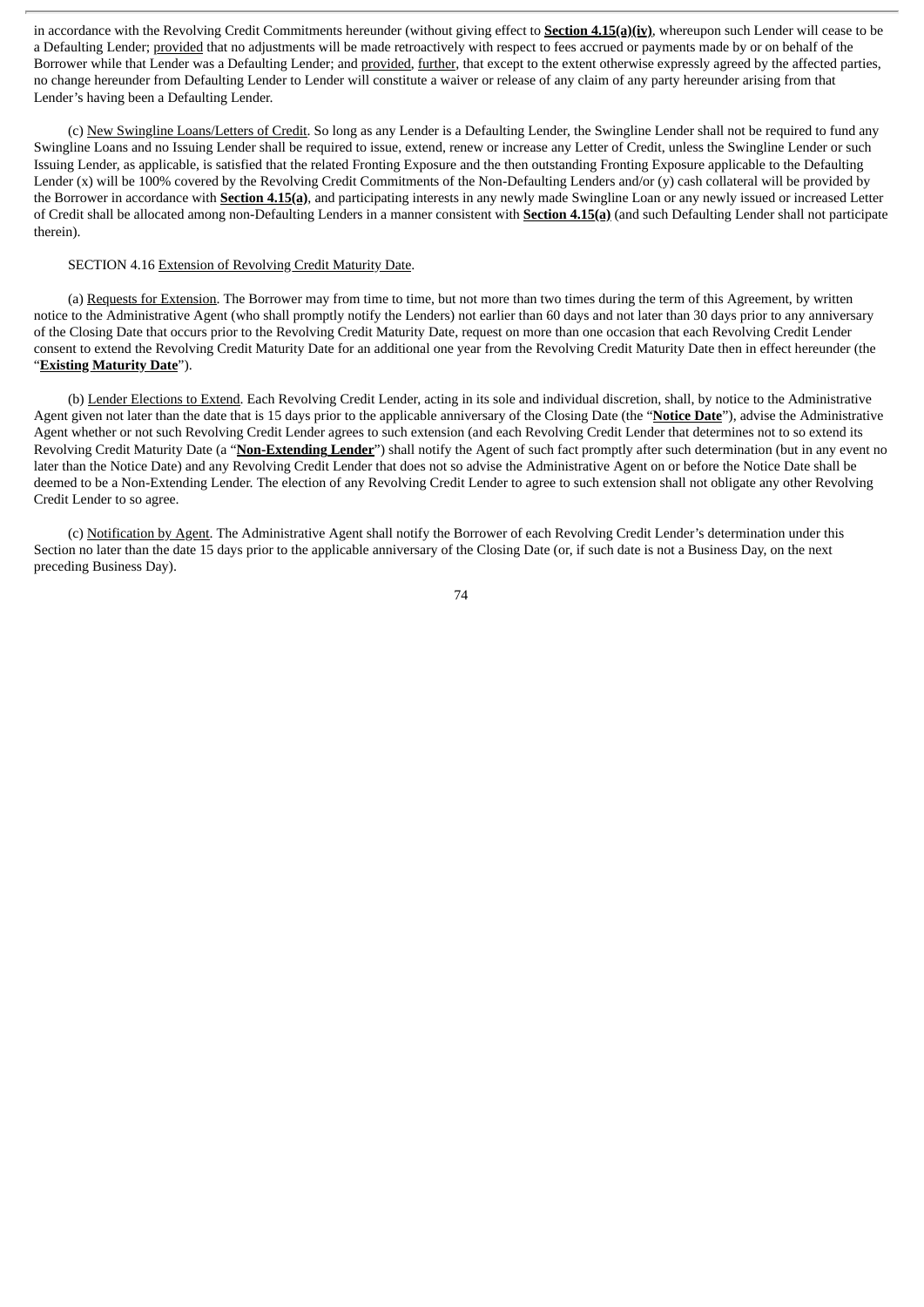in accordance with the Revolving Credit Commitments hereunder (without giving effect to **Section 4.15(a)(iv)**, whereupon such Lender will cease to be a Defaulting Lender; provided that no adjustments will be made retroactively with respect to fees accrued or payments made by or on behalf of the Borrower while that Lender was a Defaulting Lender; and provided, further, that except to the extent otherwise expressly agreed by the affected parties, no change hereunder from Defaulting Lender to Lender will constitute a waiver or release of any claim of any party hereunder arising from that Lender's having been a Defaulting Lender.

(c) New Swingline Loans/Letters of Credit. So long as any Lender is a Defaulting Lender, the Swingline Lender shall not be required to fund any Swingline Loans and no Issuing Lender shall be required to issue, extend, renew or increase any Letter of Credit, unless the Swingline Lender or such Issuing Lender, as applicable, is satisfied that the related Fronting Exposure and the then outstanding Fronting Exposure applicable to the Defaulting Lender (x) will be 100% covered by the Revolving Credit Commitments of the Non-Defaulting Lenders and/or (y) cash collateral will be provided by the Borrower in accordance with **Section 4.15(a)**, and participating interests in any newly made Swingline Loan or any newly issued or increased Letter of Credit shall be allocated among non-Defaulting Lenders in a manner consistent with **Section 4.15(a)** (and such Defaulting Lender shall not participate therein).

SECTION 4.16 Extension of Revolving Credit Maturity Date.

(a) Requests for Extension. The Borrower may from time to time, but not more than two times during the term of this Agreement, by written notice to the Administrative Agent (who shall promptly notify the Lenders) not earlier than 60 days and not later than 30 days prior to any anniversary of the Closing Date that occurs prior to the Revolving Credit Maturity Date, request on more than one occasion that each Revolving Credit Lender consent to extend the Revolving Credit Maturity Date for an additional one year from the Revolving Credit Maturity Date then in effect hereunder (the "**Existing Maturity Date**").

(b) Lender Elections to Extend. Each Revolving Credit Lender, acting in its sole and individual discretion, shall, by notice to the Administrative Agent given not later than the date that is 15 days prior to the applicable anniversary of the Closing Date (the "**Notice Date**"), advise the Administrative Agent whether or not such Revolving Credit Lender agrees to such extension (and each Revolving Credit Lender that determines not to so extend its Revolving Credit Maturity Date (a "**Non-Extending Lender**") shall notify the Agent of such fact promptly after such determination (but in any event no later than the Notice Date) and any Revolving Credit Lender that does not so advise the Administrative Agent on or before the Notice Date shall be deemed to be a Non-Extending Lender. The election of any Revolving Credit Lender to agree to such extension shall not obligate any other Revolving Credit Lender to so agree.

(c) Notification by Agent. The Administrative Agent shall notify the Borrower of each Revolving Credit Lender's determination under this Section no later than the date 15 days prior to the applicable anniversary of the Closing Date (or, if such date is not a Business Day, on the next preceding Business Day).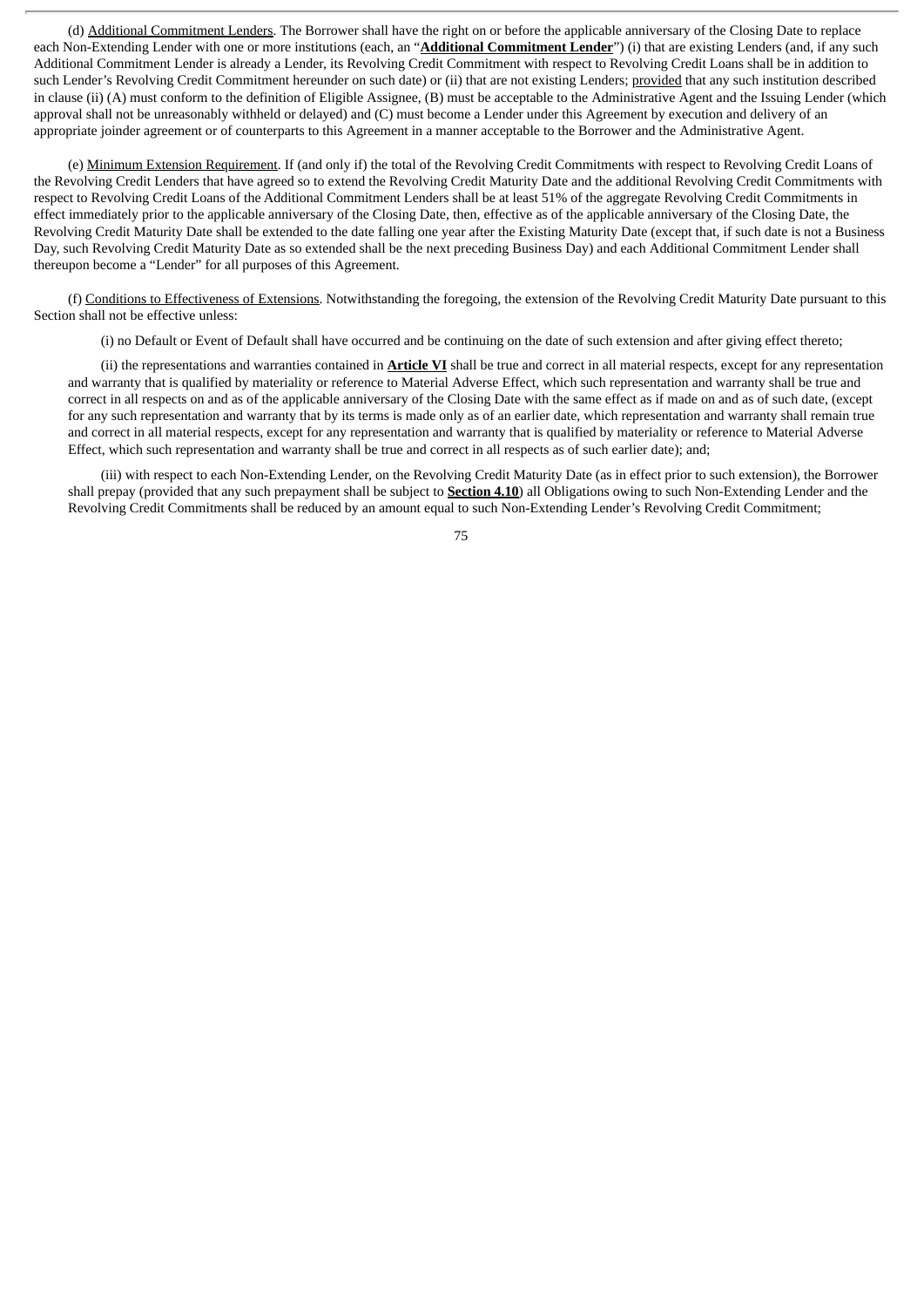(d) Additional Commitment Lenders. The Borrower shall have the right on or before the applicable anniversary of the Closing Date to replace each Non-Extending Lender with one or more institutions (each, an "**Additional Commitment Lender**") (i) that are existing Lenders (and, if any such Additional Commitment Lender is already a Lender, its Revolving Credit Commitment with respect to Revolving Credit Loans shall be in addition to such Lender's Revolving Credit Commitment hereunder on such date) or (ii) that are not existing Lenders; provided that any such institution described in clause (ii) (A) must conform to the definition of Eligible Assignee, (B) must be acceptable to the Administrative Agent and the Issuing Lender (which approval shall not be unreasonably withheld or delayed) and (C) must become a Lender under this Agreement by execution and delivery of an appropriate joinder agreement or of counterparts to this Agreement in a manner acceptable to the Borrower and the Administrative Agent.

(e) Minimum Extension Requirement. If (and only if) the total of the Revolving Credit Commitments with respect to Revolving Credit Loans of the Revolving Credit Lenders that have agreed so to extend the Revolving Credit Maturity Date and the additional Revolving Credit Commitments with respect to Revolving Credit Loans of the Additional Commitment Lenders shall be at least 51% of the aggregate Revolving Credit Commitments in effect immediately prior to the applicable anniversary of the Closing Date, then, effective as of the applicable anniversary of the Closing Date, the Revolving Credit Maturity Date shall be extended to the date falling one year after the Existing Maturity Date (except that, if such date is not a Business Day, such Revolving Credit Maturity Date as so extended shall be the next preceding Business Day) and each Additional Commitment Lender shall thereupon become a "Lender" for all purposes of this Agreement.

(f) Conditions to Effectiveness of Extensions. Notwithstanding the foregoing, the extension of the Revolving Credit Maturity Date pursuant to this Section shall not be effective unless:

(i) no Default or Event of Default shall have occurred and be continuing on the date of such extension and after giving effect thereto;

(ii) the representations and warranties contained in **Article VI** shall be true and correct in all material respects, except for any representation and warranty that is qualified by materiality or reference to Material Adverse Effect, which such representation and warranty shall be true and correct in all respects on and as of the applicable anniversary of the Closing Date with the same effect as if made on and as of such date, (except for any such representation and warranty that by its terms is made only as of an earlier date, which representation and warranty shall remain true and correct in all material respects, except for any representation and warranty that is qualified by materiality or reference to Material Adverse Effect, which such representation and warranty shall be true and correct in all respects as of such earlier date); and;

(iii) with respect to each Non-Extending Lender, on the Revolving Credit Maturity Date (as in effect prior to such extension), the Borrower shall prepay (provided that any such prepayment shall be subject to **Section 4.10**) all Obligations owing to such Non-Extending Lender and the Revolving Credit Commitments shall be reduced by an amount equal to such Non-Extending Lender's Revolving Credit Commitment;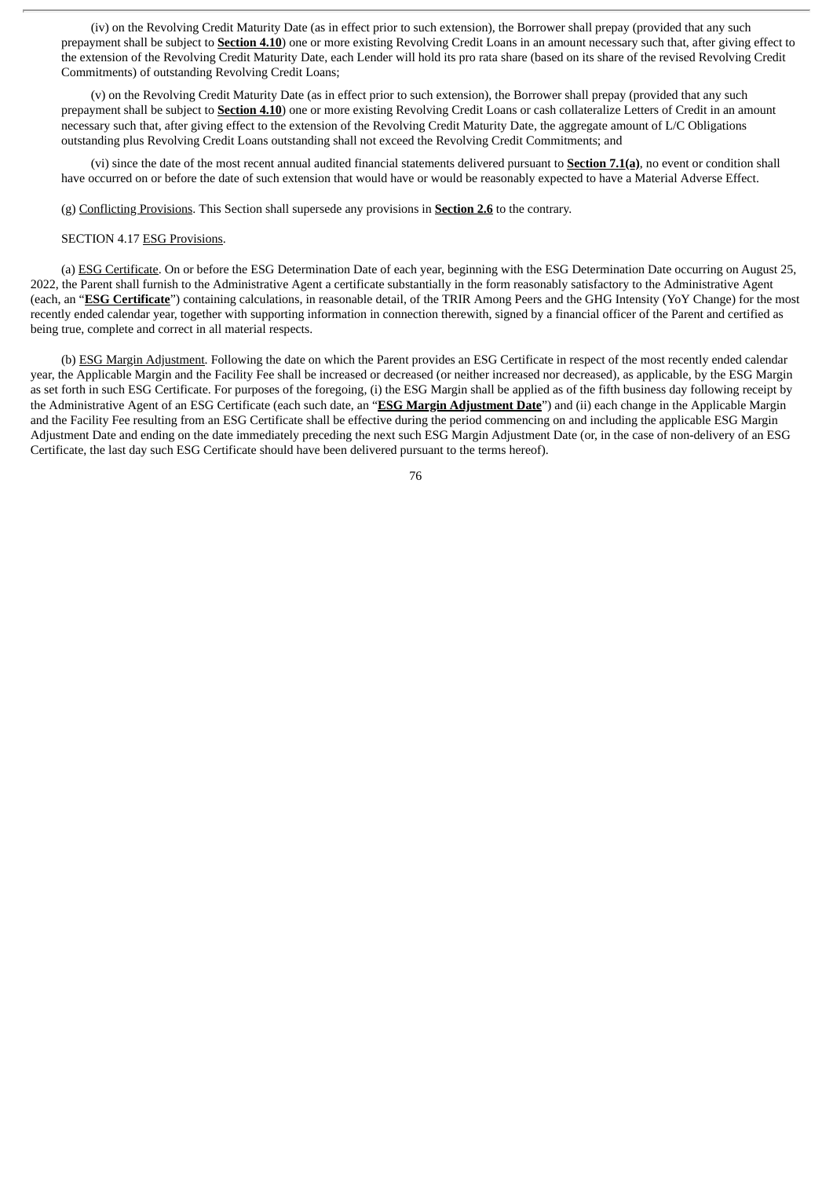(iv) on the Revolving Credit Maturity Date (as in effect prior to such extension), the Borrower shall prepay (provided that any such prepayment shall be subject to **Section 4.10**) one or more existing Revolving Credit Loans in an amount necessary such that, after giving effect to the extension of the Revolving Credit Maturity Date, each Lender will hold its pro rata share (based on its share of the revised Revolving Credit Commitments) of outstanding Revolving Credit Loans;

(v) on the Revolving Credit Maturity Date (as in effect prior to such extension), the Borrower shall prepay (provided that any such prepayment shall be subject to **Section 4.10**) one or more existing Revolving Credit Loans or cash collateralize Letters of Credit in an amount necessary such that, after giving effect to the extension of the Revolving Credit Maturity Date, the aggregate amount of L/C Obligations outstanding plus Revolving Credit Loans outstanding shall not exceed the Revolving Credit Commitments; and

(vi) since the date of the most recent annual audited financial statements delivered pursuant to **Section 7.1(a)**, no event or condition shall have occurred on or before the date of such extension that would have or would be reasonably expected to have a Material Adverse Effect.

(g) Conflicting Provisions. This Section shall supersede any provisions in **Section 2.6** to the contrary.

SECTION 4.17 ESG Provisions.

(a) ESG Certificate. On or before the ESG Determination Date of each year, beginning with the ESG Determination Date occurring on August 25, 2022, the Parent shall furnish to the Administrative Agent a certificate substantially in the form reasonably satisfactory to the Administrative Agent (each, an "**ESG Certificate**") containing calculations, in reasonable detail, of the TRIR Among Peers and the GHG Intensity (YoY Change) for the most recently ended calendar year, together with supporting information in connection therewith, signed by a financial officer of the Parent and certified as being true, complete and correct in all material respects.

(b) ESG Margin Adjustment. Following the date on which the Parent provides an ESG Certificate in respect of the most recently ended calendar year, the Applicable Margin and the Facility Fee shall be increased or decreased (or neither increased nor decreased), as applicable, by the ESG Margin as set forth in such ESG Certificate. For purposes of the foregoing, (i) the ESG Margin shall be applied as of the fifth business day following receipt by the Administrative Agent of an ESG Certificate (each such date, an "**ESG Margin Adjustment Date**") and (ii) each change in the Applicable Margin and the Facility Fee resulting from an ESG Certificate shall be effective during the period commencing on and including the applicable ESG Margin Adjustment Date and ending on the date immediately preceding the next such ESG Margin Adjustment Date (or, in the case of non-delivery of an ESG Certificate, the last day such ESG Certificate should have been delivered pursuant to the terms hereof).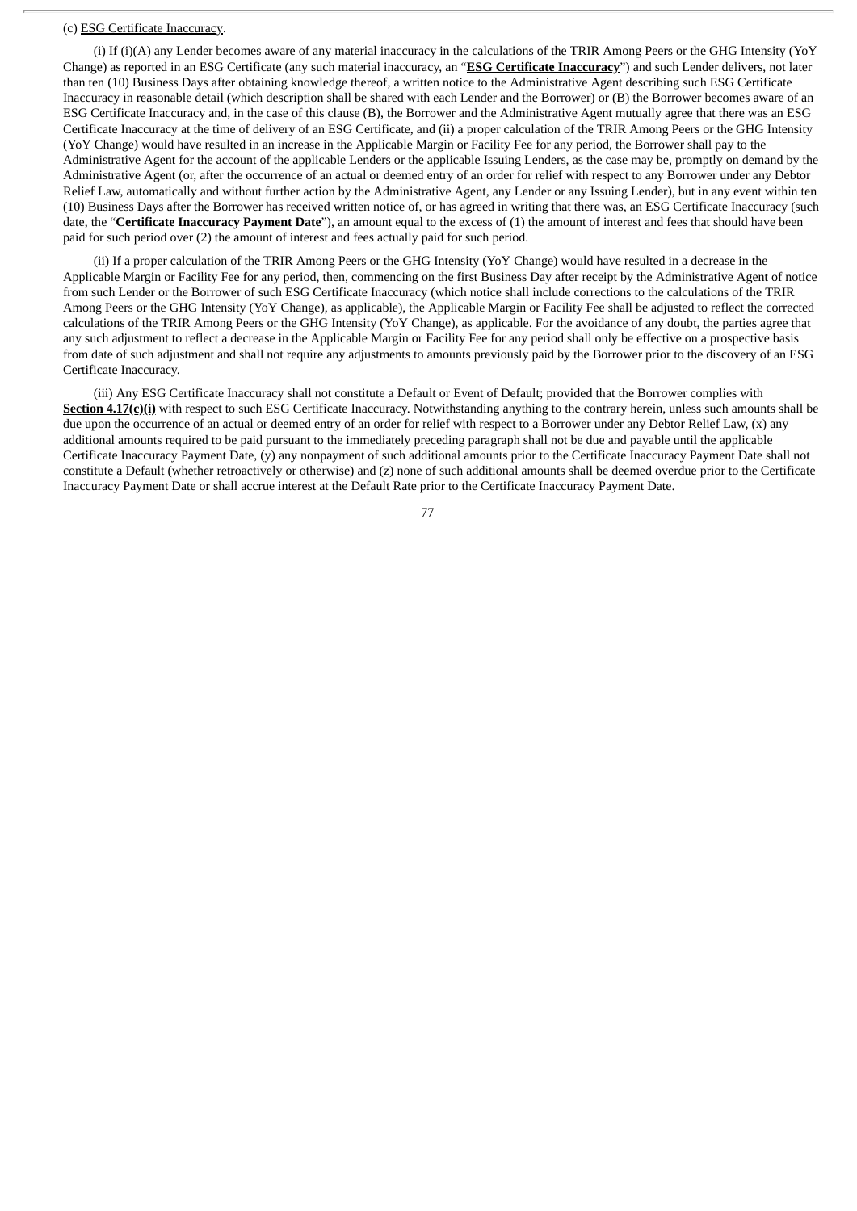(c) ESG Certificate Inaccuracy.

(i) If (i)(A) any Lender becomes aware of any material inaccuracy in the calculations of the TRIR Among Peers or the GHG Intensity (YoY Change) as reported in an ESG Certificate (any such material inaccuracy, an "**ESG Certificate Inaccuracy**") and such Lender delivers, not later than ten (10) Business Days after obtaining knowledge thereof, a written notice to the Administrative Agent describing such ESG Certificate Inaccuracy in reasonable detail (which description shall be shared with each Lender and the Borrower) or (B) the Borrower becomes aware of an ESG Certificate Inaccuracy and, in the case of this clause (B), the Borrower and the Administrative Agent mutually agree that there was an ESG Certificate Inaccuracy at the time of delivery of an ESG Certificate, and (ii) a proper calculation of the TRIR Among Peers or the GHG Intensity (YoY Change) would have resulted in an increase in the Applicable Margin or Facility Fee for any period, the Borrower shall pay to the Administrative Agent for the account of the applicable Lenders or the applicable Issuing Lenders, as the case may be, promptly on demand by the Administrative Agent (or, after the occurrence of an actual or deemed entry of an order for relief with respect to any Borrower under any Debtor Relief Law, automatically and without further action by the Administrative Agent, any Lender or any Issuing Lender), but in any event within ten (10) Business Days after the Borrower has received written notice of, or has agreed in writing that there was, an ESG Certificate Inaccuracy (such date, the "**Certificate Inaccuracy Payment Date**"), an amount equal to the excess of (1) the amount of interest and fees that should have been paid for such period over (2) the amount of interest and fees actually paid for such period.

(ii) If a proper calculation of the TRIR Among Peers or the GHG Intensity (YoY Change) would have resulted in a decrease in the Applicable Margin or Facility Fee for any period, then, commencing on the first Business Day after receipt by the Administrative Agent of notice from such Lender or the Borrower of such ESG Certificate Inaccuracy (which notice shall include corrections to the calculations of the TRIR Among Peers or the GHG Intensity (YoY Change), as applicable), the Applicable Margin or Facility Fee shall be adjusted to reflect the corrected calculations of the TRIR Among Peers or the GHG Intensity (YoY Change), as applicable. For the avoidance of any doubt, the parties agree that any such adjustment to reflect a decrease in the Applicable Margin or Facility Fee for any period shall only be effective on a prospective basis from date of such adjustment and shall not require any adjustments to amounts previously paid by the Borrower prior to the discovery of an ESG Certificate Inaccuracy.

(iii) Any ESG Certificate Inaccuracy shall not constitute a Default or Event of Default; provided that the Borrower complies with **Section 4.17(c)(i)** with respect to such ESG Certificate Inaccuracy. Notwithstanding anything to the contrary herein, unless such amounts shall be due upon the occurrence of an actual or deemed entry of an order for relief with respect to a Borrower under any Debtor Relief Law, (x) any additional amounts required to be paid pursuant to the immediately preceding paragraph shall not be due and payable until the applicable Certificate Inaccuracy Payment Date, (y) any nonpayment of such additional amounts prior to the Certificate Inaccuracy Payment Date shall not constitute a Default (whether retroactively or otherwise) and (z) none of such additional amounts shall be deemed overdue prior to the Certificate Inaccuracy Payment Date or shall accrue interest at the Default Rate prior to the Certificate Inaccuracy Payment Date.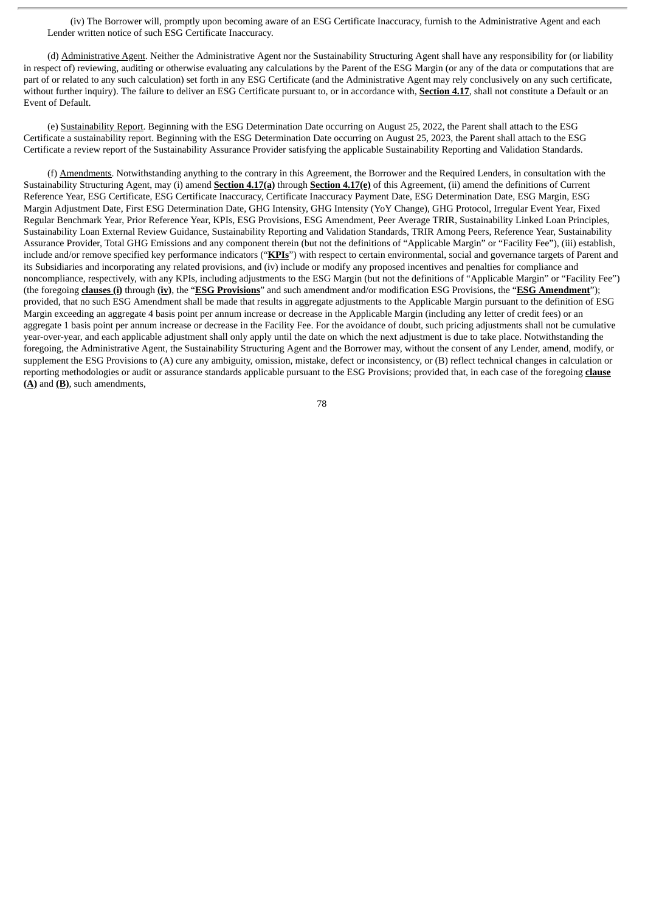(iv) The Borrower will, promptly upon becoming aware of an ESG Certificate Inaccuracy, furnish to the Administrative Agent and each Lender written notice of such ESG Certificate Inaccuracy.

(d) Administrative Agent. Neither the Administrative Agent nor the Sustainability Structuring Agent shall have any responsibility for (or liability in respect of) reviewing, auditing or otherwise evaluating any calculations by the Parent of the ESG Margin (or any of the data or computations that are part of or related to any such calculation) set forth in any ESG Certificate (and the Administrative Agent may rely conclusively on any such certificate, without further inquiry). The failure to deliver an ESG Certificate pursuant to, or in accordance with, **Section 4.17**, shall not constitute a Default or an Event of Default.

(e) Sustainability Report. Beginning with the ESG Determination Date occurring on August 25, 2022, the Parent shall attach to the ESG Certificate a sustainability report. Beginning with the ESG Determination Date occurring on August 25, 2023, the Parent shall attach to the ESG Certificate a review report of the Sustainability Assurance Provider satisfying the applicable Sustainability Reporting and Validation Standards.

(f) Amendments. Notwithstanding anything to the contrary in this Agreement, the Borrower and the Required Lenders, in consultation with the Sustainability Structuring Agent, may (i) amend **Section 4.17(a)** through **Section 4.17(e)** of this Agreement, (ii) amend the definitions of Current Reference Year, ESG Certificate, ESG Certificate Inaccuracy, Certificate Inaccuracy Payment Date, ESG Determination Date, ESG Margin, ESG Margin Adjustment Date, First ESG Determination Date, GHG Intensity, GHG Intensity (YoY Change), GHG Protocol, Irregular Event Year, Fixed Regular Benchmark Year, Prior Reference Year, KPIs, ESG Provisions, ESG Amendment, Peer Average TRIR, Sustainability Linked Loan Principles, Sustainability Loan External Review Guidance, Sustainability Reporting and Validation Standards, TRIR Among Peers, Reference Year, Sustainability Assurance Provider, Total GHG Emissions and any component therein (but not the definitions of "Applicable Margin" or "Facility Fee"), (iii) establish, include and/or remove specified key performance indicators ("**KPIs**") with respect to certain environmental, social and governance targets of Parent and its Subsidiaries and incorporating any related provisions, and (iv) include or modify any proposed incentives and penalties for compliance and noncompliance, respectively, with any KPIs, including adjustments to the ESG Margin (but not the definitions of "Applicable Margin" or "Facility Fee") (the foregoing **clauses (i)** through **(iv)**, the "**ESG Provisions**" and such amendment and/or modification ESG Provisions, the "**ESG Amendment**"); provided, that no such ESG Amendment shall be made that results in aggregate adjustments to the Applicable Margin pursuant to the definition of ESG Margin exceeding an aggregate 4 basis point per annum increase or decrease in the Applicable Margin (including any letter of credit fees) or an aggregate 1 basis point per annum increase or decrease in the Facility Fee. For the avoidance of doubt, such pricing adjustments shall not be cumulative year-over-year, and each applicable adjustment shall only apply until the date on which the next adjustment is due to take place. Notwithstanding the foregoing, the Administrative Agent, the Sustainability Structuring Agent and the Borrower may, without the consent of any Lender, amend, modify, or supplement the ESG Provisions to (A) cure any ambiguity, omission, mistake, defect or inconsistency, or (B) reflect technical changes in calculation or reporting methodologies or audit or assurance standards applicable pursuant to the ESG Provisions; provided that, in each case of the foregoing **clause (A)** and **(B)**, such amendments,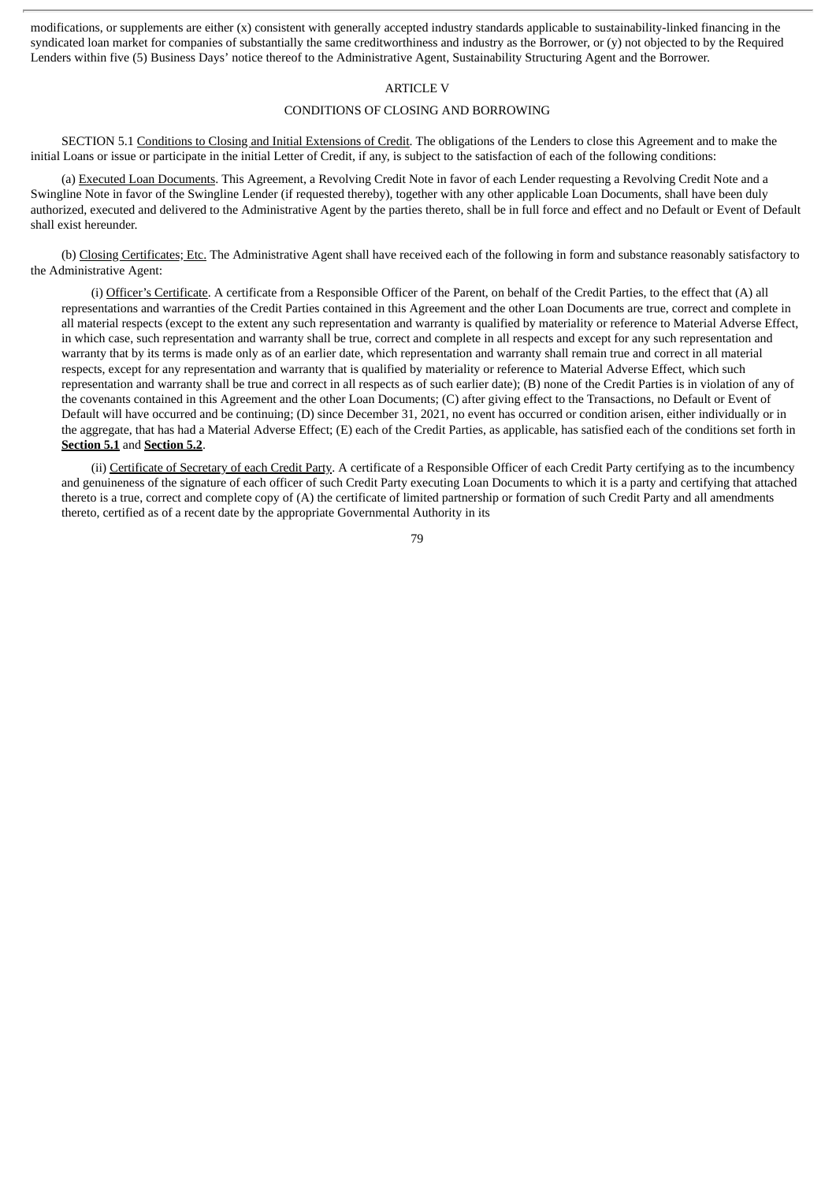modifications, or supplements are either (x) consistent with generally accepted industry standards applicable to sustainability-linked financing in the syndicated loan market for companies of substantially the same creditworthiness and industry as the Borrower, or (y) not objected to by the Required Lenders within five (5) Business Days' notice thereof to the Administrative Agent, Sustainability Structuring Agent and the Borrower.

## ARTICLE V

## CONDITIONS OF CLOSING AND BORROWING

SECTION 5.1 Conditions to Closing and Initial Extensions of Credit. The obligations of the Lenders to close this Agreement and to make the initial Loans or issue or participate in the initial Letter of Credit, if any, is subject to the satisfaction of each of the following conditions:

(a) Executed Loan Documents. This Agreement, a Revolving Credit Note in favor of each Lender requesting a Revolving Credit Note and a Swingline Note in favor of the Swingline Lender (if requested thereby), together with any other applicable Loan Documents, shall have been duly authorized, executed and delivered to the Administrative Agent by the parties thereto, shall be in full force and effect and no Default or Event of Default shall exist hereunder.

(b) Closing Certificates; Etc. The Administrative Agent shall have received each of the following in form and substance reasonably satisfactory to the Administrative Agent:

(i) Officer's Certificate. A certificate from a Responsible Officer of the Parent, on behalf of the Credit Parties, to the effect that (A) all representations and warranties of the Credit Parties contained in this Agreement and the other Loan Documents are true, correct and complete in all material respects (except to the extent any such representation and warranty is qualified by materiality or reference to Material Adverse Effect, in which case, such representation and warranty shall be true, correct and complete in all respects and except for any such representation and warranty that by its terms is made only as of an earlier date, which representation and warranty shall remain true and correct in all material respects, except for any representation and warranty that is qualified by materiality or reference to Material Adverse Effect, which such representation and warranty shall be true and correct in all respects as of such earlier date); (B) none of the Credit Parties is in violation of any of the covenants contained in this Agreement and the other Loan Documents; (C) after giving effect to the Transactions, no Default or Event of Default will have occurred and be continuing; (D) since December 31, 2021, no event has occurred or condition arisen, either individually or in the aggregate, that has had a Material Adverse Effect; (E) each of the Credit Parties, as applicable, has satisfied each of the conditions set forth in **Section 5.1** and **Section 5.2**.

(ii) Certificate of Secretary of each Credit Party. A certificate of a Responsible Officer of each Credit Party certifying as to the incumbency and genuineness of the signature of each officer of such Credit Party executing Loan Documents to which it is a party and certifying that attached thereto is a true, correct and complete copy of (A) the certificate of limited partnership or formation of such Credit Party and all amendments thereto, certified as of a recent date by the appropriate Governmental Authority in its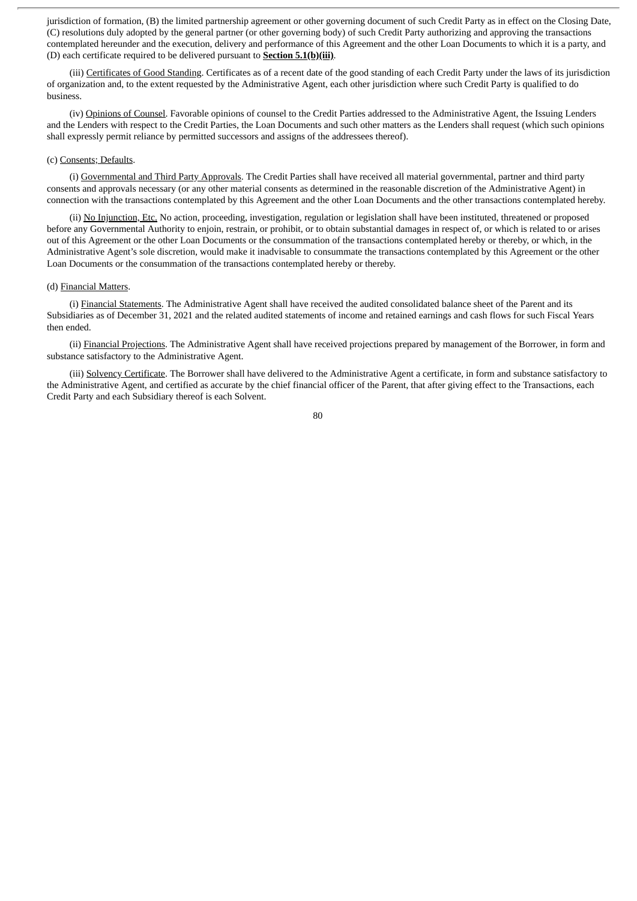jurisdiction of formation, (B) the limited partnership agreement or other governing document of such Credit Party as in effect on the Closing Date, (C) resolutions duly adopted by the general partner (or other governing body) of such Credit Party authorizing and approving the transactions contemplated hereunder and the execution, delivery and performance of this Agreement and the other Loan Documents to which it is a party, and (D) each certificate required to be delivered pursuant to **Section 5.1(b)(iii)**.

(iii) Certificates of Good Standing. Certificates as of a recent date of the good standing of each Credit Party under the laws of its jurisdiction of organization and, to the extent requested by the Administrative Agent, each other jurisdiction where such Credit Party is qualified to do business.

(iv) Opinions of Counsel. Favorable opinions of counsel to the Credit Parties addressed to the Administrative Agent, the Issuing Lenders and the Lenders with respect to the Credit Parties, the Loan Documents and such other matters as the Lenders shall request (which such opinions shall expressly permit reliance by permitted successors and assigns of the addressees thereof).

(c) Consents; Defaults.

(i) Governmental and Third Party Approvals. The Credit Parties shall have received all material governmental, partner and third party consents and approvals necessary (or any other material consents as determined in the reasonable discretion of the Administrative Agent) in connection with the transactions contemplated by this Agreement and the other Loan Documents and the other transactions contemplated hereby.

(ii) No Injunction, Etc. No action, proceeding, investigation, regulation or legislation shall have been instituted, threatened or proposed before any Governmental Authority to enjoin, restrain, or prohibit, or to obtain substantial damages in respect of, or which is related to or arises out of this Agreement or the other Loan Documents or the consummation of the transactions contemplated hereby or thereby, or which, in the Administrative Agent's sole discretion, would make it inadvisable to consummate the transactions contemplated by this Agreement or the other Loan Documents or the consummation of the transactions contemplated hereby or thereby.

(d) Financial Matters.

(i) Financial Statements. The Administrative Agent shall have received the audited consolidated balance sheet of the Parent and its Subsidiaries as of December 31, 2021 and the related audited statements of income and retained earnings and cash flows for such Fiscal Years then ended.

(ii) Financial Projections. The Administrative Agent shall have received projections prepared by management of the Borrower, in form and substance satisfactory to the Administrative Agent.

(iii) Solvency Certificate. The Borrower shall have delivered to the Administrative Agent a certificate, in form and substance satisfactory to the Administrative Agent, and certified as accurate by the chief financial officer of the Parent, that after giving effect to the Transactions, each Credit Party and each Subsidiary thereof is each Solvent.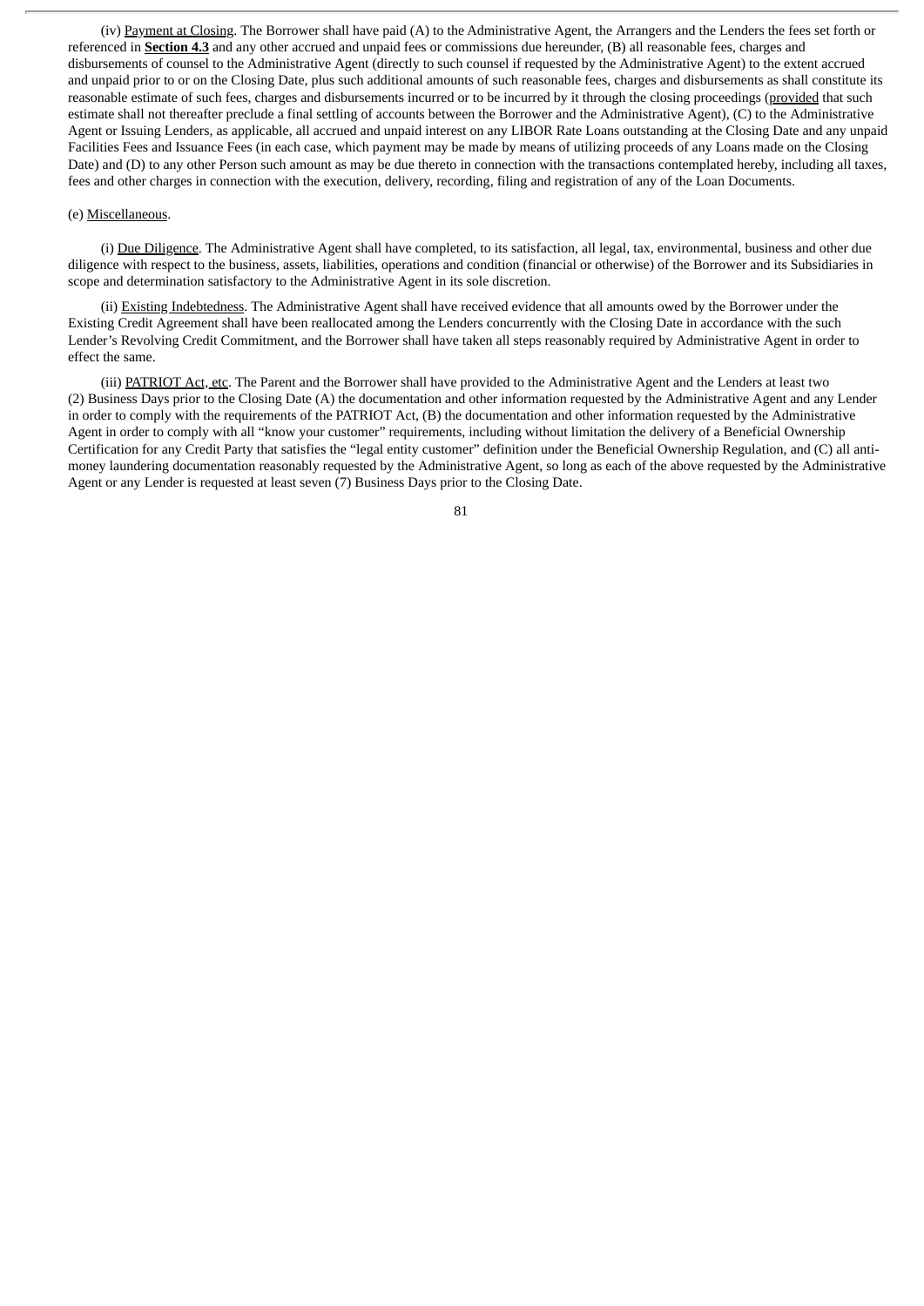(iv) Payment at Closing. The Borrower shall have paid (A) to the Administrative Agent, the Arrangers and the Lenders the fees set forth or referenced in **Section 4.3** and any other accrued and unpaid fees or commissions due hereunder, (B) all reasonable fees, charges and disbursements of counsel to the Administrative Agent (directly to such counsel if requested by the Administrative Agent) to the extent accrued and unpaid prior to or on the Closing Date, plus such additional amounts of such reasonable fees, charges and disbursements as shall constitute its reasonable estimate of such fees, charges and disbursements incurred or to be incurred by it through the closing proceedings (provided that such estimate shall not thereafter preclude a final settling of accounts between the Borrower and the Administrative Agent), (C) to the Administrative Agent or Issuing Lenders, as applicable, all accrued and unpaid interest on any LIBOR Rate Loans outstanding at the Closing Date and any unpaid Facilities Fees and Issuance Fees (in each case, which payment may be made by means of utilizing proceeds of any Loans made on the Closing Date) and (D) to any other Person such amount as may be due thereto in connection with the transactions contemplated hereby, including all taxes, fees and other charges in connection with the execution, delivery, recording, filing and registration of any of the Loan Documents.

(e) Miscellaneous.

(i) Due Diligence. The Administrative Agent shall have completed, to its satisfaction, all legal, tax, environmental, business and other due diligence with respect to the business, assets, liabilities, operations and condition (financial or otherwise) of the Borrower and its Subsidiaries in scope and determination satisfactory to the Administrative Agent in its sole discretion.

(ii) Existing Indebtedness. The Administrative Agent shall have received evidence that all amounts owed by the Borrower under the Existing Credit Agreement shall have been reallocated among the Lenders concurrently with the Closing Date in accordance with the such Lender's Revolving Credit Commitment, and the Borrower shall have taken all steps reasonably required by Administrative Agent in order to effect the same.

(iii) PATRIOT Act, etc. The Parent and the Borrower shall have provided to the Administrative Agent and the Lenders at least two (2) Business Days prior to the Closing Date (A) the documentation and other information requested by the Administrative Agent and any Lender in order to comply with the requirements of the PATRIOT Act, (B) the documentation and other information requested by the Administrative Agent in order to comply with all "know your customer" requirements, including without limitation the delivery of a Beneficial Ownership Certification for any Credit Party that satisfies the "legal entity customer" definition under the Beneficial Ownership Regulation, and (C) all anti-money laundering documentation reasonably requested by the Administrative Agent, so long as each of the above requested by the Administrative Agent or any Lender is requested at least seven (7) Business Days prior to the Closing Date.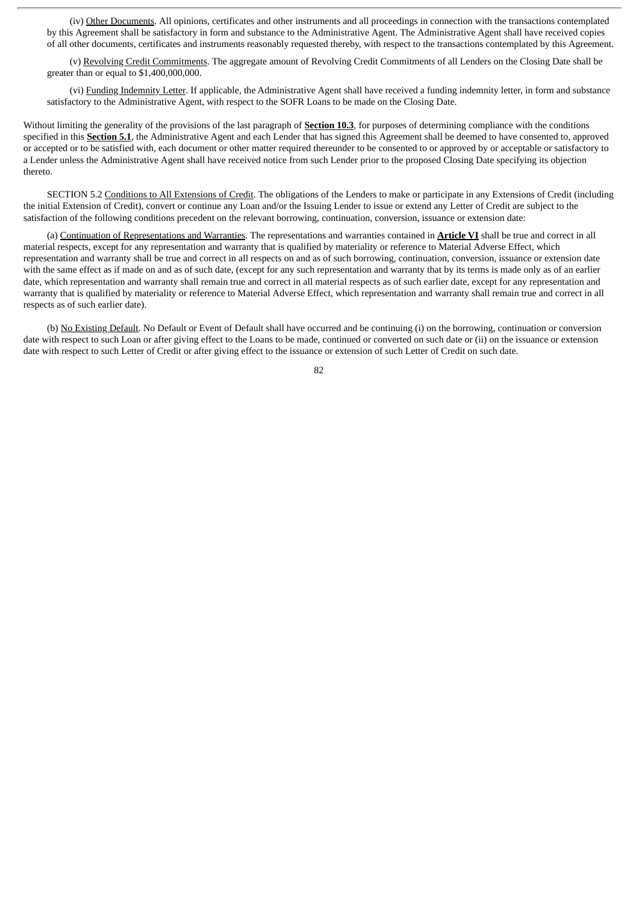(iv) Other Documents. All opinions, certificates and other instruments and all proceedings in connection with the transactions contemplated by this Agreement shall be satisfactory in form and substance to the Administrative Agent. The Administrative Agent shall have received copies of all other documents, certificates and instruments reasonably requested thereby, with respect to the transactions contemplated by this Agreement.

(v) Revolving Credit Commitments. The aggregate amount of Revolving Credit Commitments of all Lenders on the Closing Date shall be greater than or equal to $1,400,000,000.

(vi) Funding Indemnity Letter. If applicable, the Administrative Agent shall have received a funding indemnity letter, in form and substance satisfactory to the Administrative Agent, with respect to the SOFR Loans to be made on the Closing Date.

Without limiting the generality of the provisions of the last paragraph of **Section 10.3**, for purposes of determining compliance with the conditions specified in this **Section 5.1**, the Administrative Agent and each Lender that has signed this Agreement shall be deemed to have consented to, approved or accepted or to be satisfied with, each document or other matter required thereunder to be consented to or approved by or acceptable or satisfactory to a Lender unless the Administrative Agent shall have received notice from such Lender prior to the proposed Closing Date specifying its objection thereto.

SECTION 5.2 Conditions to All Extensions of Credit. The obligations of the Lenders to make or participate in any Extensions of Credit (including the initial Extension of Credit), convert or continue any Loan and/or the Issuing Lender to issue or extend any Letter of Credit are subject to the satisfaction of the following conditions precedent on the relevant borrowing, continuation, conversion, issuance or extension date:

(a) Continuation of Representations and Warranties. The representations and warranties contained in **Article VI** shall be true and correct in all material respects, except for any representation and warranty that is qualified by materiality or reference to Material Adverse Effect, which representation and warranty shall be true and correct in all respects on and as of such borrowing, continuation, conversion, issuance or extension date with the same effect as if made on and as of such date, (except for any such representation and warranty that by its terms is made only as of an earlier date, which representation and warranty shall remain true and correct in all material respects as of such earlier date, except for any representation and warranty that is qualified by materiality or reference to Material Adverse Effect, which representation and warranty shall remain true and correct in all respects as of such earlier date).

(b) No Existing Default. No Default or Event of Default shall have occurred and be continuing (i) on the borrowing, continuation or conversion date with respect to such Loan or after giving effect to the Loans to be made, continued or converted on such date or (ii) on the issuance or extension date with respect to such Letter of Credit or after giving effect to the issuance or extension of such Letter of Credit on such date.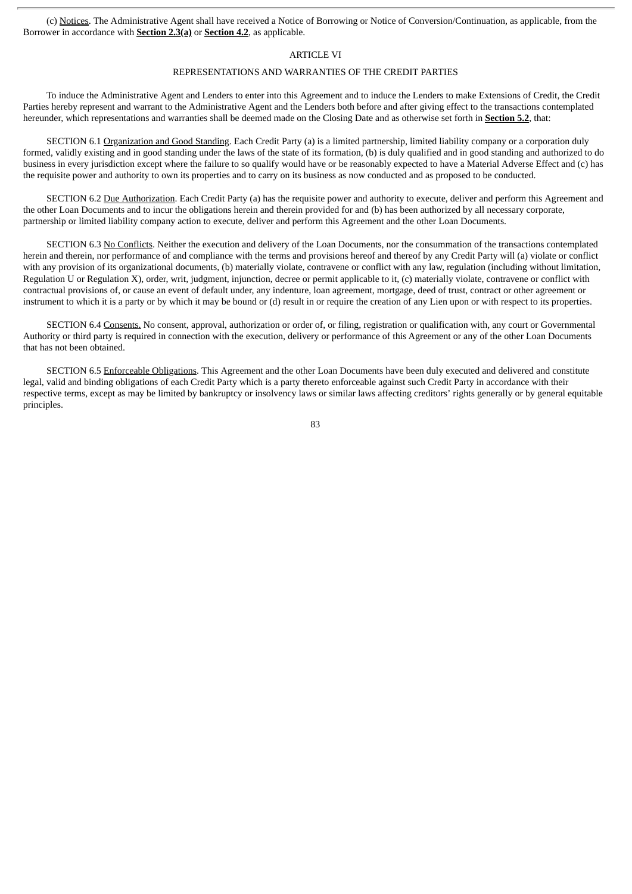(c) Notices. The Administrative Agent shall have received a Notice of Borrowing or Notice of Conversion/Continuation, as applicable, from the Borrower in accordance with **Section 2.3(a)** or **Section 4.2**, as applicable.

## ARTICLE VI

## REPRESENTATIONS AND WARRANTIES OF THE CREDIT PARTIES

To induce the Administrative Agent and Lenders to enter into this Agreement and to induce the Lenders to make Extensions of Credit, the Credit Parties hereby represent and warrant to the Administrative Agent and the Lenders both before and after giving effect to the transactions contemplated hereunder, which representations and warranties shall be deemed made on the Closing Date and as otherwise set forth in **Section 5.2**, that:

SECTION 6.1 Organization and Good Standing. Each Credit Party (a) is a limited partnership, limited liability company or a corporation duly formed, validly existing and in good standing under the laws of the state of its formation, (b) is duly qualified and in good standing and authorized to do business in every jurisdiction except where the failure to so qualify would have or be reasonably expected to have a Material Adverse Effect and (c) has the requisite power and authority to own its properties and to carry on its business as now conducted and as proposed to be conducted.

SECTION 6.2 Due Authorization. Each Credit Party (a) has the requisite power and authority to execute, deliver and perform this Agreement and the other Loan Documents and to incur the obligations herein and therein provided for and (b) has been authorized by all necessary corporate, partnership or limited liability company action to execute, deliver and perform this Agreement and the other Loan Documents.

SECTION 6.3 No Conflicts. Neither the execution and delivery of the Loan Documents, nor the consummation of the transactions contemplated herein and therein, nor performance of and compliance with the terms and provisions hereof and thereof by any Credit Party will (a) violate or conflict with any provision of its organizational documents, (b) materially violate, contravene or conflict with any law, regulation (including without limitation, Regulation U or Regulation X), order, writ, judgment, injunction, decree or permit applicable to it, (c) materially violate, contravene or conflict with contractual provisions of, or cause an event of default under, any indenture, loan agreement, mortgage, deed of trust, contract or other agreement or instrument to which it is a party or by which it may be bound or (d) result in or require the creation of any Lien upon or with respect to its properties.

SECTION 6.4 Consents. No consent, approval, authorization or order of, or filing, registration or qualification with, any court or Governmental Authority or third party is required in connection with the execution, delivery or performance of this Agreement or any of the other Loan Documents that has not been obtained.

SECTION 6.5 Enforceable Obligations. This Agreement and the other Loan Documents have been duly executed and delivered and constitute legal, valid and binding obligations of each Credit Party which is a party thereto enforceable against such Credit Party in accordance with their respective terms, except as may be limited by bankruptcy or insolvency laws or similar laws affecting creditors' rights generally or by general equitable principles.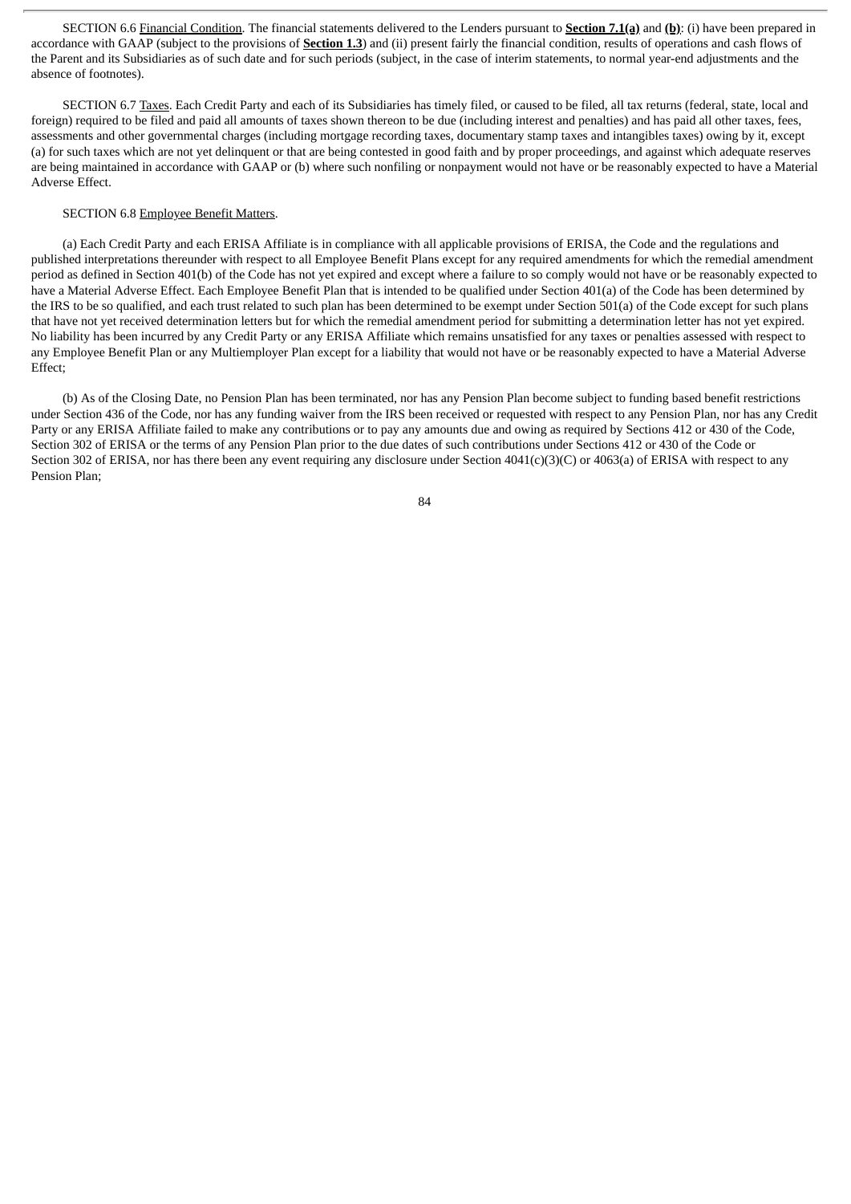SECTION 6.6 Financial Condition. The financial statements delivered to the Lenders pursuant to **Section 7.1(a)** and **(b)**: (i) have been prepared in accordance with GAAP (subject to the provisions of **Section 1.3**) and (ii) present fairly the financial condition, results of operations and cash flows of the Parent and its Subsidiaries as of such date and for such periods (subject, in the case of interim statements, to normal year-end adjustments and the absence of footnotes).

SECTION 6.7 Taxes. Each Credit Party and each of its Subsidiaries has timely filed, or caused to be filed, all tax returns (federal, state, local and foreign) required to be filed and paid all amounts of taxes shown thereon to be due (including interest and penalties) and has paid all other taxes, fees, assessments and other governmental charges (including mortgage recording taxes, documentary stamp taxes and intangibles taxes) owing by it, except (a) for such taxes which are not yet delinquent or that are being contested in good faith and by proper proceedings, and against which adequate reserves are being maintained in accordance with GAAP or (b) where such nonfiling or nonpayment would not have or be reasonably expected to have a Material Adverse Effect.

SECTION 6.8 Employee Benefit Matters.

(a) Each Credit Party and each ERISA Affiliate is in compliance with all applicable provisions of ERISA, the Code and the regulations and published interpretations thereunder with respect to all Employee Benefit Plans except for any required amendments for which the remedial amendment period as defined in Section 401(b) of the Code has not yet expired and except where a failure to so comply would not have or be reasonably expected to have a Material Adverse Effect. Each Employee Benefit Plan that is intended to be qualified under Section 401(a) of the Code has been determined by the IRS to be so qualified, and each trust related to such plan has been determined to be exempt under Section 501(a) of the Code except for such plans that have not yet received determination letters but for which the remedial amendment period for submitting a determination letter has not yet expired. No liability has been incurred by any Credit Party or any ERISA Affiliate which remains unsatisfied for any taxes or penalties assessed with respect to any Employee Benefit Plan or any Multiemployer Plan except for a liability that would not have or be reasonably expected to have a Material Adverse Effect;

(b) As of the Closing Date, no Pension Plan has been terminated, nor has any Pension Plan become subject to funding based benefit restrictions under Section 436 of the Code, nor has any funding waiver from the IRS been received or requested with respect to any Pension Plan, nor has any Credit Party or any ERISA Affiliate failed to make any contributions or to pay any amounts due and owing as required by Sections 412 or 430 of the Code, Section 302 of ERISA or the terms of any Pension Plan prior to the due dates of such contributions under Sections 412 or 430 of the Code or Section 302 of ERISA, nor has there been any event requiring any disclosure under Section 4041(c)(3)(C) or 4063(a) of ERISA with respect to any Pension Plan;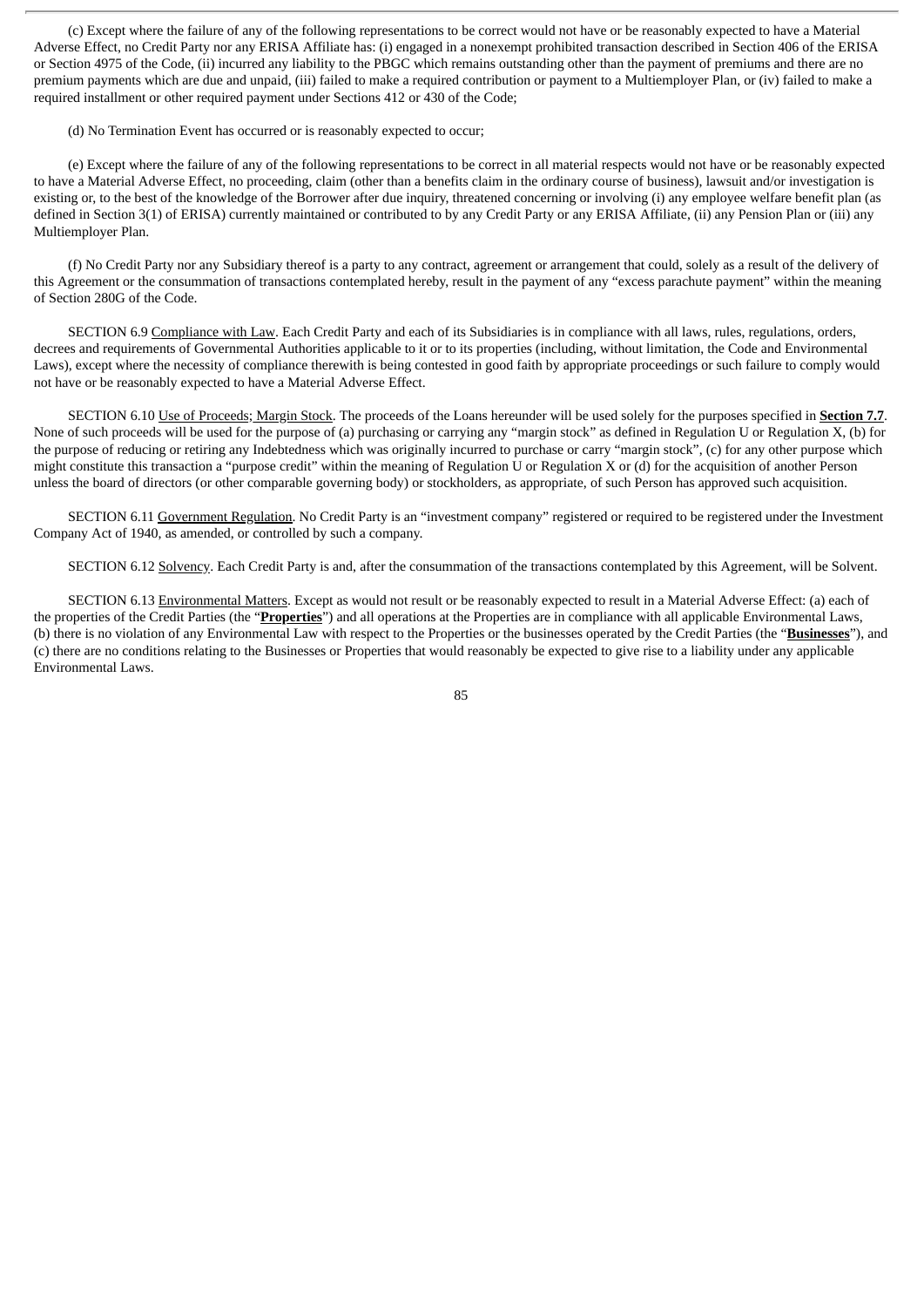(c) Except where the failure of any of the following representations to be correct would not have or be reasonably expected to have a Material Adverse Effect, no Credit Party nor any ERISA Affiliate has: (i) engaged in a nonexempt prohibited transaction described in Section 406 of the ERISA or Section 4975 of the Code, (ii) incurred any liability to the PBGC which remains outstanding other than the payment of premiums and there are no premium payments which are due and unpaid, (iii) failed to make a required contribution or payment to a Multiemployer Plan, or (iv) failed to make a required installment or other required payment under Sections 412 or 430 of the Code;

(d) No Termination Event has occurred or is reasonably expected to occur;

(e) Except where the failure of any of the following representations to be correct in all material respects would not have or be reasonably expected to have a Material Adverse Effect, no proceeding, claim (other than a benefits claim in the ordinary course of business), lawsuit and/or investigation is existing or, to the best of the knowledge of the Borrower after due inquiry, threatened concerning or involving (i) any employee welfare benefit plan (as defined in Section 3(1) of ERISA) currently maintained or contributed to by any Credit Party or any ERISA Affiliate, (ii) any Pension Plan or (iii) any Multiemployer Plan.

(f) No Credit Party nor any Subsidiary thereof is a party to any contract, agreement or arrangement that could, solely as a result of the delivery of this Agreement or the consummation of transactions contemplated hereby, result in the payment of any "excess parachute payment" within the meaning of Section 280G of the Code.

SECTION 6.9 Compliance with Law. Each Credit Party and each of its Subsidiaries is in compliance with all laws, rules, regulations, orders, decrees and requirements of Governmental Authorities applicable to it or to its properties (including, without limitation, the Code and Environmental Laws), except where the necessity of compliance therewith is being contested in good faith by appropriate proceedings or such failure to comply would not have or be reasonably expected to have a Material Adverse Effect.

SECTION 6.10 Use of Proceeds; Margin Stock. The proceeds of the Loans hereunder will be used solely for the purposes specified in **Section 7.7**. None of such proceeds will be used for the purpose of (a) purchasing or carrying any "margin stock" as defined in Regulation U or Regulation X, (b) for the purpose of reducing or retiring any Indebtedness which was originally incurred to purchase or carry "margin stock", (c) for any other purpose which might constitute this transaction a "purpose credit" within the meaning of Regulation U or Regulation X or (d) for the acquisition of another Person unless the board of directors (or other comparable governing body) or stockholders, as appropriate, of such Person has approved such acquisition.

SECTION 6.11 Government Regulation. No Credit Party is an "investment company" registered or required to be registered under the Investment Company Act of 1940, as amended, or controlled by such a company.

SECTION 6.12 Solvency. Each Credit Party is and, after the consummation of the transactions contemplated by this Agreement, will be Solvent.

SECTION 6.13 Environmental Matters. Except as would not result or be reasonably expected to result in a Material Adverse Effect: (a) each of the properties of the Credit Parties (the "**Properties**") and all operations at the Properties are in compliance with all applicable Environmental Laws, (b) there is no violation of any Environmental Law with respect to the Properties or the businesses operated by the Credit Parties (the "**Businesses**"), and (c) there are no conditions relating to the Businesses or Properties that would reasonably be expected to give rise to a liability under any applicable Environmental Laws.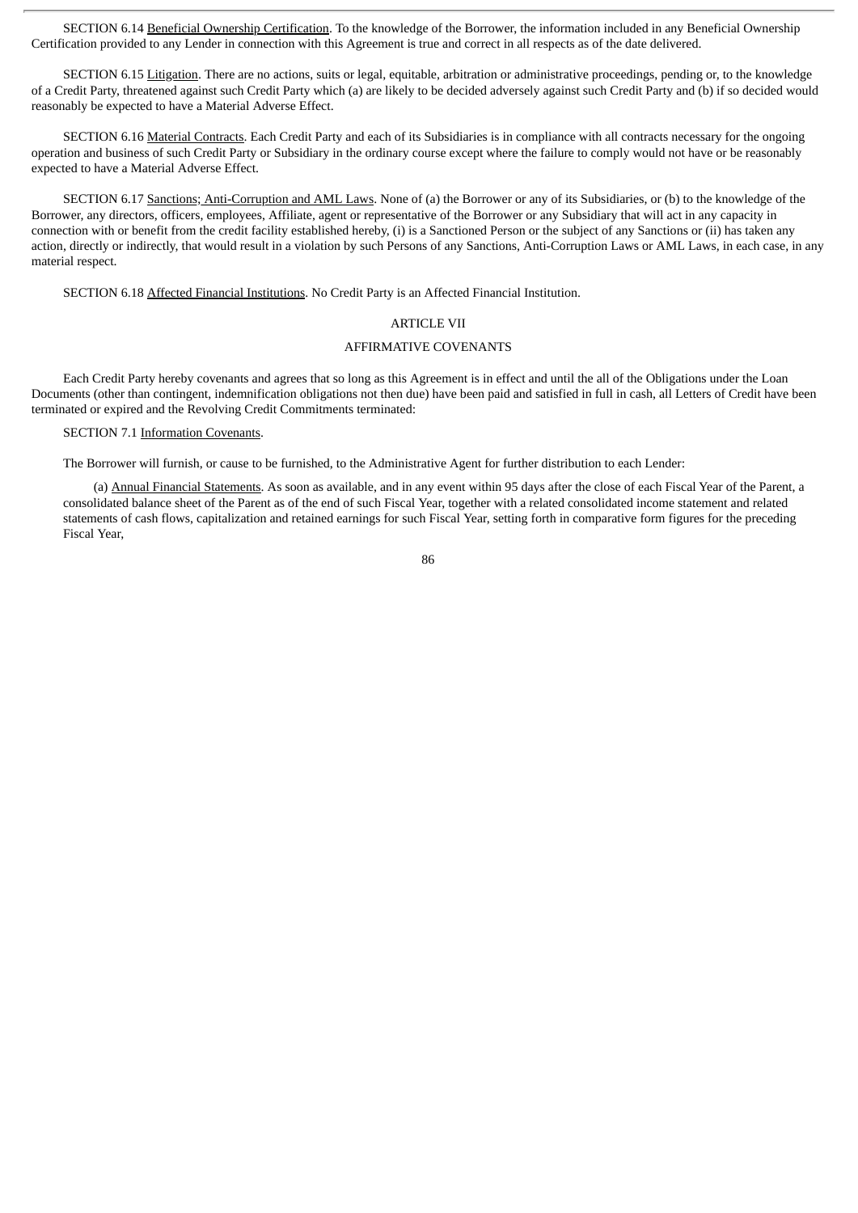SECTION 6.14 Beneficial Ownership Certification. To the knowledge of the Borrower, the information included in any Beneficial Ownership Certification provided to any Lender in connection with this Agreement is true and correct in all respects as of the date delivered.

SECTION 6.15 Litigation. There are no actions, suits or legal, equitable, arbitration or administrative proceedings, pending or, to the knowledge of a Credit Party, threatened against such Credit Party which (a) are likely to be decided adversely against such Credit Party and (b) if so decided would reasonably be expected to have a Material Adverse Effect.

SECTION 6.16 Material Contracts. Each Credit Party and each of its Subsidiaries is in compliance with all contracts necessary for the ongoing operation and business of such Credit Party or Subsidiary in the ordinary course except where the failure to comply would not have or be reasonably expected to have a Material Adverse Effect.

SECTION 6.17 Sanctions; Anti-Corruption and AML Laws. None of (a) the Borrower or any of its Subsidiaries, or (b) to the knowledge of the Borrower, any directors, officers, employees, Affiliate, agent or representative of the Borrower or any Subsidiary that will act in any capacity in connection with or benefit from the credit facility established hereby, (i) is a Sanctioned Person or the subject of any Sanctions or (ii) has taken any action, directly or indirectly, that would result in a violation by such Persons of any Sanctions, Anti-Corruption Laws or AML Laws, in each case, in any material respect.

SECTION 6.18 Affected Financial Institutions. No Credit Party is an Affected Financial Institution.

## ARTICLE VII

## AFFIRMATIVE COVENANTS

Each Credit Party hereby covenants and agrees that so long as this Agreement is in effect and until the all of the Obligations under the Loan Documents (other than contingent, indemnification obligations not then due) have been paid and satisfied in full in cash, all Letters of Credit have been terminated or expired and the Revolving Credit Commitments terminated:

SECTION 7.1 Information Covenants.

The Borrower will furnish, or cause to be furnished, to the Administrative Agent for further distribution to each Lender:

(a) Annual Financial Statements. As soon as available, and in any event within 95 days after the close of each Fiscal Year of the Parent, a consolidated balance sheet of the Parent as of the end of such Fiscal Year, together with a related consolidated income statement and related statements of cash flows, capitalization and retained earnings for such Fiscal Year, setting forth in comparative form figures for the preceding Fiscal Year,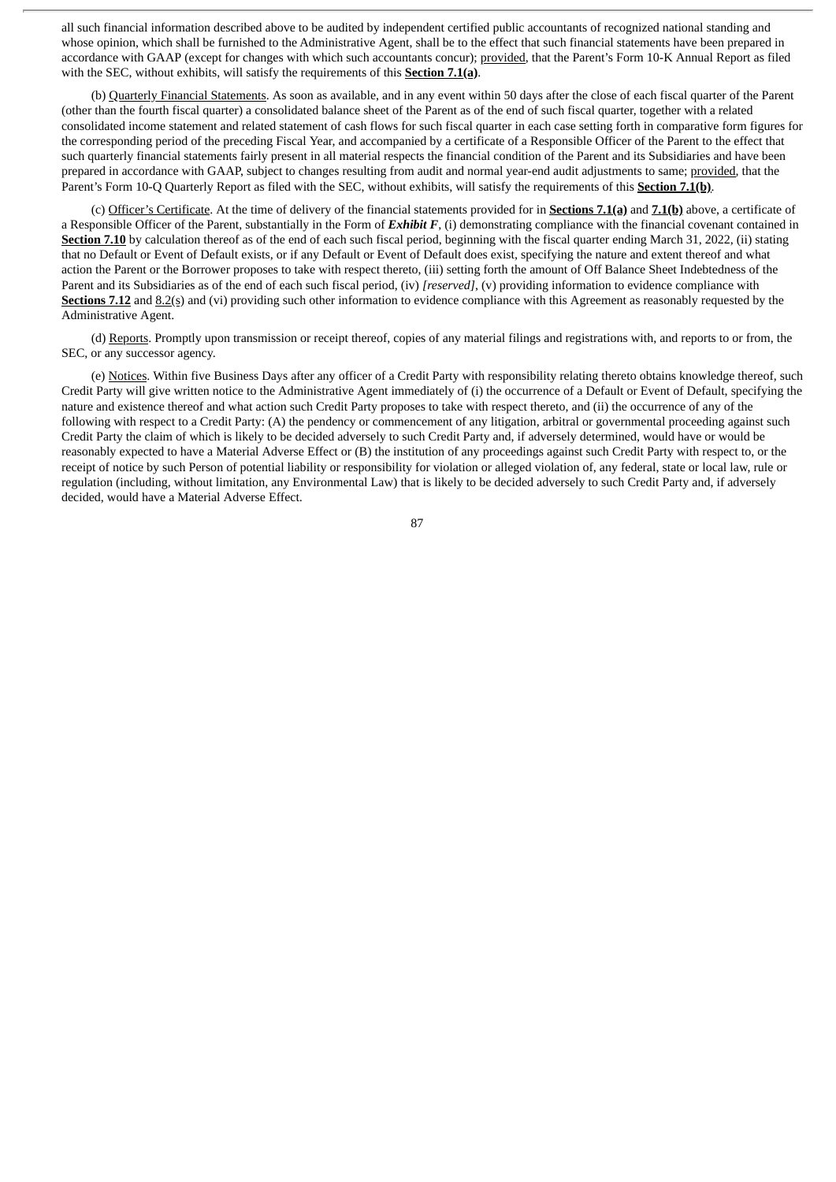all such financial information described above to be audited by independent certified public accountants of recognized national standing and whose opinion, which shall be furnished to the Administrative Agent, shall be to the effect that such financial statements have been prepared in accordance with GAAP (except for changes with which such accountants concur); provided, that the Parent's Form 10-K Annual Report as filed with the SEC, without exhibits, will satisfy the requirements of this **Section 7.1(a)**.

(b) Quarterly Financial Statements. As soon as available, and in any event within 50 days after the close of each fiscal quarter of the Parent (other than the fourth fiscal quarter) a consolidated balance sheet of the Parent as of the end of such fiscal quarter, together with a related consolidated income statement and related statement of cash flows for such fiscal quarter in each case setting forth in comparative form figures for the corresponding period of the preceding Fiscal Year, and accompanied by a certificate of a Responsible Officer of the Parent to the effect that such quarterly financial statements fairly present in all material respects the financial condition of the Parent and its Subsidiaries and have been prepared in accordance with GAAP, subject to changes resulting from audit and normal year-end audit adjustments to same; provided, that the Parent's Form 10-Q Quarterly Report as filed with the SEC, without exhibits, will satisfy the requirements of this **Section 7.1(b)**.

(c) Officer's Certificate. At the time of delivery of the financial statements provided for in **Sections 7.1(a)** and **7.1(b)** above, a certificate of a Responsible Officer of the Parent, substantially in the Form of ***Exhibit F***, (i) demonstrating compliance with the financial covenant contained in **Section 7.10** by calculation thereof as of the end of each such fiscal period, beginning with the fiscal quarter ending March 31, 2022, (ii) stating that no Default or Event of Default exists, or if any Default or Event of Default does exist, specifying the nature and extent thereof and what action the Parent or the Borrower proposes to take with respect thereto, (iii) setting forth the amount of Off Balance Sheet Indebtedness of the Parent and its Subsidiaries as of the end of each such fiscal period, (iv) *[reserved]*, (v) providing information to evidence compliance with **Sections 7.12** and 8.2(s) and (vi) providing such other information to evidence compliance with this Agreement as reasonably requested by the Administrative Agent.

(d) Reports. Promptly upon transmission or receipt thereof, copies of any material filings and registrations with, and reports to or from, the SEC, or any successor agency.

(e) Notices. Within five Business Days after any officer of a Credit Party with responsibility relating thereto obtains knowledge thereof, such Credit Party will give written notice to the Administrative Agent immediately of (i) the occurrence of a Default or Event of Default, specifying the nature and existence thereof and what action such Credit Party proposes to take with respect thereto, and (ii) the occurrence of any of the following with respect to a Credit Party: (A) the pendency or commencement of any litigation, arbitral or governmental proceeding against such Credit Party the claim of which is likely to be decided adversely to such Credit Party and, if adversely determined, would have or would be reasonably expected to have a Material Adverse Effect or (B) the institution of any proceedings against such Credit Party with respect to, or the receipt of notice by such Person of potential liability or responsibility for violation or alleged violation of, any federal, state or local law, rule or regulation (including, without limitation, any Environmental Law) that is likely to be decided adversely to such Credit Party and, if adversely decided, would have a Material Adverse Effect.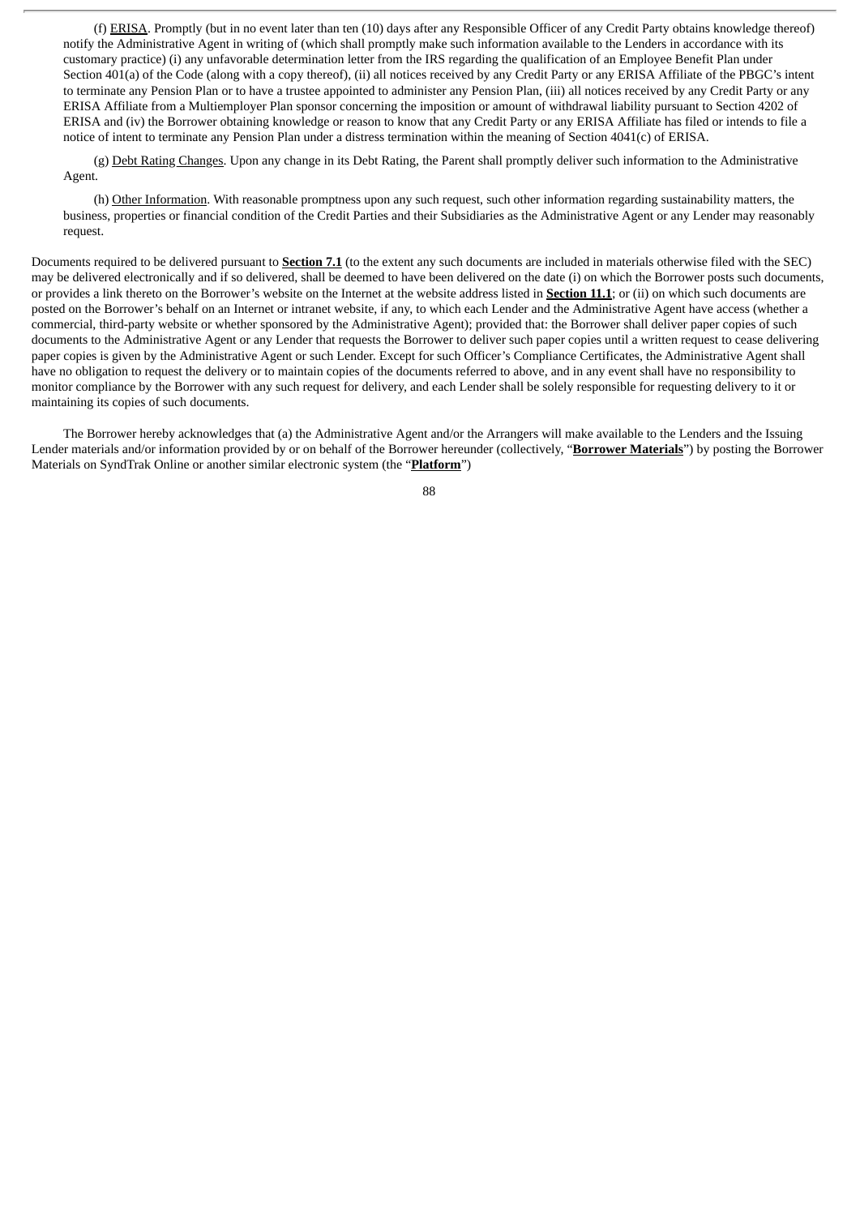(f) ERISA. Promptly (but in no event later than ten (10) days after any Responsible Officer of any Credit Party obtains knowledge thereof) notify the Administrative Agent in writing of (which shall promptly make such information available to the Lenders in accordance with its customary practice) (i) any unfavorable determination letter from the IRS regarding the qualification of an Employee Benefit Plan under Section 401(a) of the Code (along with a copy thereof), (ii) all notices received by any Credit Party or any ERISA Affiliate of the PBGC's intent to terminate any Pension Plan or to have a trustee appointed to administer any Pension Plan, (iii) all notices received by any Credit Party or any ERISA Affiliate from a Multiemployer Plan sponsor concerning the imposition or amount of withdrawal liability pursuant to Section 4202 of ERISA and (iv) the Borrower obtaining knowledge or reason to know that any Credit Party or any ERISA Affiliate has filed or intends to file a notice of intent to terminate any Pension Plan under a distress termination within the meaning of Section 4041(c) of ERISA.

(g) Debt Rating Changes. Upon any change in its Debt Rating, the Parent shall promptly deliver such information to the Administrative Agent.

(h) Other Information. With reasonable promptness upon any such request, such other information regarding sustainability matters, the business, properties or financial condition of the Credit Parties and their Subsidiaries as the Administrative Agent or any Lender may reasonably request.

Documents required to be delivered pursuant to **Section 7.1** (to the extent any such documents are included in materials otherwise filed with the SEC) may be delivered electronically and if so delivered, shall be deemed to have been delivered on the date (i) on which the Borrower posts such documents, or provides a link thereto on the Borrower's website on the Internet at the website address listed in **Section 11.1**; or (ii) on which such documents are posted on the Borrower's behalf on an Internet or intranet website, if any, to which each Lender and the Administrative Agent have access (whether a commercial, third-party website or whether sponsored by the Administrative Agent); provided that: the Borrower shall deliver paper copies of such documents to the Administrative Agent or any Lender that requests the Borrower to deliver such paper copies until a written request to cease delivering paper copies is given by the Administrative Agent or such Lender. Except for such Officer's Compliance Certificates, the Administrative Agent shall have no obligation to request the delivery or to maintain copies of the documents referred to above, and in any event shall have no responsibility to monitor compliance by the Borrower with any such request for delivery, and each Lender shall be solely responsible for requesting delivery to it or maintaining its copies of such documents.

The Borrower hereby acknowledges that (a) the Administrative Agent and/or the Arrangers will make available to the Lenders and the Issuing Lender materials and/or information provided by or on behalf of the Borrower hereunder (collectively, "**Borrower Materials**") by posting the Borrower Materials on SyndTrak Online or another similar electronic system (the "**Platform**")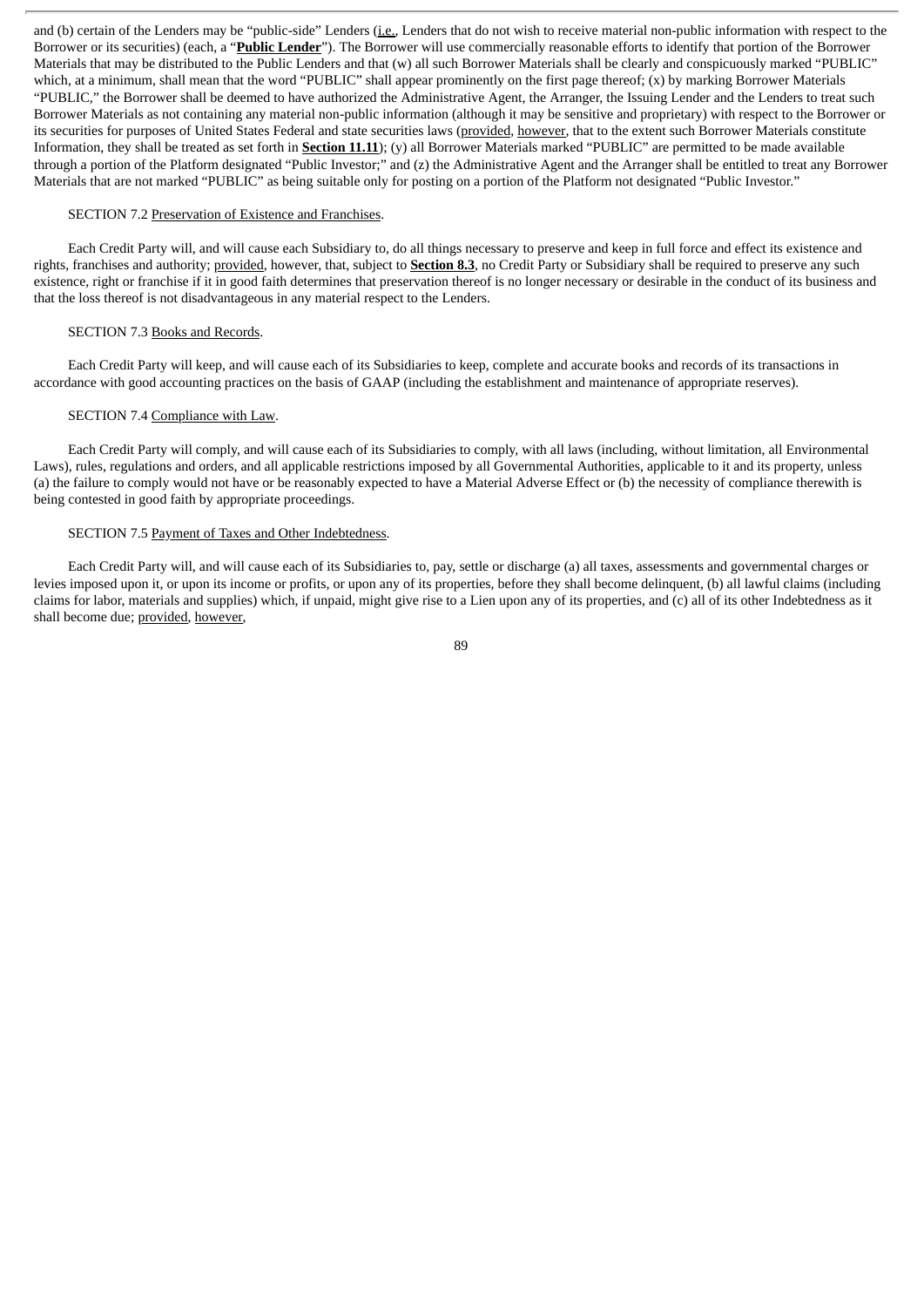and (b) certain of the Lenders may be "public-side" Lenders (i.e., Lenders that do not wish to receive material non-public information with respect to the Borrower or its securities) (each, a "**Public Lender**"). The Borrower will use commercially reasonable efforts to identify that portion of the Borrower Materials that may be distributed to the Public Lenders and that (w) all such Borrower Materials shall be clearly and conspicuously marked "PUBLIC" which, at a minimum, shall mean that the word "PUBLIC" shall appear prominently on the first page thereof; (x) by marking Borrower Materials "PUBLIC," the Borrower shall be deemed to have authorized the Administrative Agent, the Arranger, the Issuing Lender and the Lenders to treat such Borrower Materials as not containing any material non-public information (although it may be sensitive and proprietary) with respect to the Borrower or its securities for purposes of United States Federal and state securities laws (provided, however, that to the extent such Borrower Materials constitute Information, they shall be treated as set forth in **Section 11.11**); (y) all Borrower Materials marked "PUBLIC" are permitted to be made available through a portion of the Platform designated "Public Investor;" and (z) the Administrative Agent and the Arranger shall be entitled to treat any Borrower Materials that are not marked "PUBLIC" as being suitable only for posting on a portion of the Platform not designated "Public Investor."

SECTION 7.2 Preservation of Existence and Franchises.

Each Credit Party will, and will cause each Subsidiary to, do all things necessary to preserve and keep in full force and effect its existence and rights, franchises and authority; provided, however, that, subject to **Section 8.3**, no Credit Party or Subsidiary shall be required to preserve any such existence, right or franchise if it in good faith determines that preservation thereof is no longer necessary or desirable in the conduct of its business and that the loss thereof is not disadvantageous in any material respect to the Lenders.

SECTION 7.3 Books and Records.

Each Credit Party will keep, and will cause each of its Subsidiaries to keep, complete and accurate books and records of its transactions in accordance with good accounting practices on the basis of GAAP (including the establishment and maintenance of appropriate reserves).

SECTION 7.4 Compliance with Law.

Each Credit Party will comply, and will cause each of its Subsidiaries to comply, with all laws (including, without limitation, all Environmental Laws), rules, regulations and orders, and all applicable restrictions imposed by all Governmental Authorities, applicable to it and its property, unless (a) the failure to comply would not have or be reasonably expected to have a Material Adverse Effect or (b) the necessity of compliance therewith is being contested in good faith by appropriate proceedings.

SECTION 7.5 Payment of Taxes and Other Indebtedness.

Each Credit Party will, and will cause each of its Subsidiaries to, pay, settle or discharge (a) all taxes, assessments and governmental charges or levies imposed upon it, or upon its income or profits, or upon any of its properties, before they shall become delinquent, (b) all lawful claims (including claims for labor, materials and supplies) which, if unpaid, might give rise to a Lien upon any of its properties, and (c) all of its other Indebtedness as it shall become due; provided, however,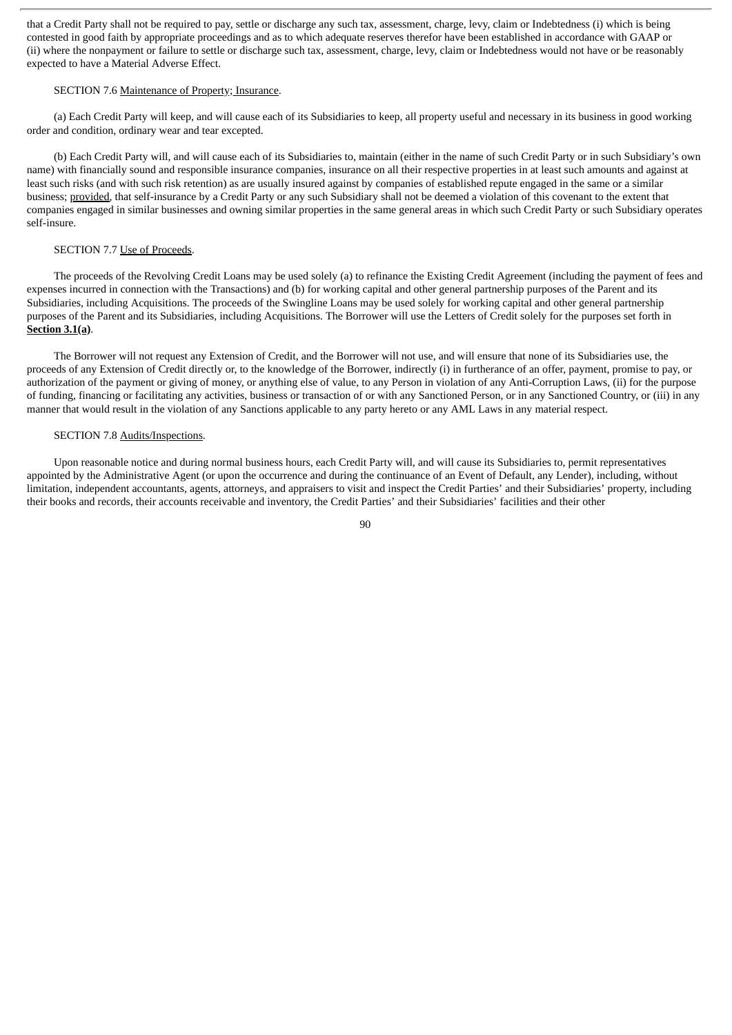that a Credit Party shall not be required to pay, settle or discharge any such tax, assessment, charge, levy, claim or Indebtedness (i) which is being contested in good faith by appropriate proceedings and as to which adequate reserves therefor have been established in accordance with GAAP or (ii) where the nonpayment or failure to settle or discharge such tax, assessment, charge, levy, claim or Indebtedness would not have or be reasonably expected to have a Material Adverse Effect.

SECTION 7.6 Maintenance of Property; Insurance.

(a) Each Credit Party will keep, and will cause each of its Subsidiaries to keep, all property useful and necessary in its business in good working order and condition, ordinary wear and tear excepted.

(b) Each Credit Party will, and will cause each of its Subsidiaries to, maintain (either in the name of such Credit Party or in such Subsidiary's own name) with financially sound and responsible insurance companies, insurance on all their respective properties in at least such amounts and against at least such risks (and with such risk retention) as are usually insured against by companies of established repute engaged in the same or a similar business; provided, that self-insurance by a Credit Party or any such Subsidiary shall not be deemed a violation of this covenant to the extent that companies engaged in similar businesses and owning similar properties in the same general areas in which such Credit Party or such Subsidiary operates self-insure.

SECTION 7.7 Use of Proceeds.

The proceeds of the Revolving Credit Loans may be used solely (a) to refinance the Existing Credit Agreement (including the payment of fees and expenses incurred in connection with the Transactions) and (b) for working capital and other general partnership purposes of the Parent and its Subsidiaries, including Acquisitions. The proceeds of the Swingline Loans may be used solely for working capital and other general partnership purposes of the Parent and its Subsidiaries, including Acquisitions. The Borrower will use the Letters of Credit solely for the purposes set forth in **Section 3.1(a)**.

The Borrower will not request any Extension of Credit, and the Borrower will not use, and will ensure that none of its Subsidiaries use, the proceeds of any Extension of Credit directly or, to the knowledge of the Borrower, indirectly (i) in furtherance of an offer, payment, promise to pay, or authorization of the payment or giving of money, or anything else of value, to any Person in violation of any Anti-Corruption Laws, (ii) for the purpose of funding, financing or facilitating any activities, business or transaction of or with any Sanctioned Person, or in any Sanctioned Country, or (iii) in any manner that would result in the violation of any Sanctions applicable to any party hereto or any AML Laws in any material respect.

SECTION 7.8 Audits/Inspections.

Upon reasonable notice and during normal business hours, each Credit Party will, and will cause its Subsidiaries to, permit representatives appointed by the Administrative Agent (or upon the occurrence and during the continuance of an Event of Default, any Lender), including, without limitation, independent accountants, agents, attorneys, and appraisers to visit and inspect the Credit Parties' and their Subsidiaries' property, including their books and records, their accounts receivable and inventory, the Credit Parties' and their Subsidiaries' facilities and their other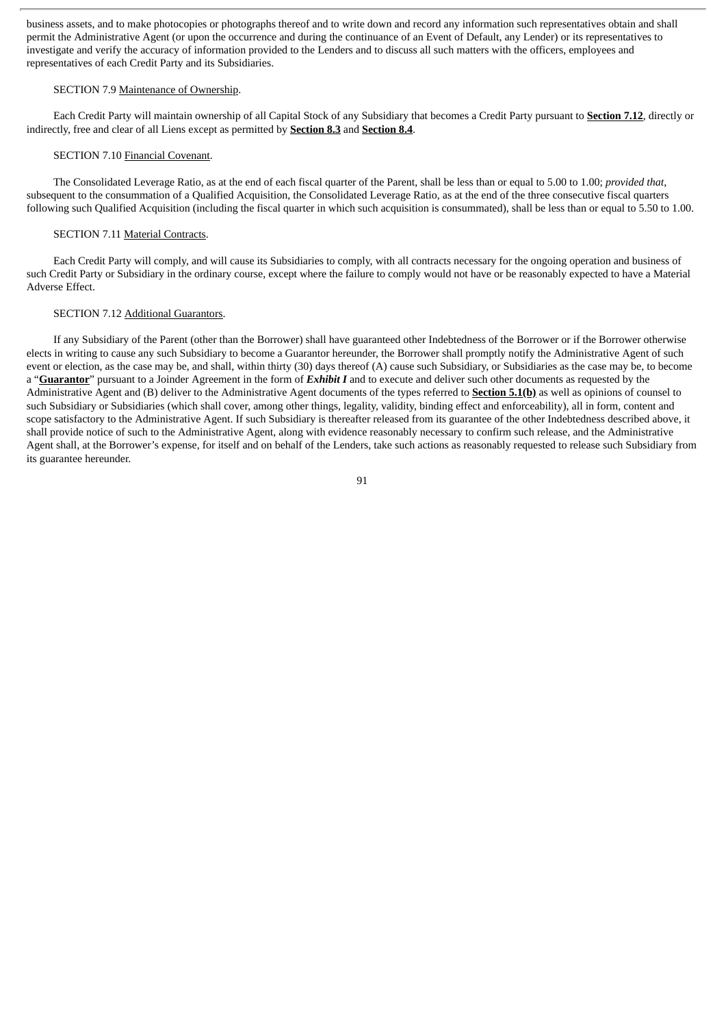business assets, and to make photocopies or photographs thereof and to write down and record any information such representatives obtain and shall permit the Administrative Agent (or upon the occurrence and during the continuance of an Event of Default, any Lender) or its representatives to investigate and verify the accuracy of information provided to the Lenders and to discuss all such matters with the officers, employees and representatives of each Credit Party and its Subsidiaries.

SECTION 7.9 Maintenance of Ownership.

Each Credit Party will maintain ownership of all Capital Stock of any Subsidiary that becomes a Credit Party pursuant to **Section 7.12**, directly or indirectly, free and clear of all Liens except as permitted by **Section 8.3** and **Section 8.4**.

SECTION 7.10 Financial Covenant.

The Consolidated Leverage Ratio, as at the end of each fiscal quarter of the Parent, shall be less than or equal to 5.00 to 1.00; *provided that*, subsequent to the consummation of a Qualified Acquisition, the Consolidated Leverage Ratio, as at the end of the three consecutive fiscal quarters following such Qualified Acquisition (including the fiscal quarter in which such acquisition is consummated), shall be less than or equal to 5.50 to 1.00.

SECTION 7.11 Material Contracts.

Each Credit Party will comply, and will cause its Subsidiaries to comply, with all contracts necessary for the ongoing operation and business of such Credit Party or Subsidiary in the ordinary course, except where the failure to comply would not have or be reasonably expected to have a Material Adverse Effect.

SECTION 7.12 Additional Guarantors.

If any Subsidiary of the Parent (other than the Borrower) shall have guaranteed other Indebtedness of the Borrower or if the Borrower otherwise elects in writing to cause any such Subsidiary to become a Guarantor hereunder, the Borrower shall promptly notify the Administrative Agent of such event or election, as the case may be, and shall, within thirty (30) days thereof (A) cause such Subsidiary, or Subsidiaries as the case may be, to become a "**Guarantor**" pursuant to a Joinder Agreement in the form of ***Exhibit I*** and to execute and deliver such other documents as requested by the Administrative Agent and (B) deliver to the Administrative Agent documents of the types referred to **Section 5.1(b)** as well as opinions of counsel to such Subsidiary or Subsidiaries (which shall cover, among other things, legality, validity, binding effect and enforceability), all in form, content and scope satisfactory to the Administrative Agent. If such Subsidiary is thereafter released from its guarantee of the other Indebtedness described above, it shall provide notice of such to the Administrative Agent, along with evidence reasonably necessary to confirm such release, and the Administrative Agent shall, at the Borrower's expense, for itself and on behalf of the Lenders, take such actions as reasonably requested to release such Subsidiary from its guarantee hereunder.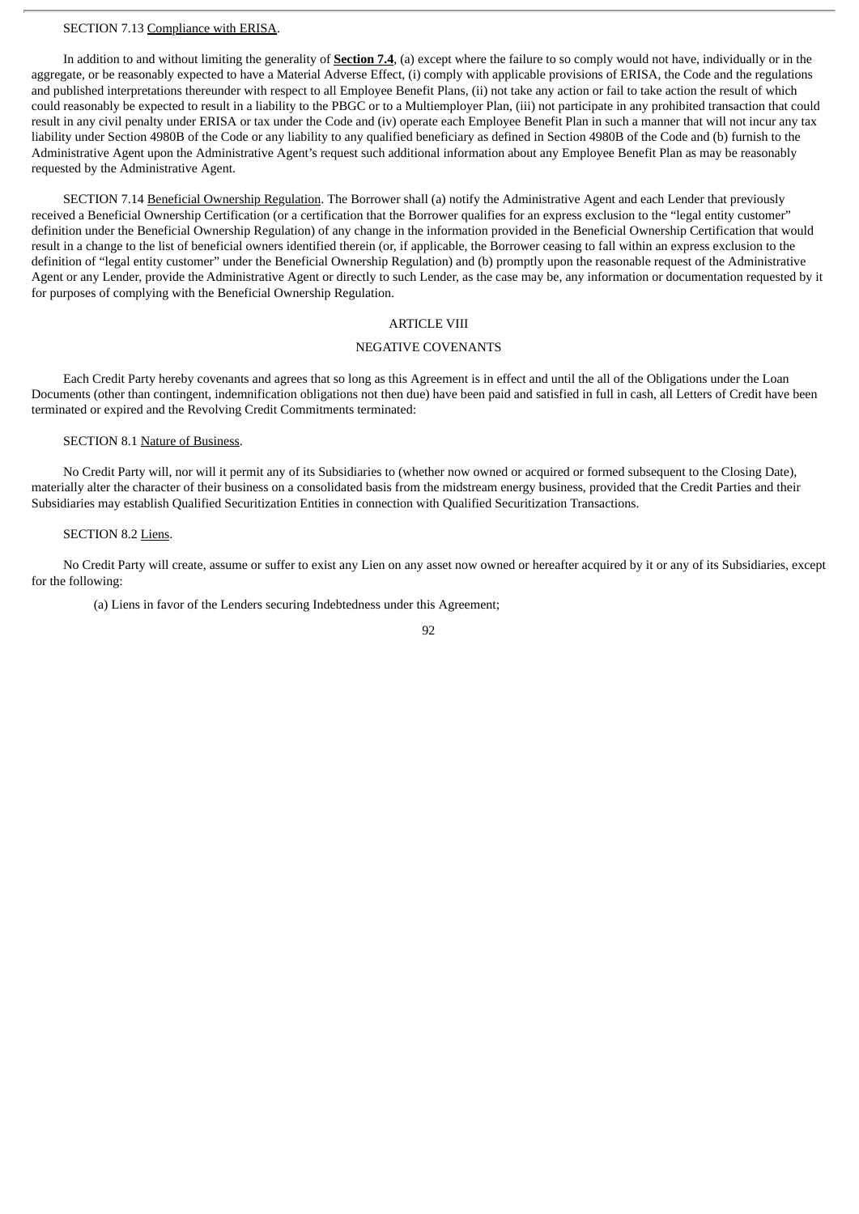SECTION 7.13 Compliance with ERISA.

In addition to and without limiting the generality of **Section 7.4**, (a) except where the failure to so comply would not have, individually or in the aggregate, or be reasonably expected to have a Material Adverse Effect, (i) comply with applicable provisions of ERISA, the Code and the regulations and published interpretations thereunder with respect to all Employee Benefit Plans, (ii) not take any action or fail to take action the result of which could reasonably be expected to result in a liability to the PBGC or to a Multiemployer Plan, (iii) not participate in any prohibited transaction that could result in any civil penalty under ERISA or tax under the Code and (iv) operate each Employee Benefit Plan in such a manner that will not incur any tax liability under Section 4980B of the Code or any liability to any qualified beneficiary as defined in Section 4980B of the Code and (b) furnish to the Administrative Agent upon the Administrative Agent's request such additional information about any Employee Benefit Plan as may be reasonably requested by the Administrative Agent.

SECTION 7.14 Beneficial Ownership Regulation. The Borrower shall (a) notify the Administrative Agent and each Lender that previously received a Beneficial Ownership Certification (or a certification that the Borrower qualifies for an express exclusion to the "legal entity customer" definition under the Beneficial Ownership Regulation) of any change in the information provided in the Beneficial Ownership Certification that would result in a change to the list of beneficial owners identified therein (or, if applicable, the Borrower ceasing to fall within an express exclusion to the definition of "legal entity customer" under the Beneficial Ownership Regulation) and (b) promptly upon the reasonable request of the Administrative Agent or any Lender, provide the Administrative Agent or directly to such Lender, as the case may be, any information or documentation requested by it for purposes of complying with the Beneficial Ownership Regulation.

## ARTICLE VIII

## NEGATIVE COVENANTS

Each Credit Party hereby covenants and agrees that so long as this Agreement is in effect and until the all of the Obligations under the Loan Documents (other than contingent, indemnification obligations not then due) have been paid and satisfied in full in cash, all Letters of Credit have been terminated or expired and the Revolving Credit Commitments terminated:

SECTION 8.1 Nature of Business.

No Credit Party will, nor will it permit any of its Subsidiaries to (whether now owned or acquired or formed subsequent to the Closing Date), materially alter the character of their business on a consolidated basis from the midstream energy business, provided that the Credit Parties and their Subsidiaries may establish Qualified Securitization Entities in connection with Qualified Securitization Transactions.

SECTION 8.2 Liens.

No Credit Party will create, assume or suffer to exist any Lien on any asset now owned or hereafter acquired by it or any of its Subsidiaries, except for the following:

(a) Liens in favor of the Lenders securing Indebtedness under this Agreement;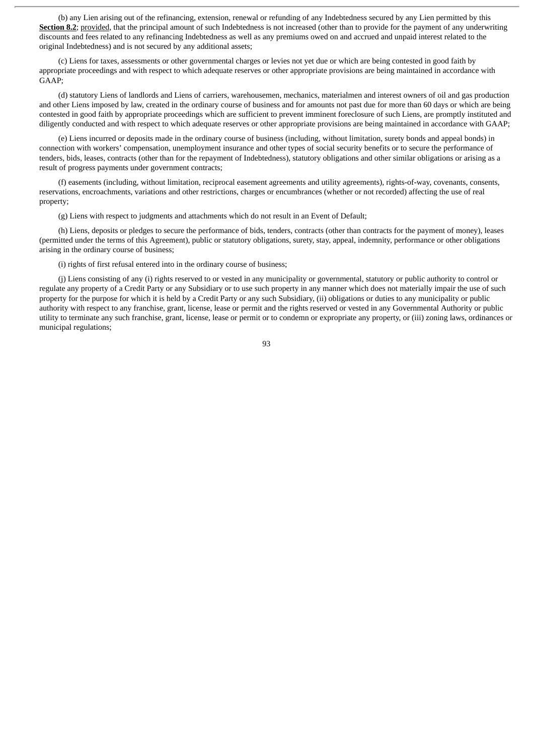(b) any Lien arising out of the refinancing, extension, renewal or refunding of any Indebtedness secured by any Lien permitted by this **Section 8.2**; provided, that the principal amount of such Indebtedness is not increased (other than to provide for the payment of any underwriting discounts and fees related to any refinancing Indebtedness as well as any premiums owed on and accrued and unpaid interest related to the original Indebtedness) and is not secured by any additional assets;

(c) Liens for taxes, assessments or other governmental charges or levies not yet due or which are being contested in good faith by appropriate proceedings and with respect to which adequate reserves or other appropriate provisions are being maintained in accordance with GAAP;

(d) statutory Liens of landlords and Liens of carriers, warehousemen, mechanics, materialmen and interest owners of oil and gas production and other Liens imposed by law, created in the ordinary course of business and for amounts not past due for more than 60 days or which are being contested in good faith by appropriate proceedings which are sufficient to prevent imminent foreclosure of such Liens, are promptly instituted and diligently conducted and with respect to which adequate reserves or other appropriate provisions are being maintained in accordance with GAAP;

(e) Liens incurred or deposits made in the ordinary course of business (including, without limitation, surety bonds and appeal bonds) in connection with workers' compensation, unemployment insurance and other types of social security benefits or to secure the performance of tenders, bids, leases, contracts (other than for the repayment of Indebtedness), statutory obligations and other similar obligations or arising as a result of progress payments under government contracts;

(f) easements (including, without limitation, reciprocal easement agreements and utility agreements), rights-of-way, covenants, consents, reservations, encroachments, variations and other restrictions, charges or encumbrances (whether or not recorded) affecting the use of real property;

(g) Liens with respect to judgments and attachments which do not result in an Event of Default;

(h) Liens, deposits or pledges to secure the performance of bids, tenders, contracts (other than contracts for the payment of money), leases (permitted under the terms of this Agreement), public or statutory obligations, surety, stay, appeal, indemnity, performance or other obligations arising in the ordinary course of business;

(i) rights of first refusal entered into in the ordinary course of business;

(j) Liens consisting of any (i) rights reserved to or vested in any municipality or governmental, statutory or public authority to control or regulate any property of a Credit Party or any Subsidiary or to use such property in any manner which does not materially impair the use of such property for the purpose for which it is held by a Credit Party or any such Subsidiary, (ii) obligations or duties to any municipality or public authority with respect to any franchise, grant, license, lease or permit and the rights reserved or vested in any Governmental Authority or public utility to terminate any such franchise, grant, license, lease or permit or to condemn or expropriate any property, or (iii) zoning laws, ordinances or municipal regulations;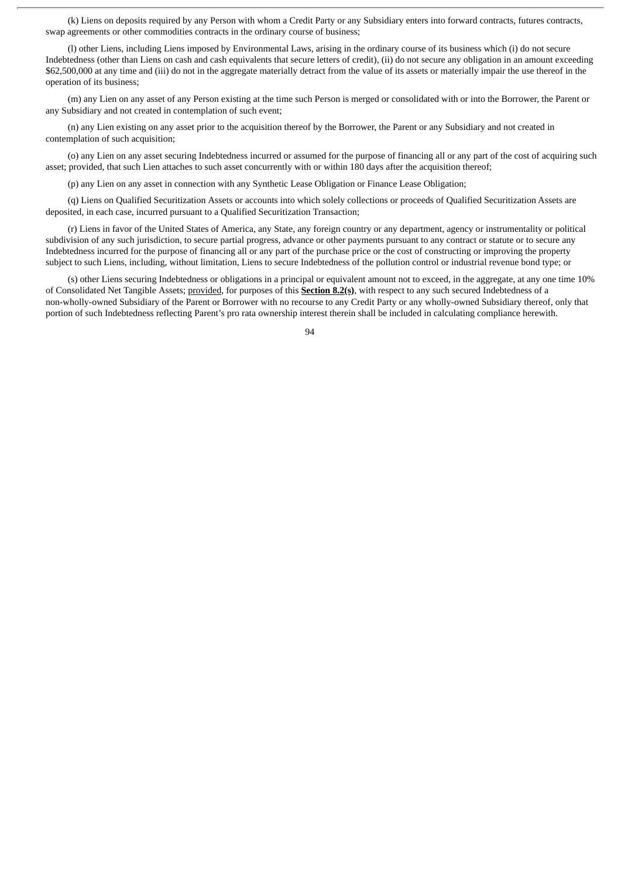(k) Liens on deposits required by any Person with whom a Credit Party or any Subsidiary enters into forward contracts, futures contracts, swap agreements or other commodities contracts in the ordinary course of business;

(l) other Liens, including Liens imposed by Environmental Laws, arising in the ordinary course of its business which (i) do not secure Indebtedness (other than Liens on cash and cash equivalents that secure letters of credit), (ii) do not secure any obligation in an amount exceeding $62,500,000 at any time and (iii) do not in the aggregate materially detract from the value of its assets or materially impair the use thereof in the operation of its business;

(m) any Lien on any asset of any Person existing at the time such Person is merged or consolidated with or into the Borrower, the Parent or any Subsidiary and not created in contemplation of such event;

(n) any Lien existing on any asset prior to the acquisition thereof by the Borrower, the Parent or any Subsidiary and not created in contemplation of such acquisition;

(o) any Lien on any asset securing Indebtedness incurred or assumed for the purpose of financing all or any part of the cost of acquiring such asset; provided, that such Lien attaches to such asset concurrently with or within 180 days after the acquisition thereof;

(p) any Lien on any asset in connection with any Synthetic Lease Obligation or Finance Lease Obligation;

(q) Liens on Qualified Securitization Assets or accounts into which solely collections or proceeds of Qualified Securitization Assets are deposited, in each case, incurred pursuant to a Qualified Securitization Transaction;

(r) Liens in favor of the United States of America, any State, any foreign country or any department, agency or instrumentality or political subdivision of any such jurisdiction, to secure partial progress, advance or other payments pursuant to any contract or statute or to secure any Indebtedness incurred for the purpose of financing all or any part of the purchase price or the cost of constructing or improving the property subject to such Liens, including, without limitation, Liens to secure Indebtedness of the pollution control or industrial revenue bond type; or

(s) other Liens securing Indebtedness or obligations in a principal or equivalent amount not to exceed, in the aggregate, at any one time 10% of Consolidated Net Tangible Assets; provided, for purposes of this **Section 8.2(s)**, with respect to any such secured Indebtedness of a non-wholly-owned Subsidiary of the Parent or Borrower with no recourse to any Credit Party or any wholly-owned Subsidiary thereof, only that portion of such Indebtedness reflecting Parent's pro rata ownership interest therein shall be included in calculating compliance herewith.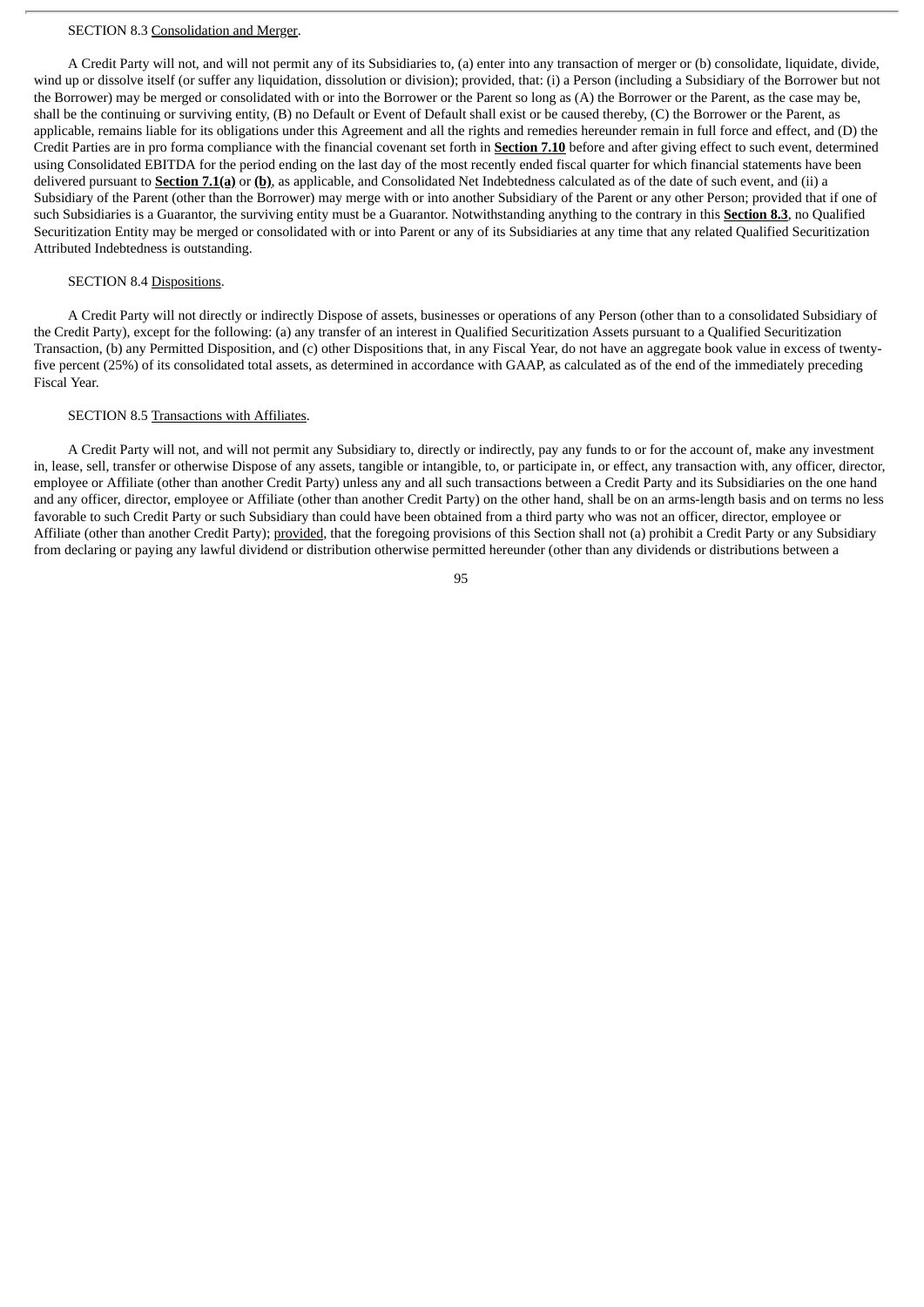SECTION 8.3 Consolidation and Merger.

A Credit Party will not, and will not permit any of its Subsidiaries to, (a) enter into any transaction of merger or (b) consolidate, liquidate, divide, wind up or dissolve itself (or suffer any liquidation, dissolution or division); provided, that: (i) a Person (including a Subsidiary of the Borrower but not the Borrower) may be merged or consolidated with or into the Borrower or the Parent so long as (A) the Borrower or the Parent, as the case may be, shall be the continuing or surviving entity, (B) no Default or Event of Default shall exist or be caused thereby, (C) the Borrower or the Parent, as applicable, remains liable for its obligations under this Agreement and all the rights and remedies hereunder remain in full force and effect, and (D) the Credit Parties are in pro forma compliance with the financial covenant set forth in **Section 7.10** before and after giving effect to such event, determined using Consolidated EBITDA for the period ending on the last day of the most recently ended fiscal quarter for which financial statements have been delivered pursuant to **Section 7.1(a)** or **(b)**, as applicable, and Consolidated Net Indebtedness calculated as of the date of such event, and (ii) a Subsidiary of the Parent (other than the Borrower) may merge with or into another Subsidiary of the Parent or any other Person; provided that if one of such Subsidiaries is a Guarantor, the surviving entity must be a Guarantor. Notwithstanding anything to the contrary in this **Section 8.3**, no Qualified Securitization Entity may be merged or consolidated with or into Parent or any of its Subsidiaries at any time that any related Qualified Securitization Attributed Indebtedness is outstanding.

SECTION 8.4 Dispositions.

A Credit Party will not directly or indirectly Dispose of assets, businesses or operations of any Person (other than to a consolidated Subsidiary of the Credit Party), except for the following: (a) any transfer of an interest in Qualified Securitization Assets pursuant to a Qualified Securitization Transaction, (b) any Permitted Disposition, and (c) other Dispositions that, in any Fiscal Year, do not have an aggregate book value in excess of twenty-five percent (25%) of its consolidated total assets, as determined in accordance with GAAP, as calculated as of the end of the immediately preceding Fiscal Year.

SECTION 8.5 Transactions with Affiliates.

A Credit Party will not, and will not permit any Subsidiary to, directly or indirectly, pay any funds to or for the account of, make any investment in, lease, sell, transfer or otherwise Dispose of any assets, tangible or intangible, to, or participate in, or effect, any transaction with, any officer, director, employee or Affiliate (other than another Credit Party) unless any and all such transactions between a Credit Party and its Subsidiaries on the one hand and any officer, director, employee or Affiliate (other than another Credit Party) on the other hand, shall be on an arms-length basis and on terms no less favorable to such Credit Party or such Subsidiary than could have been obtained from a third party who was not an officer, director, employee or Affiliate (other than another Credit Party); provided, that the foregoing provisions of this Section shall not (a) prohibit a Credit Party or any Subsidiary from declaring or paying any lawful dividend or distribution otherwise permitted hereunder (other than any dividends or distributions between a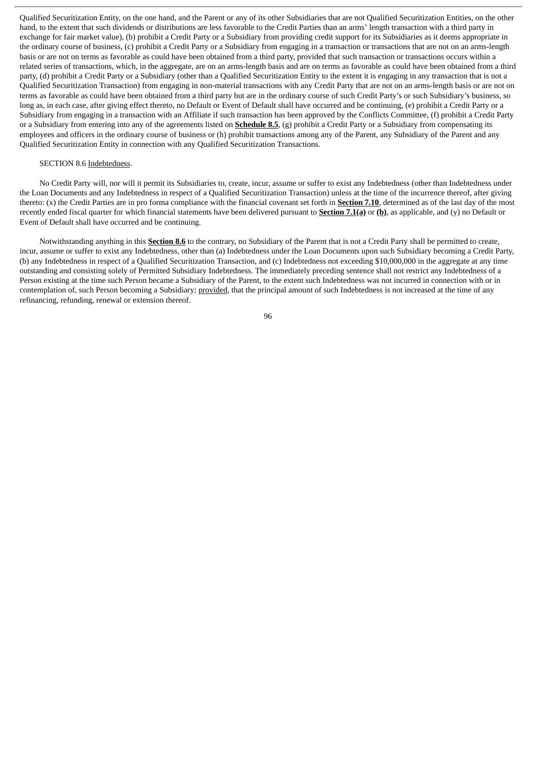Qualified Securitization Entity, on the one hand, and the Parent or any of its other Subsidiaries that are not Qualified Securitization Entities, on the other hand, to the extent that such dividends or distributions are less favorable to the Credit Parties than an arms' length transaction with a third party in exchange for fair market value), (b) prohibit a Credit Party or a Subsidiary from providing credit support for its Subsidiaries as it deems appropriate in the ordinary course of business, (c) prohibit a Credit Party or a Subsidiary from engaging in a transaction or transactions that are not on an arms-length basis or are not on terms as favorable as could have been obtained from a third party, provided that such transaction or transactions occurs within a related series of transactions, which, in the aggregate, are on an arms-length basis and are on terms as favorable as could have been obtained from a third party, (d) prohibit a Credit Party or a Subsidiary (other than a Qualified Securitization Entity to the extent it is engaging in any transaction that is not a Qualified Securitization Transaction) from engaging in non-material transactions with any Credit Party that are not on an arms-length basis or are not on terms as favorable as could have been obtained from a third party but are in the ordinary course of such Credit Party's or such Subsidiary's business, so long as, in each case, after giving effect thereto, no Default or Event of Default shall have occurred and be continuing, (e) prohibit a Credit Party or a Subsidiary from engaging in a transaction with an Affiliate if such transaction has been approved by the Conflicts Committee, (f) prohibit a Credit Party or a Subsidiary from entering into any of the agreements listed on **Schedule 8.5**, (g) prohibit a Credit Party or a Subsidiary from compensating its employees and officers in the ordinary course of business or (h) prohibit transactions among any of the Parent, any Subsidiary of the Parent and any Qualified Securitization Entity in connection with any Qualified Securitization Transactions.

SECTION 8.6 Indebtedness.

No Credit Party will, nor will it permit its Subsidiaries to, create, incur, assume or suffer to exist any Indebtedness (other than Indebtedness under the Loan Documents and any Indebtedness in respect of a Qualified Securitization Transaction) unless at the time of the incurrence thereof, after giving thereto: (x) the Credit Parties are in pro forma compliance with the financial covenant set forth in **Section 7.10**, determined as of the last day of the most recently ended fiscal quarter for which financial statements have been delivered pursuant to **Section 7.1(a)** or **(b)**, as applicable, and (y) no Default or Event of Default shall have occurred and be continuing.

Notwithstanding anything in this **Section 8.6** to the contrary, no Subsidiary of the Parent that is not a Credit Party shall be permitted to create, incur, assume or suffer to exist any Indebtedness, other than (a) Indebtedness under the Loan Documents upon such Subsidiary becoming a Credit Party, (b) any Indebtedness in respect of a Qualified Securitization Transaction, and (c) Indebtedness not exceeding $10,000,000 in the aggregate at any time outstanding and consisting solely of Permitted Subsidiary Indebtedness. The immediately preceding sentence shall not restrict any Indebtedness of a Person existing at the time such Person became a Subsidiary of the Parent, to the extent such Indebtedness was not incurred in connection with or in contemplation of, such Person becoming a Subsidiary; provided, that the principal amount of such Indebtedness is not increased at the time of any refinancing, refunding, renewal or extension thereof.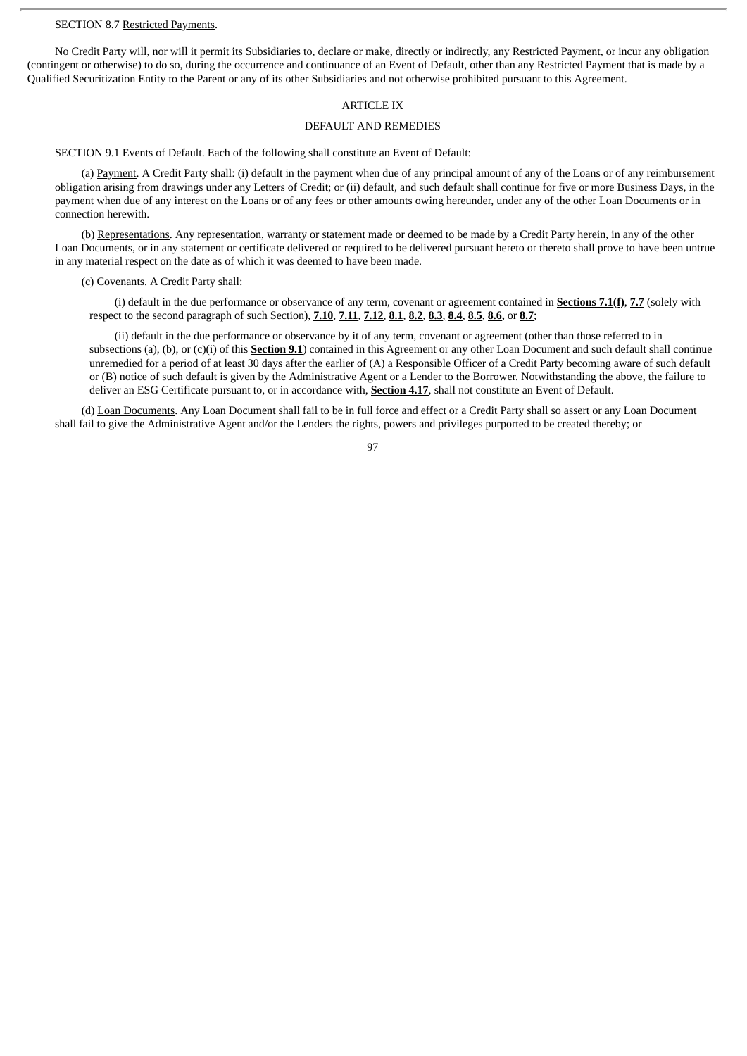SECTION 8.7 Restricted Payments.

No Credit Party will, nor will it permit its Subsidiaries to, declare or make, directly or indirectly, any Restricted Payment, or incur any obligation (contingent or otherwise) to do so, during the occurrence and continuance of an Event of Default, other than any Restricted Payment that is made by a Qualified Securitization Entity to the Parent or any of its other Subsidiaries and not otherwise prohibited pursuant to this Agreement.

## ARTICLE IX

## DEFAULT AND REMEDIES

SECTION 9.1 Events of Default. Each of the following shall constitute an Event of Default:

(a) Payment. A Credit Party shall: (i) default in the payment when due of any principal amount of any of the Loans or of any reimbursement obligation arising from drawings under any Letters of Credit; or (ii) default, and such default shall continue for five or more Business Days, in the payment when due of any interest on the Loans or of any fees or other amounts owing hereunder, under any of the other Loan Documents or in connection herewith.

(b) Representations. Any representation, warranty or statement made or deemed to be made by a Credit Party herein, in any of the other Loan Documents, or in any statement or certificate delivered or required to be delivered pursuant hereto or thereto shall prove to have been untrue in any material respect on the date as of which it was deemed to have been made.

(c) Covenants. A Credit Party shall:

(i) default in the due performance or observance of any term, covenant or agreement contained in **Sections 7.1(f)**, **7.7** (solely with respect to the second paragraph of such Section), **7.10**, **7.11**, **7.12**, **8.1**, **8.2**, **8.3**, **8.4**, **8.5**, **8.6,** or **8.7**;

(ii) default in the due performance or observance by it of any term, covenant or agreement (other than those referred to in subsections (a), (b), or (c)(i) of this **Section 9.1**) contained in this Agreement or any other Loan Document and such default shall continue unremedied for a period of at least 30 days after the earlier of (A) a Responsible Officer of a Credit Party becoming aware of such default or (B) notice of such default is given by the Administrative Agent or a Lender to the Borrower. Notwithstanding the above, the failure to deliver an ESG Certificate pursuant to, or in accordance with, **Section 4.17**, shall not constitute an Event of Default.

(d) Loan Documents. Any Loan Document shall fail to be in full force and effect or a Credit Party shall so assert or any Loan Document shall fail to give the Administrative Agent and/or the Lenders the rights, powers and privileges purported to be created thereby; or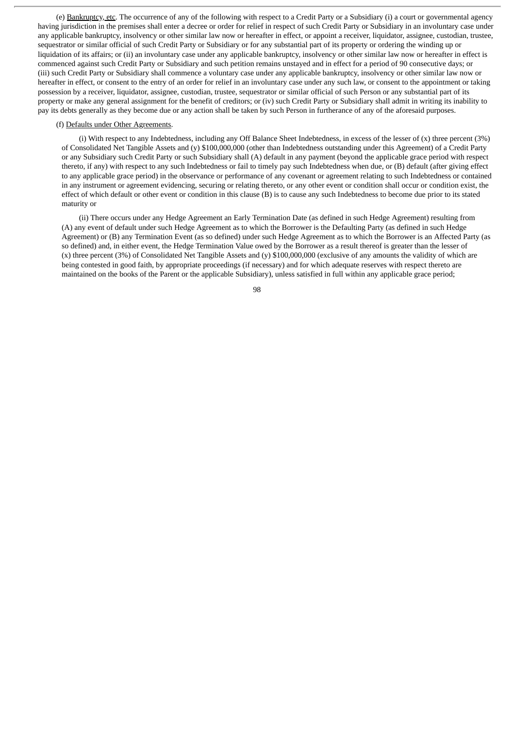(e) Bankruptcy, etc. The occurrence of any of the following with respect to a Credit Party or a Subsidiary (i) a court or governmental agency having jurisdiction in the premises shall enter a decree or order for relief in respect of such Credit Party or Subsidiary in an involuntary case under any applicable bankruptcy, insolvency or other similar law now or hereafter in effect, or appoint a receiver, liquidator, assignee, custodian, trustee, sequestrator or similar official of such Credit Party or Subsidiary or for any substantial part of its property or ordering the winding up or liquidation of its affairs; or (ii) an involuntary case under any applicable bankruptcy, insolvency or other similar law now or hereafter in effect is commenced against such Credit Party or Subsidiary and such petition remains unstayed and in effect for a period of 90 consecutive days; or (iii) such Credit Party or Subsidiary shall commence a voluntary case under any applicable bankruptcy, insolvency or other similar law now or hereafter in effect, or consent to the entry of an order for relief in an involuntary case under any such law, or consent to the appointment or taking possession by a receiver, liquidator, assignee, custodian, trustee, sequestrator or similar official of such Person or any substantial part of its property or make any general assignment for the benefit of creditors; or (iv) such Credit Party or Subsidiary shall admit in writing its inability to pay its debts generally as they become due or any action shall be taken by such Person in furtherance of any of the aforesaid purposes.

(f) Defaults under Other Agreements.

(i) With respect to any Indebtedness, including any Off Balance Sheet Indebtedness, in excess of the lesser of (x) three percent (3%) of Consolidated Net Tangible Assets and (y) $100,000,000 (other than Indebtedness outstanding under this Agreement) of a Credit Party or any Subsidiary such Credit Party or such Subsidiary shall (A) default in any payment (beyond the applicable grace period with respect thereto, if any) with respect to any such Indebtedness or fail to timely pay such Indebtedness when due, or (B) default (after giving effect to any applicable grace period) in the observance or performance of any covenant or agreement relating to such Indebtedness or contained in any instrument or agreement evidencing, securing or relating thereto, or any other event or condition shall occur or condition exist, the effect of which default or other event or condition in this clause (B) is to cause any such Indebtedness to become due prior to its stated maturity or

(ii) There occurs under any Hedge Agreement an Early Termination Date (as defined in such Hedge Agreement) resulting from (A) any event of default under such Hedge Agreement as to which the Borrower is the Defaulting Party (as defined in such Hedge Agreement) or (B) any Termination Event (as so defined) under such Hedge Agreement as to which the Borrower is an Affected Party (as so defined) and, in either event, the Hedge Termination Value owed by the Borrower as a result thereof is greater than the lesser of (x) three percent (3%) of Consolidated Net Tangible Assets and (y) $100,000,000 (exclusive of any amounts the validity of which are being contested in good faith, by appropriate proceedings (if necessary) and for which adequate reserves with respect thereto are maintained on the books of the Parent or the applicable Subsidiary), unless satisfied in full within any applicable grace period;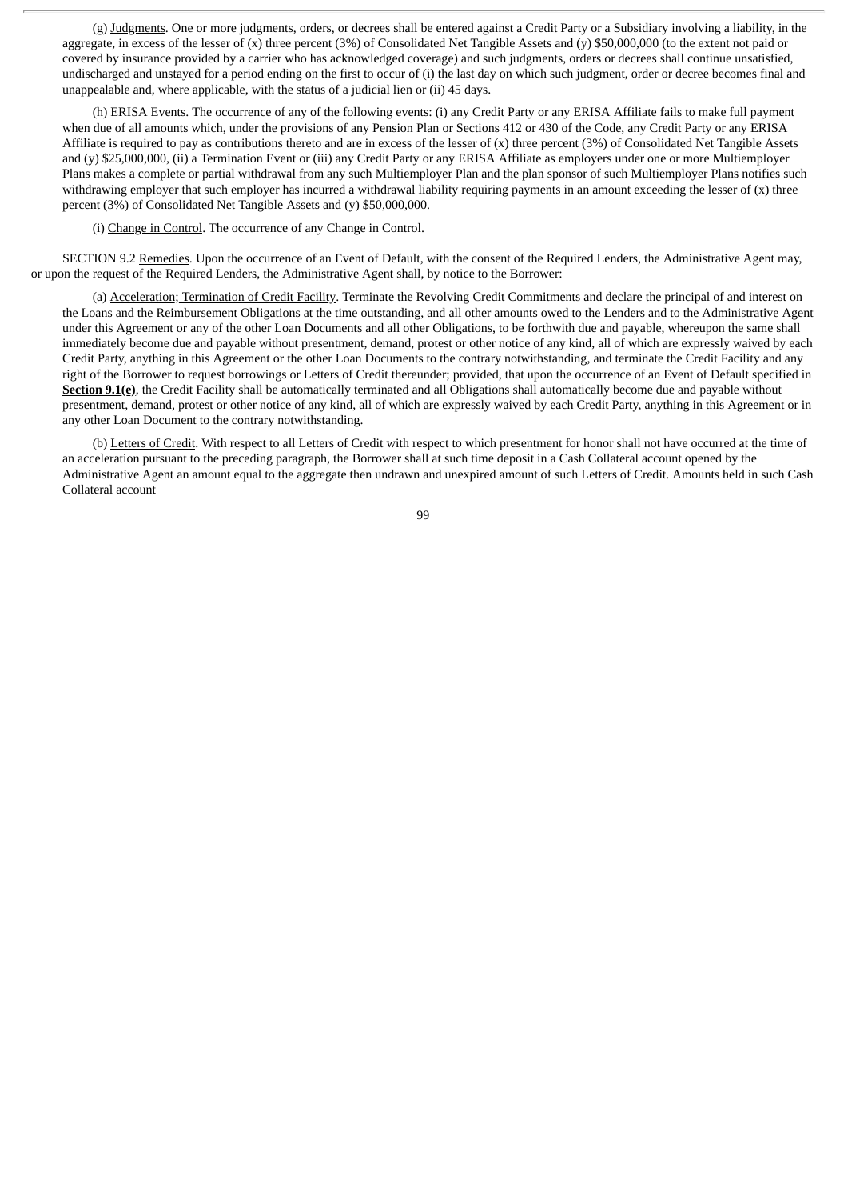(g) Judgments. One or more judgments, orders, or decrees shall be entered against a Credit Party or a Subsidiary involving a liability, in the aggregate, in excess of the lesser of (x) three percent (3%) of Consolidated Net Tangible Assets and (y) $50,000,000 (to the extent not paid or covered by insurance provided by a carrier who has acknowledged coverage) and such judgments, orders or decrees shall continue unsatisfied, undischarged and unstayed for a period ending on the first to occur of (i) the last day on which such judgment, order or decree becomes final and unappealable and, where applicable, with the status of a judicial lien or (ii) 45 days.

(h) ERISA Events. The occurrence of any of the following events: (i) any Credit Party or any ERISA Affiliate fails to make full payment when due of all amounts which, under the provisions of any Pension Plan or Sections 412 or 430 of the Code, any Credit Party or any ERISA Affiliate is required to pay as contributions thereto and are in excess of the lesser of (x) three percent (3%) of Consolidated Net Tangible Assets and (y) $25,000,000, (ii) a Termination Event or (iii) any Credit Party or any ERISA Affiliate as employers under one or more Multiemployer Plans makes a complete or partial withdrawal from any such Multiemployer Plan and the plan sponsor of such Multiemployer Plans notifies such withdrawing employer that such employer has incurred a withdrawal liability requiring payments in an amount exceeding the lesser of (x) three percent (3%) of Consolidated Net Tangible Assets and (y) $50,000,000.

(i) Change in Control. The occurrence of any Change in Control.

SECTION 9.2 Remedies. Upon the occurrence of an Event of Default, with the consent of the Required Lenders, the Administrative Agent may, or upon the request of the Required Lenders, the Administrative Agent shall, by notice to the Borrower:

(a) Acceleration; Termination of Credit Facility. Terminate the Revolving Credit Commitments and declare the principal of and interest on the Loans and the Reimbursement Obligations at the time outstanding, and all other amounts owed to the Lenders and to the Administrative Agent under this Agreement or any of the other Loan Documents and all other Obligations, to be forthwith due and payable, whereupon the same shall immediately become due and payable without presentment, demand, protest or other notice of any kind, all of which are expressly waived by each Credit Party, anything in this Agreement or the other Loan Documents to the contrary notwithstanding, and terminate the Credit Facility and any right of the Borrower to request borrowings or Letters of Credit thereunder; provided, that upon the occurrence of an Event of Default specified in **Section 9.1(e)**, the Credit Facility shall be automatically terminated and all Obligations shall automatically become due and payable without presentment, demand, protest or other notice of any kind, all of which are expressly waived by each Credit Party, anything in this Agreement or in any other Loan Document to the contrary notwithstanding.

(b) Letters of Credit. With respect to all Letters of Credit with respect to which presentment for honor shall not have occurred at the time of an acceleration pursuant to the preceding paragraph, the Borrower shall at such time deposit in a Cash Collateral account opened by the Administrative Agent an amount equal to the aggregate then undrawn and unexpired amount of such Letters of Credit. Amounts held in such Cash Collateral account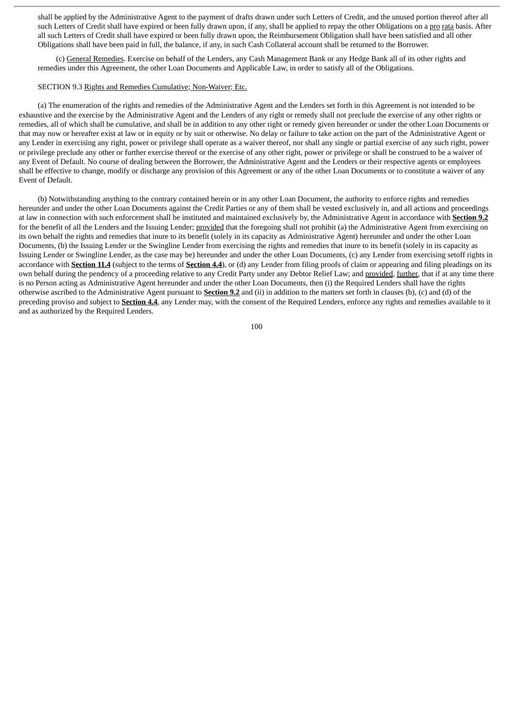shall be applied by the Administrative Agent to the payment of drafts drawn under such Letters of Credit, and the unused portion thereof after all such Letters of Credit shall have expired or been fully drawn upon, if any, shall be applied to repay the other Obligations on a pro rata basis. After all such Letters of Credit shall have expired or been fully drawn upon, the Reimbursement Obligation shall have been satisfied and all other Obligations shall have been paid in full, the balance, if any, in such Cash Collateral account shall be returned to the Borrower.

(c) General Remedies. Exercise on behalf of the Lenders, any Cash Management Bank or any Hedge Bank all of its other rights and remedies under this Agreement, the other Loan Documents and Applicable Law, in order to satisfy all of the Obligations.

SECTION 9.3 Rights and Remedies Cumulative; Non-Waiver; Etc.

(a) The enumeration of the rights and remedies of the Administrative Agent and the Lenders set forth in this Agreement is not intended to be exhaustive and the exercise by the Administrative Agent and the Lenders of any right or remedy shall not preclude the exercise of any other rights or remedies, all of which shall be cumulative, and shall be in addition to any other right or remedy given hereunder or under the other Loan Documents or that may now or hereafter exist at law or in equity or by suit or otherwise. No delay or failure to take action on the part of the Administrative Agent or any Lender in exercising any right, power or privilege shall operate as a waiver thereof, nor shall any single or partial exercise of any such right, power or privilege preclude any other or further exercise thereof or the exercise of any other right, power or privilege or shall be construed to be a waiver of any Event of Default. No course of dealing between the Borrower, the Administrative Agent and the Lenders or their respective agents or employees shall be effective to change, modify or discharge any provision of this Agreement or any of the other Loan Documents or to constitute a waiver of any Event of Default.

(b) Notwithstanding anything to the contrary contained herein or in any other Loan Document, the authority to enforce rights and remedies hereunder and under the other Loan Documents against the Credit Parties or any of them shall be vested exclusively in, and all actions and proceedings at law in connection with such enforcement shall be instituted and maintained exclusively by, the Administrative Agent in accordance with **Section 9.2** for the benefit of all the Lenders and the Issuing Lender; provided that the foregoing shall not prohibit (a) the Administrative Agent from exercising on its own behalf the rights and remedies that inure to its benefit (solely in its capacity as Administrative Agent) hereunder and under the other Loan Documents, (b) the Issuing Lender or the Swingline Lender from exercising the rights and remedies that inure to its benefit (solely in its capacity as Issuing Lender or Swingline Lender, as the case may be) hereunder and under the other Loan Documents, (c) any Lender from exercising setoff rights in accordance with **Section 11.4** (subject to the terms of **Section 4.4**), or (d) any Lender from filing proofs of claim or appearing and filing pleadings on its own behalf during the pendency of a proceeding relative to any Credit Party under any Debtor Relief Law; and provided, further, that if at any time there is no Person acting as Administrative Agent hereunder and under the other Loan Documents, then (i) the Required Lenders shall have the rights otherwise ascribed to the Administrative Agent pursuant to **Section 9.2** and (ii) in addition to the matters set forth in clauses (b), (c) and (d) of the preceding proviso and subject to **Section 4.4**, any Lender may, with the consent of the Required Lenders, enforce any rights and remedies available to it and as authorized by the Required Lenders.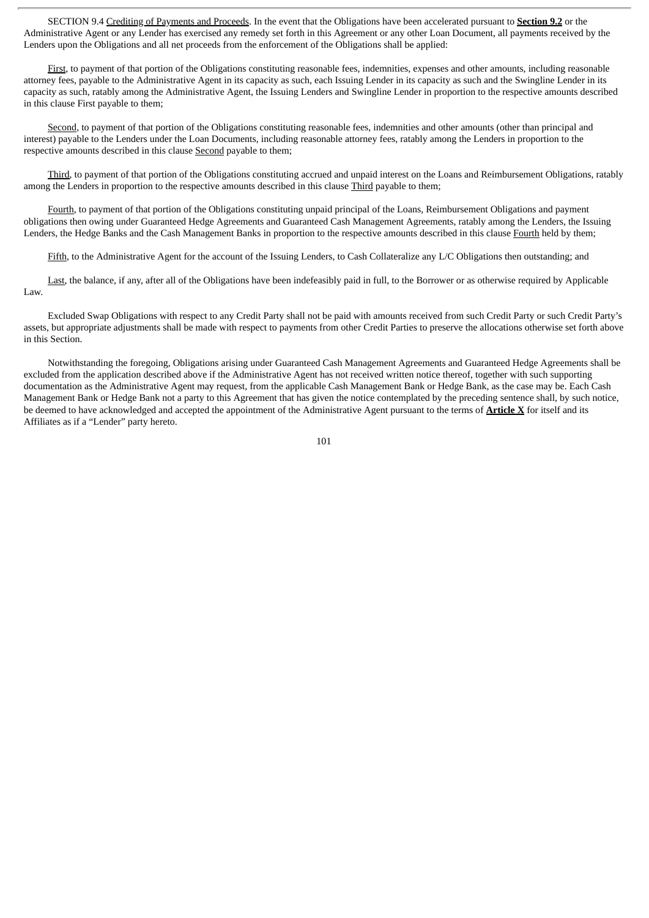SECTION 9.4 Crediting of Payments and Proceeds. In the event that the Obligations have been accelerated pursuant to **Section 9.2** or the Administrative Agent or any Lender has exercised any remedy set forth in this Agreement or any other Loan Document, all payments received by the Lenders upon the Obligations and all net proceeds from the enforcement of the Obligations shall be applied:

First, to payment of that portion of the Obligations constituting reasonable fees, indemnities, expenses and other amounts, including reasonable attorney fees, payable to the Administrative Agent in its capacity as such, each Issuing Lender in its capacity as such and the Swingline Lender in its capacity as such, ratably among the Administrative Agent, the Issuing Lenders and Swingline Lender in proportion to the respective amounts described in this clause First payable to them;

Second, to payment of that portion of the Obligations constituting reasonable fees, indemnities and other amounts (other than principal and interest) payable to the Lenders under the Loan Documents, including reasonable attorney fees, ratably among the Lenders in proportion to the respective amounts described in this clause Second payable to them;

Third, to payment of that portion of the Obligations constituting accrued and unpaid interest on the Loans and Reimbursement Obligations, ratably among the Lenders in proportion to the respective amounts described in this clause Third payable to them;

Fourth, to payment of that portion of the Obligations constituting unpaid principal of the Loans, Reimbursement Obligations and payment obligations then owing under Guaranteed Hedge Agreements and Guaranteed Cash Management Agreements, ratably among the Lenders, the Issuing Lenders, the Hedge Banks and the Cash Management Banks in proportion to the respective amounts described in this clause Fourth held by them;

Fifth, to the Administrative Agent for the account of the Issuing Lenders, to Cash Collateralize any L/C Obligations then outstanding; and

Last, the balance, if any, after all of the Obligations have been indefeasibly paid in full, to the Borrower or as otherwise required by Applicable Law.

Excluded Swap Obligations with respect to any Credit Party shall not be paid with amounts received from such Credit Party or such Credit Party's assets, but appropriate adjustments shall be made with respect to payments from other Credit Parties to preserve the allocations otherwise set forth above in this Section.

Notwithstanding the foregoing, Obligations arising under Guaranteed Cash Management Agreements and Guaranteed Hedge Agreements shall be excluded from the application described above if the Administrative Agent has not received written notice thereof, together with such supporting documentation as the Administrative Agent may request, from the applicable Cash Management Bank or Hedge Bank, as the case may be. Each Cash Management Bank or Hedge Bank not a party to this Agreement that has given the notice contemplated by the preceding sentence shall, by such notice, be deemed to have acknowledged and accepted the appointment of the Administrative Agent pursuant to the terms of **Article X** for itself and its Affiliates as if a "Lender" party hereto.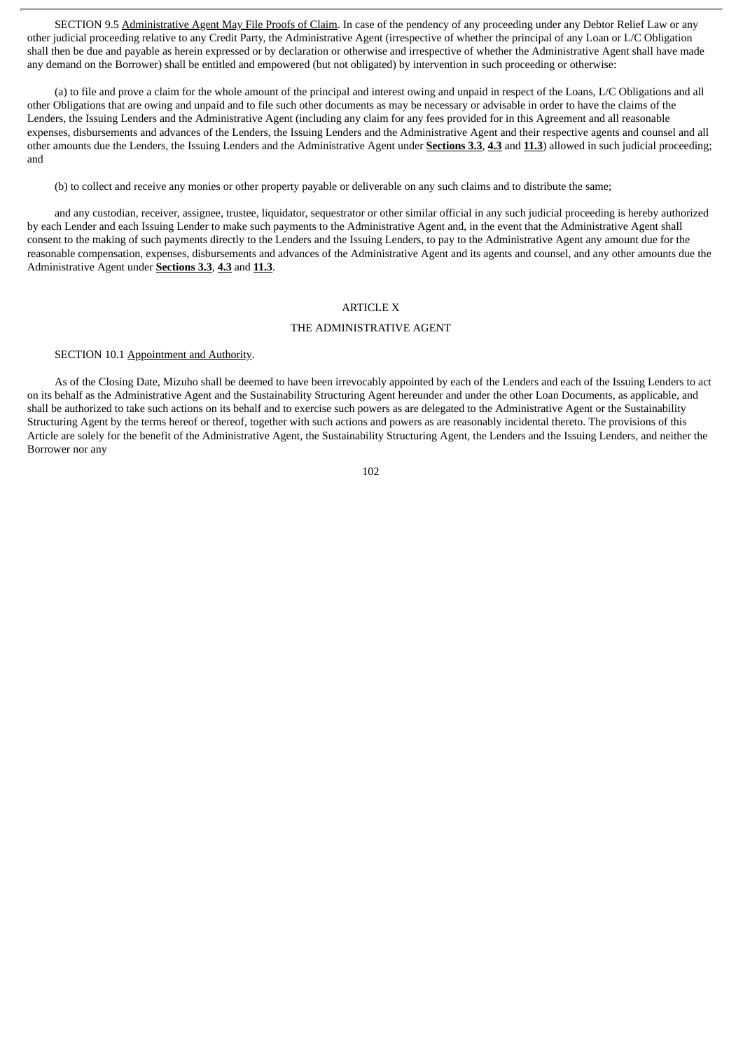SECTION 9.5 Administrative Agent May File Proofs of Claim. In case of the pendency of any proceeding under any Debtor Relief Law or any other judicial proceeding relative to any Credit Party, the Administrative Agent (irrespective of whether the principal of any Loan or L/C Obligation shall then be due and payable as herein expressed or by declaration or otherwise and irrespective of whether the Administrative Agent shall have made any demand on the Borrower) shall be entitled and empowered (but not obligated) by intervention in such proceeding or otherwise:

(a) to file and prove a claim for the whole amount of the principal and interest owing and unpaid in respect of the Loans, L/C Obligations and all other Obligations that are owing and unpaid and to file such other documents as may be necessary or advisable in order to have the claims of the Lenders, the Issuing Lenders and the Administrative Agent (including any claim for any fees provided for in this Agreement and all reasonable expenses, disbursements and advances of the Lenders, the Issuing Lenders and the Administrative Agent and their respective agents and counsel and all other amounts due the Lenders, the Issuing Lenders and the Administrative Agent under **Sections 3.3**, **4.3** and **11.3**) allowed in such judicial proceeding; and

(b) to collect and receive any monies or other property payable or deliverable on any such claims and to distribute the same;

and any custodian, receiver, assignee, trustee, liquidator, sequestrator or other similar official in any such judicial proceeding is hereby authorized by each Lender and each Issuing Lender to make such payments to the Administrative Agent and, in the event that the Administrative Agent shall consent to the making of such payments directly to the Lenders and the Issuing Lenders, to pay to the Administrative Agent any amount due for the reasonable compensation, expenses, disbursements and advances of the Administrative Agent and its agents and counsel, and any other amounts due the Administrative Agent under **Sections 3.3**, **4.3** and **11.3**.

## ARTICLE X

## THE ADMINISTRATIVE AGENT

SECTION 10.1 Appointment and Authority.

As of the Closing Date, Mizuho shall be deemed to have been irrevocably appointed by each of the Lenders and each of the Issuing Lenders to act on its behalf as the Administrative Agent and the Sustainability Structuring Agent hereunder and under the other Loan Documents, as applicable, and shall be authorized to take such actions on its behalf and to exercise such powers as are delegated to the Administrative Agent or the Sustainability Structuring Agent by the terms hereof or thereof, together with such actions and powers as are reasonably incidental thereto. The provisions of this Article are solely for the benefit of the Administrative Agent, the Sustainability Structuring Agent, the Lenders and the Issuing Lenders, and neither the Borrower nor any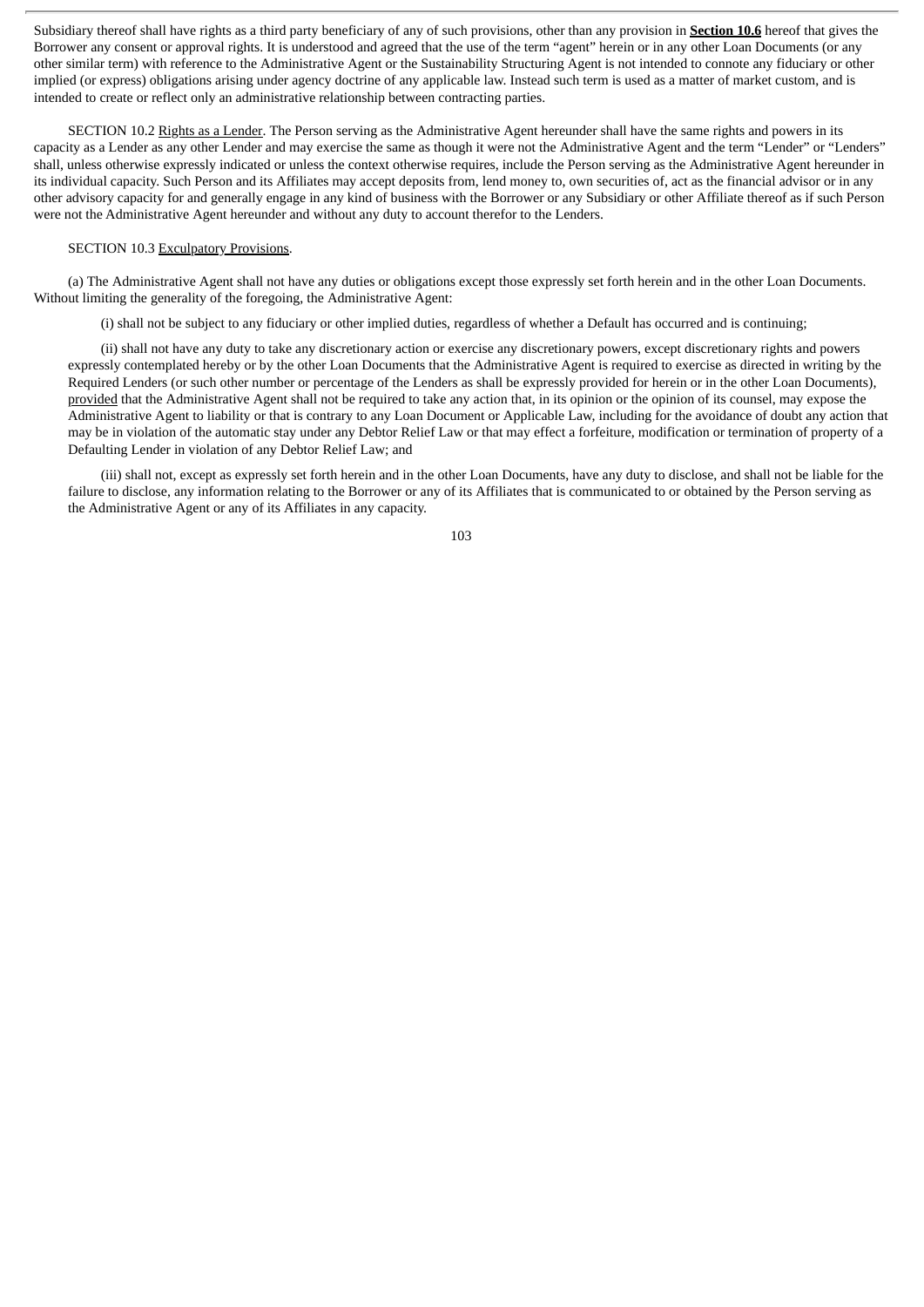Subsidiary thereof shall have rights as a third party beneficiary of any of such provisions, other than any provision in **Section 10.6** hereof that gives the Borrower any consent or approval rights. It is understood and agreed that the use of the term "agent" herein or in any other Loan Documents (or any other similar term) with reference to the Administrative Agent or the Sustainability Structuring Agent is not intended to connote any fiduciary or other implied (or express) obligations arising under agency doctrine of any applicable law. Instead such term is used as a matter of market custom, and is intended to create or reflect only an administrative relationship between contracting parties.

SECTION 10.2 Rights as a Lender. The Person serving as the Administrative Agent hereunder shall have the same rights and powers in its capacity as a Lender as any other Lender and may exercise the same as though it were not the Administrative Agent and the term "Lender" or "Lenders" shall, unless otherwise expressly indicated or unless the context otherwise requires, include the Person serving as the Administrative Agent hereunder in its individual capacity. Such Person and its Affiliates may accept deposits from, lend money to, own securities of, act as the financial advisor or in any other advisory capacity for and generally engage in any kind of business with the Borrower or any Subsidiary or other Affiliate thereof as if such Person were not the Administrative Agent hereunder and without any duty to account therefor to the Lenders.

SECTION 10.3 Exculpatory Provisions.

(a) The Administrative Agent shall not have any duties or obligations except those expressly set forth herein and in the other Loan Documents. Without limiting the generality of the foregoing, the Administrative Agent:

(i) shall not be subject to any fiduciary or other implied duties, regardless of whether a Default has occurred and is continuing;

(ii) shall not have any duty to take any discretionary action or exercise any discretionary powers, except discretionary rights and powers expressly contemplated hereby or by the other Loan Documents that the Administrative Agent is required to exercise as directed in writing by the Required Lenders (or such other number or percentage of the Lenders as shall be expressly provided for herein or in the other Loan Documents), provided that the Administrative Agent shall not be required to take any action that, in its opinion or the opinion of its counsel, may expose the Administrative Agent to liability or that is contrary to any Loan Document or Applicable Law, including for the avoidance of doubt any action that may be in violation of the automatic stay under any Debtor Relief Law or that may effect a forfeiture, modification or termination of property of a Defaulting Lender in violation of any Debtor Relief Law; and

(iii) shall not, except as expressly set forth herein and in the other Loan Documents, have any duty to disclose, and shall not be liable for the failure to disclose, any information relating to the Borrower or any of its Affiliates that is communicated to or obtained by the Person serving as the Administrative Agent or any of its Affiliates in any capacity.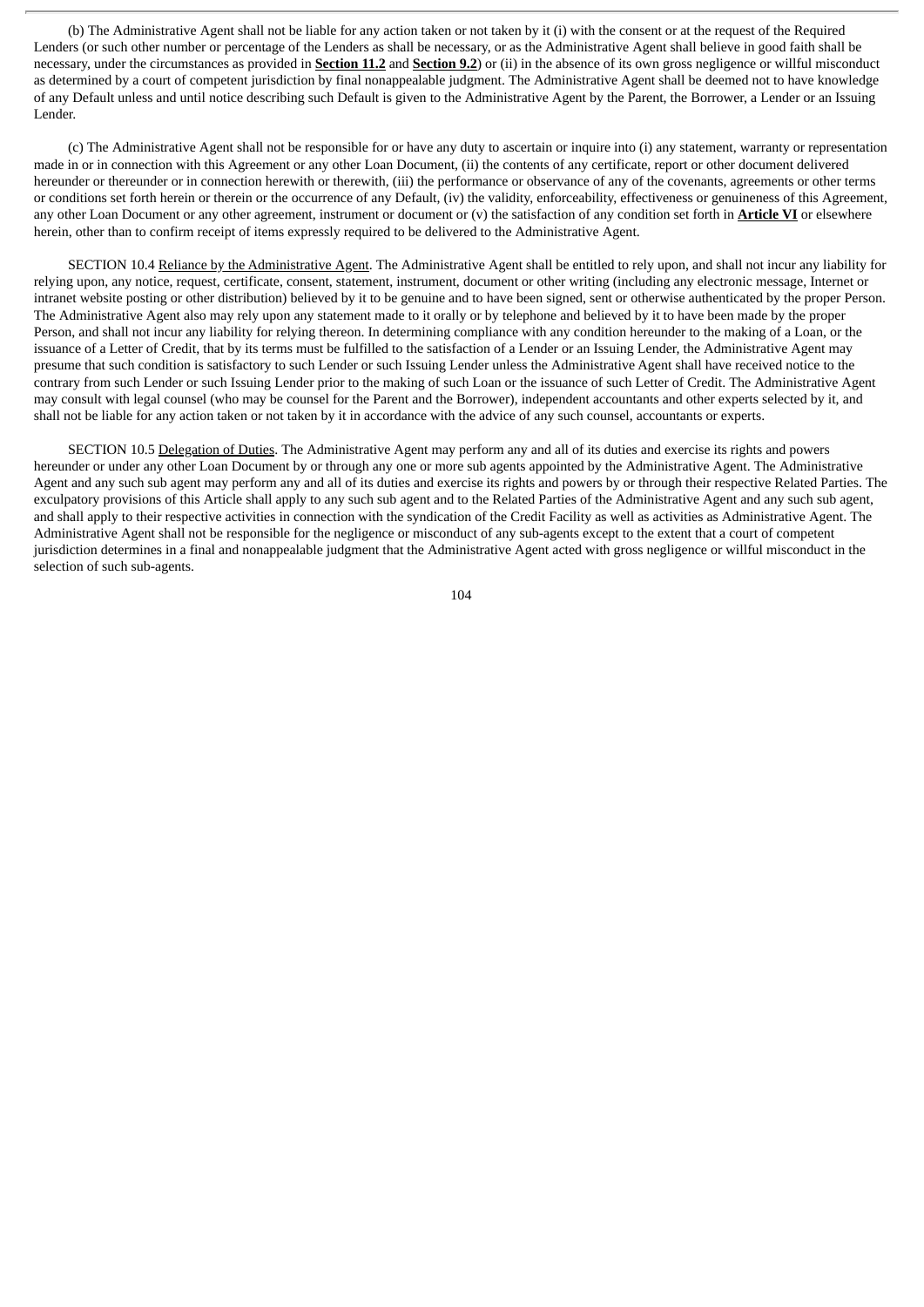(b) The Administrative Agent shall not be liable for any action taken or not taken by it (i) with the consent or at the request of the Required Lenders (or such other number or percentage of the Lenders as shall be necessary, or as the Administrative Agent shall believe in good faith shall be necessary, under the circumstances as provided in **Section 11.2** and **Section 9.2**) or (ii) in the absence of its own gross negligence or willful misconduct as determined by a court of competent jurisdiction by final nonappealable judgment. The Administrative Agent shall be deemed not to have knowledge of any Default unless and until notice describing such Default is given to the Administrative Agent by the Parent, the Borrower, a Lender or an Issuing Lender.

(c) The Administrative Agent shall not be responsible for or have any duty to ascertain or inquire into (i) any statement, warranty or representation made in or in connection with this Agreement or any other Loan Document, (ii) the contents of any certificate, report or other document delivered hereunder or thereunder or in connection herewith or therewith, (iii) the performance or observance of any of the covenants, agreements or other terms or conditions set forth herein or therein or the occurrence of any Default, (iv) the validity, enforceability, effectiveness or genuineness of this Agreement, any other Loan Document or any other agreement, instrument or document or (v) the satisfaction of any condition set forth in **Article VI** or elsewhere herein, other than to confirm receipt of items expressly required to be delivered to the Administrative Agent.

SECTION 10.4 Reliance by the Administrative Agent. The Administrative Agent shall be entitled to rely upon, and shall not incur any liability for relying upon, any notice, request, certificate, consent, statement, instrument, document or other writing (including any electronic message, Internet or intranet website posting or other distribution) believed by it to be genuine and to have been signed, sent or otherwise authenticated by the proper Person. The Administrative Agent also may rely upon any statement made to it orally or by telephone and believed by it to have been made by the proper Person, and shall not incur any liability for relying thereon. In determining compliance with any condition hereunder to the making of a Loan, or the issuance of a Letter of Credit, that by its terms must be fulfilled to the satisfaction of a Lender or an Issuing Lender, the Administrative Agent may presume that such condition is satisfactory to such Lender or such Issuing Lender unless the Administrative Agent shall have received notice to the contrary from such Lender or such Issuing Lender prior to the making of such Loan or the issuance of such Letter of Credit. The Administrative Agent may consult with legal counsel (who may be counsel for the Parent and the Borrower), independent accountants and other experts selected by it, and shall not be liable for any action taken or not taken by it in accordance with the advice of any such counsel, accountants or experts.

SECTION 10.5 Delegation of Duties. The Administrative Agent may perform any and all of its duties and exercise its rights and powers hereunder or under any other Loan Document by or through any one or more sub agents appointed by the Administrative Agent. The Administrative Agent and any such sub agent may perform any and all of its duties and exercise its rights and powers by or through their respective Related Parties. The exculpatory provisions of this Article shall apply to any such sub agent and to the Related Parties of the Administrative Agent and any such sub agent, and shall apply to their respective activities in connection with the syndication of the Credit Facility as well as activities as Administrative Agent. The Administrative Agent shall not be responsible for the negligence or misconduct of any sub-agents except to the extent that a court of competent jurisdiction determines in a final and nonappealable judgment that the Administrative Agent acted with gross negligence or willful misconduct in the selection of such sub-agents.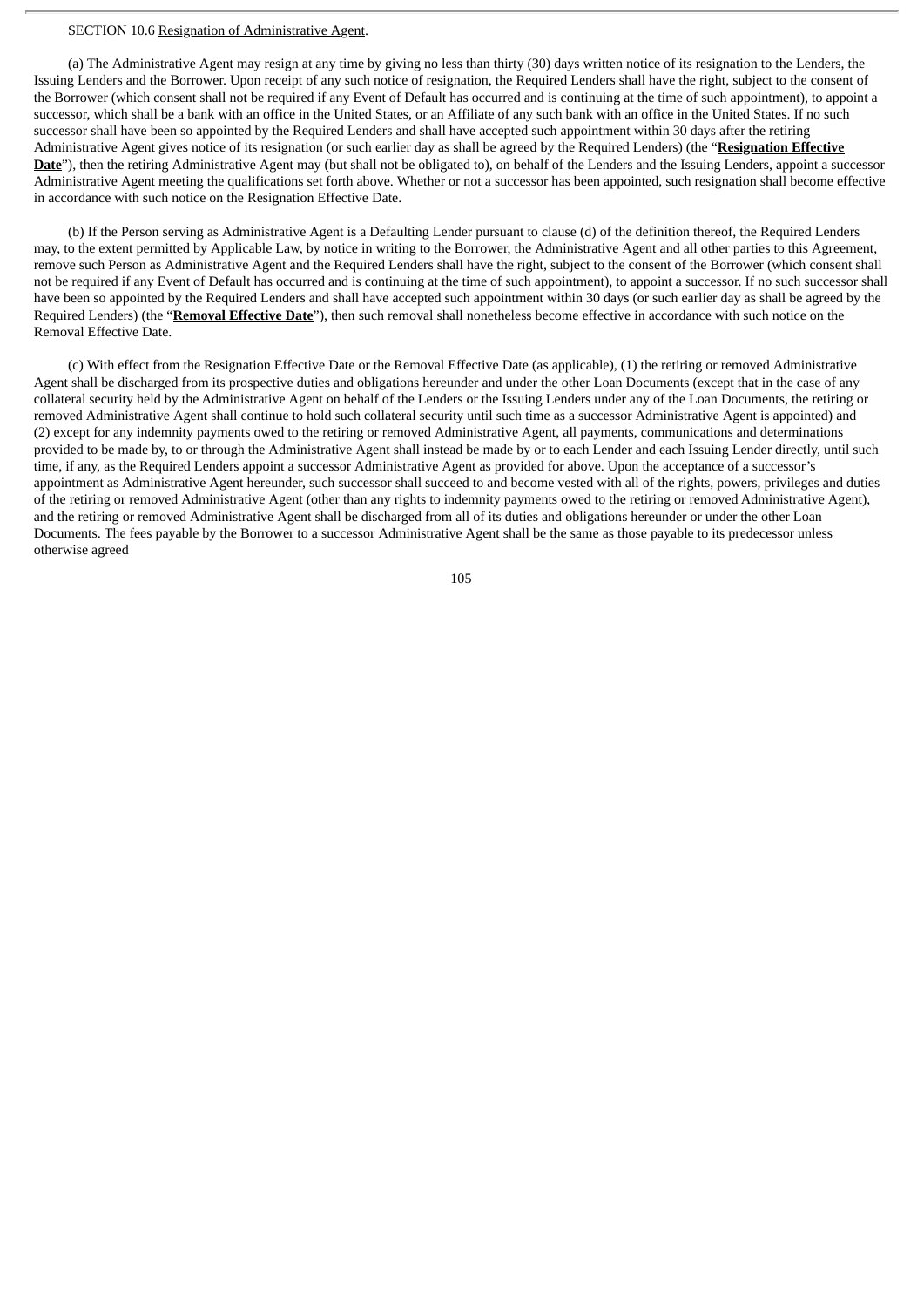SECTION 10.6 Resignation of Administrative Agent.

(a) The Administrative Agent may resign at any time by giving no less than thirty (30) days written notice of its resignation to the Lenders, the Issuing Lenders and the Borrower. Upon receipt of any such notice of resignation, the Required Lenders shall have the right, subject to the consent of the Borrower (which consent shall not be required if any Event of Default has occurred and is continuing at the time of such appointment), to appoint a successor, which shall be a bank with an office in the United States, or an Affiliate of any such bank with an office in the United States. If no such successor shall have been so appointed by the Required Lenders and shall have accepted such appointment within 30 days after the retiring Administrative Agent gives notice of its resignation (or such earlier day as shall be agreed by the Required Lenders) (the "**Resignation Effective Date**"), then the retiring Administrative Agent may (but shall not be obligated to), on behalf of the Lenders and the Issuing Lenders, appoint a successor Administrative Agent meeting the qualifications set forth above. Whether or not a successor has been appointed, such resignation shall become effective in accordance with such notice on the Resignation Effective Date.

(b) If the Person serving as Administrative Agent is a Defaulting Lender pursuant to clause (d) of the definition thereof, the Required Lenders may, to the extent permitted by Applicable Law, by notice in writing to the Borrower, the Administrative Agent and all other parties to this Agreement, remove such Person as Administrative Agent and the Required Lenders shall have the right, subject to the consent of the Borrower (which consent shall not be required if any Event of Default has occurred and is continuing at the time of such appointment), to appoint a successor. If no such successor shall have been so appointed by the Required Lenders and shall have accepted such appointment within 30 days (or such earlier day as shall be agreed by the Required Lenders) (the "**Removal Effective Date**"), then such removal shall nonetheless become effective in accordance with such notice on the Removal Effective Date.

(c) With effect from the Resignation Effective Date or the Removal Effective Date (as applicable), (1) the retiring or removed Administrative Agent shall be discharged from its prospective duties and obligations hereunder and under the other Loan Documents (except that in the case of any collateral security held by the Administrative Agent on behalf of the Lenders or the Issuing Lenders under any of the Loan Documents, the retiring or removed Administrative Agent shall continue to hold such collateral security until such time as a successor Administrative Agent is appointed) and (2) except for any indemnity payments owed to the retiring or removed Administrative Agent, all payments, communications and determinations provided to be made by, to or through the Administrative Agent shall instead be made by or to each Lender and each Issuing Lender directly, until such time, if any, as the Required Lenders appoint a successor Administrative Agent as provided for above. Upon the acceptance of a successor's appointment as Administrative Agent hereunder, such successor shall succeed to and become vested with all of the rights, powers, privileges and duties of the retiring or removed Administrative Agent (other than any rights to indemnity payments owed to the retiring or removed Administrative Agent), and the retiring or removed Administrative Agent shall be discharged from all of its duties and obligations hereunder or under the other Loan Documents. The fees payable by the Borrower to a successor Administrative Agent shall be the same as those payable to its predecessor unless otherwise agreed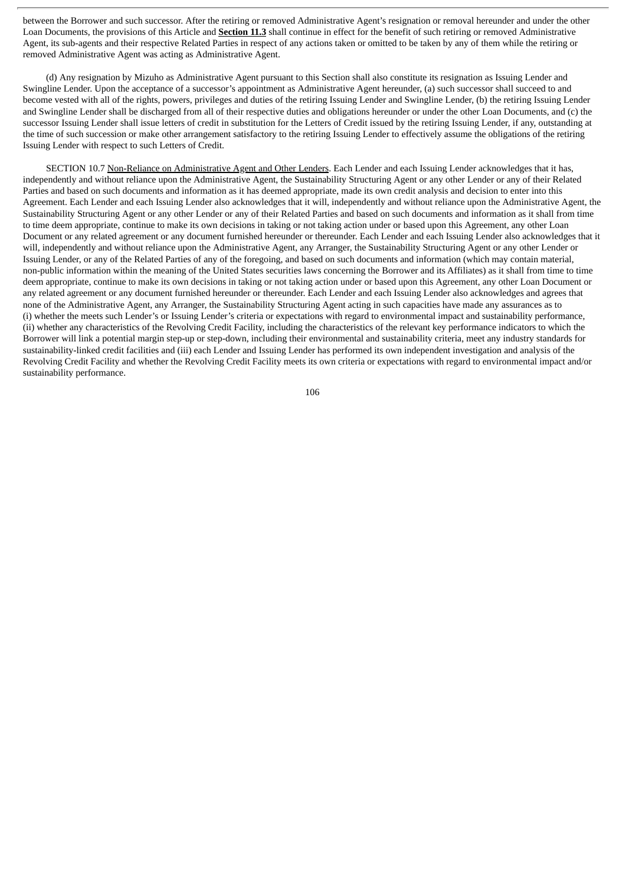between the Borrower and such successor. After the retiring or removed Administrative Agent's resignation or removal hereunder and under the other Loan Documents, the provisions of this Article and **Section 11.3** shall continue in effect for the benefit of such retiring or removed Administrative Agent, its sub-agents and their respective Related Parties in respect of any actions taken or omitted to be taken by any of them while the retiring or removed Administrative Agent was acting as Administrative Agent.

(d) Any resignation by Mizuho as Administrative Agent pursuant to this Section shall also constitute its resignation as Issuing Lender and Swingline Lender. Upon the acceptance of a successor's appointment as Administrative Agent hereunder, (a) such successor shall succeed to and become vested with all of the rights, powers, privileges and duties of the retiring Issuing Lender and Swingline Lender, (b) the retiring Issuing Lender and Swingline Lender shall be discharged from all of their respective duties and obligations hereunder or under the other Loan Documents, and (c) the successor Issuing Lender shall issue letters of credit in substitution for the Letters of Credit issued by the retiring Issuing Lender, if any, outstanding at the time of such succession or make other arrangement satisfactory to the retiring Issuing Lender to effectively assume the obligations of the retiring Issuing Lender with respect to such Letters of Credit.

SECTION 10.7 Non-Reliance on Administrative Agent and Other Lenders. Each Lender and each Issuing Lender acknowledges that it has, independently and without reliance upon the Administrative Agent, the Sustainability Structuring Agent or any other Lender or any of their Related Parties and based on such documents and information as it has deemed appropriate, made its own credit analysis and decision to enter into this Agreement. Each Lender and each Issuing Lender also acknowledges that it will, independently and without reliance upon the Administrative Agent, the Sustainability Structuring Agent or any other Lender or any of their Related Parties and based on such documents and information as it shall from time to time deem appropriate, continue to make its own decisions in taking or not taking action under or based upon this Agreement, any other Loan Document or any related agreement or any document furnished hereunder or thereunder. Each Lender and each Issuing Lender also acknowledges that it will, independently and without reliance upon the Administrative Agent, any Arranger, the Sustainability Structuring Agent or any other Lender or Issuing Lender, or any of the Related Parties of any of the foregoing, and based on such documents and information (which may contain material, non-public information within the meaning of the United States securities laws concerning the Borrower and its Affiliates) as it shall from time to time deem appropriate, continue to make its own decisions in taking or not taking action under or based upon this Agreement, any other Loan Document or any related agreement or any document furnished hereunder or thereunder. Each Lender and each Issuing Lender also acknowledges and agrees that none of the Administrative Agent, any Arranger, the Sustainability Structuring Agent acting in such capacities have made any assurances as to (i) whether the meets such Lender's or Issuing Lender's criteria or expectations with regard to environmental impact and sustainability performance, (ii) whether any characteristics of the Revolving Credit Facility, including the characteristics of the relevant key performance indicators to which the Borrower will link a potential margin step-up or step-down, including their environmental and sustainability criteria, meet any industry standards for sustainability-linked credit facilities and (iii) each Lender and Issuing Lender has performed its own independent investigation and analysis of the Revolving Credit Facility and whether the Revolving Credit Facility meets its own criteria or expectations with regard to environmental impact and/or sustainability performance.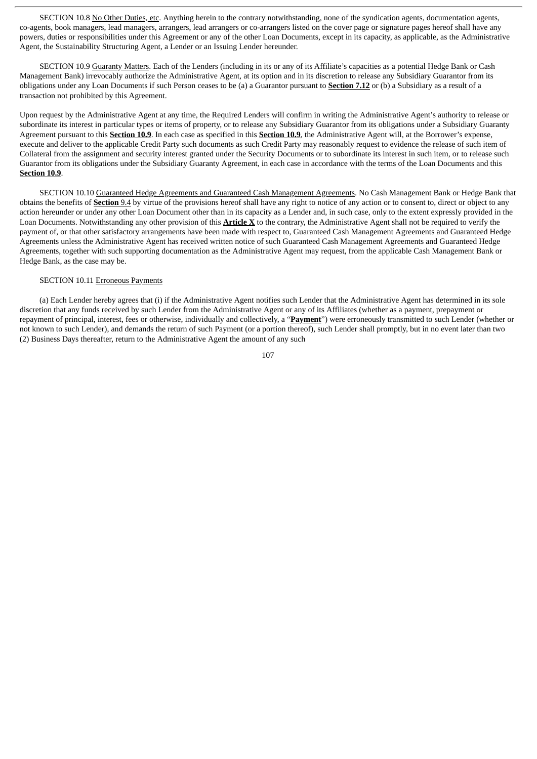SECTION 10.8 No Other Duties, etc. Anything herein to the contrary notwithstanding, none of the syndication agents, documentation agents, co-agents, book managers, lead managers, arrangers, lead arrangers or co-arrangers listed on the cover page or signature pages hereof shall have any powers, duties or responsibilities under this Agreement or any of the other Loan Documents, except in its capacity, as applicable, as the Administrative Agent, the Sustainability Structuring Agent, a Lender or an Issuing Lender hereunder.

SECTION 10.9 Guaranty Matters. Each of the Lenders (including in its or any of its Affiliate's capacities as a potential Hedge Bank or Cash Management Bank) irrevocably authorize the Administrative Agent, at its option and in its discretion to release any Subsidiary Guarantor from its obligations under any Loan Documents if such Person ceases to be (a) a Guarantor pursuant to **Section 7.12** or (b) a Subsidiary as a result of a transaction not prohibited by this Agreement.

Upon request by the Administrative Agent at any time, the Required Lenders will confirm in writing the Administrative Agent's authority to release or subordinate its interest in particular types or items of property, or to release any Subsidiary Guarantor from its obligations under a Subsidiary Guaranty Agreement pursuant to this **Section 10.9**. In each case as specified in this **Section 10.9**, the Administrative Agent will, at the Borrower's expense, execute and deliver to the applicable Credit Party such documents as such Credit Party may reasonably request to evidence the release of such item of Collateral from the assignment and security interest granted under the Security Documents or to subordinate its interest in such item, or to release such Guarantor from its obligations under the Subsidiary Guaranty Agreement, in each case in accordance with the terms of the Loan Documents and this **Section 10.9**.

SECTION 10.10 Guaranteed Hedge Agreements and Guaranteed Cash Management Agreements. No Cash Management Bank or Hedge Bank that obtains the benefits of **Section** 9.4 by virtue of the provisions hereof shall have any right to notice of any action or to consent to, direct or object to any action hereunder or under any other Loan Document other than in its capacity as a Lender and, in such case, only to the extent expressly provided in the Loan Documents. Notwithstanding any other provision of this **Article X** to the contrary, the Administrative Agent shall not be required to verify the payment of, or that other satisfactory arrangements have been made with respect to, Guaranteed Cash Management Agreements and Guaranteed Hedge Agreements unless the Administrative Agent has received written notice of such Guaranteed Cash Management Agreements and Guaranteed Hedge Agreements, together with such supporting documentation as the Administrative Agent may request, from the applicable Cash Management Bank or Hedge Bank, as the case may be.

SECTION 10.11 Erroneous Payments

(a) Each Lender hereby agrees that (i) if the Administrative Agent notifies such Lender that the Administrative Agent has determined in its sole discretion that any funds received by such Lender from the Administrative Agent or any of its Affiliates (whether as a payment, prepayment or repayment of principal, interest, fees or otherwise, individually and collectively, a "**Payment**") were erroneously transmitted to such Lender (whether or not known to such Lender), and demands the return of such Payment (or a portion thereof), such Lender shall promptly, but in no event later than two (2) Business Days thereafter, return to the Administrative Agent the amount of any such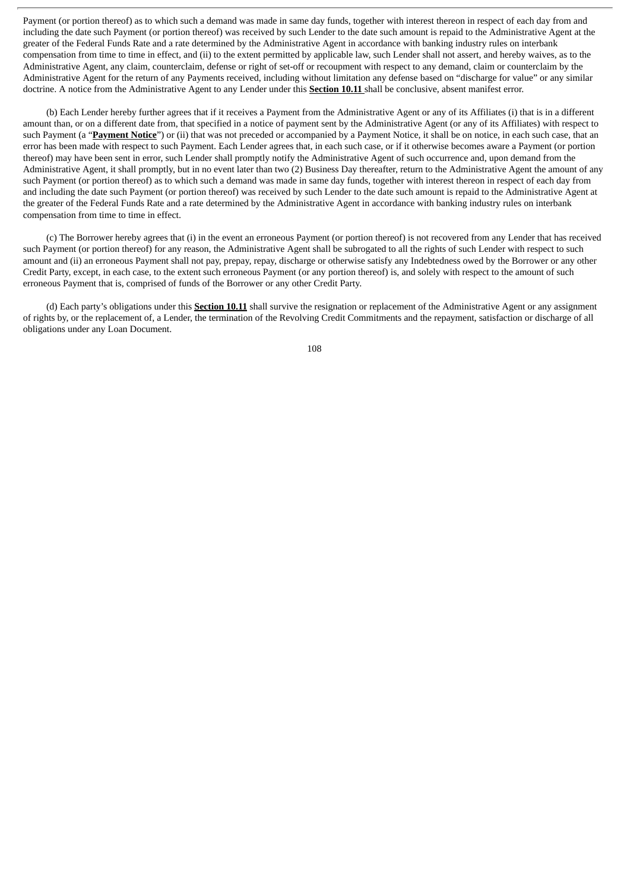Payment (or portion thereof) as to which such a demand was made in same day funds, together with interest thereon in respect of each day from and including the date such Payment (or portion thereof) was received by such Lender to the date such amount is repaid to the Administrative Agent at the greater of the Federal Funds Rate and a rate determined by the Administrative Agent in accordance with banking industry rules on interbank compensation from time to time in effect, and (ii) to the extent permitted by applicable law, such Lender shall not assert, and hereby waives, as to the Administrative Agent, any claim, counterclaim, defense or right of set-off or recoupment with respect to any demand, claim or counterclaim by the Administrative Agent for the return of any Payments received, including without limitation any defense based on "discharge for value" or any similar doctrine. A notice from the Administrative Agent to any Lender under this **Section 10.11** shall be conclusive, absent manifest error.

(b) Each Lender hereby further agrees that if it receives a Payment from the Administrative Agent or any of its Affiliates (i) that is in a different amount than, or on a different date from, that specified in a notice of payment sent by the Administrative Agent (or any of its Affiliates) with respect to such Payment (a "**Payment Notice**") or (ii) that was not preceded or accompanied by a Payment Notice, it shall be on notice, in each such case, that an error has been made with respect to such Payment. Each Lender agrees that, in each such case, or if it otherwise becomes aware a Payment (or portion thereof) may have been sent in error, such Lender shall promptly notify the Administrative Agent of such occurrence and, upon demand from the Administrative Agent, it shall promptly, but in no event later than two (2) Business Day thereafter, return to the Administrative Agent the amount of any such Payment (or portion thereof) as to which such a demand was made in same day funds, together with interest thereon in respect of each day from and including the date such Payment (or portion thereof) was received by such Lender to the date such amount is repaid to the Administrative Agent at the greater of the Federal Funds Rate and a rate determined by the Administrative Agent in accordance with banking industry rules on interbank compensation from time to time in effect.

(c) The Borrower hereby agrees that (i) in the event an erroneous Payment (or portion thereof) is not recovered from any Lender that has received such Payment (or portion thereof) for any reason, the Administrative Agent shall be subrogated to all the rights of such Lender with respect to such amount and (ii) an erroneous Payment shall not pay, prepay, repay, discharge or otherwise satisfy any Indebtedness owed by the Borrower or any other Credit Party, except, in each case, to the extent such erroneous Payment (or any portion thereof) is, and solely with respect to the amount of such erroneous Payment that is, comprised of funds of the Borrower or any other Credit Party.

(d) Each party's obligations under this **Section 10.11** shall survive the resignation or replacement of the Administrative Agent or any assignment of rights by, or the replacement of, a Lender, the termination of the Revolving Credit Commitments and the repayment, satisfaction or discharge of all obligations under any Loan Document.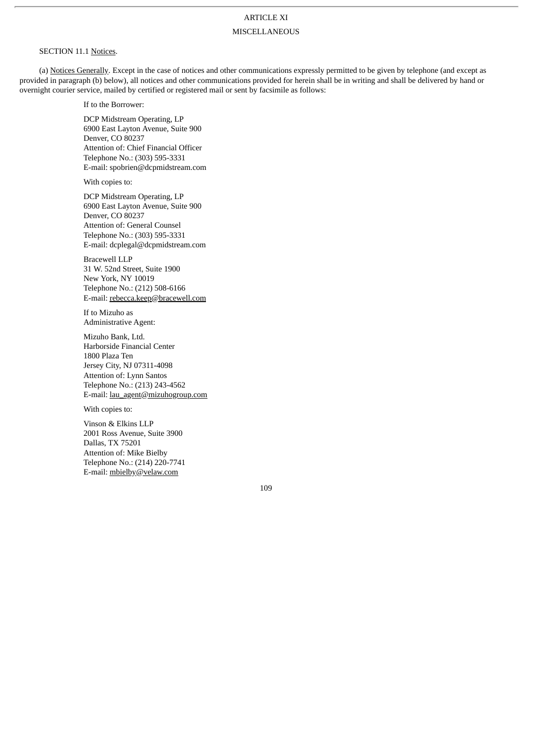# ARTICLE XI

## MISCELLANEOUS

SECTION 11.1 Notices.

(a) Notices Generally. Except in the case of notices and other communications expressly permitted to be given by telephone (and except as provided in paragraph (b) below), all notices and other communications provided for herein shall be in writing and shall be delivered by hand or overnight courier service, mailed by certified or registered mail or sent by facsimile as follows:

If to the Borrower:

DCP Midstream Operating, LP
6900 East Layton Avenue, Suite 900
Denver, CO 80237
Attention of: Chief Financial Officer
Telephone No.: (303) 595-3331
E-mail: spobrien@dcpmidstream.com

With copies to:

DCP Midstream Operating, LP
6900 East Layton Avenue, Suite 900
Denver, CO 80237
Attention of: General Counsel
Telephone No.: (303) 595-3331
E-mail: dcplegal@dcpmidstream.com

Bracewell LLP
31 W. 52nd Street, Suite 1900
New York, NY 10019
Telephone No.: (212) 508-6166
E-mail: rebecca.keep@bracewell.com

If to Mizuho as
Administrative Agent:

Mizuho Bank, Ltd.
Harborside Financial Center
1800 Plaza Ten
Jersey City, NJ 07311-4098
Attention of: Lynn Santos
Telephone No.: (213) 243-4562
E-mail: lau_agent@mizuhogroup.com

With copies to:

Vinson & Elkins LLP
2001 Ross Avenue, Suite 3900
Dallas, TX 75201
Attention of: Mike Bielby
Telephone No.: (214) 220-7741
E-mail: mbielby@velaw.com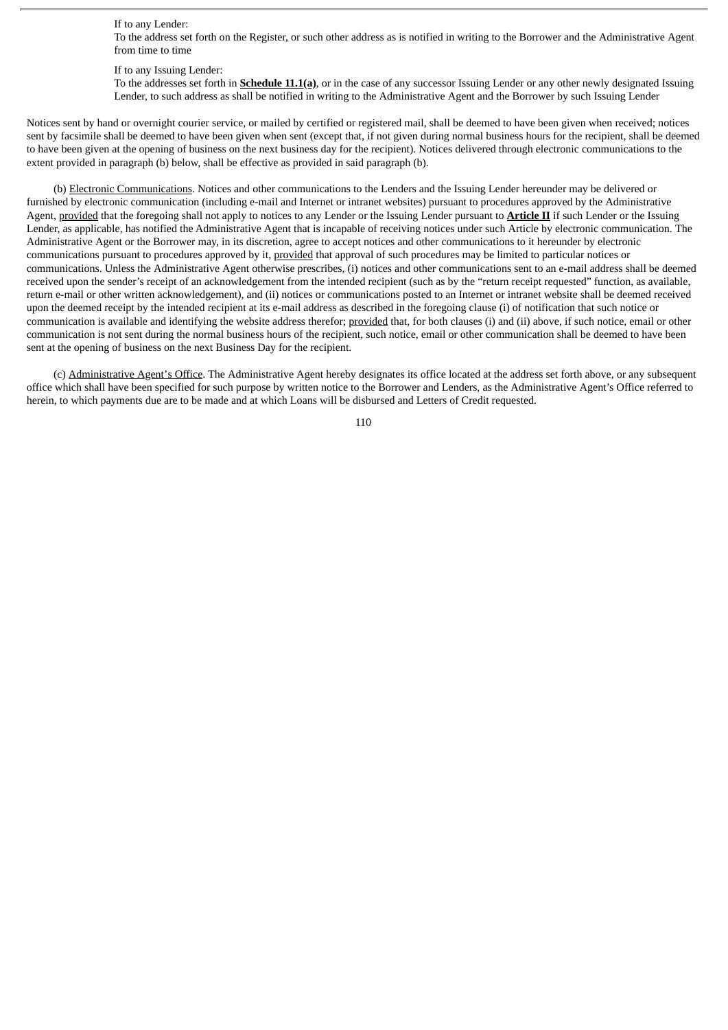If to any Lender:
To the address set forth on the Register, or such other address as is notified in writing to the Borrower and the Administrative Agent from time to time

If to any Issuing Lender:
To the addresses set forth in **Schedule 11.1(a)**, or in the case of any successor Issuing Lender or any other newly designated Issuing Lender, to such address as shall be notified in writing to the Administrative Agent and the Borrower by such Issuing Lender

Notices sent by hand or overnight courier service, or mailed by certified or registered mail, shall be deemed to have been given when received; notices sent by facsimile shall be deemed to have been given when sent (except that, if not given during normal business hours for the recipient, shall be deemed to have been given at the opening of business on the next business day for the recipient). Notices delivered through electronic communications to the extent provided in paragraph (b) below, shall be effective as provided in said paragraph (b).

(b) Electronic Communications. Notices and other communications to the Lenders and the Issuing Lender hereunder may be delivered or furnished by electronic communication (including e-mail and Internet or intranet websites) pursuant to procedures approved by the Administrative Agent, provided that the foregoing shall not apply to notices to any Lender or the Issuing Lender pursuant to **Article II** if such Lender or the Issuing Lender, as applicable, has notified the Administrative Agent that is incapable of receiving notices under such Article by electronic communication. The Administrative Agent or the Borrower may, in its discretion, agree to accept notices and other communications to it hereunder by electronic communications pursuant to procedures approved by it, provided that approval of such procedures may be limited to particular notices or communications. Unless the Administrative Agent otherwise prescribes, (i) notices and other communications sent to an e-mail address shall be deemed received upon the sender's receipt of an acknowledgement from the intended recipient (such as by the "return receipt requested" function, as available, return e-mail or other written acknowledgement), and (ii) notices or communications posted to an Internet or intranet website shall be deemed received upon the deemed receipt by the intended recipient at its e-mail address as described in the foregoing clause (i) of notification that such notice or communication is available and identifying the website address therefor; provided that, for both clauses (i) and (ii) above, if such notice, email or other communication is not sent during the normal business hours of the recipient, such notice, email or other communication shall be deemed to have been sent at the opening of business on the next Business Day for the recipient.

(c) Administrative Agent's Office. The Administrative Agent hereby designates its office located at the address set forth above, or any subsequent office which shall have been specified for such purpose by written notice to the Borrower and Lenders, as the Administrative Agent's Office referred to herein, to which payments due are to be made and at which Loans will be disbursed and Letters of Credit requested.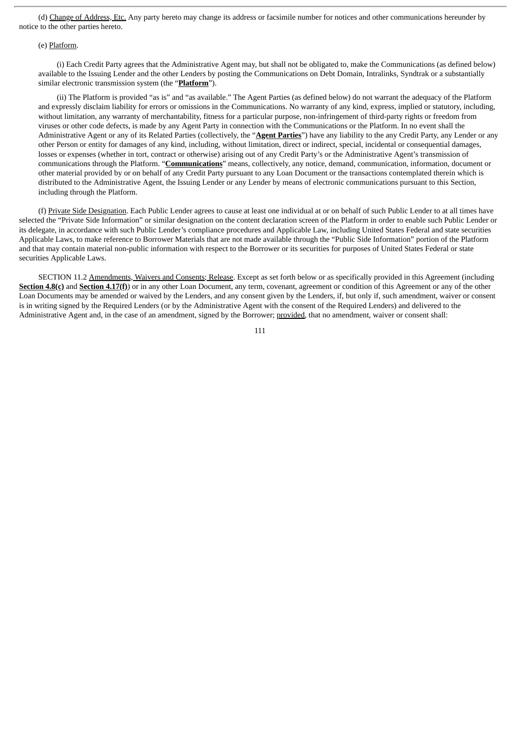(d) Change of Address, Etc. Any party hereto may change its address or facsimile number for notices and other communications hereunder by notice to the other parties hereto.

(e) Platform.

(i) Each Credit Party agrees that the Administrative Agent may, but shall not be obligated to, make the Communications (as defined below) available to the Issuing Lender and the other Lenders by posting the Communications on Debt Domain, Intralinks, Syndtrak or a substantially similar electronic transmission system (the "**Platform**").

(ii) The Platform is provided "as is" and "as available." The Agent Parties (as defined below) do not warrant the adequacy of the Platform and expressly disclaim liability for errors or omissions in the Communications. No warranty of any kind, express, implied or statutory, including, without limitation, any warranty of merchantability, fitness for a particular purpose, non-infringement of third-party rights or freedom from viruses or other code defects, is made by any Agent Party in connection with the Communications or the Platform. In no event shall the Administrative Agent or any of its Related Parties (collectively, the "**Agent Parties**") have any liability to the any Credit Party, any Lender or any other Person or entity for damages of any kind, including, without limitation, direct or indirect, special, incidental or consequential damages, losses or expenses (whether in tort, contract or otherwise) arising out of any Credit Party's or the Administrative Agent's transmission of communications through the Platform. "**Communications**" means, collectively, any notice, demand, communication, information, document or other material provided by or on behalf of any Credit Party pursuant to any Loan Document or the transactions contemplated therein which is distributed to the Administrative Agent, the Issuing Lender or any Lender by means of electronic communications pursuant to this Section, including through the Platform.

(f) Private Side Designation. Each Public Lender agrees to cause at least one individual at or on behalf of such Public Lender to at all times have selected the "Private Side Information" or similar designation on the content declaration screen of the Platform in order to enable such Public Lender or its delegate, in accordance with such Public Lender's compliance procedures and Applicable Law, including United States Federal and state securities Applicable Laws, to make reference to Borrower Materials that are not made available through the "Public Side Information" portion of the Platform and that may contain material non-public information with respect to the Borrower or its securities for purposes of United States Federal or state securities Applicable Laws.

SECTION 11.2 Amendments, Waivers and Consents; Release. Except as set forth below or as specifically provided in this Agreement (including **Section 4.8(c)** and **Section 4.17(f)**) or in any other Loan Document, any term, covenant, agreement or condition of this Agreement or any of the other Loan Documents may be amended or waived by the Lenders, and any consent given by the Lenders, if, but only if, such amendment, waiver or consent is in writing signed by the Required Lenders (or by the Administrative Agent with the consent of the Required Lenders) and delivered to the Administrative Agent and, in the case of an amendment, signed by the Borrower; provided, that no amendment, waiver or consent shall: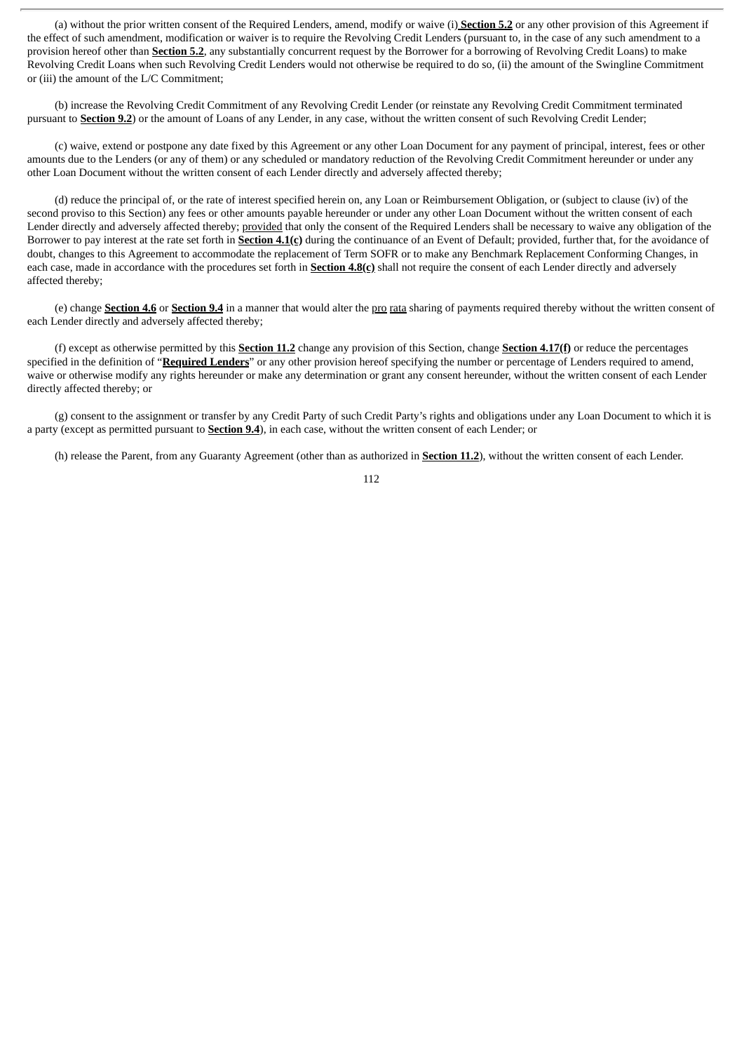(a) without the prior written consent of the Required Lenders, amend, modify or waive (i) **Section 5.2** or any other provision of this Agreement if the effect of such amendment, modification or waiver is to require the Revolving Credit Lenders (pursuant to, in the case of any such amendment to a provision hereof other than **Section 5.2**, any substantially concurrent request by the Borrower for a borrowing of Revolving Credit Loans) to make Revolving Credit Loans when such Revolving Credit Lenders would not otherwise be required to do so, (ii) the amount of the Swingline Commitment or (iii) the amount of the L/C Commitment;

(b) increase the Revolving Credit Commitment of any Revolving Credit Lender (or reinstate any Revolving Credit Commitment terminated pursuant to **Section 9.2**) or the amount of Loans of any Lender, in any case, without the written consent of such Revolving Credit Lender;

(c) waive, extend or postpone any date fixed by this Agreement or any other Loan Document for any payment of principal, interest, fees or other amounts due to the Lenders (or any of them) or any scheduled or mandatory reduction of the Revolving Credit Commitment hereunder or under any other Loan Document without the written consent of each Lender directly and adversely affected thereby;

(d) reduce the principal of, or the rate of interest specified herein on, any Loan or Reimbursement Obligation, or (subject to clause (iv) of the second proviso to this Section) any fees or other amounts payable hereunder or under any other Loan Document without the written consent of each Lender directly and adversely affected thereby; provided that only the consent of the Required Lenders shall be necessary to waive any obligation of the Borrower to pay interest at the rate set forth in **Section 4.1(c)** during the continuance of an Event of Default; provided, further that, for the avoidance of doubt, changes to this Agreement to accommodate the replacement of Term SOFR or to make any Benchmark Replacement Conforming Changes, in each case, made in accordance with the procedures set forth in **Section 4.8(c)** shall not require the consent of each Lender directly and adversely affected thereby;

(e) change **Section 4.6** or **Section 9.4** in a manner that would alter the pro rata sharing of payments required thereby without the written consent of each Lender directly and adversely affected thereby;

(f) except as otherwise permitted by this **Section 11.2** change any provision of this Section, change **Section 4.17(f)** or reduce the percentages specified in the definition of "**Required Lenders**" or any other provision hereof specifying the number or percentage of Lenders required to amend, waive or otherwise modify any rights hereunder or make any determination or grant any consent hereunder, without the written consent of each Lender directly affected thereby; or

(g) consent to the assignment or transfer by any Credit Party of such Credit Party's rights and obligations under any Loan Document to which it is a party (except as permitted pursuant to **Section 9.4**), in each case, without the written consent of each Lender; or

(h) release the Parent, from any Guaranty Agreement (other than as authorized in **Section 11.2**), without the written consent of each Lender.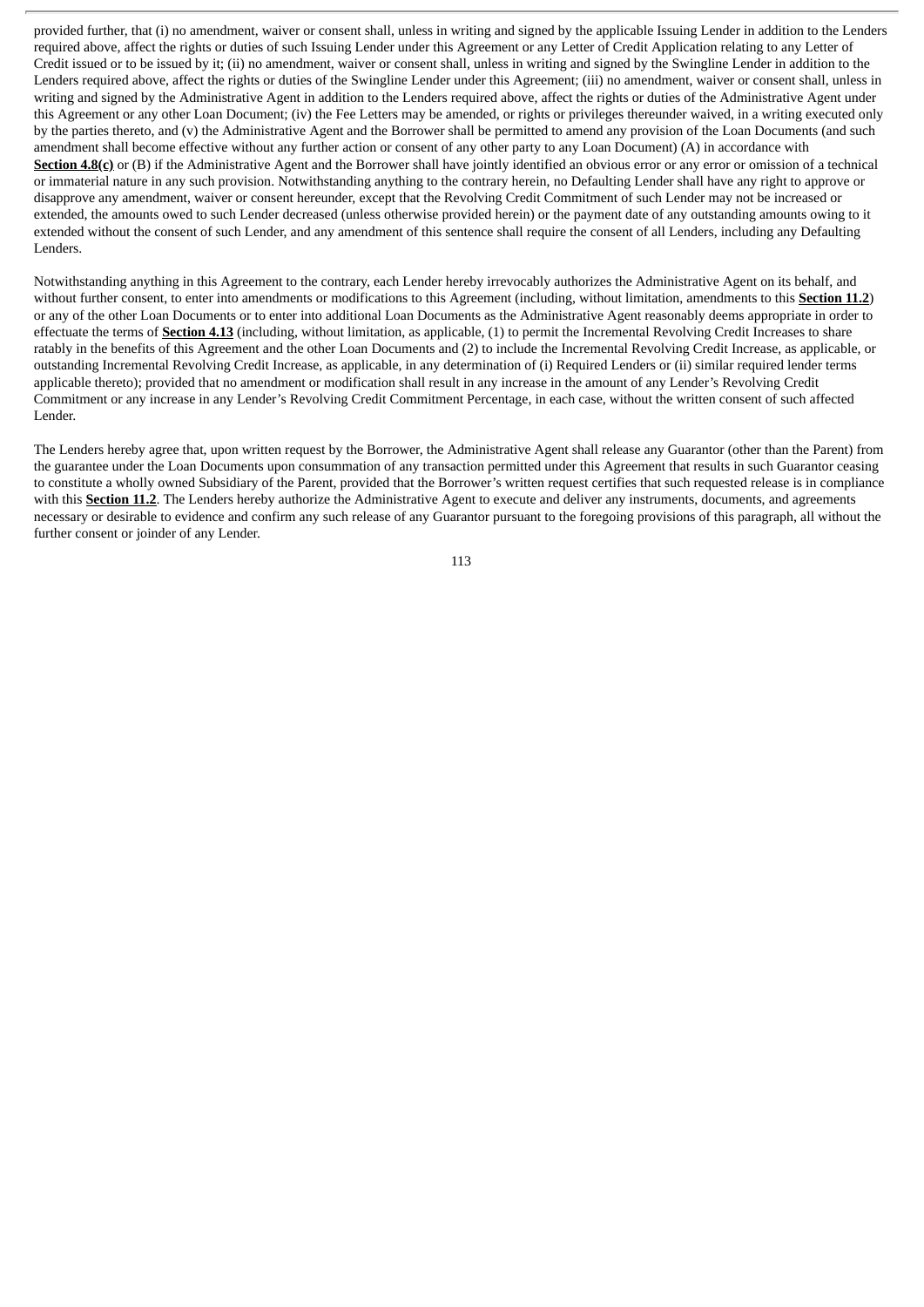provided further, that (i) no amendment, waiver or consent shall, unless in writing and signed by the applicable Issuing Lender in addition to the Lenders required above, affect the rights or duties of such Issuing Lender under this Agreement or any Letter of Credit Application relating to any Letter of Credit issued or to be issued by it; (ii) no amendment, waiver or consent shall, unless in writing and signed by the Swingline Lender in addition to the Lenders required above, affect the rights or duties of the Swingline Lender under this Agreement; (iii) no amendment, waiver or consent shall, unless in writing and signed by the Administrative Agent in addition to the Lenders required above, affect the rights or duties of the Administrative Agent under this Agreement or any other Loan Document; (iv) the Fee Letters may be amended, or rights or privileges thereunder waived, in a writing executed only by the parties thereto, and (v) the Administrative Agent and the Borrower shall be permitted to amend any provision of the Loan Documents (and such amendment shall become effective without any further action or consent of any other party to any Loan Document) (A) in accordance with **Section 4.8(c)** or (B) if the Administrative Agent and the Borrower shall have jointly identified an obvious error or any error or omission of a technical or immaterial nature in any such provision. Notwithstanding anything to the contrary herein, no Defaulting Lender shall have any right to approve or disapprove any amendment, waiver or consent hereunder, except that the Revolving Credit Commitment of such Lender may not be increased or extended, the amounts owed to such Lender decreased (unless otherwise provided herein) or the payment date of any outstanding amounts owing to it extended without the consent of such Lender, and any amendment of this sentence shall require the consent of all Lenders, including any Defaulting Lenders.

Notwithstanding anything in this Agreement to the contrary, each Lender hereby irrevocably authorizes the Administrative Agent on its behalf, and without further consent, to enter into amendments or modifications to this Agreement (including, without limitation, amendments to this **Section 11.2**) or any of the other Loan Documents or to enter into additional Loan Documents as the Administrative Agent reasonably deems appropriate in order to effectuate the terms of **Section 4.13** (including, without limitation, as applicable, (1) to permit the Incremental Revolving Credit Increases to share ratably in the benefits of this Agreement and the other Loan Documents and (2) to include the Incremental Revolving Credit Increase, as applicable, or outstanding Incremental Revolving Credit Increase, as applicable, in any determination of (i) Required Lenders or (ii) similar required lender terms applicable thereto); provided that no amendment or modification shall result in any increase in the amount of any Lender's Revolving Credit Commitment or any increase in any Lender's Revolving Credit Commitment Percentage, in each case, without the written consent of such affected Lender.

The Lenders hereby agree that, upon written request by the Borrower, the Administrative Agent shall release any Guarantor (other than the Parent) from the guarantee under the Loan Documents upon consummation of any transaction permitted under this Agreement that results in such Guarantor ceasing to constitute a wholly owned Subsidiary of the Parent, provided that the Borrower's written request certifies that such requested release is in compliance with this **Section 11.2**. The Lenders hereby authorize the Administrative Agent to execute and deliver any instruments, documents, and agreements necessary or desirable to evidence and confirm any such release of any Guarantor pursuant to the foregoing provisions of this paragraph, all without the further consent or joinder of any Lender.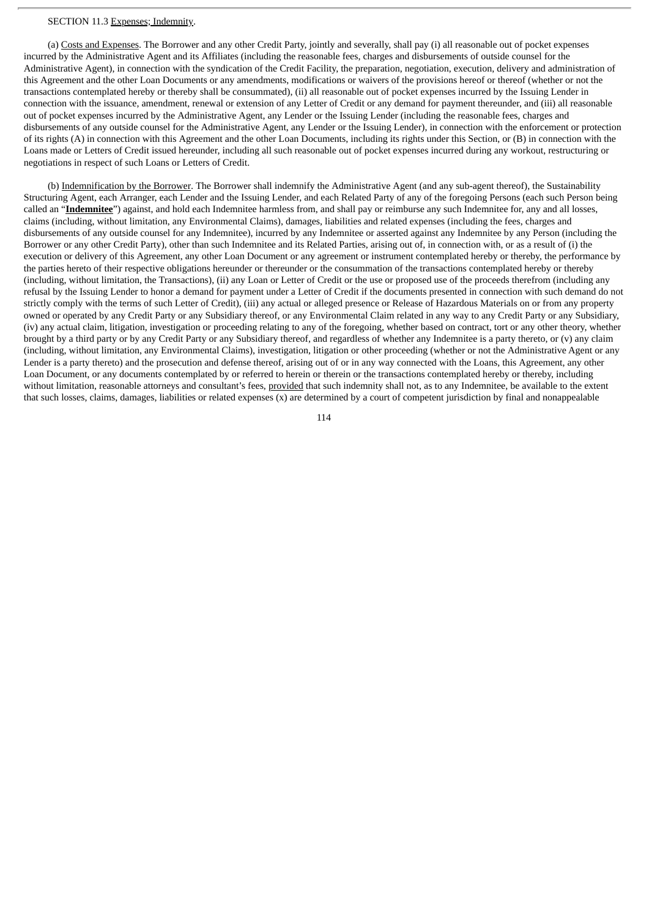SECTION 11.3 Expenses; Indemnity.

(a) Costs and Expenses. The Borrower and any other Credit Party, jointly and severally, shall pay (i) all reasonable out of pocket expenses incurred by the Administrative Agent and its Affiliates (including the reasonable fees, charges and disbursements of outside counsel for the Administrative Agent), in connection with the syndication of the Credit Facility, the preparation, negotiation, execution, delivery and administration of this Agreement and the other Loan Documents or any amendments, modifications or waivers of the provisions hereof or thereof (whether or not the transactions contemplated hereby or thereby shall be consummated), (ii) all reasonable out of pocket expenses incurred by the Issuing Lender in connection with the issuance, amendment, renewal or extension of any Letter of Credit or any demand for payment thereunder, and (iii) all reasonable out of pocket expenses incurred by the Administrative Agent, any Lender or the Issuing Lender (including the reasonable fees, charges and disbursements of any outside counsel for the Administrative Agent, any Lender or the Issuing Lender), in connection with the enforcement or protection of its rights (A) in connection with this Agreement and the other Loan Documents, including its rights under this Section, or (B) in connection with the Loans made or Letters of Credit issued hereunder, including all such reasonable out of pocket expenses incurred during any workout, restructuring or negotiations in respect of such Loans or Letters of Credit.

(b) Indemnification by the Borrower. The Borrower shall indemnify the Administrative Agent (and any sub-agent thereof), the Sustainability Structuring Agent, each Arranger, each Lender and the Issuing Lender, and each Related Party of any of the foregoing Persons (each such Person being called an "**Indemnitee**") against, and hold each Indemnitee harmless from, and shall pay or reimburse any such Indemnitee for, any and all losses, claims (including, without limitation, any Environmental Claims), damages, liabilities and related expenses (including the fees, charges and disbursements of any outside counsel for any Indemnitee), incurred by any Indemnitee or asserted against any Indemnitee by any Person (including the Borrower or any other Credit Party), other than such Indemnitee and its Related Parties, arising out of, in connection with, or as a result of (i) the execution or delivery of this Agreement, any other Loan Document or any agreement or instrument contemplated hereby or thereby, the performance by the parties hereto of their respective obligations hereunder or thereunder or the consummation of the transactions contemplated hereby or thereby (including, without limitation, the Transactions), (ii) any Loan or Letter of Credit or the use or proposed use of the proceeds therefrom (including any refusal by the Issuing Lender to honor a demand for payment under a Letter of Credit if the documents presented in connection with such demand do not strictly comply with the terms of such Letter of Credit), (iii) any actual or alleged presence or Release of Hazardous Materials on or from any property owned or operated by any Credit Party or any Subsidiary thereof, or any Environmental Claim related in any way to any Credit Party or any Subsidiary, (iv) any actual claim, litigation, investigation or proceeding relating to any of the foregoing, whether based on contract, tort or any other theory, whether brought by a third party or by any Credit Party or any Subsidiary thereof, and regardless of whether any Indemnitee is a party thereto, or (v) any claim (including, without limitation, any Environmental Claims), investigation, litigation or other proceeding (whether or not the Administrative Agent or any Lender is a party thereto) and the prosecution and defense thereof, arising out of or in any way connected with the Loans, this Agreement, any other Loan Document, or any documents contemplated by or referred to herein or therein or the transactions contemplated hereby or thereby, including without limitation, reasonable attorneys and consultant's fees, provided that such indemnity shall not, as to any Indemnitee, be available to the extent that such losses, claims, damages, liabilities or related expenses (x) are determined by a court of competent jurisdiction by final and nonappealable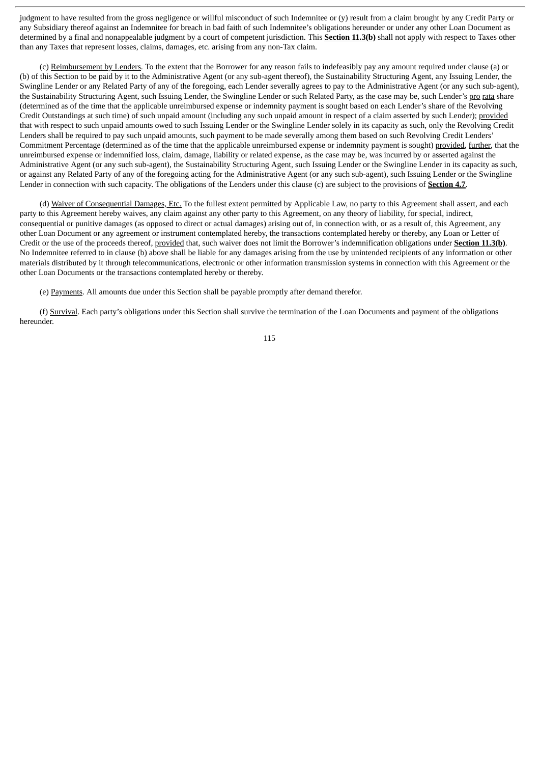judgment to have resulted from the gross negligence or willful misconduct of such Indemnitee or (y) result from a claim brought by any Credit Party or any Subsidiary thereof against an Indemnitee for breach in bad faith of such Indemnitee's obligations hereunder or under any other Loan Document as determined by a final and nonappealable judgment by a court of competent jurisdiction. This **Section 11.3(b)** shall not apply with respect to Taxes other than any Taxes that represent losses, claims, damages, etc. arising from any non-Tax claim.

(c) Reimbursement by Lenders. To the extent that the Borrower for any reason fails to indefeasibly pay any amount required under clause (a) or (b) of this Section to be paid by it to the Administrative Agent (or any sub-agent thereof), the Sustainability Structuring Agent, any Issuing Lender, the Swingline Lender or any Related Party of any of the foregoing, each Lender severally agrees to pay to the Administrative Agent (or any such sub-agent), the Sustainability Structuring Agent, such Issuing Lender, the Swingline Lender or such Related Party, as the case may be, such Lender's pro rata share (determined as of the time that the applicable unreimbursed expense or indemnity payment is sought based on each Lender's share of the Revolving Credit Outstandings at such time) of such unpaid amount (including any such unpaid amount in respect of a claim asserted by such Lender); provided that with respect to such unpaid amounts owed to such Issuing Lender or the Swingline Lender solely in its capacity as such, only the Revolving Credit Lenders shall be required to pay such unpaid amounts, such payment to be made severally among them based on such Revolving Credit Lenders' Commitment Percentage (determined as of the time that the applicable unreimbursed expense or indemnity payment is sought) provided, further, that the unreimbursed expense or indemnified loss, claim, damage, liability or related expense, as the case may be, was incurred by or asserted against the Administrative Agent (or any such sub-agent), the Sustainability Structuring Agent, such Issuing Lender or the Swingline Lender in its capacity as such, or against any Related Party of any of the foregoing acting for the Administrative Agent (or any such sub-agent), such Issuing Lender or the Swingline Lender in connection with such capacity. The obligations of the Lenders under this clause (c) are subject to the provisions of **Section 4.7**.

(d) Waiver of Consequential Damages, Etc. To the fullest extent permitted by Applicable Law, no party to this Agreement shall assert, and each party to this Agreement hereby waives, any claim against any other party to this Agreement, on any theory of liability, for special, indirect, consequential or punitive damages (as opposed to direct or actual damages) arising out of, in connection with, or as a result of, this Agreement, any other Loan Document or any agreement or instrument contemplated hereby, the transactions contemplated hereby or thereby, any Loan or Letter of Credit or the use of the proceeds thereof, provided that, such waiver does not limit the Borrower's indemnification obligations under **Section 11.3(b)**. No Indemnitee referred to in clause (b) above shall be liable for any damages arising from the use by unintended recipients of any information or other materials distributed by it through telecommunications, electronic or other information transmission systems in connection with this Agreement or the other Loan Documents or the transactions contemplated hereby or thereby.

(e) Payments. All amounts due under this Section shall be payable promptly after demand therefor.

(f) Survival. Each party's obligations under this Section shall survive the termination of the Loan Documents and payment of the obligations hereunder.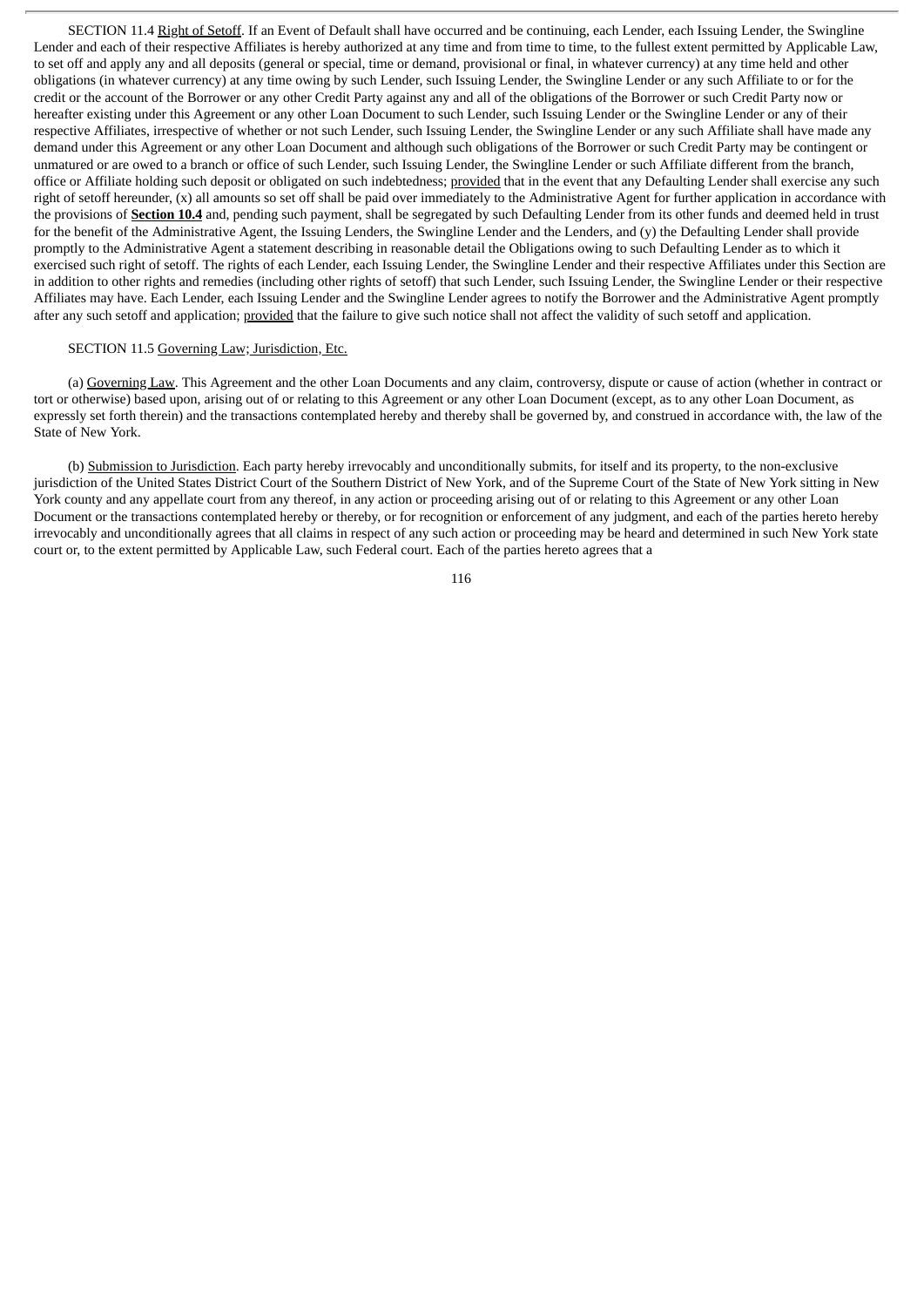SECTION 11.4 Right of Setoff. If an Event of Default shall have occurred and be continuing, each Lender, each Issuing Lender, the Swingline Lender and each of their respective Affiliates is hereby authorized at any time and from time to time, to the fullest extent permitted by Applicable Law, to set off and apply any and all deposits (general or special, time or demand, provisional or final, in whatever currency) at any time held and other obligations (in whatever currency) at any time owing by such Lender, such Issuing Lender, the Swingline Lender or any such Affiliate to or for the credit or the account of the Borrower or any other Credit Party against any and all of the obligations of the Borrower or such Credit Party now or hereafter existing under this Agreement or any other Loan Document to such Lender, such Issuing Lender or the Swingline Lender or any of their respective Affiliates, irrespective of whether or not such Lender, such Issuing Lender, the Swingline Lender or any such Affiliate shall have made any demand under this Agreement or any other Loan Document and although such obligations of the Borrower or such Credit Party may be contingent or unmatured or are owed to a branch or office of such Lender, such Issuing Lender, the Swingline Lender or such Affiliate different from the branch, office or Affiliate holding such deposit or obligated on such indebtedness; provided that in the event that any Defaulting Lender shall exercise any such right of setoff hereunder, (x) all amounts so set off shall be paid over immediately to the Administrative Agent for further application in accordance with the provisions of **Section 10.4** and, pending such payment, shall be segregated by such Defaulting Lender from its other funds and deemed held in trust for the benefit of the Administrative Agent, the Issuing Lenders, the Swingline Lender and the Lenders, and (y) the Defaulting Lender shall provide promptly to the Administrative Agent a statement describing in reasonable detail the Obligations owing to such Defaulting Lender as to which it exercised such right of setoff. The rights of each Lender, each Issuing Lender, the Swingline Lender and their respective Affiliates under this Section are in addition to other rights and remedies (including other rights of setoff) that such Lender, such Issuing Lender, the Swingline Lender or their respective Affiliates may have. Each Lender, each Issuing Lender and the Swingline Lender agrees to notify the Borrower and the Administrative Agent promptly after any such setoff and application; provided that the failure to give such notice shall not affect the validity of such setoff and application.

SECTION 11.5 Governing Law; Jurisdiction, Etc.

(a) Governing Law. This Agreement and the other Loan Documents and any claim, controversy, dispute or cause of action (whether in contract or tort or otherwise) based upon, arising out of or relating to this Agreement or any other Loan Document (except, as to any other Loan Document, as expressly set forth therein) and the transactions contemplated hereby and thereby shall be governed by, and construed in accordance with, the law of the State of New York.

(b) Submission to Jurisdiction. Each party hereby irrevocably and unconditionally submits, for itself and its property, to the non-exclusive jurisdiction of the United States District Court of the Southern District of New York, and of the Supreme Court of the State of New York sitting in New York county and any appellate court from any thereof, in any action or proceeding arising out of or relating to this Agreement or any other Loan Document or the transactions contemplated hereby or thereby, or for recognition or enforcement of any judgment, and each of the parties hereto hereby irrevocably and unconditionally agrees that all claims in respect of any such action or proceeding may be heard and determined in such New York state court or, to the extent permitted by Applicable Law, such Federal court. Each of the parties hereto agrees that a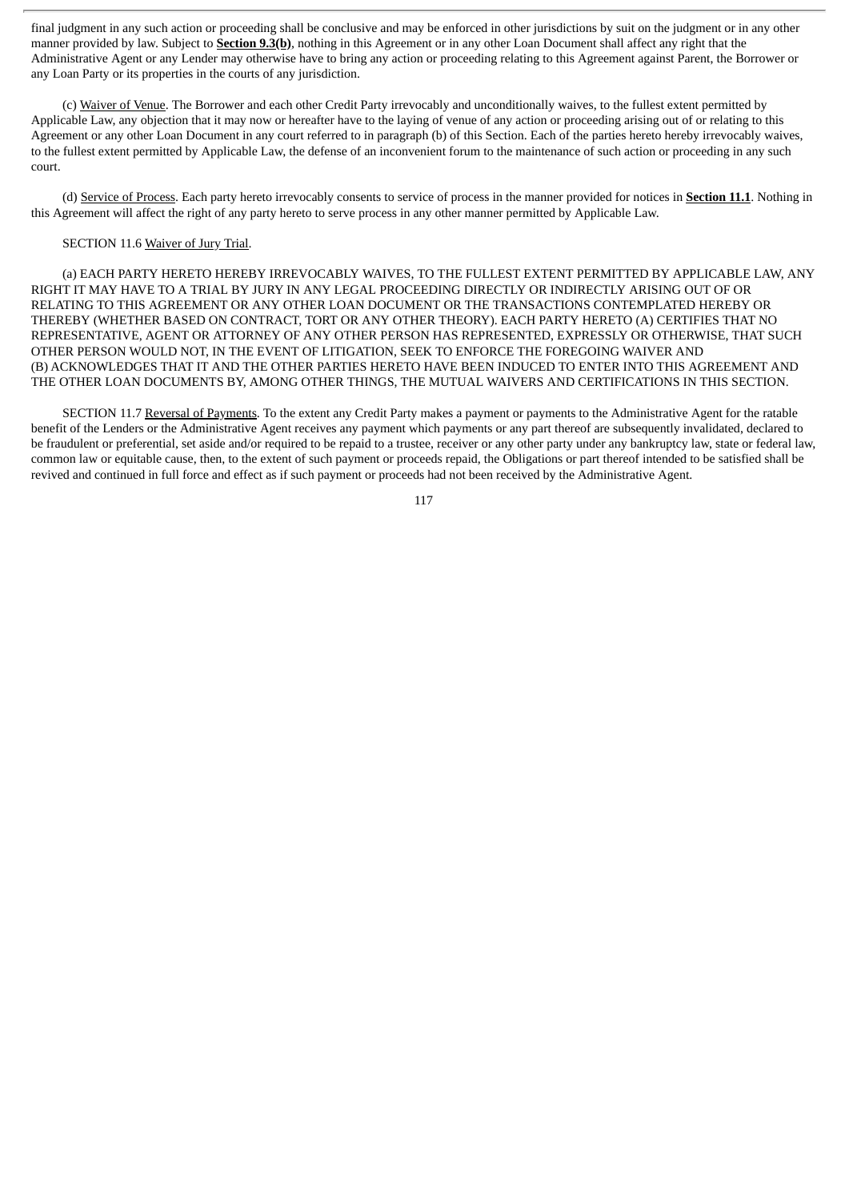final judgment in any such action or proceeding shall be conclusive and may be enforced in other jurisdictions by suit on the judgment or in any other manner provided by law. Subject to **Section 9.3(b)**, nothing in this Agreement or in any other Loan Document shall affect any right that the Administrative Agent or any Lender may otherwise have to bring any action or proceeding relating to this Agreement against Parent, the Borrower or any Loan Party or its properties in the courts of any jurisdiction.

(c) Waiver of Venue. The Borrower and each other Credit Party irrevocably and unconditionally waives, to the fullest extent permitted by Applicable Law, any objection that it may now or hereafter have to the laying of venue of any action or proceeding arising out of or relating to this Agreement or any other Loan Document in any court referred to in paragraph (b) of this Section. Each of the parties hereto hereby irrevocably waives, to the fullest extent permitted by Applicable Law, the defense of an inconvenient forum to the maintenance of such action or proceeding in any such court.

(d) Service of Process. Each party hereto irrevocably consents to service of process in the manner provided for notices in **Section 11.1**. Nothing in this Agreement will affect the right of any party hereto to serve process in any other manner permitted by Applicable Law.

SECTION 11.6 Waiver of Jury Trial.

(a) EACH PARTY HERETO HEREBY IRREVOCABLY WAIVES, TO THE FULLEST EXTENT PERMITTED BY APPLICABLE LAW, ANY RIGHT IT MAY HAVE TO A TRIAL BY JURY IN ANY LEGAL PROCEEDING DIRECTLY OR INDIRECTLY ARISING OUT OF OR RELATING TO THIS AGREEMENT OR ANY OTHER LOAN DOCUMENT OR THE TRANSACTIONS CONTEMPLATED HEREBY OR THEREBY (WHETHER BASED ON CONTRACT, TORT OR ANY OTHER THEORY). EACH PARTY HERETO (A) CERTIFIES THAT NO REPRESENTATIVE, AGENT OR ATTORNEY OF ANY OTHER PERSON HAS REPRESENTED, EXPRESSLY OR OTHERWISE, THAT SUCH OTHER PERSON WOULD NOT, IN THE EVENT OF LITIGATION, SEEK TO ENFORCE THE FOREGOING WAIVER AND (B) ACKNOWLEDGES THAT IT AND THE OTHER PARTIES HERETO HAVE BEEN INDUCED TO ENTER INTO THIS AGREEMENT AND THE OTHER LOAN DOCUMENTS BY, AMONG OTHER THINGS, THE MUTUAL WAIVERS AND CERTIFICATIONS IN THIS SECTION.

SECTION 11.7 Reversal of Payments. To the extent any Credit Party makes a payment or payments to the Administrative Agent for the ratable benefit of the Lenders or the Administrative Agent receives any payment which payments or any part thereof are subsequently invalidated, declared to be fraudulent or preferential, set aside and/or required to be repaid to a trustee, receiver or any other party under any bankruptcy law, state or federal law, common law or equitable cause, then, to the extent of such payment or proceeds repaid, the Obligations or part thereof intended to be satisfied shall be revived and continued in full force and effect as if such payment or proceeds had not been received by the Administrative Agent.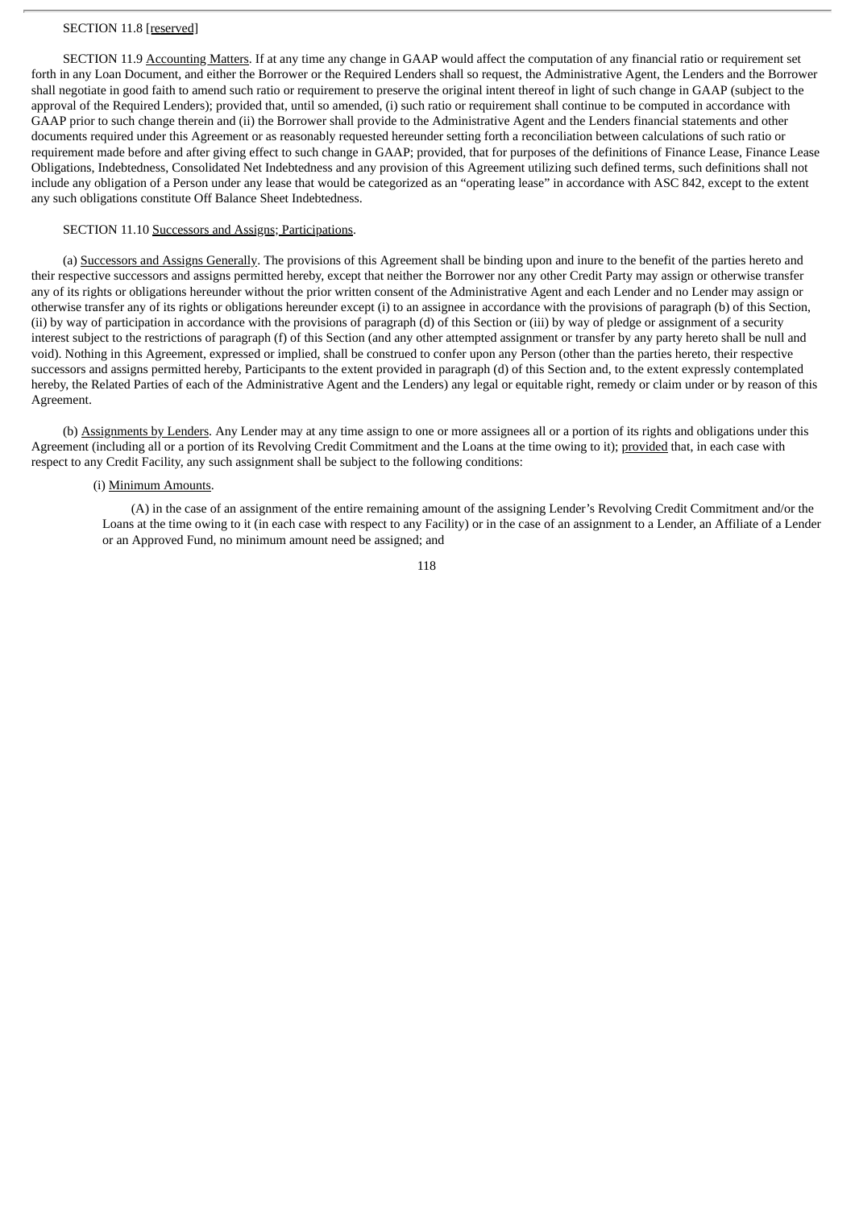SECTION 11.8 [reserved]

SECTION 11.9 Accounting Matters. If at any time any change in GAAP would affect the computation of any financial ratio or requirement set forth in any Loan Document, and either the Borrower or the Required Lenders shall so request, the Administrative Agent, the Lenders and the Borrower shall negotiate in good faith to amend such ratio or requirement to preserve the original intent thereof in light of such change in GAAP (subject to the approval of the Required Lenders); provided that, until so amended, (i) such ratio or requirement shall continue to be computed in accordance with GAAP prior to such change therein and (ii) the Borrower shall provide to the Administrative Agent and the Lenders financial statements and other documents required under this Agreement or as reasonably requested hereunder setting forth a reconciliation between calculations of such ratio or requirement made before and after giving effect to such change in GAAP; provided, that for purposes of the definitions of Finance Lease, Finance Lease Obligations, Indebtedness, Consolidated Net Indebtedness and any provision of this Agreement utilizing such defined terms, such definitions shall not include any obligation of a Person under any lease that would be categorized as an "operating lease" in accordance with ASC 842, except to the extent any such obligations constitute Off Balance Sheet Indebtedness.

SECTION 11.10 Successors and Assigns; Participations.

(a) Successors and Assigns Generally. The provisions of this Agreement shall be binding upon and inure to the benefit of the parties hereto and their respective successors and assigns permitted hereby, except that neither the Borrower nor any other Credit Party may assign or otherwise transfer any of its rights or obligations hereunder without the prior written consent of the Administrative Agent and each Lender and no Lender may assign or otherwise transfer any of its rights or obligations hereunder except (i) to an assignee in accordance with the provisions of paragraph (b) of this Section, (ii) by way of participation in accordance with the provisions of paragraph (d) of this Section or (iii) by way of pledge or assignment of a security interest subject to the restrictions of paragraph (f) of this Section (and any other attempted assignment or transfer by any party hereto shall be null and void). Nothing in this Agreement, expressed or implied, shall be construed to confer upon any Person (other than the parties hereto, their respective successors and assigns permitted hereby, Participants to the extent provided in paragraph (d) of this Section and, to the extent expressly contemplated hereby, the Related Parties of each of the Administrative Agent and the Lenders) any legal or equitable right, remedy or claim under or by reason of this Agreement.

(b) Assignments by Lenders. Any Lender may at any time assign to one or more assignees all or a portion of its rights and obligations under this Agreement (including all or a portion of its Revolving Credit Commitment and the Loans at the time owing to it); provided that, in each case with respect to any Credit Facility, any such assignment shall be subject to the following conditions:

(i) Minimum Amounts.

(A) in the case of an assignment of the entire remaining amount of the assigning Lender's Revolving Credit Commitment and/or the Loans at the time owing to it (in each case with respect to any Facility) or in the case of an assignment to a Lender, an Affiliate of a Lender or an Approved Fund, no minimum amount need be assigned; and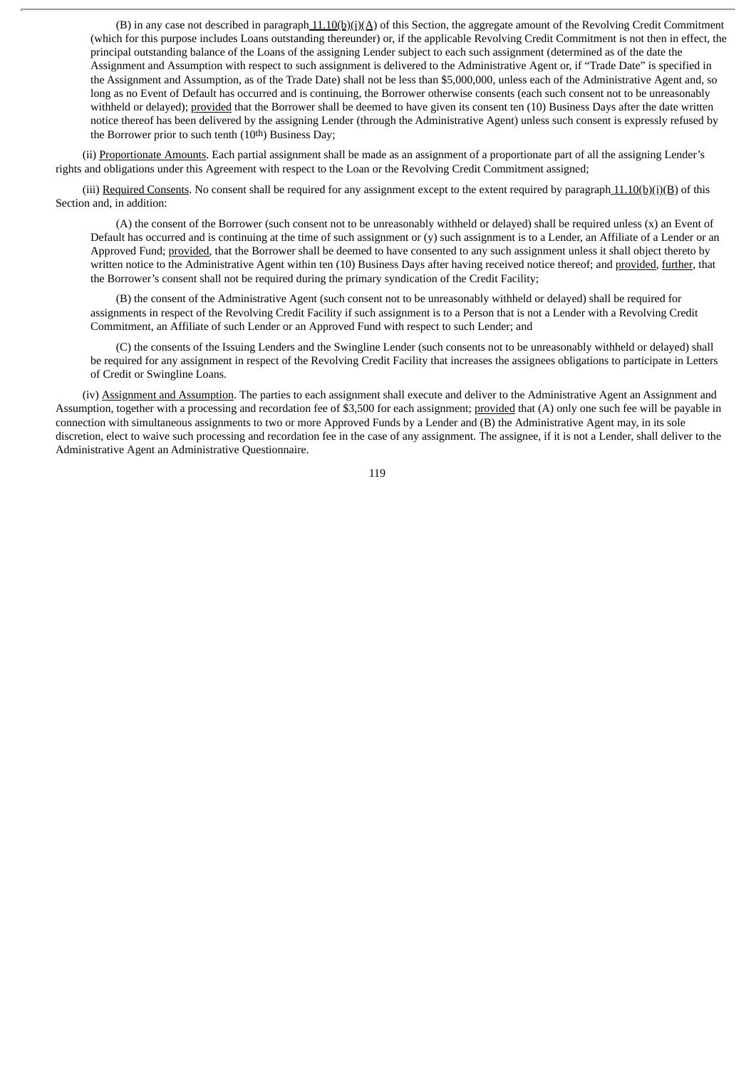(B) in any case not described in paragraph 11.10(b)(i)(A) of this Section, the aggregate amount of the Revolving Credit Commitment (which for this purpose includes Loans outstanding thereunder) or, if the applicable Revolving Credit Commitment is not then in effect, the principal outstanding balance of the Loans of the assigning Lender subject to each such assignment (determined as of the date the Assignment and Assumption with respect to such assignment is delivered to the Administrative Agent or, if "Trade Date" is specified in the Assignment and Assumption, as of the Trade Date) shall not be less than $5,000,000, unless each of the Administrative Agent and, so long as no Event of Default has occurred and is continuing, the Borrower otherwise consents (each such consent not to be unreasonably withheld or delayed); provided that the Borrower shall be deemed to have given its consent ten (10) Business Days after the date written notice thereof has been delivered by the assigning Lender (through the Administrative Agent) unless such consent is expressly refused by the Borrower prior to such tenth (10th) Business Day;

(ii) Proportionate Amounts. Each partial assignment shall be made as an assignment of a proportionate part of all the assigning Lender's rights and obligations under this Agreement with respect to the Loan or the Revolving Credit Commitment assigned;

(iii) Required Consents. No consent shall be required for any assignment except to the extent required by paragraph 11.10(b)(i)(B) of this Section and, in addition:

(A) the consent of the Borrower (such consent not to be unreasonably withheld or delayed) shall be required unless (x) an Event of Default has occurred and is continuing at the time of such assignment or (y) such assignment is to a Lender, an Affiliate of a Lender or an Approved Fund; provided, that the Borrower shall be deemed to have consented to any such assignment unless it shall object thereto by written notice to the Administrative Agent within ten (10) Business Days after having received notice thereof; and provided, further, that the Borrower's consent shall not be required during the primary syndication of the Credit Facility;

(B) the consent of the Administrative Agent (such consent not to be unreasonably withheld or delayed) shall be required for assignments in respect of the Revolving Credit Facility if such assignment is to a Person that is not a Lender with a Revolving Credit Commitment, an Affiliate of such Lender or an Approved Fund with respect to such Lender; and

(C) the consents of the Issuing Lenders and the Swingline Lender (such consents not to be unreasonably withheld or delayed) shall be required for any assignment in respect of the Revolving Credit Facility that increases the assignees obligations to participate in Letters of Credit or Swingline Loans.

(iv) Assignment and Assumption. The parties to each assignment shall execute and deliver to the Administrative Agent an Assignment and Assumption, together with a processing and recordation fee of $3,500 for each assignment; provided that (A) only one such fee will be payable in connection with simultaneous assignments to two or more Approved Funds by a Lender and (B) the Administrative Agent may, in its sole discretion, elect to waive such processing and recordation fee in the case of any assignment. The assignee, if it is not a Lender, shall deliver to the Administrative Agent an Administrative Questionnaire.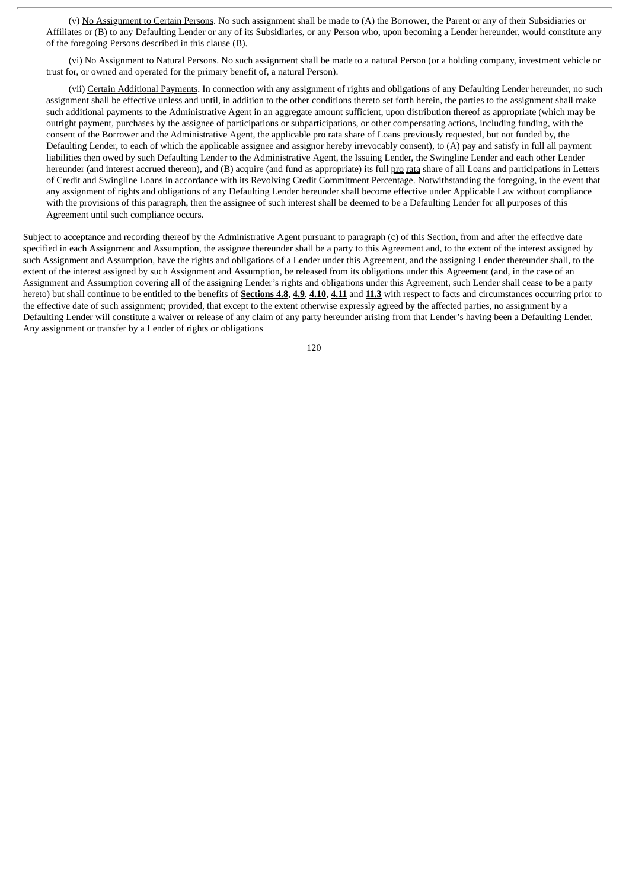(v) No Assignment to Certain Persons. No such assignment shall be made to (A) the Borrower, the Parent or any of their Subsidiaries or Affiliates or (B) to any Defaulting Lender or any of its Subsidiaries, or any Person who, upon becoming a Lender hereunder, would constitute any of the foregoing Persons described in this clause (B).

(vi) No Assignment to Natural Persons. No such assignment shall be made to a natural Person (or a holding company, investment vehicle or trust for, or owned and operated for the primary benefit of, a natural Person).

(vii) Certain Additional Payments. In connection with any assignment of rights and obligations of any Defaulting Lender hereunder, no such assignment shall be effective unless and until, in addition to the other conditions thereto set forth herein, the parties to the assignment shall make such additional payments to the Administrative Agent in an aggregate amount sufficient, upon distribution thereof as appropriate (which may be outright payment, purchases by the assignee of participations or subparticipations, or other compensating actions, including funding, with the consent of the Borrower and the Administrative Agent, the applicable pro rata share of Loans previously requested, but not funded by, the Defaulting Lender, to each of which the applicable assignee and assignor hereby irrevocably consent), to (A) pay and satisfy in full all payment liabilities then owed by such Defaulting Lender to the Administrative Agent, the Issuing Lender, the Swingline Lender and each other Lender hereunder (and interest accrued thereon), and (B) acquire (and fund as appropriate) its full pro rata share of all Loans and participations in Letters of Credit and Swingline Loans in accordance with its Revolving Credit Commitment Percentage. Notwithstanding the foregoing, in the event that any assignment of rights and obligations of any Defaulting Lender hereunder shall become effective under Applicable Law without compliance with the provisions of this paragraph, then the assignee of such interest shall be deemed to be a Defaulting Lender for all purposes of this Agreement until such compliance occurs.

Subject to acceptance and recording thereof by the Administrative Agent pursuant to paragraph (c) of this Section, from and after the effective date specified in each Assignment and Assumption, the assignee thereunder shall be a party to this Agreement and, to the extent of the interest assigned by such Assignment and Assumption, have the rights and obligations of a Lender under this Agreement, and the assigning Lender thereunder shall, to the extent of the interest assigned by such Assignment and Assumption, be released from its obligations under this Agreement (and, in the case of an Assignment and Assumption covering all of the assigning Lender's rights and obligations under this Agreement, such Lender shall cease to be a party hereto) but shall continue to be entitled to the benefits of **Sections 4.8**, **4.9**, **4.10**, **4.11** and **11.3** with respect to facts and circumstances occurring prior to the effective date of such assignment; provided, that except to the extent otherwise expressly agreed by the affected parties, no assignment by a Defaulting Lender will constitute a waiver or release of any claim of any party hereunder arising from that Lender's having been a Defaulting Lender. Any assignment or transfer by a Lender of rights or obligations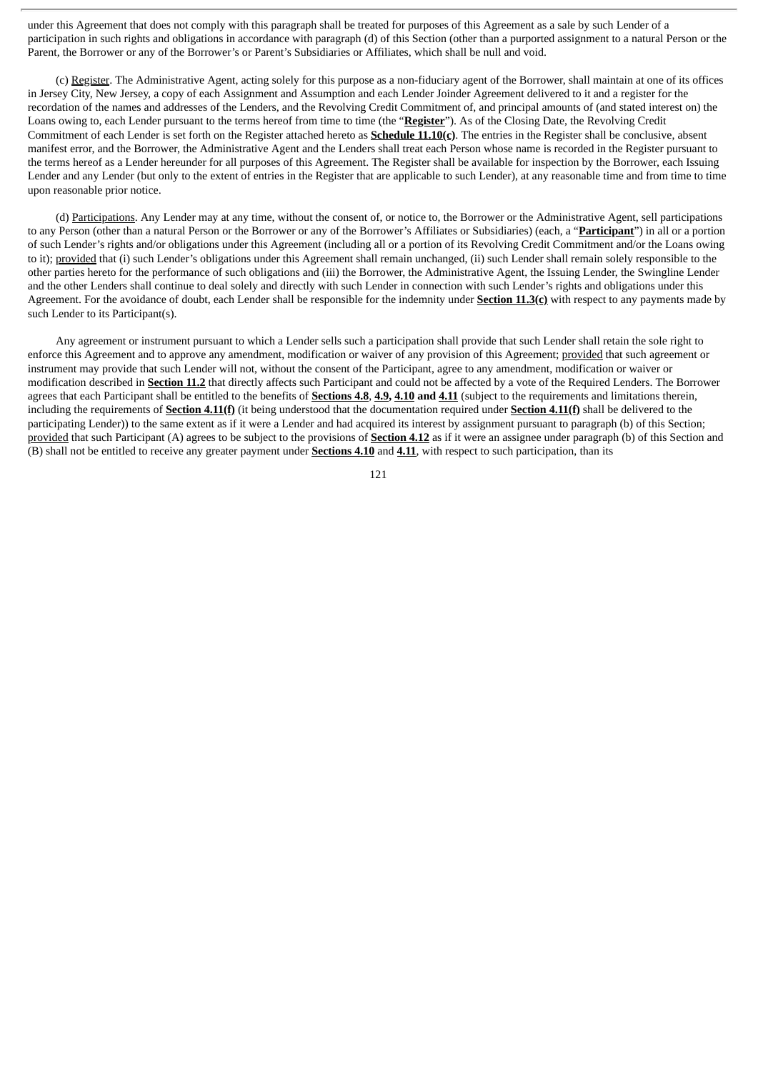under this Agreement that does not comply with this paragraph shall be treated for purposes of this Agreement as a sale by such Lender of a participation in such rights and obligations in accordance with paragraph (d) of this Section (other than a purported assignment to a natural Person or the Parent, the Borrower or any of the Borrower's or Parent's Subsidiaries or Affiliates, which shall be null and void.

(c) Register. The Administrative Agent, acting solely for this purpose as a non-fiduciary agent of the Borrower, shall maintain at one of its offices in Jersey City, New Jersey, a copy of each Assignment and Assumption and each Lender Joinder Agreement delivered to it and a register for the recordation of the names and addresses of the Lenders, and the Revolving Credit Commitment of, and principal amounts of (and stated interest on) the Loans owing to, each Lender pursuant to the terms hereof from time to time (the "**Register**"). As of the Closing Date, the Revolving Credit Commitment of each Lender is set forth on the Register attached hereto as **Schedule 11.10(c)**. The entries in the Register shall be conclusive, absent manifest error, and the Borrower, the Administrative Agent and the Lenders shall treat each Person whose name is recorded in the Register pursuant to the terms hereof as a Lender hereunder for all purposes of this Agreement. The Register shall be available for inspection by the Borrower, each Issuing Lender and any Lender (but only to the extent of entries in the Register that are applicable to such Lender), at any reasonable time and from time to time upon reasonable prior notice.

(d) Participations. Any Lender may at any time, without the consent of, or notice to, the Borrower or the Administrative Agent, sell participations to any Person (other than a natural Person or the Borrower or any of the Borrower's Affiliates or Subsidiaries) (each, a "**Participant**") in all or a portion of such Lender's rights and/or obligations under this Agreement (including all or a portion of its Revolving Credit Commitment and/or the Loans owing to it); provided that (i) such Lender's obligations under this Agreement shall remain unchanged, (ii) such Lender shall remain solely responsible to the other parties hereto for the performance of such obligations and (iii) the Borrower, the Administrative Agent, the Issuing Lender, the Swingline Lender and the other Lenders shall continue to deal solely and directly with such Lender in connection with such Lender's rights and obligations under this Agreement. For the avoidance of doubt, each Lender shall be responsible for the indemnity under **Section 11.3(c)** with respect to any payments made by such Lender to its Participant(s).

Any agreement or instrument pursuant to which a Lender sells such a participation shall provide that such Lender shall retain the sole right to enforce this Agreement and to approve any amendment, modification or waiver of any provision of this Agreement; provided that such agreement or instrument may provide that such Lender will not, without the consent of the Participant, agree to any amendment, modification or waiver or modification described in **Section 11.2** that directly affects such Participant and could not be affected by a vote of the Required Lenders. The Borrower agrees that each Participant shall be entitled to the benefits of **Sections 4.8**, **4.9, 4.10 and 4.11** (subject to the requirements and limitations therein, including the requirements of **Section 4.11(f)** (it being understood that the documentation required under **Section 4.11(f)** shall be delivered to the participating Lender)) to the same extent as if it were a Lender and had acquired its interest by assignment pursuant to paragraph (b) of this Section; provided that such Participant (A) agrees to be subject to the provisions of **Section 4.12** as if it were an assignee under paragraph (b) of this Section and (B) shall not be entitled to receive any greater payment under **Sections 4.10** and **4.11**, with respect to such participation, than its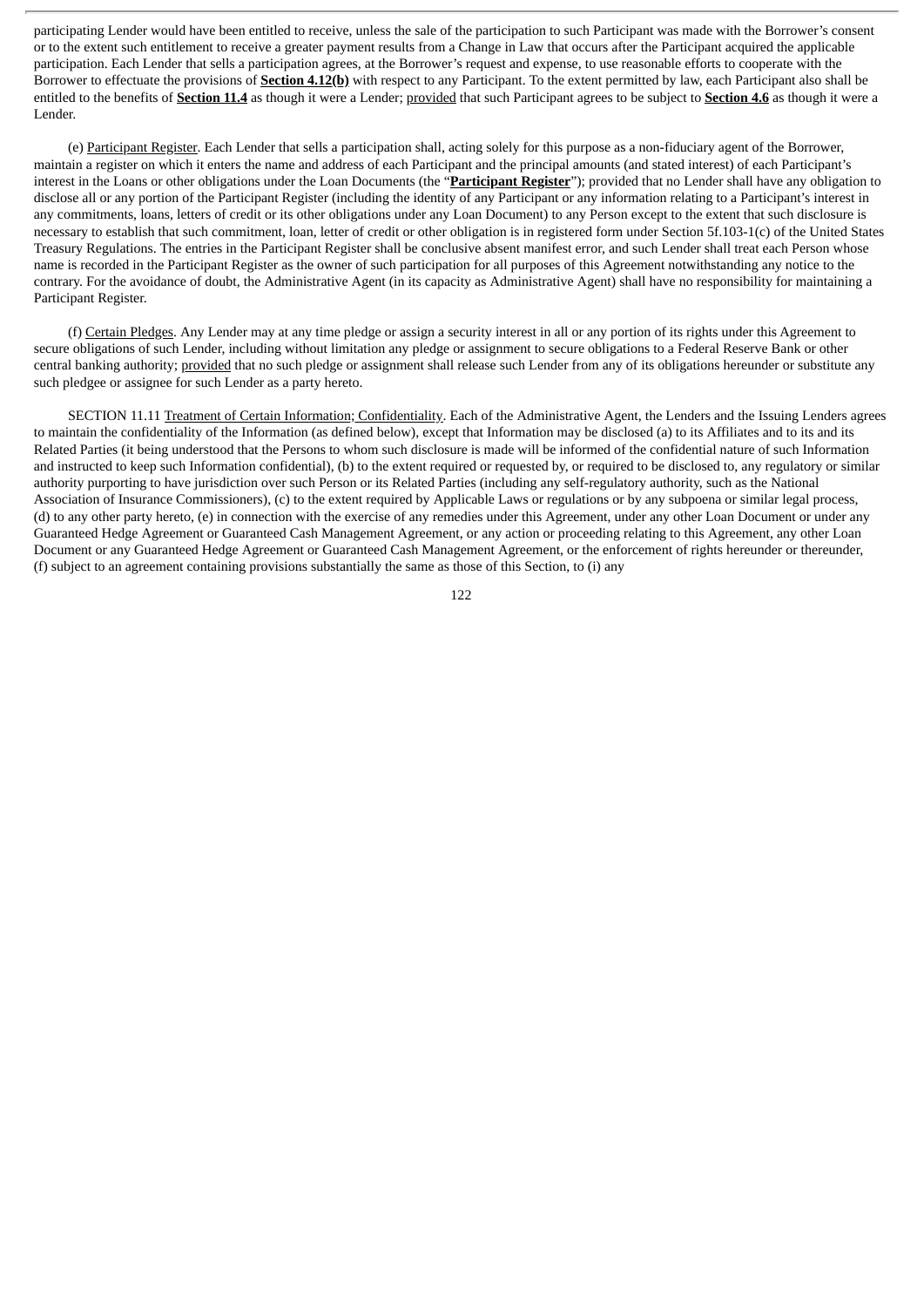participating Lender would have been entitled to receive, unless the sale of the participation to such Participant was made with the Borrower's consent or to the extent such entitlement to receive a greater payment results from a Change in Law that occurs after the Participant acquired the applicable participation. Each Lender that sells a participation agrees, at the Borrower's request and expense, to use reasonable efforts to cooperate with the Borrower to effectuate the provisions of **Section 4.12(b)** with respect to any Participant. To the extent permitted by law, each Participant also shall be entitled to the benefits of **Section 11.4** as though it were a Lender; provided that such Participant agrees to be subject to **Section 4.6** as though it were a Lender.

(e) Participant Register. Each Lender that sells a participation shall, acting solely for this purpose as a non-fiduciary agent of the Borrower, maintain a register on which it enters the name and address of each Participant and the principal amounts (and stated interest) of each Participant's interest in the Loans or other obligations under the Loan Documents (the "**Participant Register**"); provided that no Lender shall have any obligation to disclose all or any portion of the Participant Register (including the identity of any Participant or any information relating to a Participant's interest in any commitments, loans, letters of credit or its other obligations under any Loan Document) to any Person except to the extent that such disclosure is necessary to establish that such commitment, loan, letter of credit or other obligation is in registered form under Section 5f.103-1(c) of the United States Treasury Regulations. The entries in the Participant Register shall be conclusive absent manifest error, and such Lender shall treat each Person whose name is recorded in the Participant Register as the owner of such participation for all purposes of this Agreement notwithstanding any notice to the contrary. For the avoidance of doubt, the Administrative Agent (in its capacity as Administrative Agent) shall have no responsibility for maintaining a Participant Register.

(f) Certain Pledges. Any Lender may at any time pledge or assign a security interest in all or any portion of its rights under this Agreement to secure obligations of such Lender, including without limitation any pledge or assignment to secure obligations to a Federal Reserve Bank or other central banking authority; provided that no such pledge or assignment shall release such Lender from any of its obligations hereunder or substitute any such pledgee or assignee for such Lender as a party hereto.

SECTION 11.11 Treatment of Certain Information; Confidentiality. Each of the Administrative Agent, the Lenders and the Issuing Lenders agrees to maintain the confidentiality of the Information (as defined below), except that Information may be disclosed (a) to its Affiliates and to its and its Related Parties (it being understood that the Persons to whom such disclosure is made will be informed of the confidential nature of such Information and instructed to keep such Information confidential), (b) to the extent required or requested by, or required to be disclosed to, any regulatory or similar authority purporting to have jurisdiction over such Person or its Related Parties (including any self-regulatory authority, such as the National Association of Insurance Commissioners), (c) to the extent required by Applicable Laws or regulations or by any subpoena or similar legal process, (d) to any other party hereto, (e) in connection with the exercise of any remedies under this Agreement, under any other Loan Document or under any Guaranteed Hedge Agreement or Guaranteed Cash Management Agreement, or any action or proceeding relating to this Agreement, any other Loan Document or any Guaranteed Hedge Agreement or Guaranteed Cash Management Agreement, or the enforcement of rights hereunder or thereunder, (f) subject to an agreement containing provisions substantially the same as those of this Section, to (i) any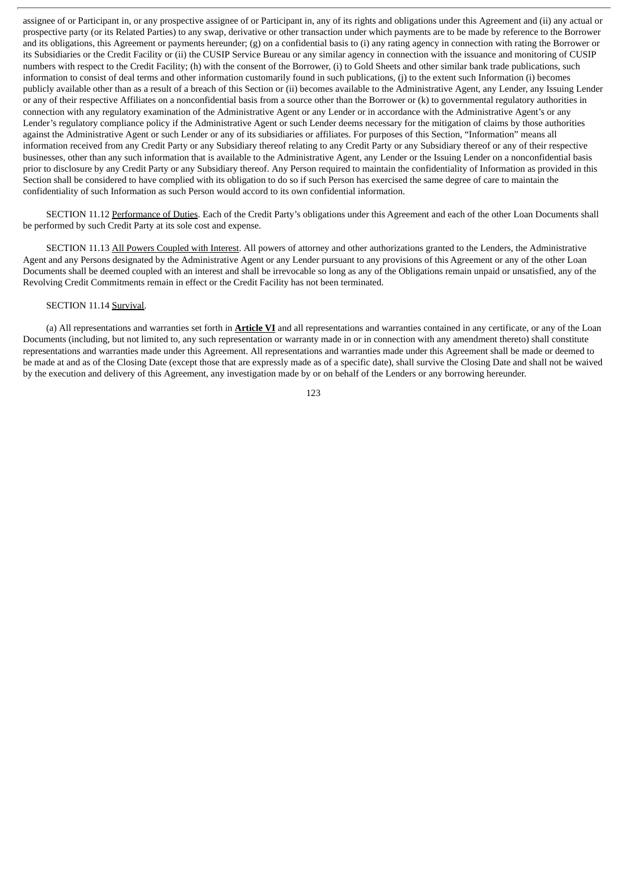assignee of or Participant in, or any prospective assignee of or Participant in, any of its rights and obligations under this Agreement and (ii) any actual or prospective party (or its Related Parties) to any swap, derivative or other transaction under which payments are to be made by reference to the Borrower and its obligations, this Agreement or payments hereunder; (g) on a confidential basis to (i) any rating agency in connection with rating the Borrower or its Subsidiaries or the Credit Facility or (ii) the CUSIP Service Bureau or any similar agency in connection with the issuance and monitoring of CUSIP numbers with respect to the Credit Facility; (h) with the consent of the Borrower, (i) to Gold Sheets and other similar bank trade publications, such information to consist of deal terms and other information customarily found in such publications, (j) to the extent such Information (i) becomes publicly available other than as a result of a breach of this Section or (ii) becomes available to the Administrative Agent, any Lender, any Issuing Lender or any of their respective Affiliates on a nonconfidential basis from a source other than the Borrower or (k) to governmental regulatory authorities in connection with any regulatory examination of the Administrative Agent or any Lender or in accordance with the Administrative Agent's or any Lender's regulatory compliance policy if the Administrative Agent or such Lender deems necessary for the mitigation of claims by those authorities against the Administrative Agent or such Lender or any of its subsidiaries or affiliates. For purposes of this Section, "Information" means all information received from any Credit Party or any Subsidiary thereof relating to any Credit Party or any Subsidiary thereof or any of their respective businesses, other than any such information that is available to the Administrative Agent, any Lender or the Issuing Lender on a nonconfidential basis prior to disclosure by any Credit Party or any Subsidiary thereof. Any Person required to maintain the confidentiality of Information as provided in this Section shall be considered to have complied with its obligation to do so if such Person has exercised the same degree of care to maintain the confidentiality of such Information as such Person would accord to its own confidential information.

SECTION 11.12 Performance of Duties. Each of the Credit Party's obligations under this Agreement and each of the other Loan Documents shall be performed by such Credit Party at its sole cost and expense.

SECTION 11.13 All Powers Coupled with Interest. All powers of attorney and other authorizations granted to the Lenders, the Administrative Agent and any Persons designated by the Administrative Agent or any Lender pursuant to any provisions of this Agreement or any of the other Loan Documents shall be deemed coupled with an interest and shall be irrevocable so long as any of the Obligations remain unpaid or unsatisfied, any of the Revolving Credit Commitments remain in effect or the Credit Facility has not been terminated.

SECTION 11.14 Survival.

(a) All representations and warranties set forth in **Article VI** and all representations and warranties contained in any certificate, or any of the Loan Documents (including, but not limited to, any such representation or warranty made in or in connection with any amendment thereto) shall constitute representations and warranties made under this Agreement. All representations and warranties made under this Agreement shall be made or deemed to be made at and as of the Closing Date (except those that are expressly made as of a specific date), shall survive the Closing Date and shall not be waived by the execution and delivery of this Agreement, any investigation made by or on behalf of the Lenders or any borrowing hereunder.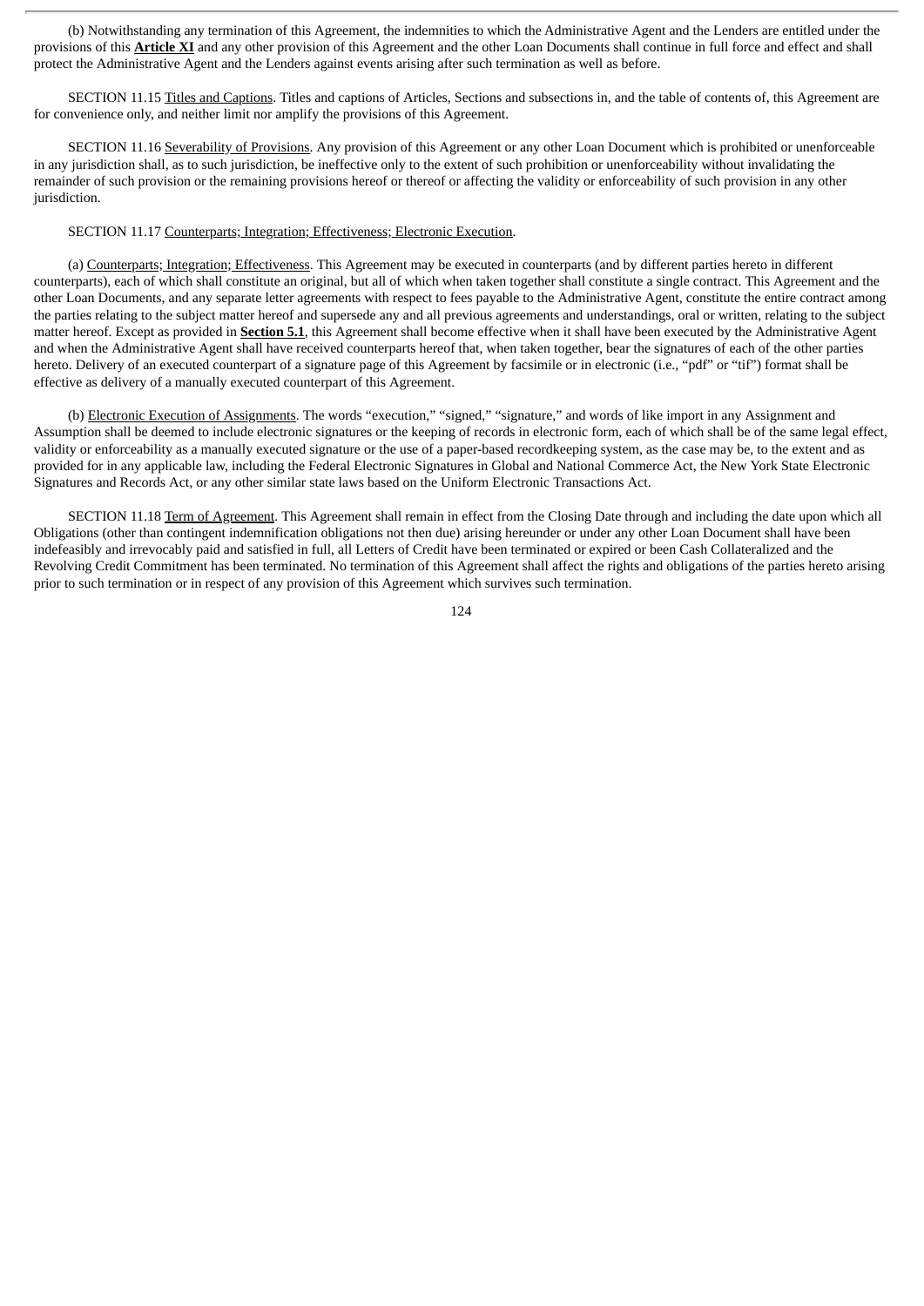(b) Notwithstanding any termination of this Agreement, the indemnities to which the Administrative Agent and the Lenders are entitled under the provisions of this **Article XI** and any other provision of this Agreement and the other Loan Documents shall continue in full force and effect and shall protect the Administrative Agent and the Lenders against events arising after such termination as well as before.

SECTION 11.15 Titles and Captions. Titles and captions of Articles, Sections and subsections in, and the table of contents of, this Agreement are for convenience only, and neither limit nor amplify the provisions of this Agreement.

SECTION 11.16 Severability of Provisions. Any provision of this Agreement or any other Loan Document which is prohibited or unenforceable in any jurisdiction shall, as to such jurisdiction, be ineffective only to the extent of such prohibition or unenforceability without invalidating the remainder of such provision or the remaining provisions hereof or thereof or affecting the validity or enforceability of such provision in any other jurisdiction.

SECTION 11.17 Counterparts; Integration; Effectiveness; Electronic Execution.

(a) Counterparts; Integration; Effectiveness. This Agreement may be executed in counterparts (and by different parties hereto in different counterparts), each of which shall constitute an original, but all of which when taken together shall constitute a single contract. This Agreement and the other Loan Documents, and any separate letter agreements with respect to fees payable to the Administrative Agent, constitute the entire contract among the parties relating to the subject matter hereof and supersede any and all previous agreements and understandings, oral or written, relating to the subject matter hereof. Except as provided in **Section 5.1**, this Agreement shall become effective when it shall have been executed by the Administrative Agent and when the Administrative Agent shall have received counterparts hereof that, when taken together, bear the signatures of each of the other parties hereto. Delivery of an executed counterpart of a signature page of this Agreement by facsimile or in electronic (i.e., "pdf" or "tif") format shall be effective as delivery of a manually executed counterpart of this Agreement.

(b) Electronic Execution of Assignments. The words "execution," "signed," "signature," and words of like import in any Assignment and Assumption shall be deemed to include electronic signatures or the keeping of records in electronic form, each of which shall be of the same legal effect, validity or enforceability as a manually executed signature or the use of a paper-based recordkeeping system, as the case may be, to the extent and as provided for in any applicable law, including the Federal Electronic Signatures in Global and National Commerce Act, the New York State Electronic Signatures and Records Act, or any other similar state laws based on the Uniform Electronic Transactions Act.

SECTION 11.18 Term of Agreement. This Agreement shall remain in effect from the Closing Date through and including the date upon which all Obligations (other than contingent indemnification obligations not then due) arising hereunder or under any other Loan Document shall have been indefeasibly and irrevocably paid and satisfied in full, all Letters of Credit have been terminated or expired or been Cash Collateralized and the Revolving Credit Commitment has been terminated. No termination of this Agreement shall affect the rights and obligations of the parties hereto arising prior to such termination or in respect of any provision of this Agreement which survives such termination.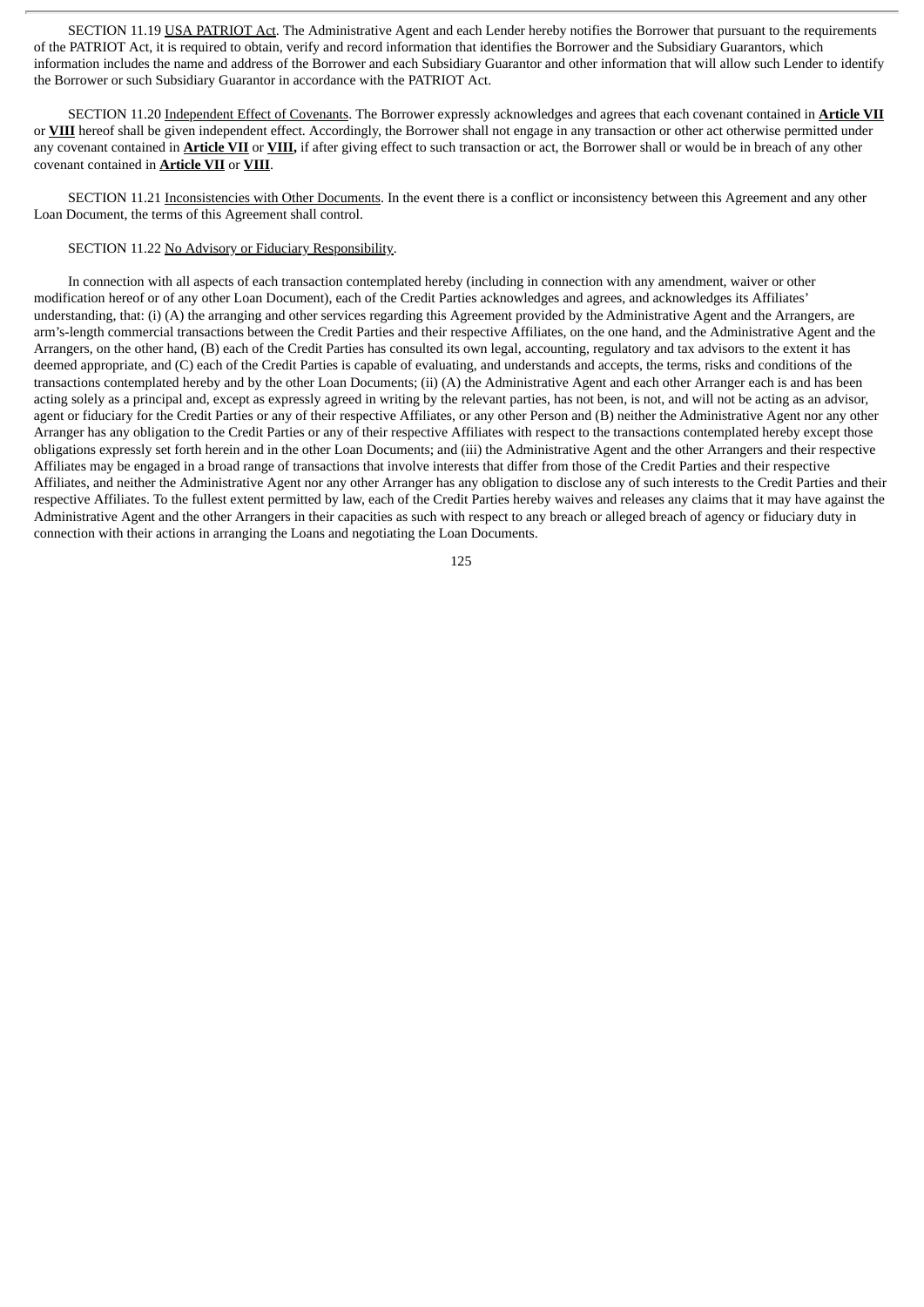SECTION 11.19 USA PATRIOT Act. The Administrative Agent and each Lender hereby notifies the Borrower that pursuant to the requirements of the PATRIOT Act, it is required to obtain, verify and record information that identifies the Borrower and the Subsidiary Guarantors, which information includes the name and address of the Borrower and each Subsidiary Guarantor and other information that will allow such Lender to identify the Borrower or such Subsidiary Guarantor in accordance with the PATRIOT Act.

SECTION 11.20 Independent Effect of Covenants. The Borrower expressly acknowledges and agrees that each covenant contained in **Article VII** or **VIII** hereof shall be given independent effect. Accordingly, the Borrower shall not engage in any transaction or other act otherwise permitted under any covenant contained in **Article VII** or **VIII,** if after giving effect to such transaction or act, the Borrower shall or would be in breach of any other covenant contained in **Article VII** or **VIII**.

SECTION 11.21 Inconsistencies with Other Documents. In the event there is a conflict or inconsistency between this Agreement and any other Loan Document, the terms of this Agreement shall control.

SECTION 11.22 No Advisory or Fiduciary Responsibility.

In connection with all aspects of each transaction contemplated hereby (including in connection with any amendment, waiver or other modification hereof or of any other Loan Document), each of the Credit Parties acknowledges and agrees, and acknowledges its Affiliates' understanding, that: (i) (A) the arranging and other services regarding this Agreement provided by the Administrative Agent and the Arrangers, are arm's-length commercial transactions between the Credit Parties and their respective Affiliates, on the one hand, and the Administrative Agent and the Arrangers, on the other hand, (B) each of the Credit Parties has consulted its own legal, accounting, regulatory and tax advisors to the extent it has deemed appropriate, and (C) each of the Credit Parties is capable of evaluating, and understands and accepts, the terms, risks and conditions of the transactions contemplated hereby and by the other Loan Documents; (ii) (A) the Administrative Agent and each other Arranger each is and has been acting solely as a principal and, except as expressly agreed in writing by the relevant parties, has not been, is not, and will not be acting as an advisor, agent or fiduciary for the Credit Parties or any of their respective Affiliates, or any other Person and (B) neither the Administrative Agent nor any other Arranger has any obligation to the Credit Parties or any of their respective Affiliates with respect to the transactions contemplated hereby except those obligations expressly set forth herein and in the other Loan Documents; and (iii) the Administrative Agent and the other Arrangers and their respective Affiliates may be engaged in a broad range of transactions that involve interests that differ from those of the Credit Parties and their respective Affiliates, and neither the Administrative Agent nor any other Arranger has any obligation to disclose any of such interests to the Credit Parties and their respective Affiliates. To the fullest extent permitted by law, each of the Credit Parties hereby waives and releases any claims that it may have against the Administrative Agent and the other Arrangers in their capacities as such with respect to any breach or alleged breach of agency or fiduciary duty in connection with their actions in arranging the Loans and negotiating the Loan Documents.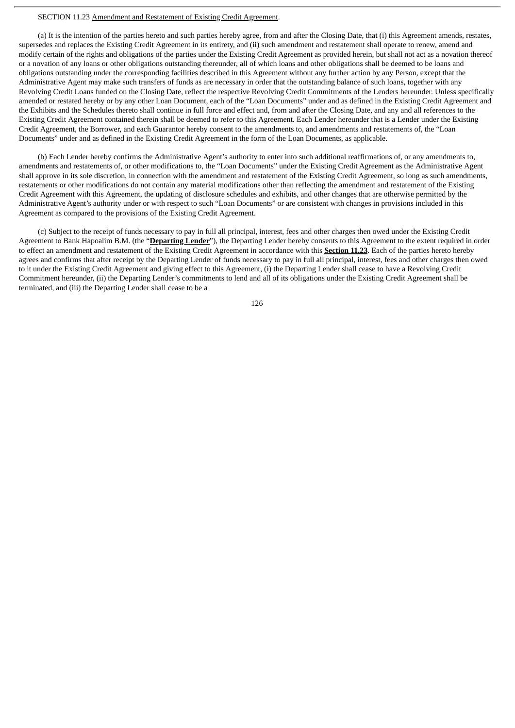SECTION 11.23 Amendment and Restatement of Existing Credit Agreement.

(a) It is the intention of the parties hereto and such parties hereby agree, from and after the Closing Date, that (i) this Agreement amends, restates, supersedes and replaces the Existing Credit Agreement in its entirety, and (ii) such amendment and restatement shall operate to renew, amend and modify certain of the rights and obligations of the parties under the Existing Credit Agreement as provided herein, but shall not act as a novation thereof or a novation of any loans or other obligations outstanding thereunder, all of which loans and other obligations shall be deemed to be loans and obligations outstanding under the corresponding facilities described in this Agreement without any further action by any Person, except that the Administrative Agent may make such transfers of funds as are necessary in order that the outstanding balance of such loans, together with any Revolving Credit Loans funded on the Closing Date, reflect the respective Revolving Credit Commitments of the Lenders hereunder. Unless specifically amended or restated hereby or by any other Loan Document, each of the "Loan Documents" under and as defined in the Existing Credit Agreement and the Exhibits and the Schedules thereto shall continue in full force and effect and, from and after the Closing Date, and any and all references to the Existing Credit Agreement contained therein shall be deemed to refer to this Agreement. Each Lender hereunder that is a Lender under the Existing Credit Agreement, the Borrower, and each Guarantor hereby consent to the amendments to, and amendments and restatements of, the "Loan Documents" under and as defined in the Existing Credit Agreement in the form of the Loan Documents, as applicable.

(b) Each Lender hereby confirms the Administrative Agent's authority to enter into such additional reaffirmations of, or any amendments to, amendments and restatements of, or other modifications to, the "Loan Documents" under the Existing Credit Agreement as the Administrative Agent shall approve in its sole discretion, in connection with the amendment and restatement of the Existing Credit Agreement, so long as such amendments, restatements or other modifications do not contain any material modifications other than reflecting the amendment and restatement of the Existing Credit Agreement with this Agreement, the updating of disclosure schedules and exhibits, and other changes that are otherwise permitted by the Administrative Agent's authority under or with respect to such "Loan Documents" or are consistent with changes in provisions included in this Agreement as compared to the provisions of the Existing Credit Agreement.

(c) Subject to the receipt of funds necessary to pay in full all principal, interest, fees and other charges then owed under the Existing Credit Agreement to Bank Hapoalim B.M. (the "**Departing Lender**"), the Departing Lender hereby consents to this Agreement to the extent required in order to effect an amendment and restatement of the Existing Credit Agreement in accordance with this **Section 11.23**. Each of the parties hereto hereby agrees and confirms that after receipt by the Departing Lender of funds necessary to pay in full all principal, interest, fees and other charges then owed to it under the Existing Credit Agreement and giving effect to this Agreement, (i) the Departing Lender shall cease to have a Revolving Credit Commitment hereunder, (ii) the Departing Lender's commitments to lend and all of its obligations under the Existing Credit Agreement shall be terminated, and (iii) the Departing Lender shall cease to be a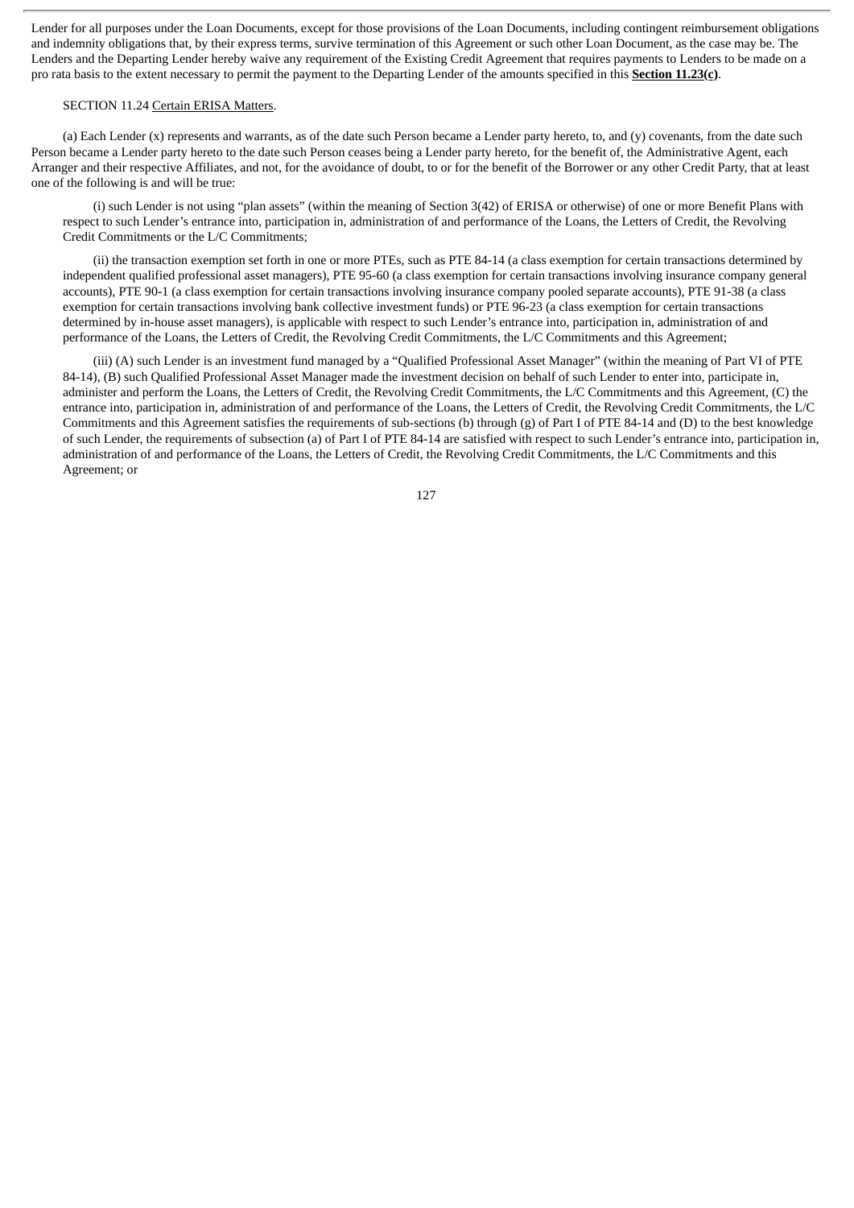Lender for all purposes under the Loan Documents, except for those provisions of the Loan Documents, including contingent reimbursement obligations and indemnity obligations that, by their express terms, survive termination of this Agreement or such other Loan Document, as the case may be. The Lenders and the Departing Lender hereby waive any requirement of the Existing Credit Agreement that requires payments to Lenders to be made on a pro rata basis to the extent necessary to permit the payment to the Departing Lender of the amounts specified in this **Section 11.23(c)**.

SECTION 11.24 Certain ERISA Matters.

(a) Each Lender (x) represents and warrants, as of the date such Person became a Lender party hereto, to, and (y) covenants, from the date such Person became a Lender party hereto to the date such Person ceases being a Lender party hereto, for the benefit of, the Administrative Agent, each Arranger and their respective Affiliates, and not, for the avoidance of doubt, to or for the benefit of the Borrower or any other Credit Party, that at least one of the following is and will be true:

(i) such Lender is not using "plan assets" (within the meaning of Section 3(42) of ERISA or otherwise) of one or more Benefit Plans with respect to such Lender's entrance into, participation in, administration of and performance of the Loans, the Letters of Credit, the Revolving Credit Commitments or the L/C Commitments;

(ii) the transaction exemption set forth in one or more PTEs, such as PTE 84-14 (a class exemption for certain transactions determined by independent qualified professional asset managers), PTE 95-60 (a class exemption for certain transactions involving insurance company general accounts), PTE 90-1 (a class exemption for certain transactions involving insurance company pooled separate accounts), PTE 91-38 (a class exemption for certain transactions involving bank collective investment funds) or PTE 96-23 (a class exemption for certain transactions determined by in-house asset managers), is applicable with respect to such Lender's entrance into, participation in, administration of and performance of the Loans, the Letters of Credit, the Revolving Credit Commitments, the L/C Commitments and this Agreement;

(iii) (A) such Lender is an investment fund managed by a "Qualified Professional Asset Manager" (within the meaning of Part VI of PTE 84-14), (B) such Qualified Professional Asset Manager made the investment decision on behalf of such Lender to enter into, participate in, administer and perform the Loans, the Letters of Credit, the Revolving Credit Commitments, the L/C Commitments and this Agreement, (C) the entrance into, participation in, administration of and performance of the Loans, the Letters of Credit, the Revolving Credit Commitments, the L/C Commitments and this Agreement satisfies the requirements of sub-sections (b) through (g) of Part I of PTE 84-14 and (D) to the best knowledge of such Lender, the requirements of subsection (a) of Part I of PTE 84-14 are satisfied with respect to such Lender's entrance into, participation in, administration of and performance of the Loans, the Letters of Credit, the Revolving Credit Commitments, the L/C Commitments and this Agreement; or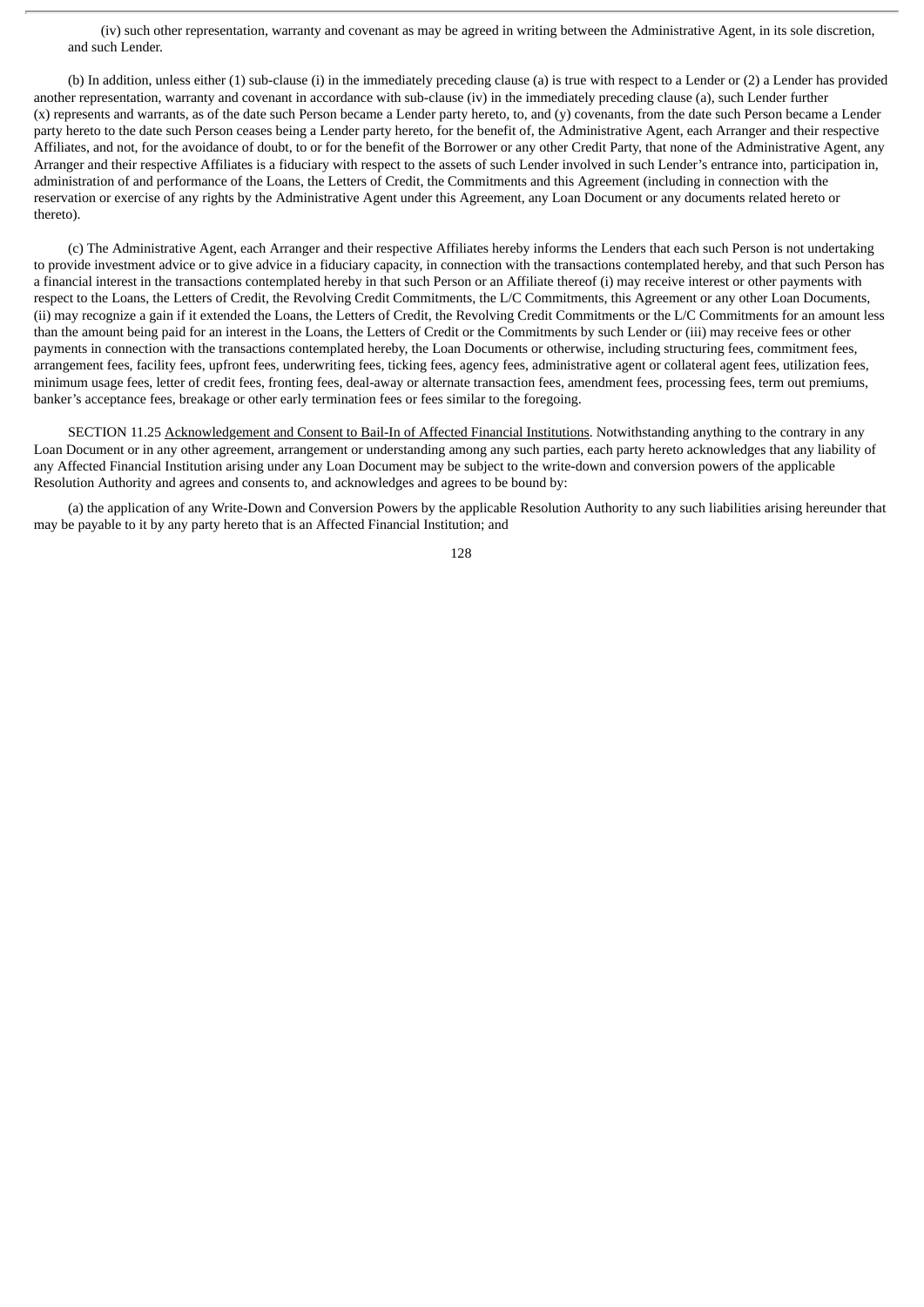(iv) such other representation, warranty and covenant as may be agreed in writing between the Administrative Agent, in its sole discretion, and such Lender.

(b) In addition, unless either (1) sub-clause (i) in the immediately preceding clause (a) is true with respect to a Lender or (2) a Lender has provided another representation, warranty and covenant in accordance with sub-clause (iv) in the immediately preceding clause (a), such Lender further (x) represents and warrants, as of the date such Person became a Lender party hereto, to, and (y) covenants, from the date such Person became a Lender party hereto to the date such Person ceases being a Lender party hereto, for the benefit of, the Administrative Agent, each Arranger and their respective Affiliates, and not, for the avoidance of doubt, to or for the benefit of the Borrower or any other Credit Party, that none of the Administrative Agent, any Arranger and their respective Affiliates is a fiduciary with respect to the assets of such Lender involved in such Lender's entrance into, participation in, administration of and performance of the Loans, the Letters of Credit, the Commitments and this Agreement (including in connection with the reservation or exercise of any rights by the Administrative Agent under this Agreement, any Loan Document or any documents related hereto or thereto).

(c) The Administrative Agent, each Arranger and their respective Affiliates hereby informs the Lenders that each such Person is not undertaking to provide investment advice or to give advice in a fiduciary capacity, in connection with the transactions contemplated hereby, and that such Person has a financial interest in the transactions contemplated hereby in that such Person or an Affiliate thereof (i) may receive interest or other payments with respect to the Loans, the Letters of Credit, the Revolving Credit Commitments, the L/C Commitments, this Agreement or any other Loan Documents, (ii) may recognize a gain if it extended the Loans, the Letters of Credit, the Revolving Credit Commitments or the L/C Commitments for an amount less than the amount being paid for an interest in the Loans, the Letters of Credit or the Commitments by such Lender or (iii) may receive fees or other payments in connection with the transactions contemplated hereby, the Loan Documents or otherwise, including structuring fees, commitment fees, arrangement fees, facility fees, upfront fees, underwriting fees, ticking fees, agency fees, administrative agent or collateral agent fees, utilization fees, minimum usage fees, letter of credit fees, fronting fees, deal-away or alternate transaction fees, amendment fees, processing fees, term out premiums, banker's acceptance fees, breakage or other early termination fees or fees similar to the foregoing.

SECTION 11.25 Acknowledgement and Consent to Bail-In of Affected Financial Institutions. Notwithstanding anything to the contrary in any Loan Document or in any other agreement, arrangement or understanding among any such parties, each party hereto acknowledges that any liability of any Affected Financial Institution arising under any Loan Document may be subject to the write-down and conversion powers of the applicable Resolution Authority and agrees and consents to, and acknowledges and agrees to be bound by:

(a) the application of any Write-Down and Conversion Powers by the applicable Resolution Authority to any such liabilities arising hereunder that may be payable to it by any party hereto that is an Affected Financial Institution; and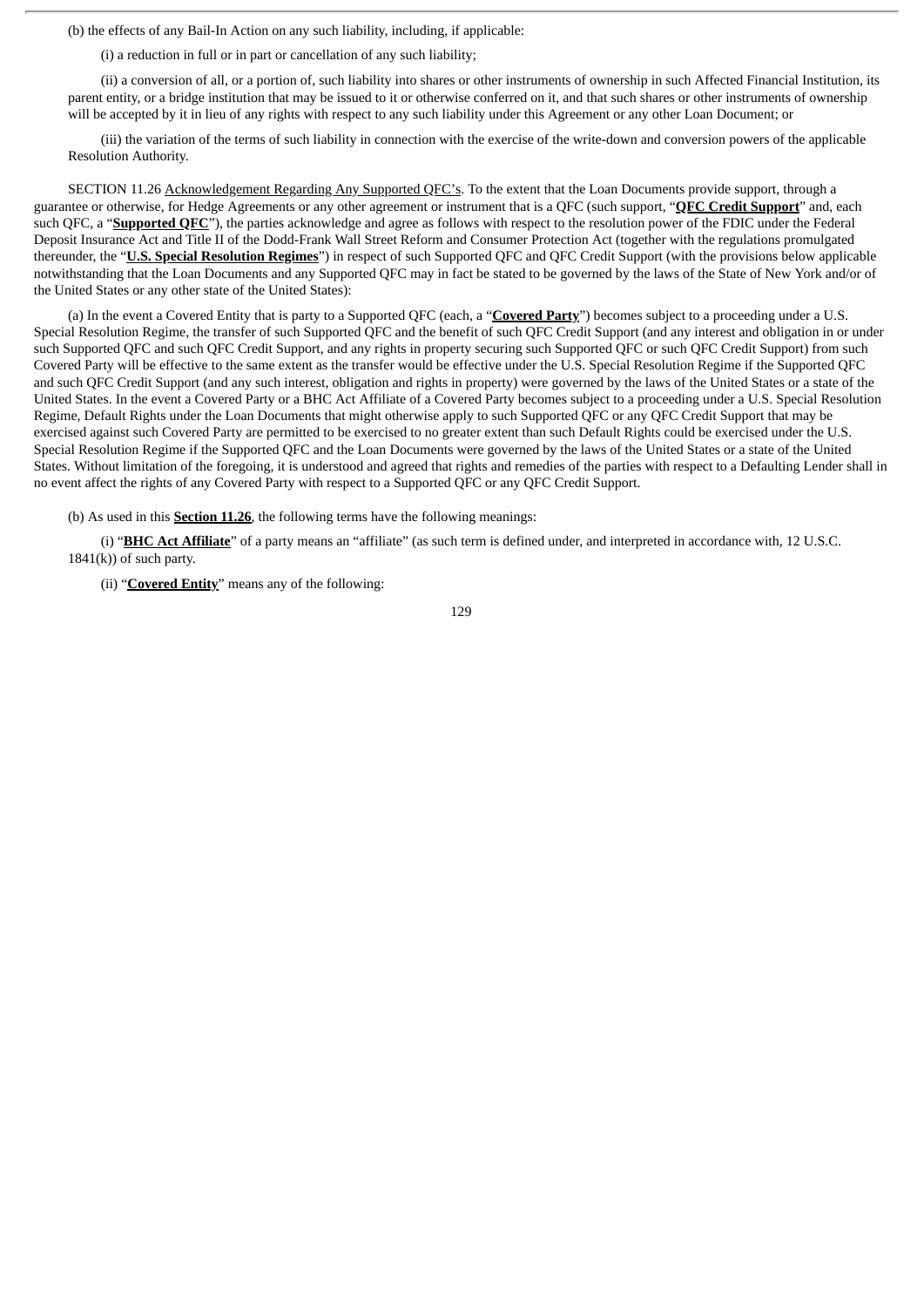(b) the effects of any Bail-In Action on any such liability, including, if applicable:

(i) a reduction in full or in part or cancellation of any such liability;

(ii) a conversion of all, or a portion of, such liability into shares or other instruments of ownership in such Affected Financial Institution, its parent entity, or a bridge institution that may be issued to it or otherwise conferred on it, and that such shares or other instruments of ownership will be accepted by it in lieu of any rights with respect to any such liability under this Agreement or any other Loan Document; or

(iii) the variation of the terms of such liability in connection with the exercise of the write-down and conversion powers of the applicable Resolution Authority.

SECTION 11.26 Acknowledgement Regarding Any Supported QFC's. To the extent that the Loan Documents provide support, through a guarantee or otherwise, for Hedge Agreements or any other agreement or instrument that is a QFC (such support, "**QFC Credit Support**" and, each such QFC, a "**Supported QFC**"), the parties acknowledge and agree as follows with respect to the resolution power of the FDIC under the Federal Deposit Insurance Act and Title II of the Dodd-Frank Wall Street Reform and Consumer Protection Act (together with the regulations promulgated thereunder, the "**U.S. Special Resolution Regimes**") in respect of such Supported QFC and QFC Credit Support (with the provisions below applicable notwithstanding that the Loan Documents and any Supported QFC may in fact be stated to be governed by the laws of the State of New York and/or of the United States or any other state of the United States):

(a) In the event a Covered Entity that is party to a Supported QFC (each, a "**Covered Party**") becomes subject to a proceeding under a U.S. Special Resolution Regime, the transfer of such Supported QFC and the benefit of such QFC Credit Support (and any interest and obligation in or under such Supported QFC and such QFC Credit Support, and any rights in property securing such Supported QFC or such QFC Credit Support) from such Covered Party will be effective to the same extent as the transfer would be effective under the U.S. Special Resolution Regime if the Supported QFC and such QFC Credit Support (and any such interest, obligation and rights in property) were governed by the laws of the United States or a state of the United States. In the event a Covered Party or a BHC Act Affiliate of a Covered Party becomes subject to a proceeding under a U.S. Special Resolution Regime, Default Rights under the Loan Documents that might otherwise apply to such Supported QFC or any QFC Credit Support that may be exercised against such Covered Party are permitted to be exercised to no greater extent than such Default Rights could be exercised under the U.S. Special Resolution Regime if the Supported QFC and the Loan Documents were governed by the laws of the United States or a state of the United States. Without limitation of the foregoing, it is understood and agreed that rights and remedies of the parties with respect to a Defaulting Lender shall in no event affect the rights of any Covered Party with respect to a Supported QFC or any QFC Credit Support.

(b) As used in this **Section 11.26**, the following terms have the following meanings:

(i) "**BHC Act Affiliate**" of a party means an "affiliate" (as such term is defined under, and interpreted in accordance with, 12 U.S.C. 1841(k)) of such party.

(ii) "**Covered Entity**" means any of the following: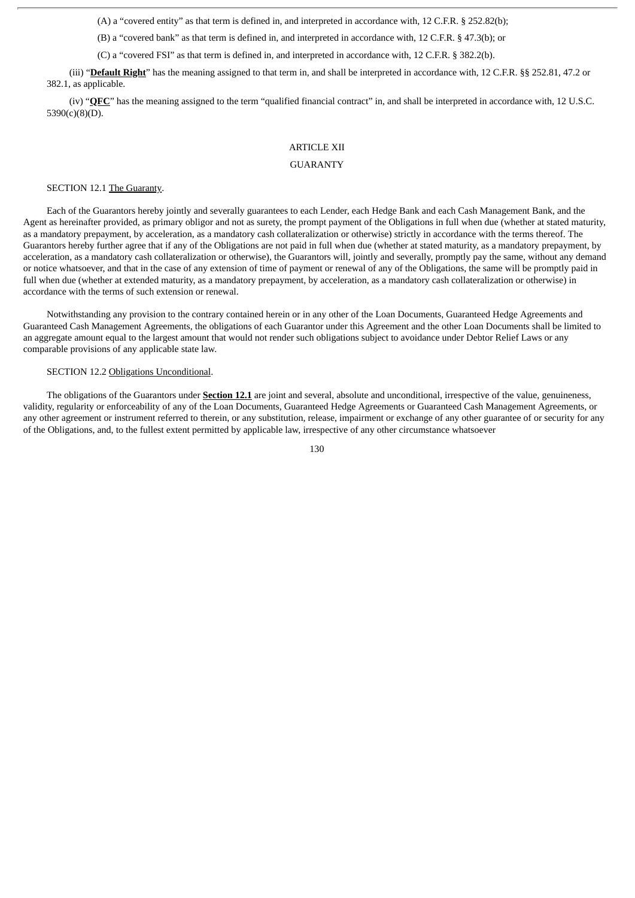(A) a "covered entity" as that term is defined in, and interpreted in accordance with, 12 C.F.R. § 252.82(b);

(B) a "covered bank" as that term is defined in, and interpreted in accordance with, 12 C.F.R. § 47.3(b); or

(C) a "covered FSI" as that term is defined in, and interpreted in accordance with, 12 C.F.R. § 382.2(b).

(iii) "**Default Right**" has the meaning assigned to that term in, and shall be interpreted in accordance with, 12 C.F.R. §§ 252.81, 47.2 or 382.1, as applicable.

(iv) "**QFC**" has the meaning assigned to the term "qualified financial contract" in, and shall be interpreted in accordance with, 12 U.S.C. 5390(c)(8)(D).

## ARTICLE XII

## GUARANTY

SECTION 12.1 The Guaranty.

Each of the Guarantors hereby jointly and severally guarantees to each Lender, each Hedge Bank and each Cash Management Bank, and the Agent as hereinafter provided, as primary obligor and not as surety, the prompt payment of the Obligations in full when due (whether at stated maturity, as a mandatory prepayment, by acceleration, as a mandatory cash collateralization or otherwise) strictly in accordance with the terms thereof. The Guarantors hereby further agree that if any of the Obligations are not paid in full when due (whether at stated maturity, as a mandatory prepayment, by acceleration, as a mandatory cash collateralization or otherwise), the Guarantors will, jointly and severally, promptly pay the same, without any demand or notice whatsoever, and that in the case of any extension of time of payment or renewal of any of the Obligations, the same will be promptly paid in full when due (whether at extended maturity, as a mandatory prepayment, by acceleration, as a mandatory cash collateralization or otherwise) in accordance with the terms of such extension or renewal.

Notwithstanding any provision to the contrary contained herein or in any other of the Loan Documents, Guaranteed Hedge Agreements and Guaranteed Cash Management Agreements, the obligations of each Guarantor under this Agreement and the other Loan Documents shall be limited to an aggregate amount equal to the largest amount that would not render such obligations subject to avoidance under Debtor Relief Laws or any comparable provisions of any applicable state law.

SECTION 12.2 Obligations Unconditional.

The obligations of the Guarantors under **Section 12.1** are joint and several, absolute and unconditional, irrespective of the value, genuineness, validity, regularity or enforceability of any of the Loan Documents, Guaranteed Hedge Agreements or Guaranteed Cash Management Agreements, or any other agreement or instrument referred to therein, or any substitution, release, impairment or exchange of any other guarantee of or security for any of the Obligations, and, to the fullest extent permitted by applicable law, irrespective of any other circumstance whatsoever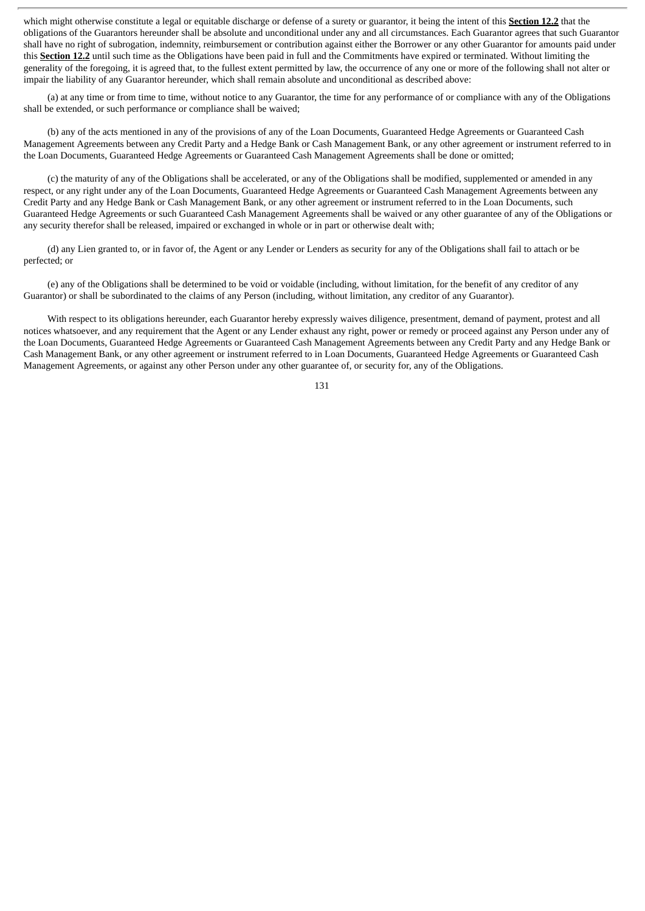which might otherwise constitute a legal or equitable discharge or defense of a surety or guarantor, it being the intent of this **Section 12.2** that the obligations of the Guarantors hereunder shall be absolute and unconditional under any and all circumstances. Each Guarantor agrees that such Guarantor shall have no right of subrogation, indemnity, reimbursement or contribution against either the Borrower or any other Guarantor for amounts paid under this **Section 12.2** until such time as the Obligations have been paid in full and the Commitments have expired or terminated. Without limiting the generality of the foregoing, it is agreed that, to the fullest extent permitted by law, the occurrence of any one or more of the following shall not alter or impair the liability of any Guarantor hereunder, which shall remain absolute and unconditional as described above:

(a) at any time or from time to time, without notice to any Guarantor, the time for any performance of or compliance with any of the Obligations shall be extended, or such performance or compliance shall be waived;

(b) any of the acts mentioned in any of the provisions of any of the Loan Documents, Guaranteed Hedge Agreements or Guaranteed Cash Management Agreements between any Credit Party and a Hedge Bank or Cash Management Bank, or any other agreement or instrument referred to in the Loan Documents, Guaranteed Hedge Agreements or Guaranteed Cash Management Agreements shall be done or omitted;

(c) the maturity of any of the Obligations shall be accelerated, or any of the Obligations shall be modified, supplemented or amended in any respect, or any right under any of the Loan Documents, Guaranteed Hedge Agreements or Guaranteed Cash Management Agreements between any Credit Party and any Hedge Bank or Cash Management Bank, or any other agreement or instrument referred to in the Loan Documents, such Guaranteed Hedge Agreements or such Guaranteed Cash Management Agreements shall be waived or any other guarantee of any of the Obligations or any security therefor shall be released, impaired or exchanged in whole or in part or otherwise dealt with;

(d) any Lien granted to, or in favor of, the Agent or any Lender or Lenders as security for any of the Obligations shall fail to attach or be perfected; or

(e) any of the Obligations shall be determined to be void or voidable (including, without limitation, for the benefit of any creditor of any Guarantor) or shall be subordinated to the claims of any Person (including, without limitation, any creditor of any Guarantor).

With respect to its obligations hereunder, each Guarantor hereby expressly waives diligence, presentment, demand of payment, protest and all notices whatsoever, and any requirement that the Agent or any Lender exhaust any right, power or remedy or proceed against any Person under any of the Loan Documents, Guaranteed Hedge Agreements or Guaranteed Cash Management Agreements between any Credit Party and any Hedge Bank or Cash Management Bank, or any other agreement or instrument referred to in Loan Documents, Guaranteed Hedge Agreements or Guaranteed Cash Management Agreements, or against any other Person under any other guarantee of, or security for, any of the Obligations.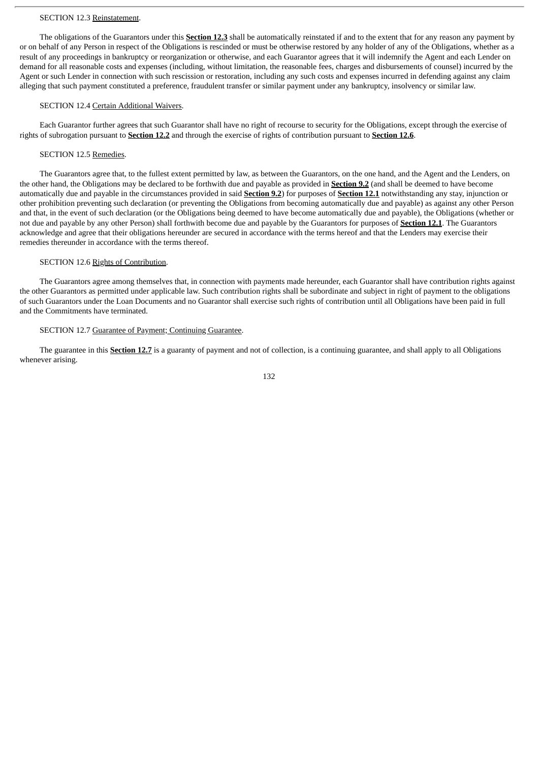SECTION 12.3 Reinstatement.

The obligations of the Guarantors under this **Section 12.3** shall be automatically reinstated if and to the extent that for any reason any payment by or on behalf of any Person in respect of the Obligations is rescinded or must be otherwise restored by any holder of any of the Obligations, whether as a result of any proceedings in bankruptcy or reorganization or otherwise, and each Guarantor agrees that it will indemnify the Agent and each Lender on demand for all reasonable costs and expenses (including, without limitation, the reasonable fees, charges and disbursements of counsel) incurred by the Agent or such Lender in connection with such rescission or restoration, including any such costs and expenses incurred in defending against any claim alleging that such payment constituted a preference, fraudulent transfer or similar payment under any bankruptcy, insolvency or similar law.

SECTION 12.4 Certain Additional Waivers.

Each Guarantor further agrees that such Guarantor shall have no right of recourse to security for the Obligations, except through the exercise of rights of subrogation pursuant to **Section 12.2** and through the exercise of rights of contribution pursuant to **Section 12.6**.

SECTION 12.5 Remedies.

The Guarantors agree that, to the fullest extent permitted by law, as between the Guarantors, on the one hand, and the Agent and the Lenders, on the other hand, the Obligations may be declared to be forthwith due and payable as provided in **Section 9.2** (and shall be deemed to have become automatically due and payable in the circumstances provided in said **Section 9.2**) for purposes of **Section 12.1** notwithstanding any stay, injunction or other prohibition preventing such declaration (or preventing the Obligations from becoming automatically due and payable) as against any other Person and that, in the event of such declaration (or the Obligations being deemed to have become automatically due and payable), the Obligations (whether or not due and payable by any other Person) shall forthwith become due and payable by the Guarantors for purposes of **Section 12.1**. The Guarantors acknowledge and agree that their obligations hereunder are secured in accordance with the terms hereof and that the Lenders may exercise their remedies thereunder in accordance with the terms thereof.

SECTION 12.6 Rights of Contribution.

The Guarantors agree among themselves that, in connection with payments made hereunder, each Guarantor shall have contribution rights against the other Guarantors as permitted under applicable law. Such contribution rights shall be subordinate and subject in right of payment to the obligations of such Guarantors under the Loan Documents and no Guarantor shall exercise such rights of contribution until all Obligations have been paid in full and the Commitments have terminated.

SECTION 12.7 Guarantee of Payment; Continuing Guarantee.

The guarantee in this **Section 12.7** is a guaranty of payment and not of collection, is a continuing guarantee, and shall apply to all Obligations whenever arising.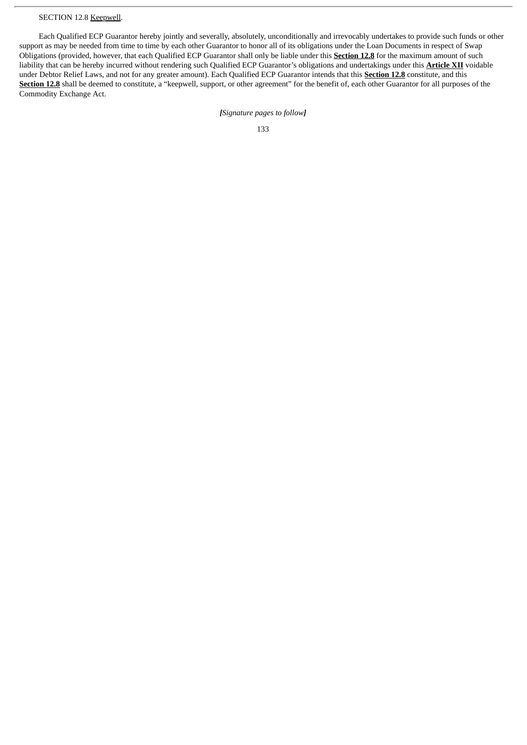SECTION 12.8 Keepwell.

Each Qualified ECP Guarantor hereby jointly and severally, absolutely, unconditionally and irrevocably undertakes to provide such funds or other support as may be needed from time to time by each other Guarantor to honor all of its obligations under the Loan Documents in respect of Swap Obligations (provided, however, that each Qualified ECP Guarantor shall only be liable under this **Section 12.8** for the maximum amount of such liability that can be hereby incurred without rendering such Qualified ECP Guarantor's obligations and undertakings under this **Article XII** voidable under Debtor Relief Laws, and not for any greater amount). Each Qualified ECP Guarantor intends that this **Section 12.8** constitute, and this **Section 12.8** shall be deemed to constitute, a "keepwell, support, or other agreement" for the benefit of, each other Guarantor for all purposes of the Commodity Exchange Act.

*[Signature pages to follow]*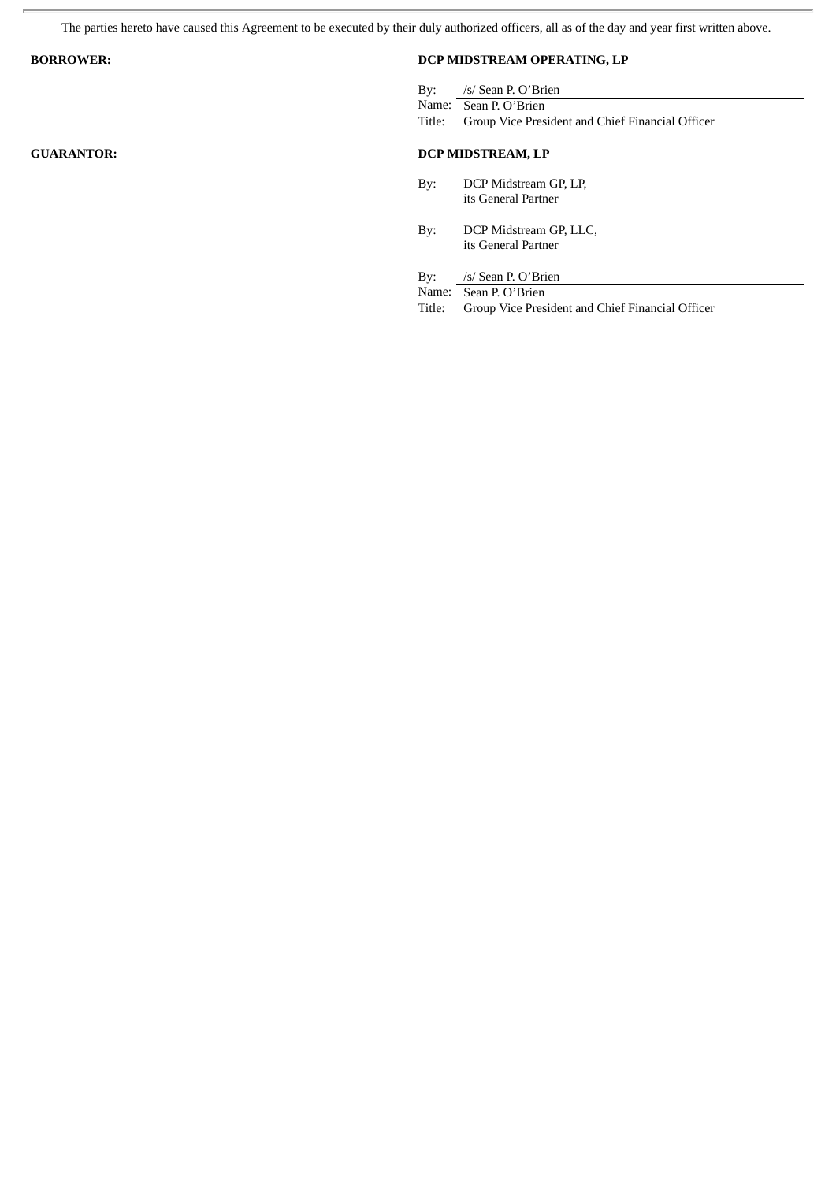The parties hereto have caused this Agreement to be executed by their duly authorized officers, all as of the day and year first written above.

**BORROWER:** **DCP MIDSTREAM OPERATING, LP**

By: /s/ Sean P. O'Brien
Name: Sean P. O'Brien
Title: Group Vice President and Chief Financial Officer

**GUARANTOR:** **DCP MIDSTREAM, LP**

By: DCP Midstream GP, LP,
its General Partner

By: DCP Midstream GP, LLC,
its General Partner

By: /s/ Sean P. O'Brien
Name: Sean P. O'Brien
Title: Group Vice President and Chief Financial Officer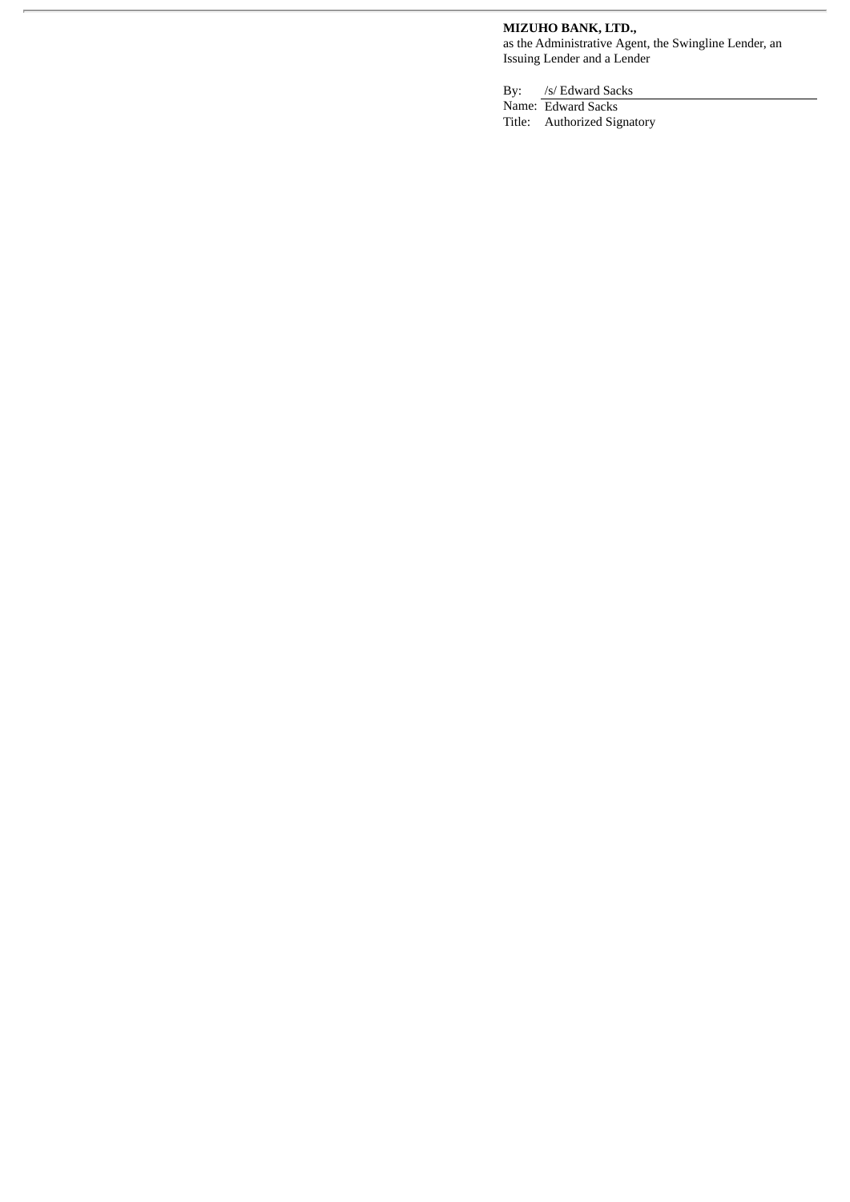**MIZUHO BANK, LTD.,**
as the Administrative Agent, the Swingline Lender, an Issuing Lender and a Lender

By: /s/ Edward Sacks
Name: Edward Sacks
Title: Authorized Signatory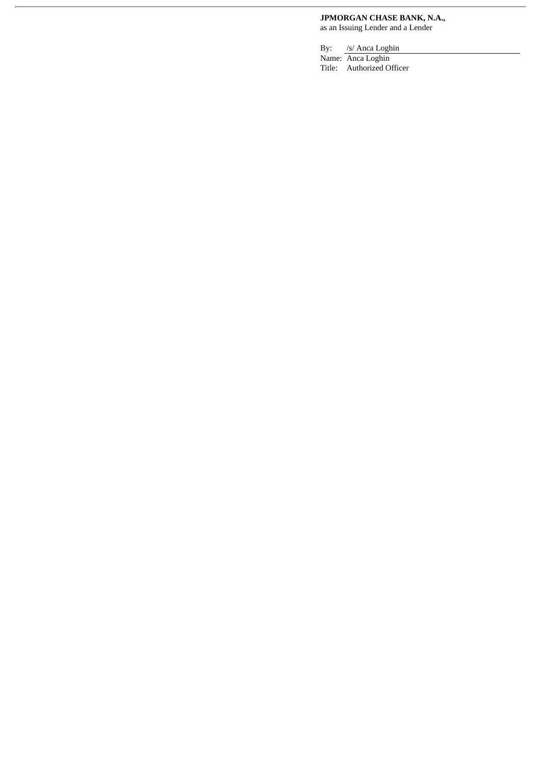**JPMORGAN CHASE BANK, N.A.,**
as an Issuing Lender and a Lender

By: /s/ Anca Loghin
Name: Anca Loghin
Title: Authorized Officer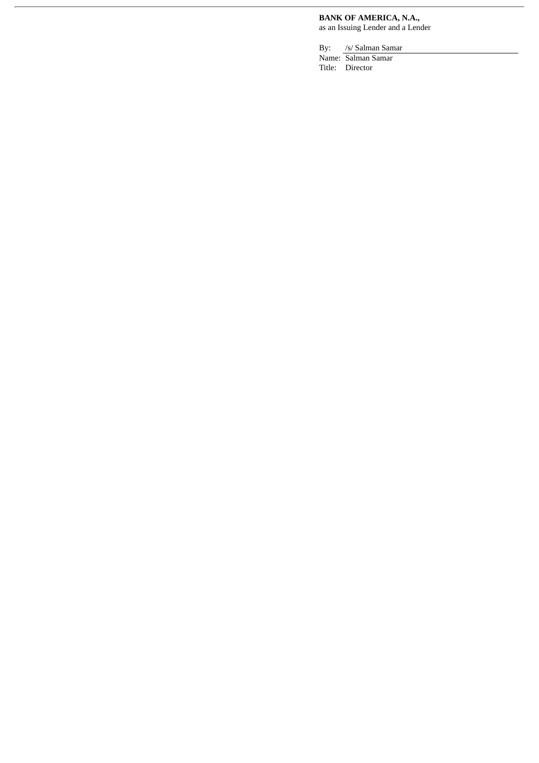**BANK OF AMERICA, N.A.,**
as an Issuing Lender and a Lender

By: /s/ Salman Samar
Name: Salman Samar
Title: Director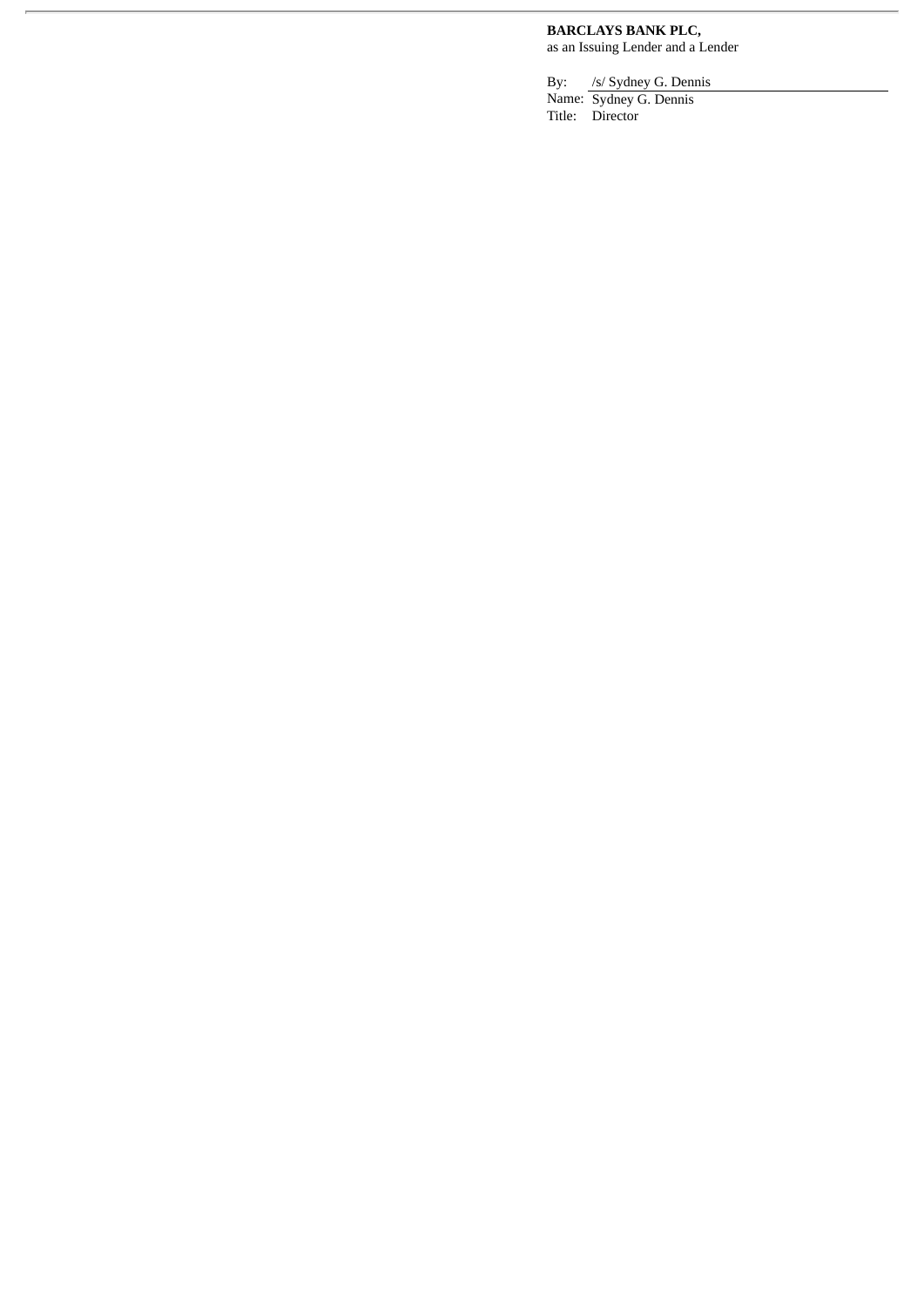**BARCLAYS BANK PLC,**
as an Issuing Lender and a Lender

By: /s/ Sydney G. Dennis
Name: Sydney G. Dennis
Title: Director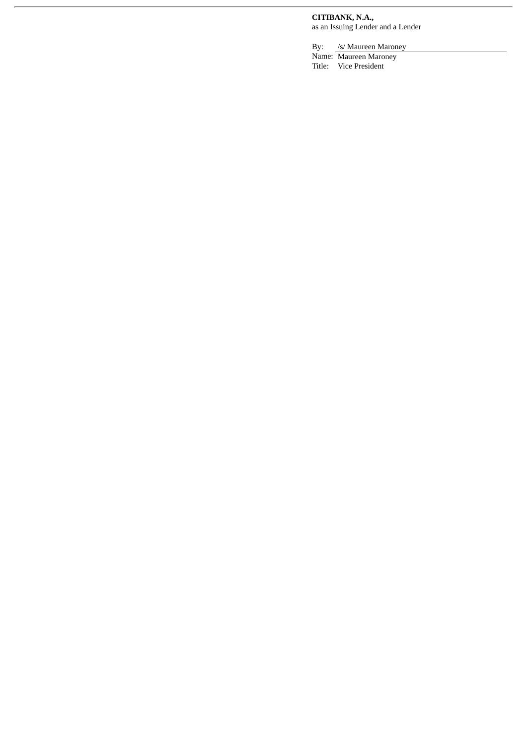**CITIBANK, N.A.,**
as an Issuing Lender and a Lender

By: /s/ Maureen Maroney
Name: Maureen Maroney
Title: Vice President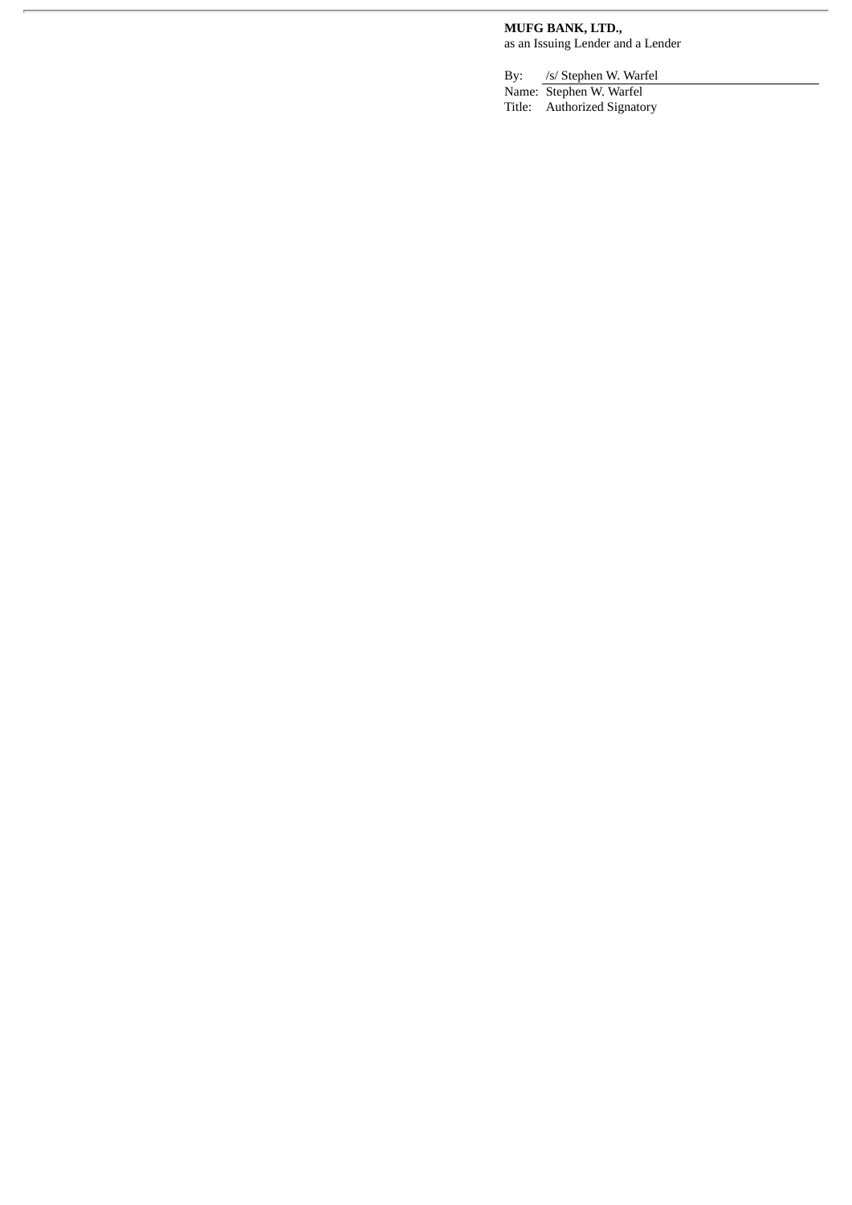**MUFG BANK, LTD.,**
as an Issuing Lender and a Lender

By: /s/ Stephen W. Warfel
Name: Stephen W. Warfel
Title: Authorized Signatory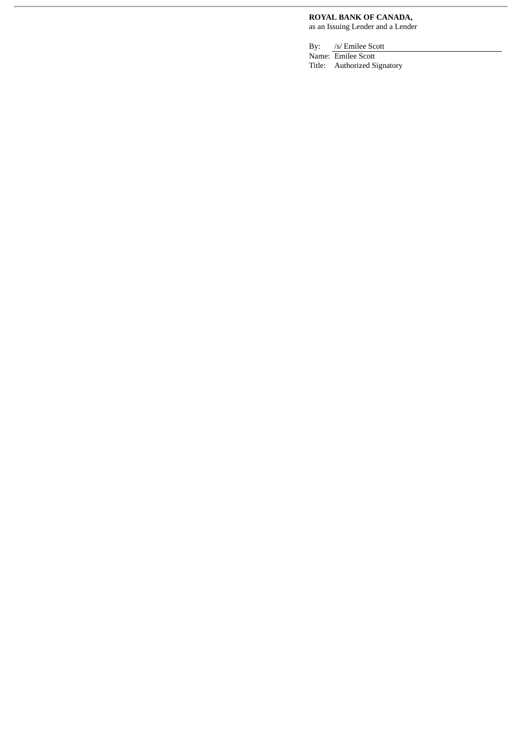**ROYAL BANK OF CANADA,**
as an Issuing Lender and a Lender

By: /s/ Emilee Scott
Name: Emilee Scott
Title: Authorized Signatory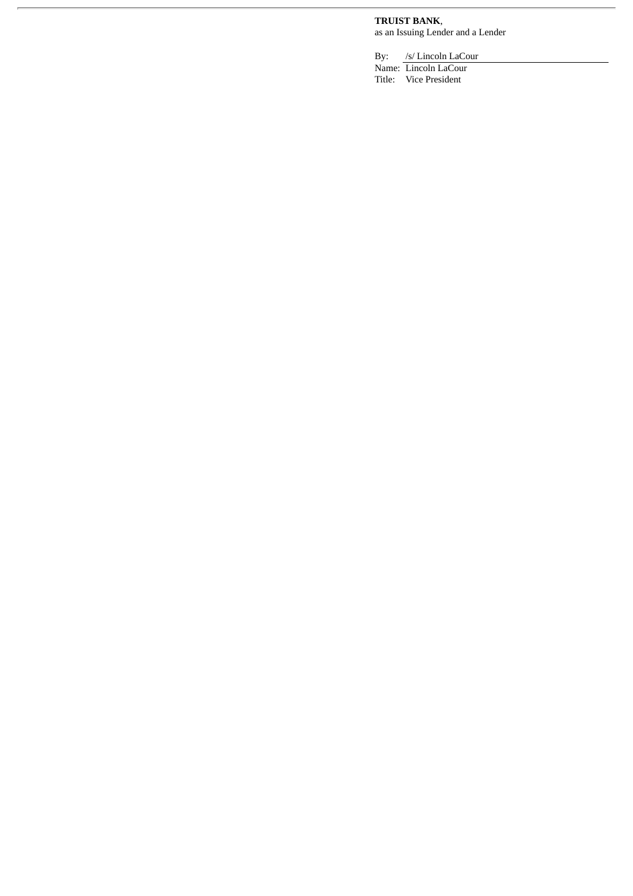**TRUIST BANK**,
as an Issuing Lender and a Lender

By: /s/ Lincoln LaCour
Name: Lincoln LaCour
Title: Vice President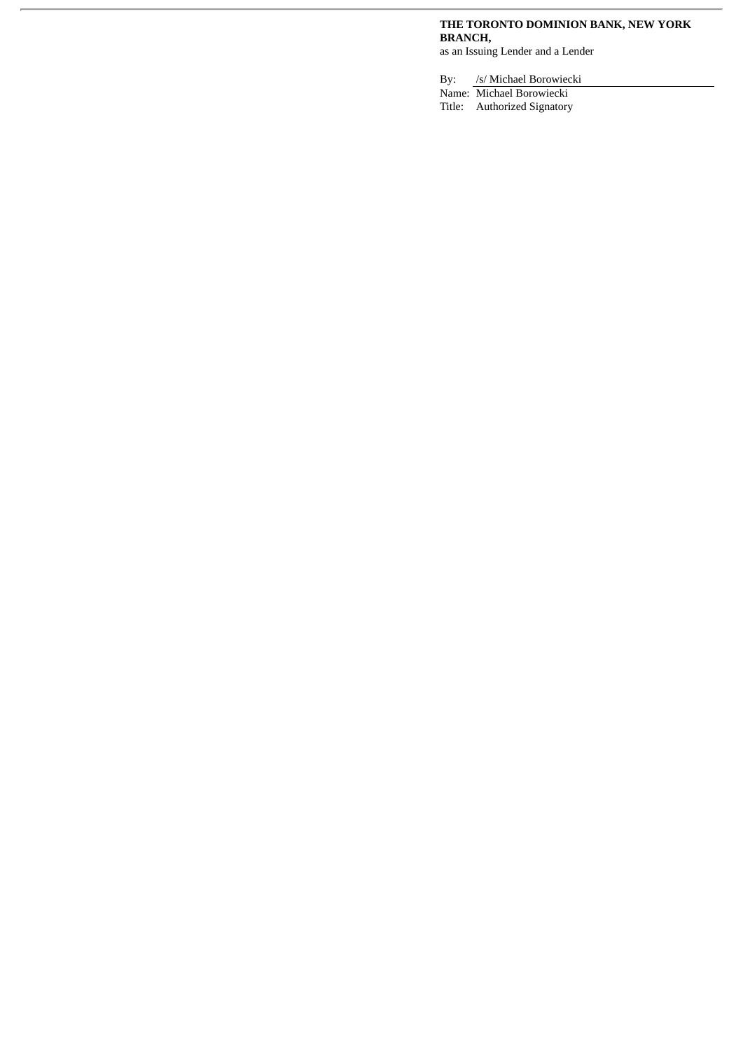**THE TORONTO DOMINION BANK, NEW YORK BRANCH,**
as an Issuing Lender and a Lender

By: /s/ Michael Borowiecki
Name: Michael Borowiecki
Title: Authorized Signatory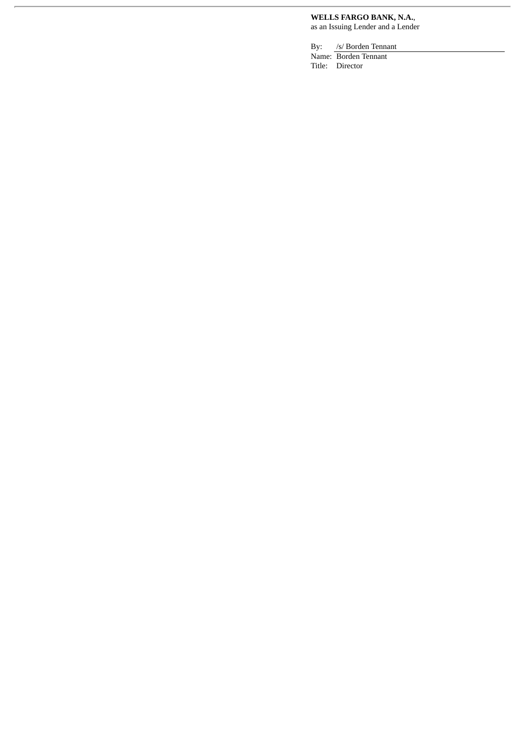**WELLS FARGO BANK, N.A.**,
as an Issuing Lender and a Lender

By: /s/ Borden Tennant
Name: Borden Tennant
Title: Director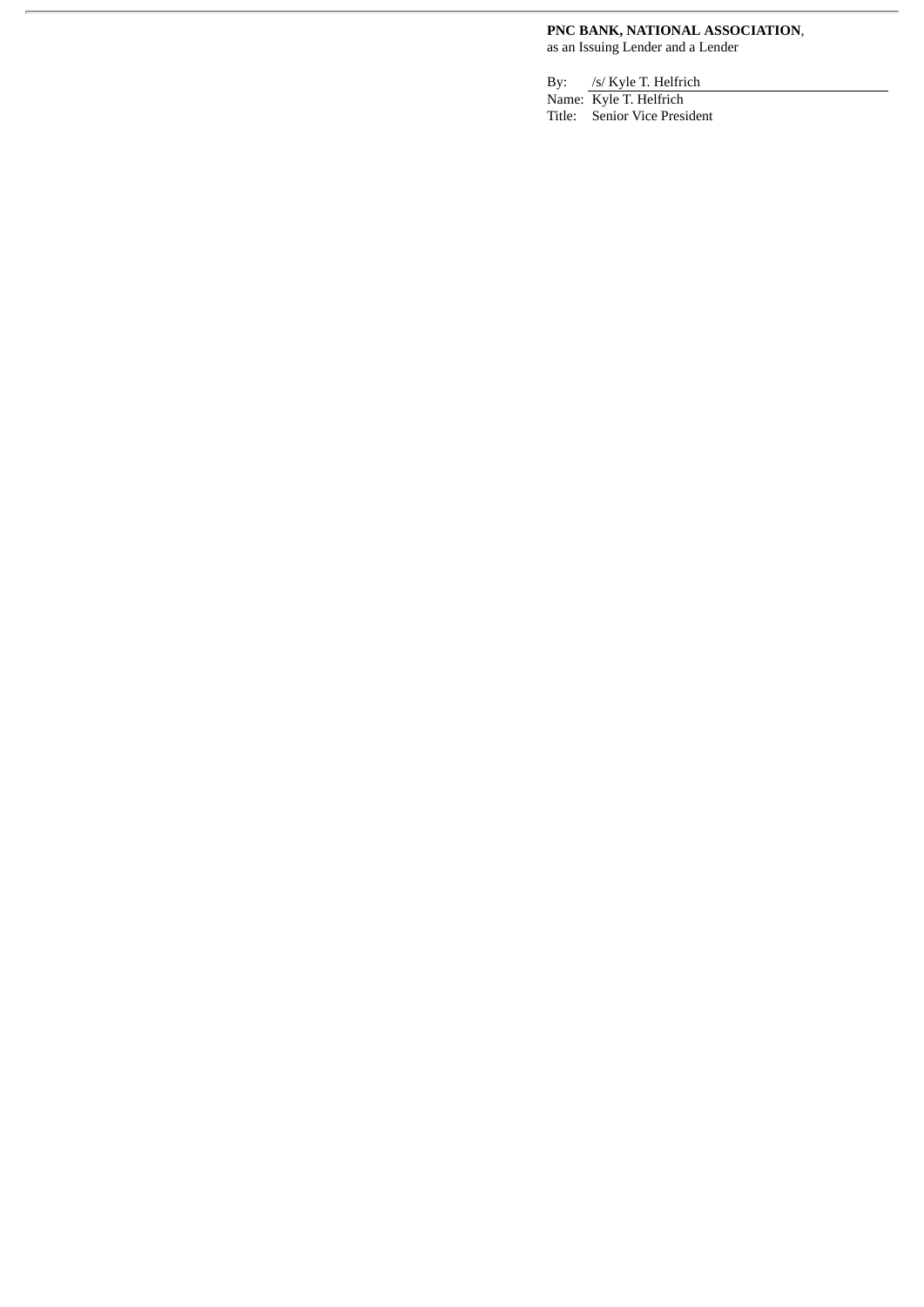**PNC BANK, NATIONAL ASSOCIATION**,
as an Issuing Lender and a Lender

By: /s/ Kyle T. Helfrich

Name: Kyle T. Helfrich

Title: Senior Vice President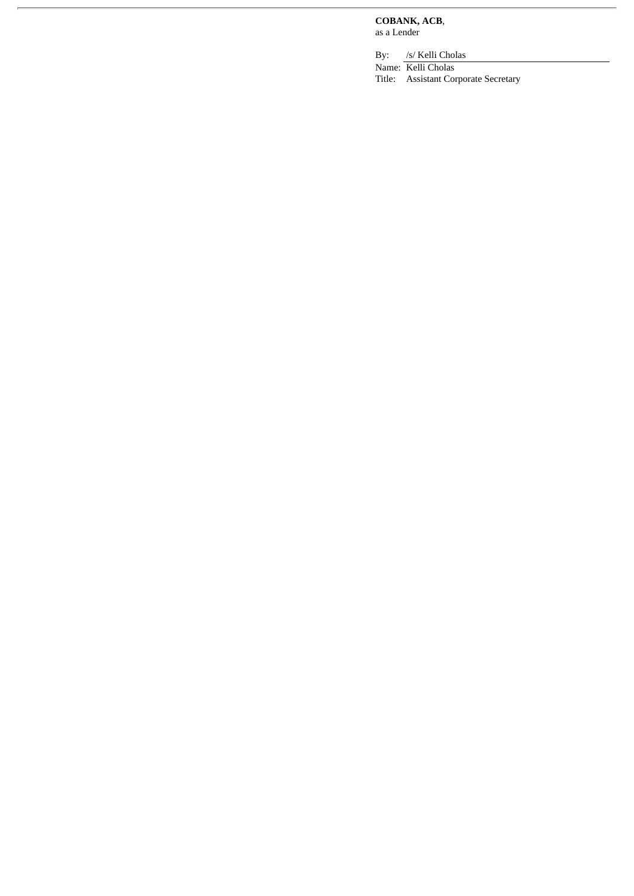**COBANK, ACB**,
as a Lender

By: /s/ Kelli Cholas
Name: Kelli Cholas
Title: Assistant Corporate Secretary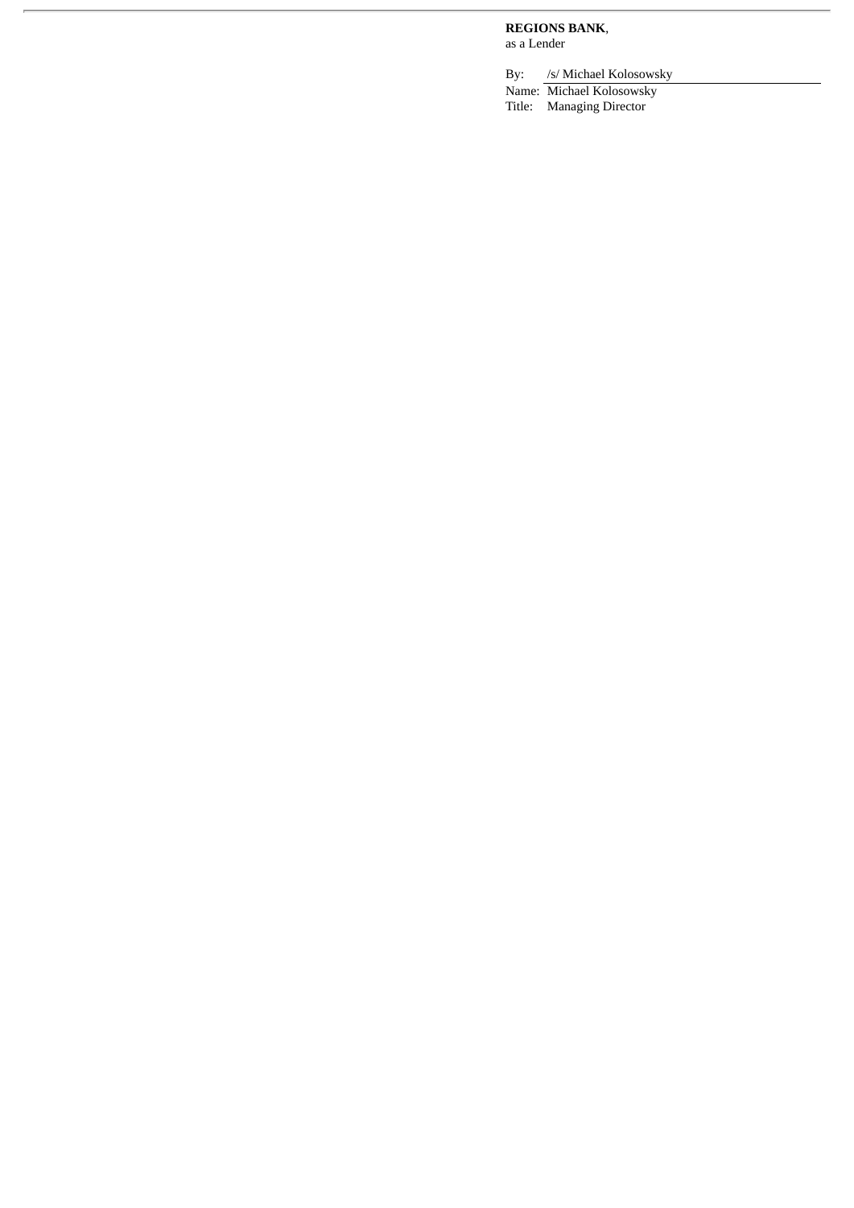**REGIONS BANK**,
as a Lender

By: /s/ Michael Kolosowsky
Name: Michael Kolosowsky
Title: Managing Director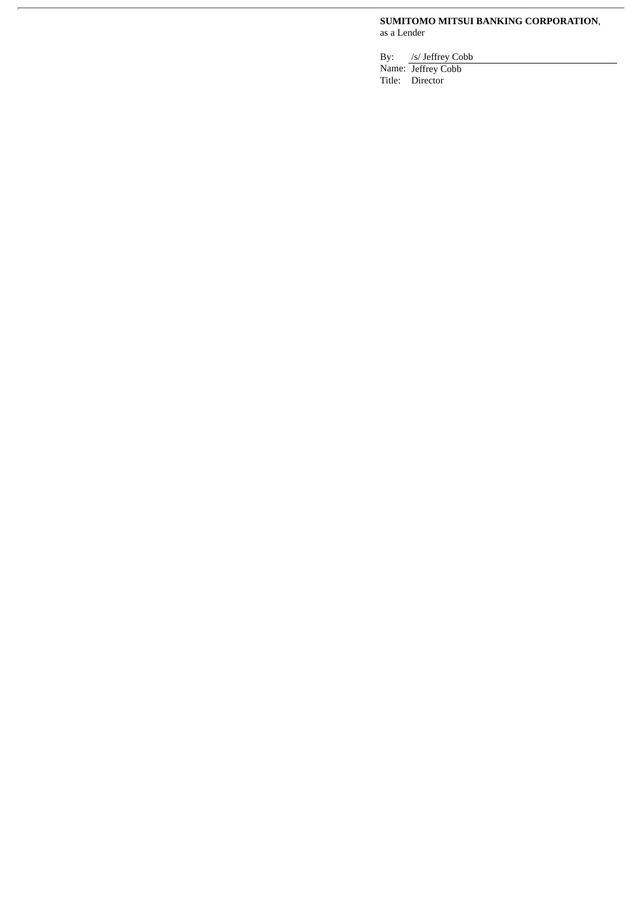**SUMITOMO MITSUI BANKING CORPORATION**,
as a Lender

By: /s/ Jeffrey Cobb
Name: Jeffrey Cobb
Title: Director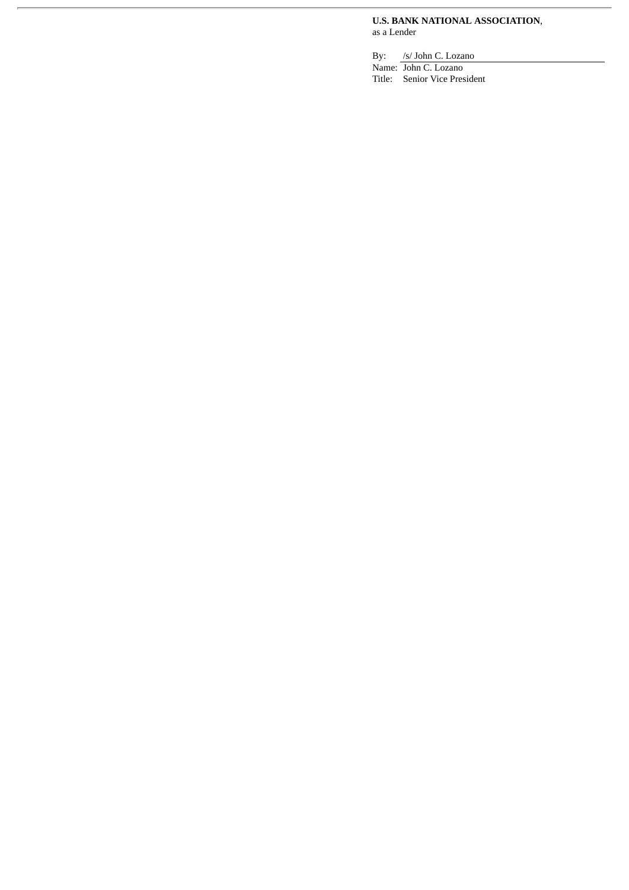**U.S. BANK NATIONAL ASSOCIATION**,
as a Lender

By: /s/ John C. Lozano
Name: John C. Lozano
Title: Senior Vice President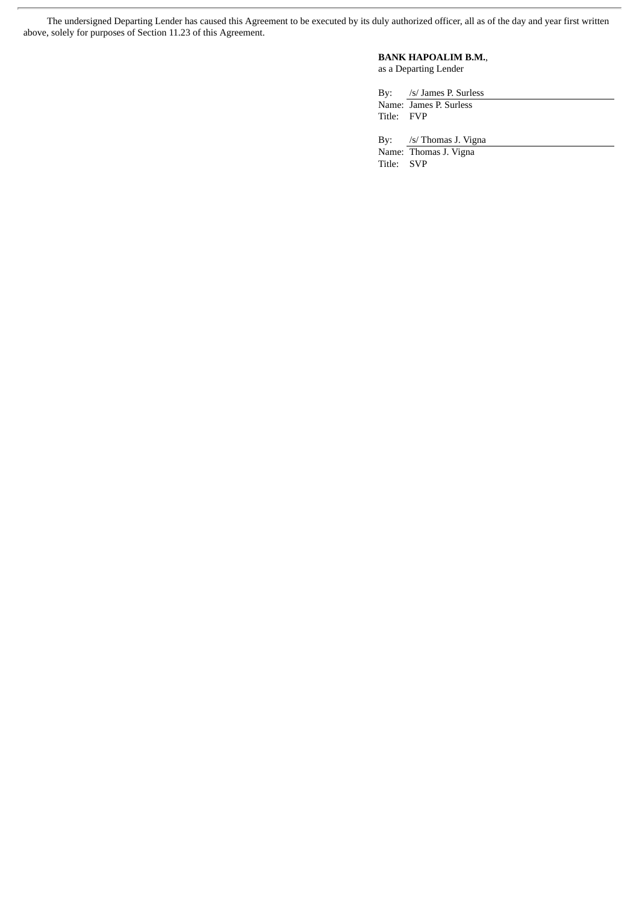The undersigned Departing Lender has caused this Agreement to be executed by its duly authorized officer, all as of the day and year first written above, solely for purposes of Section 11.23 of this Agreement.

**BANK HAPOALIM B.M.**,
as a Departing Lender

By: /s/ James P. Surless
Name: James P. Surless
Title: FVP

By: /s/ Thomas J. Vigna
Name: Thomas J. Vigna
Title: SVP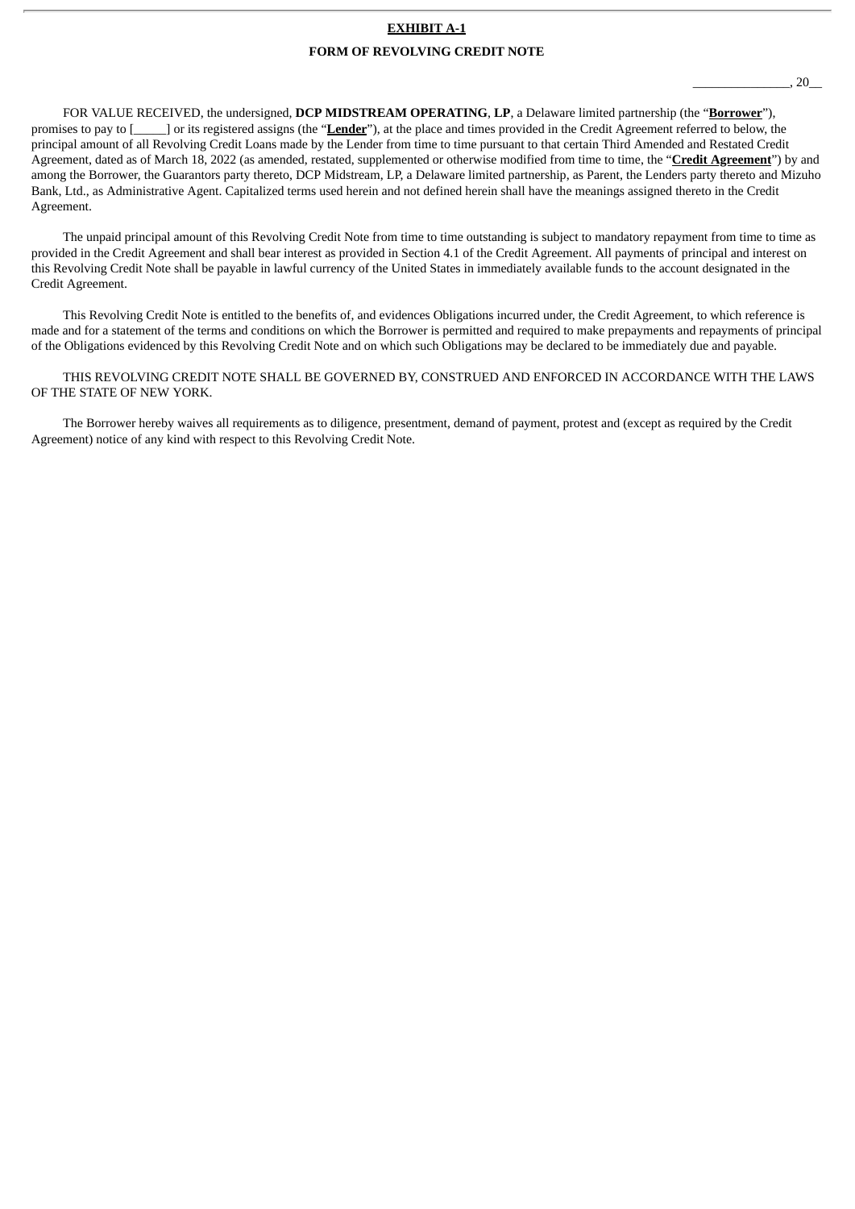**EXHIBIT A-1**

**FORM OF REVOLVING CREDIT NOTE**

_______________, 20__

FOR VALUE RECEIVED, the undersigned, **DCP MIDSTREAM OPERATING**, **LP**, a Delaware limited partnership (the "**Borrower**"), promises to pay to [_____] or its registered assigns (the "**Lender**"), at the place and times provided in the Credit Agreement referred to below, the principal amount of all Revolving Credit Loans made by the Lender from time to time pursuant to that certain Third Amended and Restated Credit Agreement, dated as of March 18, 2022 (as amended, restated, supplemented or otherwise modified from time to time, the "**Credit Agreement**") by and among the Borrower, the Guarantors party thereto, DCP Midstream, LP, a Delaware limited partnership, as Parent, the Lenders party thereto and Mizuho Bank, Ltd., as Administrative Agent. Capitalized terms used herein and not defined herein shall have the meanings assigned thereto in the Credit Agreement.

The unpaid principal amount of this Revolving Credit Note from time to time outstanding is subject to mandatory repayment from time to time as provided in the Credit Agreement and shall bear interest as provided in Section 4.1 of the Credit Agreement. All payments of principal and interest on this Revolving Credit Note shall be payable in lawful currency of the United States in immediately available funds to the account designated in the Credit Agreement.

This Revolving Credit Note is entitled to the benefits of, and evidences Obligations incurred under, the Credit Agreement, to which reference is made and for a statement of the terms and conditions on which the Borrower is permitted and required to make prepayments and repayments of principal of the Obligations evidenced by this Revolving Credit Note and on which such Obligations may be declared to be immediately due and payable.

THIS REVOLVING CREDIT NOTE SHALL BE GOVERNED BY, CONSTRUED AND ENFORCED IN ACCORDANCE WITH THE LAWS OF THE STATE OF NEW YORK.

The Borrower hereby waives all requirements as to diligence, presentment, demand of payment, protest and (except as required by the Credit Agreement) notice of any kind with respect to this Revolving Credit Note.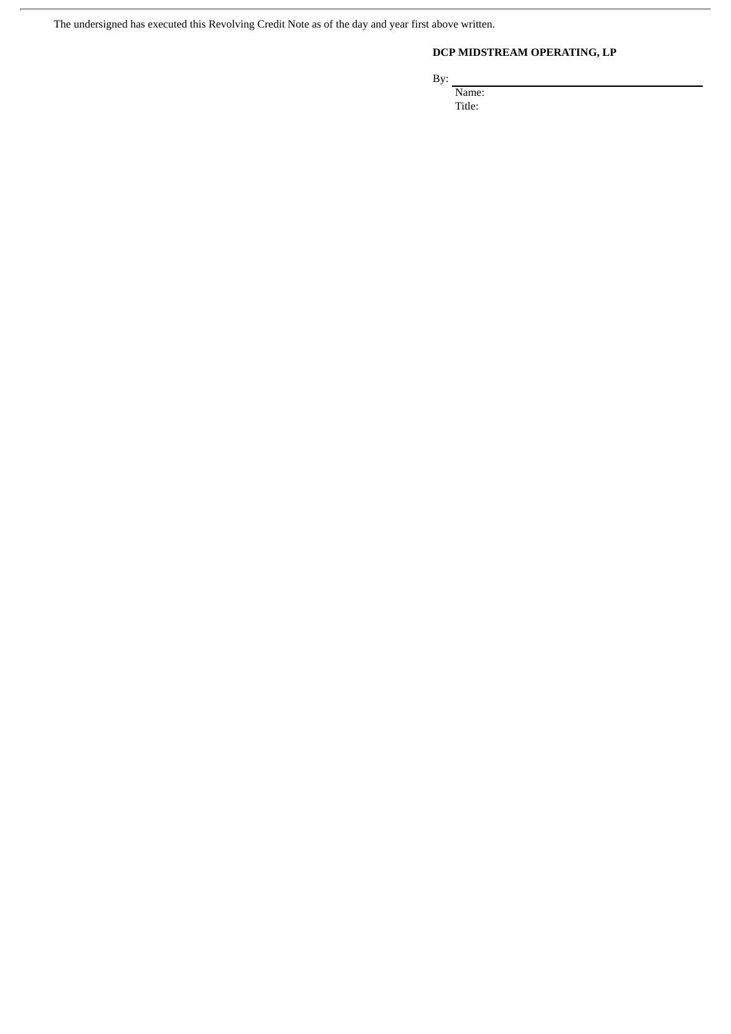The undersigned has executed this Revolving Credit Note as of the day and year first above written.

**DCP MIDSTREAM OPERATING, LP**

By: \_\_\_\_\_\_\_\_\_\_\_\_\_\_\_\_\_\_\_\_\_\_\_\_\_\_\_\_\_\_\_\_\_\_

Name:

Title: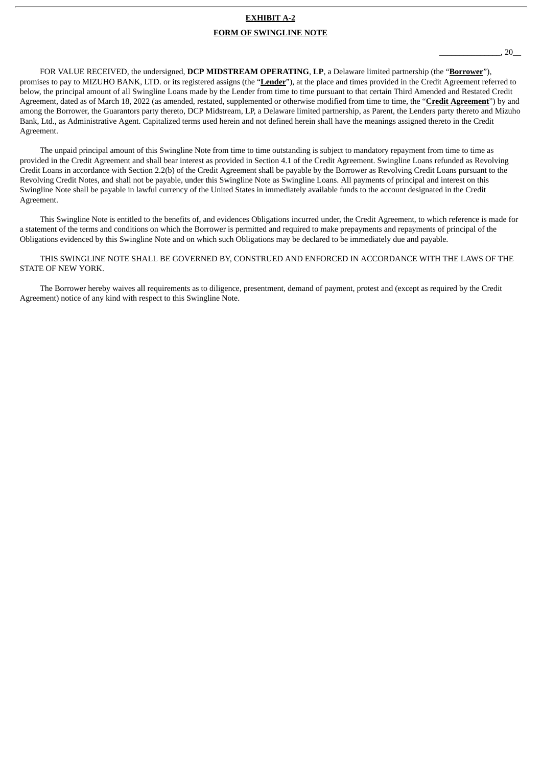**EXHIBIT A-2**

**FORM OF SWINGLINE NOTE**

_______________, 20__

FOR VALUE RECEIVED, the undersigned, **DCP MIDSTREAM OPERATING**, **LP**, a Delaware limited partnership (the "**Borrower**"), promises to pay to MIZUHO BANK, LTD. or its registered assigns (the "**Lender**"), at the place and times provided in the Credit Agreement referred to below, the principal amount of all Swingline Loans made by the Lender from time to time pursuant to that certain Third Amended and Restated Credit Agreement, dated as of March 18, 2022 (as amended, restated, supplemented or otherwise modified from time to time, the "**Credit Agreement**") by and among the Borrower, the Guarantors party thereto, DCP Midstream, LP, a Delaware limited partnership, as Parent, the Lenders party thereto and Mizuho Bank, Ltd., as Administrative Agent. Capitalized terms used herein and not defined herein shall have the meanings assigned thereto in the Credit Agreement.

The unpaid principal amount of this Swingline Note from time to time outstanding is subject to mandatory repayment from time to time as provided in the Credit Agreement and shall bear interest as provided in Section 4.1 of the Credit Agreement. Swingline Loans refunded as Revolving Credit Loans in accordance with Section 2.2(b) of the Credit Agreement shall be payable by the Borrower as Revolving Credit Loans pursuant to the Revolving Credit Notes, and shall not be payable, under this Swingline Note as Swingline Loans. All payments of principal and interest on this Swingline Note shall be payable in lawful currency of the United States in immediately available funds to the account designated in the Credit Agreement.

This Swingline Note is entitled to the benefits of, and evidences Obligations incurred under, the Credit Agreement, to which reference is made for a statement of the terms and conditions on which the Borrower is permitted and required to make prepayments and repayments of principal of the Obligations evidenced by this Swingline Note and on which such Obligations may be declared to be immediately due and payable.

THIS SWINGLINE NOTE SHALL BE GOVERNED BY, CONSTRUED AND ENFORCED IN ACCORDANCE WITH THE LAWS OF THE STATE OF NEW YORK.

The Borrower hereby waives all requirements as to diligence, presentment, demand of payment, protest and (except as required by the Credit Agreement) notice of any kind with respect to this Swingline Note.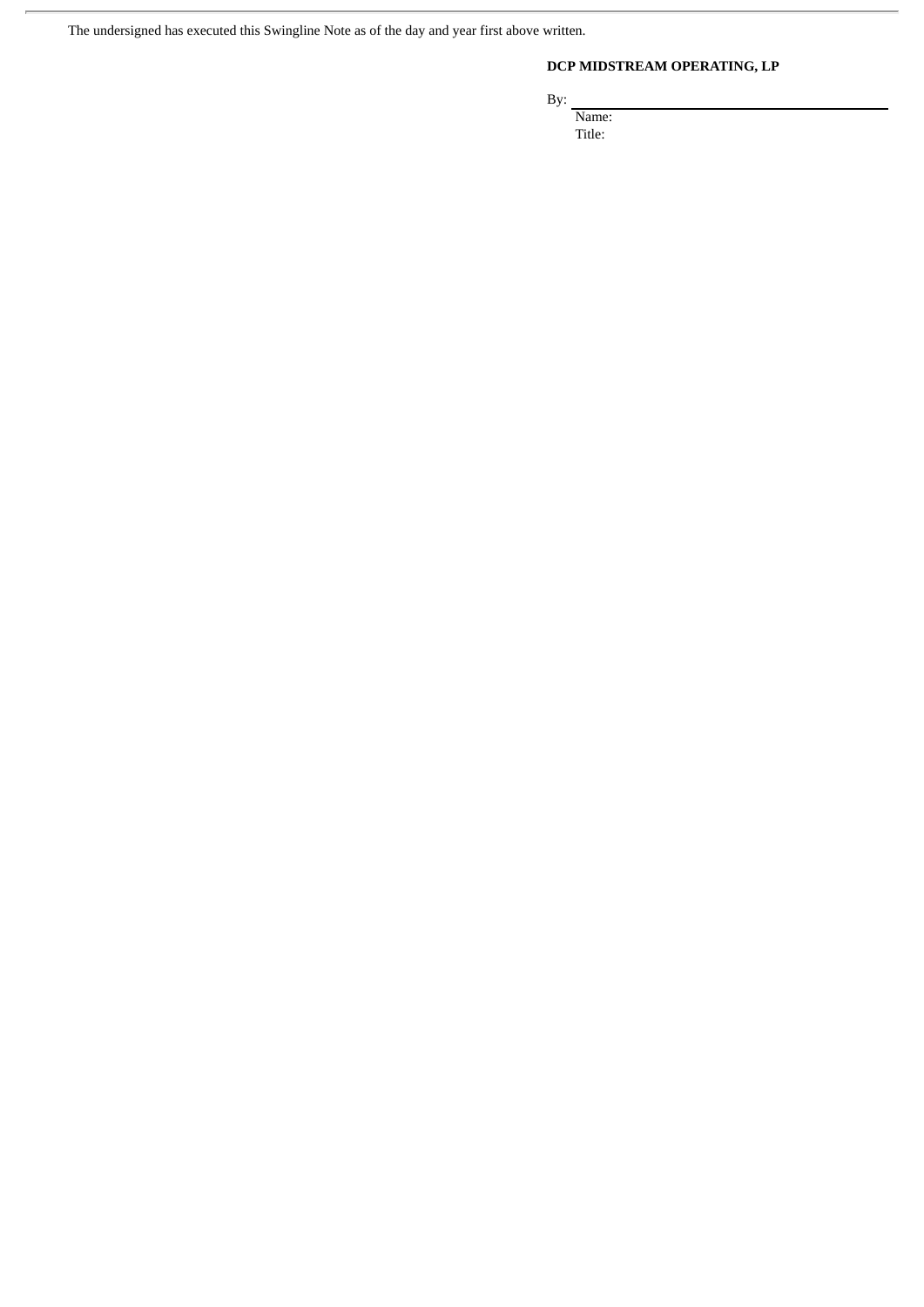The undersigned has executed this Swingline Note as of the day and year first above written.

**DCP MIDSTREAM OPERATING, LP**

By: \_\_\_\_\_\_\_\_\_\_\_\_\_\_\_\_\_\_\_\_\_\_\_\_\_\_\_\_\_\_\_\_\_\_\_\_

Name:

Title: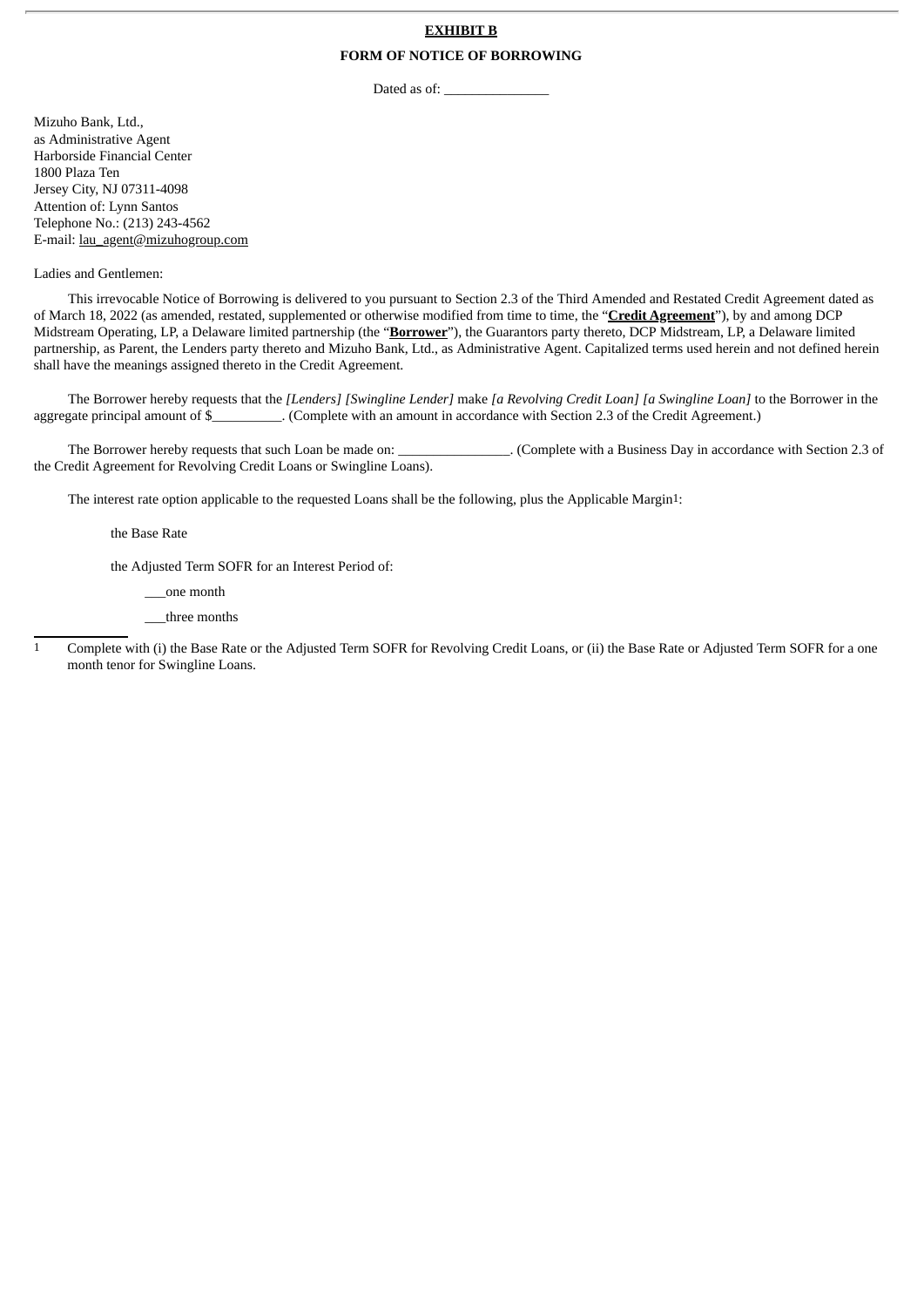**EXHIBIT B**

**FORM OF NOTICE OF BORROWING**

Dated as of: _______________

Mizuho Bank, Ltd.,
as Administrative Agent
Harborside Financial Center
1800 Plaza Ten
Jersey City, NJ 07311-4098
Attention of: Lynn Santos
Telephone No.: (213) 243-4562
E-mail: lau_agent@mizuhogroup.com

Ladies and Gentlemen:

This irrevocable Notice of Borrowing is delivered to you pursuant to Section 2.3 of the Third Amended and Restated Credit Agreement dated as of March 18, 2022 (as amended, restated, supplemented or otherwise modified from time to time, the "**Credit Agreement**"), by and among DCP Midstream Operating, LP, a Delaware limited partnership (the "**Borrower**"), the Guarantors party thereto, DCP Midstream, LP, a Delaware limited partnership, as Parent, the Lenders party thereto and Mizuho Bank, Ltd., as Administrative Agent. Capitalized terms used herein and not defined herein shall have the meanings assigned thereto in the Credit Agreement.

The Borrower hereby requests that the *[Lenders] [Swingline Lender]* make *[a Revolving Credit Loan] [a Swingline Loan]* to the Borrower in the aggregate principal amount of $__________. (Complete with an amount in accordance with Section 2.3 of the Credit Agreement.)

The Borrower hereby requests that such Loan be made on: ________________. (Complete with a Business Day in accordance with Section 2.3 of the Credit Agreement for Revolving Credit Loans or Swingline Loans).

The interest rate option applicable to the requested Loans shall be the following, plus the Applicable Margin[1]:

the Base Rate

the Adjusted Term SOFR for an Interest Period of:

___one month

___three months

[1] Complete with (i) the Base Rate or the Adjusted Term SOFR for Revolving Credit Loans, or (ii) the Base Rate or Adjusted Term SOFR for a one month tenor for Swingline Loans.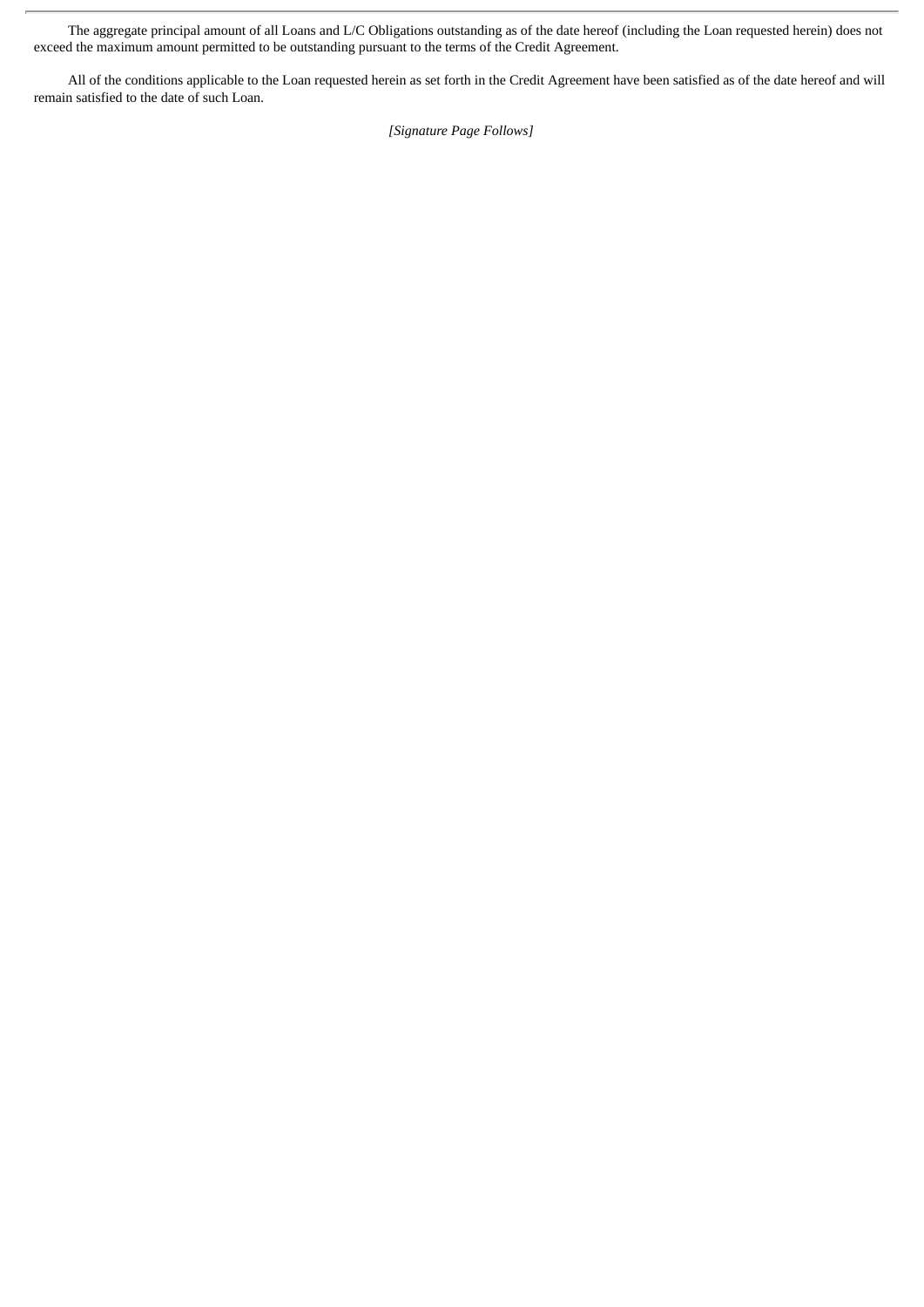The aggregate principal amount of all Loans and L/C Obligations outstanding as of the date hereof (including the Loan requested herein) does not exceed the maximum amount permitted to be outstanding pursuant to the terms of the Credit Agreement.

All of the conditions applicable to the Loan requested herein as set forth in the Credit Agreement have been satisfied as of the date hereof and will remain satisfied to the date of such Loan.

*[Signature Page Follows]*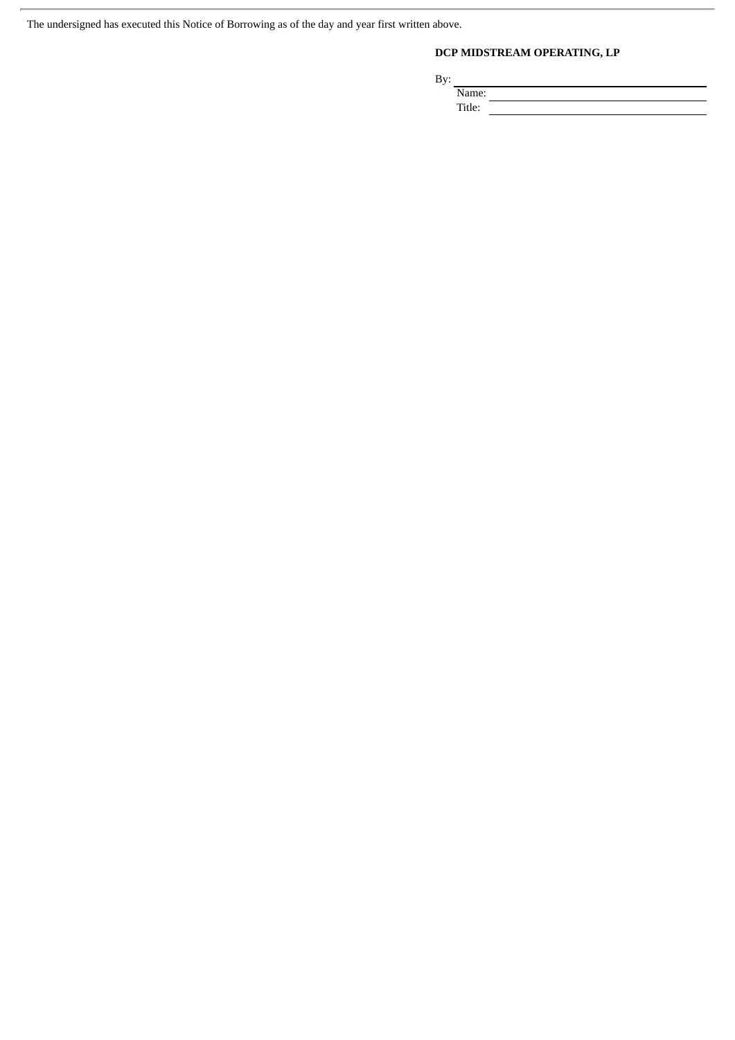The undersigned has executed this Notice of Borrowing as of the day and year first written above.

**DCP MIDSTREAM OPERATING, LP**

By: \_\_\_\_\_\_\_\_\_\_\_\_\_\_\_\_\_\_\_\_\_\_\_\_\_\_\_\_\_\_

Name: \_\_\_\_\_\_\_\_\_\_\_\_\_\_\_\_\_\_\_\_\_\_\_\_\_\_\_\_\_\_

Title: \_\_\_\_\_\_\_\_\_\_\_\_\_\_\_\_\_\_\_\_\_\_\_\_\_\_\_\_\_\_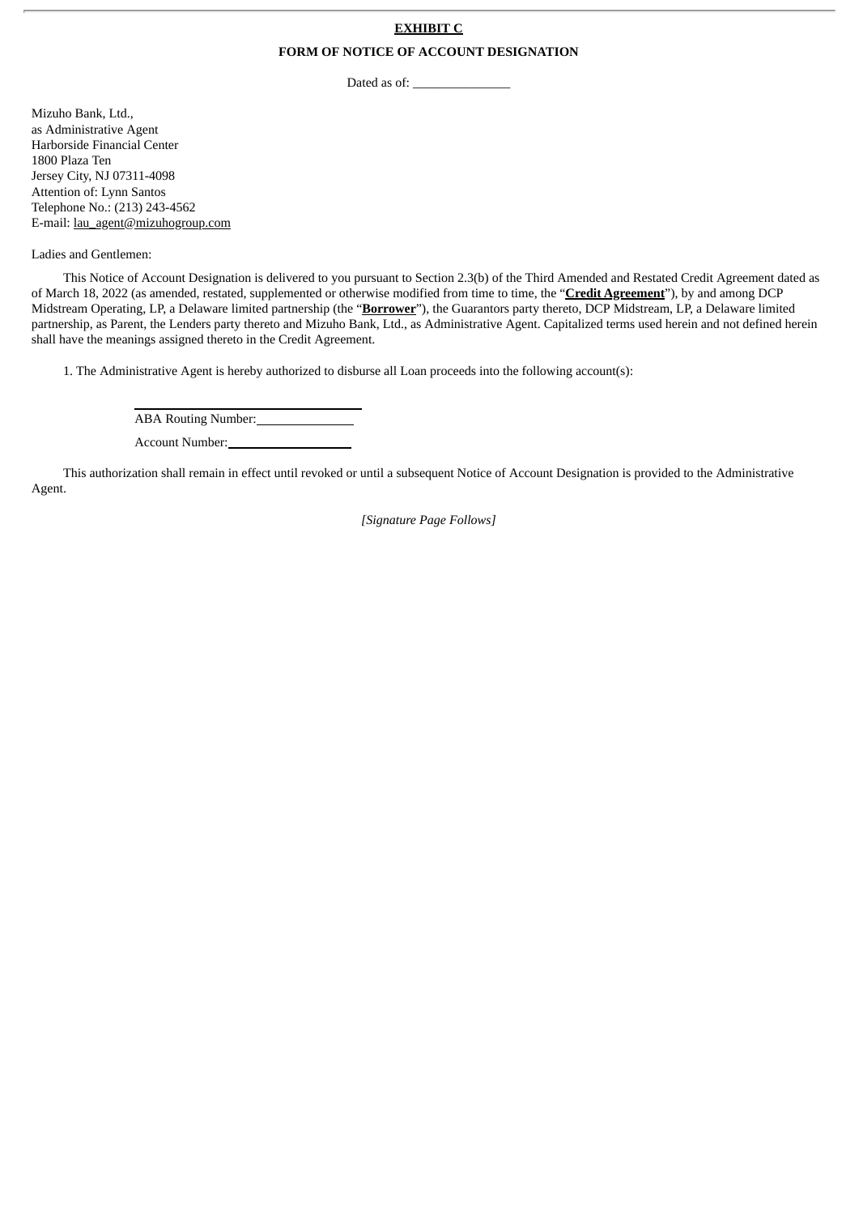**EXHIBIT C**

**FORM OF NOTICE OF ACCOUNT DESIGNATION**

Dated as of: _______________

Mizuho Bank, Ltd.,
as Administrative Agent
Harborside Financial Center
1800 Plaza Ten
Jersey City, NJ 07311-4098
Attention of: Lynn Santos
Telephone No.: (213) 243-4562
E-mail: lau_agent@mizuhogroup.com

Ladies and Gentlemen:

This Notice of Account Designation is delivered to you pursuant to Section 2.3(b) of the Third Amended and Restated Credit Agreement dated as of March 18, 2022 (as amended, restated, supplemented or otherwise modified from time to time, the "**Credit Agreement**"), by and among DCP Midstream Operating, LP, a Delaware limited partnership (the "**Borrower**"), the Guarantors party thereto, DCP Midstream, LP, a Delaware limited partnership, as Parent, the Lenders party thereto and Mizuho Bank, Ltd., as Administrative Agent. Capitalized terms used herein and not defined herein shall have the meanings assigned thereto in the Credit Agreement.

1. The Administrative Agent is hereby authorized to disburse all Loan proceeds into the following account(s):

______________________________

ABA Routing Number:_______________

Account Number:___________________

This authorization shall remain in effect until revoked or until a subsequent Notice of Account Designation is provided to the Administrative Agent.

*[Signature Page Follows]*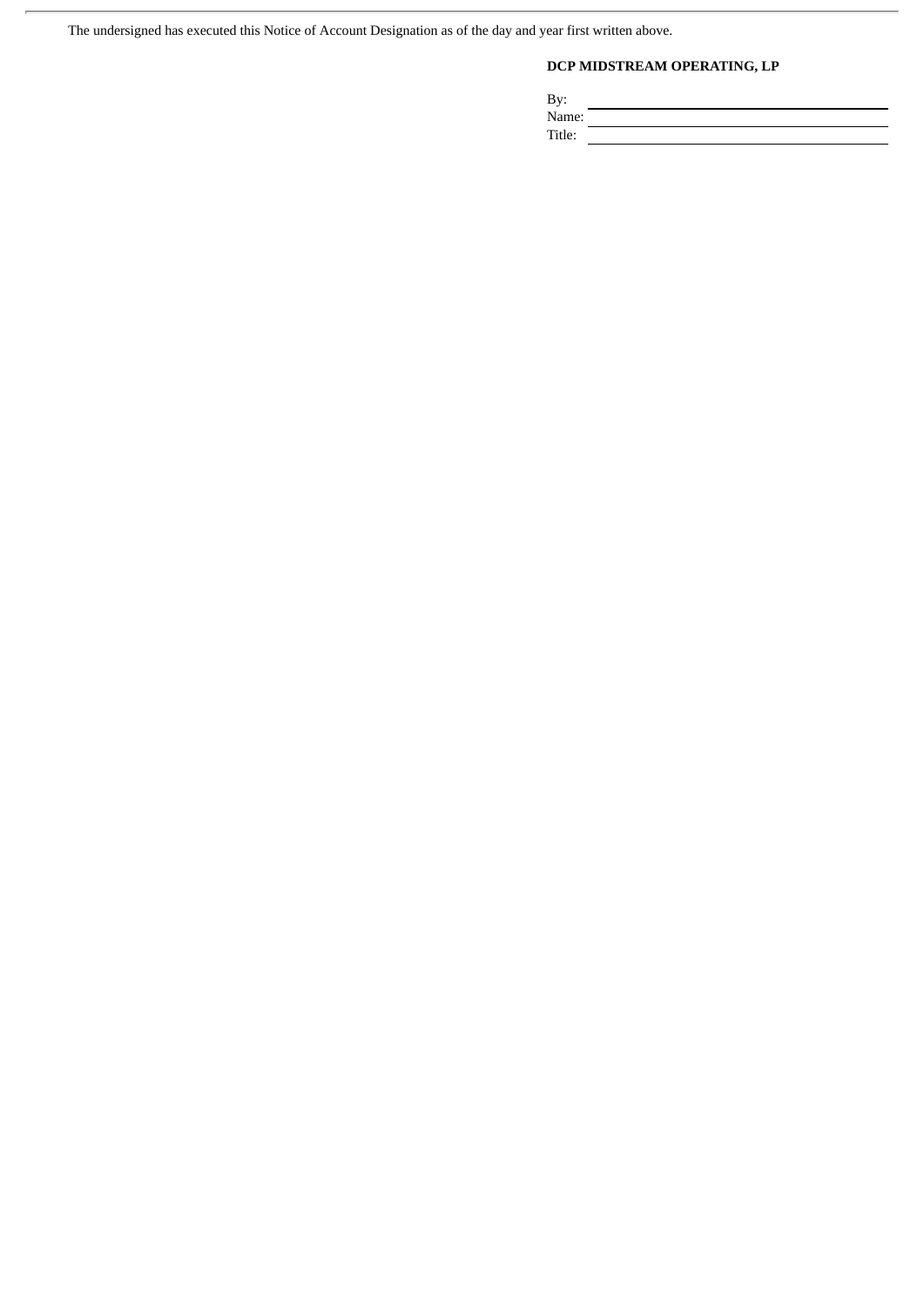The undersigned has executed this Notice of Account Designation as of the day and year first written above.

**DCP MIDSTREAM OPERATING, LP**

By: \_\_\_\_\_\_\_\_\_\_\_\_\_\_\_\_\_\_\_\_\_\_\_\_\_\_\_\_\_\_

Name: \_\_\_\_\_\_\_\_\_\_\_\_\_\_\_\_\_\_\_\_\_\_\_\_\_\_\_\_

Title: \_\_\_\_\_\_\_\_\_\_\_\_\_\_\_\_\_\_\_\_\_\_\_\_\_\_\_\_\_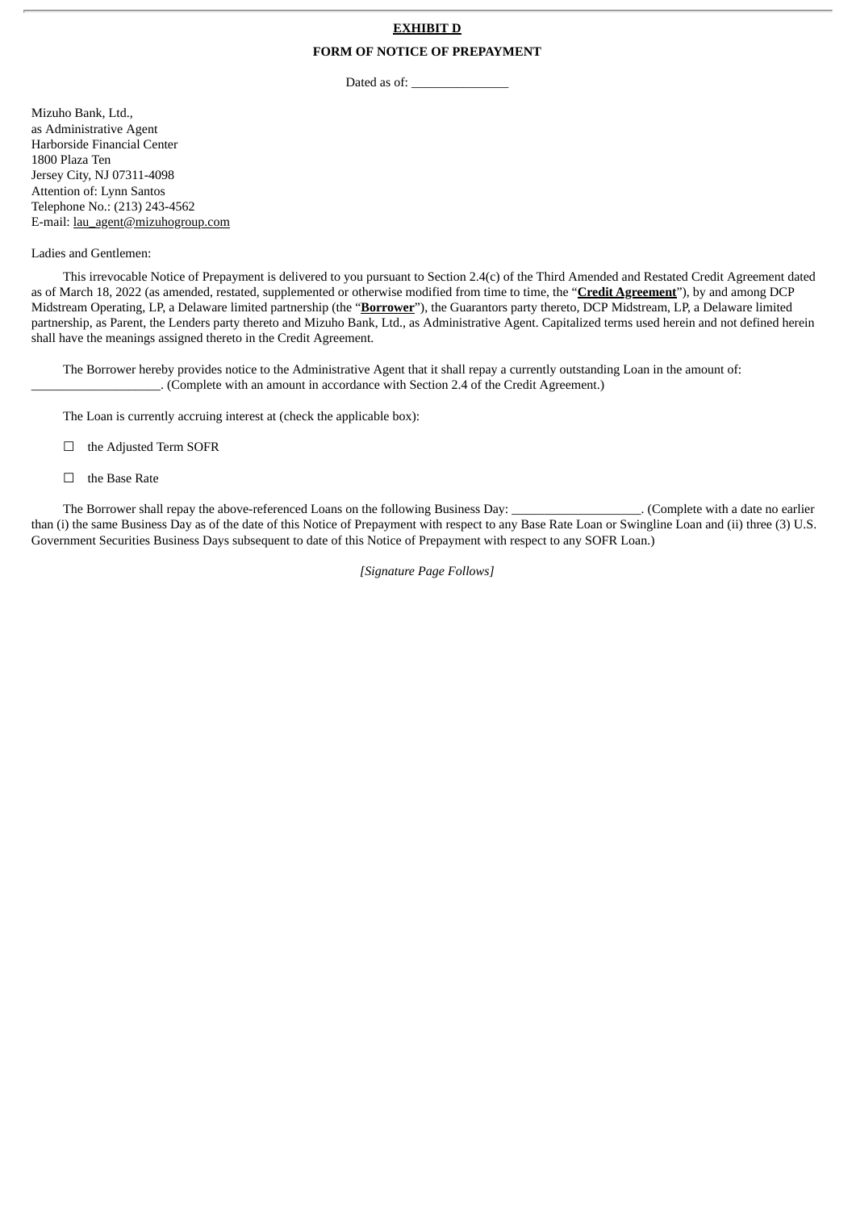**EXHIBIT D**

**FORM OF NOTICE OF PREPAYMENT**

Dated as of: _______________

Mizuho Bank, Ltd.,  
as Administrative Agent  
Harborside Financial Center  
1800 Plaza Ten  
Jersey City, NJ 07311-4098  
Attention of: Lynn Santos  
Telephone No.: (213) 243-4562  
E-mail: lau_agent@mizuhogroup.com

Ladies and Gentlemen:

This irrevocable Notice of Prepayment is delivered to you pursuant to Section 2.4(c) of the Third Amended and Restated Credit Agreement dated as of March 18, 2022 (as amended, restated, supplemented or otherwise modified from time to time, the "**Credit Agreement**"), by and among DCP Midstream Operating, LP, a Delaware limited partnership (the "**Borrower**"), the Guarantors party thereto, DCP Midstream, LP, a Delaware limited partnership, as Parent, the Lenders party thereto and Mizuho Bank, Ltd., as Administrative Agent. Capitalized terms used herein and not defined herein shall have the meanings assigned thereto in the Credit Agreement.

The Borrower hereby provides notice to the Administrative Agent that it shall repay a currently outstanding Loan in the amount of: ____________________. (Complete with an amount in accordance with Section 2.4 of the Credit Agreement.)

The Loan is currently accruing interest at (check the applicable box):

☐ the Adjusted Term SOFR

☐ the Base Rate

The Borrower shall repay the above-referenced Loans on the following Business Day: ____________________. (Complete with a date no earlier than (i) the same Business Day as of the date of this Notice of Prepayment with respect to any Base Rate Loan or Swingline Loan and (ii) three (3) U.S. Government Securities Business Days subsequent to date of this Notice of Prepayment with respect to any SOFR Loan.)

*[Signature Page Follows]*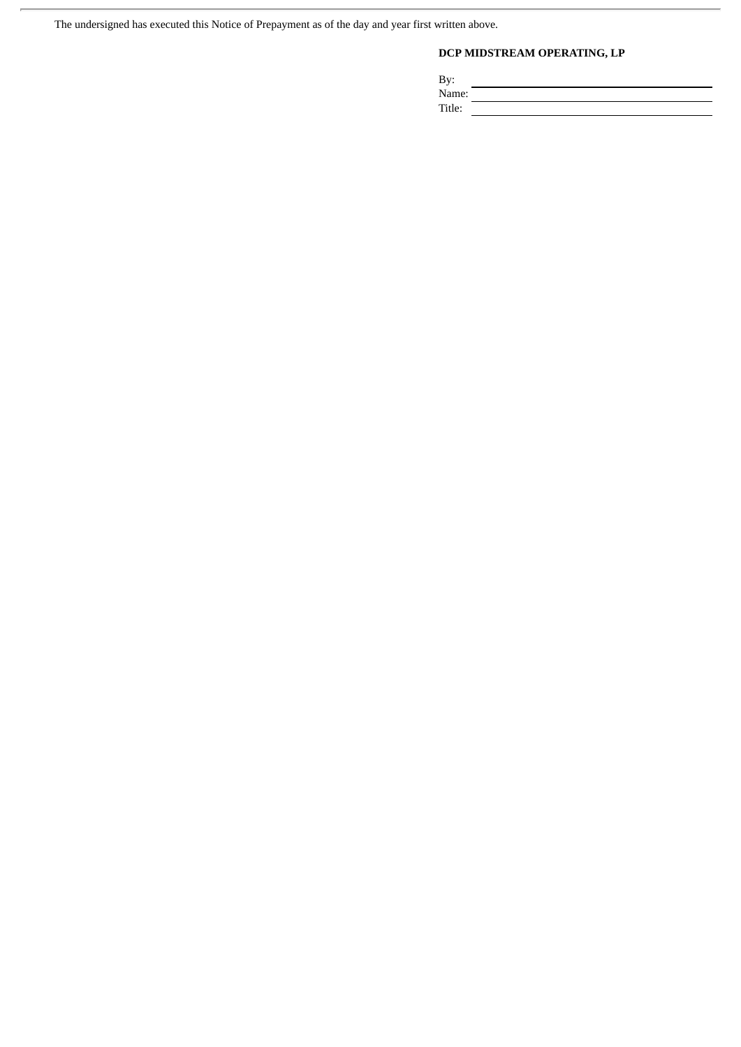The undersigned has executed this Notice of Prepayment as of the day and year first written above.

**DCP MIDSTREAM OPERATING, LP**

By: \_\_\_\_\_\_\_\_\_\_\_\_\_\_\_\_\_\_\_\_\_\_\_\_\_\_\_\_\_\_
Name: \_\_\_\_\_\_\_\_\_\_\_\_\_\_\_\_\_\_\_\_\_\_\_\_\_\_\_\_\_\_
Title: \_\_\_\_\_\_\_\_\_\_\_\_\_\_\_\_\_\_\_\_\_\_\_\_\_\_\_\_\_\_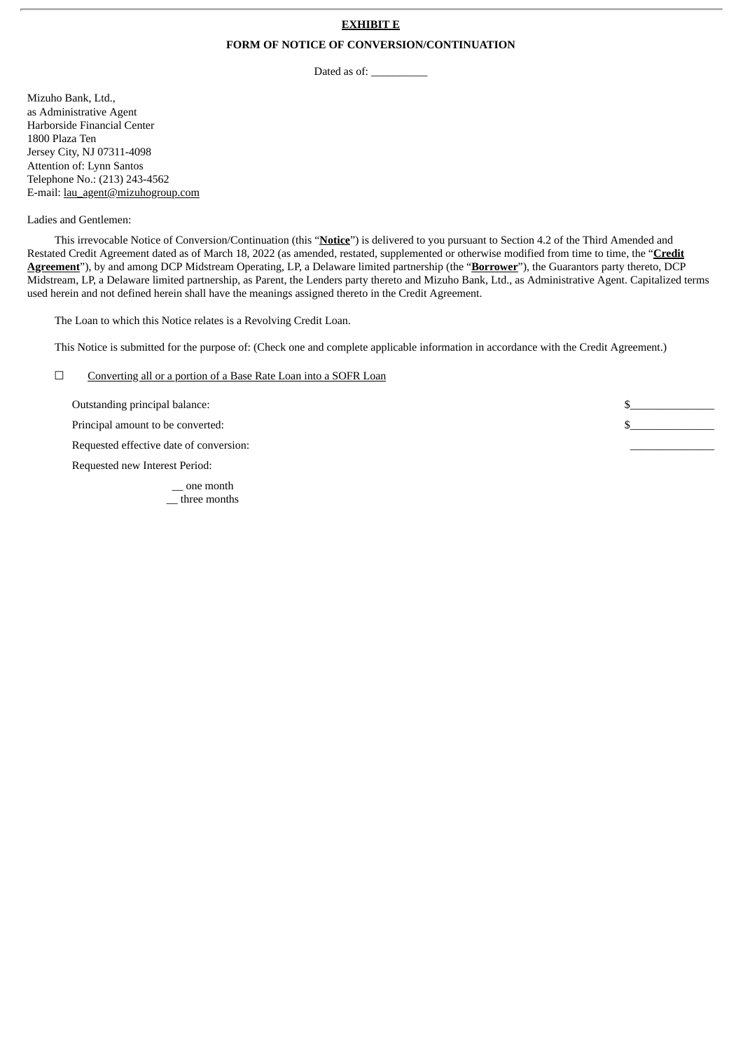**EXHIBIT E**

**FORM OF NOTICE OF CONVERSION/CONTINUATION**

Dated as of: __________

Mizuho Bank, Ltd.,
as Administrative Agent
Harborside Financial Center
1800 Plaza Ten
Jersey City, NJ 07311-4098
Attention of: Lynn Santos
Telephone No.: (213) 243-4562
E-mail: lau_agent@mizuhogroup.com

Ladies and Gentlemen:

This irrevocable Notice of Conversion/Continuation (this "**Notice**") is delivered to you pursuant to Section 4.2 of the Third Amended and Restated Credit Agreement dated as of March 18, 2022 (as amended, restated, supplemented or otherwise modified from time to time, the "**Credit Agreement**"), by and among DCP Midstream Operating, LP, a Delaware limited partnership (the "**Borrower**"), the Guarantors party thereto, DCP Midstream, LP, a Delaware limited partnership, as Parent, the Lenders party thereto and Mizuho Bank, Ltd., as Administrative Agent. Capitalized terms used herein and not defined herein shall have the meanings assigned thereto in the Credit Agreement.

The Loan to which this Notice relates is a Revolving Credit Loan.

This Notice is submitted for the purpose of: (Check one and complete applicable information in accordance with the Credit Agreement.)

☐ Converting all or a portion of a Base Rate Loan into a SOFR Loan

Outstanding principal balance: $_______________

Principal amount to be converted: $_______________

Requested effective date of conversion: _______________

Requested new Interest Period:

__ one month
__ three months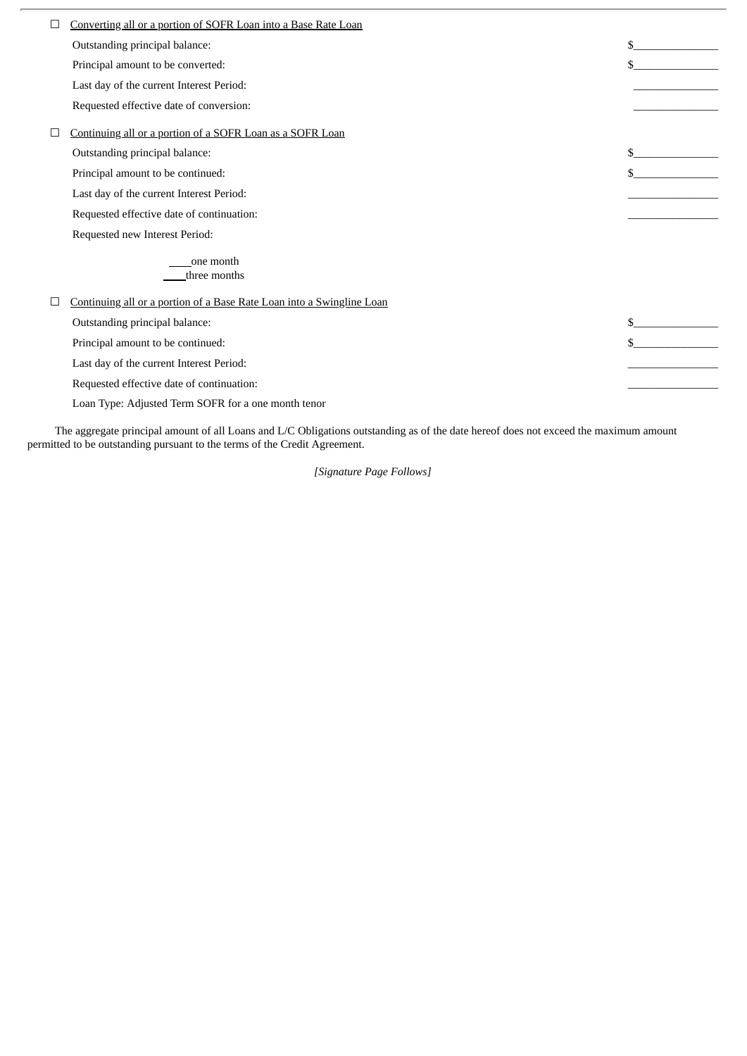☐ <u>Converting all or a portion of SOFR Loan into a Base Rate Loan</u>

| | |
|---|---|
| Outstanding principal balance: | $\_\_\_\_\_\_\_\_\_\_\_\_\_\_\_ |
| Principal amount to be converted: | $\_\_\_\_\_\_\_\_\_\_\_\_\_\_\_ |
| Last day of the current Interest Period: | \_\_\_\_\_\_\_\_\_\_\_\_\_\_\_ |
| Requested effective date of conversion: | \_\_\_\_\_\_\_\_\_\_\_\_\_\_\_ |

☐ <u>Continuing all or a portion of a SOFR Loan as a SOFR Loan</u>

| | |
|---|---|
| Outstanding principal balance: | $\_\_\_\_\_\_\_\_\_\_\_\_\_\_\_ |
| Principal amount to be continued: | $\_\_\_\_\_\_\_\_\_\_\_\_\_\_\_ |
| Last day of the current Interest Period: | \_\_\_\_\_\_\_\_\_\_\_\_\_\_\_ |
| Requested effective date of continuation: | \_\_\_\_\_\_\_\_\_\_\_\_\_\_\_ |
| Requested new Interest Period: | |

\_\_\_\_one month
\_\_\_\_three months

☐ <u>Continuing all or a portion of a Base Rate Loan into a Swingline Loan</u>

| | |
|---|---|
| Outstanding principal balance: | $\_\_\_\_\_\_\_\_\_\_\_\_\_\_\_ |
| Principal amount to be continued: | $\_\_\_\_\_\_\_\_\_\_\_\_\_\_\_ |
| Last day of the current Interest Period: | \_\_\_\_\_\_\_\_\_\_\_\_\_\_\_ |
| Requested effective date of continuation: | \_\_\_\_\_\_\_\_\_\_\_\_\_\_\_ |
| Loan Type: Adjusted Term SOFR for a one month tenor | |

The aggregate principal amount of all Loans and L/C Obligations outstanding as of the date hereof does not exceed the maximum amount permitted to be outstanding pursuant to the terms of the Credit Agreement.

*[Signature Page Follows]*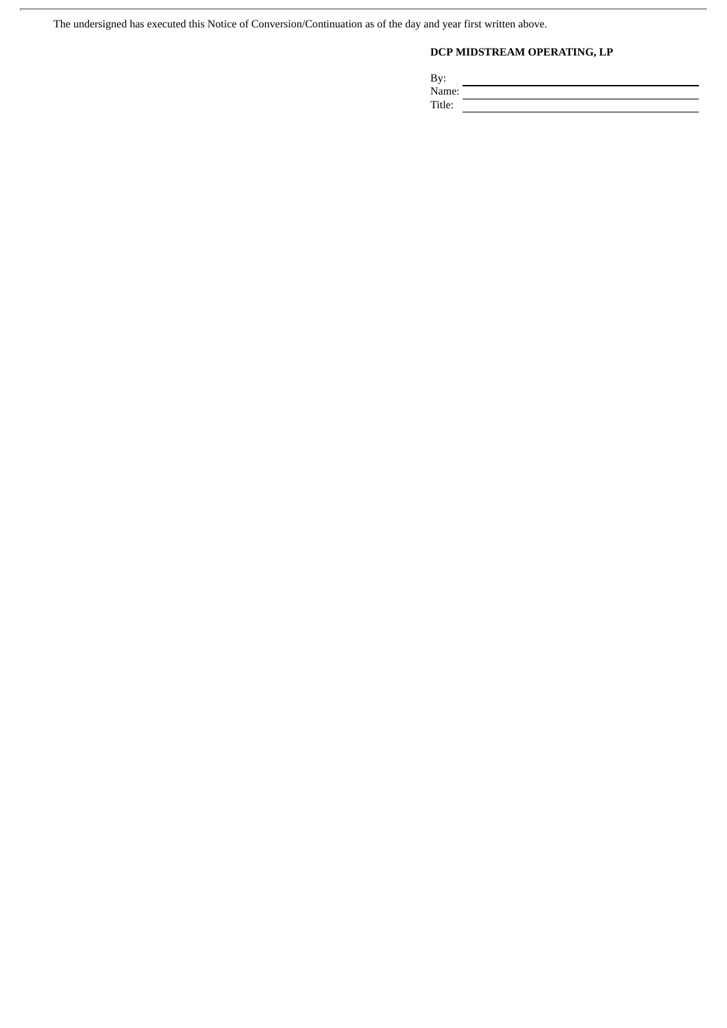The undersigned has executed this Notice of Conversion/Continuation as of the day and year first written above.

**DCP MIDSTREAM OPERATING, LP**

By: \_\_\_\_\_\_\_\_\_\_\_\_\_\_\_\_\_\_\_\_\_\_\_\_\_\_\_\_\_\_

Name: \_\_\_\_\_\_\_\_\_\_\_\_\_\_\_\_\_\_\_\_\_\_\_\_\_\_\_\_

Title: \_\_\_\_\_\_\_\_\_\_\_\_\_\_\_\_\_\_\_\_\_\_\_\_\_\_\_\_\_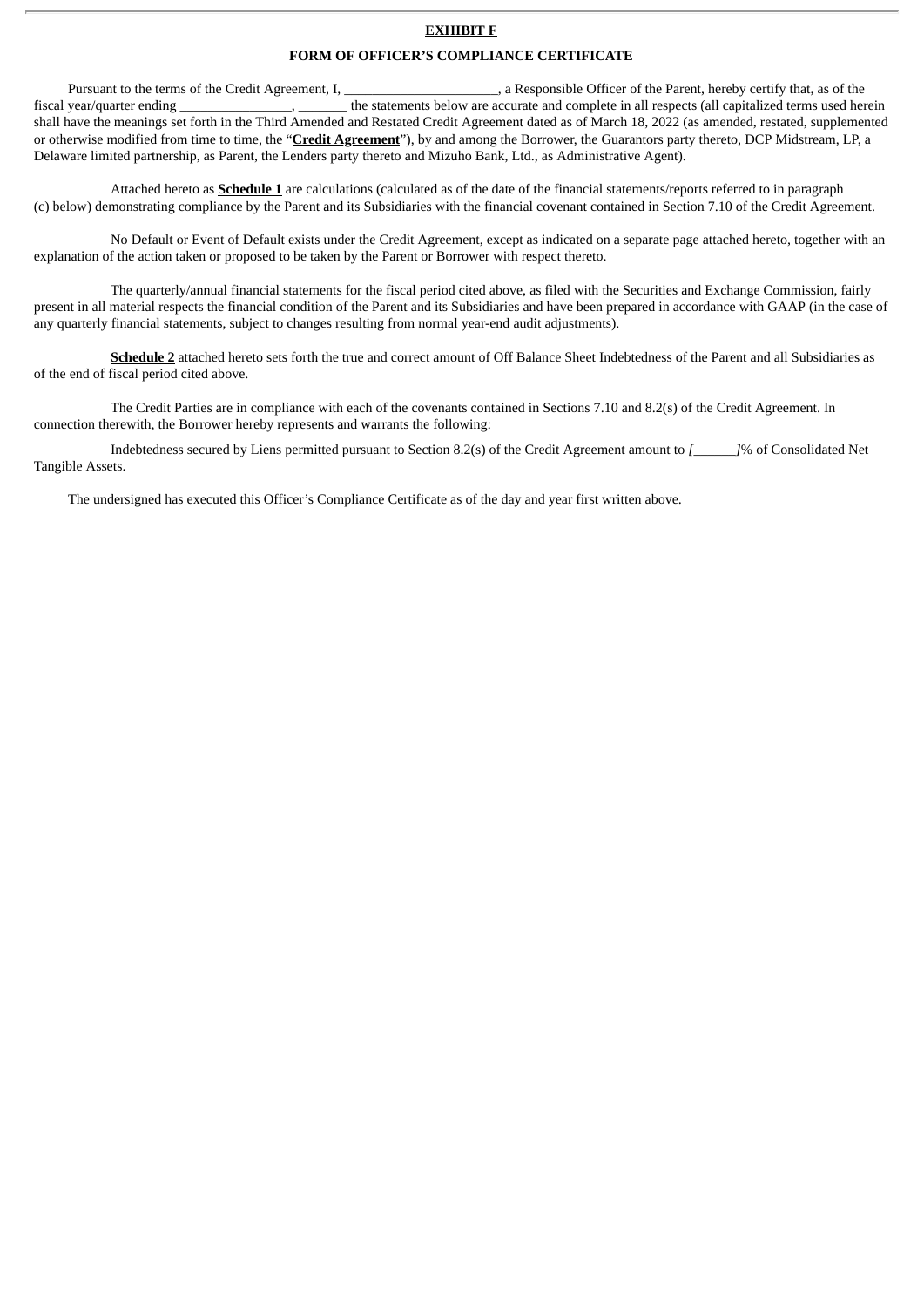**EXHIBIT F**

**FORM OF OFFICER'S COMPLIANCE CERTIFICATE**

Pursuant to the terms of the Credit Agreement, I, ______________________, a Responsible Officer of the Parent, hereby certify that, as of the fiscal year/quarter ending ________________, _______ the statements below are accurate and complete in all respects (all capitalized terms used herein shall have the meanings set forth in the Third Amended and Restated Credit Agreement dated as of March 18, 2022 (as amended, restated, supplemented or otherwise modified from time to time, the "**Credit Agreement**"), by and among the Borrower, the Guarantors party thereto, DCP Midstream, LP, a Delaware limited partnership, as Parent, the Lenders party thereto and Mizuho Bank, Ltd., as Administrative Agent).

Attached hereto as **Schedule 1** are calculations (calculated as of the date of the financial statements/reports referred to in paragraph (c) below) demonstrating compliance by the Parent and its Subsidiaries with the financial covenant contained in Section 7.10 of the Credit Agreement.

No Default or Event of Default exists under the Credit Agreement, except as indicated on a separate page attached hereto, together with an explanation of the action taken or proposed to be taken by the Parent or Borrower with respect thereto.

The quarterly/annual financial statements for the fiscal period cited above, as filed with the Securities and Exchange Commission, fairly present in all material respects the financial condition of the Parent and its Subsidiaries and have been prepared in accordance with GAAP (in the case of any quarterly financial statements, subject to changes resulting from normal year-end audit adjustments).

**Schedule 2** attached hereto sets forth the true and correct amount of Off Balance Sheet Indebtedness of the Parent and all Subsidiaries as of the end of fiscal period cited above.

The Credit Parties are in compliance with each of the covenants contained in Sections 7.10 and 8.2(s) of the Credit Agreement. In connection therewith, the Borrower hereby represents and warrants the following:

Indebtedness secured by Liens permitted pursuant to Section 8.2(s) of the Credit Agreement amount to *[______]*% of Consolidated Net Tangible Assets.

The undersigned has executed this Officer's Compliance Certificate as of the day and year first written above.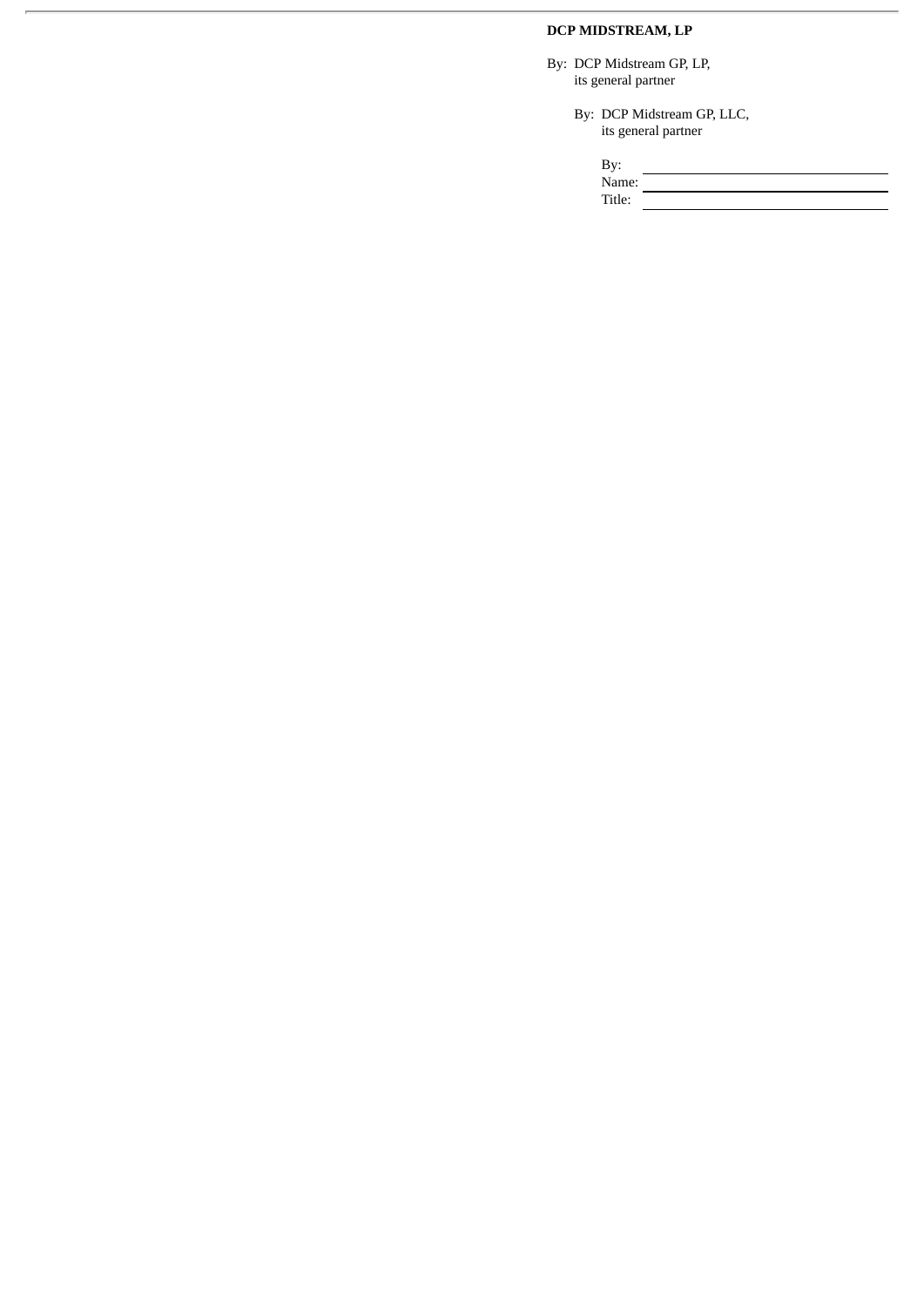**DCP MIDSTREAM, LP**

By: DCP Midstream GP, LP,
its general partner

By: DCP Midstream GP, LLC,
its general partner

By: \_\_\_\_\_\_\_\_\_\_\_\_\_\_\_\_\_\_\_\_\_\_\_\_\_\_\_\_\_\_
Name: \_\_\_\_\_\_\_\_\_\_\_\_\_\_\_\_\_\_\_\_\_\_\_\_\_\_\_\_
Title: \_\_\_\_\_\_\_\_\_\_\_\_\_\_\_\_\_\_\_\_\_\_\_\_\_\_\_\_\_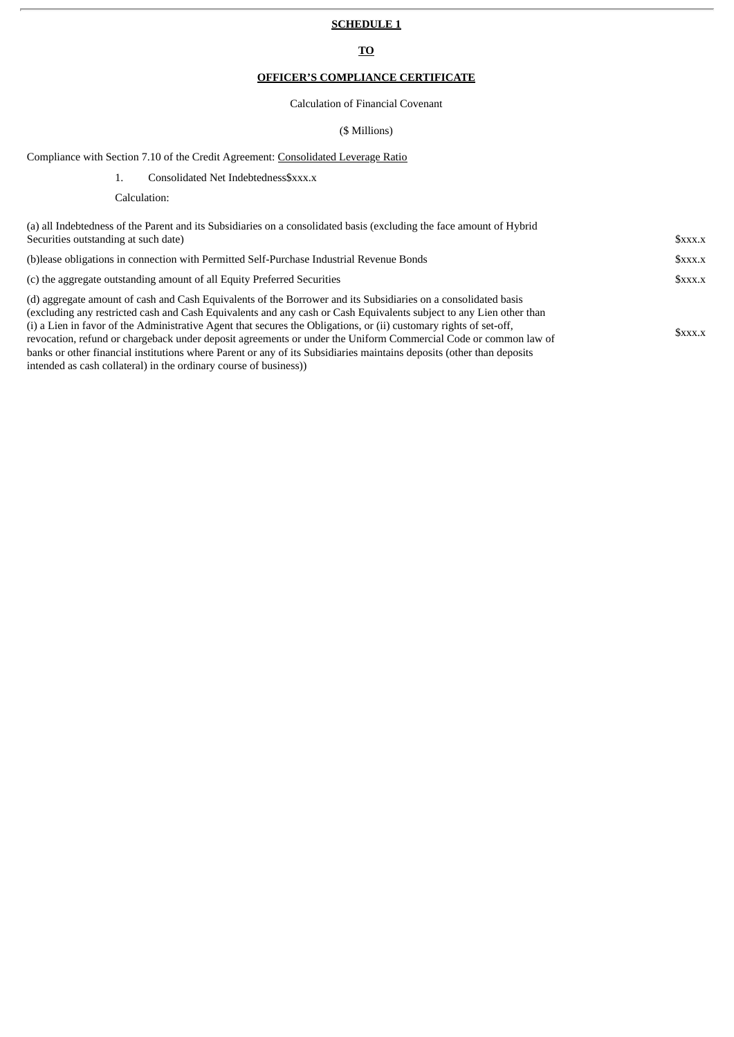**SCHEDULE 1**

**TO**

**OFFICER'S COMPLIANCE CERTIFICATE**

Calculation of Financial Covenant

($ Millions)

Compliance with Section 7.10 of the Credit Agreement: Consolidated Leverage Ratio

1. Consolidated Net Indebtedness$xxx.x

Calculation:

| | |
|---|---|
| (a) all Indebtedness of the Parent and its Subsidiaries on a consolidated basis (excluding the face amount of Hybrid Securities outstanding at such date) | $xxx.x |
| (b)lease obligations in connection with Permitted Self-Purchase Industrial Revenue Bonds | $xxx.x |
| (c) the aggregate outstanding amount of all Equity Preferred Securities | $xxx.x |
| (d) aggregate amount of cash and Cash Equivalents of the Borrower and its Subsidiaries on a consolidated basis (excluding any restricted cash and Cash Equivalents and any cash or Cash Equivalents subject to any Lien other than (i) a Lien in favor of the Administrative Agent that secures the Obligations, or (ii) customary rights of set-off, revocation, refund or chargeback under deposit agreements or under the Uniform Commercial Code or common law of banks or other financial institutions where Parent or any of its Subsidiaries maintains deposits (other than deposits intended as cash collateral) in the ordinary course of business)) | $xxx.x |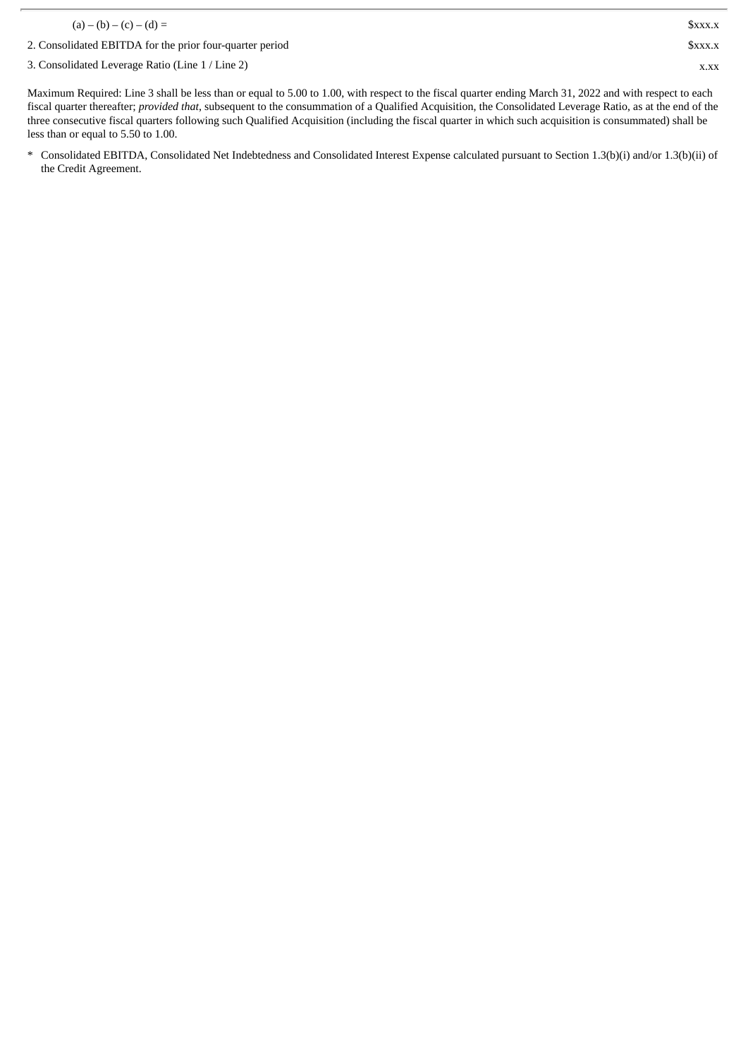| | |
|---|---|
| (a) – (b) – (c) – (d) = | $xxx.x |
| 2. Consolidated EBITDA for the prior four-quarter period | $xxx.x |
| 3. Consolidated Leverage Ratio (Line 1 / Line 2) | x.xx |

Maximum Required: Line 3 shall be less than or equal to 5.00 to 1.00, with respect to the fiscal quarter ending March 31, 2022 and with respect to each fiscal quarter thereafter; *provided that*, subsequent to the consummation of a Qualified Acquisition, the Consolidated Leverage Ratio, as at the end of the three consecutive fiscal quarters following such Qualified Acquisition (including the fiscal quarter in which such acquisition is consummated) shall be less than or equal to 5.50 to 1.00.

\* Consolidated EBITDA, Consolidated Net Indebtedness and Consolidated Interest Expense calculated pursuant to Section 1.3(b)(i) and/or 1.3(b)(ii) of the Credit Agreement.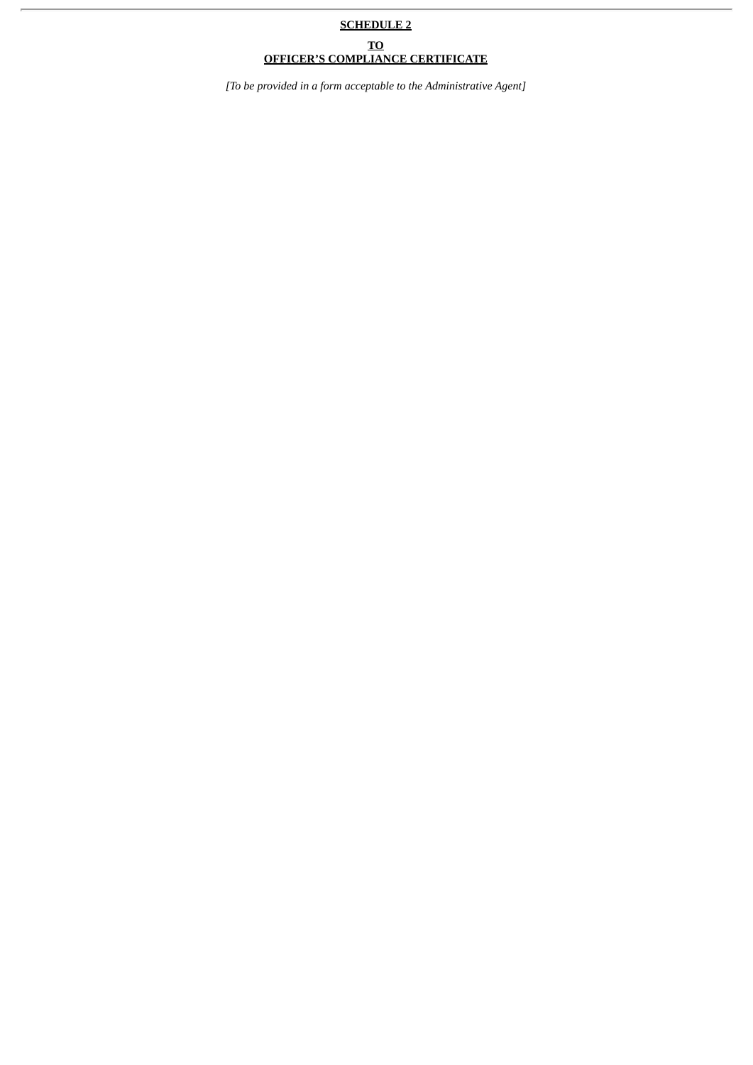**SCHEDULE 2**

**TO**

**OFFICER'S COMPLIANCE CERTIFICATE**

*[To be provided in a form acceptable to the Administrative Agent]*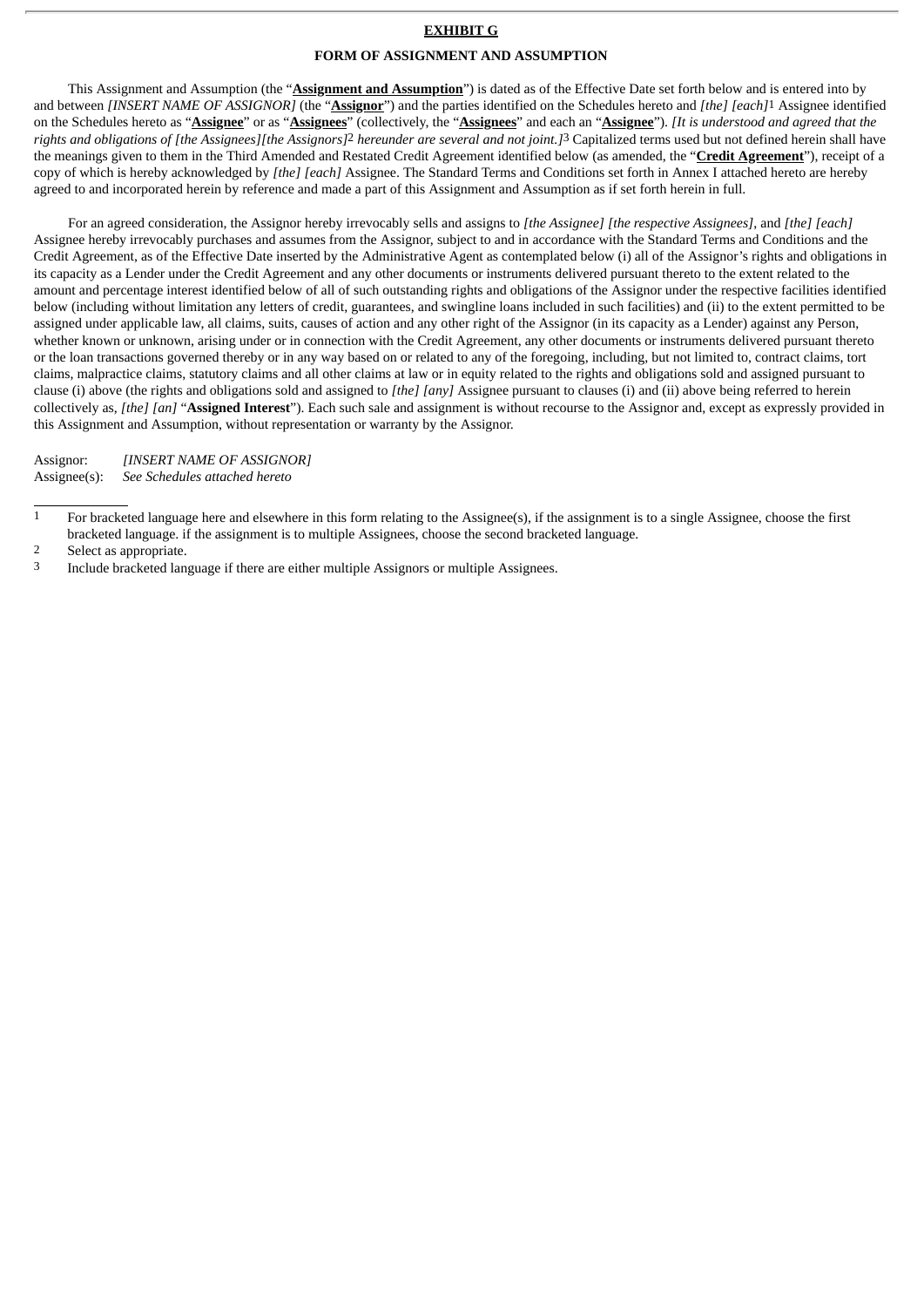**EXHIBIT G**

**FORM OF ASSIGNMENT AND ASSUMPTION**

This Assignment and Assumption (the "**Assignment and Assumption**") is dated as of the Effective Date set forth below and is entered into by and between *[INSERT NAME OF ASSIGNOR]* (the "**Assignor**") and the parties identified on the Schedules hereto and *[the] [each]*[1] Assignee identified on the Schedules hereto as "**Assignee**" or as "**Assignees**" (collectively, the "**Assignees**" and each an "**Assignee**"). *[It is understood and agreed that the rights and obligations of [the Assignees][the Assignors]*[2] *hereunder are several and not joint.]*[3] Capitalized terms used but not defined herein shall have the meanings given to them in the Third Amended and Restated Credit Agreement identified below (as amended, the "**Credit Agreement**"), receipt of a copy of which is hereby acknowledged by *[the] [each]* Assignee. The Standard Terms and Conditions set forth in Annex I attached hereto are hereby agreed to and incorporated herein by reference and made a part of this Assignment and Assumption as if set forth herein in full.

For an agreed consideration, the Assignor hereby irrevocably sells and assigns to *[the Assignee] [the respective Assignees]*, and *[the] [each]* Assignee hereby irrevocably purchases and assumes from the Assignor, subject to and in accordance with the Standard Terms and Conditions and the Credit Agreement, as of the Effective Date inserted by the Administrative Agent as contemplated below (i) all of the Assignor's rights and obligations in its capacity as a Lender under the Credit Agreement and any other documents or instruments delivered pursuant thereto to the extent related to the amount and percentage interest identified below of all of such outstanding rights and obligations of the Assignor under the respective facilities identified below (including without limitation any letters of credit, guarantees, and swingline loans included in such facilities) and (ii) to the extent permitted to be assigned under applicable law, all claims, suits, causes of action and any other right of the Assignor (in its capacity as a Lender) against any Person, whether known or unknown, arising under or in connection with the Credit Agreement, any other documents or instruments delivered pursuant thereto or the loan transactions governed thereby or in any way based on or related to any of the foregoing, including, but not limited to, contract claims, tort claims, malpractice claims, statutory claims and all other claims at law or in equity related to the rights and obligations sold and assigned pursuant to clause (i) above (the rights and obligations sold and assigned to *[the] [any]* Assignee pursuant to clauses (i) and (ii) above being referred to herein collectively as, *[the] [an]* "**Assigned Interest**"). Each such sale and assignment is without recourse to the Assignor and, except as expressly provided in this Assignment and Assumption, without representation or warranty by the Assignor.

Assignor: *[INSERT NAME OF ASSIGNOR]*
Assignee(s): *See Schedules attached hereto*

---

1 For bracketed language here and elsewhere in this form relating to the Assignee(s), if the assignment is to a single Assignee, choose the first bracketed language. if the assignment is to multiple Assignees, choose the second bracketed language.

2 Select as appropriate.

3 Include bracketed language if there are either multiple Assignors or multiple Assignees.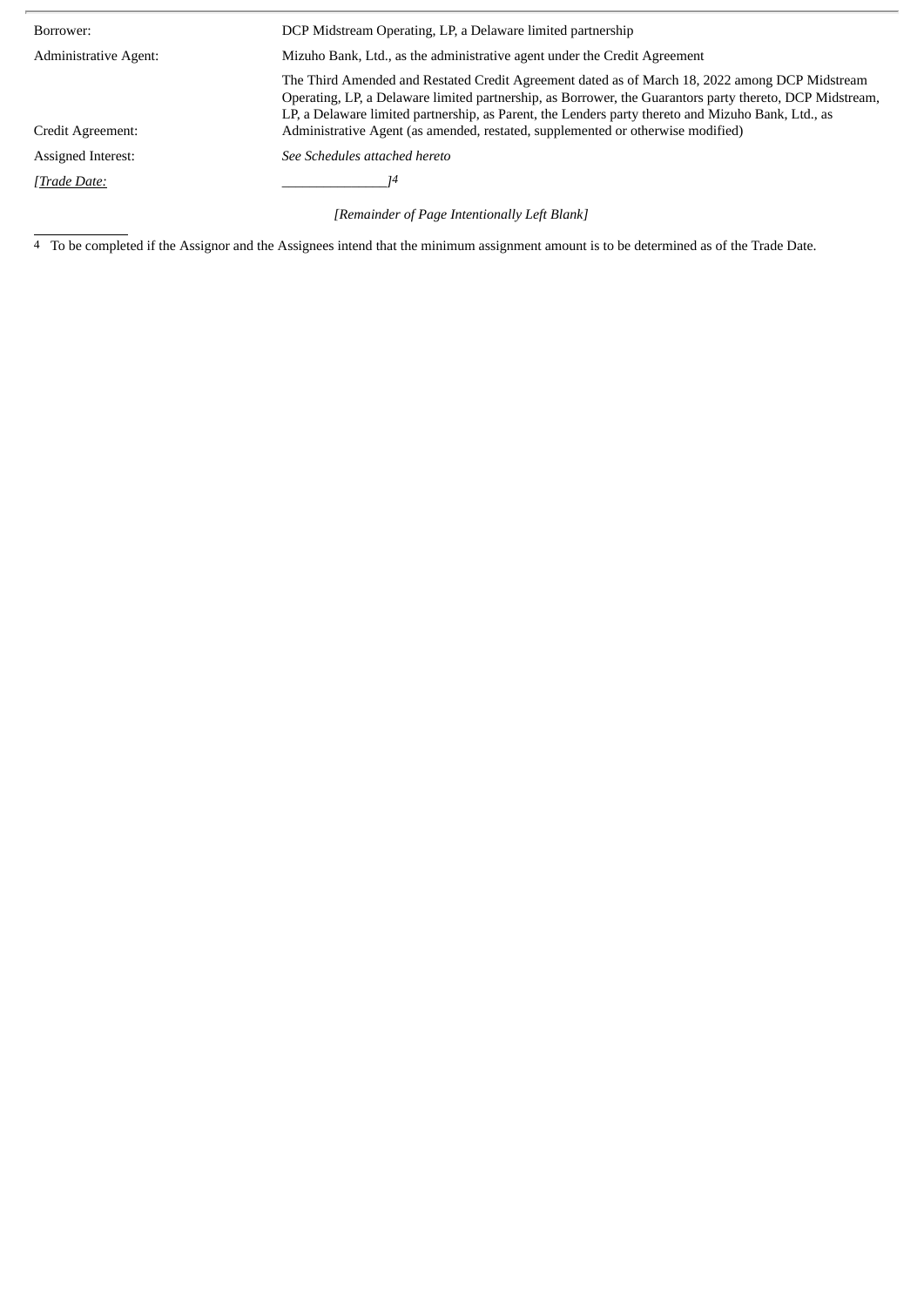| | |
|---|---|
| Borrower: | DCP Midstream Operating, LP, a Delaware limited partnership |
| Administrative Agent: | Mizuho Bank, Ltd., as the administrative agent under the Credit Agreement |
| Credit Agreement: | The Third Amended and Restated Credit Agreement dated as of March 18, 2022 among DCP Midstream Operating, LP, a Delaware limited partnership, as Borrower, the Guarantors party thereto, DCP Midstream, LP, a Delaware limited partnership, as Parent, the Lenders party thereto and Mizuho Bank, Ltd., as Administrative Agent (as amended, restated, supplemented or otherwise modified) |
| Assigned Interest: | *See Schedules attached hereto* |
| *[Trade Date:* | ______________*]*[4] |

*[Remainder of Page Intentionally Left Blank]*

---

[4] To be completed if the Assignor and the Assignees intend that the minimum assignment amount is to be determined as of the Trade Date.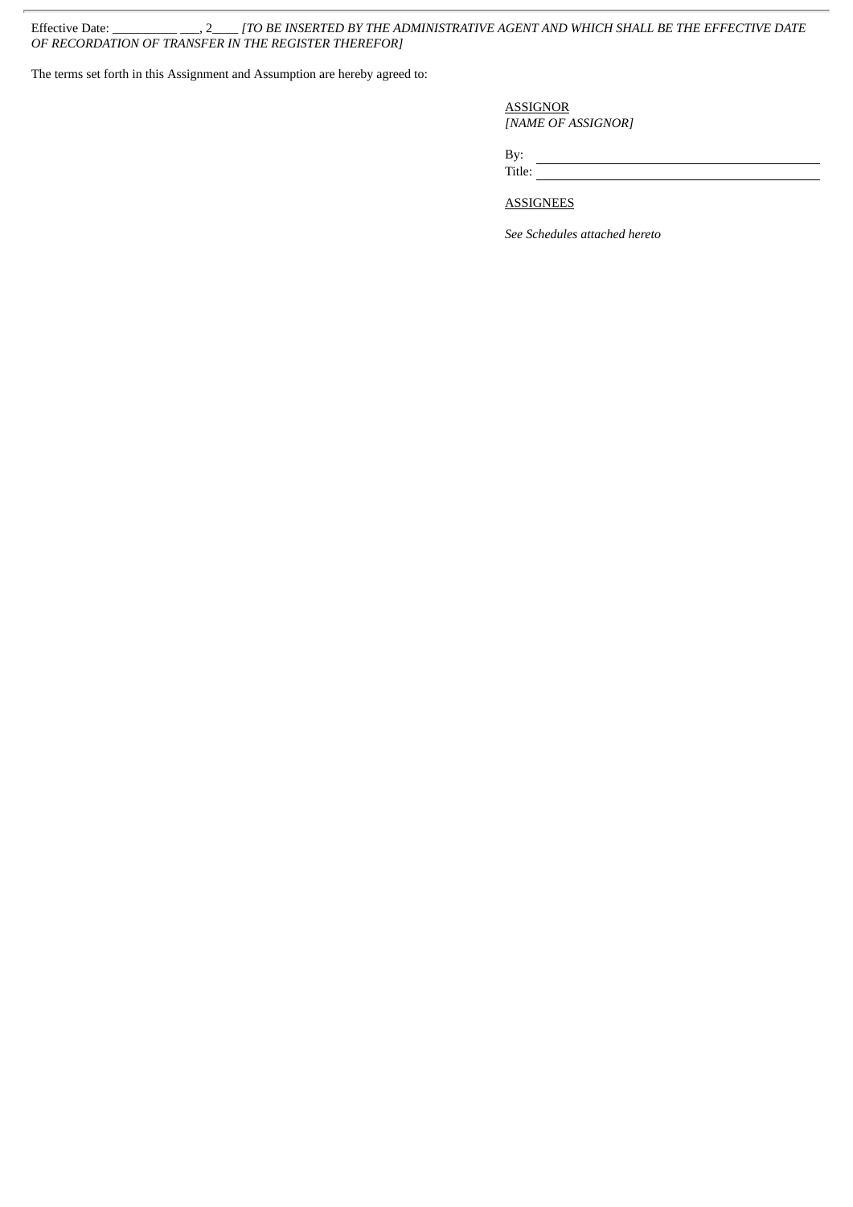Effective Date: __________ ___, 2____ *[TO BE INSERTED BY THE ADMINISTRATIVE AGENT AND WHICH SHALL BE THE EFFECTIVE DATE OF RECORDATION OF TRANSFER IN THE REGISTER THEREFOR]*

The terms set forth in this Assignment and Assumption are hereby agreed to:

ASSIGNOR
*[NAME OF ASSIGNOR]*

By: ______________________________
Title: ______________________________

ASSIGNEES

*See Schedules attached hereto*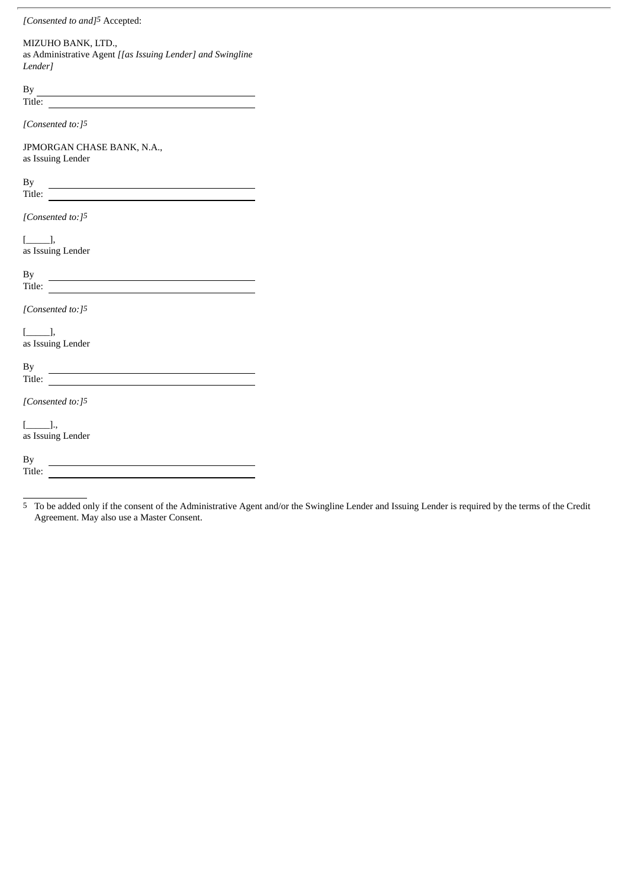*[Consented to and]*[5] Accepted:

MIZUHO BANK, LTD.,
as Administrative Agent *[[as Issuing Lender] and Swingline Lender]*

By \_\_\_\_\_\_\_\_\_\_\_\_\_\_\_\_\_\_\_\_\_\_\_\_\_\_\_\_\_\_\_\_\_\_\_\_\_\_\_\_\_\_\_\_\_\_\_\_\_\_\_
Title: \_\_\_\_\_\_\_\_\_\_\_\_\_\_\_\_\_\_\_\_\_\_\_\_\_\_\_\_\_\_\_\_\_\_\_\_\_\_\_\_\_\_\_\_\_\_\_

*[Consented to:]*[5]

JPMORGAN CHASE BANK, N.A.,
as Issuing Lender

By \_\_\_\_\_\_\_\_\_\_\_\_\_\_\_\_\_\_\_\_\_\_\_\_\_\_\_\_\_\_\_\_\_\_\_\_\_\_\_\_\_\_\_\_\_\_\_\_\_\_\_
Title: \_\_\_\_\_\_\_\_\_\_\_\_\_\_\_\_\_\_\_\_\_\_\_\_\_\_\_\_\_\_\_\_\_\_\_\_\_\_\_\_\_\_\_\_\_\_\_

*[Consented to:]*[5]

[\_\_\_\_\_],
as Issuing Lender

By \_\_\_\_\_\_\_\_\_\_\_\_\_\_\_\_\_\_\_\_\_\_\_\_\_\_\_\_\_\_\_\_\_\_\_\_\_\_\_\_\_\_\_\_\_\_\_\_\_\_\_
Title: \_\_\_\_\_\_\_\_\_\_\_\_\_\_\_\_\_\_\_\_\_\_\_\_\_\_\_\_\_\_\_\_\_\_\_\_\_\_\_\_\_\_\_\_\_\_\_

*[Consented to:]*[5]

[\_\_\_\_\_],
as Issuing Lender

By \_\_\_\_\_\_\_\_\_\_\_\_\_\_\_\_\_\_\_\_\_\_\_\_\_\_\_\_\_\_\_\_\_\_\_\_\_\_\_\_\_\_\_\_\_\_\_\_\_\_\_
Title: \_\_\_\_\_\_\_\_\_\_\_\_\_\_\_\_\_\_\_\_\_\_\_\_\_\_\_\_\_\_\_\_\_\_\_\_\_\_\_\_\_\_\_\_\_\_\_

*[Consented to:]*[5]

[\_\_\_\_\_].,
as Issuing Lender

By \_\_\_\_\_\_\_\_\_\_\_\_\_\_\_\_\_\_\_\_\_\_\_\_\_\_\_\_\_\_\_\_\_\_\_\_\_\_\_\_\_\_\_\_\_\_\_\_\_\_\_
Title: \_\_\_\_\_\_\_\_\_\_\_\_\_\_\_\_\_\_\_\_\_\_\_\_\_\_\_\_\_\_\_\_\_\_\_\_\_\_\_\_\_\_\_\_\_\_\_

---

5 To be added only if the consent of the Administrative Agent and/or the Swingline Lender and Issuing Lender is required by the terms of the Credit Agreement. May also use a Master Consent.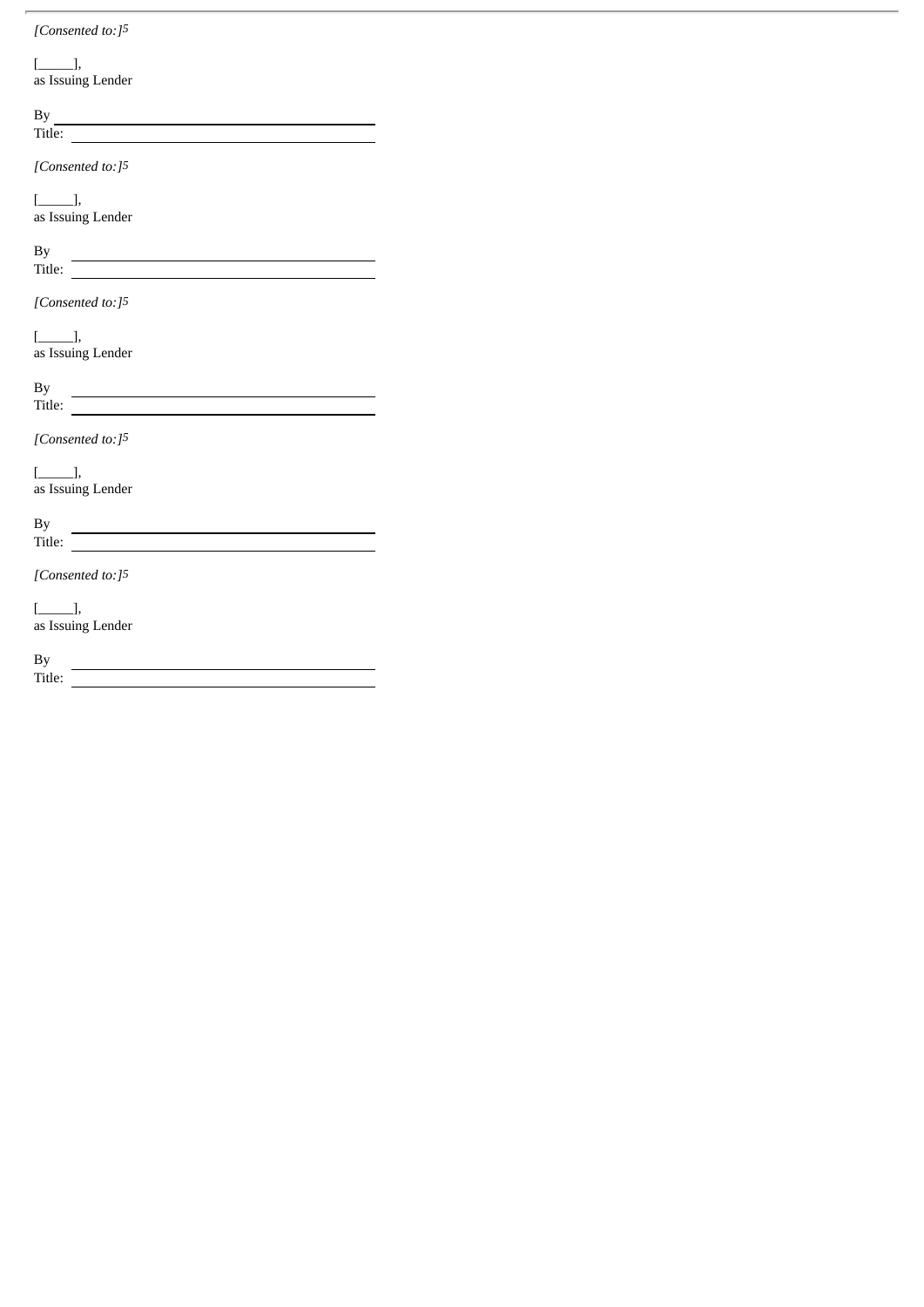*[Consented to:]*[5]

[\_\_\_\_\_],
as Issuing Lender

By \_\_\_\_\_\_\_\_\_\_\_\_\_\_\_\_\_\_\_\_\_\_\_\_\_\_\_\_\_\_\_\_\_\_\_\_\_\_\_\_\_\_\_\_
Title: \_\_\_\_\_\_\_\_\_\_\_\_\_\_\_\_\_\_\_\_\_\_\_\_\_\_\_\_\_\_\_\_\_\_\_\_\_\_\_\_\_

*[Consented to:]*[5]

[\_\_\_\_\_],
as Issuing Lender

By \_\_\_\_\_\_\_\_\_\_\_\_\_\_\_\_\_\_\_\_\_\_\_\_\_\_\_\_\_\_\_\_\_\_\_\_\_\_\_\_\_\_\_\_
Title: \_\_\_\_\_\_\_\_\_\_\_\_\_\_\_\_\_\_\_\_\_\_\_\_\_\_\_\_\_\_\_\_\_\_\_\_\_\_\_\_\_

*[Consented to:]*[5]

[\_\_\_\_\_],
as Issuing Lender

By \_\_\_\_\_\_\_\_\_\_\_\_\_\_\_\_\_\_\_\_\_\_\_\_\_\_\_\_\_\_\_\_\_\_\_\_\_\_\_\_\_\_\_\_
Title: \_\_\_\_\_\_\_\_\_\_\_\_\_\_\_\_\_\_\_\_\_\_\_\_\_\_\_\_\_\_\_\_\_\_\_\_\_\_\_\_\_

*[Consented to:]*[5]

[\_\_\_\_\_],
as Issuing Lender

By \_\_\_\_\_\_\_\_\_\_\_\_\_\_\_\_\_\_\_\_\_\_\_\_\_\_\_\_\_\_\_\_\_\_\_\_\_\_\_\_\_\_\_\_
Title: \_\_\_\_\_\_\_\_\_\_\_\_\_\_\_\_\_\_\_\_\_\_\_\_\_\_\_\_\_\_\_\_\_\_\_\_\_\_\_\_\_

*[Consented to:]*[5]

[\_\_\_\_\_],
as Issuing Lender

By \_\_\_\_\_\_\_\_\_\_\_\_\_\_\_\_\_\_\_\_\_\_\_\_\_\_\_\_\_\_\_\_\_\_\_\_\_\_\_\_\_\_\_\_
Title: \_\_\_\_\_\_\_\_\_\_\_\_\_\_\_\_\_\_\_\_\_\_\_\_\_\_\_\_\_\_\_\_\_\_\_\_\_\_\_\_\_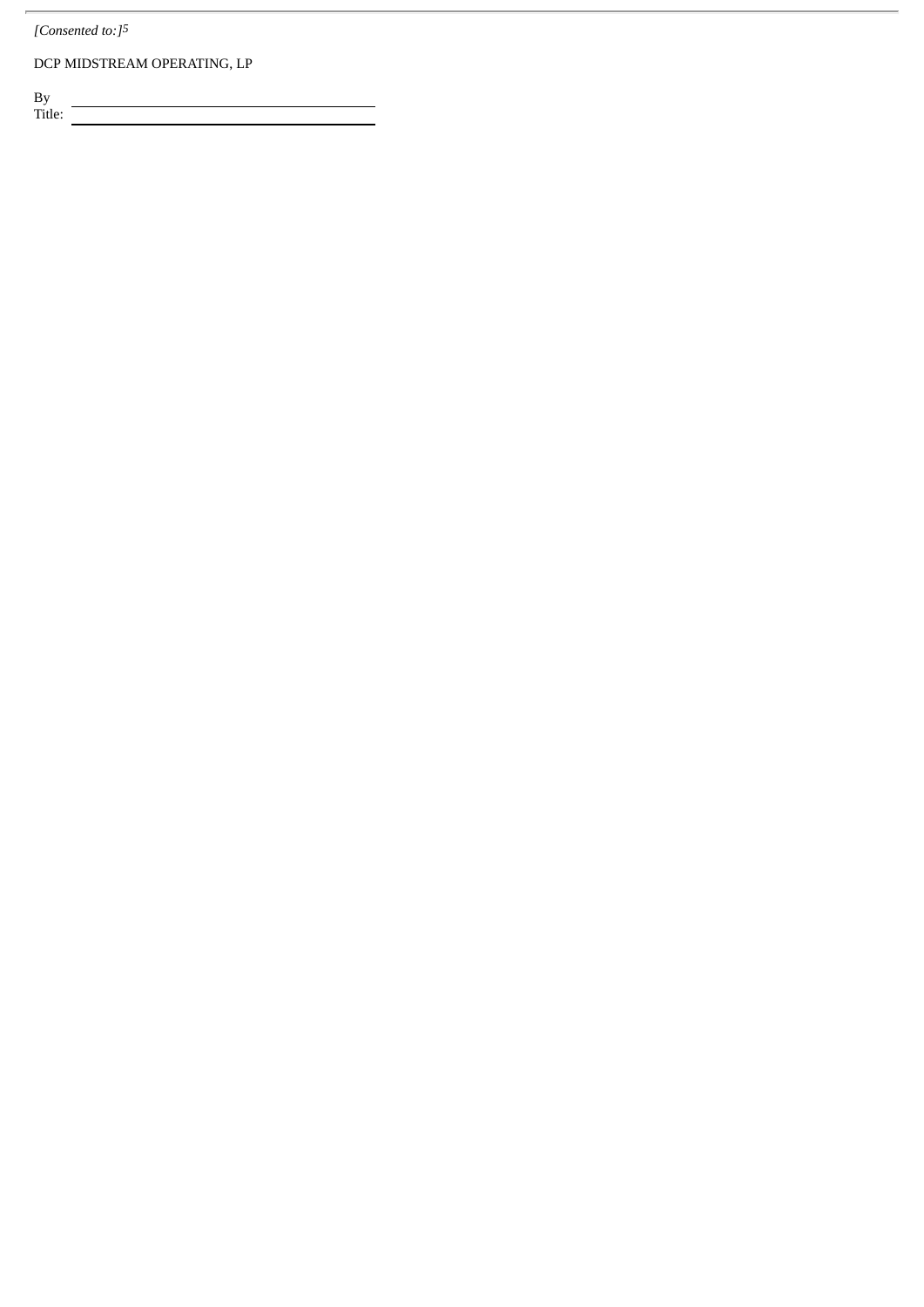*[Consented to:]*[5]

DCP MIDSTREAM OPERATING, LP

By \_\_\_\_\_\_\_\_\_\_\_\_\_\_\_\_\_\_\_\_\_\_\_\_\_\_\_\_\_\_\_\_\_\_\_\_\_\_\_\_
Title: \_\_\_\_\_\_\_\_\_\_\_\_\_\_\_\_\_\_\_\_\_\_\_\_\_\_\_\_\_\_\_\_\_\_\_\_\_\_\_\_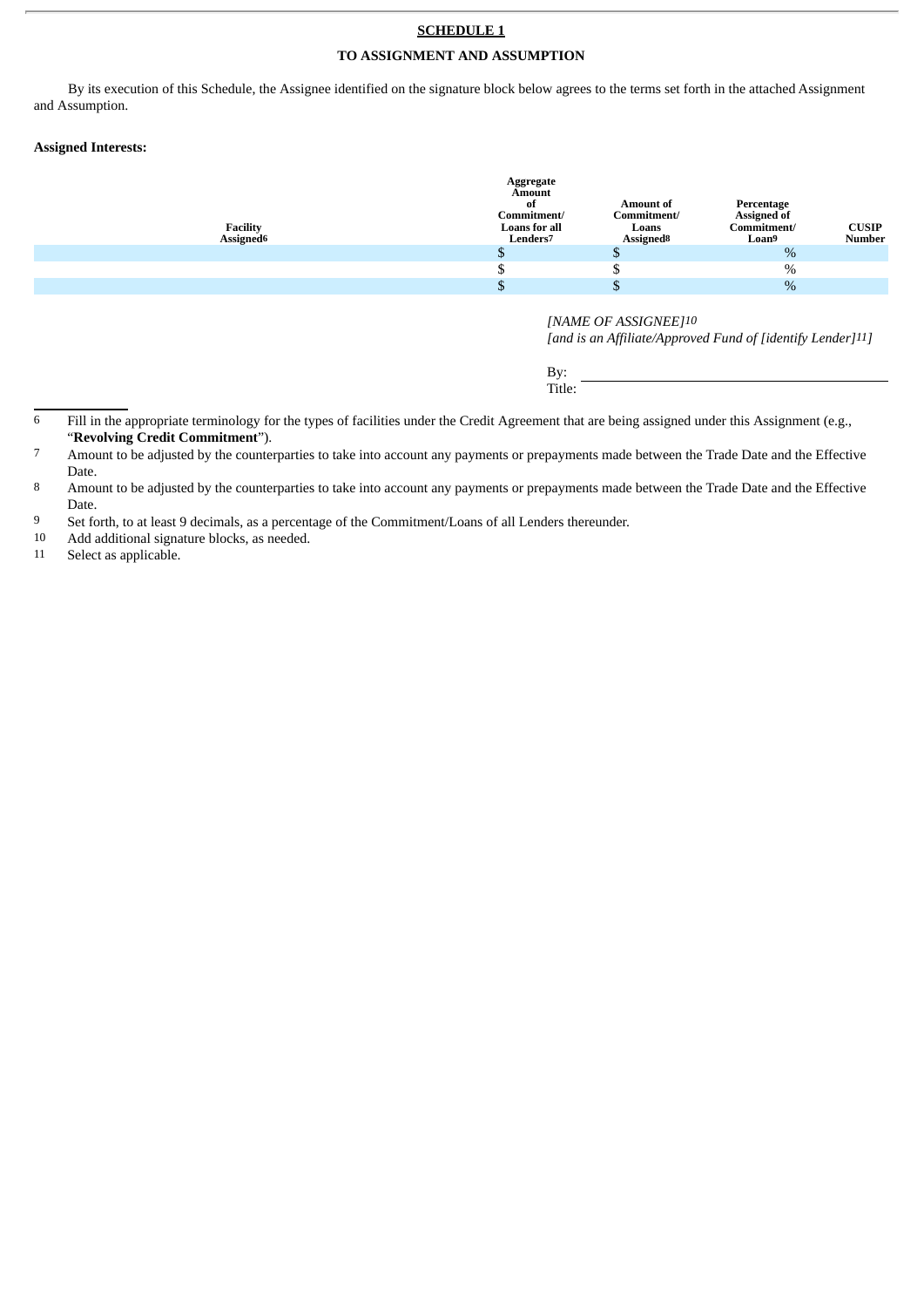**SCHEDULE 1**

**TO ASSIGNMENT AND ASSUMPTION**

By its execution of this Schedule, the Assignee identified on the signature block below agrees to the terms set forth in the attached Assignment and Assumption.

**Assigned Interests:**

| Facility Assigned[6] | Aggregate Amount of Commitment/ Loans for all Lenders[7] | Amount of Commitment/ Loans Assigned[8] | Percentage Assigned of Commitment/ Loan[9] | CUSIP Number |
|---|---|---|---|---|
| | $ | $ | % | |
| | $ | $ | % | |
| | $ | $ | % | |

*[NAME OF ASSIGNEE]*[10]
*[and is an Affiliate/Approved Fund of [identify Lender]*[11]*]*

By: \_\_\_\_\_\_\_\_\_\_\_\_\_\_\_\_\_\_\_\_\_\_\_\_\_\_\_\_
Title:

---

6 Fill in the appropriate terminology for the types of facilities under the Credit Agreement that are being assigned under this Assignment (e.g., "**Revolving Credit Commitment**").

7 Amount to be adjusted by the counterparties to take into account any payments or prepayments made between the Trade Date and the Effective Date.

8 Amount to be adjusted by the counterparties to take into account any payments or prepayments made between the Trade Date and the Effective Date.

9 Set forth, to at least 9 decimals, as a percentage of the Commitment/Loans of all Lenders thereunder.

10 Add additional signature blocks, as needed.

11 Select as applicable.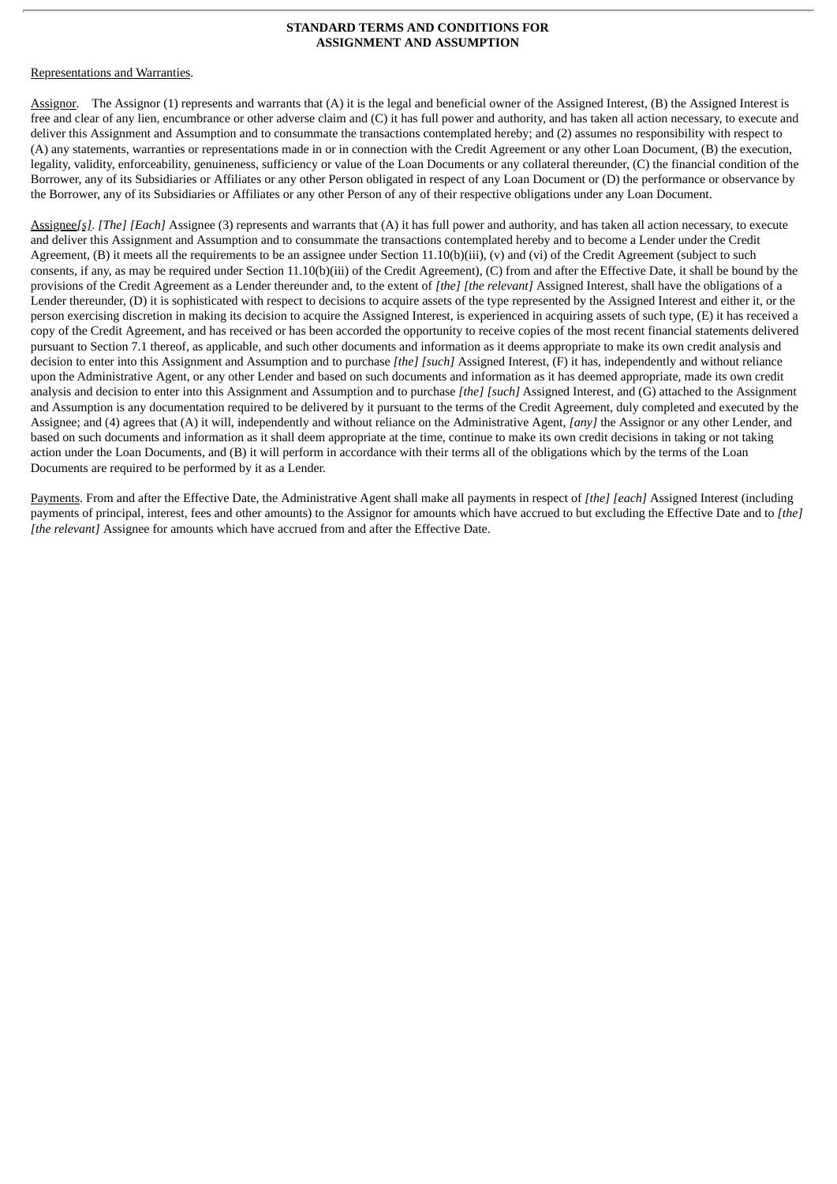**STANDARD TERMS AND CONDITIONS FOR ASSIGNMENT AND ASSUMPTION**

Representations and Warranties.

Assignor. The Assignor (1) represents and warrants that (A) it is the legal and beneficial owner of the Assigned Interest, (B) the Assigned Interest is free and clear of any lien, encumbrance or other adverse claim and (C) it has full power and authority, and has taken all action necessary, to execute and deliver this Assignment and Assumption and to consummate the transactions contemplated hereby; and (2) assumes no responsibility with respect to (A) any statements, warranties or representations made in or in connection with the Credit Agreement or any other Loan Document, (B) the execution, legality, validity, enforceability, genuineness, sufficiency or value of the Loan Documents or any collateral thereunder, (C) the financial condition of the Borrower, any of its Subsidiaries or Affiliates or any other Person obligated in respect of any Loan Document or (D) the performance or observance by the Borrower, any of its Subsidiaries or Affiliates or any other Person of any of their respective obligations under any Loan Document.

Assignee*[s]*. *[The] [Each]* Assignee (3) represents and warrants that (A) it has full power and authority, and has taken all action necessary, to execute and deliver this Assignment and Assumption and to consummate the transactions contemplated hereby and to become a Lender under the Credit Agreement, (B) it meets all the requirements to be an assignee under Section 11.10(b)(iii), (v) and (vi) of the Credit Agreement (subject to such consents, if any, as may be required under Section 11.10(b)(iii) of the Credit Agreement), (C) from and after the Effective Date, it shall be bound by the provisions of the Credit Agreement as a Lender thereunder and, to the extent of *[the] [the relevant]* Assigned Interest, shall have the obligations of a Lender thereunder, (D) it is sophisticated with respect to decisions to acquire assets of the type represented by the Assigned Interest and either it, or the person exercising discretion in making its decision to acquire the Assigned Interest, is experienced in acquiring assets of such type, (E) it has received a copy of the Credit Agreement, and has received or has been accorded the opportunity to receive copies of the most recent financial statements delivered pursuant to Section 7.1 thereof, as applicable, and such other documents and information as it deems appropriate to make its own credit analysis and decision to enter into this Assignment and Assumption and to purchase *[the] [such]* Assigned Interest, (F) it has, independently and without reliance upon the Administrative Agent, or any other Lender and based on such documents and information as it has deemed appropriate, made its own credit analysis and decision to enter into this Assignment and Assumption and to purchase *[the] [such]* Assigned Interest, and (G) attached to the Assignment and Assumption is any documentation required to be delivered by it pursuant to the terms of the Credit Agreement, duly completed and executed by the Assignee; and (4) agrees that (A) it will, independently and without reliance on the Administrative Agent, *[any]* the Assignor or any other Lender, and based on such documents and information as it shall deem appropriate at the time, continue to make its own credit decisions in taking or not taking action under the Loan Documents, and (B) it will perform in accordance with their terms all of the obligations which by the terms of the Loan Documents are required to be performed by it as a Lender.

Payments. From and after the Effective Date, the Administrative Agent shall make all payments in respect of *[the] [each]* Assigned Interest (including payments of principal, interest, fees and other amounts) to the Assignor for amounts which have accrued to but excluding the Effective Date and to *[the] [the relevant]* Assignee for amounts which have accrued from and after the Effective Date.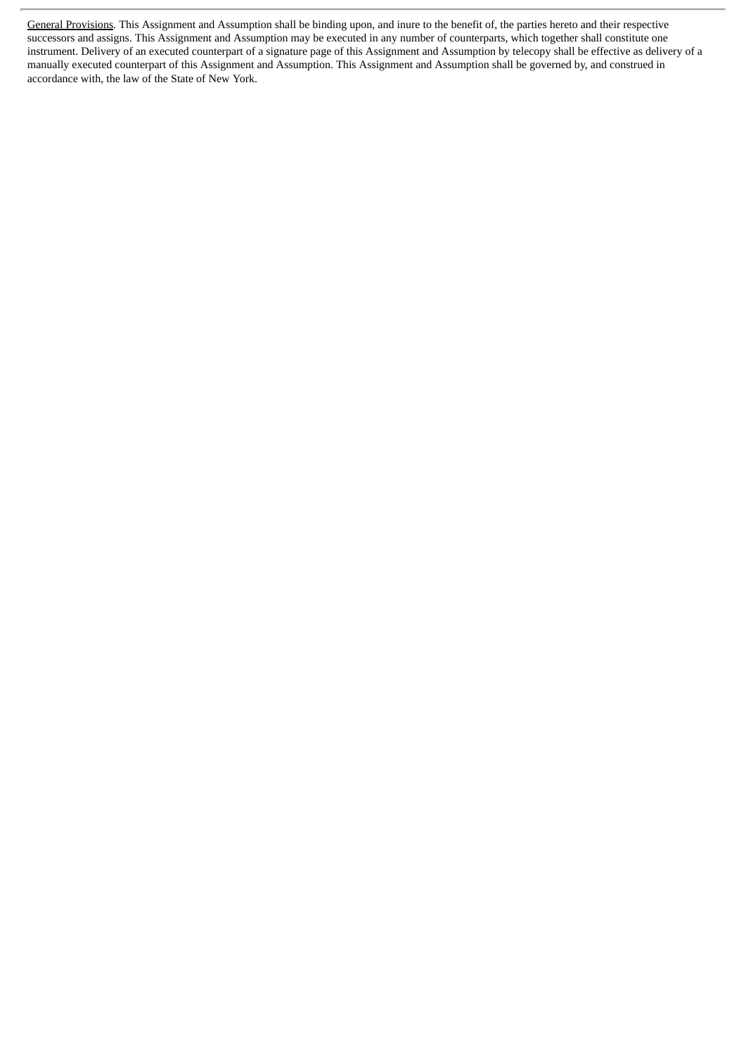General Provisions. This Assignment and Assumption shall be binding upon, and inure to the benefit of, the parties hereto and their respective successors and assigns. This Assignment and Assumption may be executed in any number of counterparts, which together shall constitute one instrument. Delivery of an executed counterpart of a signature page of this Assignment and Assumption by telecopy shall be effective as delivery of a manually executed counterpart of this Assignment and Assumption. This Assignment and Assumption shall be governed by, and construed in accordance with, the law of the State of New York.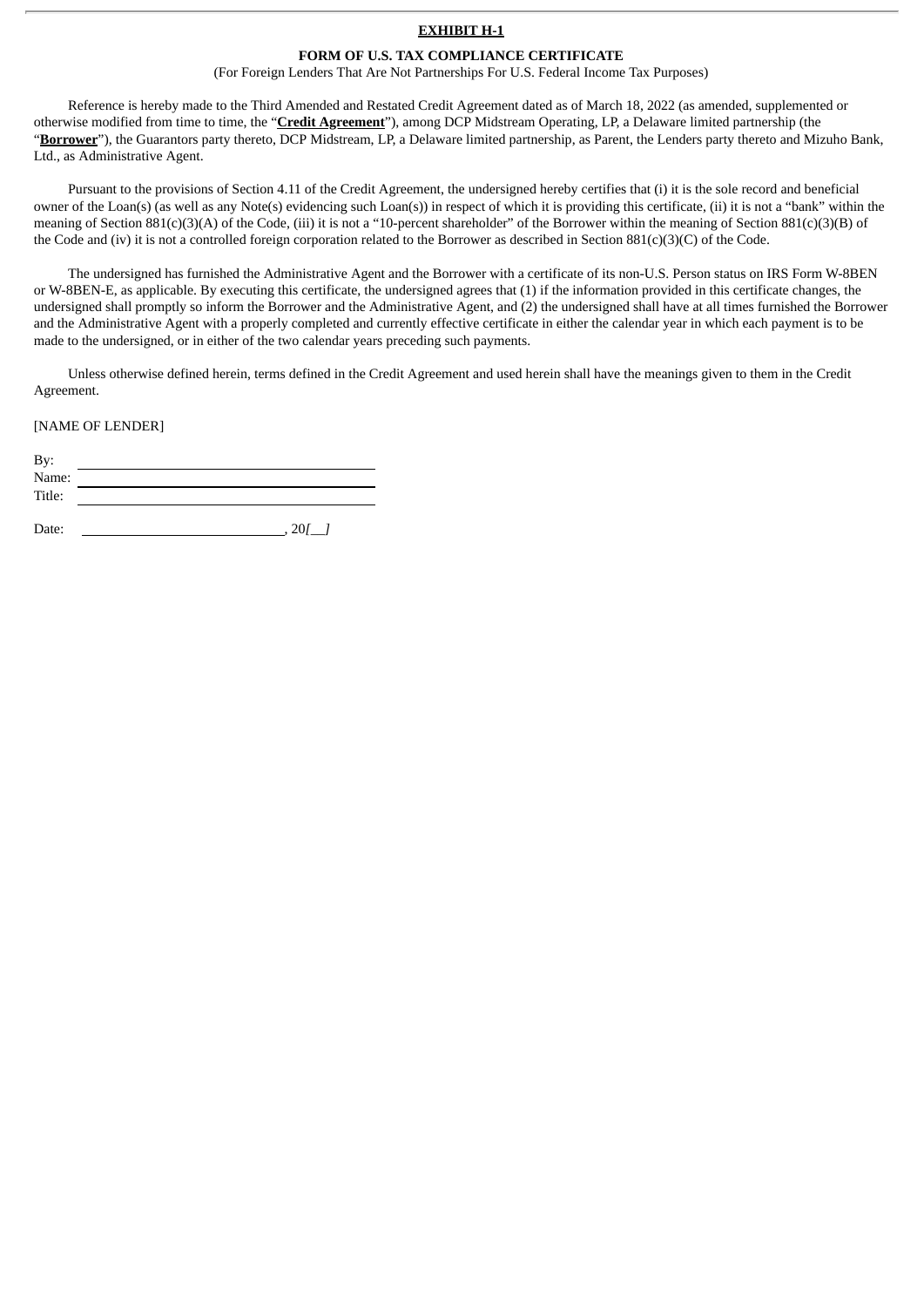**EXHIBIT H-1**

**FORM OF U.S. TAX COMPLIANCE CERTIFICATE**

(For Foreign Lenders That Are Not Partnerships For U.S. Federal Income Tax Purposes)

Reference is hereby made to the Third Amended and Restated Credit Agreement dated as of March 18, 2022 (as amended, supplemented or otherwise modified from time to time, the "**Credit Agreement**"), among DCP Midstream Operating, LP, a Delaware limited partnership (the "**Borrower**"), the Guarantors party thereto, DCP Midstream, LP, a Delaware limited partnership, as Parent, the Lenders party thereto and Mizuho Bank, Ltd., as Administrative Agent.

Pursuant to the provisions of Section 4.11 of the Credit Agreement, the undersigned hereby certifies that (i) it is the sole record and beneficial owner of the Loan(s) (as well as any Note(s) evidencing such Loan(s)) in respect of which it is providing this certificate, (ii) it is not a "bank" within the meaning of Section 881(c)(3)(A) of the Code, (iii) it is not a "10-percent shareholder" of the Borrower within the meaning of Section 881(c)(3)(B) of the Code and (iv) it is not a controlled foreign corporation related to the Borrower as described in Section 881(c)(3)(C) of the Code.

The undersigned has furnished the Administrative Agent and the Borrower with a certificate of its non-U.S. Person status on IRS Form W-8BEN or W-8BEN-E, as applicable. By executing this certificate, the undersigned agrees that (1) if the information provided in this certificate changes, the undersigned shall promptly so inform the Borrower and the Administrative Agent, and (2) the undersigned shall have at all times furnished the Borrower and the Administrative Agent with a properly completed and currently effective certificate in either the calendar year in which each payment is to be made to the undersigned, or in either of the two calendar years preceding such payments.

Unless otherwise defined herein, terms defined in the Credit Agreement and used herein shall have the meanings given to them in the Credit Agreement.

[NAME OF LENDER]

By: \_\_\_\_\_\_\_\_\_\_\_\_\_\_\_\_\_\_\_\_\_\_\_\_\_\_\_\_\_\_
Name: \_\_\_\_\_\_\_\_\_\_\_\_\_\_\_\_\_\_\_\_\_\_\_\_\_\_\_\_
Title: \_\_\_\_\_\_\_\_\_\_\_\_\_\_\_\_\_\_\_\_\_\_\_\_\_\_\_\_\_

Date: \_\_\_\_\_\_\_\_\_\_\_\_\_\_\_\_\_\_\_\_\_\_, 20[\_\_]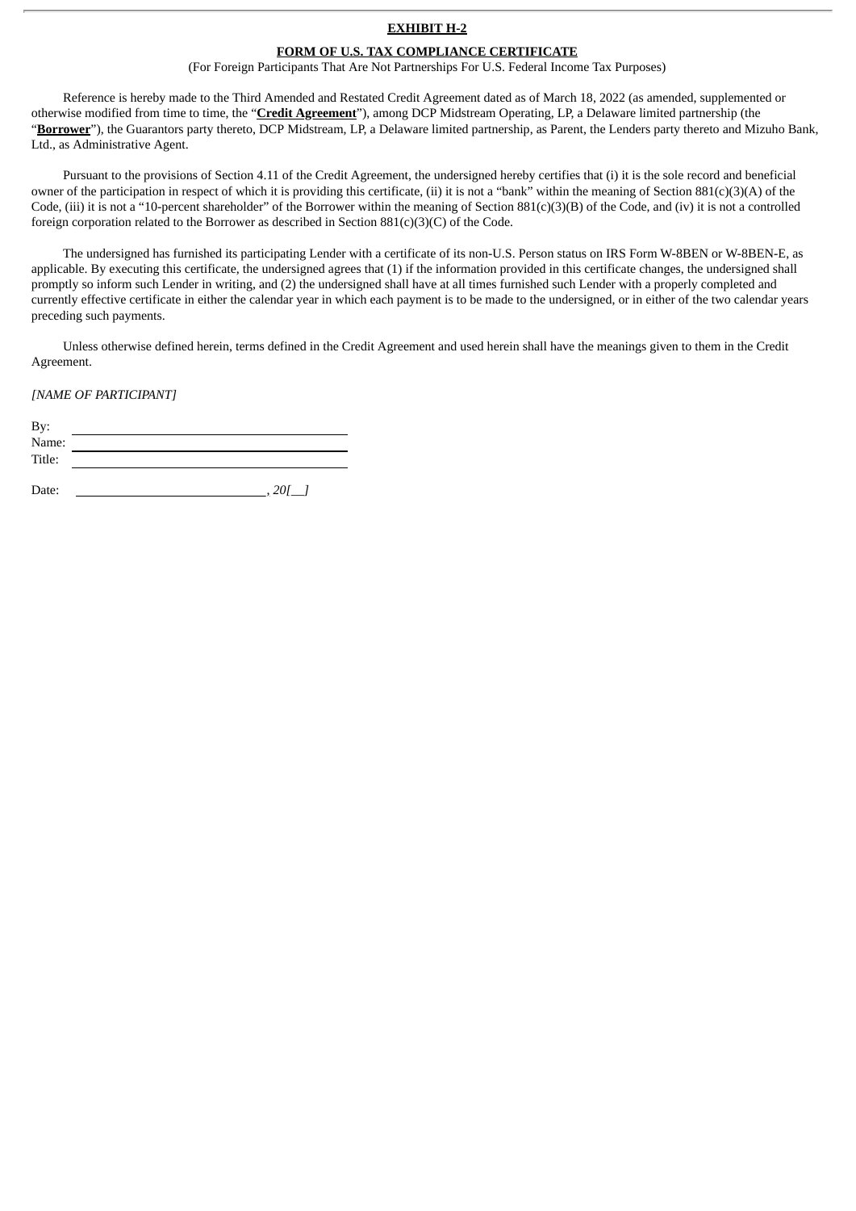**EXHIBIT H-2**

**FORM OF U.S. TAX COMPLIANCE CERTIFICATE**

(For Foreign Participants That Are Not Partnerships For U.S. Federal Income Tax Purposes)

Reference is hereby made to the Third Amended and Restated Credit Agreement dated as of March 18, 2022 (as amended, supplemented or otherwise modified from time to time, the "**Credit Agreement**"), among DCP Midstream Operating, LP, a Delaware limited partnership (the "**Borrower**"), the Guarantors party thereto, DCP Midstream, LP, a Delaware limited partnership, as Parent, the Lenders party thereto and Mizuho Bank, Ltd., as Administrative Agent.

Pursuant to the provisions of Section 4.11 of the Credit Agreement, the undersigned hereby certifies that (i) it is the sole record and beneficial owner of the participation in respect of which it is providing this certificate, (ii) it is not a "bank" within the meaning of Section 881(c)(3)(A) of the Code, (iii) it is not a "10-percent shareholder" of the Borrower within the meaning of Section 881(c)(3)(B) of the Code, and (iv) it is not a controlled foreign corporation related to the Borrower as described in Section 881(c)(3)(C) of the Code.

The undersigned has furnished its participating Lender with a certificate of its non-U.S. Person status on IRS Form W-8BEN or W-8BEN-E, as applicable. By executing this certificate, the undersigned agrees that (1) if the information provided in this certificate changes, the undersigned shall promptly so inform such Lender in writing, and (2) the undersigned shall have at all times furnished such Lender with a properly completed and currently effective certificate in either the calendar year in which each payment is to be made to the undersigned, or in either of the two calendar years preceding such payments.

Unless otherwise defined herein, terms defined in the Credit Agreement and used herein shall have the meanings given to them in the Credit Agreement.

*[NAME OF PARTICIPANT]*

By: \_\_\_\_\_\_\_\_\_\_\_\_\_\_\_\_\_\_\_\_\_\_\_\_\_\_\_\_\_\_
Name: \_\_\_\_\_\_\_\_\_\_\_\_\_\_\_\_\_\_\_\_\_\_\_\_\_\_\_\_
Title: \_\_\_\_\_\_\_\_\_\_\_\_\_\_\_\_\_\_\_\_\_\_\_\_\_\_\_\_\_

Date: \_\_\_\_\_\_\_\_\_\_\_\_\_\_\_\_\_\_\_\_\_\_\_\_, *20[\_\_]*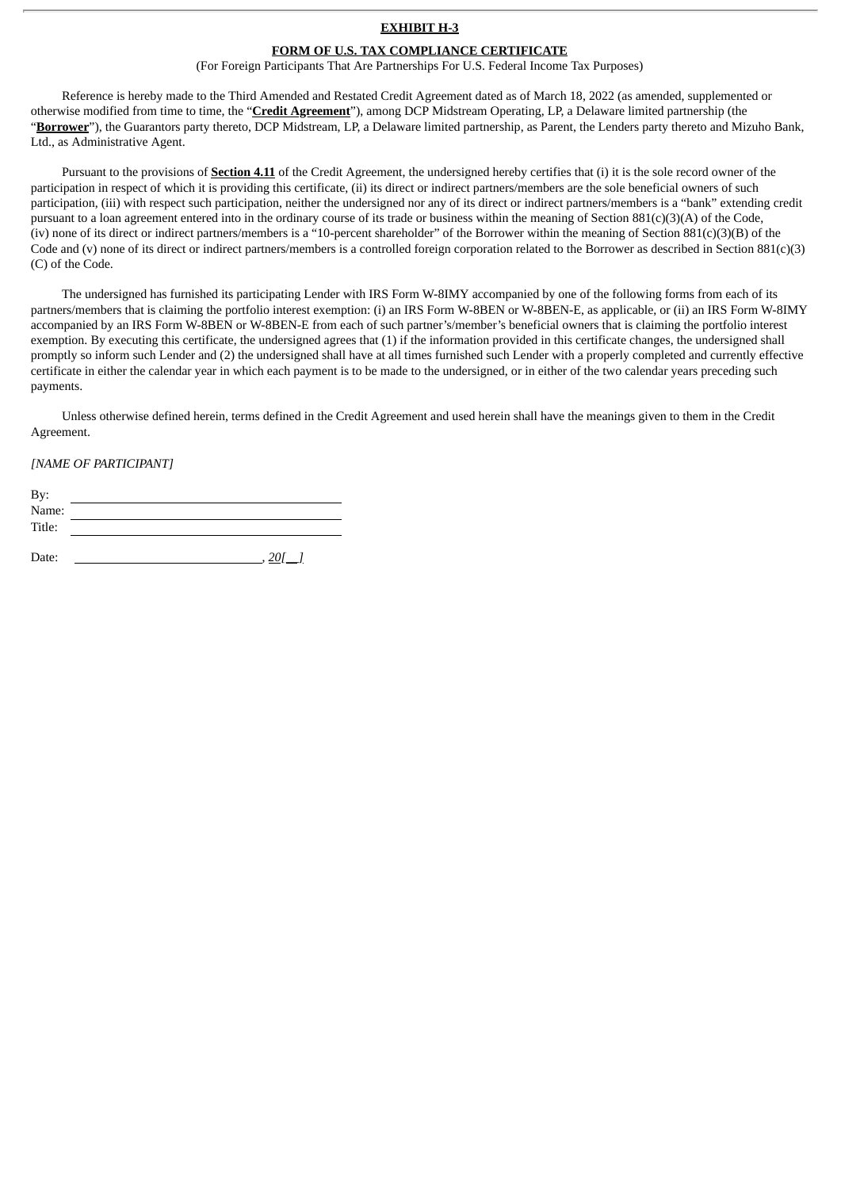**EXHIBIT H-3**

**FORM OF U.S. TAX COMPLIANCE CERTIFICATE**

(For Foreign Participants That Are Partnerships For U.S. Federal Income Tax Purposes)

Reference is hereby made to the Third Amended and Restated Credit Agreement dated as of March 18, 2022 (as amended, supplemented or otherwise modified from time to time, the "**Credit Agreement**"), among DCP Midstream Operating, LP, a Delaware limited partnership (the "**Borrower**"), the Guarantors party thereto, DCP Midstream, LP, a Delaware limited partnership, as Parent, the Lenders party thereto and Mizuho Bank, Ltd., as Administrative Agent.

Pursuant to the provisions of **Section 4.11** of the Credit Agreement, the undersigned hereby certifies that (i) it is the sole record owner of the participation in respect of which it is providing this certificate, (ii) its direct or indirect partners/members are the sole beneficial owners of such participation, (iii) with respect such participation, neither the undersigned nor any of its direct or indirect partners/members is a "bank" extending credit pursuant to a loan agreement entered into in the ordinary course of its trade or business within the meaning of Section 881(c)(3)(A) of the Code, (iv) none of its direct or indirect partners/members is a "10-percent shareholder" of the Borrower within the meaning of Section 881(c)(3)(B) of the Code and (v) none of its direct or indirect partners/members is a controlled foreign corporation related to the Borrower as described in Section 881(c)(3)(C) of the Code.

The undersigned has furnished its participating Lender with IRS Form W-8IMY accompanied by one of the following forms from each of its partners/members that is claiming the portfolio interest exemption: (i) an IRS Form W-8BEN or W-8BEN-E, as applicable, or (ii) an IRS Form W-8IMY accompanied by an IRS Form W-8BEN or W-8BEN-E from each of such partner's/member's beneficial owners that is claiming the portfolio interest exemption. By executing this certificate, the undersigned agrees that (1) if the information provided in this certificate changes, the undersigned shall promptly so inform such Lender and (2) the undersigned shall have at all times furnished such Lender with a properly completed and currently effective certificate in either the calendar year in which each payment is to be made to the undersigned, or in either of the two calendar years preceding such payments.

Unless otherwise defined herein, terms defined in the Credit Agreement and used herein shall have the meanings given to them in the Credit Agreement.

*[NAME OF PARTICIPANT]*

By: \_\_\_\_\_\_\_\_\_\_\_\_\_\_\_\_\_\_\_\_\_\_\_\_\_\_\_\_\_\_\_\_\_\_\_\_

Name: \_\_\_\_\_\_\_\_\_\_\_\_\_\_\_\_\_\_\_\_\_\_\_\_\_\_\_\_\_\_\_\_\_\_

Title: \_\_\_\_\_\_\_\_\_\_\_\_\_\_\_\_\_\_\_\_\_\_\_\_\_\_\_\_\_\_\_\_\_\_\_

Date: \_\_\_\_\_\_\_\_\_\_\_\_\_\_\_\_\_\_\_\_\_\_\_\_\_\_\_, *20[ ]*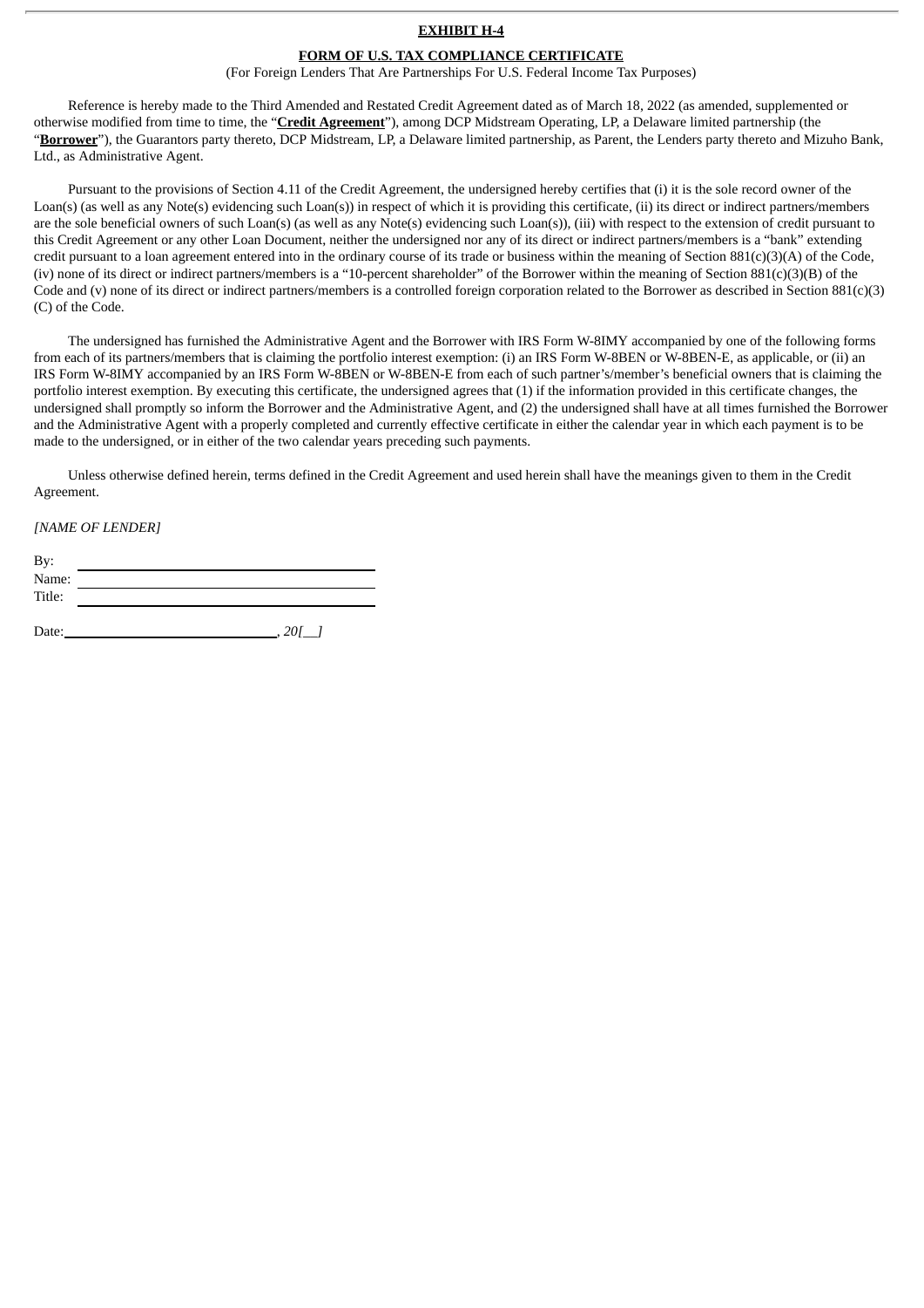**EXHIBIT H-4**

**FORM OF U.S. TAX COMPLIANCE CERTIFICATE**

(For Foreign Lenders That Are Partnerships For U.S. Federal Income Tax Purposes)

Reference is hereby made to the Third Amended and Restated Credit Agreement dated as of March 18, 2022 (as amended, supplemented or otherwise modified from time to time, the "**Credit Agreement**"), among DCP Midstream Operating, LP, a Delaware limited partnership (the "**Borrower**"), the Guarantors party thereto, DCP Midstream, LP, a Delaware limited partnership, as Parent, the Lenders party thereto and Mizuho Bank, Ltd., as Administrative Agent.

Pursuant to the provisions of Section 4.11 of the Credit Agreement, the undersigned hereby certifies that (i) it is the sole record owner of the Loan(s) (as well as any Note(s) evidencing such Loan(s)) in respect of which it is providing this certificate, (ii) its direct or indirect partners/members are the sole beneficial owners of such Loan(s) (as well as any Note(s) evidencing such Loan(s)), (iii) with respect to the extension of credit pursuant to this Credit Agreement or any other Loan Document, neither the undersigned nor any of its direct or indirect partners/members is a "bank" extending credit pursuant to a loan agreement entered into in the ordinary course of its trade or business within the meaning of Section 881(c)(3)(A) of the Code, (iv) none of its direct or indirect partners/members is a "10-percent shareholder" of the Borrower within the meaning of Section 881(c)(3)(B) of the Code and (v) none of its direct or indirect partners/members is a controlled foreign corporation related to the Borrower as described in Section 881(c)(3)(C) of the Code.

The undersigned has furnished the Administrative Agent and the Borrower with IRS Form W-8IMY accompanied by one of the following forms from each of its partners/members that is claiming the portfolio interest exemption: (i) an IRS Form W-8BEN or W-8BEN-E, as applicable, or (ii) an IRS Form W-8IMY accompanied by an IRS Form W-8BEN or W-8BEN-E from each of such partner's/member's beneficial owners that is claiming the portfolio interest exemption. By executing this certificate, the undersigned agrees that (1) if the information provided in this certificate changes, the undersigned shall promptly so inform the Borrower and the Administrative Agent, and (2) the undersigned shall have at all times furnished the Borrower and the Administrative Agent with a properly completed and currently effective certificate in either the calendar year in which each payment is to be made to the undersigned, or in either of the two calendar years preceding such payments.

Unless otherwise defined herein, terms defined in the Credit Agreement and used herein shall have the meanings given to them in the Credit Agreement.

*[NAME OF LENDER]*

By: \_\_\_\_\_\_\_\_\_\_\_\_\_\_\_\_\_\_\_\_\_\_\_\_\_\_\_\_\_\_
Name: \_\_\_\_\_\_\_\_\_\_\_\_\_\_\_\_\_\_\_\_\_\_\_\_\_\_\_\_
Title: \_\_\_\_\_\_\_\_\_\_\_\_\_\_\_\_\_\_\_\_\_\_\_\_\_\_\_\_\_

Date: \_\_\_\_\_\_\_\_\_\_\_\_\_\_\_\_\_\_\_\_\_\_\_\_, *20[__]*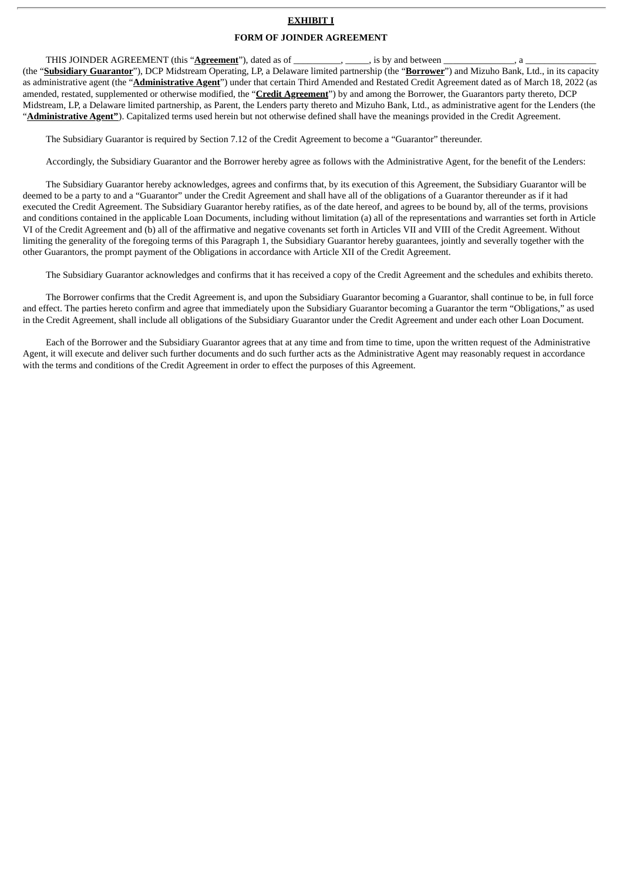**EXHIBIT I**

**FORM OF JOINDER AGREEMENT**

THIS JOINDER AGREEMENT (this "**Agreement**"), dated as of __________, _____, is by and between _______________, a _______________ (the "**Subsidiary Guarantor**"), DCP Midstream Operating, LP, a Delaware limited partnership (the "**Borrower**") and Mizuho Bank, Ltd., in its capacity as administrative agent (the "**Administrative Agent**") under that certain Third Amended and Restated Credit Agreement dated as of March 18, 2022 (as amended, restated, supplemented or otherwise modified, the "**Credit Agreement**") by and among the Borrower, the Guarantors party thereto, DCP Midstream, LP, a Delaware limited partnership, as Parent, the Lenders party thereto and Mizuho Bank, Ltd., as administrative agent for the Lenders (the "**Administrative Agent**"). Capitalized terms used herein but not otherwise defined shall have the meanings provided in the Credit Agreement.

The Subsidiary Guarantor is required by Section 7.12 of the Credit Agreement to become a "Guarantor" thereunder.

Accordingly, the Subsidiary Guarantor and the Borrower hereby agree as follows with the Administrative Agent, for the benefit of the Lenders:

The Subsidiary Guarantor hereby acknowledges, agrees and confirms that, by its execution of this Agreement, the Subsidiary Guarantor will be deemed to be a party to and a "Guarantor" under the Credit Agreement and shall have all of the obligations of a Guarantor thereunder as if it had executed the Credit Agreement. The Subsidiary Guarantor hereby ratifies, as of the date hereof, and agrees to be bound by, all of the terms, provisions and conditions contained in the applicable Loan Documents, including without limitation (a) all of the representations and warranties set forth in Article VI of the Credit Agreement and (b) all of the affirmative and negative covenants set forth in Articles VII and VIII of the Credit Agreement. Without limiting the generality of the foregoing terms of this Paragraph 1, the Subsidiary Guarantor hereby guarantees, jointly and severally together with the other Guarantors, the prompt payment of the Obligations in accordance with Article XII of the Credit Agreement.

The Subsidiary Guarantor acknowledges and confirms that it has received a copy of the Credit Agreement and the schedules and exhibits thereto.

The Borrower confirms that the Credit Agreement is, and upon the Subsidiary Guarantor becoming a Guarantor, shall continue to be, in full force and effect. The parties hereto confirm and agree that immediately upon the Subsidiary Guarantor becoming a Guarantor the term "Obligations," as used in the Credit Agreement, shall include all obligations of the Subsidiary Guarantor under the Credit Agreement and under each other Loan Document.

Each of the Borrower and the Subsidiary Guarantor agrees that at any time and from time to time, upon the written request of the Administrative Agent, it will execute and deliver such further documents and do such further acts as the Administrative Agent may reasonably request in accordance with the terms and conditions of the Credit Agreement in order to effect the purposes of this Agreement.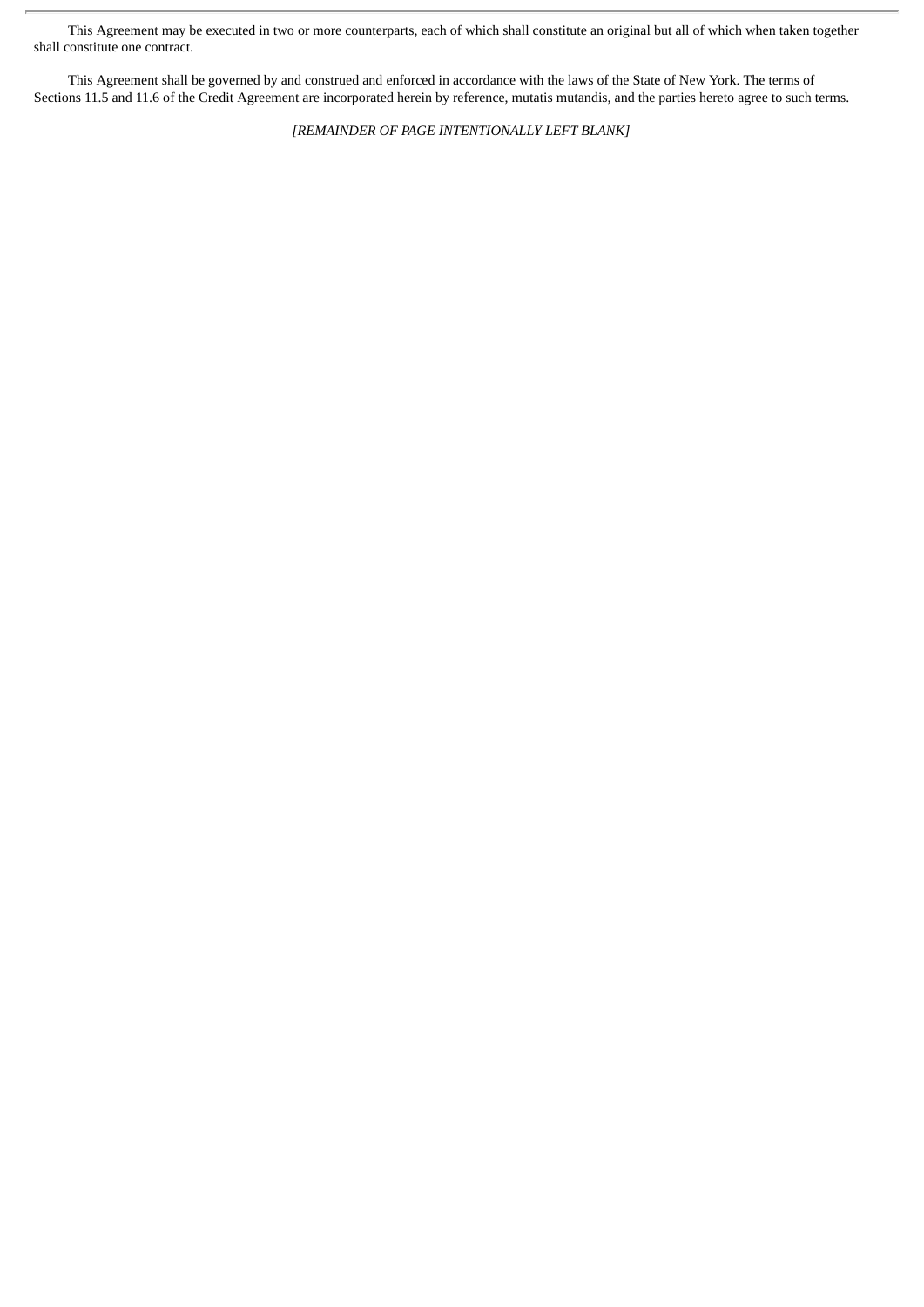This Agreement may be executed in two or more counterparts, each of which shall constitute an original but all of which when taken together shall constitute one contract.

This Agreement shall be governed by and construed and enforced in accordance with the laws of the State of New York. The terms of Sections 11.5 and 11.6 of the Credit Agreement are incorporated herein by reference, mutatis mutandis, and the parties hereto agree to such terms.

*[REMAINDER OF PAGE INTENTIONALLY LEFT BLANK]*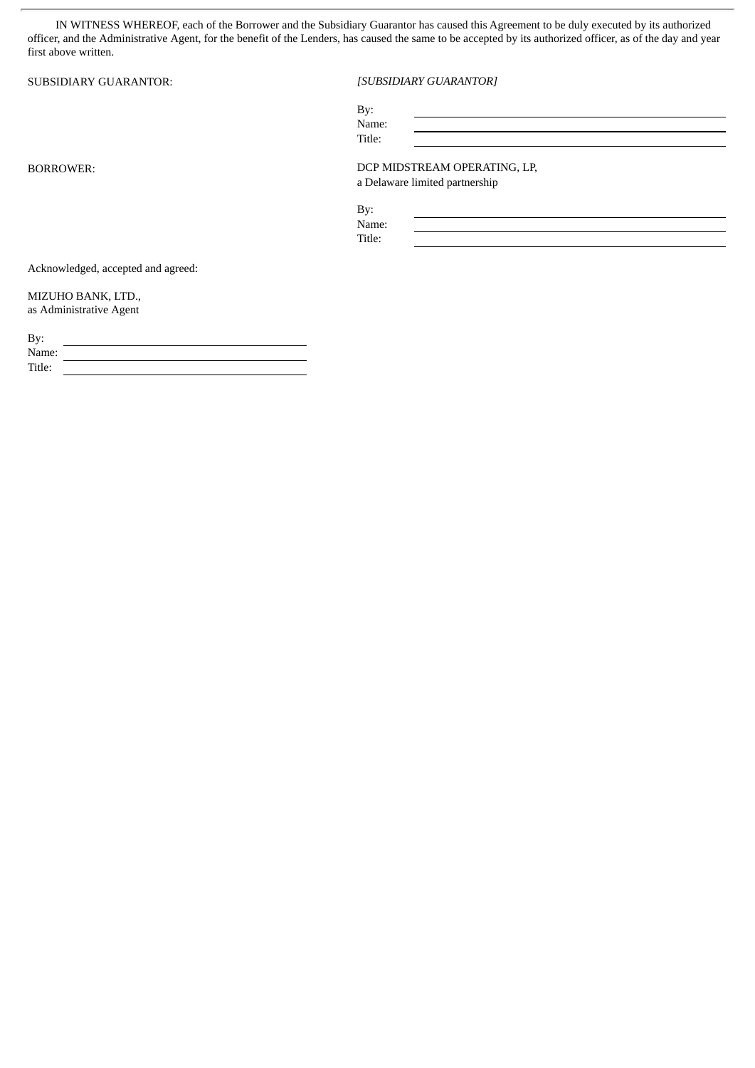IN WITNESS WHEREOF, each of the Borrower and the Subsidiary Guarantor has caused this Agreement to be duly executed by its authorized officer, and the Administrative Agent, for the benefit of the Lenders, has caused the same to be accepted by its authorized officer, as of the day and year first above written.

SUBSIDIARY GUARANTOR:

*[SUBSIDIARY GUARANTOR]*

By: \_\_\_\_\_\_\_\_\_\_\_\_\_\_\_\_\_\_\_\_\_\_\_\_\_\_\_\_
Name: \_\_\_\_\_\_\_\_\_\_\_\_\_\_\_\_\_\_\_\_\_\_\_\_\_\_
Title: \_\_\_\_\_\_\_\_\_\_\_\_\_\_\_\_\_\_\_\_\_\_\_\_\_\_\_

BORROWER:

DCP MIDSTREAM OPERATING, LP,
a Delaware limited partnership

By: \_\_\_\_\_\_\_\_\_\_\_\_\_\_\_\_\_\_\_\_\_\_\_\_\_\_\_\_
Name: \_\_\_\_\_\_\_\_\_\_\_\_\_\_\_\_\_\_\_\_\_\_\_\_\_\_
Title: \_\_\_\_\_\_\_\_\_\_\_\_\_\_\_\_\_\_\_\_\_\_\_\_\_\_\_

Acknowledged, accepted and agreed:

MIZUHO BANK, LTD.,
as Administrative Agent

By: \_\_\_\_\_\_\_\_\_\_\_\_\_\_\_\_\_\_\_\_\_\_\_\_\_\_\_\_
Name: \_\_\_\_\_\_\_\_\_\_\_\_\_\_\_\_\_\_\_\_\_\_\_\_\_\_
Title: \_\_\_\_\_\_\_\_\_\_\_\_\_\_\_\_\_\_\_\_\_\_\_\_\_\_\_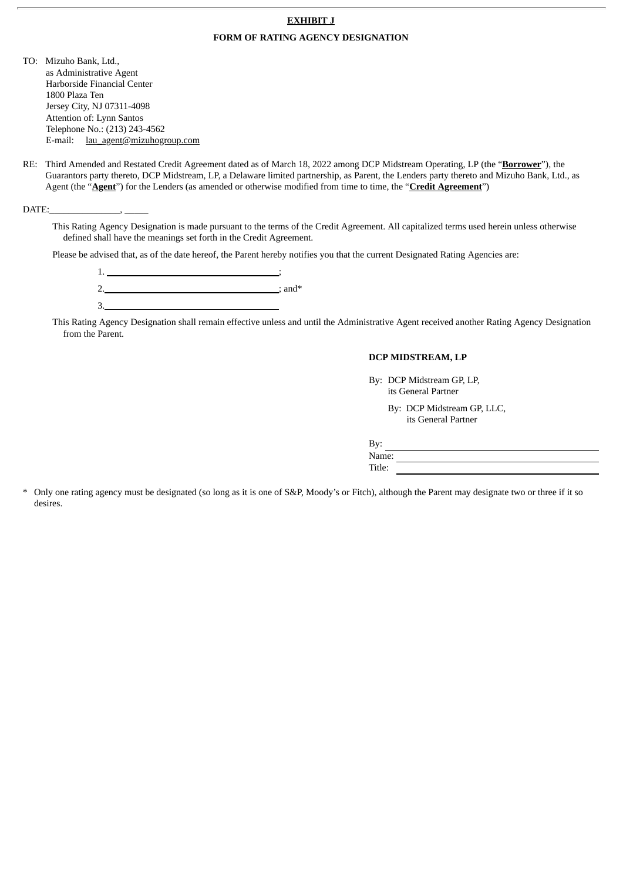**EXHIBIT J**

**FORM OF RATING AGENCY DESIGNATION**

TO: Mizuho Bank, Ltd.,
as Administrative Agent
Harborside Financial Center
1800 Plaza Ten
Jersey City, NJ 07311-4098
Attention of: Lynn Santos
Telephone No.: (213) 243-4562
E-mail: lau_agent@mizuhogroup.com

RE: Third Amended and Restated Credit Agreement dated as of March 18, 2022 among DCP Midstream Operating, LP (the "**Borrower**"), the Guarantors party thereto, DCP Midstream, LP, a Delaware limited partnership, as Parent, the Lenders party thereto and Mizuho Bank, Ltd., as Agent (the "**Agent**") for the Lenders (as amended or otherwise modified from time to time, the "**Credit Agreement**")

DATE:_______________, _____

This Rating Agency Designation is made pursuant to the terms of the Credit Agreement. All capitalized terms used herein unless otherwise defined shall have the meanings set forth in the Credit Agreement.

Please be advised that, as of the date hereof, the Parent hereby notifies you that the current Designated Rating Agencies are:

1. ____________________________________;
2. ____________________________________; and*
3. ____________________________________

This Rating Agency Designation shall remain effective unless and until the Administrative Agent received another Rating Agency Designation from the Parent.

**DCP MIDSTREAM, LP**

By: DCP Midstream GP, LP,
its General Partner

By: DCP Midstream GP, LLC,
its General Partner

By: ____________________________________
Name: __________________________________
Title: ___________________________________

\* Only one rating agency must be designated (so long as it is one of S&P, Moody's or Fitch), although the Parent may designate two or three if it so desires.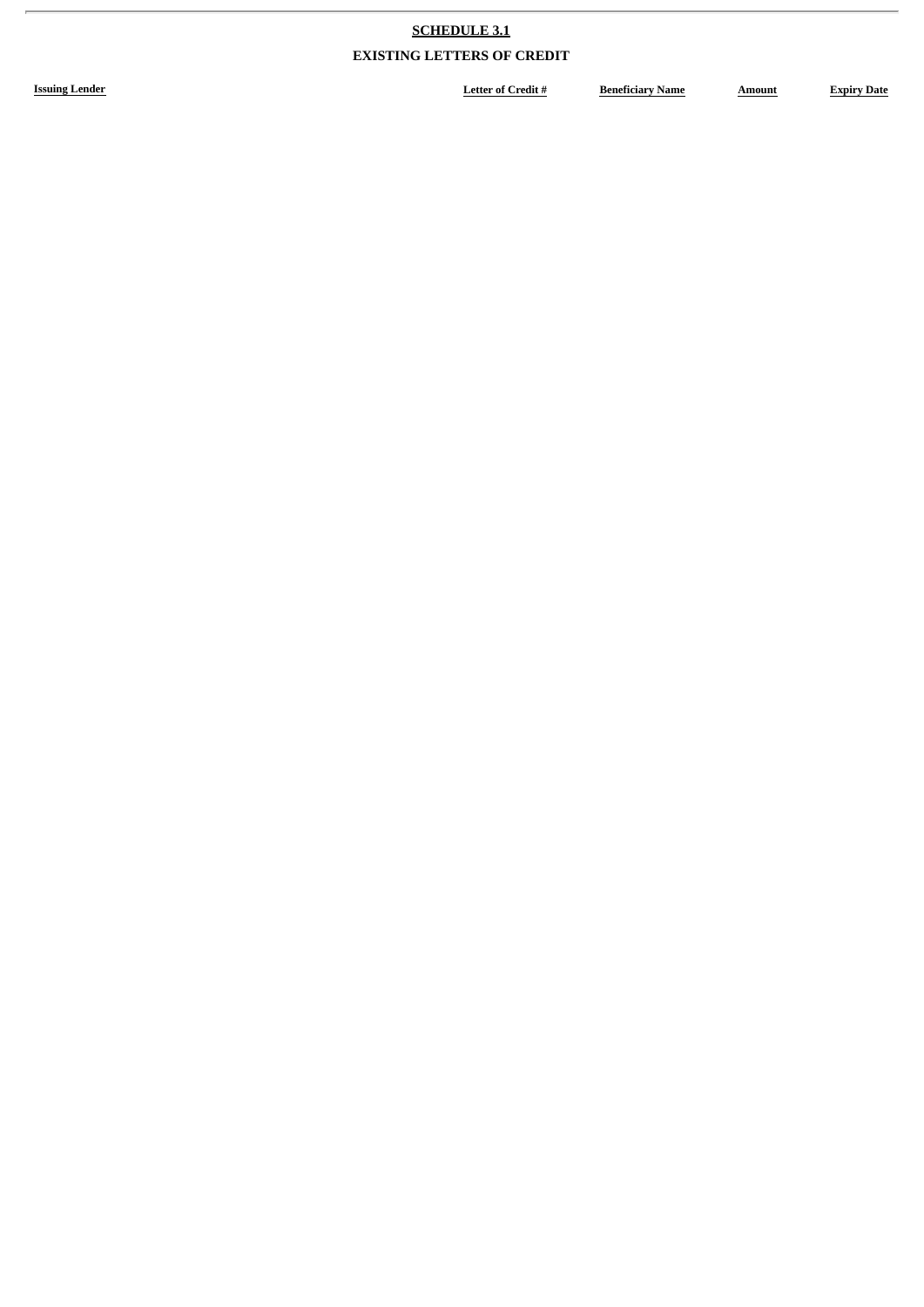**SCHEDULE 3.1**

**EXISTING LETTERS OF CREDIT**

| Issuing Lender | Letter of Credit # | Beneficiary Name | Amount | Expiry Date |
| --- | --- | --- | --- | --- |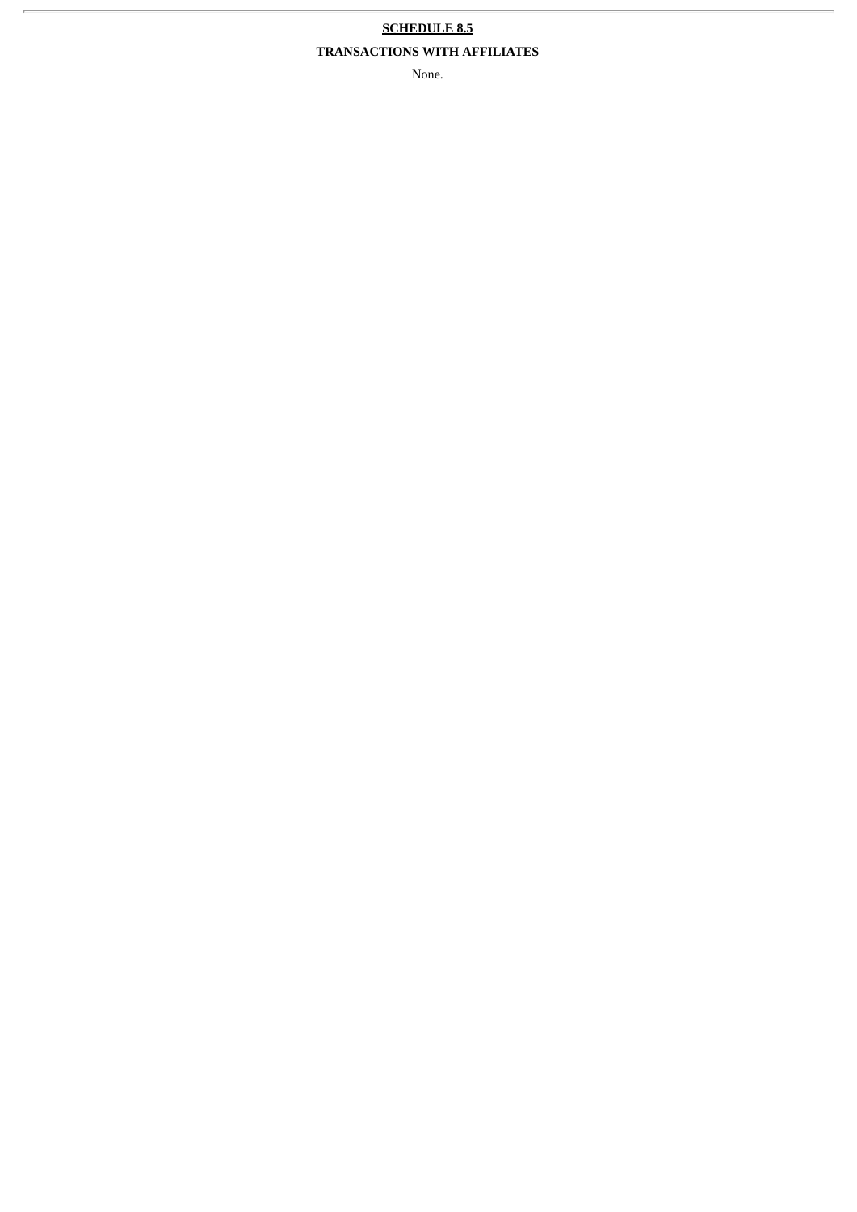**SCHEDULE 8.5**

**TRANSACTIONS WITH AFFILIATES**

None.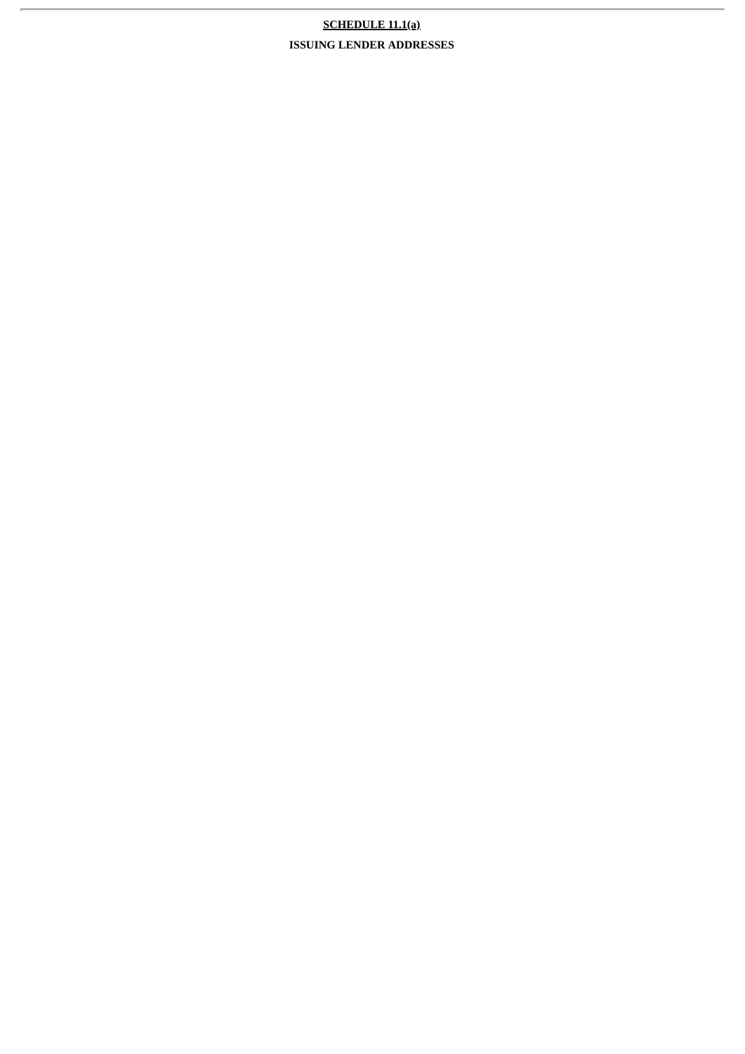**SCHEDULE 11.1(a)**

**ISSUING LENDER ADDRESSES**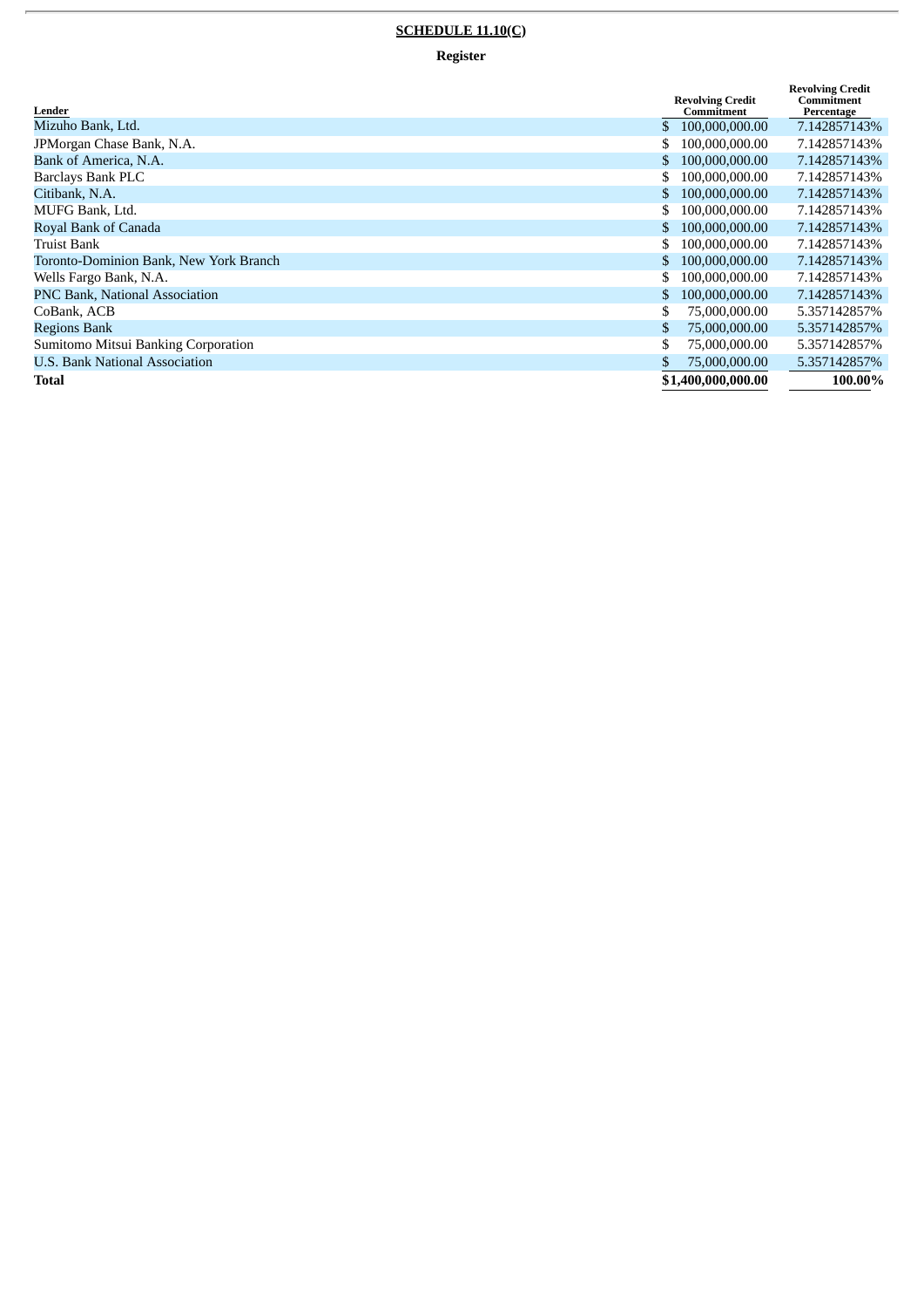**SCHEDULE 11.10(C)**

**Register**

| Lender | Revolving Credit Commitment | Revolving Credit Commitment Percentage |
|---|---|---|
| Mizuho Bank, Ltd. | $ 100,000,000.00 | 7.142857143% |
| JPMorgan Chase Bank, N.A. | $ 100,000,000.00 | 7.142857143% |
| Bank of America, N.A. | $ 100,000,000.00 | 7.142857143% |
| Barclays Bank PLC | $ 100,000,000.00 | 7.142857143% |
| Citibank, N.A. | $ 100,000,000.00 | 7.142857143% |
| MUFG Bank, Ltd. | $ 100,000,000.00 | 7.142857143% |
| Royal Bank of Canada | $ 100,000,000.00 | 7.142857143% |
| Truist Bank | $ 100,000,000.00 | 7.142857143% |
| Toronto-Dominion Bank, New York Branch | $ 100,000,000.00 | 7.142857143% |
| Wells Fargo Bank, N.A. | $ 100,000,000.00 | 7.142857143% |
| PNC Bank, National Association | $ 100,000,000.00 | 7.142857143% |
| CoBank, ACB | $ 75,000,000.00 | 5.357142857% |
| Regions Bank | $ 75,000,000.00 | 5.357142857% |
| Sumitomo Mitsui Banking Corporation | $ 75,000,000.00 | 5.357142857% |
| U.S. Bank National Association | $ 75,000,000.00 | 5.357142857% |
| **Total** | **$1,400,000,000.00** | **100.00%** |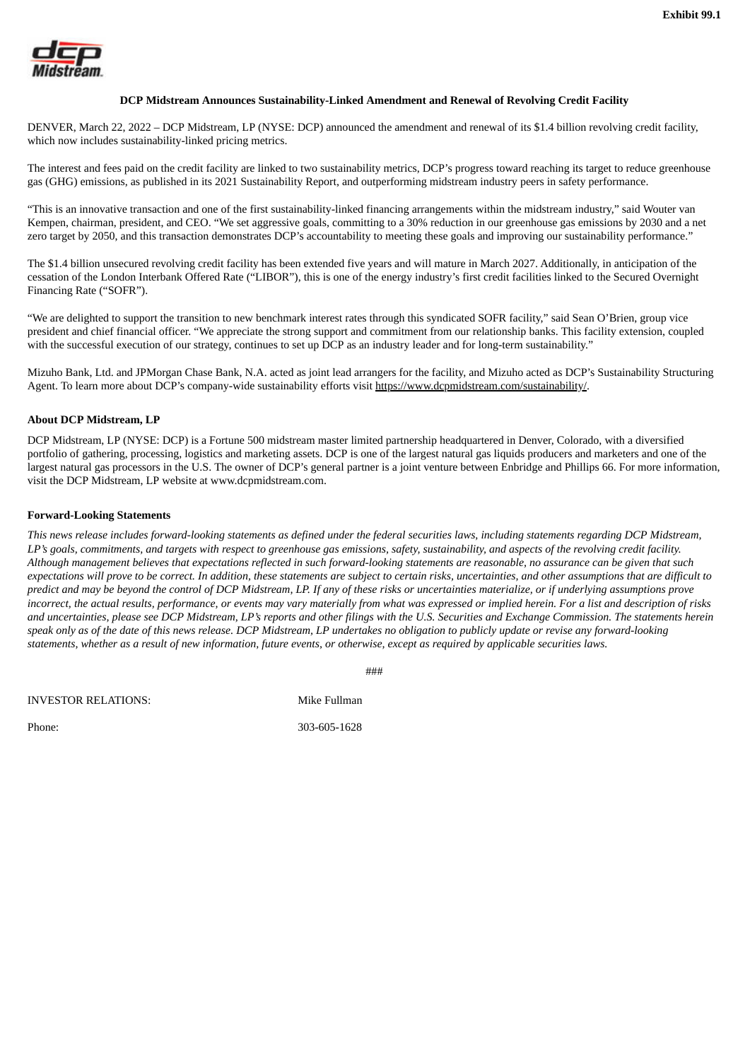Exhibit 99.1

**DCP Midstream Announces Sustainability-Linked Amendment and Renewal of Revolving Credit Facility**

DENVER, March 22, 2022 – DCP Midstream, LP (NYSE: DCP) announced the amendment and renewal of its $1.4 billion revolving credit facility, which now includes sustainability-linked pricing metrics.

The interest and fees paid on the credit facility are linked to two sustainability metrics, DCP's progress toward reaching its target to reduce greenhouse gas (GHG) emissions, as published in its 2021 Sustainability Report, and outperforming midstream industry peers in safety performance.

"This is an innovative transaction and one of the first sustainability-linked financing arrangements within the midstream industry," said Wouter van Kempen, chairman, president, and CEO. "We set aggressive goals, committing to a 30% reduction in our greenhouse gas emissions by 2030 and a net zero target by 2050, and this transaction demonstrates DCP's accountability to meeting these goals and improving our sustainability performance."

The $1.4 billion unsecured revolving credit facility has been extended five years and will mature in March 2027. Additionally, in anticipation of the cessation of the London Interbank Offered Rate ("LIBOR"), this is one of the energy industry's first credit facilities linked to the Secured Overnight Financing Rate ("SOFR").

"We are delighted to support the transition to new benchmark interest rates through this syndicated SOFR facility," said Sean O'Brien, group vice president and chief financial officer. "We appreciate the strong support and commitment from our relationship banks. This facility extension, coupled with the successful execution of our strategy, continues to set up DCP as an industry leader and for long-term sustainability."

Mizuho Bank, Ltd. and JPMorgan Chase Bank, N.A. acted as joint lead arrangers for the facility, and Mizuho acted as DCP's Sustainability Structuring Agent. To learn more about DCP's company-wide sustainability efforts visit https://www.dcpmidstream.com/sustainability/.

**About DCP Midstream, LP**

DCP Midstream, LP (NYSE: DCP) is a Fortune 500 midstream master limited partnership headquartered in Denver, Colorado, with a diversified portfolio of gathering, processing, logistics and marketing assets. DCP is one of the largest natural gas liquids producers and marketers and one of the largest natural gas processors in the U.S. The owner of DCP's general partner is a joint venture between Enbridge and Phillips 66. For more information, visit the DCP Midstream, LP website at www.dcpmidstream.com.

**Forward-Looking Statements**

*This news release includes forward-looking statements as defined under the federal securities laws, including statements regarding DCP Midstream, LP's goals, commitments, and targets with respect to greenhouse gas emissions, safety, sustainability, and aspects of the revolving credit facility. Although management believes that expectations reflected in such forward-looking statements are reasonable, no assurance can be given that such expectations will prove to be correct. In addition, these statements are subject to certain risks, uncertainties, and other assumptions that are difficult to predict and may be beyond the control of DCP Midstream, LP. If any of these risks or uncertainties materialize, or if underlying assumptions prove incorrect, the actual results, performance, or events may vary materially from what was expressed or implied herein. For a list and description of risks and uncertainties, please see DCP Midstream, LP's reports and other filings with the U.S. Securities and Exchange Commission. The statements herein speak only as of the date of this news release. DCP Midstream, LP undertakes no obligation to publicly update or revise any forward-looking statements, whether as a result of new information, future events, or otherwise, except as required by applicable securities laws.*

###

| | |
|---|---|
| INVESTOR RELATIONS: | Mike Fullman |
| Phone: | 303-605-1628 |